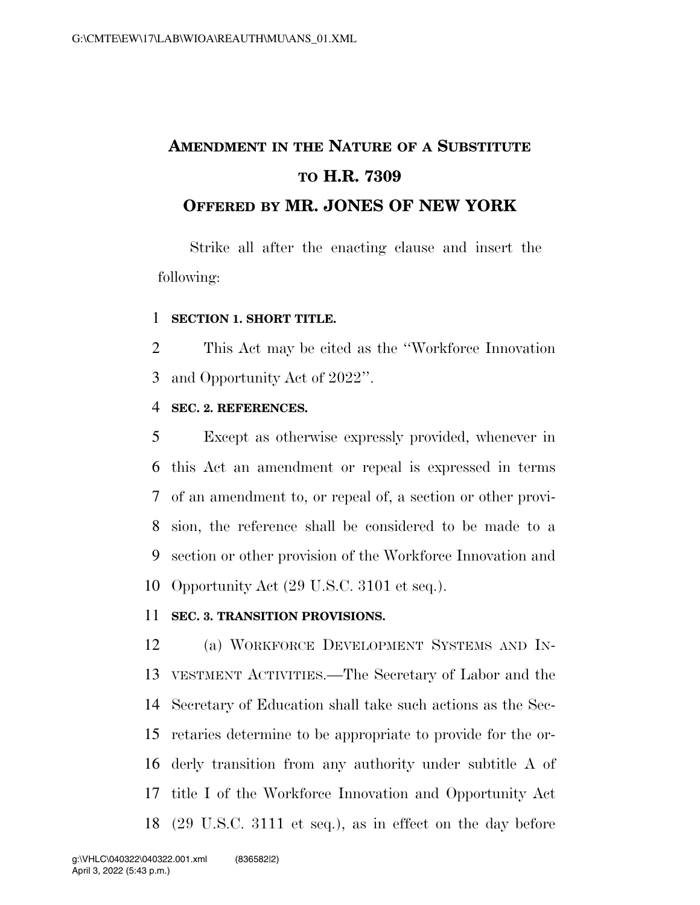# AMENDMENT IN THE NATURE OF A SUBSTITUTE TO H.R. 7309

## OFFERED BY MR. JONES OF NEW YORK

Strike all after the enacting clause and insert the following:

**SECTION 1. SHORT TITLE.**

This Act may be cited as the ''Workforce Innovation and Opportunity Act of 2022''.

**SEC. 2. REFERENCES.**

Except as otherwise expressly provided, whenever in this Act an amendment or repeal is expressed in terms of an amendment to, or repeal of, a section or other provision, the reference shall be considered to be made to a section or other provision of the Workforce Innovation and Opportunity Act (29 U.S.C. 3101 et seq.).

**SEC. 3. TRANSITION PROVISIONS.**

(a) WORKFORCE DEVELOPMENT SYSTEMS AND INVESTMENT ACTIVITIES.—The Secretary of Labor and the Secretary of Education shall take such actions as the Secretaries determine to be appropriate to provide for the orderly transition from any authority under subtitle A of title I of the Workforce Innovation and Opportunity Act (29 U.S.C. 3111 et seq.), as in effect on the day before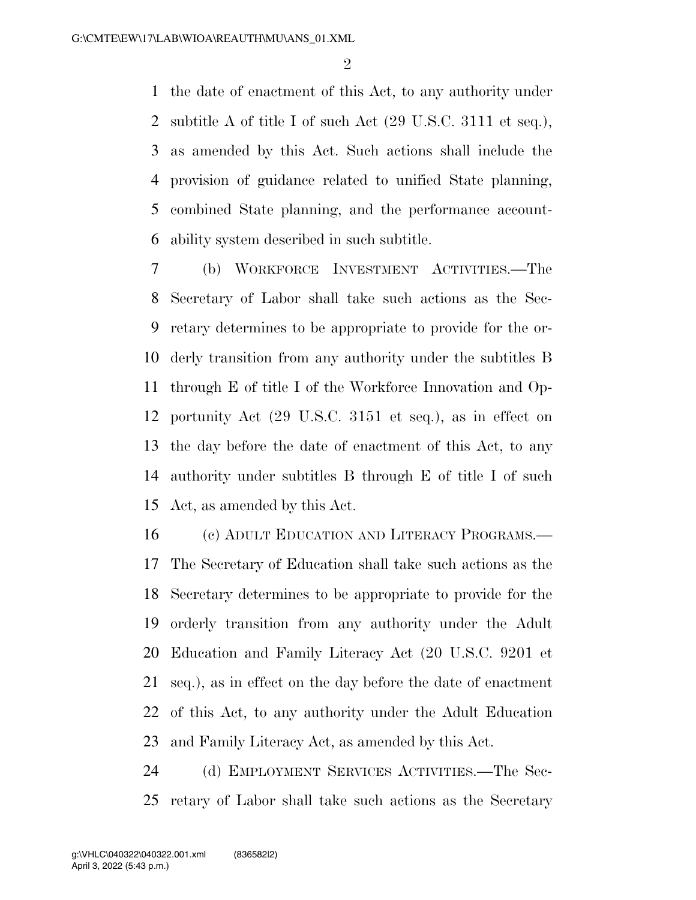the date of enactment of this Act, to any authority under subtitle A of title I of such Act (29 U.S.C. 3111 et seq.), as amended by this Act. Such actions shall include the provision of guidance related to unified State planning, combined State planning, and the performance accountability system described in such subtitle.

(b) WORKFORCE INVESTMENT ACTIVITIES.—The Secretary of Labor shall take such actions as the Secretary determines to be appropriate to provide for the orderly transition from any authority under the subtitles B through E of title I of the Workforce Innovation and Opportunity Act (29 U.S.C. 3151 et seq.), as in effect on the day before the date of enactment of this Act, to any authority under subtitles B through E of title I of such Act, as amended by this Act.

(c) ADULT EDUCATION AND LITERACY PROGRAMS.—The Secretary of Education shall take such actions as the Secretary determines to be appropriate to provide for the orderly transition from any authority under the Adult Education and Family Literacy Act (20 U.S.C. 9201 et seq.), as in effect on the day before the date of enactment of this Act, to any authority under the Adult Education and Family Literacy Act, as amended by this Act.

(d) EMPLOYMENT SERVICES ACTIVITIES.—The Secretary of Labor shall take such actions as the Secretary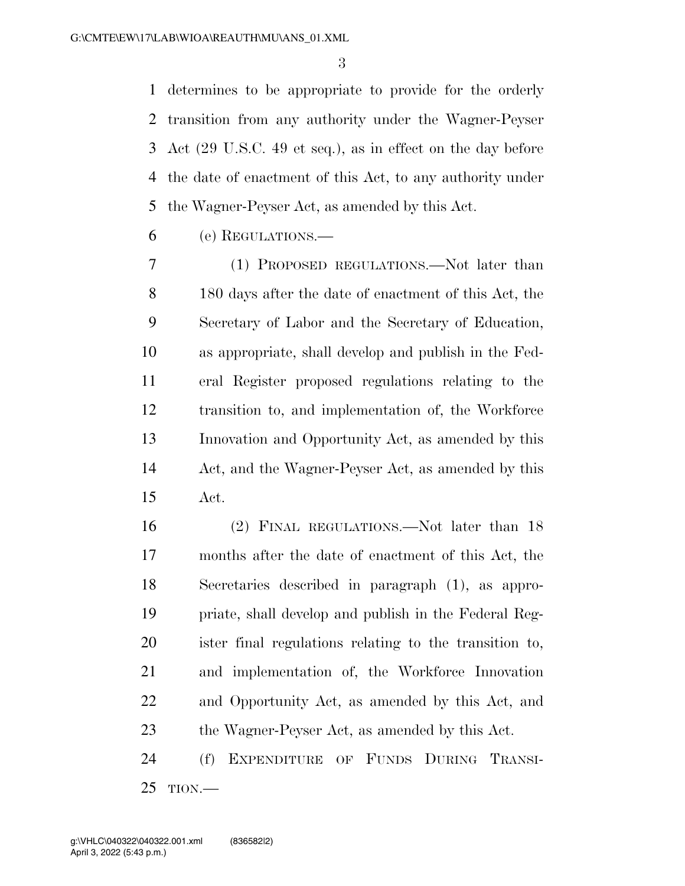determines to be appropriate to provide for the orderly transition from any authority under the Wagner-Peyser Act (29 U.S.C. 49 et seq.), as in effect on the day before the date of enactment of this Act, to any authority under the Wagner-Peyser Act, as amended by this Act.

(e) REGULATIONS.—

(1) PROPOSED REGULATIONS.—Not later than 180 days after the date of enactment of this Act, the Secretary of Labor and the Secretary of Education, as appropriate, shall develop and publish in the Federal Register proposed regulations relating to the transition to, and implementation of, the Workforce Innovation and Opportunity Act, as amended by this Act, and the Wagner-Peyser Act, as amended by this Act.

(2) FINAL REGULATIONS.—Not later than 18 months after the date of enactment of this Act, the Secretaries described in paragraph (1), as appropriate, shall develop and publish in the Federal Register final regulations relating to the transition to, and implementation of, the Workforce Innovation and Opportunity Act, as amended by this Act, and the Wagner-Peyser Act, as amended by this Act.

(f) EXPENDITURE OF FUNDS DURING TRANSITION.—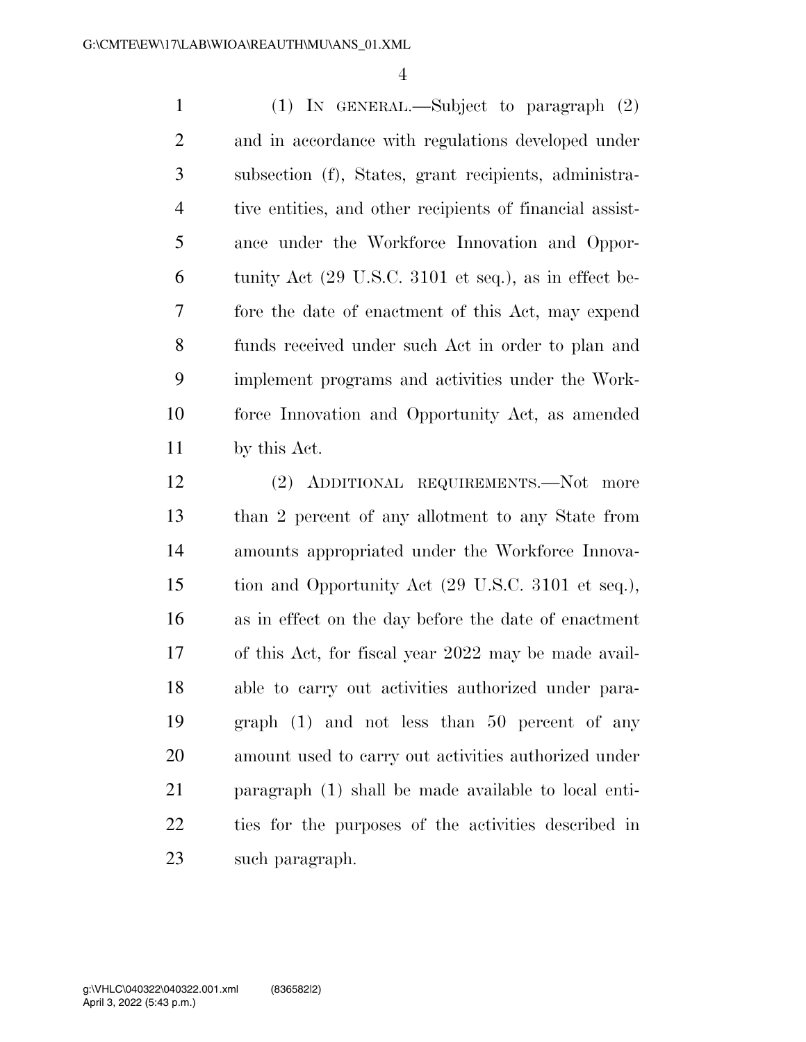(1) IN GENERAL.—Subject to paragraph (2) and in accordance with regulations developed under subsection (f), States, grant recipients, administrative entities, and other recipients of financial assistance under the Workforce Innovation and Opportunity Act (29 U.S.C. 3101 et seq.), as in effect before the date of enactment of this Act, may expend funds received under such Act in order to plan and implement programs and activities under the Workforce Innovation and Opportunity Act, as amended by this Act.

(2) ADDITIONAL REQUIREMENTS.—Not more than 2 percent of any allotment to any State from amounts appropriated under the Workforce Innovation and Opportunity Act (29 U.S.C. 3101 et seq.), as in effect on the day before the date of enactment of this Act, for fiscal year 2022 may be made available to carry out activities authorized under paragraph (1) and not less than 50 percent of any amount used to carry out activities authorized under paragraph (1) shall be made available to local entities for the purposes of the activities described in such paragraph.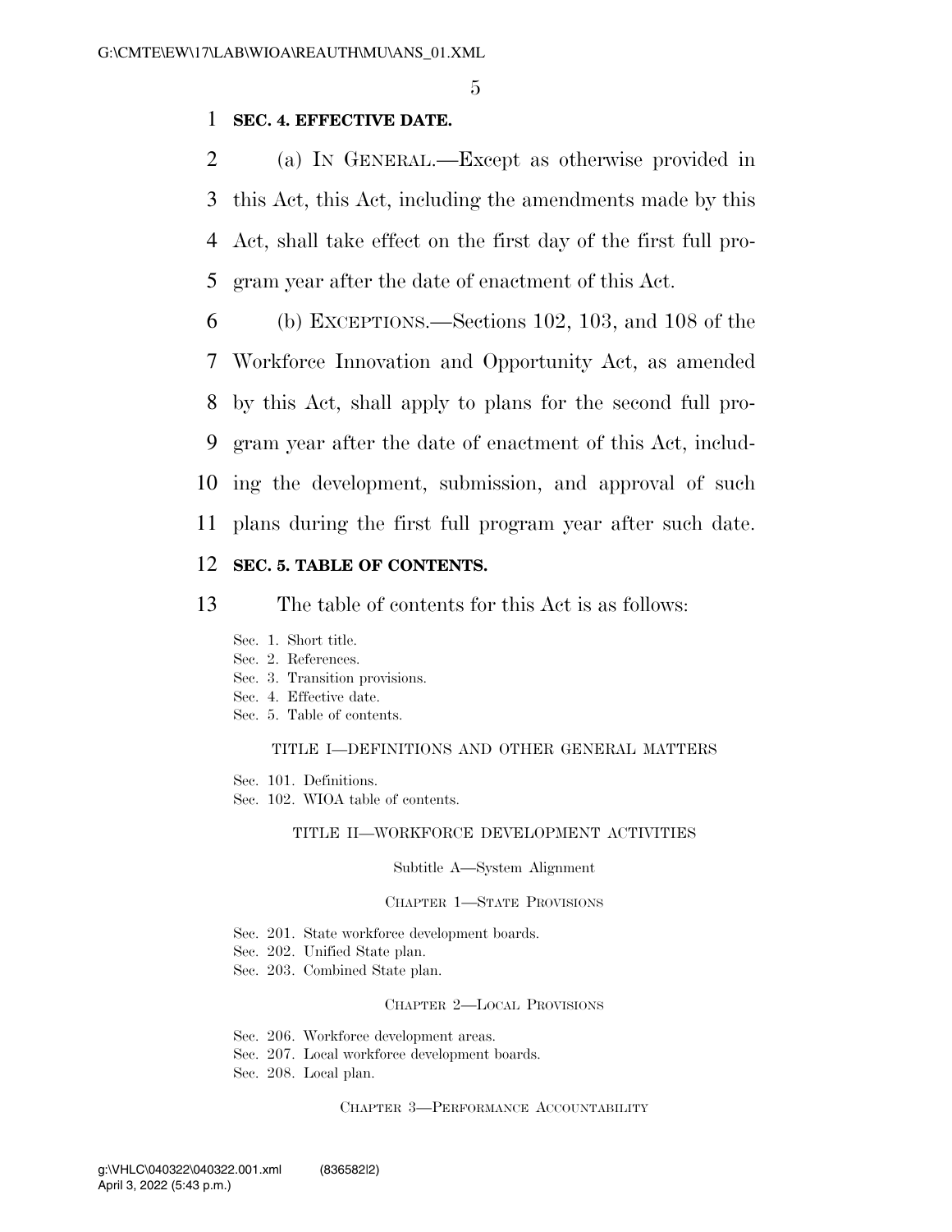## SEC. 4. EFFECTIVE DATE.

(a) IN GENERAL.—Except as otherwise provided in this Act, this Act, including the amendments made by this Act, shall take effect on the first day of the first full program year after the date of enactment of this Act.

(b) EXCEPTIONS.—Sections 102, 103, and 108 of the Workforce Innovation and Opportunity Act, as amended by this Act, shall apply to plans for the second full program year after the date of enactment of this Act, including the development, submission, and approval of such plans during the first full program year after such date.

## SEC. 5. TABLE OF CONTENTS.

The table of contents for this Act is as follows:

Sec. 1. Short title.
Sec. 2. References.
Sec. 3. Transition provisions.
Sec. 4. Effective date.
Sec. 5. Table of contents.

TITLE I—DEFINITIONS AND OTHER GENERAL MATTERS

Sec. 101. Definitions.
Sec. 102. WIOA table of contents.

TITLE II—WORKFORCE DEVELOPMENT ACTIVITIES

Subtitle A—System Alignment

CHAPTER 1—STATE PROVISIONS

Sec. 201. State workforce development boards.
Sec. 202. Unified State plan.
Sec. 203. Combined State plan.

CHAPTER 2—LOCAL PROVISIONS

Sec. 206. Workforce development areas.
Sec. 207. Local workforce development boards.
Sec. 208. Local plan.

CHAPTER 3—PERFORMANCE ACCOUNTABILITY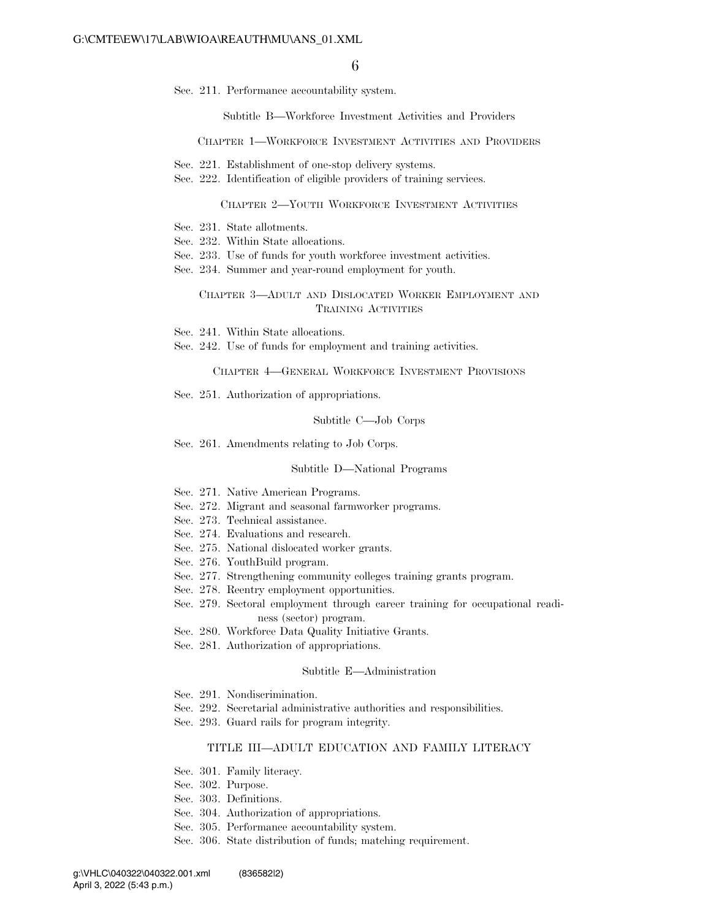Sec. 211. Performance accountability system.

Subtitle B—Workforce Investment Activities and Providers

CHAPTER 1—WORKFORCE INVESTMENT ACTIVITIES AND PROVIDERS

Sec. 221. Establishment of one-stop delivery systems.
Sec. 222. Identification of eligible providers of training services.

CHAPTER 2—YOUTH WORKFORCE INVESTMENT ACTIVITIES

Sec. 231. State allotments.
Sec. 232. Within State allocations.
Sec. 233. Use of funds for youth workforce investment activities.
Sec. 234. Summer and year-round employment for youth.

CHAPTER 3—ADULT AND DISLOCATED WORKER EMPLOYMENT AND TRAINING ACTIVITIES

Sec. 241. Within State allocations.
Sec. 242. Use of funds for employment and training activities.

CHAPTER 4—GENERAL WORKFORCE INVESTMENT PROVISIONS

Sec. 251. Authorization of appropriations.

Subtitle C—Job Corps

Sec. 261. Amendments relating to Job Corps.

Subtitle D—National Programs

Sec. 271. Native American Programs.
Sec. 272. Migrant and seasonal farmworker programs.
Sec. 273. Technical assistance.
Sec. 274. Evaluations and research.
Sec. 275. National dislocated worker grants.
Sec. 276. YouthBuild program.
Sec. 277. Strengthening community colleges training grants program.
Sec. 278. Reentry employment opportunities.
Sec. 279. Sectoral employment through career training for occupational readiness (sector) program.
Sec. 280. Workforce Data Quality Initiative Grants.
Sec. 281. Authorization of appropriations.

Subtitle E—Administration

Sec. 291. Nondiscrimination.
Sec. 292. Secretarial administrative authorities and responsibilities.
Sec. 293. Guard rails for program integrity.

TITLE III—ADULT EDUCATION AND FAMILY LITERACY

Sec. 301. Family literacy.
Sec. 302. Purpose.
Sec. 303. Definitions.
Sec. 304. Authorization of appropriations.
Sec. 305. Performance accountability system.
Sec. 306. State distribution of funds; matching requirement.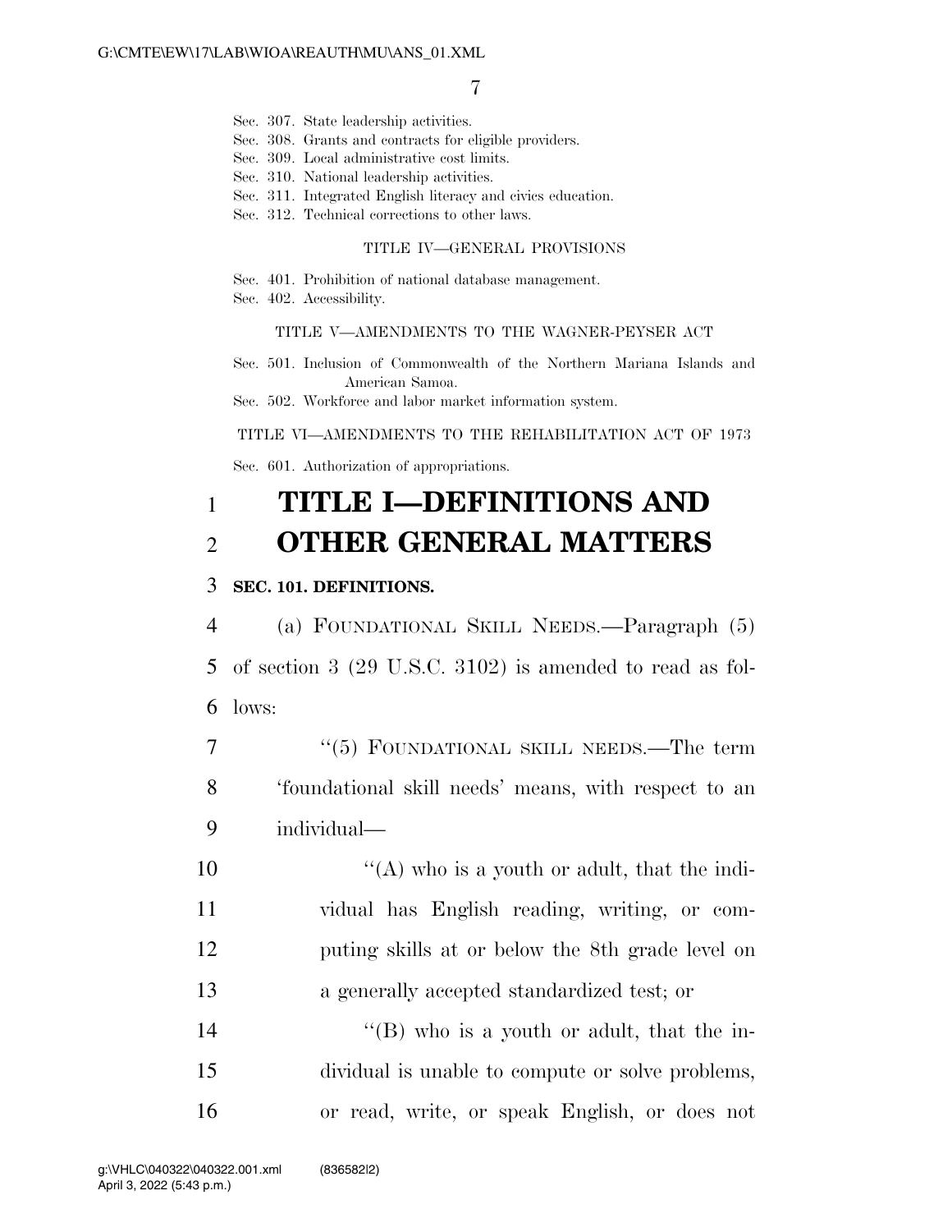Sec. 307. State leadership activities.
Sec. 308. Grants and contracts for eligible providers.
Sec. 309. Local administrative cost limits.
Sec. 310. National leadership activities.
Sec. 311. Integrated English literacy and civics education.
Sec. 312. Technical corrections to other laws.

TITLE IV—GENERAL PROVISIONS

Sec. 401. Prohibition of national database management.
Sec. 402. Accessibility.

TITLE V—AMENDMENTS TO THE WAGNER-PEYSER ACT

Sec. 501. Inclusion of Commonwealth of the Northern Mariana Islands and American Samoa.
Sec. 502. Workforce and labor market information system.

TITLE VI—AMENDMENTS TO THE REHABILITATION ACT OF 1973

Sec. 601. Authorization of appropriations.

# TITLE I—DEFINITIONS AND OTHER GENERAL MATTERS

**SEC. 101. DEFINITIONS.**

(a) FOUNDATIONAL SKILL NEEDS.—Paragraph (5) of section 3 (29 U.S.C. 3102) is amended to read as follows:

"(5) FOUNDATIONAL SKILL NEEDS.—The term 'foundational skill needs' means, with respect to an individual—

"(A) who is a youth or adult, that the individual has English reading, writing, or computing skills at or below the 8th grade level on a generally accepted standardized test; or

"(B) who is a youth or adult, that the individual is unable to compute or solve problems, or read, write, or speak English, or does not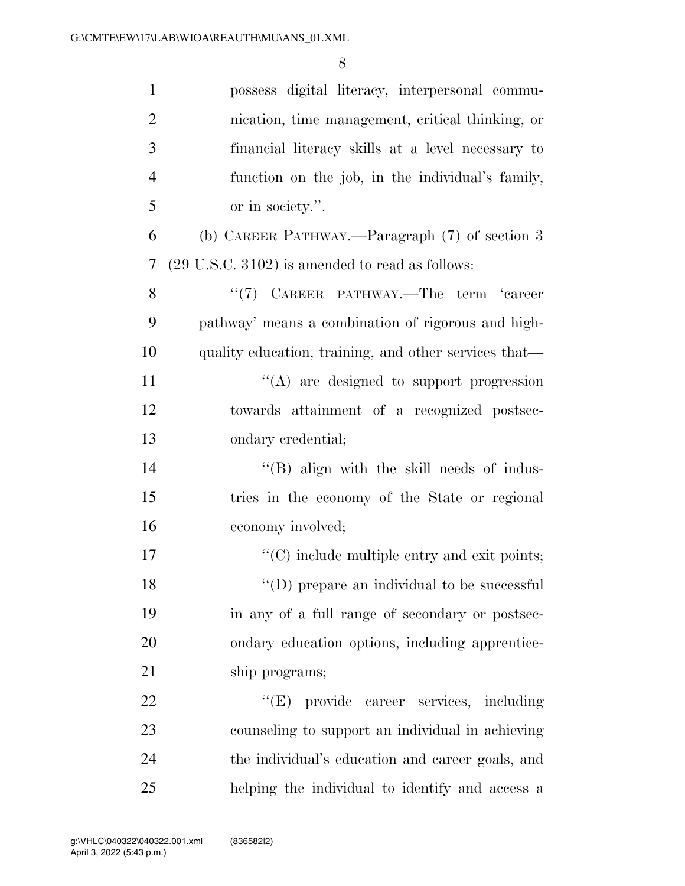possess digital literacy, interpersonal communication, time management, critical thinking, or financial literacy skills at a level necessary to function on the job, in the individual's family, or in society.''.

(b) CAREER PATHWAY.—Paragraph (7) of section 3 (29 U.S.C. 3102) is amended to read as follows:

''(7) CAREER PATHWAY.—The term 'career pathway' means a combination of rigorous and high-quality education, training, and other services that—

''(A) are designed to support progression towards attainment of a recognized postsecondary credential;

''(B) align with the skill needs of industries in the economy of the State or regional economy involved;

''(C) include multiple entry and exit points;

''(D) prepare an individual to be successful in any of a full range of secondary or postsecondary education options, including apprenticeship programs;

''(E) provide career services, including counseling to support an individual in achieving the individual's education and career goals, and helping the individual to identify and access a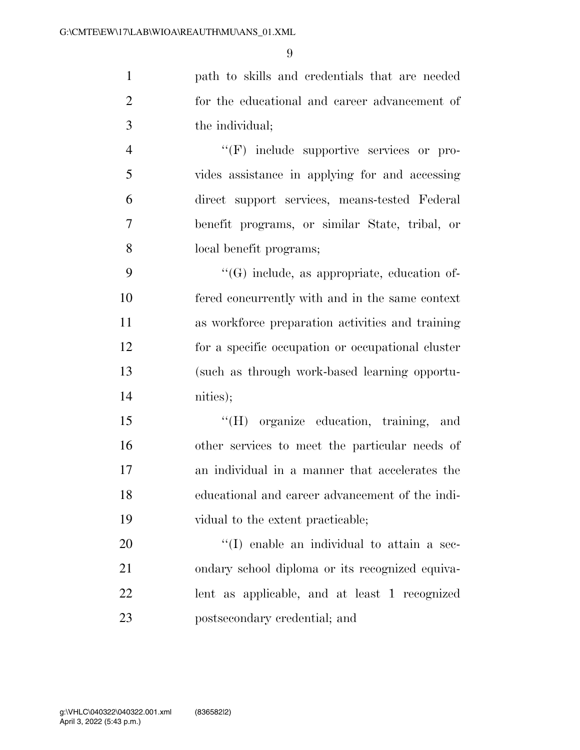path to skills and credentials that are needed for the educational and career advancement of the individual;

''(F) include supportive services or provides assistance in applying for and accessing direct support services, means-tested Federal benefit programs, or similar State, tribal, or local benefit programs;

''(G) include, as appropriate, education offered concurrently with and in the same context as workforce preparation activities and training for a specific occupation or occupational cluster (such as through work-based learning opportunities);

''(H) organize education, training, and other services to meet the particular needs of an individual in a manner that accelerates the educational and career advancement of the individual to the extent practicable;

''(I) enable an individual to attain a secondary school diploma or its recognized equivalent as applicable, and at least 1 recognized postsecondary credential; and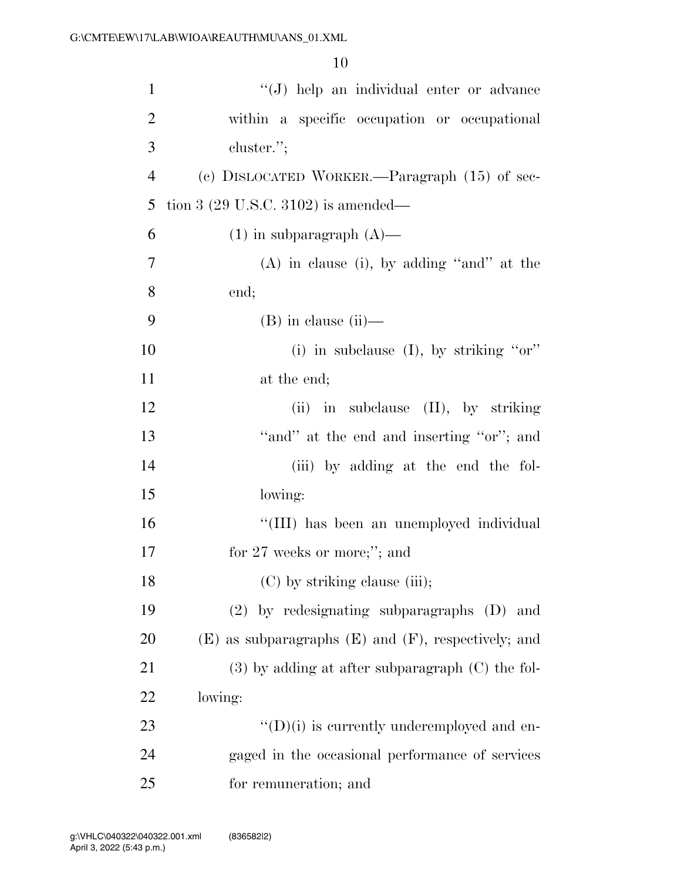''(J) help an individual enter or advance within a specific occupation or occupational cluster.'';

(c) DISLOCATED WORKER.—Paragraph (15) of section 3 (29 U.S.C. 3102) is amended—

(1) in subparagraph (A)—

(A) in clause (i), by adding ''and'' at the end;

(B) in clause (ii)—

(i) in subclause (I), by striking ''or'' at the end;

(ii) in subclause (II), by striking ''and'' at the end and inserting ''or''; and

(iii) by adding at the end the following:

''(III) has been an unemployed individual for 27 weeks or more;''; and

(C) by striking clause (iii);

(2) by redesignating subparagraphs (D) and (E) as subparagraphs (E) and (F), respectively; and

(3) by adding at after subparagraph (C) the following:

''(D)(i) is currently underemployed and engaged in the occasional performance of services for remuneration; and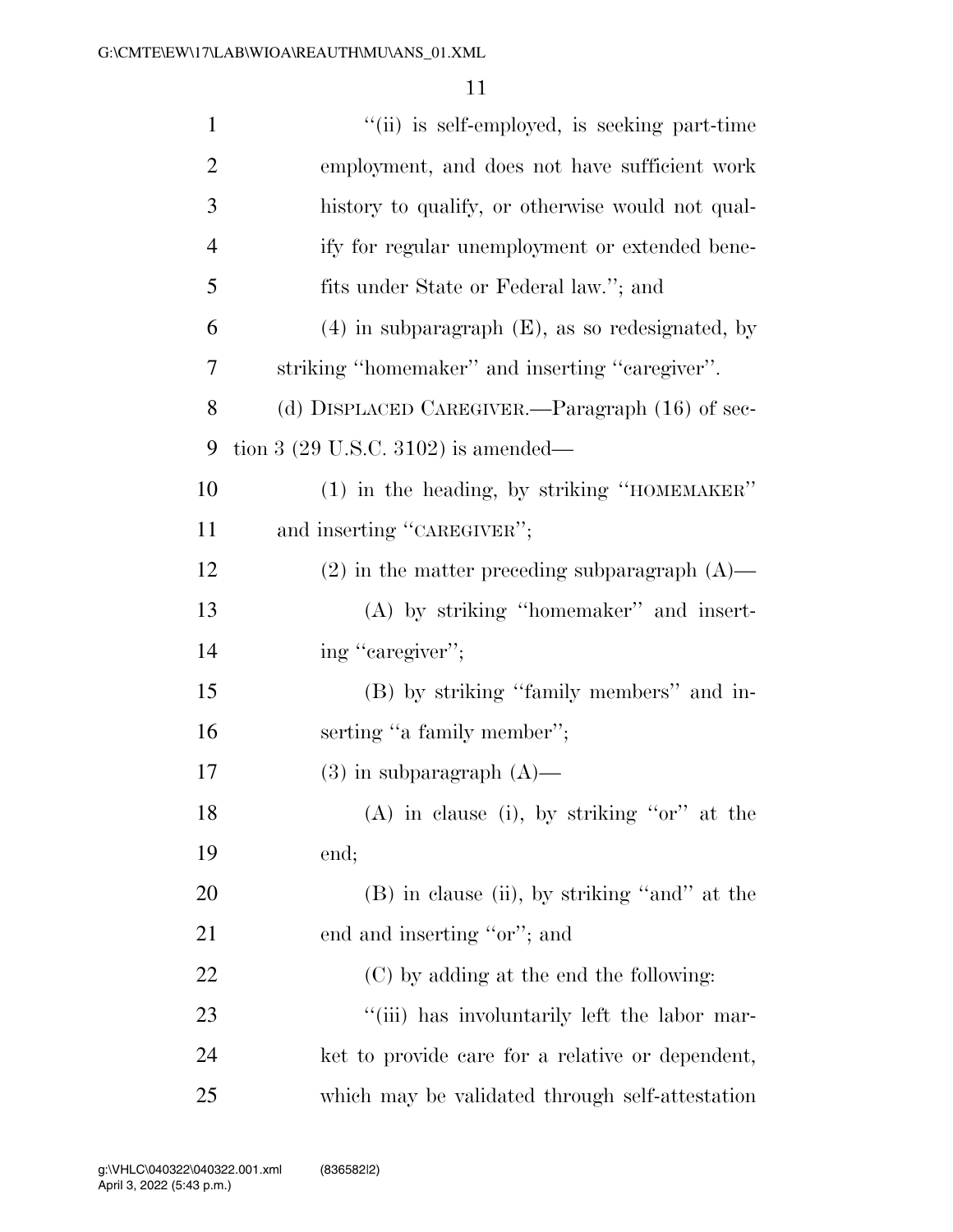"(ii) is self-employed, is seeking part-time employment, and does not have sufficient work history to qualify, or otherwise would not qualify for regular unemployment or extended benefits under State or Federal law."; and

(4) in subparagraph (E), as so redesignated, by striking "homemaker" and inserting "caregiver".

(d) DISPLACED CAREGIVER.—Paragraph (16) of section 3 (29 U.S.C. 3102) is amended—

(1) in the heading, by striking "HOMEMAKER" and inserting "CAREGIVER";

(2) in the matter preceding subparagraph (A)—

(A) by striking "homemaker" and inserting "caregiver";

(B) by striking "family members" and inserting "a family member";

(3) in subparagraph (A)—

(A) in clause (i), by striking "or" at the end;

(B) in clause (ii), by striking "and" at the end and inserting "or"; and

(C) by adding at the end the following:

"(iii) has involuntarily left the labor market to provide care for a relative or dependent, which may be validated through self-attestation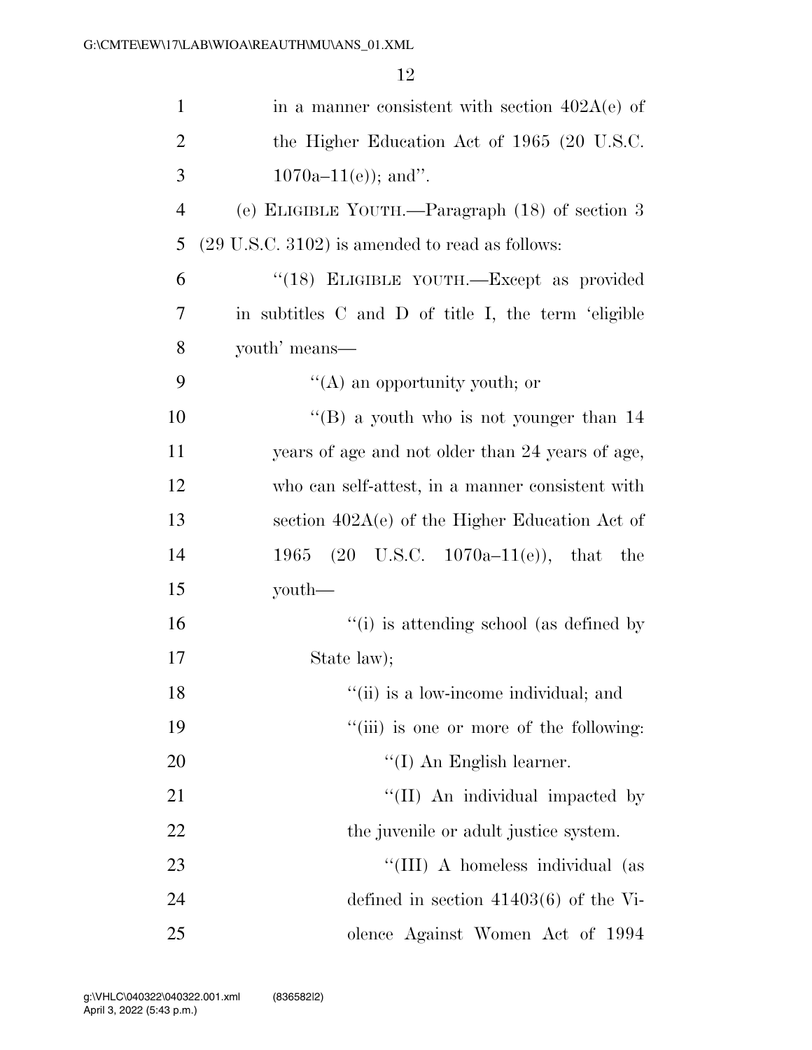in a manner consistent with section 402A(e) of the Higher Education Act of 1965 (20 U.S.C. 1070a–11(e)); and''.

(e) ELIGIBLE YOUTH.—Paragraph (18) of section 3 (29 U.S.C. 3102) is amended to read as follows:

"(18) ELIGIBLE YOUTH.—Except as provided in subtitles C and D of title I, the term 'eligible youth' means—

"(A) an opportunity youth; or

"(B) a youth who is not younger than 14 years of age and not older than 24 years of age, who can self-attest, in a manner consistent with section 402A(e) of the Higher Education Act of 1965 (20 U.S.C. 1070a–11(e)), that the youth—

"(i) is attending school (as defined by State law);

"(ii) is a low-income individual; and

"(iii) is one or more of the following:

"(I) An English learner.

"(II) An individual impacted by the juvenile or adult justice system.

"(III) A homeless individual (as defined in section 41403(6) of the Violence Against Women Act of 1994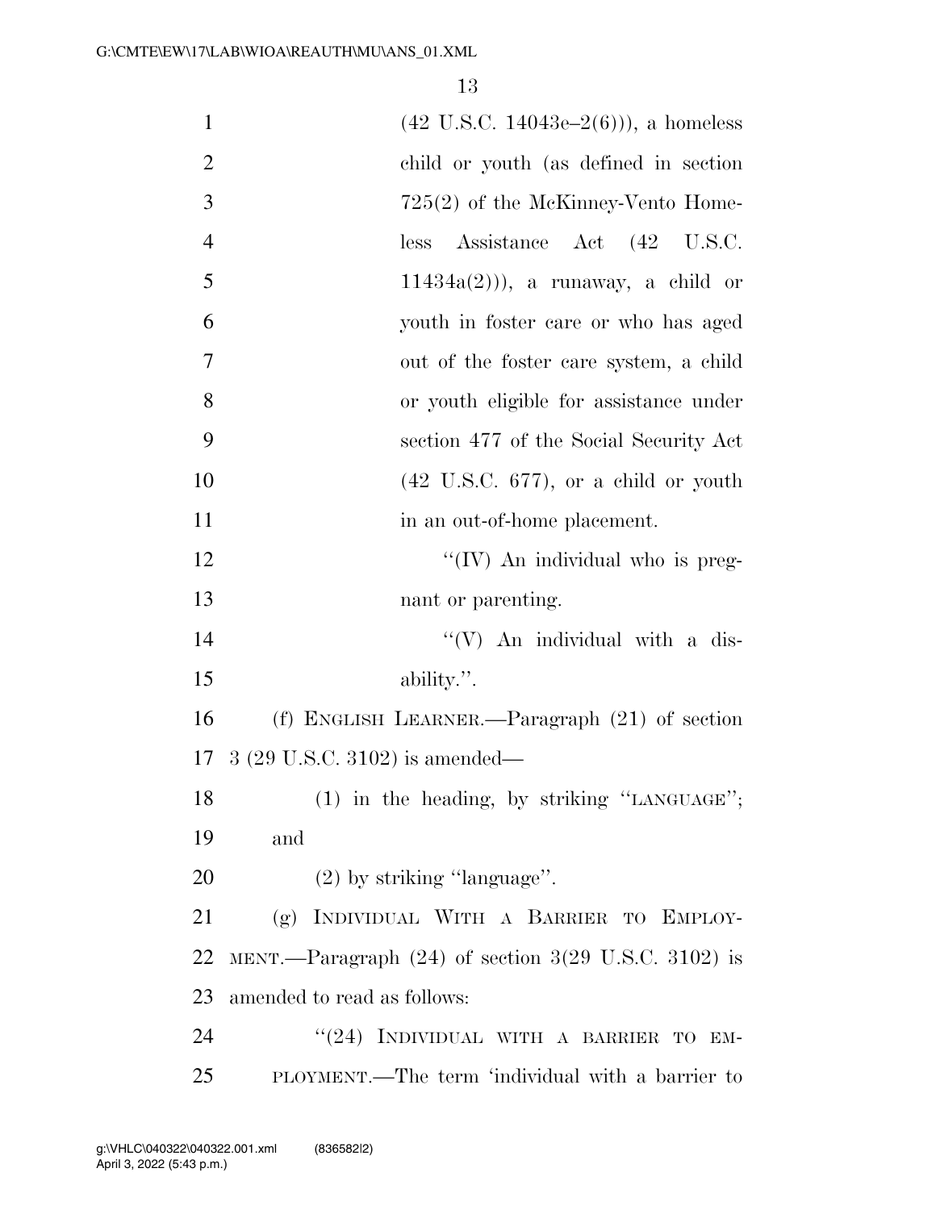(42 U.S.C. 14043e–2(6))), a homeless child or youth (as defined in section 725(2) of the McKinney-Vento Homeless Assistance Act (42 U.S.C. 11434a(2))), a runaway, a child or youth in foster care or who has aged out of the foster care system, a child or youth eligible for assistance under section 477 of the Social Security Act (42 U.S.C. 677), or a child or youth in an out-of-home placement.

"(IV) An individual who is pregnant or parenting.

"(V) An individual with a disability.".

(f) ENGLISH LEARNER.—Paragraph (21) of section 3 (29 U.S.C. 3102) is amended—

(1) in the heading, by striking "LANGUAGE"; and

(2) by striking "language".

(g) INDIVIDUAL WITH A BARRIER TO EMPLOYMENT.—Paragraph (24) of section 3(29 U.S.C. 3102) is amended to read as follows:

"(24) INDIVIDUAL WITH A BARRIER TO EMPLOYMENT.—The term 'individual with a barrier to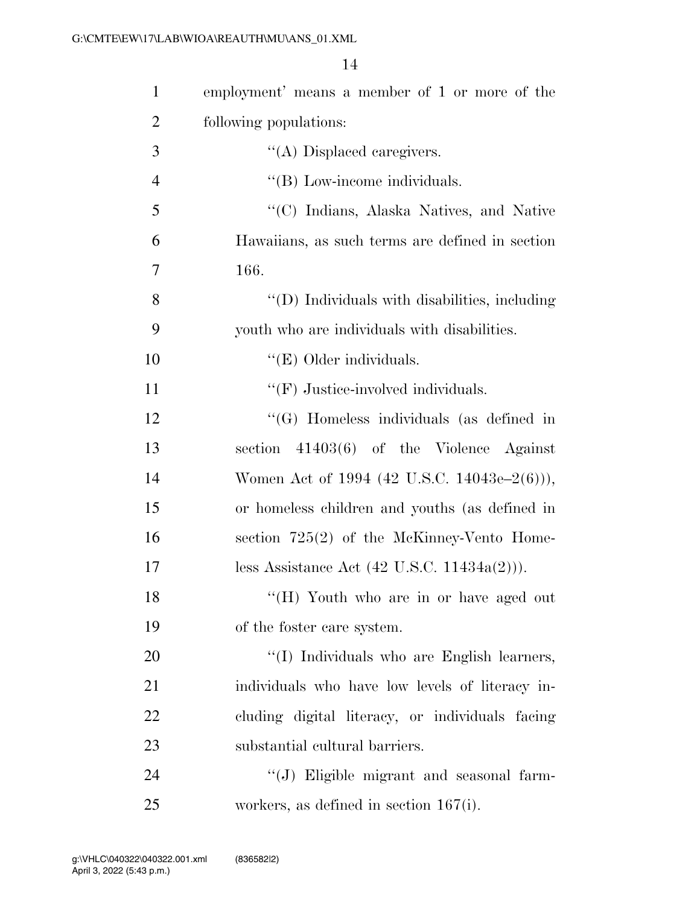employment' means a member of 1 or more of the following populations:

"(A) Displaced caregivers.

"(B) Low-income individuals.

"(C) Indians, Alaska Natives, and Native Hawaiians, as such terms are defined in section 166.

"(D) Individuals with disabilities, including youth who are individuals with disabilities.

"(E) Older individuals.

"(F) Justice-involved individuals.

"(G) Homeless individuals (as defined in section 41403(6) of the Violence Against Women Act of 1994 (42 U.S.C. 14043e–2(6))), or homeless children and youths (as defined in section 725(2) of the McKinney-Vento Homeless Assistance Act (42 U.S.C. 11434a(2))).

"(H) Youth who are in or have aged out of the foster care system.

"(I) Individuals who are English learners, individuals who have low levels of literacy including digital literacy, or individuals facing substantial cultural barriers.

"(J) Eligible migrant and seasonal farmworkers, as defined in section 167(i).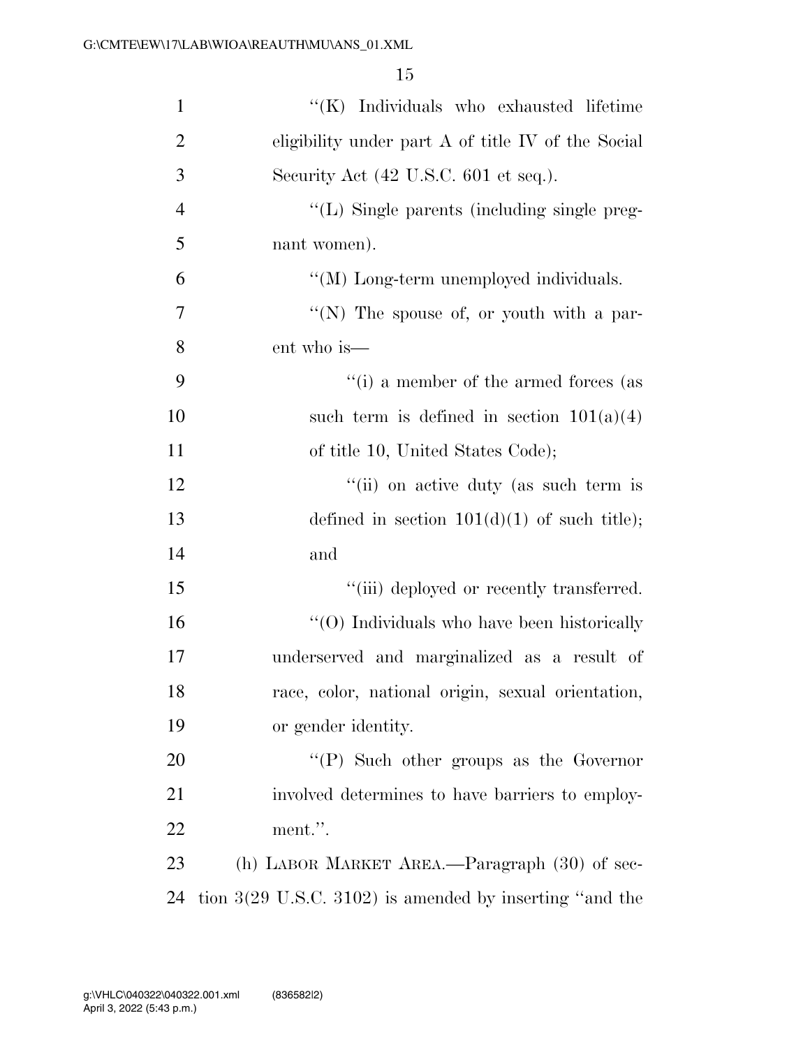"(K) Individuals who exhausted lifetime eligibility under part A of title IV of the Social Security Act (42 U.S.C. 601 et seq.).

"(L) Single parents (including single pregnant women).

"(M) Long-term unemployed individuals.

"(N) The spouse of, or youth with a parent who is—

"(i) a member of the armed forces (as such term is defined in section 101(a)(4) of title 10, United States Code);

"(ii) on active duty (as such term is defined in section 101(d)(1) of such title); and

"(iii) deployed or recently transferred.

"(O) Individuals who have been historically underserved and marginalized as a result of race, color, national origin, sexual orientation, or gender identity.

"(P) Such other groups as the Governor involved determines to have barriers to employment.".

(h) LABOR MARKET AREA.—Paragraph (30) of section 3(29 U.S.C. 3102) is amended by inserting "and the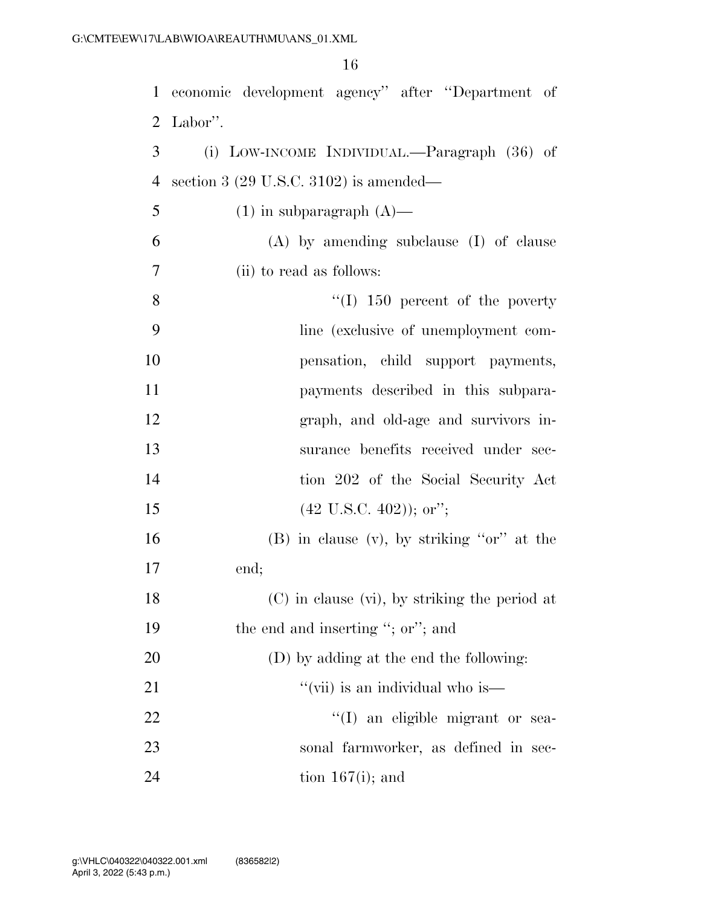economic development agency'' after ''Department of Labor''.

(i) LOW-INCOME INDIVIDUAL.—Paragraph (36) of section 3 (29 U.S.C. 3102) is amended—

(1) in subparagraph (A)—

(A) by amending subclause (I) of clause (ii) to read as follows:

''(I) 150 percent of the poverty line (exclusive of unemployment compensation, child support payments, payments described in this subparagraph, and old-age and survivors insurance benefits received under section 202 of the Social Security Act (42 U.S.C. 402)); or'';

(B) in clause (v), by striking ''or'' at the end;

(C) in clause (vi), by striking the period at the end and inserting ''; or''; and

(D) by adding at the end the following:

''(vii) is an individual who is—

''(I) an eligible migrant or seasonal farmworker, as defined in section 167(i); and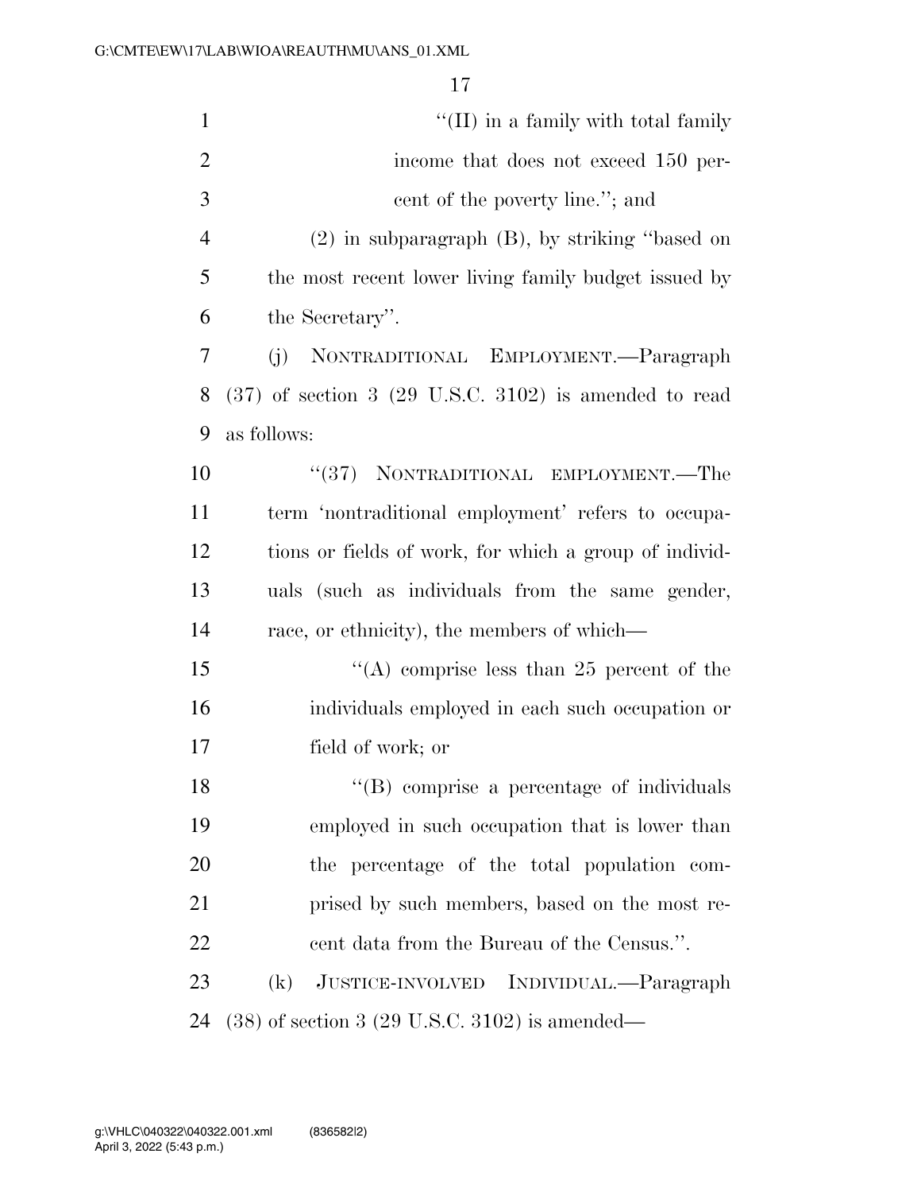"(II) in a family with total family income that does not exceed 150 percent of the poverty line."; and

(2) in subparagraph (B), by striking "based on the most recent lower living family budget issued by the Secretary".

(j) NONTRADITIONAL EMPLOYMENT.—Paragraph (37) of section 3 (29 U.S.C. 3102) is amended to read as follows:

"(37) NONTRADITIONAL EMPLOYMENT.—The term 'nontraditional employment' refers to occupations or fields of work, for which a group of individuals (such as individuals from the same gender, race, or ethnicity), the members of which—

"(A) comprise less than 25 percent of the individuals employed in each such occupation or field of work; or

"(B) comprise a percentage of individuals employed in such occupation that is lower than the percentage of the total population comprised by such members, based on the most recent data from the Bureau of the Census.".

(k) JUSTICE-INVOLVED INDIVIDUAL.—Paragraph (38) of section 3 (29 U.S.C. 3102) is amended—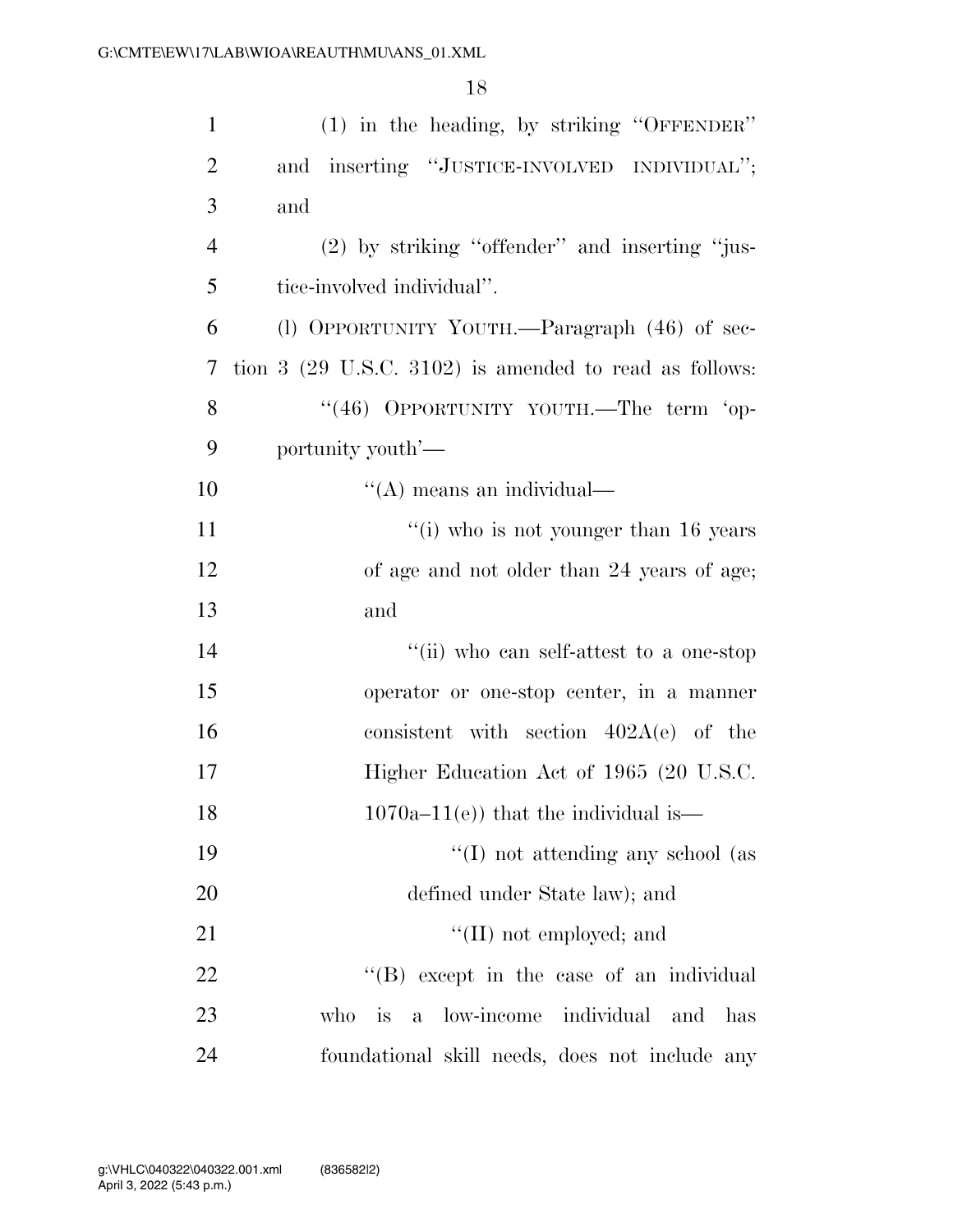(1) in the heading, by striking "OFFENDER" and inserting "JUSTICE-INVOLVED INDIVIDUAL"; and

(2) by striking "offender" and inserting "justice-involved individual".

(l) OPPORTUNITY YOUTH.—Paragraph (46) of section 3 (29 U.S.C. 3102) is amended to read as follows:

"(46) OPPORTUNITY YOUTH.—The term 'opportunity youth'—

"(A) means an individual—

"(i) who is not younger than 16 years of age and not older than 24 years of age; and

"(ii) who can self-attest to a one-stop operator or one-stop center, in a manner consistent with section 402A(e) of the Higher Education Act of 1965 (20 U.S.C. 1070a–11(e)) that the individual is—

"(I) not attending any school (as defined under State law); and

"(II) not employed; and

"(B) except in the case of an individual who is a low-income individual and has foundational skill needs, does not include any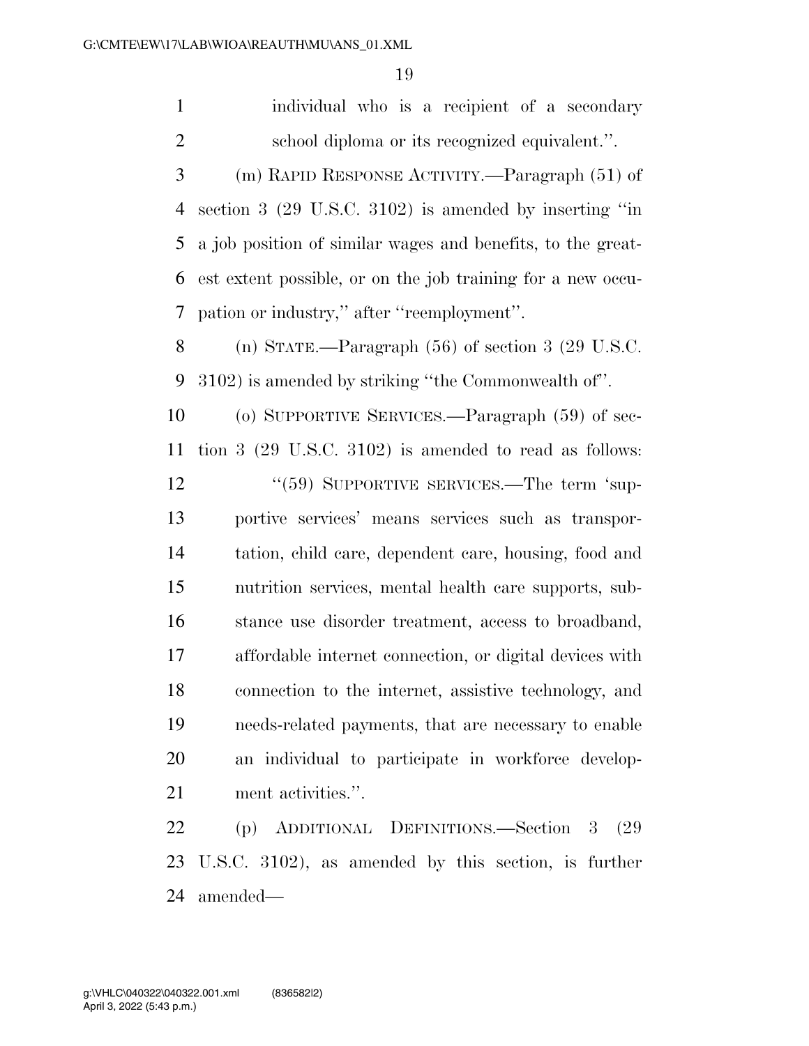individual who is a recipient of a secondary school diploma or its recognized equivalent.''.

(m) RAPID RESPONSE ACTIVITY.—Paragraph (51) of section 3 (29 U.S.C. 3102) is amended by inserting ''in a job position of similar wages and benefits, to the greatest extent possible, or on the job training for a new occupation or industry,'' after ''reemployment''.

(n) STATE.—Paragraph (56) of section 3 (29 U.S.C. 3102) is amended by striking ''the Commonwealth of''.

(o) SUPPORTIVE SERVICES.—Paragraph (59) of section 3 (29 U.S.C. 3102) is amended to read as follows:

''(59) SUPPORTIVE SERVICES.—The term 'supportive services' means services such as transportation, child care, dependent care, housing, food and nutrition services, mental health care supports, substance use disorder treatment, access to broadband, affordable internet connection, or digital devices with connection to the internet, assistive technology, and needs-related payments, that are necessary to enable an individual to participate in workforce development activities.''.

(p) ADDITIONAL DEFINITIONS.—Section 3 (29 U.S.C. 3102), as amended by this section, is further amended—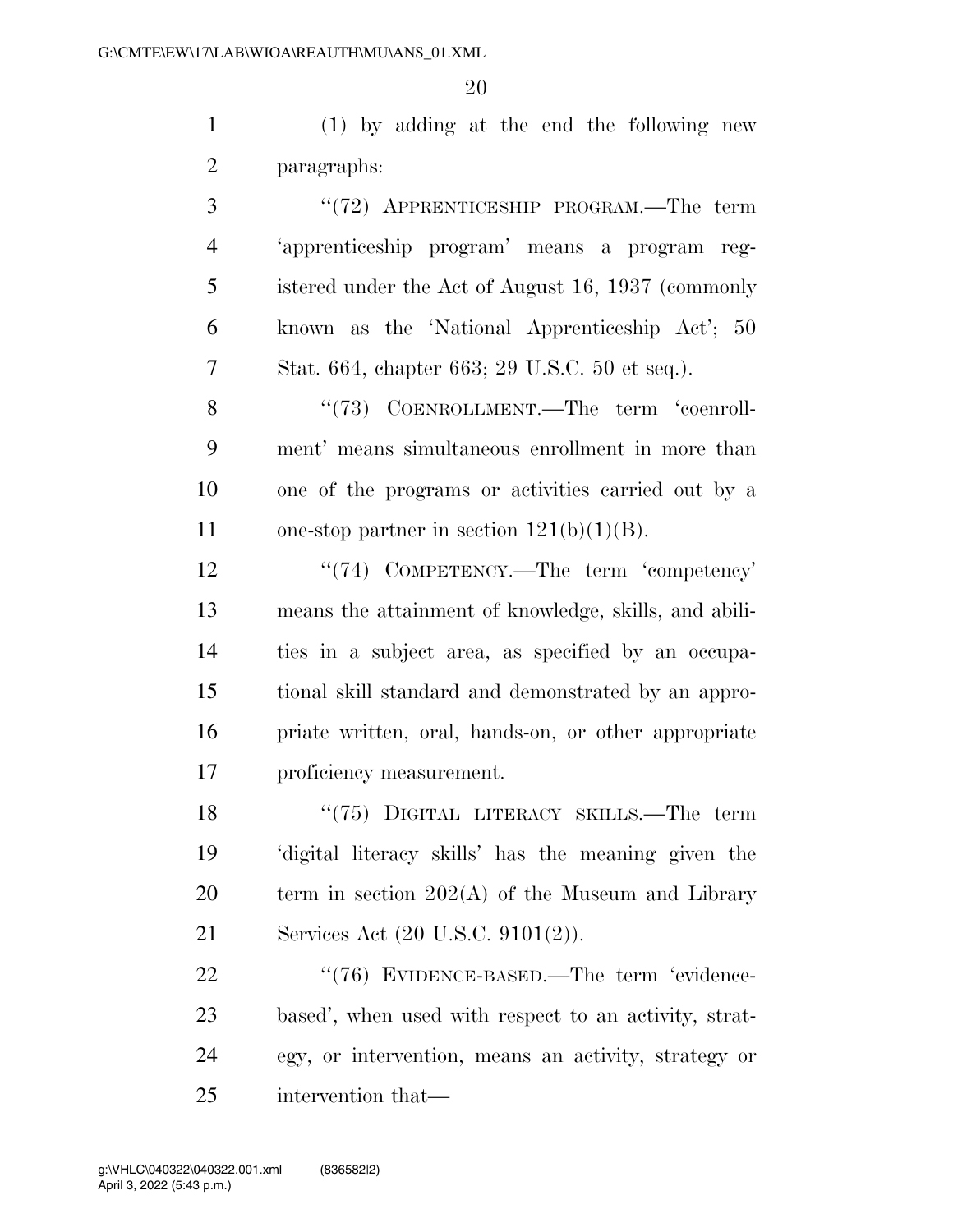(1) by adding at the end the following new paragraphs:

"(72) APPRENTICESHIP PROGRAM.—The term 'apprenticeship program' means a program registered under the Act of August 16, 1937 (commonly known as the 'National Apprenticeship Act'; 50 Stat. 664, chapter 663; 29 U.S.C. 50 et seq.).

"(73) COENROLLMENT.—The term 'coenrollment' means simultaneous enrollment in more than one of the programs or activities carried out by a one-stop partner in section 121(b)(1)(B).

"(74) COMPETENCY.—The term 'competency' means the attainment of knowledge, skills, and abilities in a subject area, as specified by an occupational skill standard and demonstrated by an appropriate written, oral, hands-on, or other appropriate proficiency measurement.

"(75) DIGITAL LITERACY SKILLS.—The term 'digital literacy skills' has the meaning given the term in section 202(A) of the Museum and Library Services Act (20 U.S.C. 9101(2)).

"(76) EVIDENCE-BASED.—The term 'evidence-based', when used with respect to an activity, strategy, or intervention, means an activity, strategy or intervention that—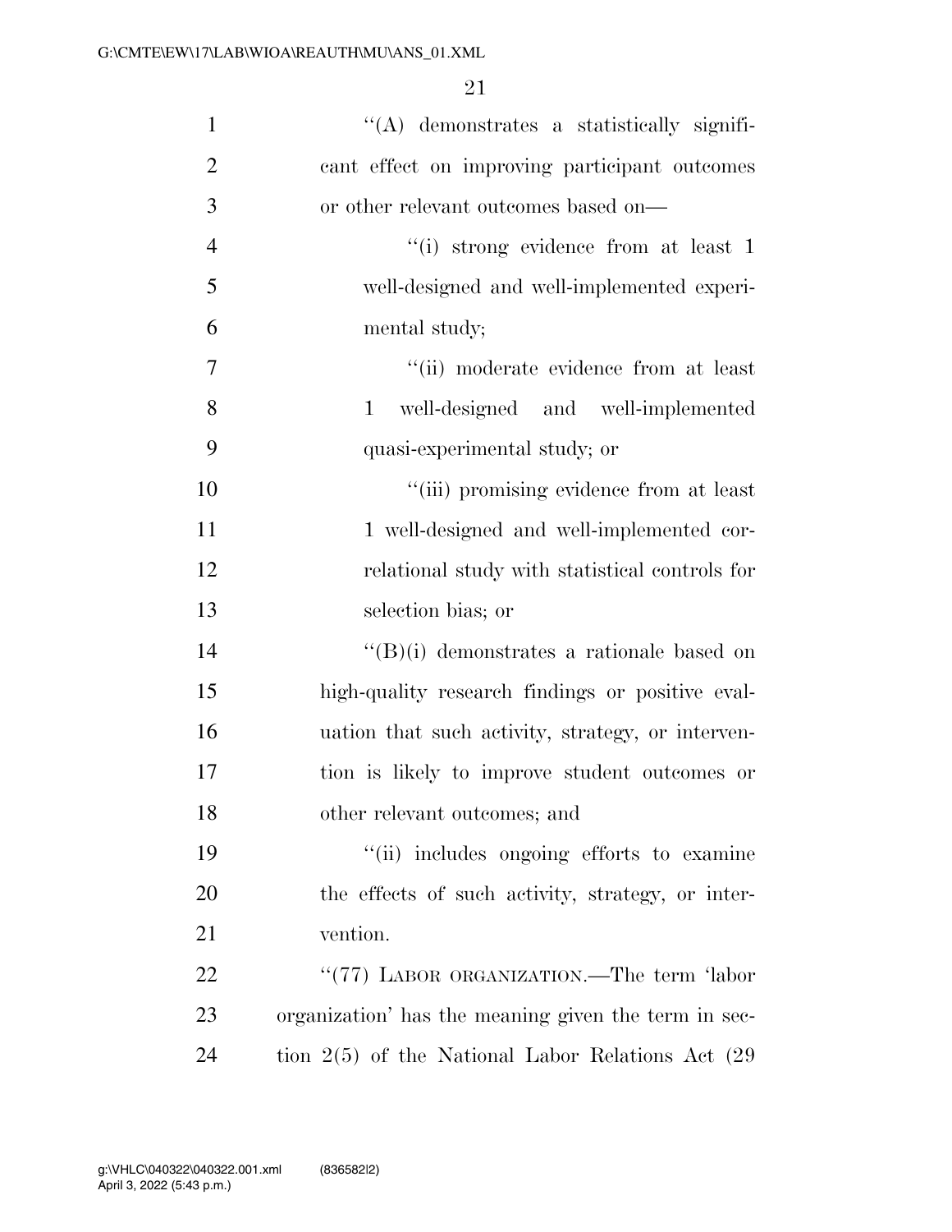''(A) demonstrates a statistically significant effect on improving participant outcomes or other relevant outcomes based on—

''(i) strong evidence from at least 1 well-designed and well-implemented experimental study;

''(ii) moderate evidence from at least 1 well-designed and well-implemented quasi-experimental study; or

''(iii) promising evidence from at least 1 well-designed and well-implemented correlational study with statistical controls for selection bias; or

''(B)(i) demonstrates a rationale based on high-quality research findings or positive evaluation that such activity, strategy, or intervention is likely to improve student outcomes or other relevant outcomes; and

''(ii) includes ongoing efforts to examine the effects of such activity, strategy, or intervention.

''(77) LABOR ORGANIZATION.—The term 'labor organization' has the meaning given the term in section 2(5) of the National Labor Relations Act (29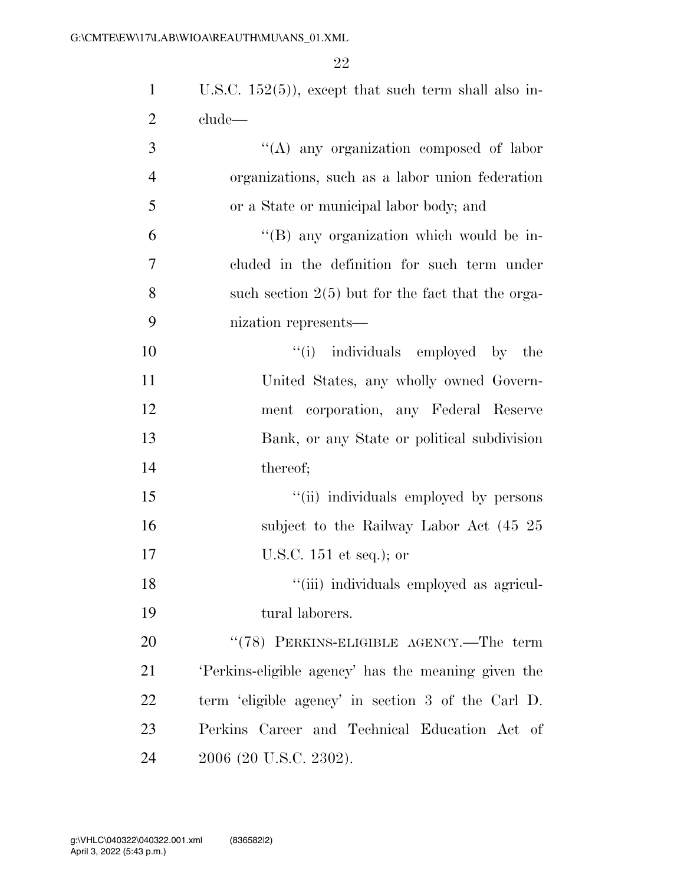U.S.C. 152(5)), except that such term shall also include—

“(A) any organization composed of labor organizations, such as a labor union federation or a State or municipal labor body; and

“(B) any organization which would be included in the definition for such term under such section 2(5) but for the fact that the organization represents—

“(i) individuals employed by the United States, any wholly owned Government corporation, any Federal Reserve Bank, or any State or political subdivision thereof;

“(ii) individuals employed by persons subject to the Railway Labor Act (45 U.S.C. 151 et seq.); or

“(iii) individuals employed as agricultural laborers.

“(78) PERKINS-ELIGIBLE AGENCY.—The term ‘Perkins-eligible agency’ has the meaning given the term ‘eligible agency’ in section 3 of the Carl D. Perkins Career and Technical Education Act of 2006 (20 U.S.C. 2302).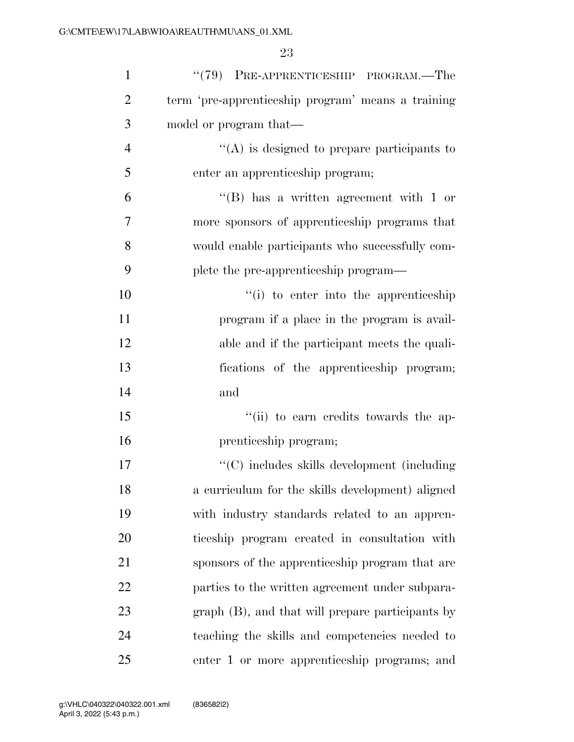"(79) PRE-APPRENTICESHIP PROGRAM.—The term 'pre-apprenticeship program' means a training model or program that—

"(A) is designed to prepare participants to enter an apprenticeship program;

"(B) has a written agreement with 1 or more sponsors of apprenticeship programs that would enable participants who successfully complete the pre-apprenticeship program—

"(i) to enter into the apprenticeship program if a place in the program is available and if the participant meets the qualifications of the apprenticeship program; and

"(ii) to earn credits towards the apprenticeship program;

"(C) includes skills development (including a curriculum for the skills development) aligned with industry standards related to an apprenticeship program created in consultation with sponsors of the apprenticeship program that are parties to the written agreement under subparagraph (B), and that will prepare participants by teaching the skills and competencies needed to enter 1 or more apprenticeship programs; and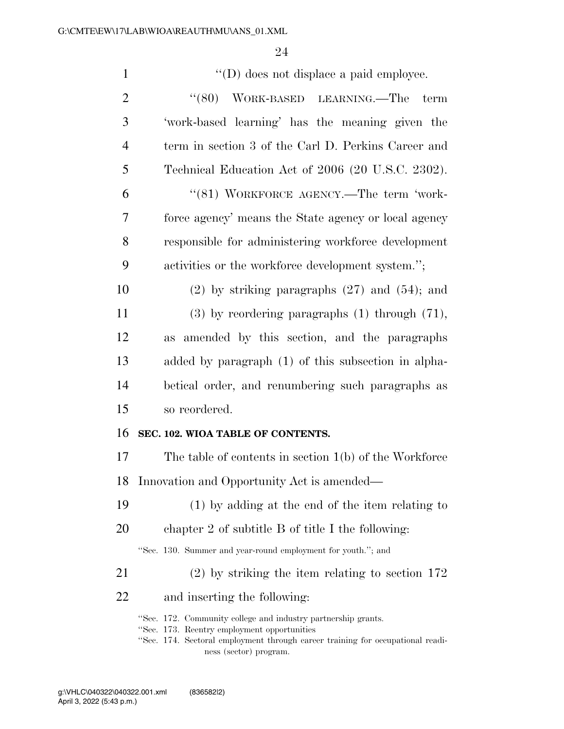"(D) does not displace a paid employee.

"(80) WORK-BASED LEARNING.—The term 'work-based learning' has the meaning given the term in section 3 of the Carl D. Perkins Career and Technical Education Act of 2006 (20 U.S.C. 2302).

"(81) WORKFORCE AGENCY.—The term 'workforce agency' means the State agency or local agency responsible for administering workforce development activities or the workforce development system.";

(2) by striking paragraphs (27) and (54); and

(3) by reordering paragraphs (1) through (71), as amended by this section, and the paragraphs added by paragraph (1) of this subsection in alphabetical order, and renumbering such paragraphs as so reordered.

**SEC. 102. WIOA TABLE OF CONTENTS.**

The table of contents in section 1(b) of the Workforce Innovation and Opportunity Act is amended—

(1) by adding at the end of the item relating to chapter 2 of subtitle B of title I the following:

"Sec. 130. Summer and year-round employment for youth."; and

(2) by striking the item relating to section 172 and inserting the following:

"Sec. 172. Community college and industry partnership grants.
"Sec. 173. Reentry employment opportunities
"Sec. 174. Sectoral employment through career training for occupational readiness (sector) program.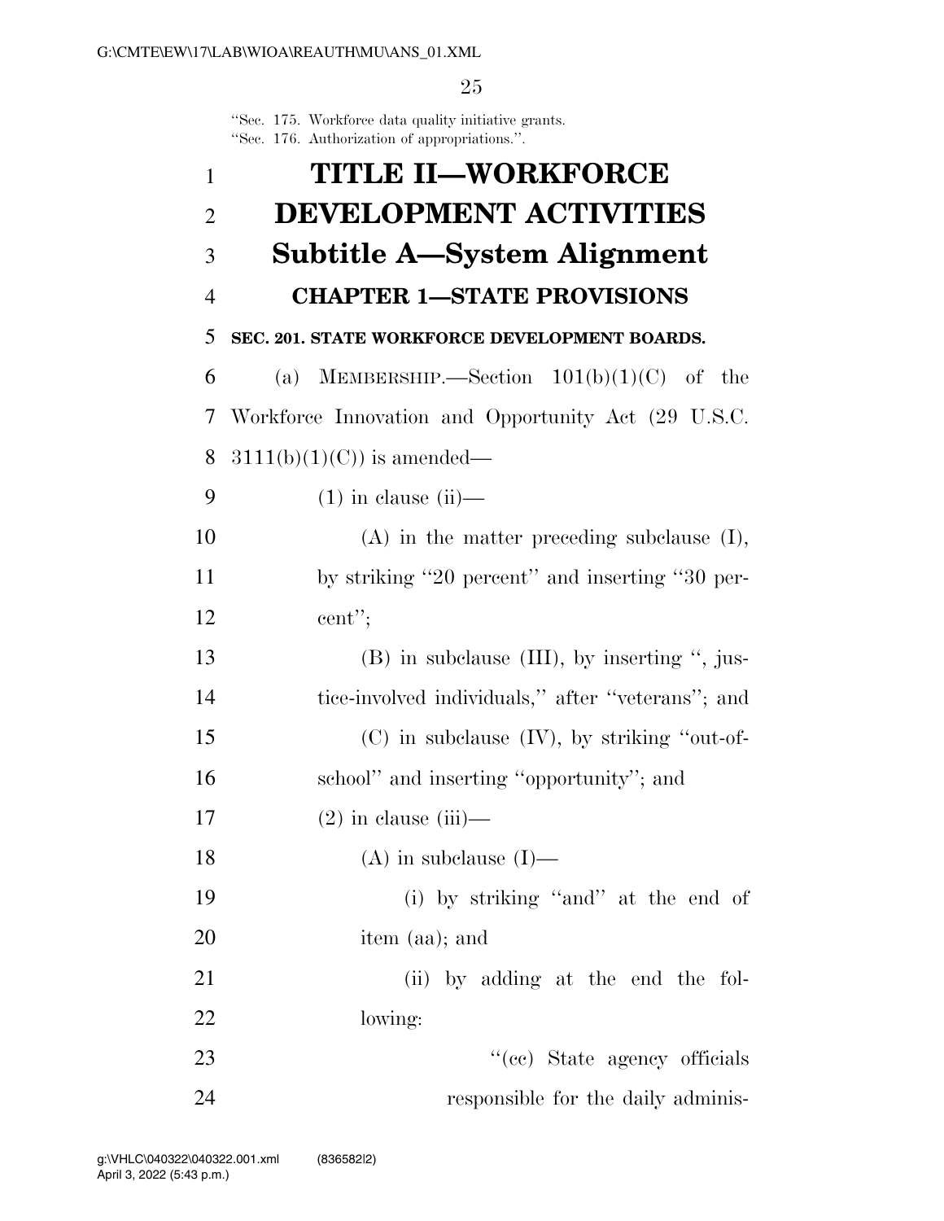"Sec. 175. Workforce data quality initiative grants.
"Sec. 176. Authorization of appropriations.".

# TITLE II—WORKFORCE DEVELOPMENT ACTIVITIES

## Subtitle A—System Alignment

### CHAPTER 1—STATE PROVISIONS

**SEC. 201. STATE WORKFORCE DEVELOPMENT BOARDS.**

(a) MEMBERSHIP.—Section 101(b)(1)(C) of the Workforce Innovation and Opportunity Act (29 U.S.C. 3111(b)(1)(C)) is amended—

(1) in clause (ii)—

(A) in the matter preceding subclause (I), by striking "20 percent" and inserting "30 percent";

(B) in subclause (III), by inserting ", justice-involved individuals," after "veterans"; and

(C) in subclause (IV), by striking "out-of-school" and inserting "opportunity"; and

(2) in clause (iii)—

(A) in subclause (I)—

(i) by striking "and" at the end of item (aa); and

(ii) by adding at the end the following:

"(cc) State agency officials responsible for the daily adminis-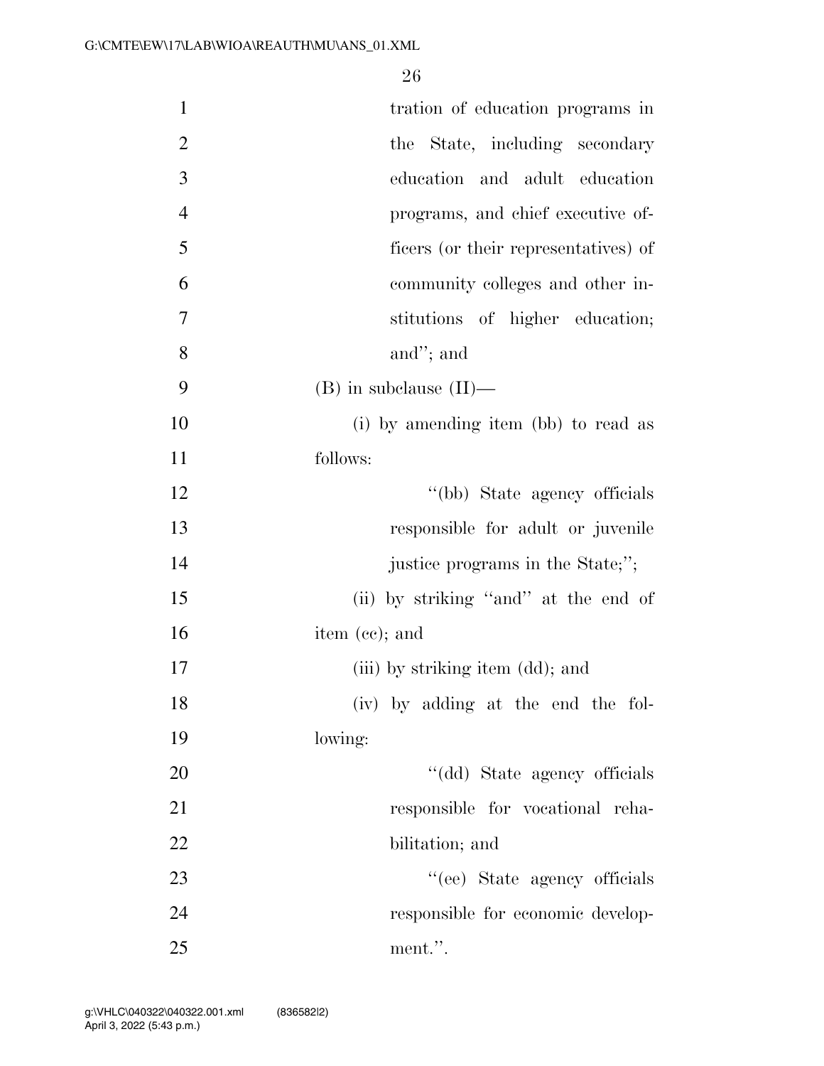tration of education programs in the State, including secondary education and adult education programs, and chief executive officers (or their representatives) of community colleges and other institutions of higher education; and''; and

(B) in subclause (II)—

(i) by amending item (bb) to read as follows:

''(bb) State agency officials responsible for adult or juvenile justice programs in the State;'';

(ii) by striking ''and'' at the end of item (cc); and

(iii) by striking item (dd); and

(iv) by adding at the end the following:

''(dd) State agency officials responsible for vocational rehabilitation; and

''(ee) State agency officials responsible for economic development.''.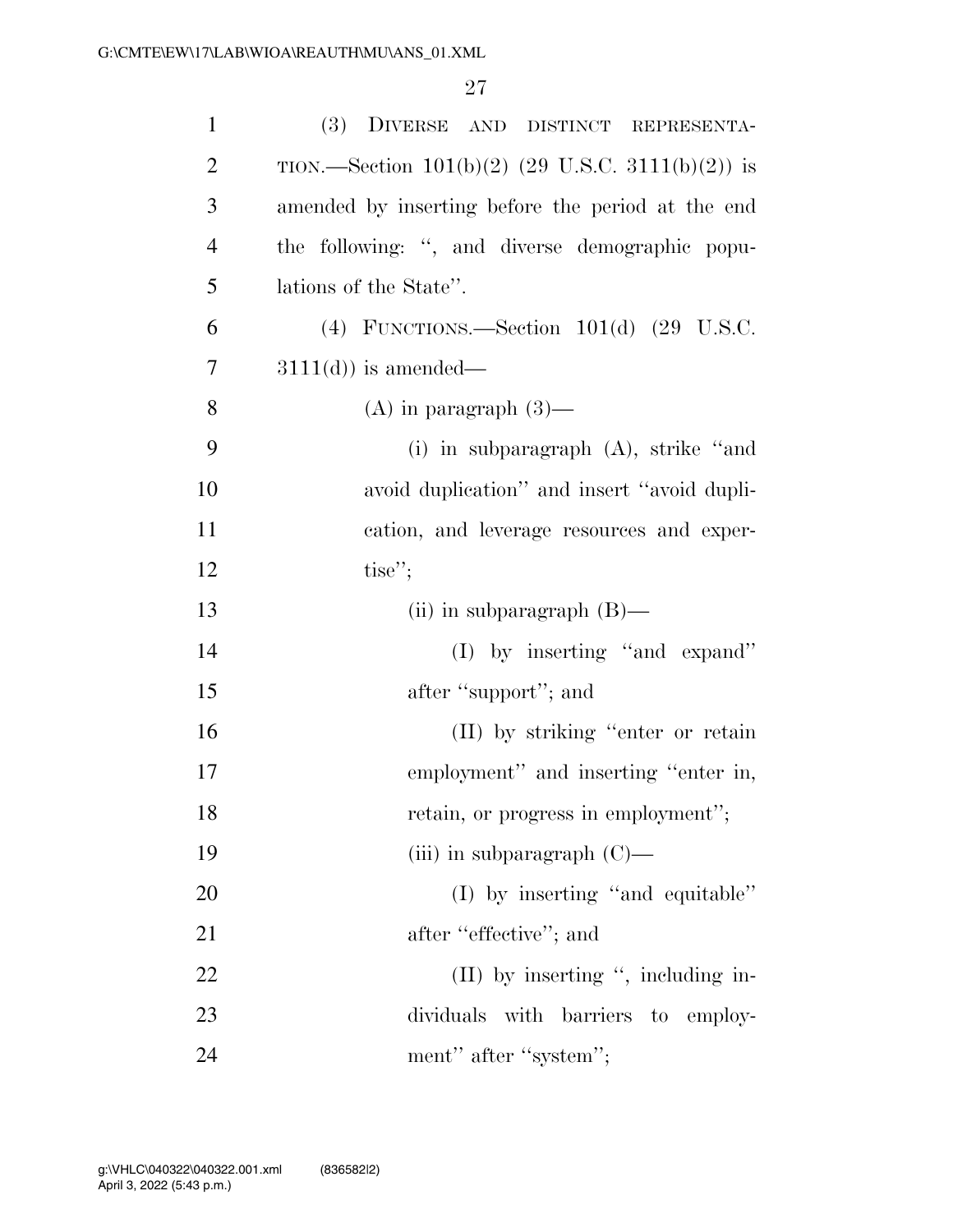(3) DIVERSE AND DISTINCT REPRESENTATION.—Section 101(b)(2) (29 U.S.C. 3111(b)(2)) is amended by inserting before the period at the end the following: ", and diverse demographic populations of the State".

(4) FUNCTIONS.—Section 101(d) (29 U.S.C. 3111(d)) is amended—

(A) in paragraph (3)—

(i) in subparagraph (A), strike "and avoid duplication" and insert "avoid duplication, and leverage resources and expertise";

(ii) in subparagraph (B)—

(I) by inserting "and expand" after "support"; and

(II) by striking "enter or retain employment" and inserting "enter in, retain, or progress in employment";

(iii) in subparagraph (C)—

(I) by inserting "and equitable" after "effective"; and

(II) by inserting ", including individuals with barriers to employment" after "system";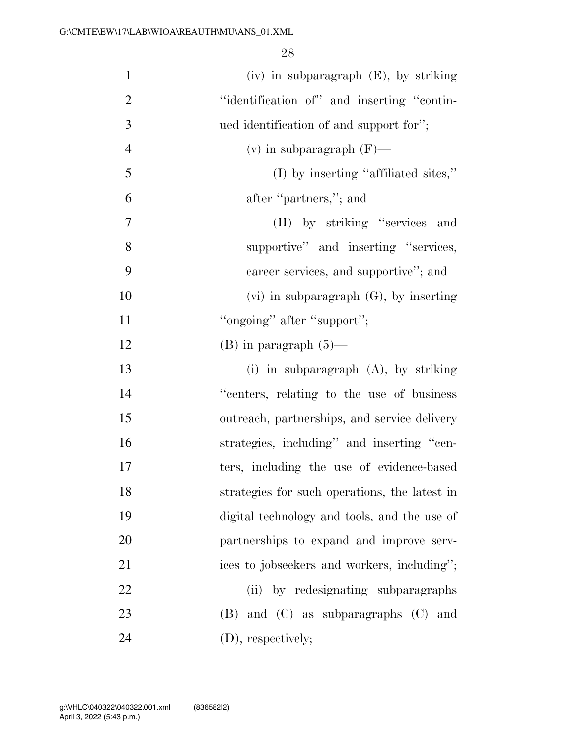(iv) in subparagraph (E), by striking "identification of" and inserting "continued identification of and support for";

(v) in subparagraph (F)—

(I) by inserting "affiliated sites," after "partners,"; and

(II) by striking "services and supportive" and inserting "services, career services, and supportive"; and

(vi) in subparagraph (G), by inserting "ongoing" after "support";

(B) in paragraph (5)—

(i) in subparagraph (A), by striking "centers, relating to the use of business outreach, partnerships, and service delivery strategies, including" and inserting "centers, including the use of evidence-based strategies for such operations, the latest in digital technology and tools, and the use of partnerships to expand and improve services to jobseekers and workers, including";

(ii) by redesignating subparagraphs (B) and (C) as subparagraphs (C) and (D), respectively;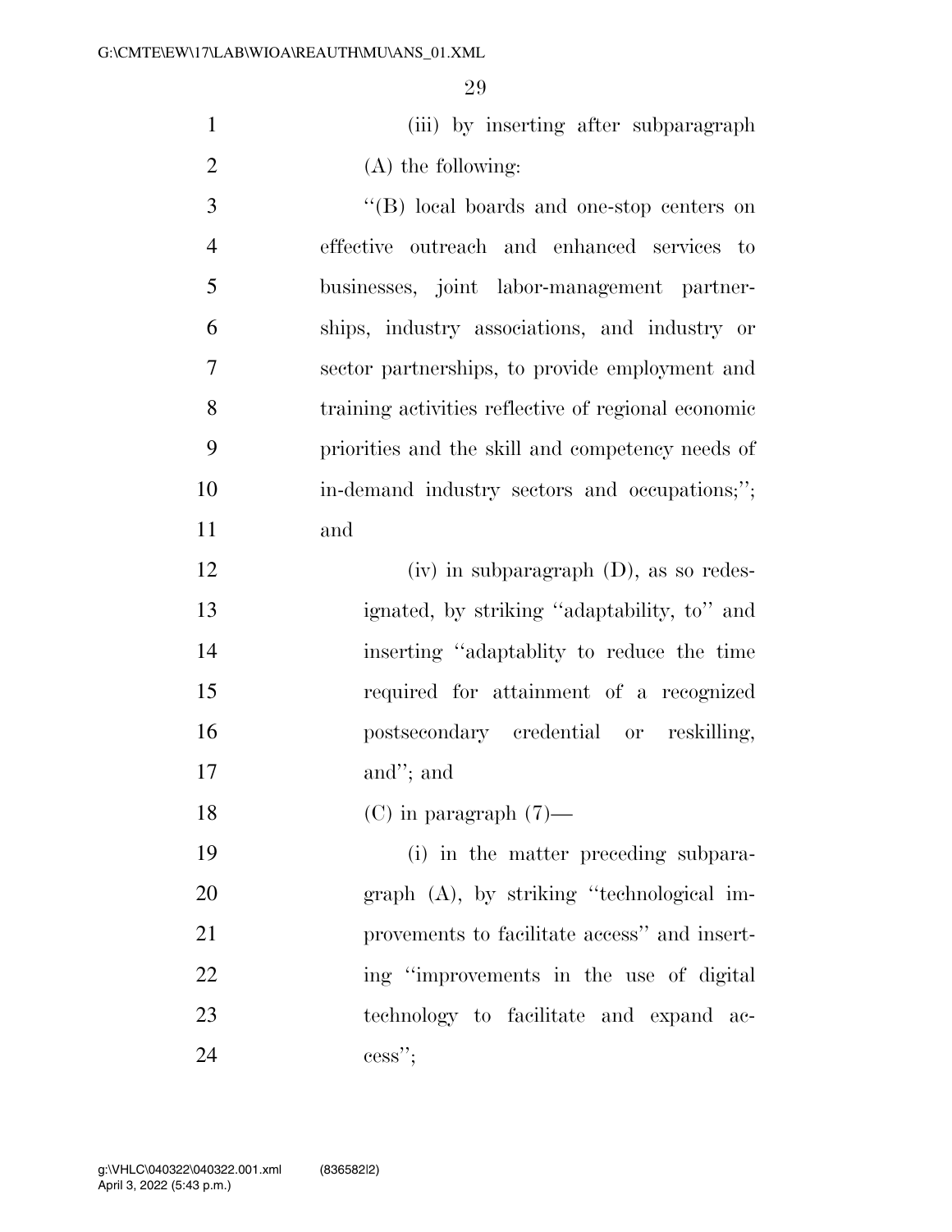(iii) by inserting after subparagraph (A) the following:

"(B) local boards and one-stop centers on effective outreach and enhanced services to businesses, joint labor-management partnerships, industry associations, and industry or sector partnerships, to provide employment and training activities reflective of regional economic priorities and the skill and competency needs of in-demand industry sectors and occupations;"; and

(iv) in subparagraph (D), as so redesignated, by striking "adaptability, to" and inserting "adaptablity to reduce the time required for attainment of a recognized postsecondary credential or reskilling, and"; and

(C) in paragraph (7)—

(i) in the matter preceding subparagraph (A), by striking "technological improvements to facilitate access" and inserting "improvements in the use of digital technology to facilitate and expand access";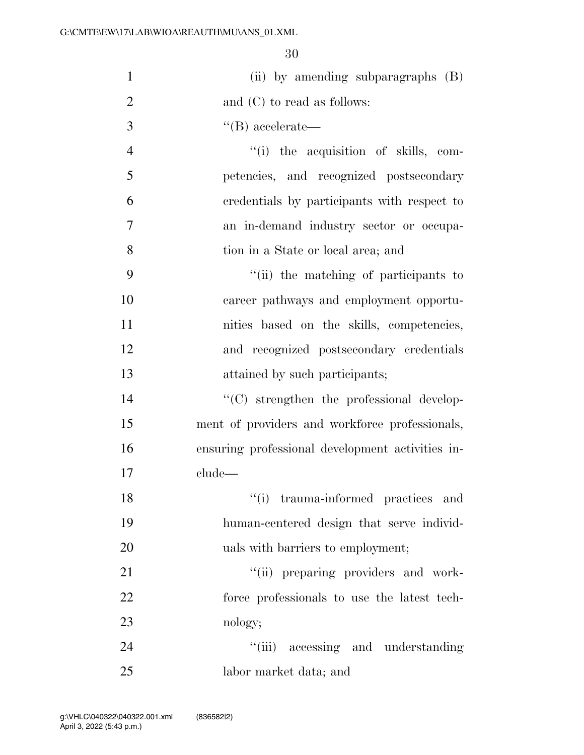(ii) by amending subparagraphs (B) and (C) to read as follows:

''(B) accelerate—

''(i) the acquisition of skills, competencies, and recognized postsecondary credentials by participants with respect to an in-demand industry sector or occupation in a State or local area; and

''(ii) the matching of participants to career pathways and employment opportunities based on the skills, competencies, and recognized postsecondary credentials attained by such participants;

''(C) strengthen the professional development of providers and workforce professionals, ensuring professional development activities include—

''(i) trauma-informed practices and human-centered design that serve individuals with barriers to employment;

''(ii) preparing providers and workforce professionals to use the latest technology;

''(iii) accessing and understanding labor market data; and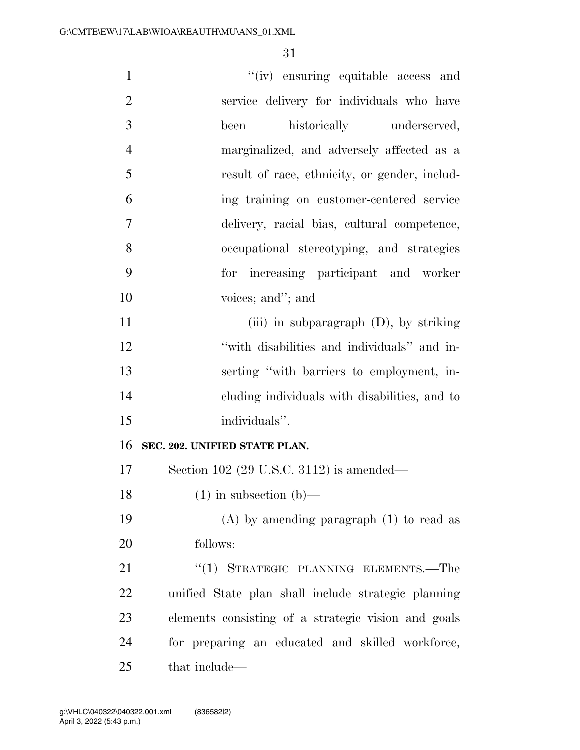"(iv) ensuring equitable access and service delivery for individuals who have been historically underserved, marginalized, and adversely affected as a result of race, ethnicity, or gender, including training on customer-centered service delivery, racial bias, cultural competence, occupational stereotyping, and strategies for increasing participant and worker voices; and"; and

(iii) in subparagraph (D), by striking "with disabilities and individuals" and inserting "with barriers to employment, including individuals with disabilities, and to individuals".

**SEC. 202. UNIFIED STATE PLAN.**

Section 102 (29 U.S.C. 3112) is amended—

(1) in subsection (b)—

(A) by amending paragraph (1) to read as follows:

"(1) STRATEGIC PLANNING ELEMENTS.—The unified State plan shall include strategic planning elements consisting of a strategic vision and goals for preparing an educated and skilled workforce, that include—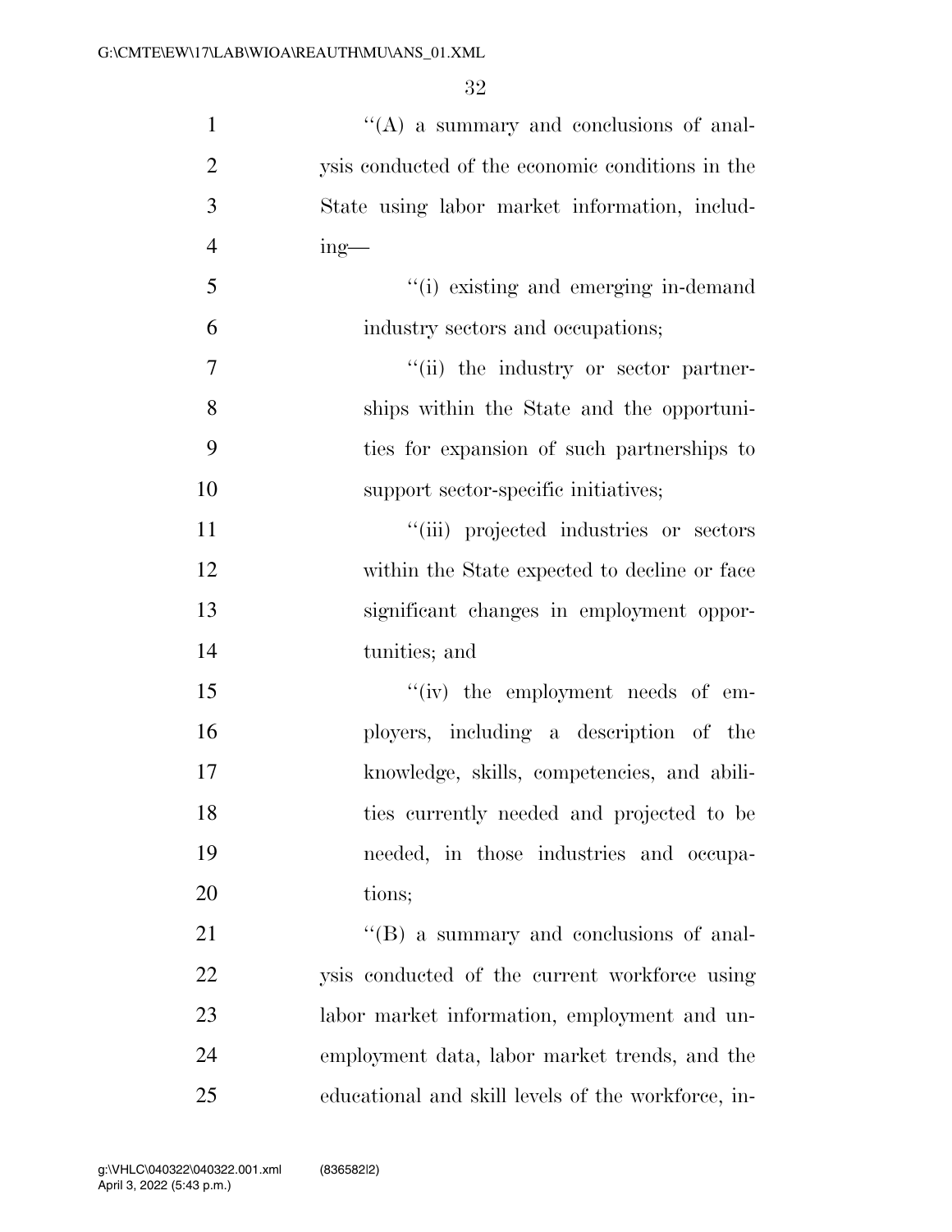''(A) a summary and conclusions of analysis conducted of the economic conditions in the State using labor market information, including—

''(i) existing and emerging in-demand industry sectors and occupations;

''(ii) the industry or sector partnerships within the State and the opportunities for expansion of such partnerships to support sector-specific initiatives;

''(iii) projected industries or sectors within the State expected to decline or face significant changes in employment opportunities; and

''(iv) the employment needs of employers, including a description of the knowledge, skills, competencies, and abilities currently needed and projected to be needed, in those industries and occupations;

''(B) a summary and conclusions of analysis conducted of the current workforce using labor market information, employment and unemployment data, labor market trends, and the educational and skill levels of the workforce, in-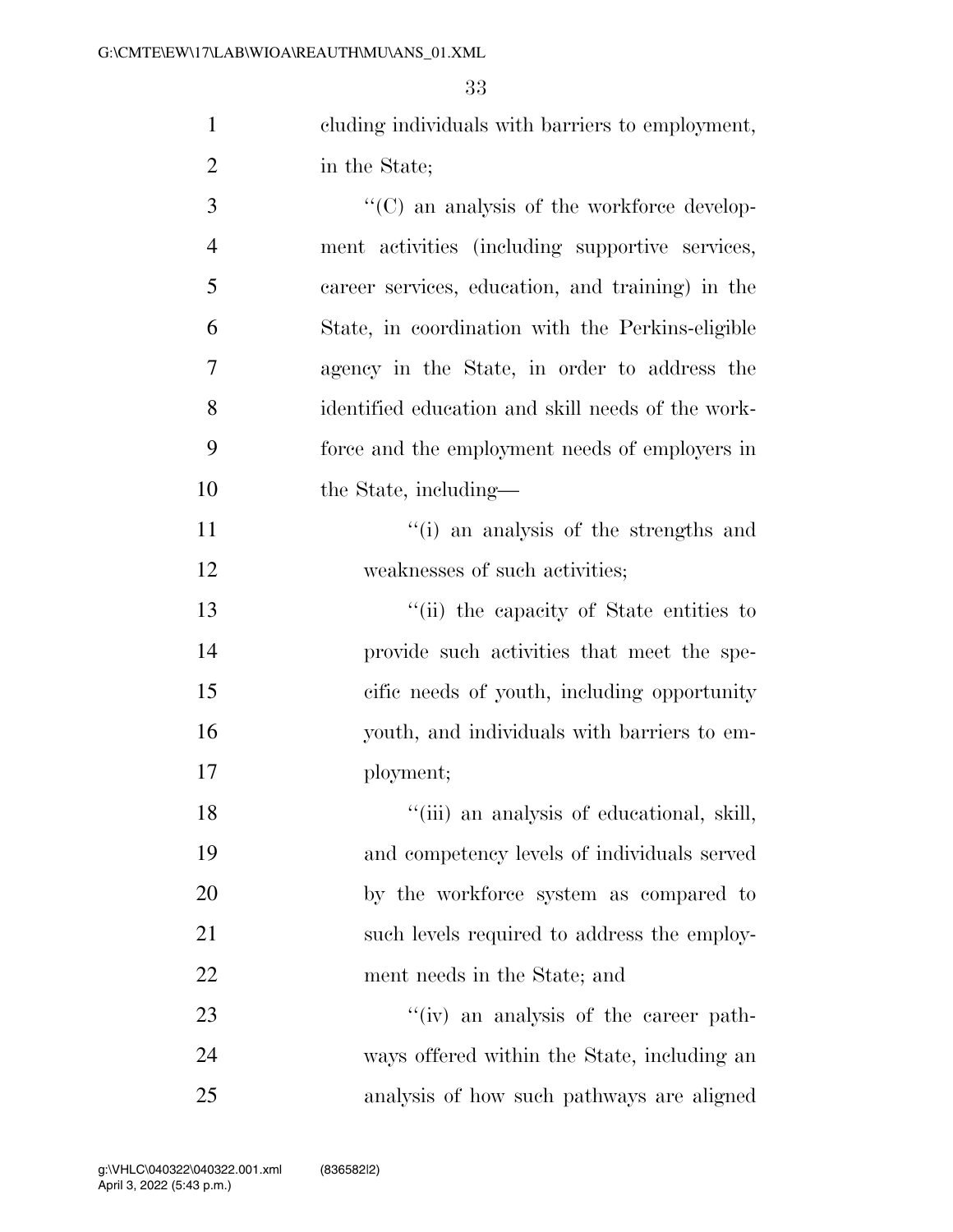cluding individuals with barriers to employment, in the State;

"(C) an analysis of the workforce development activities (including supportive services, career services, education, and training) in the State, in coordination with the Perkins-eligible agency in the State, in order to address the identified education and skill needs of the workforce and the employment needs of employers in the State, including—

"(i) an analysis of the strengths and weaknesses of such activities;

"(ii) the capacity of State entities to provide such activities that meet the specific needs of youth, including opportunity youth, and individuals with barriers to employment;

"(iii) an analysis of educational, skill, and competency levels of individuals served by the workforce system as compared to such levels required to address the employment needs in the State; and

"(iv) an analysis of the career pathways offered within the State, including an analysis of how such pathways are aligned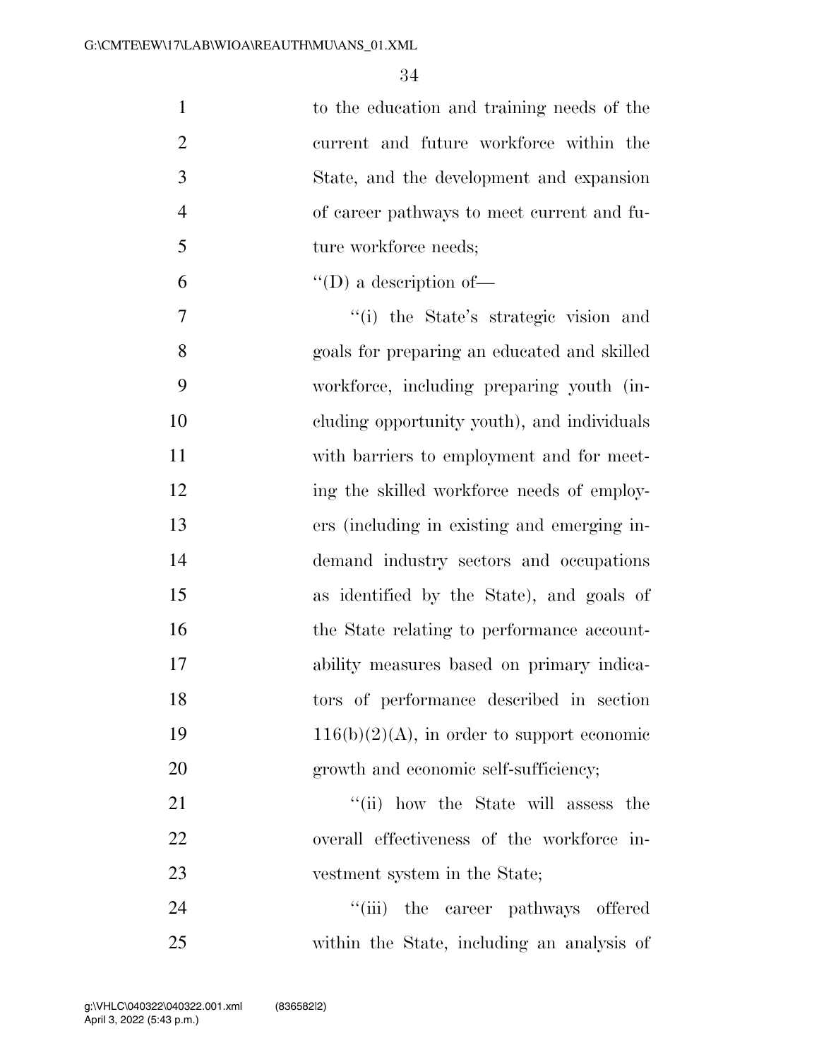to the education and training needs of the current and future workforce within the State, and the development and expansion of career pathways to meet current and future workforce needs;

''(D) a description of—

''(i) the State's strategic vision and goals for preparing an educated and skilled workforce, including preparing youth (including opportunity youth), and individuals with barriers to employment and for meeting the skilled workforce needs of employers (including in existing and emerging in-demand industry sectors and occupations as identified by the State), and goals of the State relating to performance accountability measures based on primary indicators of performance described in section 116(b)(2)(A), in order to support economic growth and economic self-sufficiency;

''(ii) how the State will assess the overall effectiveness of the workforce investment system in the State;

''(iii) the career pathways offered within the State, including an analysis of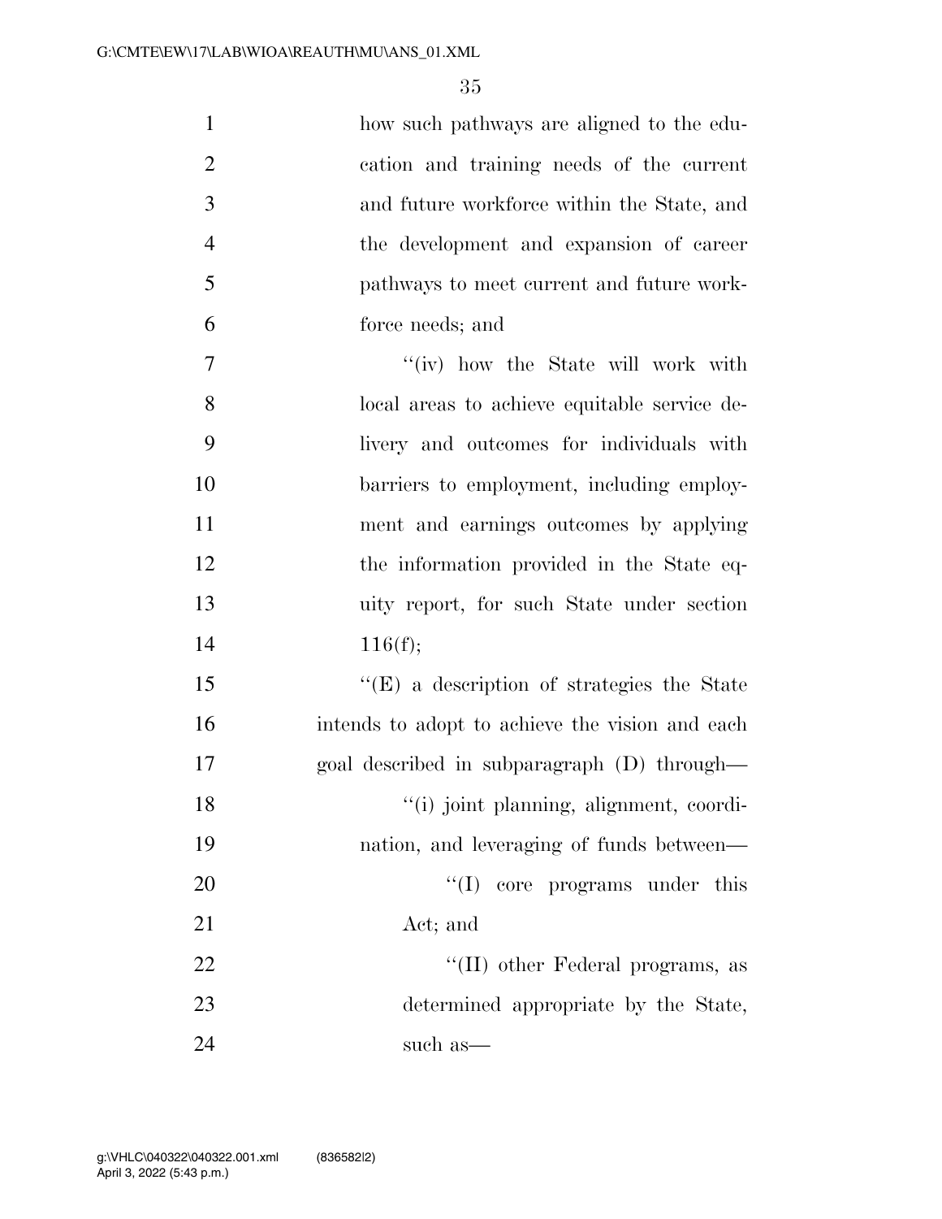how such pathways are aligned to the education and training needs of the current and future workforce within the State, and the development and expansion of career pathways to meet current and future workforce needs; and

''(iv) how the State will work with local areas to achieve equitable service delivery and outcomes for individuals with barriers to employment, including employment and earnings outcomes by applying the information provided in the State equity report, for such State under section 116(f);

''(E) a description of strategies the State intends to adopt to achieve the vision and each goal described in subparagraph (D) through—

''(i) joint planning, alignment, coordination, and leveraging of funds between—

''(I) core programs under this Act; and

''(II) other Federal programs, as determined appropriate by the State, such as—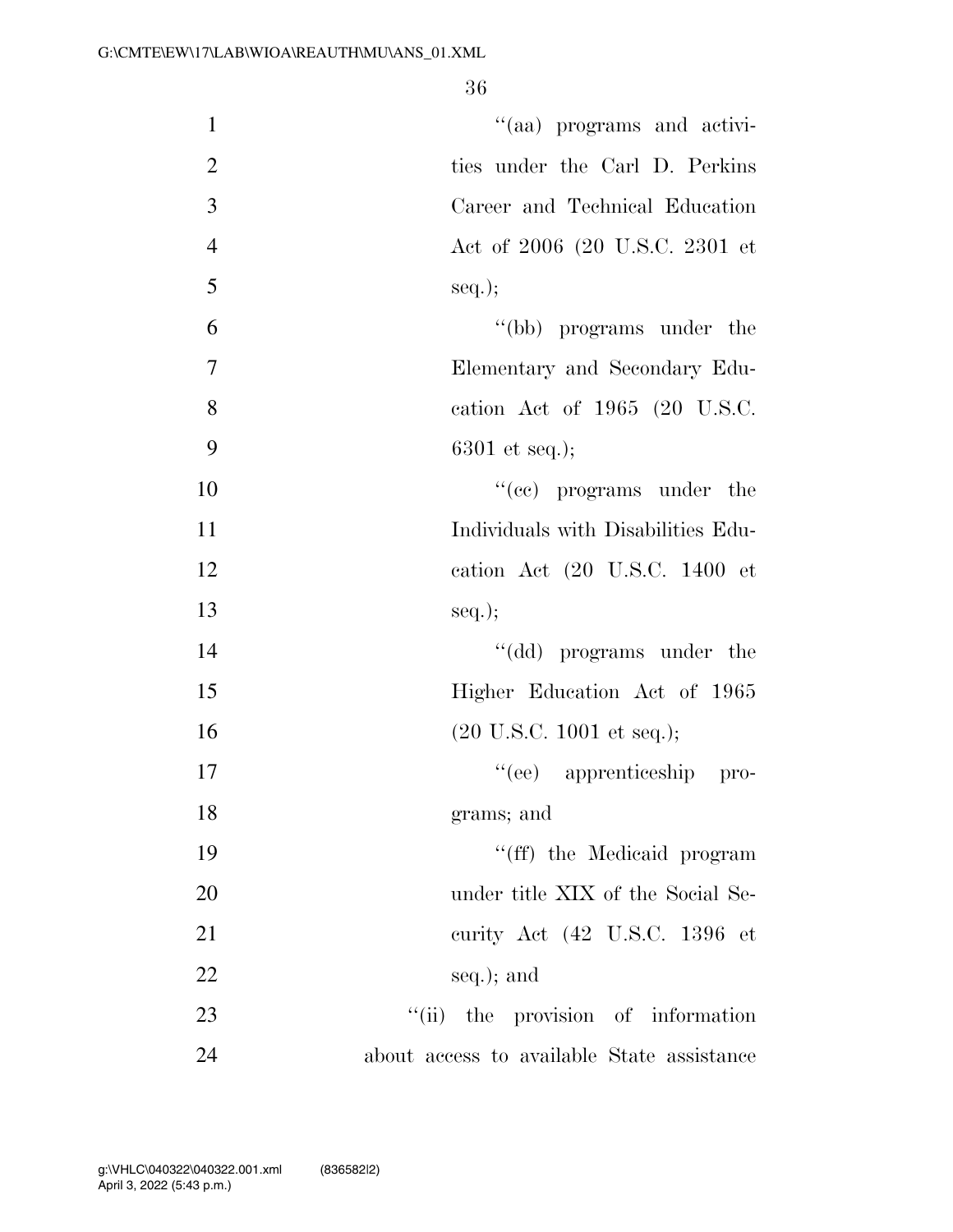"(aa) programs and activities under the Carl D. Perkins Career and Technical Education Act of 2006 (20 U.S.C. 2301 et seq.);

"(bb) programs under the Elementary and Secondary Education Act of 1965 (20 U.S.C. 6301 et seq.);

"(cc) programs under the Individuals with Disabilities Education Act (20 U.S.C. 1400 et seq.);

"(dd) programs under the Higher Education Act of 1965 (20 U.S.C. 1001 et seq.);

"(ee) apprenticeship programs; and

"(ff) the Medicaid program under title XIX of the Social Security Act (42 U.S.C. 1396 et seq.); and

"(ii) the provision of information about access to available State assistance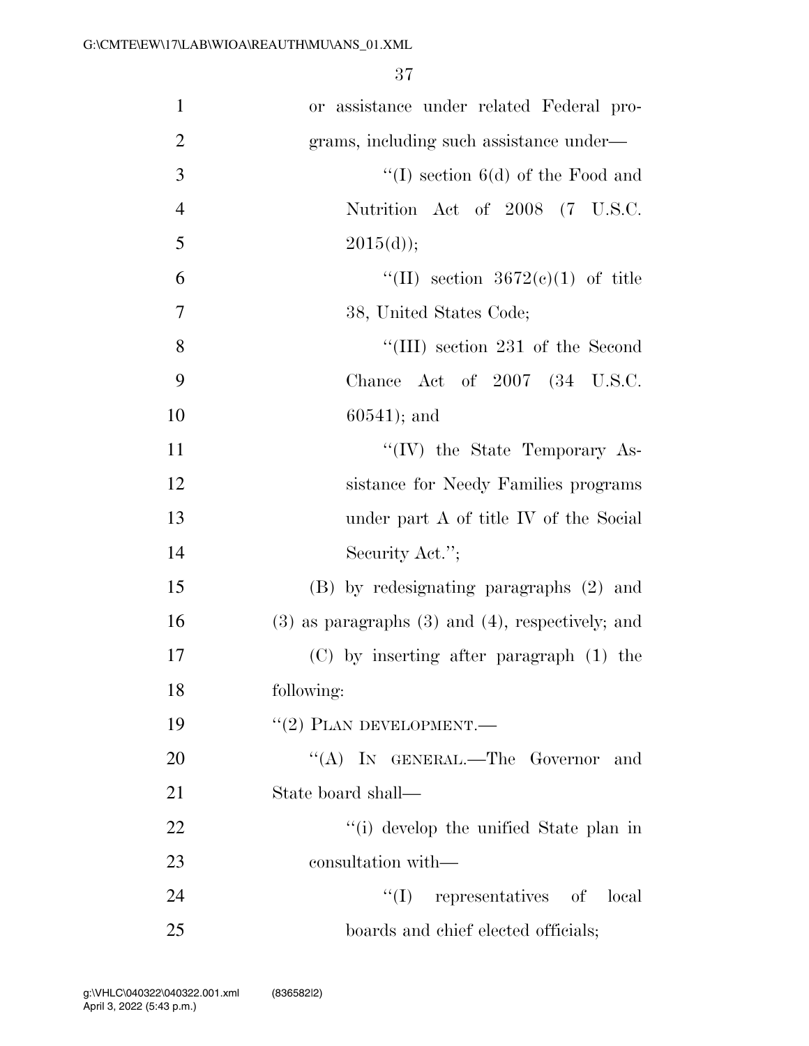or assistance under related Federal programs, including such assistance under—

''(I) section 6(d) of the Food and Nutrition Act of 2008 (7 U.S.C. 2015(d));

''(II) section 3672(c)(1) of title 38, United States Code;

''(III) section 231 of the Second Chance Act of 2007 (34 U.S.C. 60541); and

''(IV) the State Temporary Assistance for Needy Families programs under part A of title IV of the Social Security Act.'';

(B) by redesignating paragraphs (2) and (3) as paragraphs (3) and (4), respectively; and

(C) by inserting after paragraph (1) the following:

''(2) PLAN DEVELOPMENT.—

''(A) IN GENERAL.—The Governor and State board shall—

''(i) develop the unified State plan in consultation with—

''(I) representatives of local boards and chief elected officials;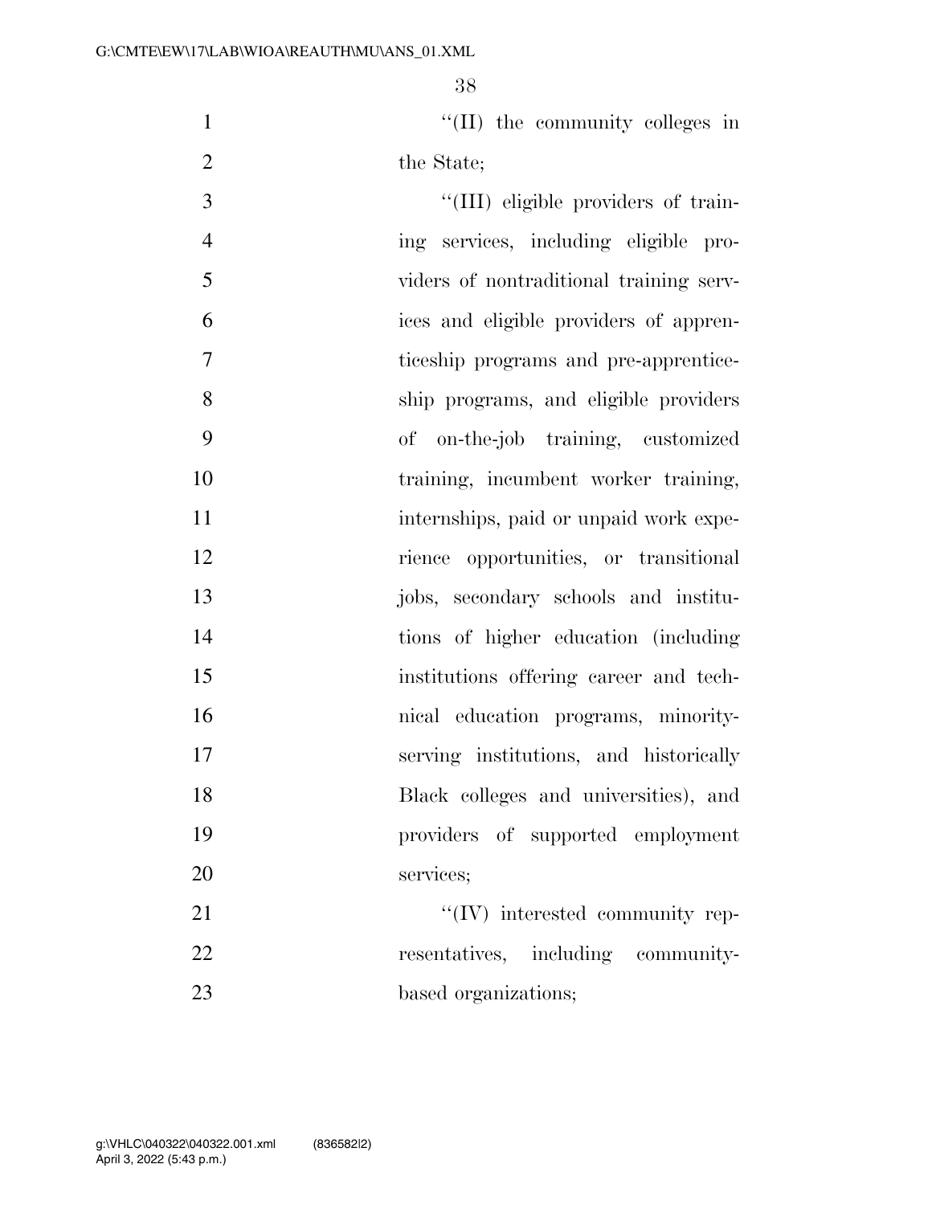"(II) the community colleges in the State;

"(III) eligible providers of training services, including eligible providers of nontraditional training services and eligible providers of apprenticeship programs and pre-apprenticeship programs, and eligible providers of on-the-job training, customized training, incumbent worker training, internships, paid or unpaid work experience opportunities, or transitional jobs, secondary schools and institutions of higher education (including institutions offering career and technical education programs, minority-serving institutions, and historically Black colleges and universities), and providers of supported employment services;

"(IV) interested community representatives, including community-based organizations;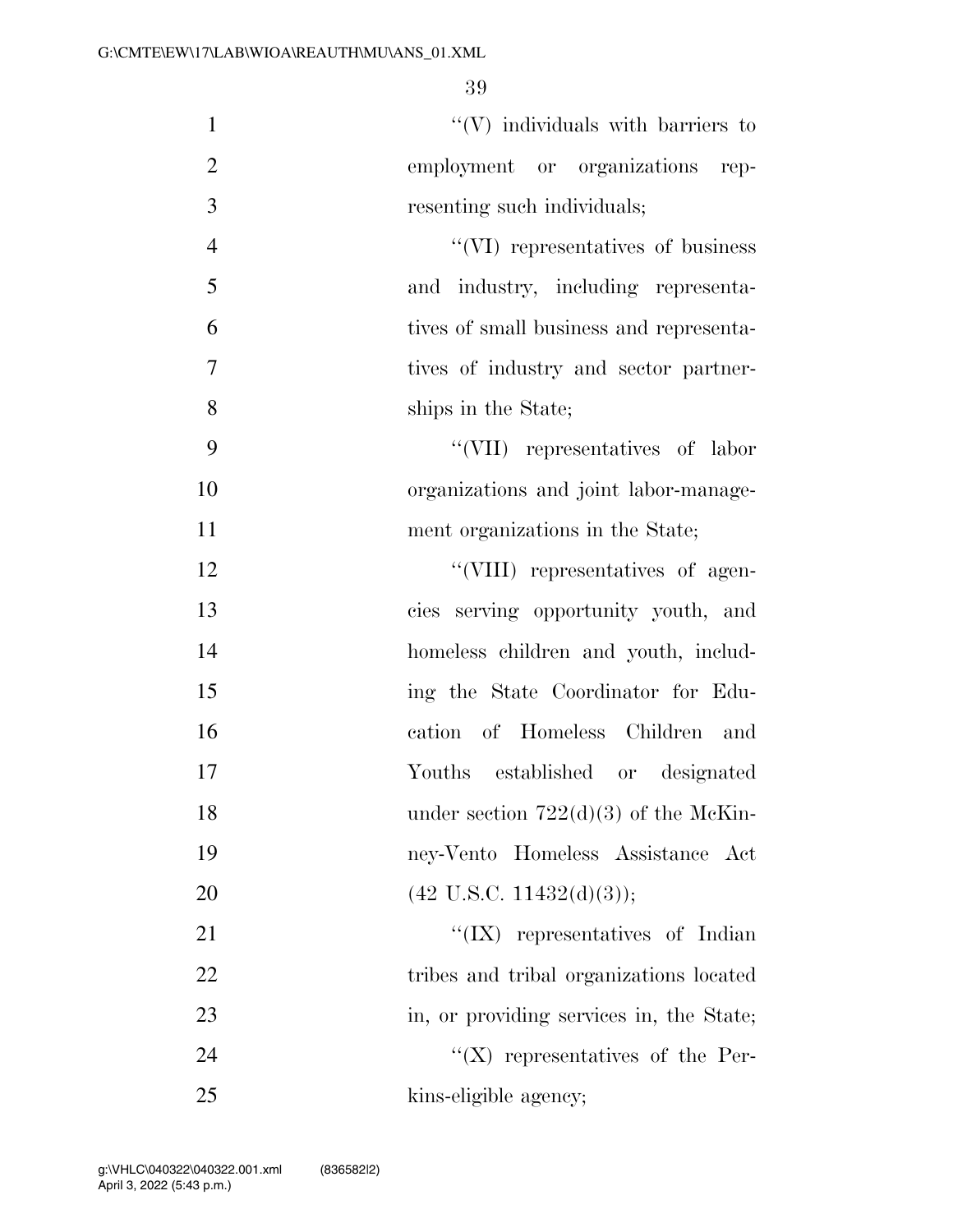''(V) individuals with barriers to employment or organizations representing such individuals;

''(VI) representatives of business and industry, including representatives of small business and representatives of industry and sector partnerships in the State;

''(VII) representatives of labor organizations and joint labor-management organizations in the State;

''(VIII) representatives of agencies serving opportunity youth, and homeless children and youth, including the State Coordinator for Education of Homeless Children and Youths established or designated under section 722(d)(3) of the McKinney-Vento Homeless Assistance Act (42 U.S.C. 11432(d)(3));

''(IX) representatives of Indian tribes and tribal organizations located in, or providing services in, the State;

''(X) representatives of the Perkins-eligible agency;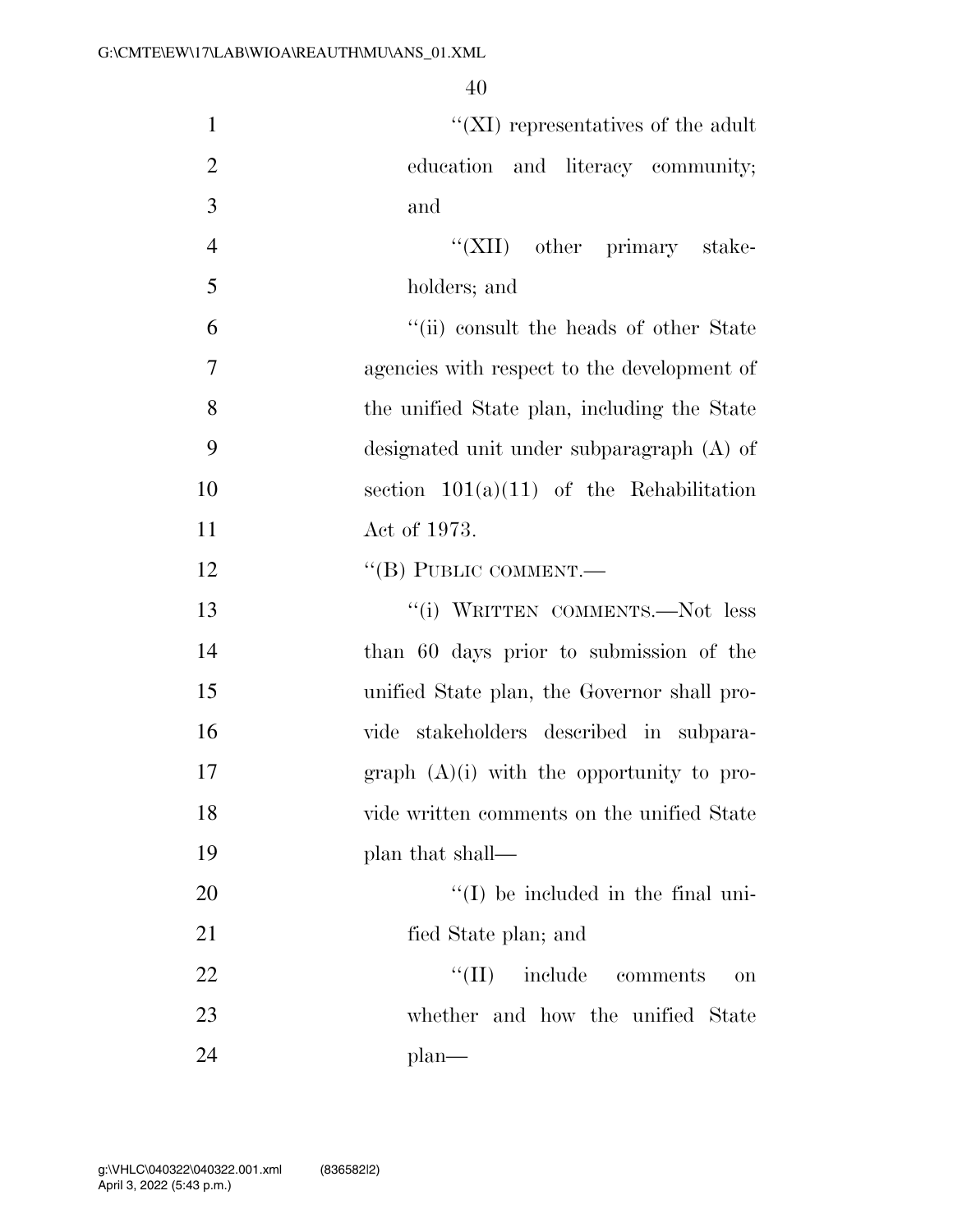''(XI) representatives of the adult education and literacy community; and

''(XII) other primary stakeholders; and

''(ii) consult the heads of other State agencies with respect to the development of the unified State plan, including the State designated unit under subparagraph (A) of section 101(a)(11) of the Rehabilitation Act of 1973.

''(B) PUBLIC COMMENT.—

''(i) WRITTEN COMMENTS.—Not less than 60 days prior to submission of the unified State plan, the Governor shall provide stakeholders described in subparagraph (A)(i) with the opportunity to provide written comments on the unified State plan that shall—

''(I) be included in the final unified State plan; and

''(II) include comments on whether and how the unified State plan—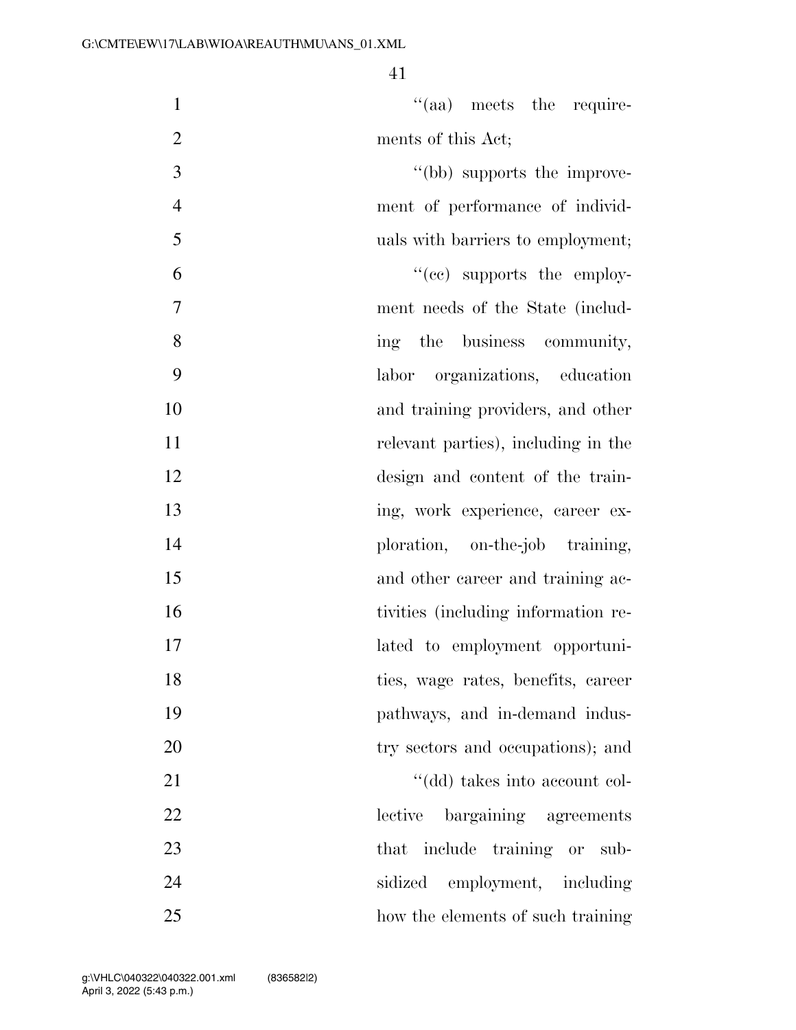“(aa) meets the requirements of this Act;

“(bb) supports the improvement of performance of individuals with barriers to employment;

“(cc) supports the employment needs of the State (including the business community, labor organizations, education and training providers, and other relevant parties), including in the design and content of the training, work experience, career exploration, on-the-job training, and other career and training activities (including information related to employment opportunities, wage rates, benefits, career pathways, and in-demand industry sectors and occupations); and

“(dd) takes into account collective bargaining agreements that include training or subsidized employment, including how the elements of such training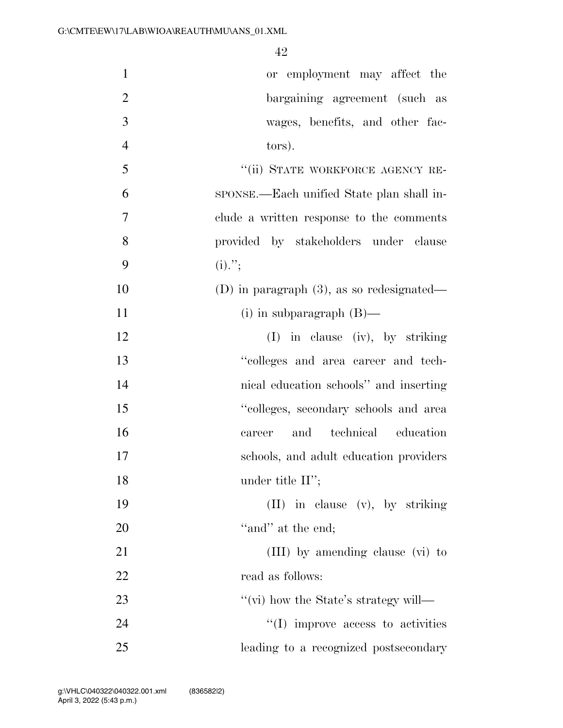or employment may affect the bargaining agreement (such as wages, benefits, and other factors).

"(ii) STATE WORKFORCE AGENCY RESPONSE.—Each unified State plan shall include a written response to the comments provided by stakeholders under clause (i).";

(D) in paragraph (3), as so redesignated—

(i) in subparagraph (B)—

(I) in clause (iv), by striking "colleges and area career and technical education schools" and inserting "colleges, secondary schools and area career and technical education schools, and adult education providers under title II";

(II) in clause (v), by striking "and" at the end;

(III) by amending clause (vi) to read as follows:

"(vi) how the State's strategy will—

"(I) improve access to activities leading to a recognized postsecondary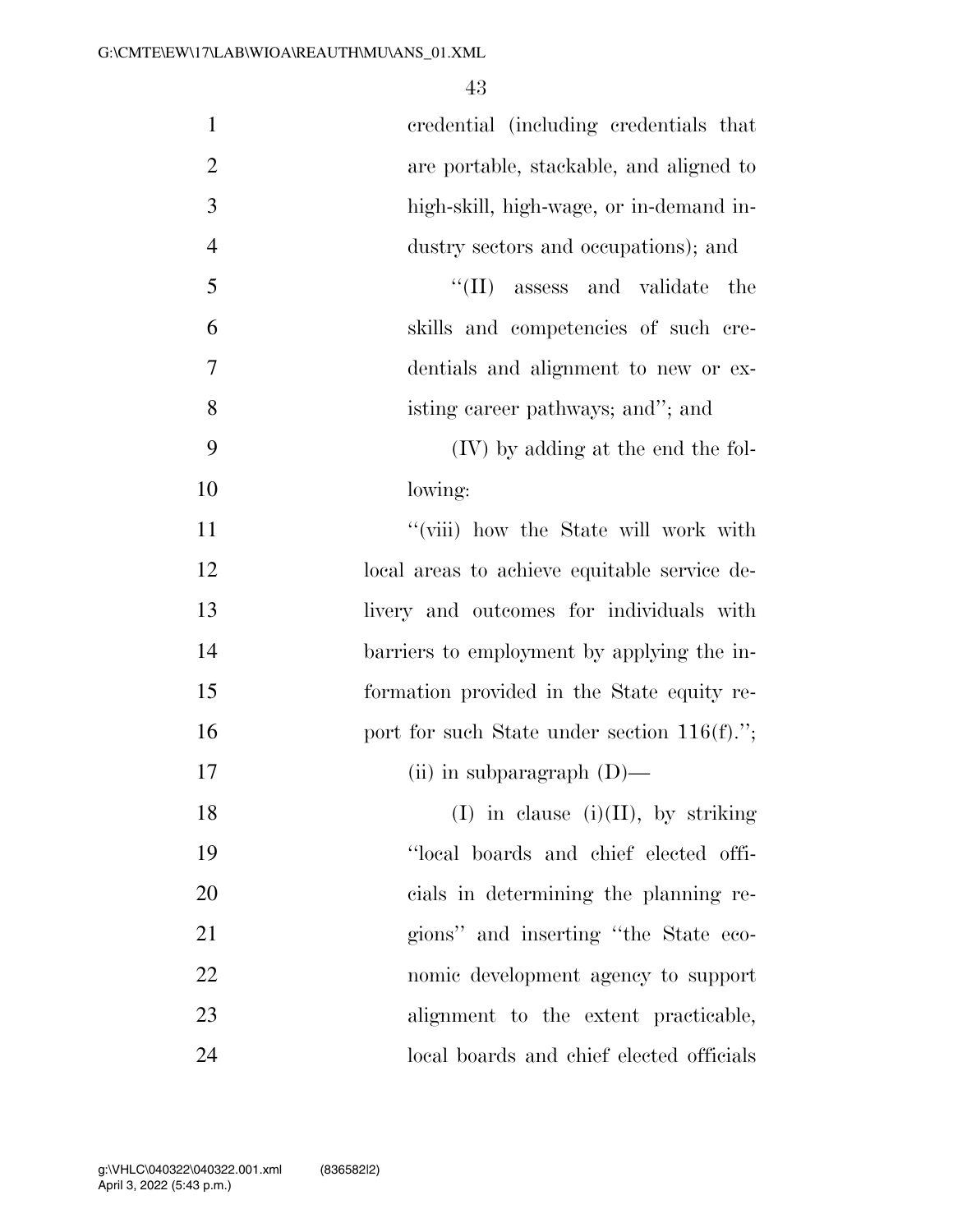credential (including credentials that are portable, stackable, and aligned to high-skill, high-wage, or in-demand industry sectors and occupations); and

"(II) assess and validate the skills and competencies of such credentials and alignment to new or existing career pathways; and"; and

(IV) by adding at the end the following:

"(viii) how the State will work with local areas to achieve equitable service delivery and outcomes for individuals with barriers to employment by applying the information provided in the State equity report for such State under section 116(f).";

(ii) in subparagraph (D)—

(I) in clause (i)(II), by striking "local boards and chief elected officials in determining the planning regions" and inserting "the State economic development agency to support alignment to the extent practicable, local boards and chief elected officials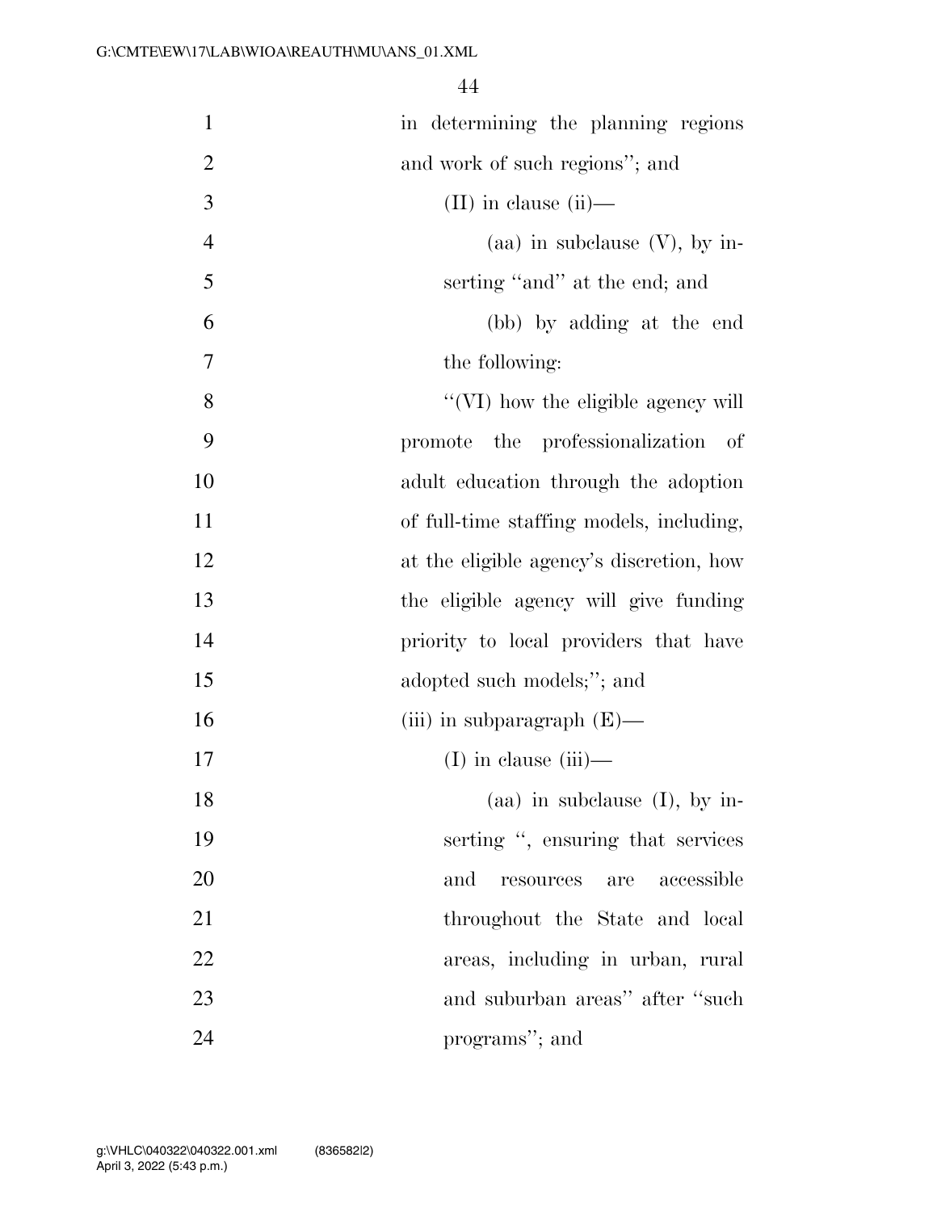in determining the planning regions and work of such regions''; and

(II) in clause (ii)—

(aa) in subclause (V), by inserting ''and'' at the end; and

(bb) by adding at the end the following:

''(VI) how the eligible agency will promote the professionalization of adult education through the adoption of full-time staffing models, including, at the eligible agency's discretion, how the eligible agency will give funding priority to local providers that have adopted such models;''; and

(iii) in subparagraph (E)—

(I) in clause (iii)—

(aa) in subclause (I), by inserting '', ensuring that services and resources are accessible throughout the State and local areas, including in urban, rural and suburban areas'' after ''such programs''; and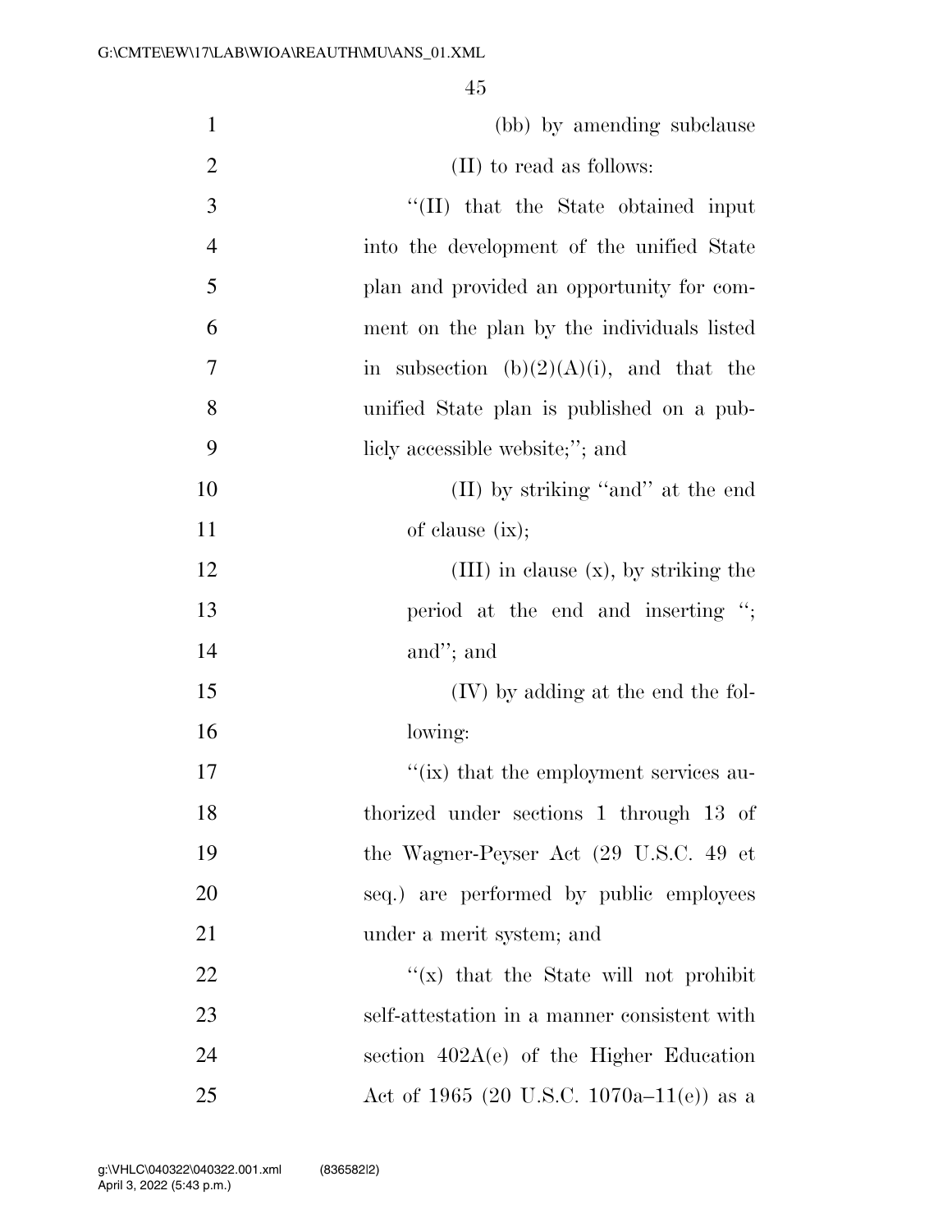(bb) by amending subclause (II) to read as follows:

"(II) that the State obtained input into the development of the unified State plan and provided an opportunity for comment on the plan by the individuals listed in subsection (b)(2)(A)(i), and that the unified State plan is published on a publicly accessible website;"; and

(II) by striking "and" at the end of clause (ix);

(III) in clause (x), by striking the period at the end and inserting "; and"; and

(IV) by adding at the end the following:

"(ix) that the employment services authorized under sections 1 through 13 of the Wagner-Peyser Act (29 U.S.C. 49 et seq.) are performed by public employees under a merit system; and

"(x) that the State will not prohibit self-attestation in a manner consistent with section 402A(e) of the Higher Education Act of 1965 (20 U.S.C. 1070a–11(e)) as a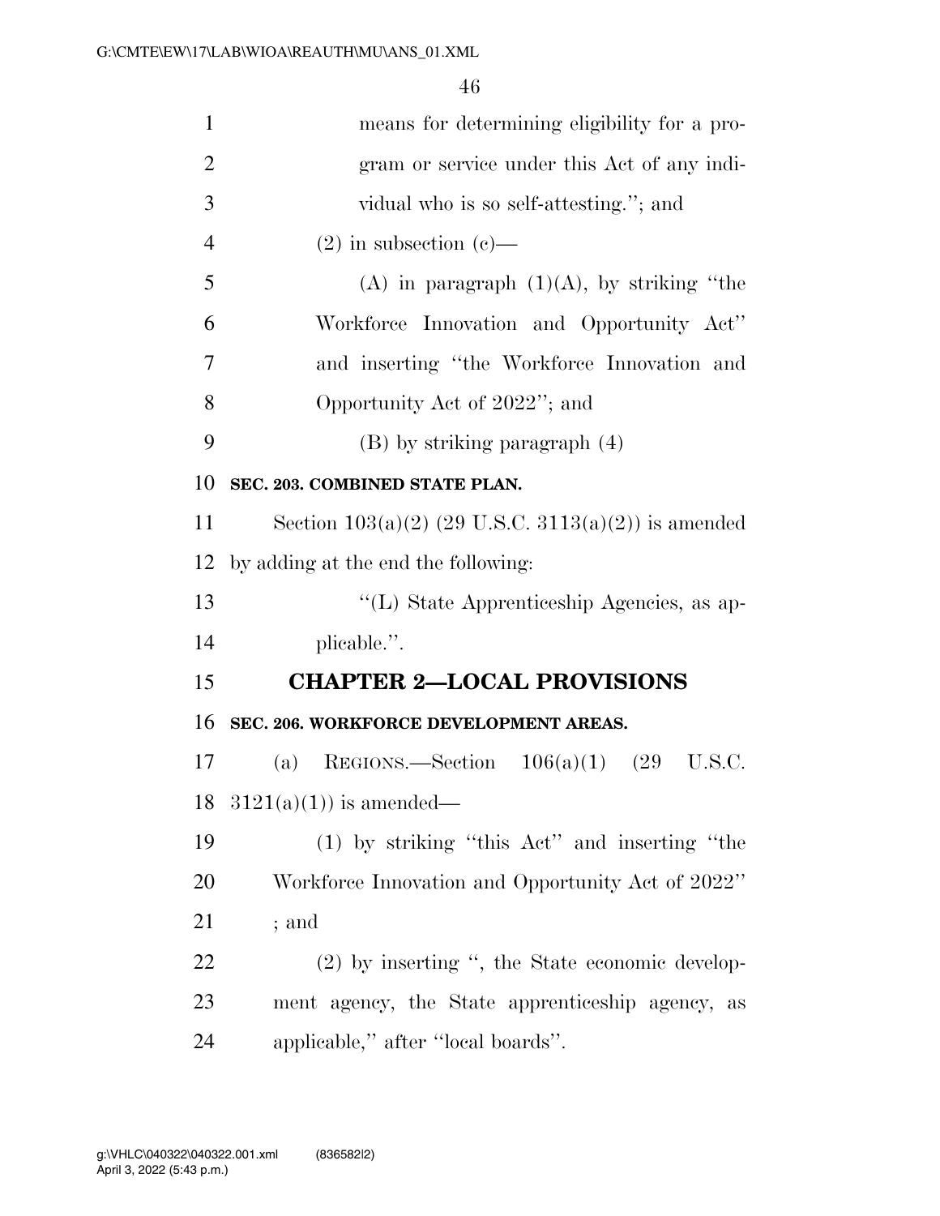means for determining eligibility for a program or service under this Act of any individual who is so self-attesting.''; and

(2) in subsection (c)—

(A) in paragraph (1)(A), by striking ''the Workforce Innovation and Opportunity Act'' and inserting ''the Workforce Innovation and Opportunity Act of 2022''; and

(B) by striking paragraph (4)

**SEC. 203. COMBINED STATE PLAN.**

Section 103(a)(2) (29 U.S.C. 3113(a)(2)) is amended by adding at the end the following:

''(L) State Apprenticeship Agencies, as applicable.''.

## CHAPTER 2—LOCAL PROVISIONS

**SEC. 206. WORKFORCE DEVELOPMENT AREAS.**

(a) REGIONS.—Section 106(a)(1) (29 U.S.C. 3121(a)(1)) is amended—

(1) by striking ''this Act'' and inserting ''the Workforce Innovation and Opportunity Act of 2022'' ; and

(2) by inserting '', the State economic development agency, the State apprenticeship agency, as applicable,'' after ''local boards''.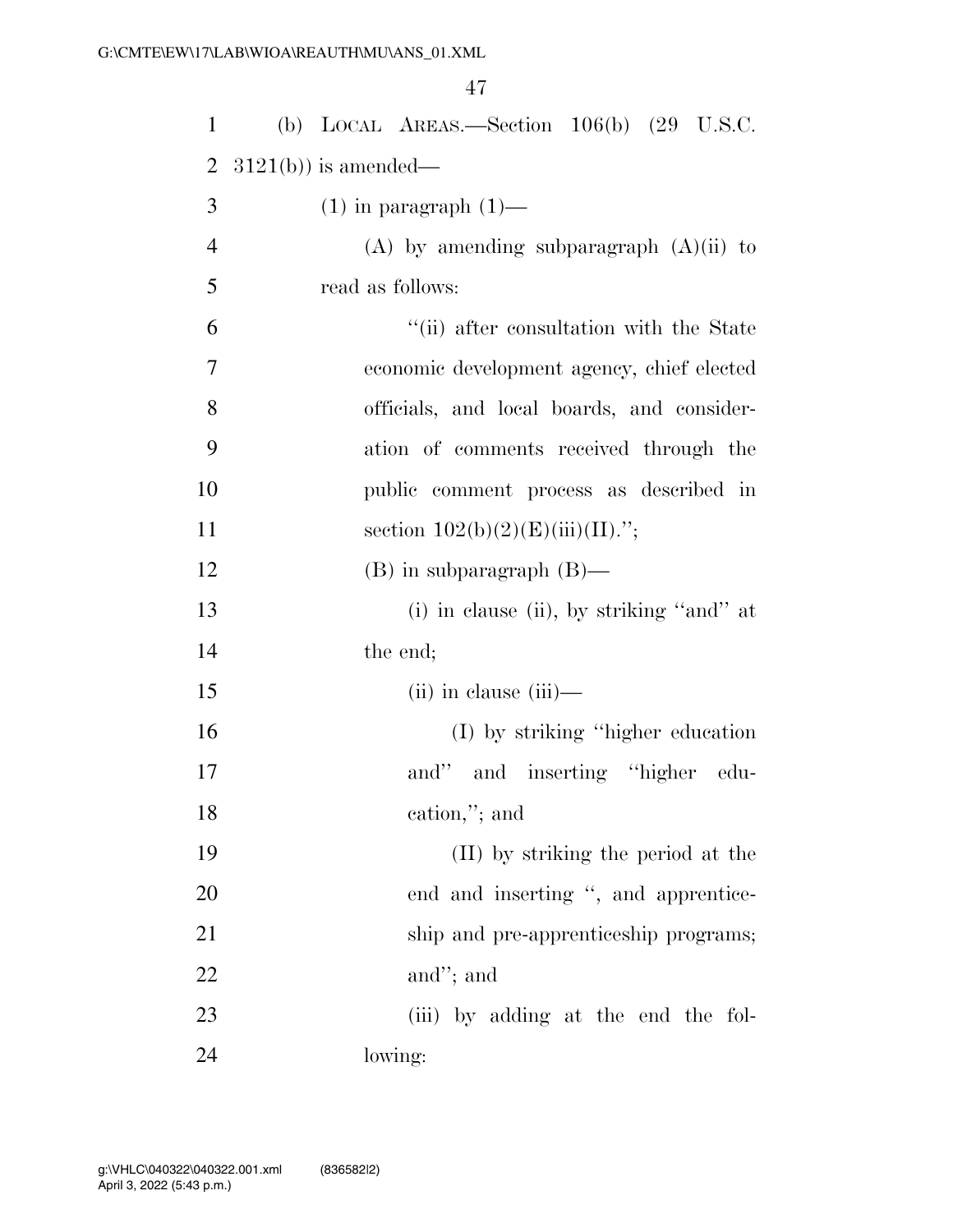(b) LOCAL AREAS.—Section 106(b) (29 U.S.C. 3121(b)) is amended—

(1) in paragraph (1)—

(A) by amending subparagraph (A)(ii) to read as follows:

''(ii) after consultation with the State economic development agency, chief elected officials, and local boards, and consideration of comments received through the public comment process as described in section 102(b)(2)(E)(iii)(II).'';

(B) in subparagraph (B)—

(i) in clause (ii), by striking ''and'' at the end;

(ii) in clause (iii)—

(I) by striking ''higher education and'' and inserting ''higher education,''; and

(II) by striking the period at the end and inserting '', and apprenticeship and pre-apprenticeship programs; and''; and

(iii) by adding at the end the following: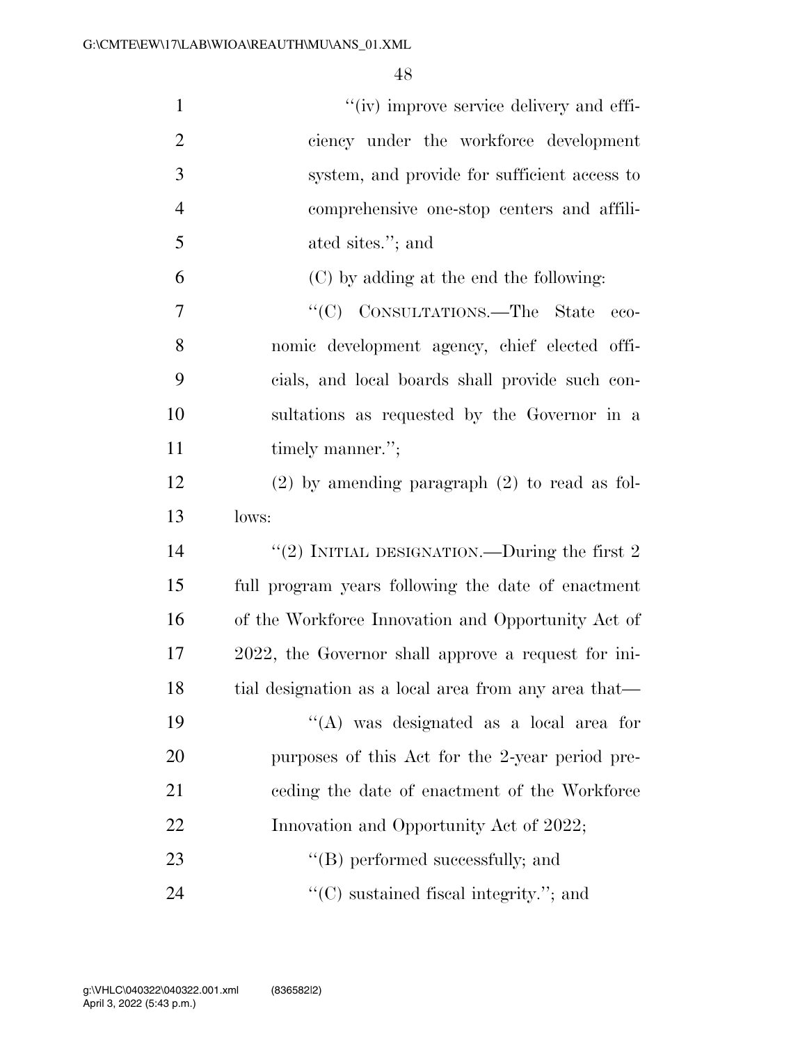''(iv) improve service delivery and efficiency under the workforce development system, and provide for sufficient access to comprehensive one-stop centers and affiliated sites.''; and

(C) by adding at the end the following:

''(C) CONSULTATIONS.—The State economic development agency, chief elected officials, and local boards shall provide such consultations as requested by the Governor in a timely manner.'';

(2) by amending paragraph (2) to read as follows:

''(2) INITIAL DESIGNATION.—During the first 2 full program years following the date of enactment of the Workforce Innovation and Opportunity Act of 2022, the Governor shall approve a request for initial designation as a local area from any area that—

''(A) was designated as a local area for purposes of this Act for the 2-year period preceding the date of enactment of the Workforce Innovation and Opportunity Act of 2022;

''(B) performed successfully; and

''(C) sustained fiscal integrity.''; and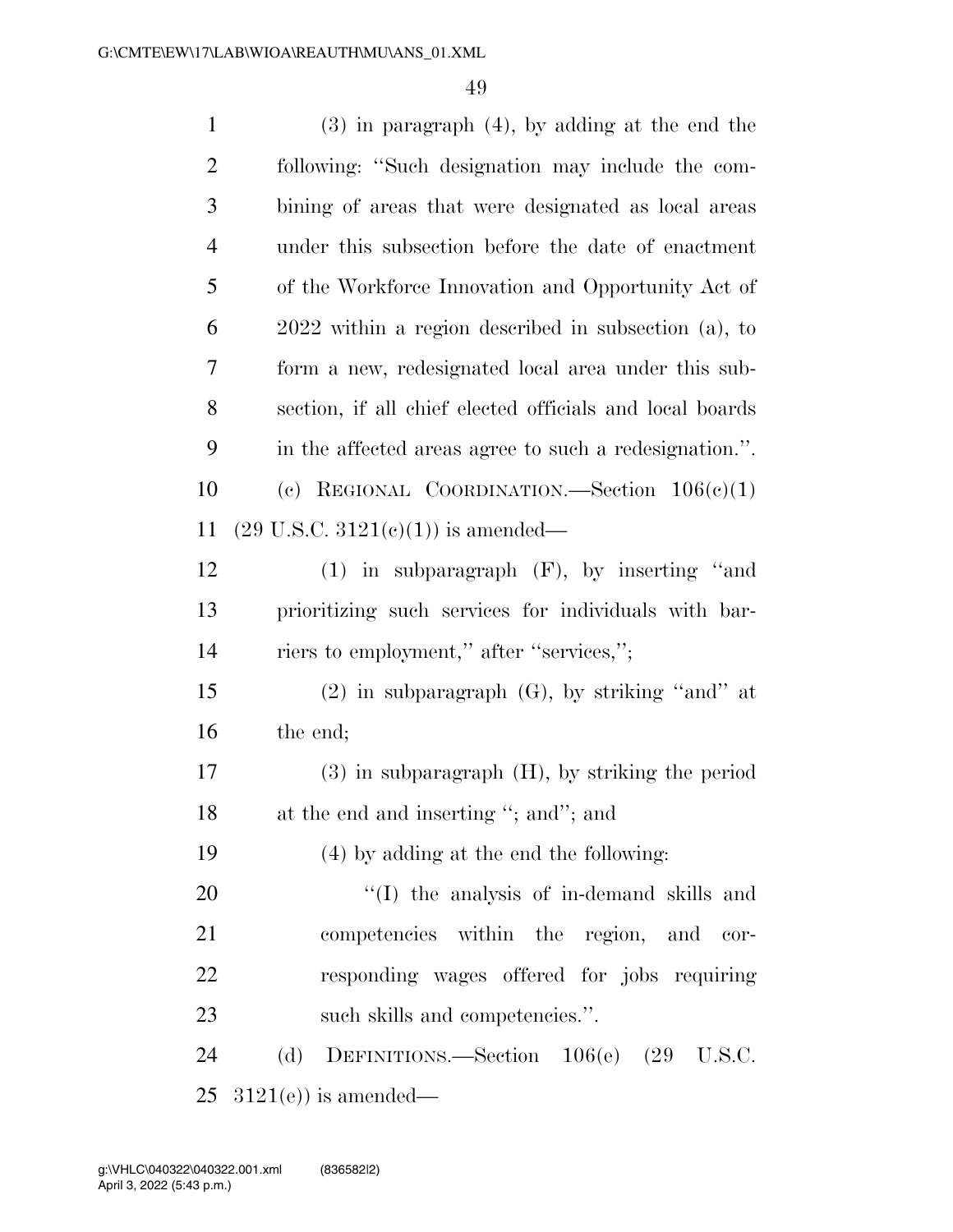(3) in paragraph (4), by adding at the end the following: ''Such designation may include the combining of areas that were designated as local areas under this subsection before the date of enactment of the Workforce Innovation and Opportunity Act of 2022 within a region described in subsection (a), to form a new, redesignated local area under this subsection, if all chief elected officials and local boards in the affected areas agree to such a redesignation.''.

(c) REGIONAL COORDINATION.—Section 106(c)(1) (29 U.S.C. 3121(c)(1)) is amended—

(1) in subparagraph (F), by inserting ''and prioritizing such services for individuals with barriers to employment,'' after ''services,'';

(2) in subparagraph (G), by striking ''and'' at the end;

(3) in subparagraph (H), by striking the period at the end and inserting ''; and''; and

(4) by adding at the end the following:

''(I) the analysis of in-demand skills and competencies within the region, and corresponding wages offered for jobs requiring such skills and competencies.''.

(d) DEFINITIONS.—Section 106(e) (29 U.S.C. 3121(e)) is amended—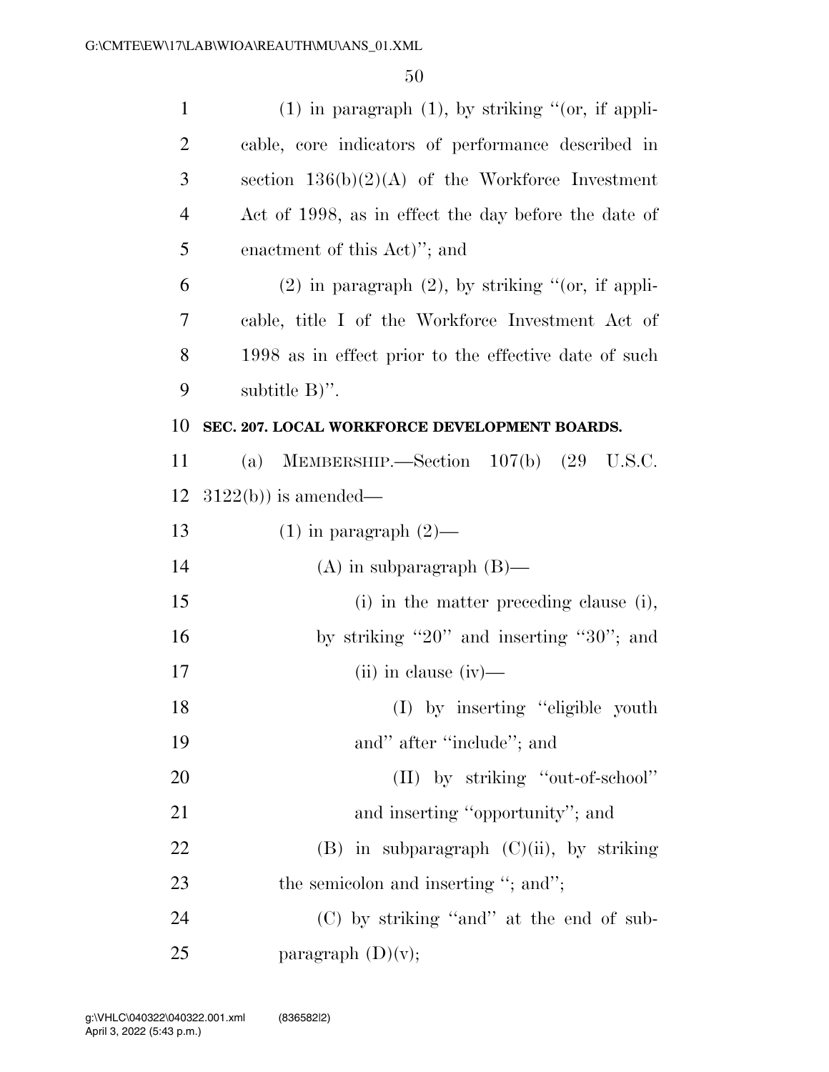(1) in paragraph (1), by striking "(or, if applicable, core indicators of performance described in section 136(b)(2)(A) of the Workforce Investment Act of 1998, as in effect the day before the date of enactment of this Act)"; and

(2) in paragraph (2), by striking "(or, if applicable, title I of the Workforce Investment Act of 1998 as in effect prior to the effective date of such subtitle B)".

**SEC. 207. LOCAL WORKFORCE DEVELOPMENT BOARDS.**

(a) MEMBERSHIP.—Section 107(b) (29 U.S.C. 3122(b)) is amended—

(1) in paragraph (2)—

(A) in subparagraph (B)—

(i) in the matter preceding clause (i), by striking "20" and inserting "30"; and

(ii) in clause (iv)—

(I) by inserting "eligible youth and" after "include"; and

(II) by striking "out-of-school" and inserting "opportunity"; and

(B) in subparagraph (C)(ii), by striking the semicolon and inserting "; and";

(C) by striking "and" at the end of subparagraph (D)(v);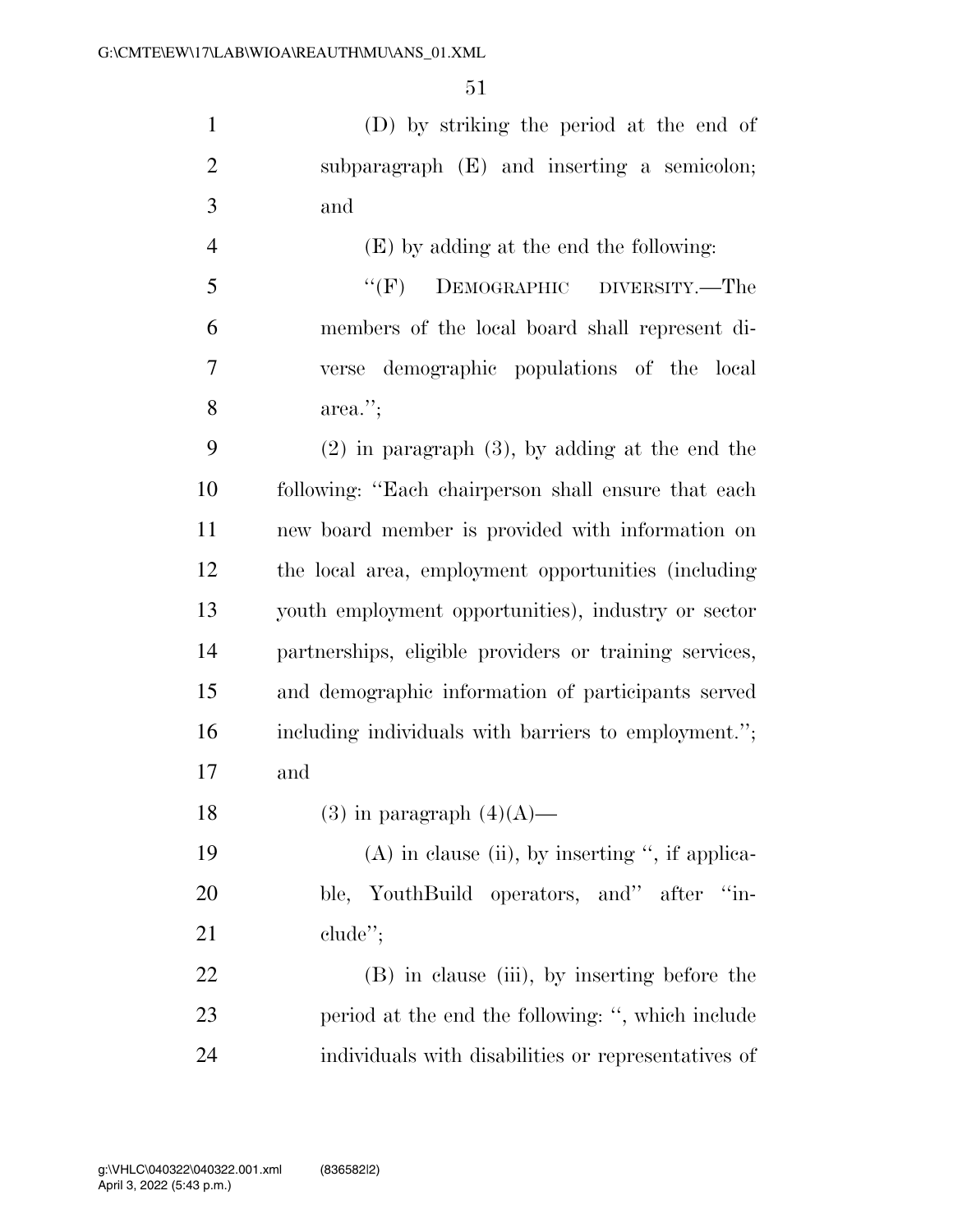(D) by striking the period at the end of subparagraph (E) and inserting a semicolon; and

(E) by adding at the end the following:

"(F) DEMOGRAPHIC DIVERSITY.—The members of the local board shall represent diverse demographic populations of the local area.";

(2) in paragraph (3), by adding at the end the following: "Each chairperson shall ensure that each new board member is provided with information on the local area, employment opportunities (including youth employment opportunities), industry or sector partnerships, eligible providers or training services, and demographic information of participants served including individuals with barriers to employment."; and

(3) in paragraph (4)(A)—

(A) in clause (ii), by inserting ", if applicable, YouthBuild operators, and" after "include";

(B) in clause (iii), by inserting before the period at the end the following: ", which include individuals with disabilities or representatives of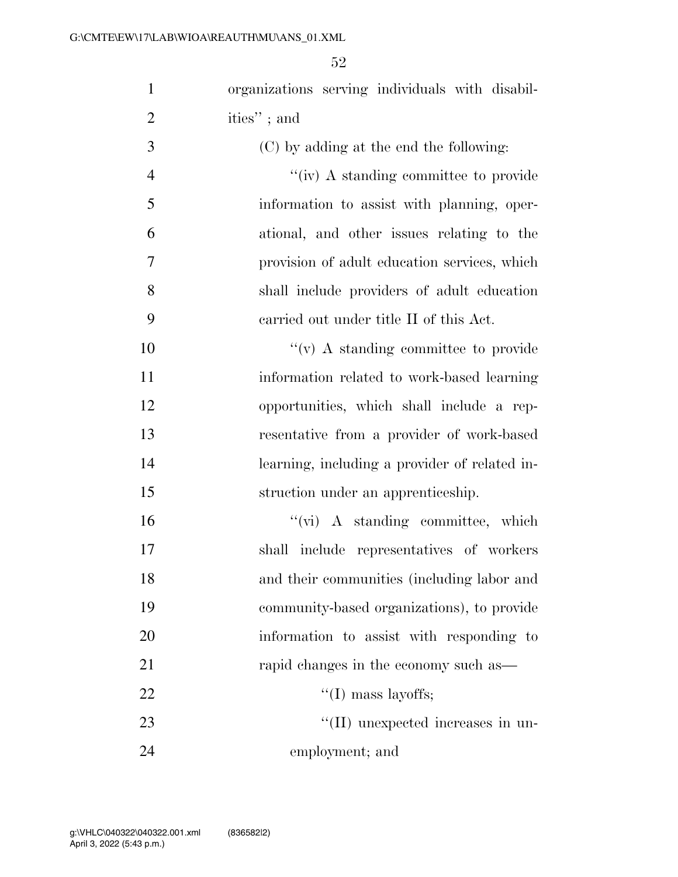organizations serving individuals with disabilities'' ; and

(C) by adding at the end the following:

''(iv) A standing committee to provide information to assist with planning, operational, and other issues relating to the provision of adult education services, which shall include providers of adult education carried out under title II of this Act.

''(v) A standing committee to provide information related to work-based learning opportunities, which shall include a representative from a provider of work-based learning, including a provider of related instruction under an apprenticeship.

''(vi) A standing committee, which shall include representatives of workers and their communities (including labor and community-based organizations), to provide information to assist with responding to rapid changes in the economy such as—

''(I) mass layoffs;

''(II) unexpected increases in unemployment; and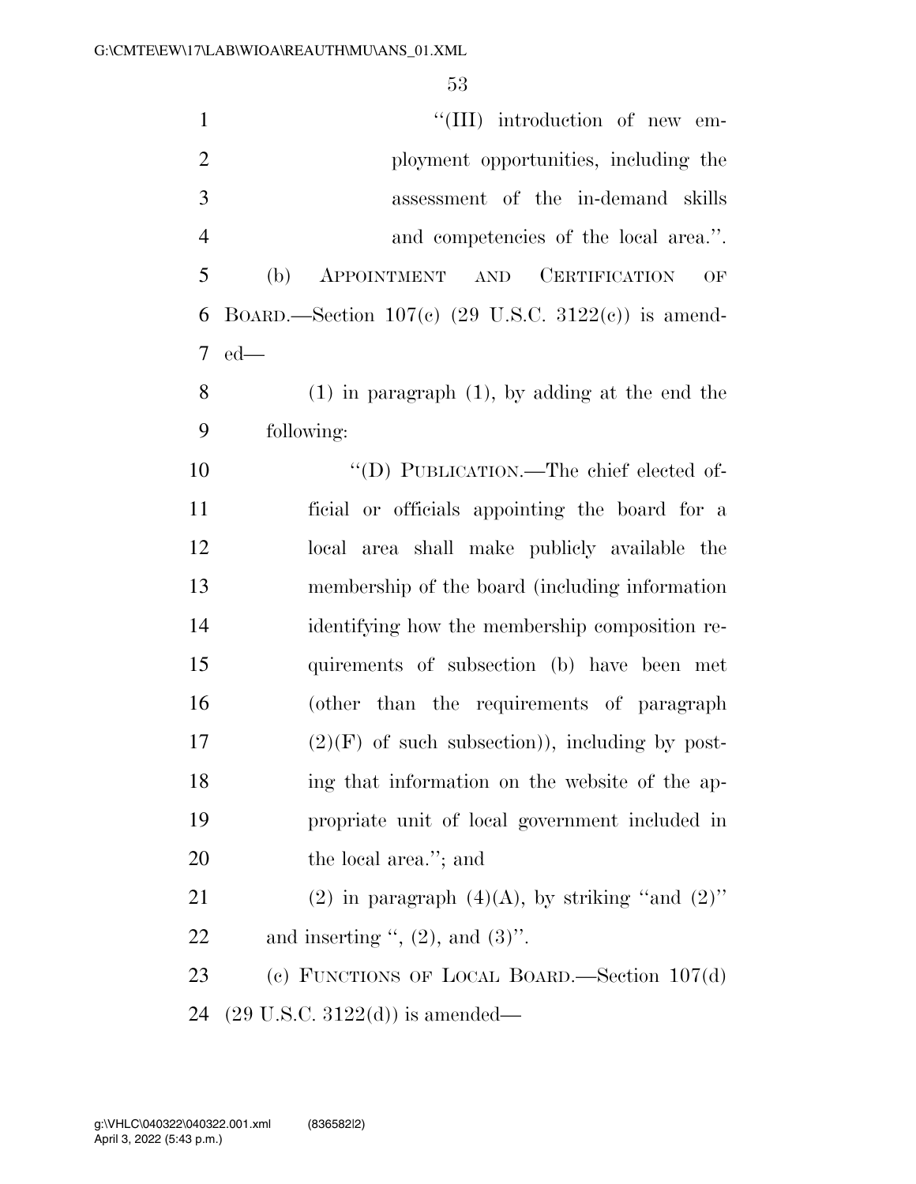"(III) introduction of new employment opportunities, including the assessment of the in-demand skills and competencies of the local area.".

(b) APPOINTMENT AND CERTIFICATION OF BOARD.—Section 107(c) (29 U.S.C. 3122(c)) is amended—

(1) in paragraph (1), by adding at the end the following:

"(D) PUBLICATION.—The chief elected official or officials appointing the board for a local area shall make publicly available the membership of the board (including information identifying how the membership composition requirements of subsection (b) have been met (other than the requirements of paragraph (2)(F) of such subsection)), including by posting that information on the website of the appropriate unit of local government included in the local area."; and

(2) in paragraph (4)(A), by striking "and (2)" and inserting ", (2), and (3)".

(c) FUNCTIONS OF LOCAL BOARD.—Section 107(d) (29 U.S.C. 3122(d)) is amended—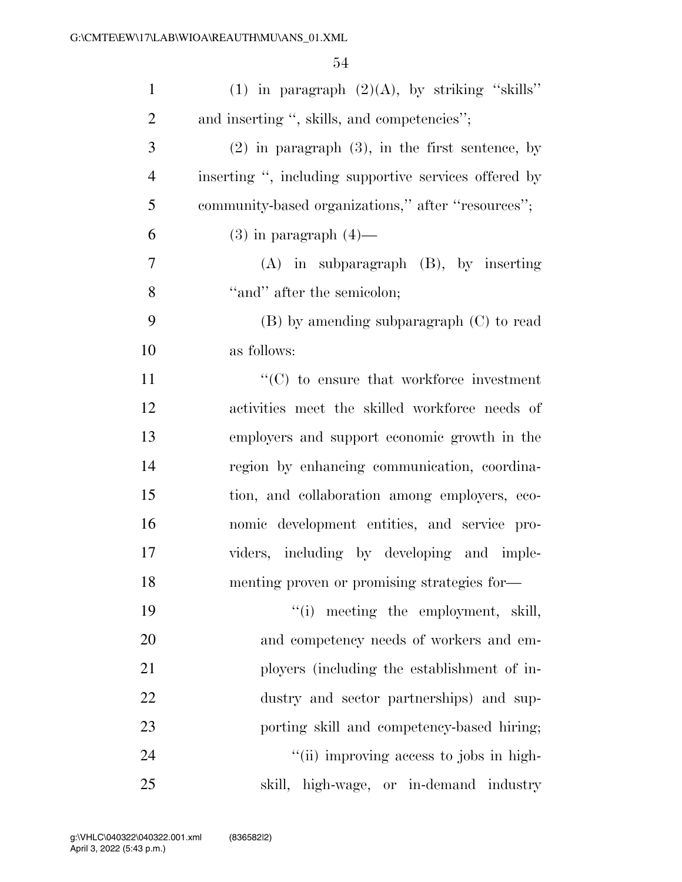(1) in paragraph (2)(A), by striking ''skills'' and inserting '', skills, and competencies'';

(2) in paragraph (3), in the first sentence, by inserting '', including supportive services offered by community-based organizations,'' after ''resources'';

(3) in paragraph (4)—

(A) in subparagraph (B), by inserting ''and'' after the semicolon;

(B) by amending subparagraph (C) to read as follows:

''(C) to ensure that workforce investment activities meet the skilled workforce needs of employers and support economic growth in the region by enhancing communication, coordination, and collaboration among employers, economic development entities, and service providers, including by developing and implementing proven or promising strategies for—

''(i) meeting the employment, skill, and competency needs of workers and employers (including the establishment of industry and sector partnerships) and supporting skill and competency-based hiring;

''(ii) improving access to jobs in high-skill, high-wage, or in-demand industry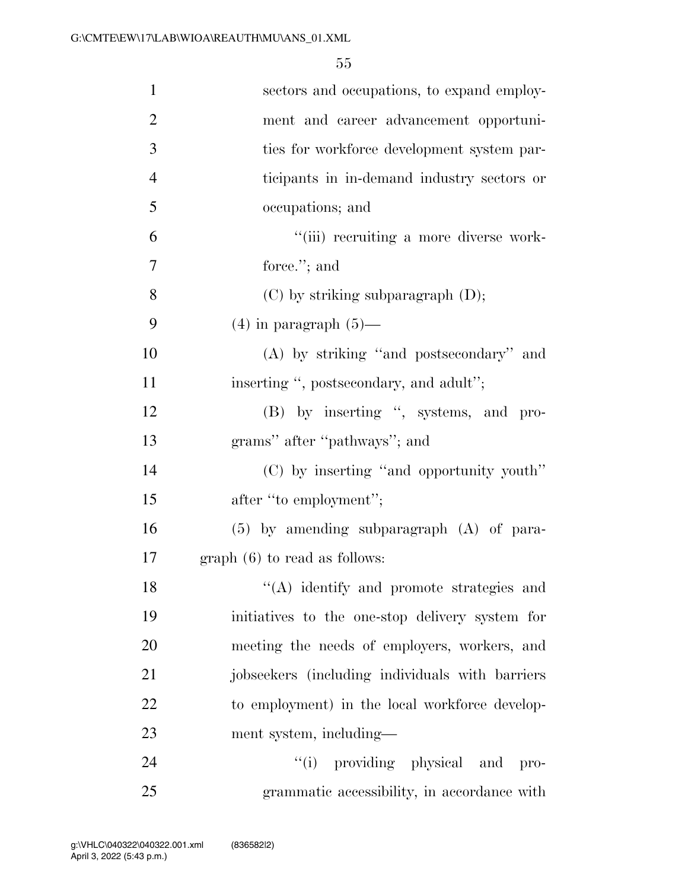sectors and occupations, to expand employment and career advancement opportunities for workforce development system participants in in-demand industry sectors or occupations; and

"(iii) recruiting a more diverse workforce."; and

(C) by striking subparagraph (D);

(4) in paragraph (5)—

(A) by striking "and postsecondary" and inserting ", postsecondary, and adult";

(B) by inserting ", systems, and programs" after "pathways"; and

(C) by inserting "and opportunity youth" after "to employment";

(5) by amending subparagraph (A) of paragraph (6) to read as follows:

"(A) identify and promote strategies and initiatives to the one-stop delivery system for meeting the needs of employers, workers, and jobseekers (including individuals with barriers to employment) in the local workforce development system, including—

"(i) providing physical and programmatic accessibility, in accordance with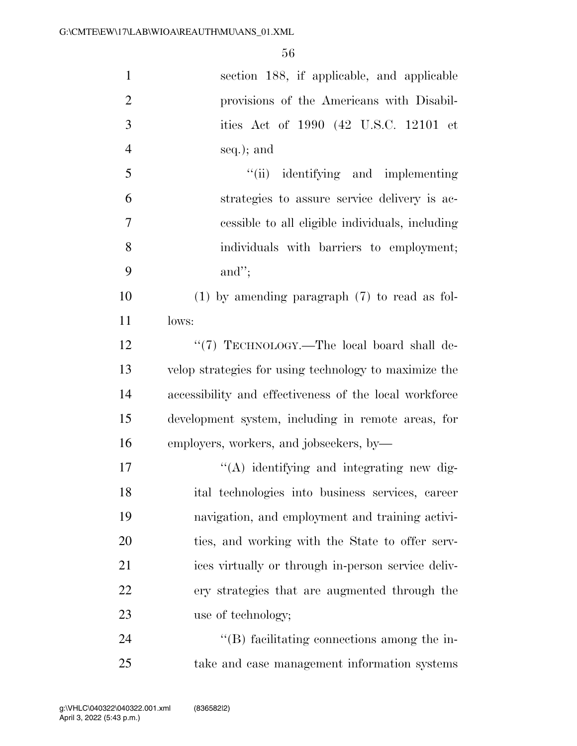section 188, if applicable, and applicable provisions of the Americans with Disabilities Act of 1990 (42 U.S.C. 12101 et seq.); and

"(ii) identifying and implementing strategies to assure service delivery is accessible to all eligible individuals, including individuals with barriers to employment; and";

(1) by amending paragraph (7) to read as follows:

"(7) TECHNOLOGY.—The local board shall develop strategies for using technology to maximize the accessibility and effectiveness of the local workforce development system, including in remote areas, for employers, workers, and jobseekers, by—

"(A) identifying and integrating new digital technologies into business services, career navigation, and employment and training activities, and working with the State to offer services virtually or through in-person service delivery strategies that are augmented through the use of technology;

"(B) facilitating connections among the intake and case management information systems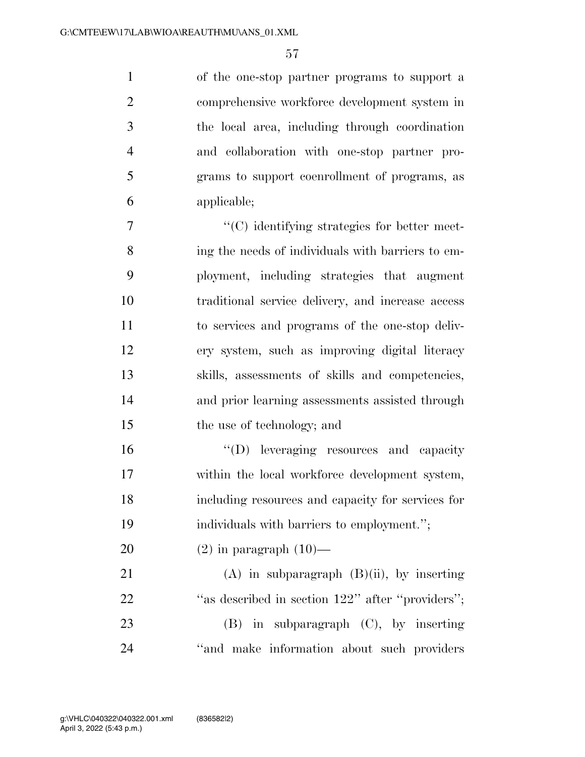of the one-stop partner programs to support a comprehensive workforce development system in the local area, including through coordination and collaboration with one-stop partner programs to support coenrollment of programs, as applicable;

"(C) identifying strategies for better meeting the needs of individuals with barriers to employment, including strategies that augment traditional service delivery, and increase access to services and programs of the one-stop delivery system, such as improving digital literacy skills, assessments of skills and competencies, and prior learning assessments assisted through the use of technology; and

"(D) leveraging resources and capacity within the local workforce development system, including resources and capacity for services for individuals with barriers to employment.";

(2) in paragraph (10)—

(A) in subparagraph (B)(ii), by inserting "as described in section 122" after "providers";

(B) in subparagraph (C), by inserting "and make information about such providers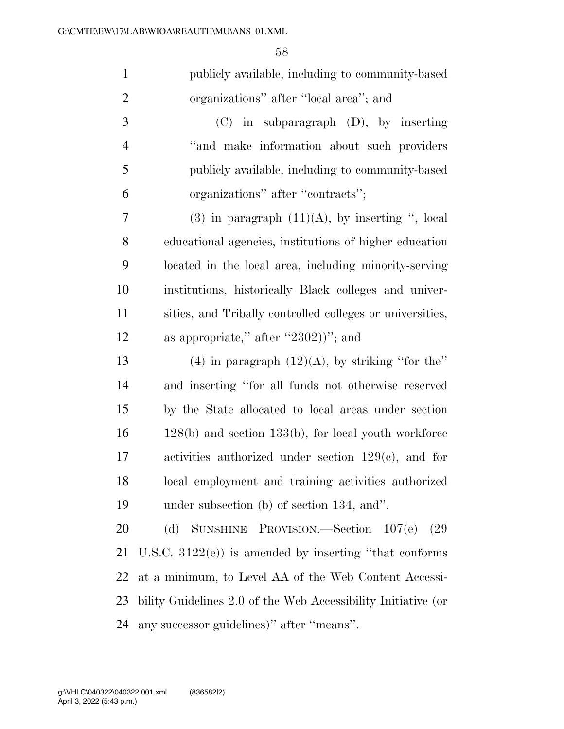publicly available, including to community-based organizations'' after ''local area''; and

(C) in subparagraph (D), by inserting ''and make information about such providers publicly available, including to community-based organizations'' after ''contracts'';

(3) in paragraph (11)(A), by inserting '', local educational agencies, institutions of higher education located in the local area, including minority-serving institutions, historically Black colleges and universities, and Tribally controlled colleges or universities, as appropriate,'' after ''2302))''; and

(4) in paragraph (12)(A), by striking ''for the'' and inserting ''for all funds not otherwise reserved by the State allocated to local areas under section 128(b) and section 133(b), for local youth workforce activities authorized under section 129(c), and for local employment and training activities authorized under subsection (b) of section 134, and''.

(d) SUNSHINE PROVISION.—Section 107(e) (29 U.S.C. 3122(e)) is amended by inserting ''that conforms at a minimum, to Level AA of the Web Content Accessibility Guidelines 2.0 of the Web Accessibility Initiative (or any successor guidelines)'' after ''means''.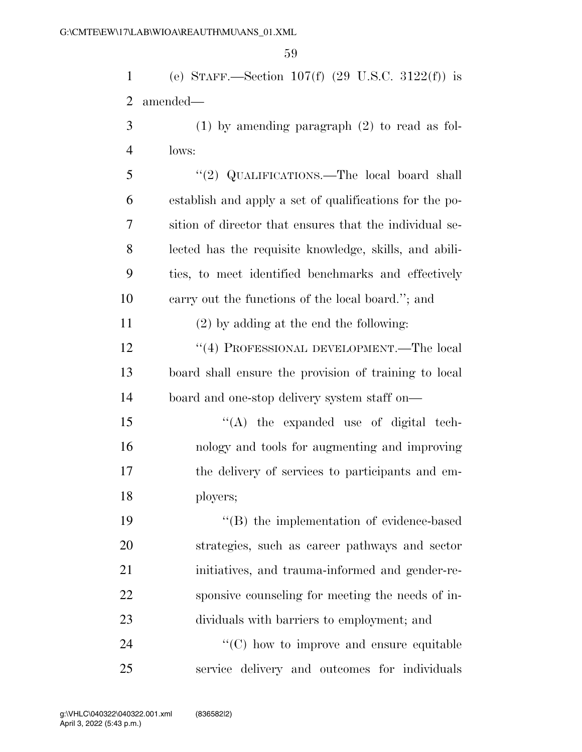(e) STAFF.—Section 107(f) (29 U.S.C. 3122(f)) is amended—

(1) by amending paragraph (2) to read as follows:

"(2) QUALIFICATIONS.—The local board shall establish and apply a set of qualifications for the position of director that ensures that the individual selected has the requisite knowledge, skills, and abilities, to meet identified benchmarks and effectively carry out the functions of the local board."; and

(2) by adding at the end the following:

"(4) PROFESSIONAL DEVELOPMENT.—The local board shall ensure the provision of training to local board and one-stop delivery system staff on—

"(A) the expanded use of digital technology and tools for augmenting and improving the delivery of services to participants and employers;

"(B) the implementation of evidence-based strategies, such as career pathways and sector initiatives, and trauma-informed and gender-responsive counseling for meeting the needs of individuals with barriers to employment; and

"(C) how to improve and ensure equitable service delivery and outcomes for individuals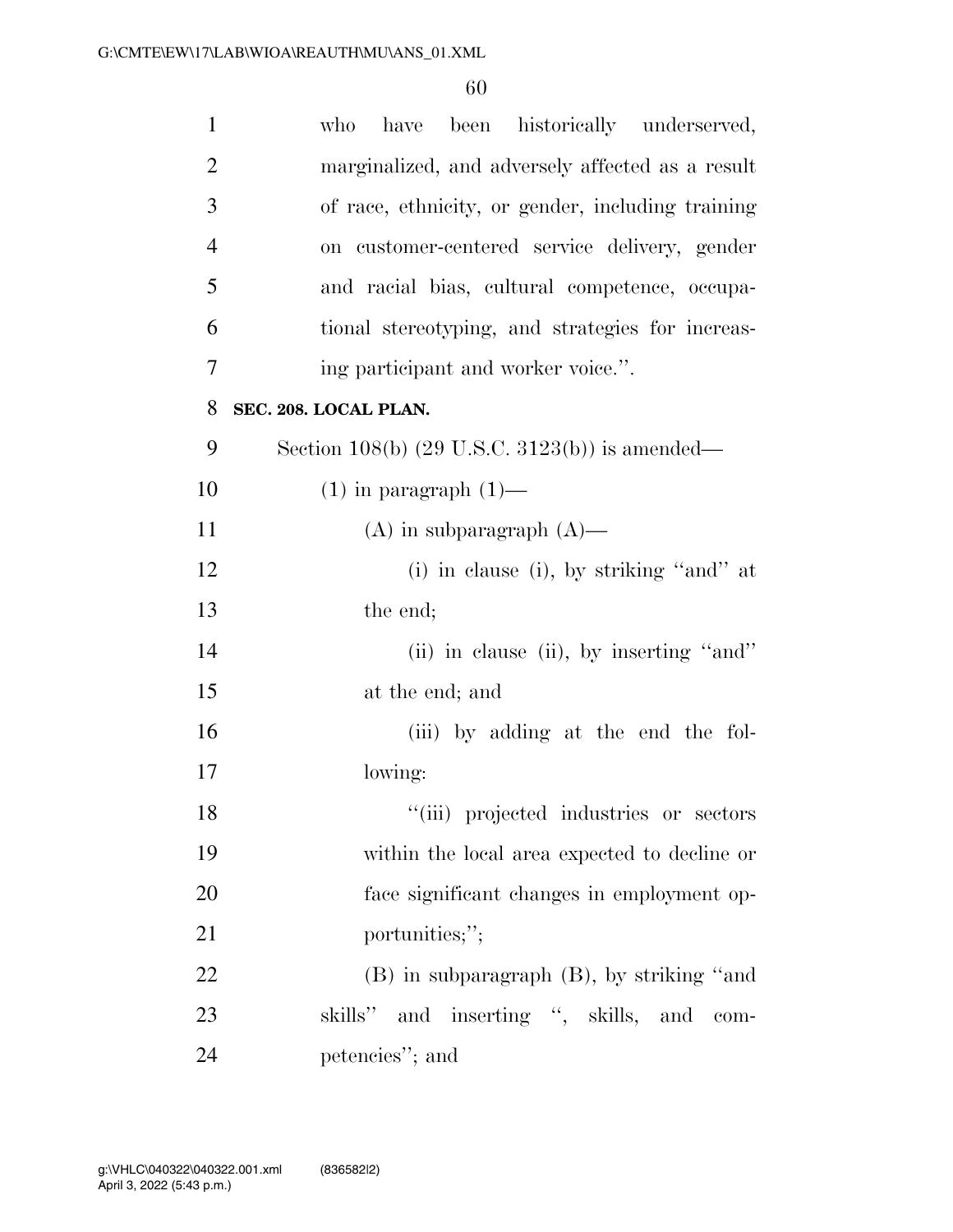who have been historically underserved, marginalized, and adversely affected as a result of race, ethnicity, or gender, including training on customer-centered service delivery, gender and racial bias, cultural competence, occupational stereotyping, and strategies for increasing participant and worker voice.''.

**SEC. 208. LOCAL PLAN.**

Section 108(b) (29 U.S.C. 3123(b)) is amended—

(1) in paragraph (1)—

(A) in subparagraph (A)—

(i) in clause (i), by striking ''and'' at the end;

(ii) in clause (ii), by inserting ''and'' at the end; and

(iii) by adding at the end the following:

''(iii) projected industries or sectors within the local area expected to decline or face significant changes in employment opportunities;'';

(B) in subparagraph (B), by striking ''and skills'' and inserting '', skills, and competencies''; and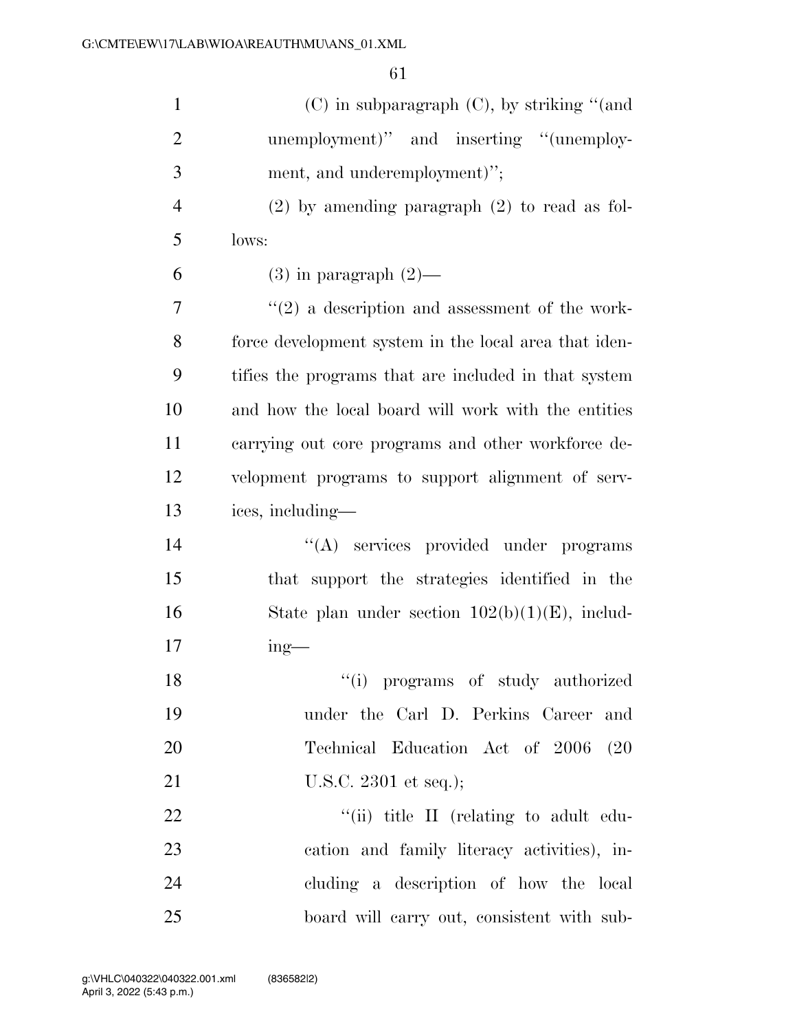(C) in subparagraph (C), by striking "(and unemployment)" and inserting "(unemployment, and underemployment)";

(2) by amending paragraph (2) to read as follows:

(3) in paragraph (2)—

"(2) a description and assessment of the workforce development system in the local area that identifies the programs that are included in that system and how the local board will work with the entities carrying out core programs and other workforce development programs to support alignment of services, including—

"(A) services provided under programs that support the strategies identified in the State plan under section 102(b)(1)(E), including—

"(i) programs of study authorized under the Carl D. Perkins Career and Technical Education Act of 2006 (20 U.S.C. 2301 et seq.);

"(ii) title II (relating to adult education and family literacy activities), including a description of how the local board will carry out, consistent with sub-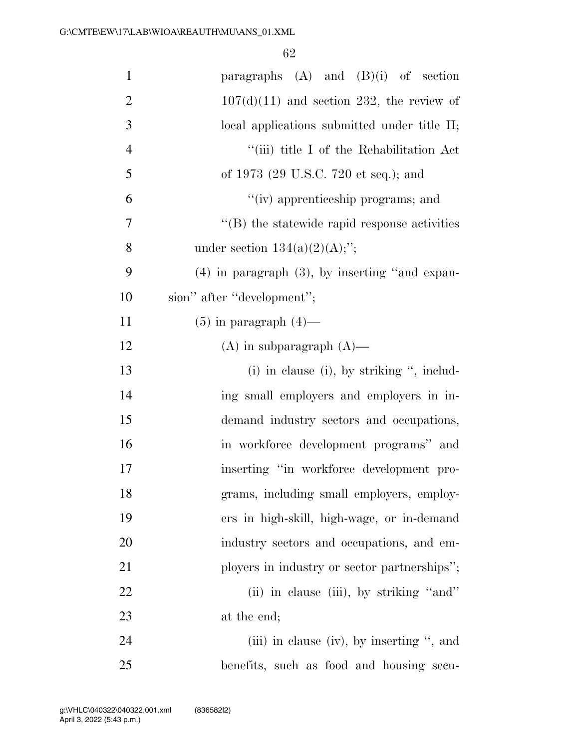paragraphs (A) and (B)(i) of section 107(d)(11) and section 232, the review of local applications submitted under title II;

"(iii) title I of the Rehabilitation Act of 1973 (29 U.S.C. 720 et seq.); and

"(iv) apprenticeship programs; and

"(B) the statewide rapid response activities under section 134(a)(2)(A);";

(4) in paragraph (3), by inserting "and expansion" after "development";

(5) in paragraph (4)—

(A) in subparagraph (A)—

(i) in clause (i), by striking ", including small employers and employers in in-demand industry sectors and occupations, in workforce development programs" and inserting "in workforce development programs, including small employers, employers in high-skill, high-wage, or in-demand industry sectors and occupations, and employers in industry or sector partnerships";

(ii) in clause (iii), by striking "and" at the end;

(iii) in clause (iv), by inserting ", and benefits, such as food and housing secu-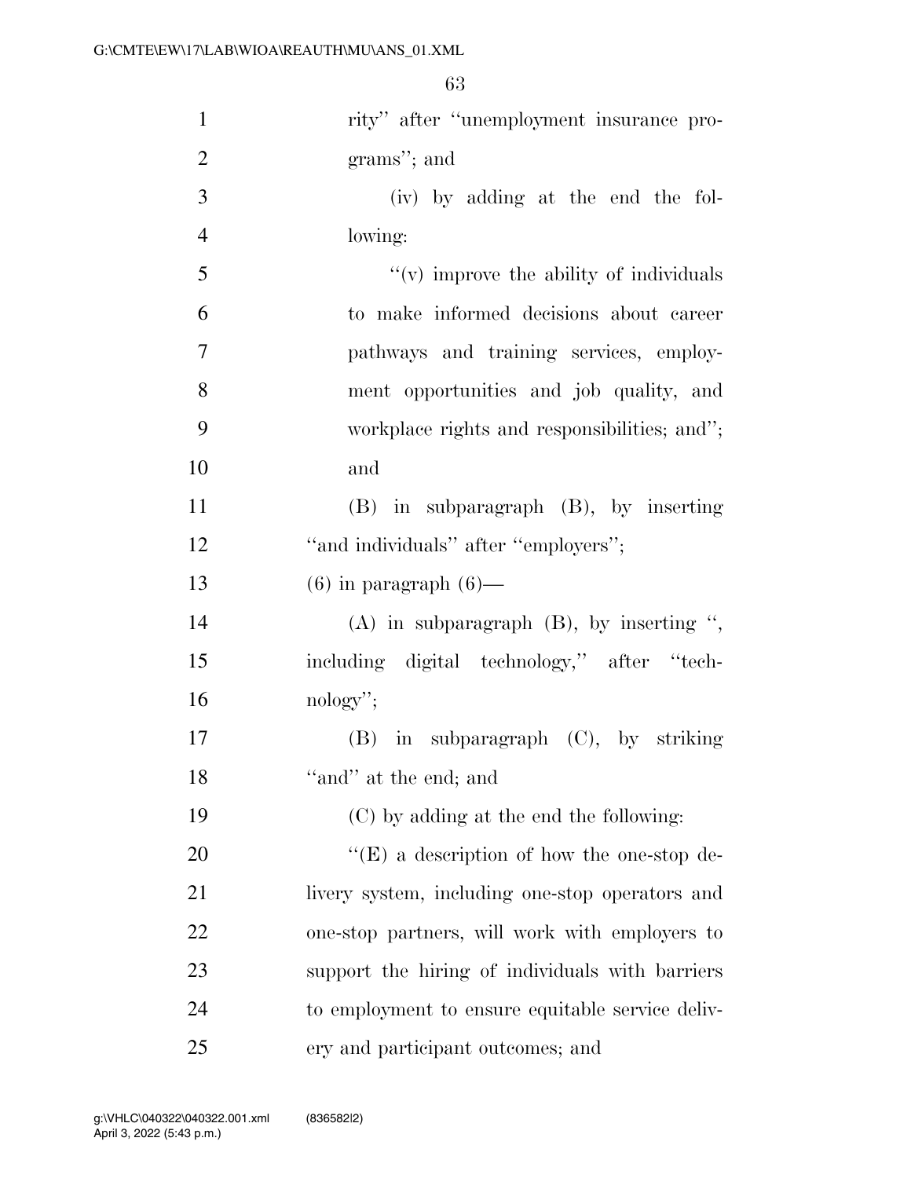rity'' after ''unemployment insurance programs''; and

(iv) by adding at the end the following:

''(v) improve the ability of individuals to make informed decisions about career pathways and training services, employment opportunities and job quality, and workplace rights and responsibilities; and''; and

(B) in subparagraph (B), by inserting ''and individuals'' after ''employers'';

(6) in paragraph (6)—

(A) in subparagraph (B), by inserting '', including digital technology,'' after ''technology'';

(B) in subparagraph (C), by striking ''and'' at the end; and

(C) by adding at the end the following:

''(E) a description of how the one-stop delivery system, including one-stop operators and one-stop partners, will work with employers to support the hiring of individuals with barriers to employment to ensure equitable service delivery and participant outcomes; and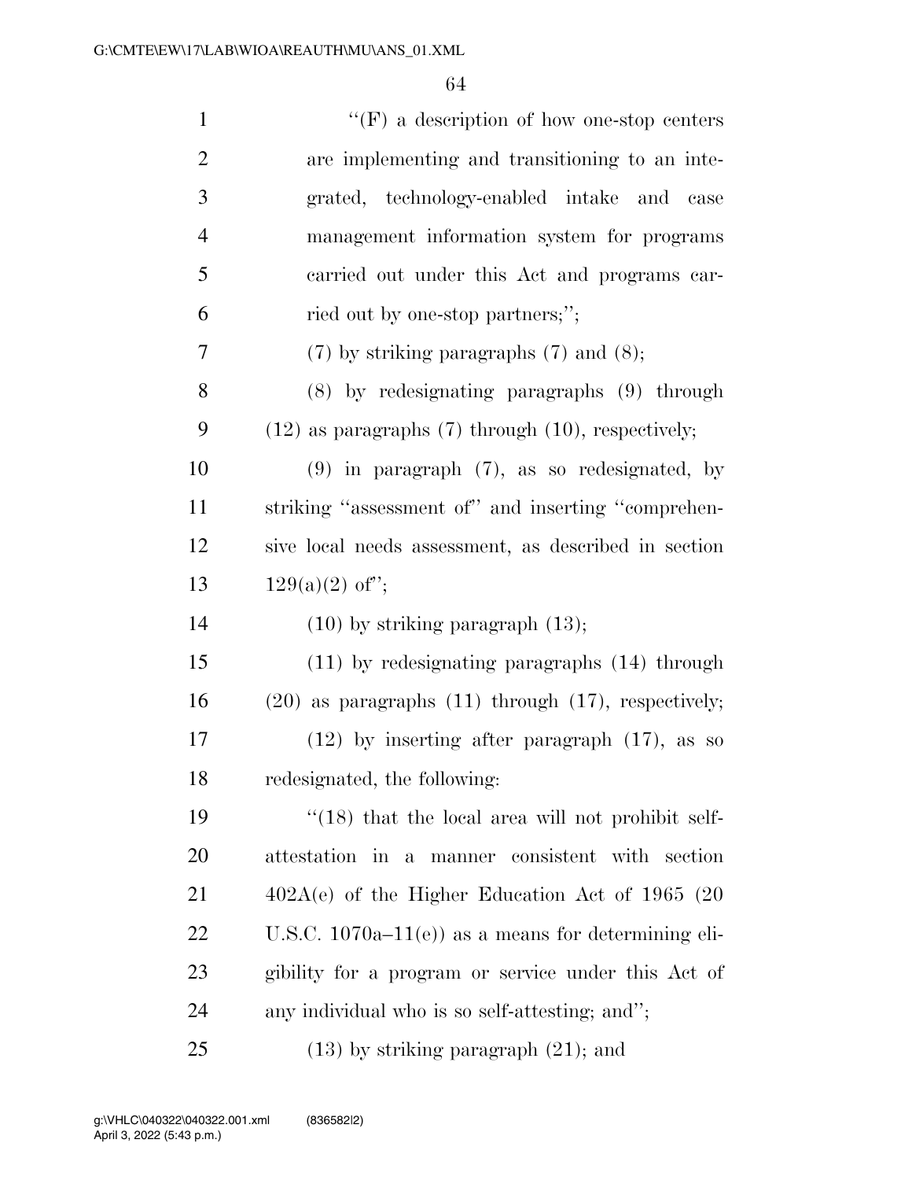''(F) a description of how one-stop centers are implementing and transitioning to an integrated, technology-enabled intake and case management information system for programs carried out under this Act and programs carried out by one-stop partners;'';

(7) by striking paragraphs (7) and (8);

(8) by redesignating paragraphs (9) through (12) as paragraphs (7) through (10), respectively;

(9) in paragraph (7), as so redesignated, by striking ''assessment of'' and inserting ''comprehensive local needs assessment, as described in section 129(a)(2) of'';

(10) by striking paragraph (13);

(11) by redesignating paragraphs (14) through (20) as paragraphs (11) through (17), respectively;

(12) by inserting after paragraph (17), as so redesignated, the following:

''(18) that the local area will not prohibit self-attestation in a manner consistent with section 402A(e) of the Higher Education Act of 1965 (20 U.S.C. 1070a–11(e)) as a means for determining eligibility for a program or service under this Act of any individual who is so self-attesting; and'';

(13) by striking paragraph (21); and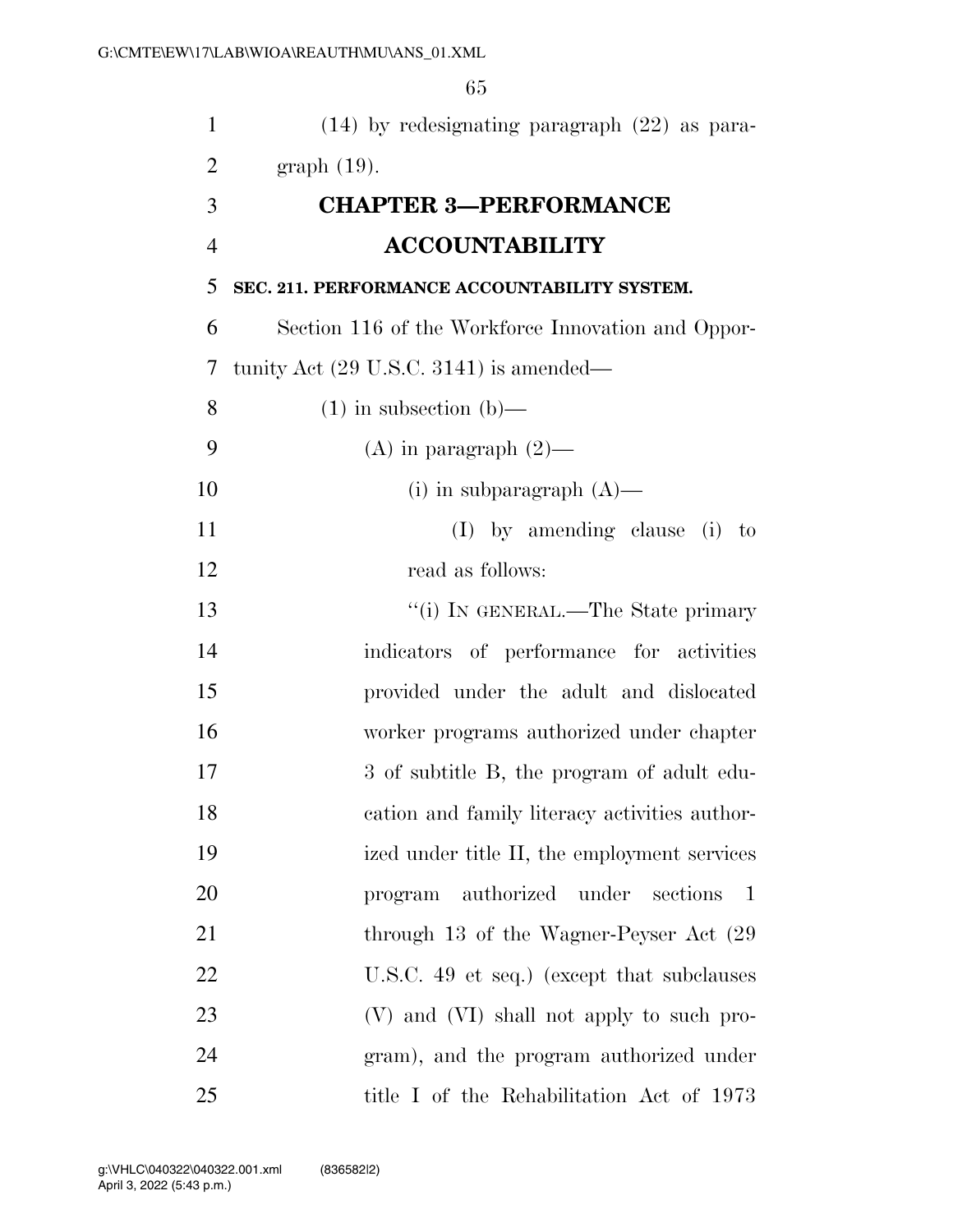(14) by redesignating paragraph (22) as paragraph (19).

## CHAPTER 3—PERFORMANCE ACCOUNTABILITY

### SEC. 211. PERFORMANCE ACCOUNTABILITY SYSTEM.

Section 116 of the Workforce Innovation and Opportunity Act (29 U.S.C. 3141) is amended—

(1) in subsection (b)—

(A) in paragraph (2)—

(i) in subparagraph (A)—

(I) by amending clause (i) to read as follows:

"(i) IN GENERAL.—The State primary indicators of performance for activities provided under the adult and dislocated worker programs authorized under chapter 3 of subtitle B, the program of adult education and family literacy activities authorized under title II, the employment services program authorized under sections 1 through 13 of the Wagner-Peyser Act (29 U.S.C. 49 et seq.) (except that subclauses (V) and (VI) shall not apply to such program), and the program authorized under title I of the Rehabilitation Act of 1973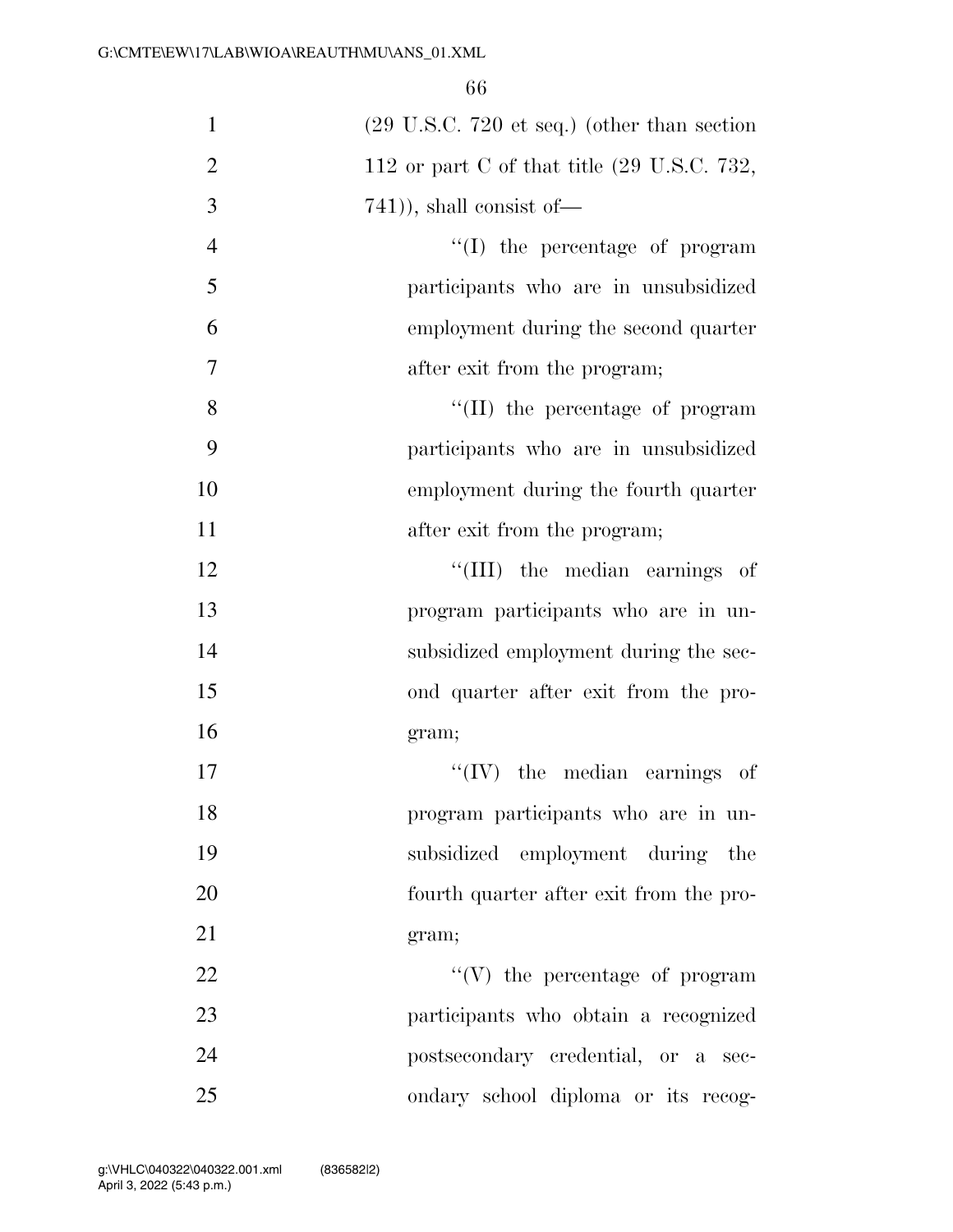(29 U.S.C. 720 et seq.) (other than section 112 or part C of that title (29 U.S.C. 732, 741)), shall consist of—

''(I) the percentage of program participants who are in unsubsidized employment during the second quarter after exit from the program;

''(II) the percentage of program participants who are in unsubsidized employment during the fourth quarter after exit from the program;

''(III) the median earnings of program participants who are in unsubsidized employment during the second quarter after exit from the program;

''(IV) the median earnings of program participants who are in unsubsidized employment during the fourth quarter after exit from the program;

''(V) the percentage of program participants who obtain a recognized postsecondary credential, or a secondary school diploma or its recog-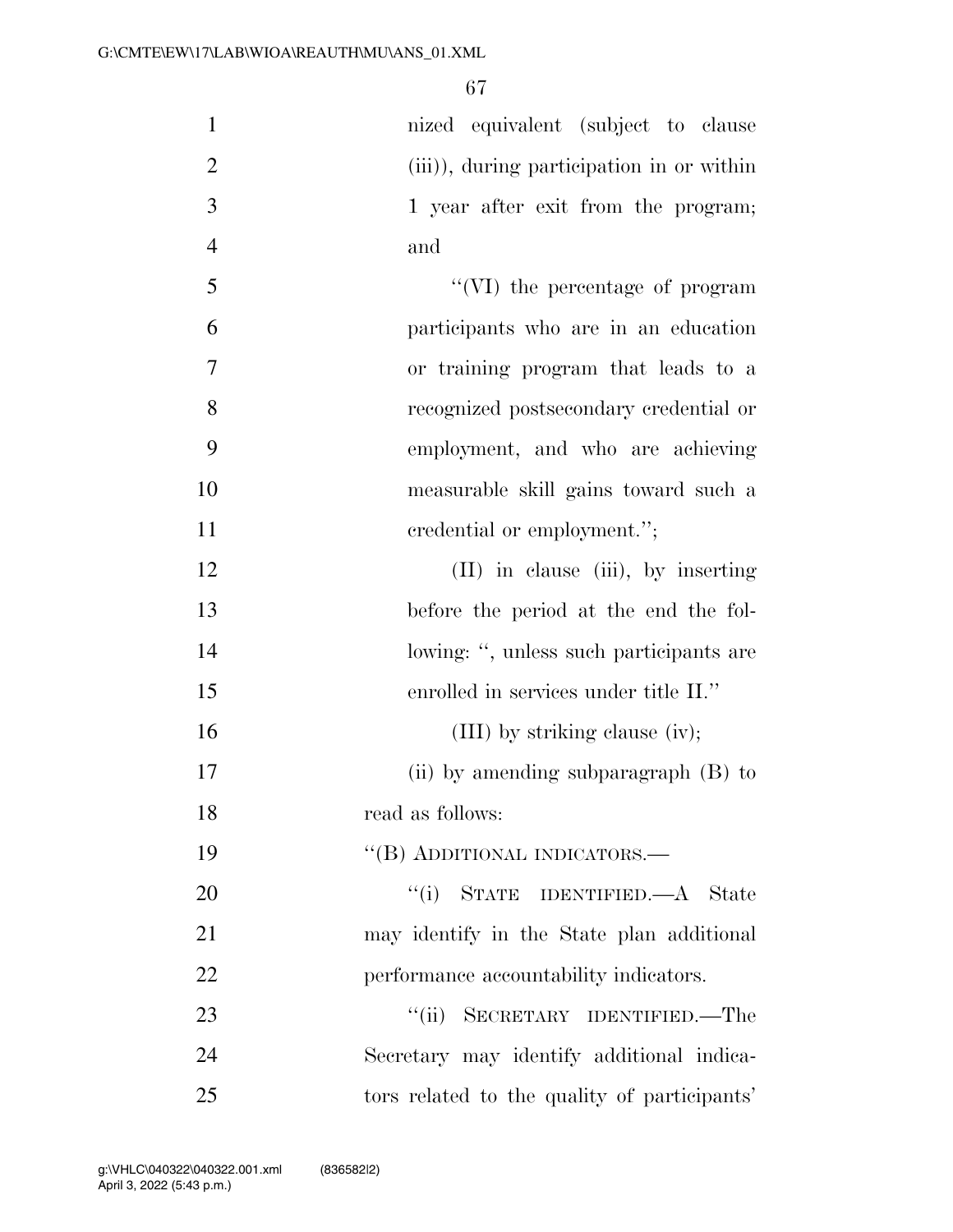nized equivalent (subject to clause (iii)), during participation in or within 1 year after exit from the program; and

"(VI) the percentage of program participants who are in an education or training program that leads to a recognized postsecondary credential or employment, and who are achieving measurable skill gains toward such a credential or employment.";

(II) in clause (iii), by inserting before the period at the end the following: ", unless such participants are enrolled in services under title II."

(III) by striking clause (iv);

(ii) by amending subparagraph (B) to read as follows:

"(B) ADDITIONAL INDICATORS.—

"(i) STATE IDENTIFIED.—A State may identify in the State plan additional performance accountability indicators.

"(ii) SECRETARY IDENTIFIED.—The Secretary may identify additional indicators related to the quality of participants'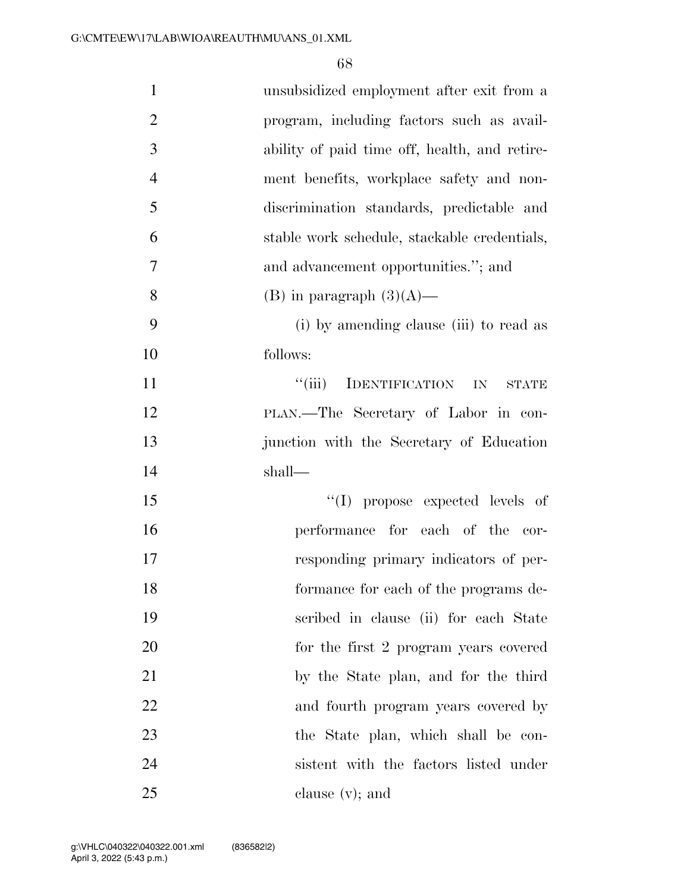unsubsidized employment after exit from a program, including factors such as availability of paid time off, health, and retirement benefits, workplace safety and nondiscrimination standards, predictable and stable work schedule, stackable credentials, and advancement opportunities.''; and

(B) in paragraph (3)(A)—

(i) by amending clause (iii) to read as follows:

''(iii) IDENTIFICATION IN STATE PLAN.—The Secretary of Labor in conjunction with the Secretary of Education shall—

''(I) propose expected levels of performance for each of the corresponding primary indicators of performance for each of the programs described in clause (ii) for each State for the first 2 program years covered by the State plan, and for the third and fourth program years covered by the State plan, which shall be consistent with the factors listed under clause (v); and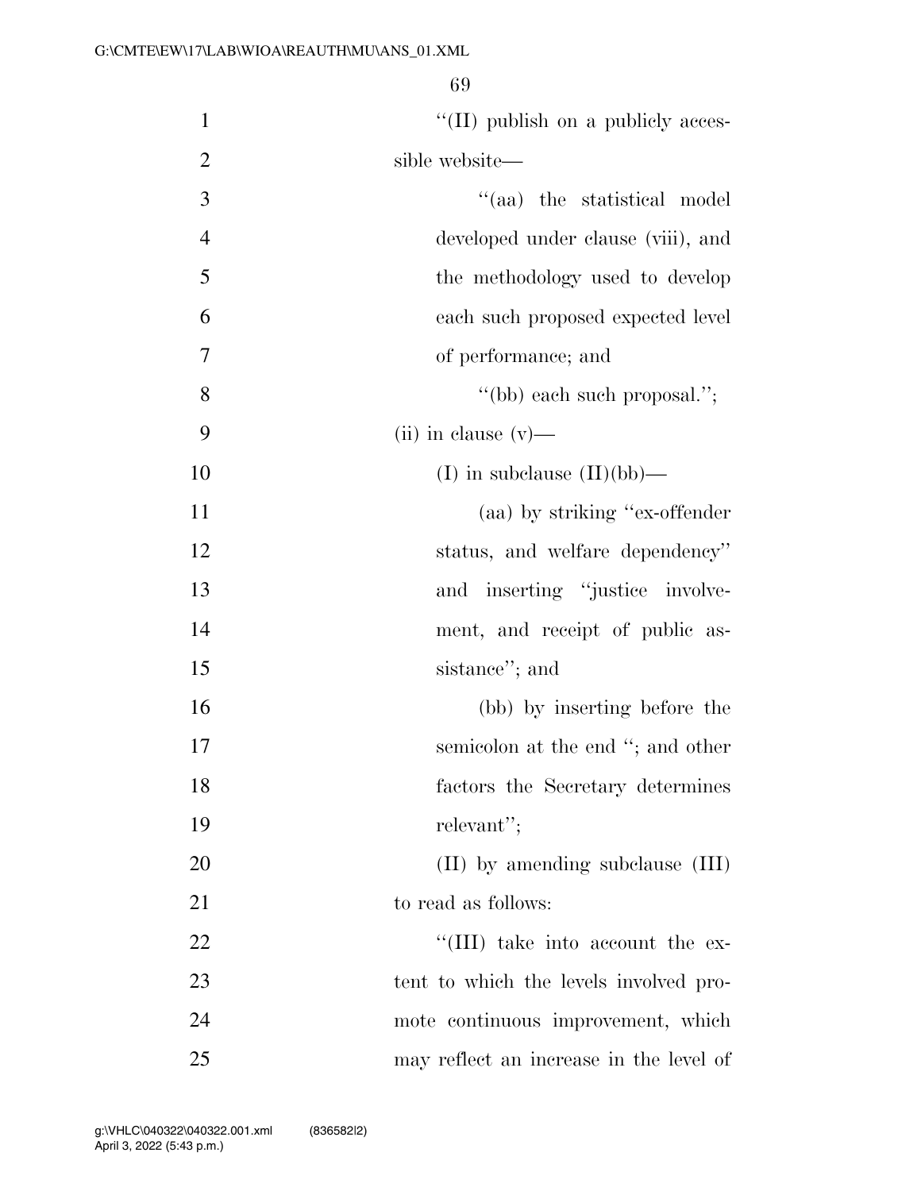"(II) publish on a publicly accessible website—

"(aa) the statistical model developed under clause (viii), and the methodology used to develop each such proposed expected level of performance; and

"(bb) each such proposal.";

(ii) in clause (v)—

(I) in subclause (II)(bb)—

(aa) by striking "ex-offender status, and welfare dependency" and inserting "justice involvement, and receipt of public assistance"; and

(bb) by inserting before the semicolon at the end "; and other factors the Secretary determines relevant";

(II) by amending subclause (III) to read as follows:

"(III) take into account the extent to which the levels involved promote continuous improvement, which may reflect an increase in the level of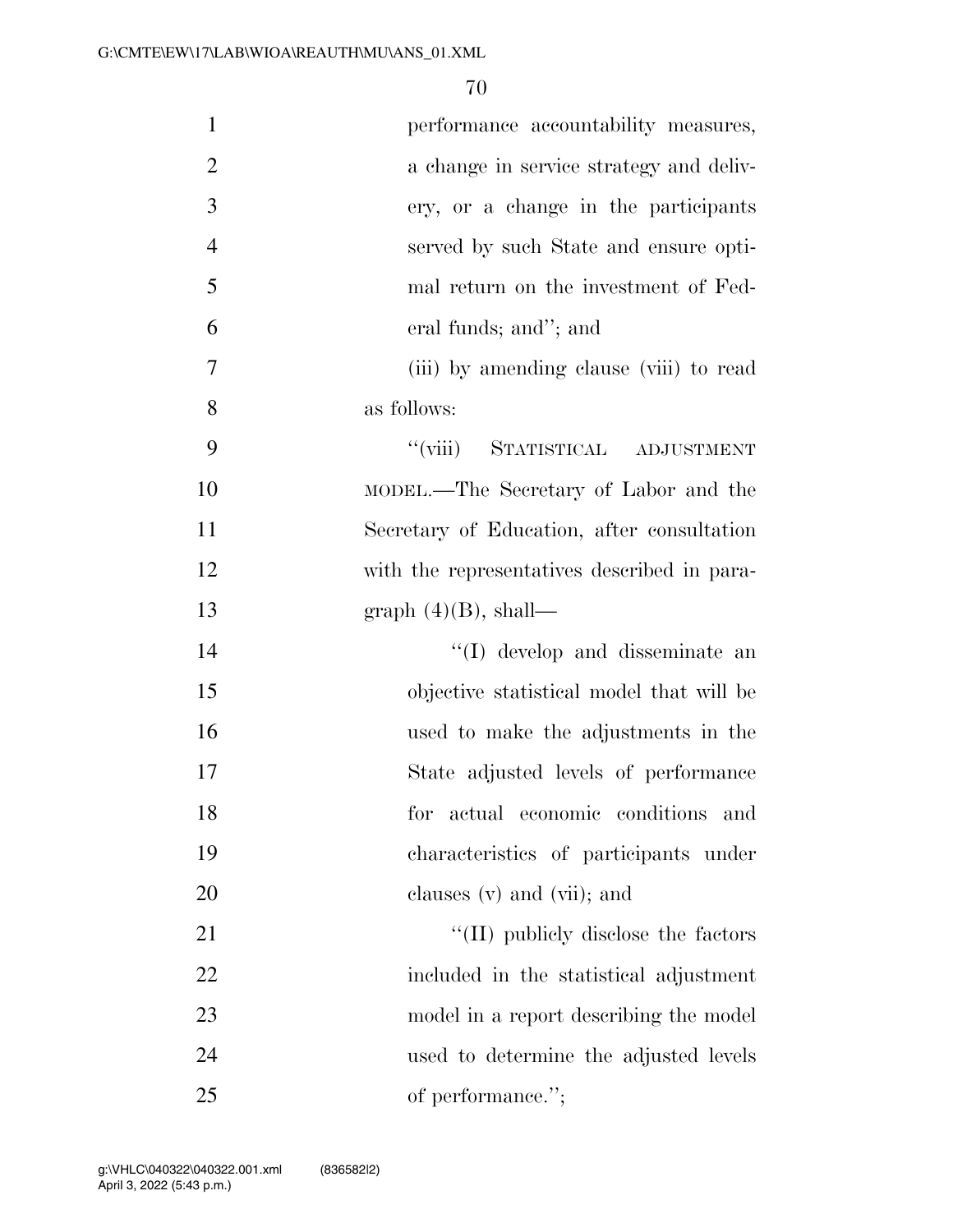performance accountability measures, a change in service strategy and delivery, or a change in the participants served by such State and ensure optimal return on the investment of Federal funds; and''; and

(iii) by amending clause (viii) to read as follows:

''(viii) STATISTICAL ADJUSTMENT MODEL.—The Secretary of Labor and the Secretary of Education, after consultation with the representatives described in paragraph (4)(B), shall—

''(I) develop and disseminate an objective statistical model that will be used to make the adjustments in the State adjusted levels of performance for actual economic conditions and characteristics of participants under clauses (v) and (vii); and

''(II) publicly disclose the factors included in the statistical adjustment model in a report describing the model used to determine the adjusted levels of performance.'';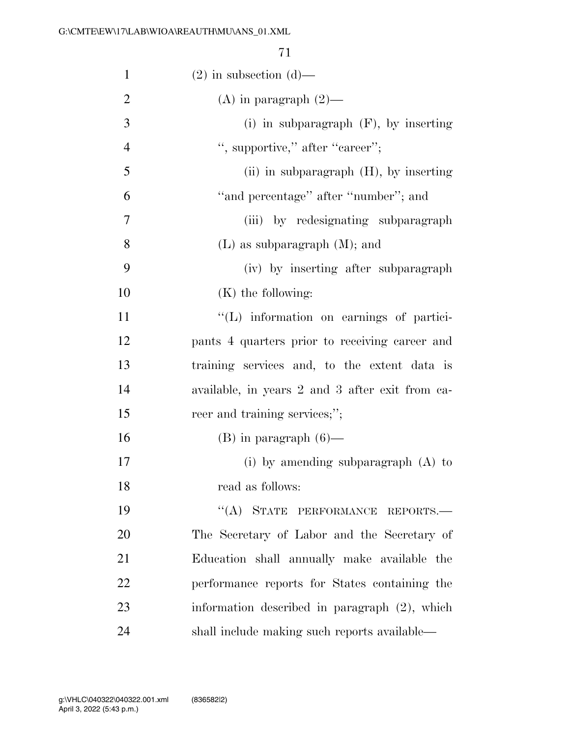(2) in subsection (d)—

(A) in paragraph (2)—

(i) in subparagraph (F), by inserting ", supportive," after "career";

(ii) in subparagraph (H), by inserting "and percentage" after "number"; and

(iii) by redesignating subparagraph (L) as subparagraph (M); and

(iv) by inserting after subparagraph (K) the following:

"(L) information on earnings of participants 4 quarters prior to receiving career and training services and, to the extent data is available, in years 2 and 3 after exit from career and training services;";

(B) in paragraph (6)—

(i) by amending subparagraph (A) to read as follows:

"(A) STATE PERFORMANCE REPORTS.—The Secretary of Labor and the Secretary of Education shall annually make available the performance reports for States containing the information described in paragraph (2), which shall include making such reports available—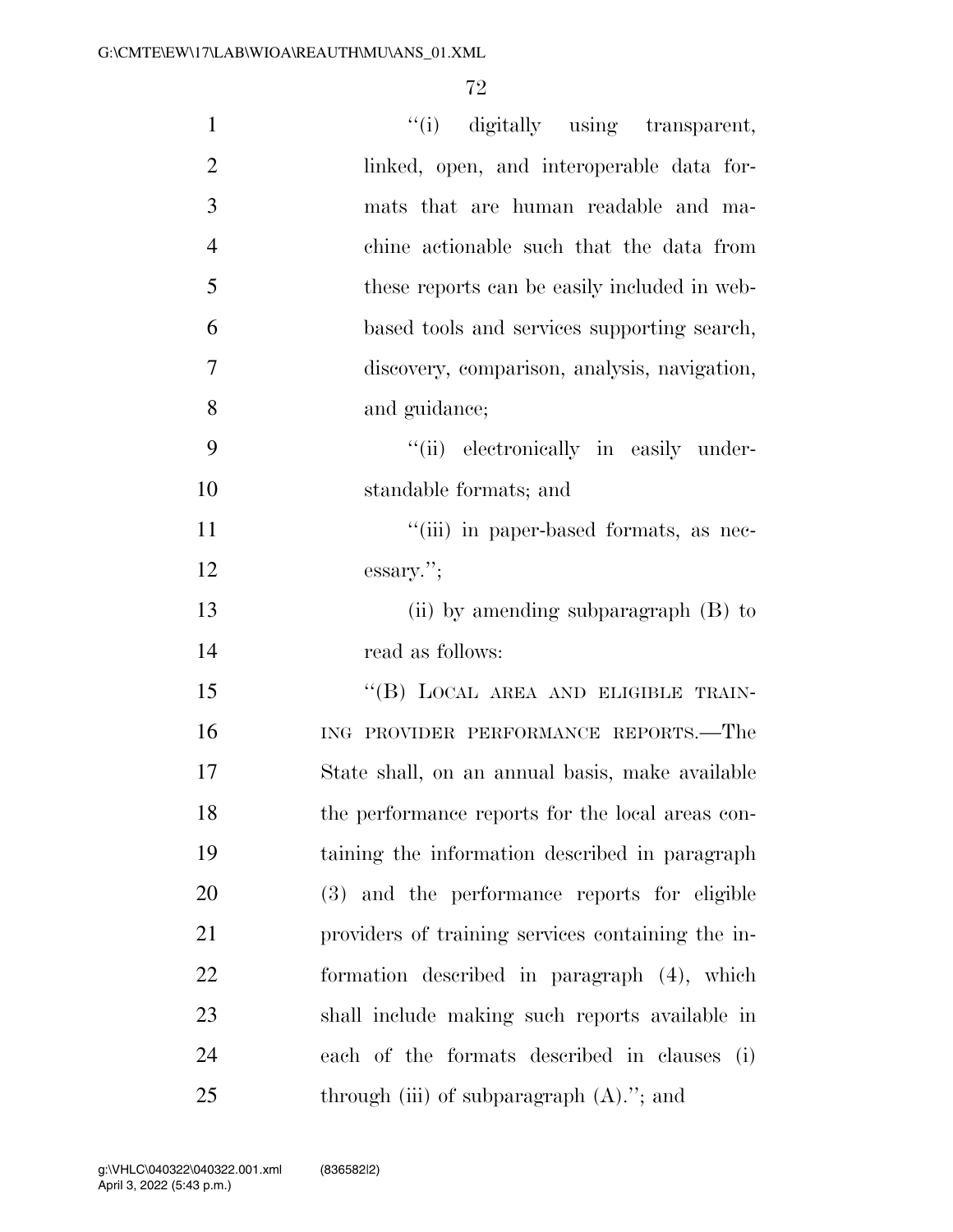"(i) digitally using transparent, linked, open, and interoperable data formats that are human readable and machine actionable such that the data from these reports can be easily included in web-based tools and services supporting search, discovery, comparison, analysis, navigation, and guidance;

"(ii) electronically in easily understandable formats; and

"(iii) in paper-based formats, as necessary.";

(ii) by amending subparagraph (B) to read as follows:

"(B) LOCAL AREA AND ELIGIBLE TRAINING PROVIDER PERFORMANCE REPORTS.—The State shall, on an annual basis, make available the performance reports for the local areas containing the information described in paragraph (3) and the performance reports for eligible providers of training services containing the information described in paragraph (4), which shall include making such reports available in each of the formats described in clauses (i) through (iii) of subparagraph (A)."; and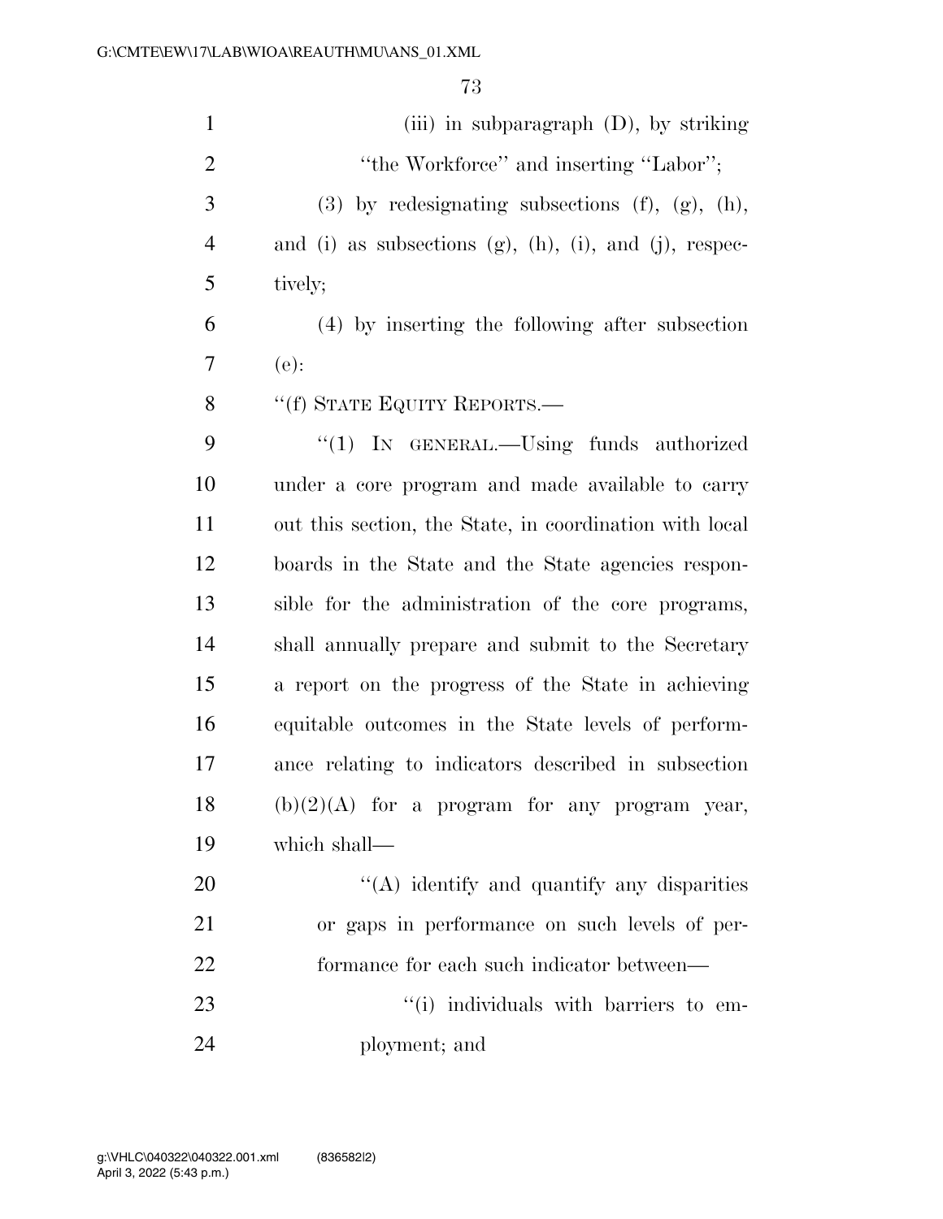(iii) in subparagraph (D), by striking "the Workforce" and inserting "Labor";

(3) by redesignating subsections (f), (g), (h), and (i) as subsections (g), (h), (i), and (j), respectively;

(4) by inserting the following after subsection (e):

"(f) STATE EQUITY REPORTS.—

"(1) IN GENERAL.—Using funds authorized under a core program and made available to carry out this section, the State, in coordination with local boards in the State and the State agencies responsible for the administration of the core programs, shall annually prepare and submit to the Secretary a report on the progress of the State in achieving equitable outcomes in the State levels of performance relating to indicators described in subsection (b)(2)(A) for a program for any program year, which shall—

"(A) identify and quantify any disparities or gaps in performance on such levels of performance for each such indicator between—

"(i) individuals with barriers to employment; and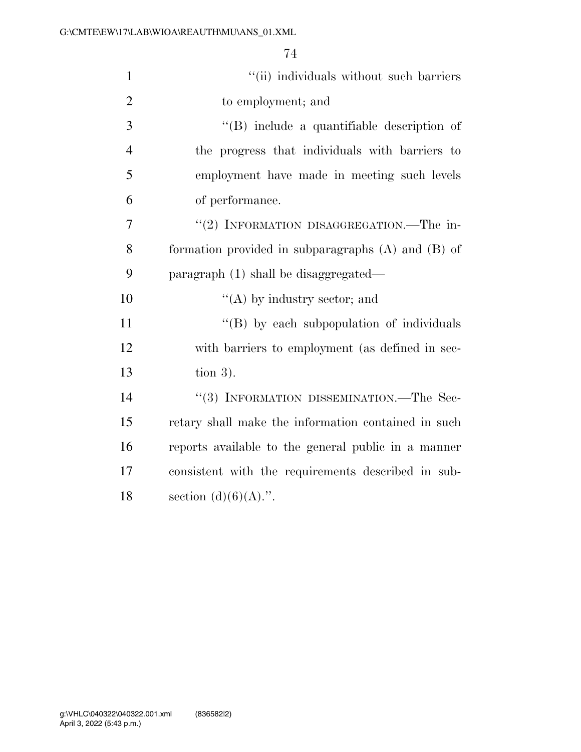''(ii) individuals without such barriers to employment; and

''(B) include a quantifiable description of the progress that individuals with barriers to employment have made in meeting such levels of performance.

''(2) INFORMATION DISAGGREGATION.—The information provided in subparagraphs (A) and (B) of paragraph (1) shall be disaggregated—

''(A) by industry sector; and

''(B) by each subpopulation of individuals with barriers to employment (as defined in section 3).

''(3) INFORMATION DISSEMINATION.—The Secretary shall make the information contained in such reports available to the general public in a manner consistent with the requirements described in subsection (d)(6)(A).''.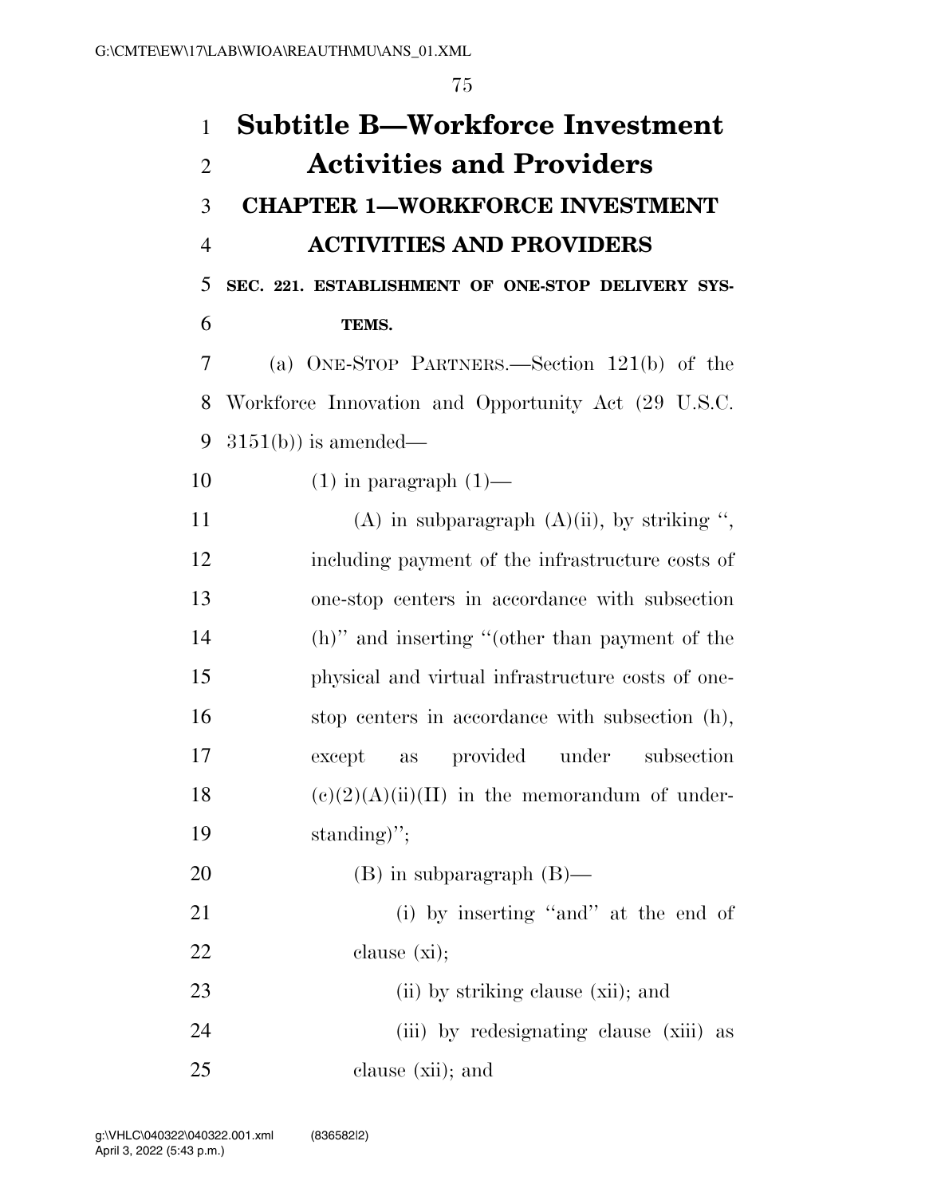# Subtitle B—Workforce Investment Activities and Providers

## CHAPTER 1—WORKFORCE INVESTMENT ACTIVITIES AND PROVIDERS

### SEC. 221. ESTABLISHMENT OF ONE-STOP DELIVERY SYSTEMS.

(a) ONE-STOP PARTNERS.—Section 121(b) of the Workforce Innovation and Opportunity Act (29 U.S.C. 3151(b)) is amended—

(1) in paragraph (1)—

(A) in subparagraph (A)(ii), by striking ", including payment of the infrastructure costs of one-stop centers in accordance with subsection (h)" and inserting "(other than payment of the physical and virtual infrastructure costs of one-stop centers in accordance with subsection (h), except as provided under subsection (c)(2)(A)(ii)(II) in the memorandum of understanding)";

(B) in subparagraph (B)—

(i) by inserting "and" at the end of clause (xi);

(ii) by striking clause (xii); and

(iii) by redesignating clause (xiii) as clause (xii); and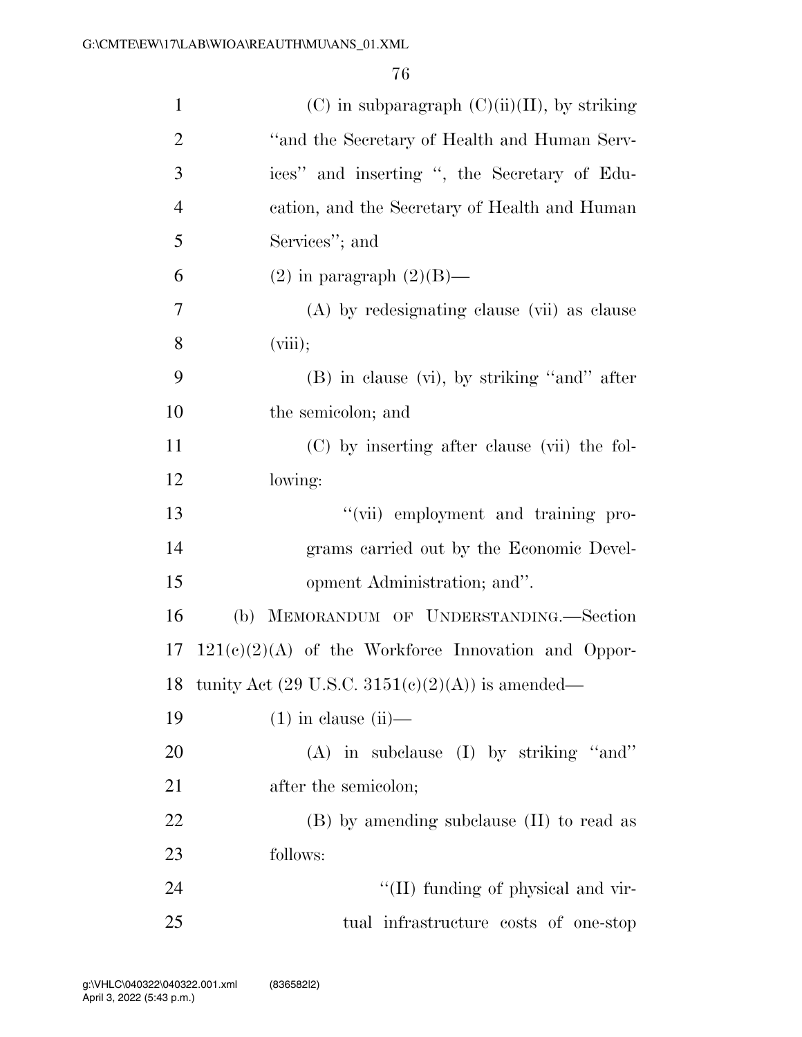(C) in subparagraph (C)(ii)(II), by striking "and the Secretary of Health and Human Services" and inserting ", the Secretary of Education, and the Secretary of Health and Human Services"; and

(2) in paragraph (2)(B)—

(A) by redesignating clause (vii) as clause (viii);

(B) in clause (vi), by striking "and" after the semicolon; and

(C) by inserting after clause (vii) the following:

"(vii) employment and training programs carried out by the Economic Development Administration; and".

(b) MEMORANDUM OF UNDERSTANDING.—Section 121(c)(2)(A) of the Workforce Innovation and Opportunity Act (29 U.S.C. 3151(c)(2)(A)) is amended—

(1) in clause (ii)—

(A) in subclause (I) by striking "and" after the semicolon;

(B) by amending subclause (II) to read as follows:

"(II) funding of physical and virtual infrastructure costs of one-stop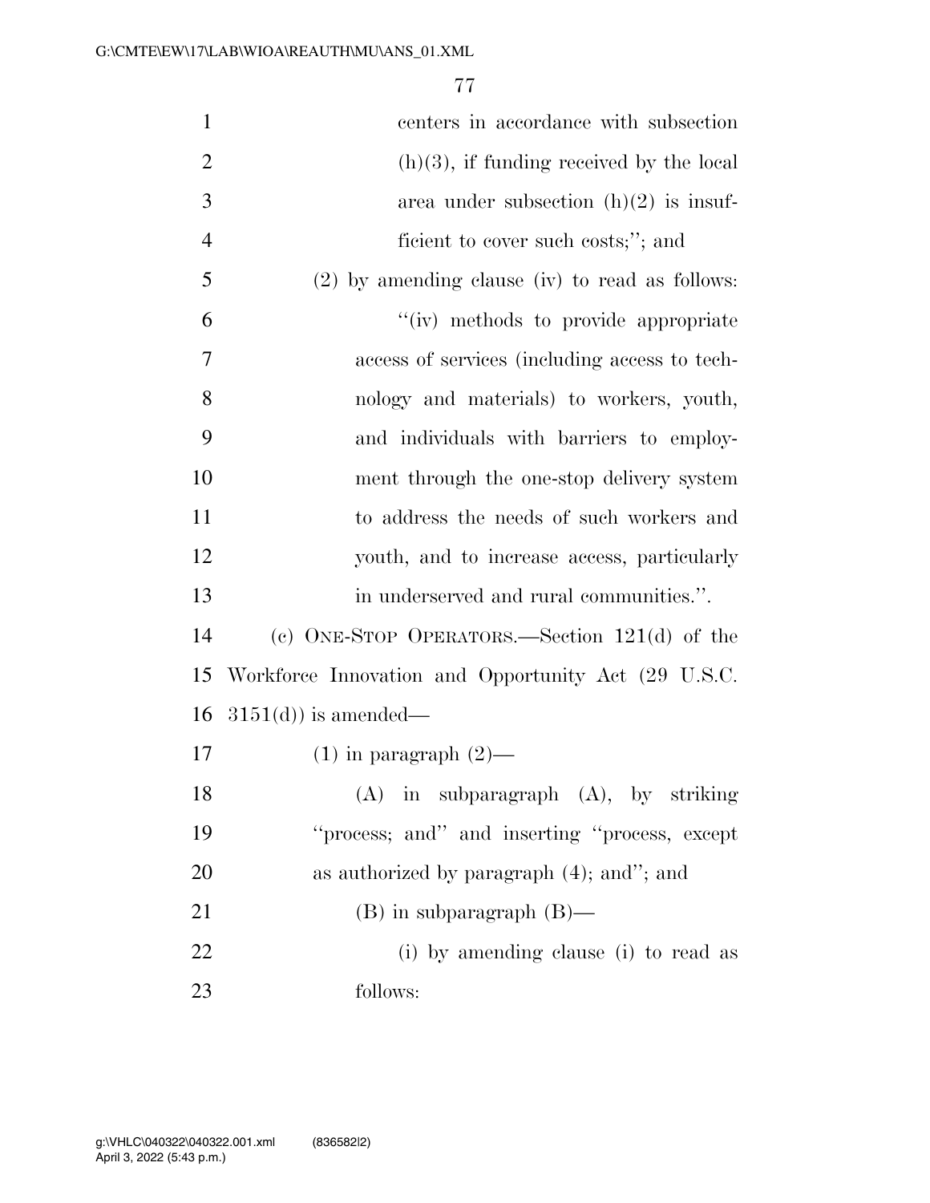centers in accordance with subsection (h)(3), if funding received by the local area under subsection (h)(2) is insufficient to cover such costs;''; and

(2) by amending clause (iv) to read as follows:

''(iv) methods to provide appropriate access of services (including access to technology and materials) to workers, youth, and individuals with barriers to employment through the one-stop delivery system to address the needs of such workers and youth, and to increase access, particularly in underserved and rural communities.''.

(c) ONE-STOP OPERATORS.—Section 121(d) of the Workforce Innovation and Opportunity Act (29 U.S.C. 3151(d)) is amended—

(1) in paragraph (2)—

(A) in subparagraph (A), by striking ''process; and'' and inserting ''process, except as authorized by paragraph (4); and''; and

(B) in subparagraph (B)—

(i) by amending clause (i) to read as follows: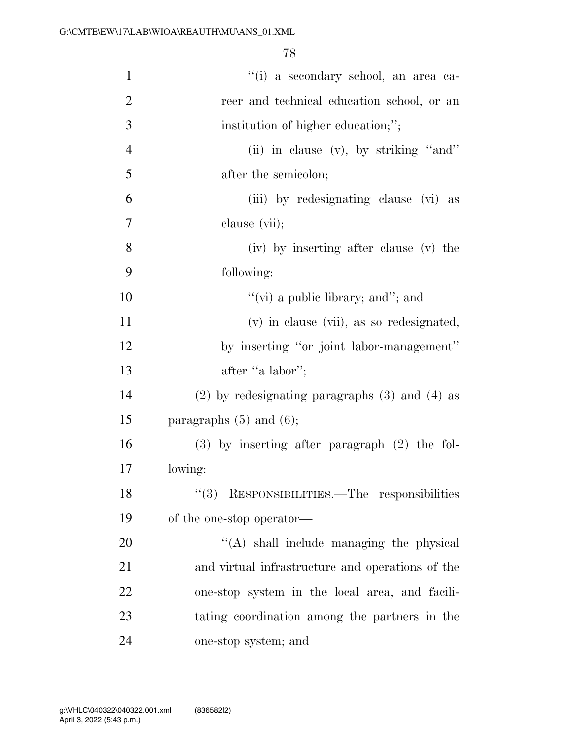''(i) a secondary school, an area career and technical education school, or an institution of higher education;'';

(ii) in clause (v), by striking ''and'' after the semicolon;

(iii) by redesignating clause (vi) as clause (vii);

(iv) by inserting after clause (v) the following:

''(vi) a public library; and''; and

(v) in clause (vii), as so redesignated, by inserting ''or joint labor-management'' after ''a labor'';

(2) by redesignating paragraphs (3) and (4) as paragraphs (5) and (6);

(3) by inserting after paragraph (2) the following:

''(3) RESPONSIBILITIES.—The responsibilities of the one-stop operator—

''(A) shall include managing the physical and virtual infrastructure and operations of the one-stop system in the local area, and facilitating coordination among the partners in the one-stop system; and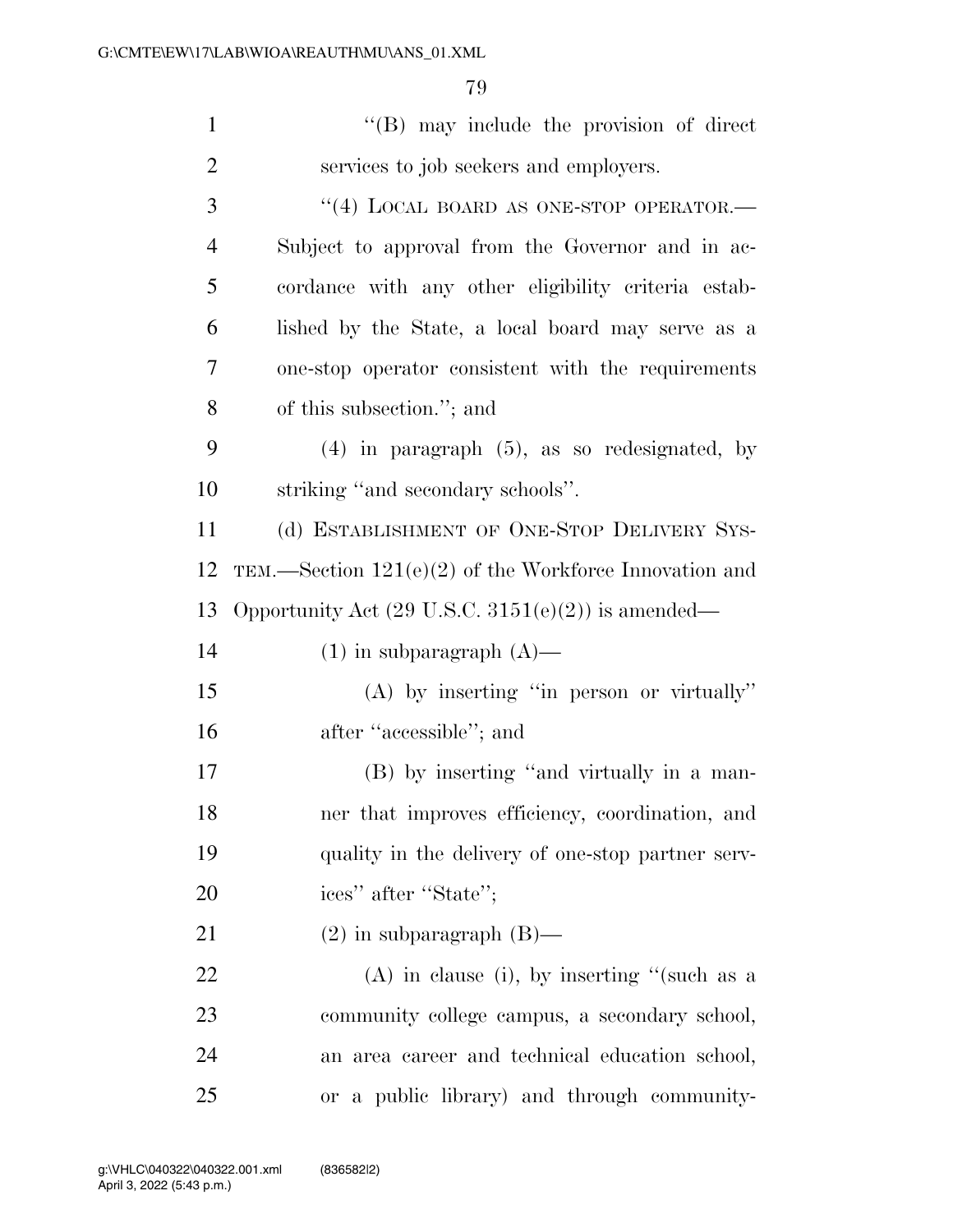''(B) may include the provision of direct services to job seekers and employers.

''(4) LOCAL BOARD AS ONE-STOP OPERATOR.—Subject to approval from the Governor and in accordance with any other eligibility criteria established by the State, a local board may serve as a one-stop operator consistent with the requirements of this subsection.''; and

(4) in paragraph (5), as so redesignated, by striking ''and secondary schools''.

(d) ESTABLISHMENT OF ONE-STOP DELIVERY SYSTEM.—Section 121(e)(2) of the Workforce Innovation and Opportunity Act (29 U.S.C. 3151(e)(2)) is amended—

(1) in subparagraph (A)—

(A) by inserting ''in person or virtually'' after ''accessible''; and

(B) by inserting ''and virtually in a manner that improves efficiency, coordination, and quality in the delivery of one-stop partner services'' after ''State'';

(2) in subparagraph (B)—

(A) in clause (i), by inserting ''(such as a community college campus, a secondary school, an area career and technical education school, or a public library) and through community-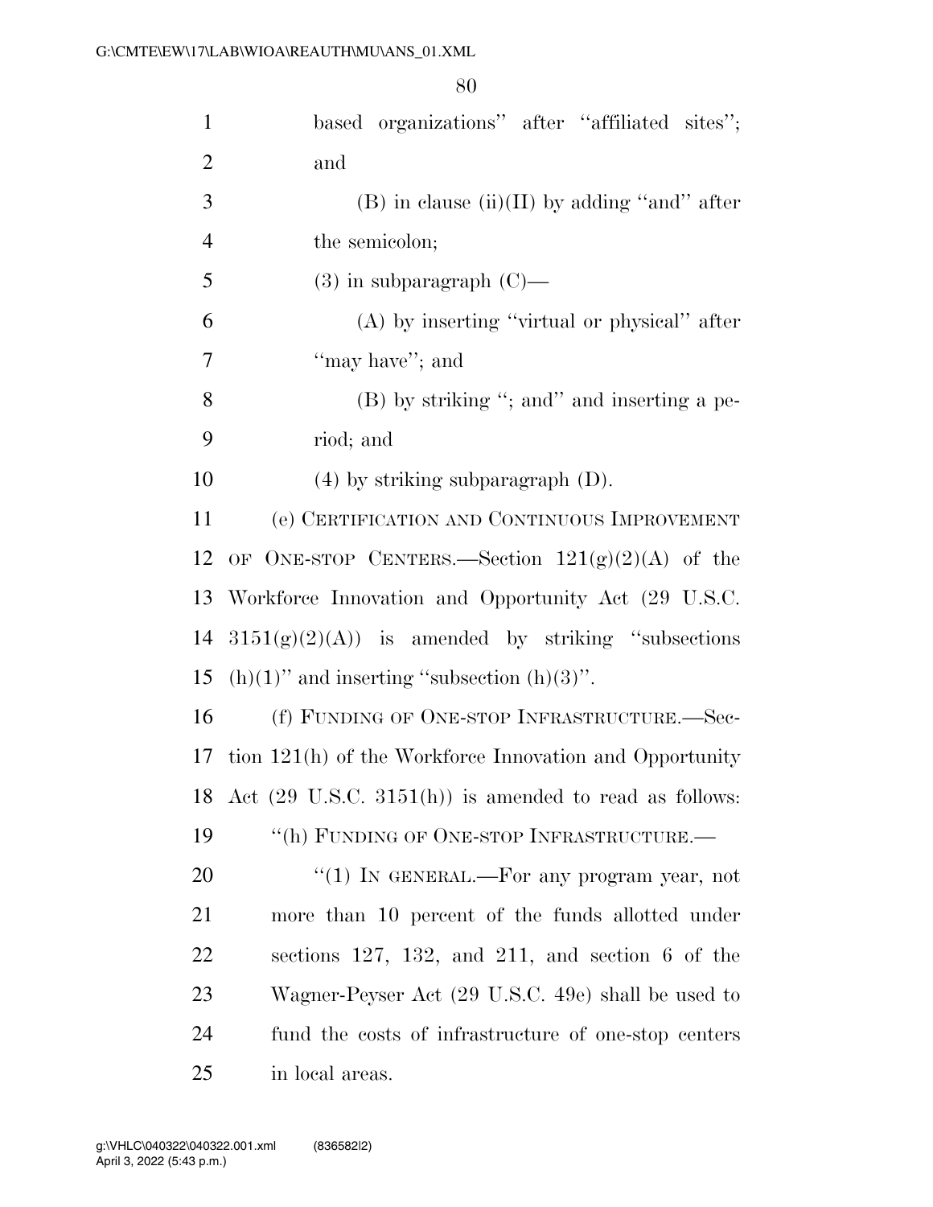based organizations'' after ''affiliated sites''; and

(B) in clause (ii)(II) by adding ''and'' after the semicolon;

(3) in subparagraph (C)—

(A) by inserting ''virtual or physical'' after ''may have''; and

(B) by striking ''; and'' and inserting a period; and

(4) by striking subparagraph (D).

(e) CERTIFICATION AND CONTINUOUS IMPROVEMENT OF ONE-STOP CENTERS.—Section 121(g)(2)(A) of the Workforce Innovation and Opportunity Act (29 U.S.C. 3151(g)(2)(A)) is amended by striking ''subsections (h)(1)'' and inserting ''subsection (h)(3)''.

(f) FUNDING OF ONE-STOP INFRASTRUCTURE.—Section 121(h) of the Workforce Innovation and Opportunity Act (29 U.S.C. 3151(h)) is amended to read as follows:

''(h) FUNDING OF ONE-STOP INFRASTRUCTURE.—

''(1) IN GENERAL.—For any program year, not more than 10 percent of the funds allotted under sections 127, 132, and 211, and section 6 of the Wagner-Peyser Act (29 U.S.C. 49e) shall be used to fund the costs of infrastructure of one-stop centers in local areas.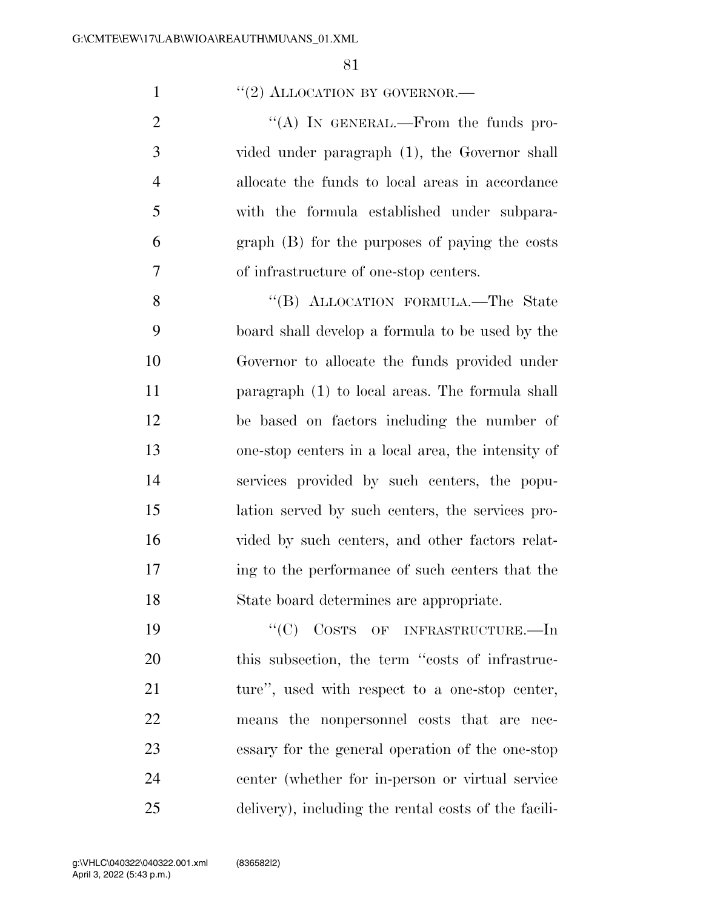''(2) ALLOCATION BY GOVERNOR.—

''(A) IN GENERAL.—From the funds provided under paragraph (1), the Governor shall allocate the funds to local areas in accordance with the formula established under subparagraph (B) for the purposes of paying the costs of infrastructure of one-stop centers.

''(B) ALLOCATION FORMULA.—The State board shall develop a formula to be used by the Governor to allocate the funds provided under paragraph (1) to local areas. The formula shall be based on factors including the number of one-stop centers in a local area, the intensity of services provided by such centers, the population served by such centers, the services provided by such centers, and other factors relating to the performance of such centers that the State board determines are appropriate.

''(C) COSTS OF INFRASTRUCTURE.—In this subsection, the term ''costs of infrastructure'', used with respect to a one-stop center, means the nonpersonnel costs that are necessary for the general operation of the one-stop center (whether for in-person or virtual service delivery), including the rental costs of the facili-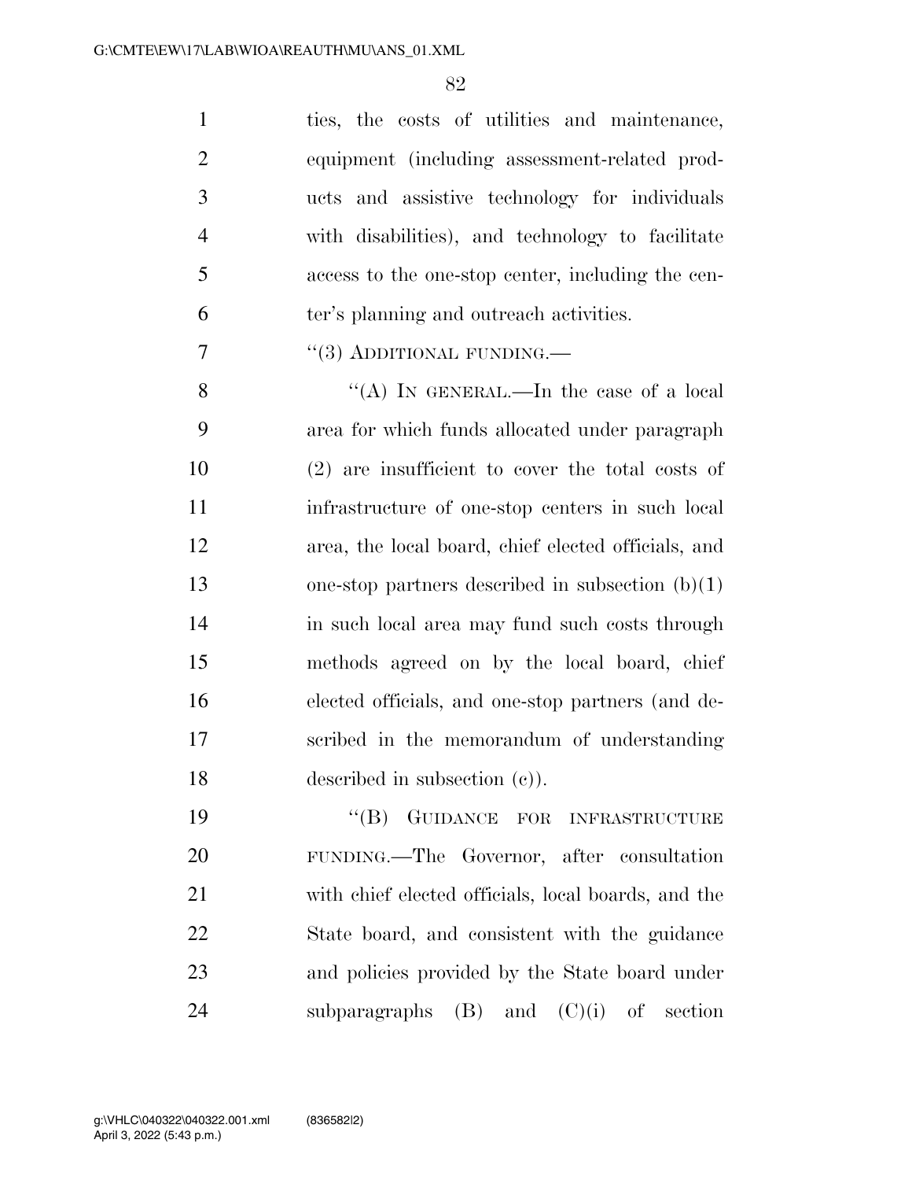ties, the costs of utilities and maintenance, equipment (including assessment-related products and assistive technology for individuals with disabilities), and technology to facilitate access to the one-stop center, including the center's planning and outreach activities.

"(3) ADDITIONAL FUNDING.—

"(A) IN GENERAL.—In the case of a local area for which funds allocated under paragraph (2) are insufficient to cover the total costs of infrastructure of one-stop centers in such local area, the local board, chief elected officials, and one-stop partners described in subsection (b)(1) in such local area may fund such costs through methods agreed on by the local board, chief elected officials, and one-stop partners (and described in the memorandum of understanding described in subsection (c)).

"(B) GUIDANCE FOR INFRASTRUCTURE FUNDING.—The Governor, after consultation with chief elected officials, local boards, and the State board, and consistent with the guidance and policies provided by the State board under subparagraphs (B) and (C)(i) of section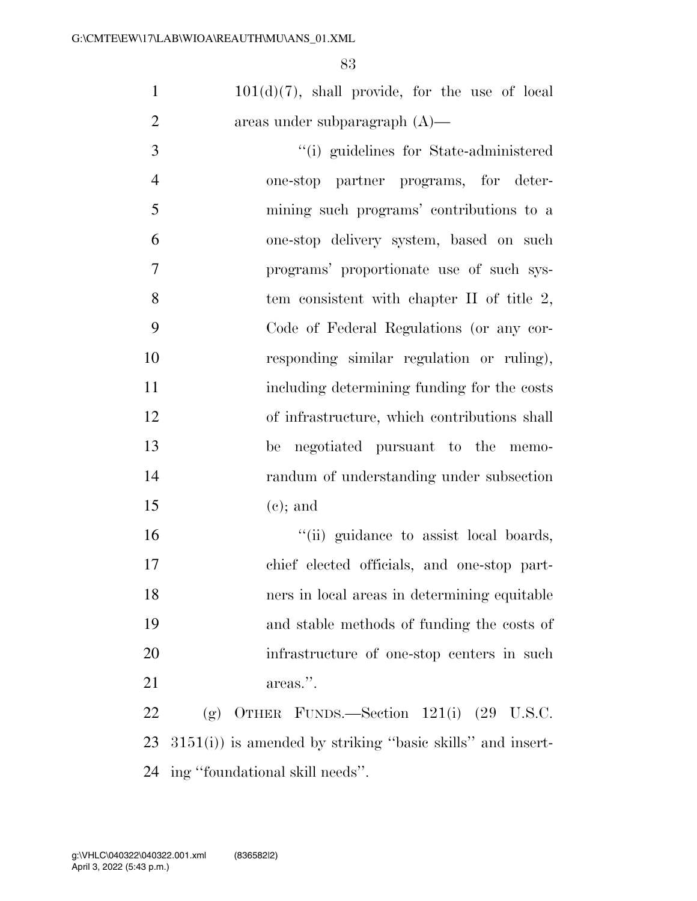101(d)(7), shall provide, for the use of local areas under subparagraph (A)—

"(i) guidelines for State-administered one-stop partner programs, for determining such programs' contributions to a one-stop delivery system, based on such programs' proportionate use of such system consistent with chapter II of title 2, Code of Federal Regulations (or any corresponding similar regulation or ruling), including determining funding for the costs of infrastructure, which contributions shall be negotiated pursuant to the memorandum of understanding under subsection (c); and

"(ii) guidance to assist local boards, chief elected officials, and one-stop partners in local areas in determining equitable and stable methods of funding the costs of infrastructure of one-stop centers in such areas.".

(g) OTHER FUNDS.—Section 121(i) (29 U.S.C. 3151(i)) is amended by striking "basic skills" and inserting "foundational skill needs".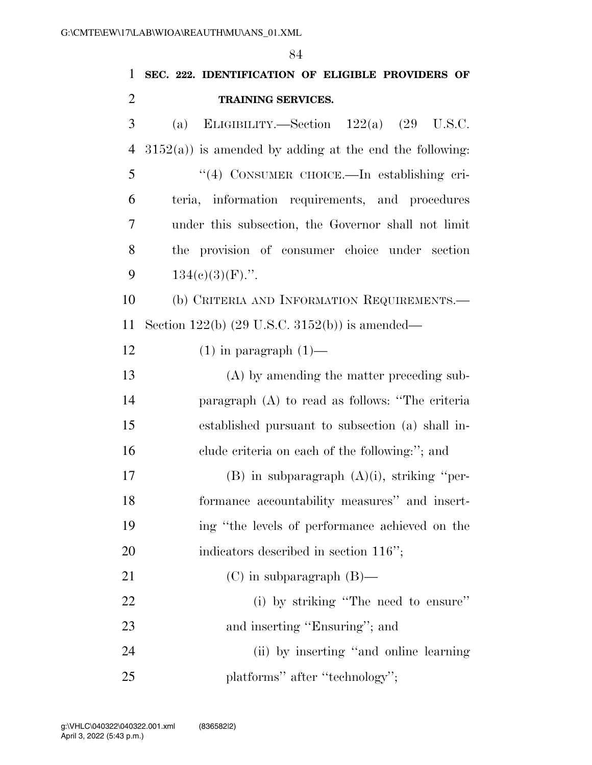**SEC. 222. IDENTIFICATION OF ELIGIBLE PROVIDERS OF TRAINING SERVICES.**

(a) ELIGIBILITY.—Section 122(a) (29 U.S.C. 3152(a)) is amended by adding at the end the following:

"(4) CONSUMER CHOICE.—In establishing criteria, information requirements, and procedures under this subsection, the Governor shall not limit the provision of consumer choice under section 134(c)(3)(F).".

(b) CRITERIA AND INFORMATION REQUIREMENTS.—Section 122(b) (29 U.S.C. 3152(b)) is amended—

(1) in paragraph (1)—

(A) by amending the matter preceding subparagraph (A) to read as follows: "The criteria established pursuant to subsection (a) shall include criteria on each of the following:"; and

(B) in subparagraph (A)(i), striking "performance accountability measures" and inserting "the levels of performance achieved on the indicators described in section 116";

(C) in subparagraph (B)—

(i) by striking "The need to ensure" and inserting "Ensuring"; and

(ii) by inserting "and online learning platforms" after "technology";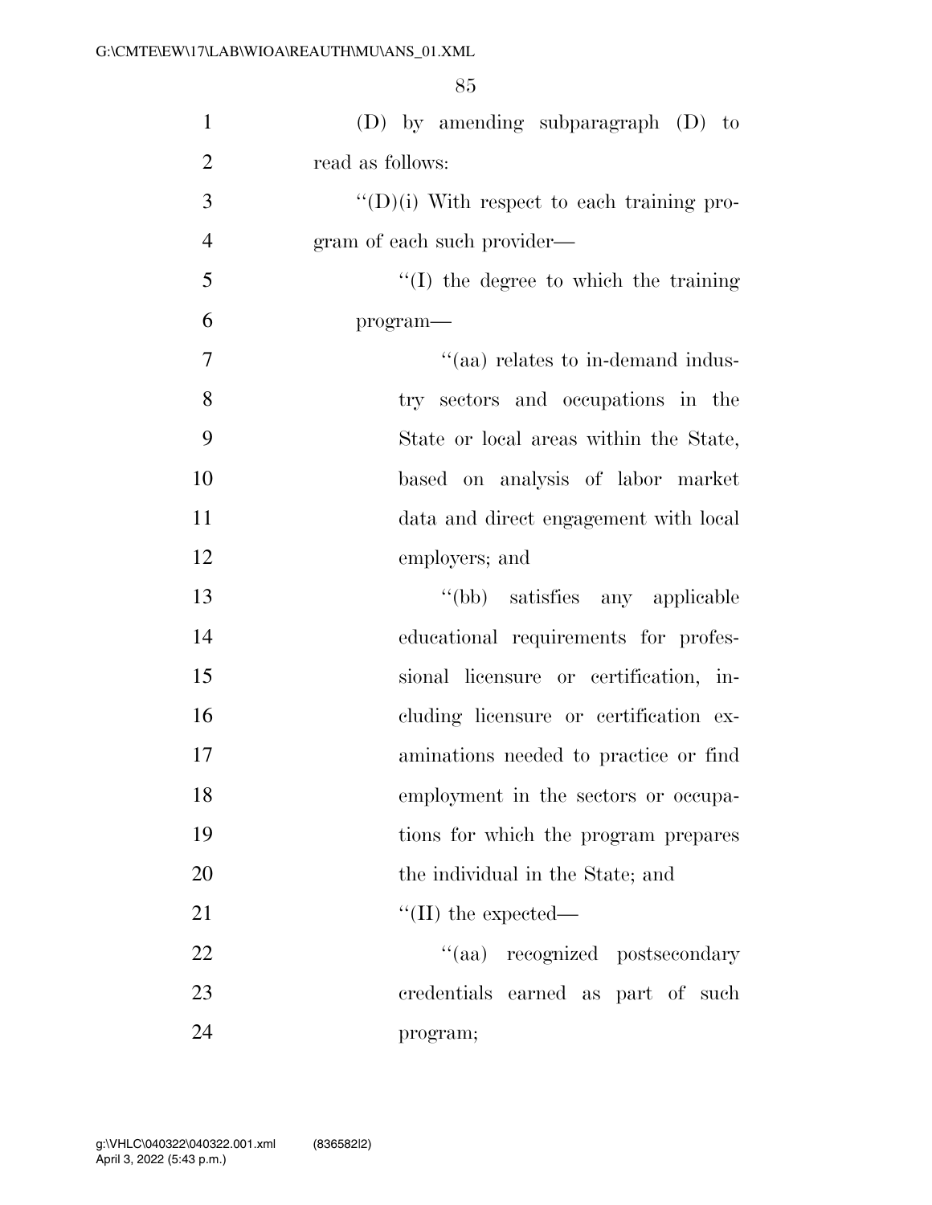(D) by amending subparagraph (D) to read as follows:

"(D)(i) With respect to each training program of each such provider—

"(I) the degree to which the training program—

"(aa) relates to in-demand industry sectors and occupations in the State or local areas within the State, based on analysis of labor market data and direct engagement with local employers; and

"(bb) satisfies any applicable educational requirements for professional licensure or certification, including licensure or certification examinations needed to practice or find employment in the sectors or occupations for which the program prepares the individual in the State; and

"(II) the expected—

"(aa) recognized postsecondary credentials earned as part of such program;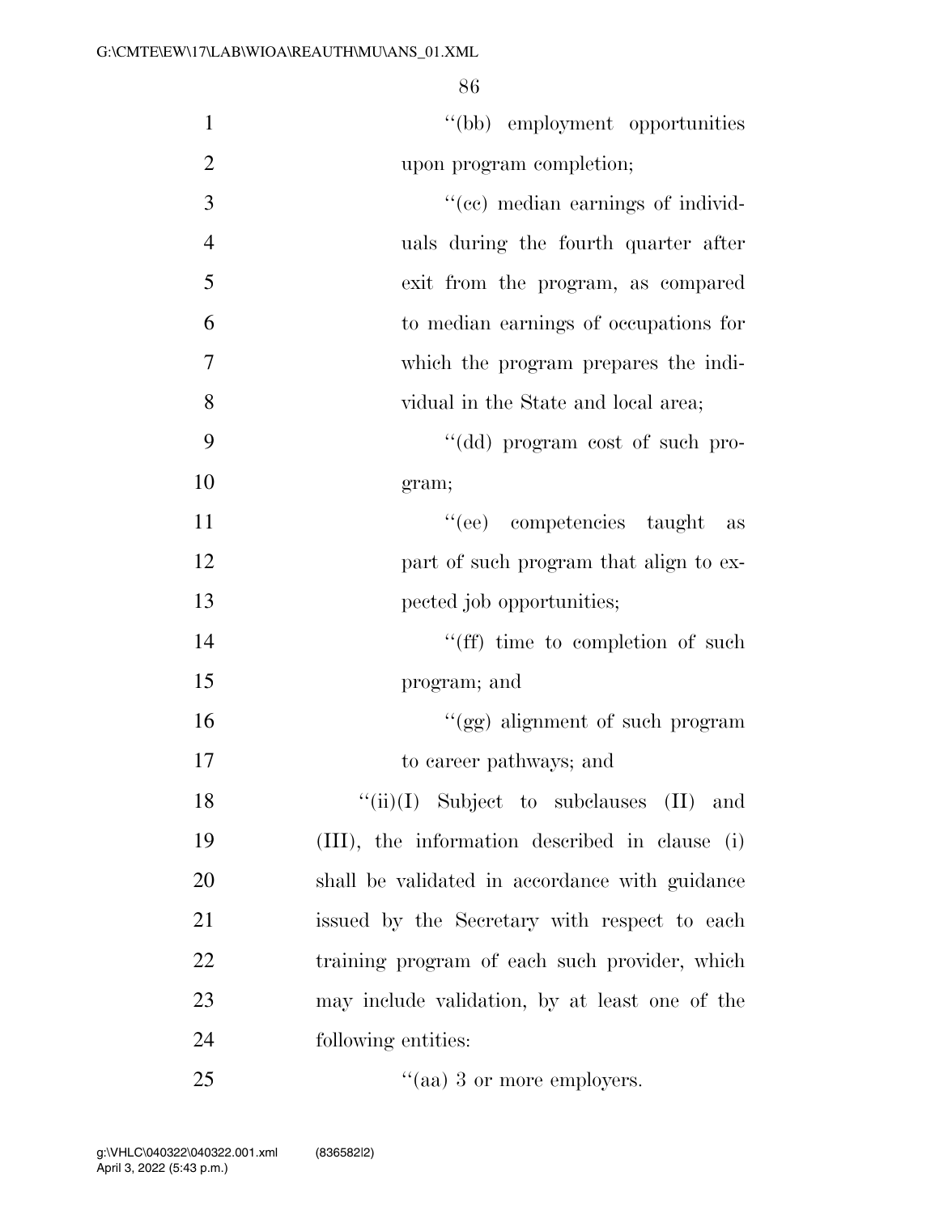''(bb) employment opportunities upon program completion;

''(cc) median earnings of individuals during the fourth quarter after exit from the program, as compared to median earnings of occupations for which the program prepares the individual in the State and local area;

''(dd) program cost of such program;

''(ee) competencies taught as part of such program that align to expected job opportunities;

''(ff) time to completion of such program; and

''(gg) alignment of such program to career pathways; and

''(ii)(I) Subject to subclauses (II) and (III), the information described in clause (i) shall be validated in accordance with guidance issued by the Secretary with respect to each training program of each such provider, which may include validation, by at least one of the following entities:

''(aa) 3 or more employers.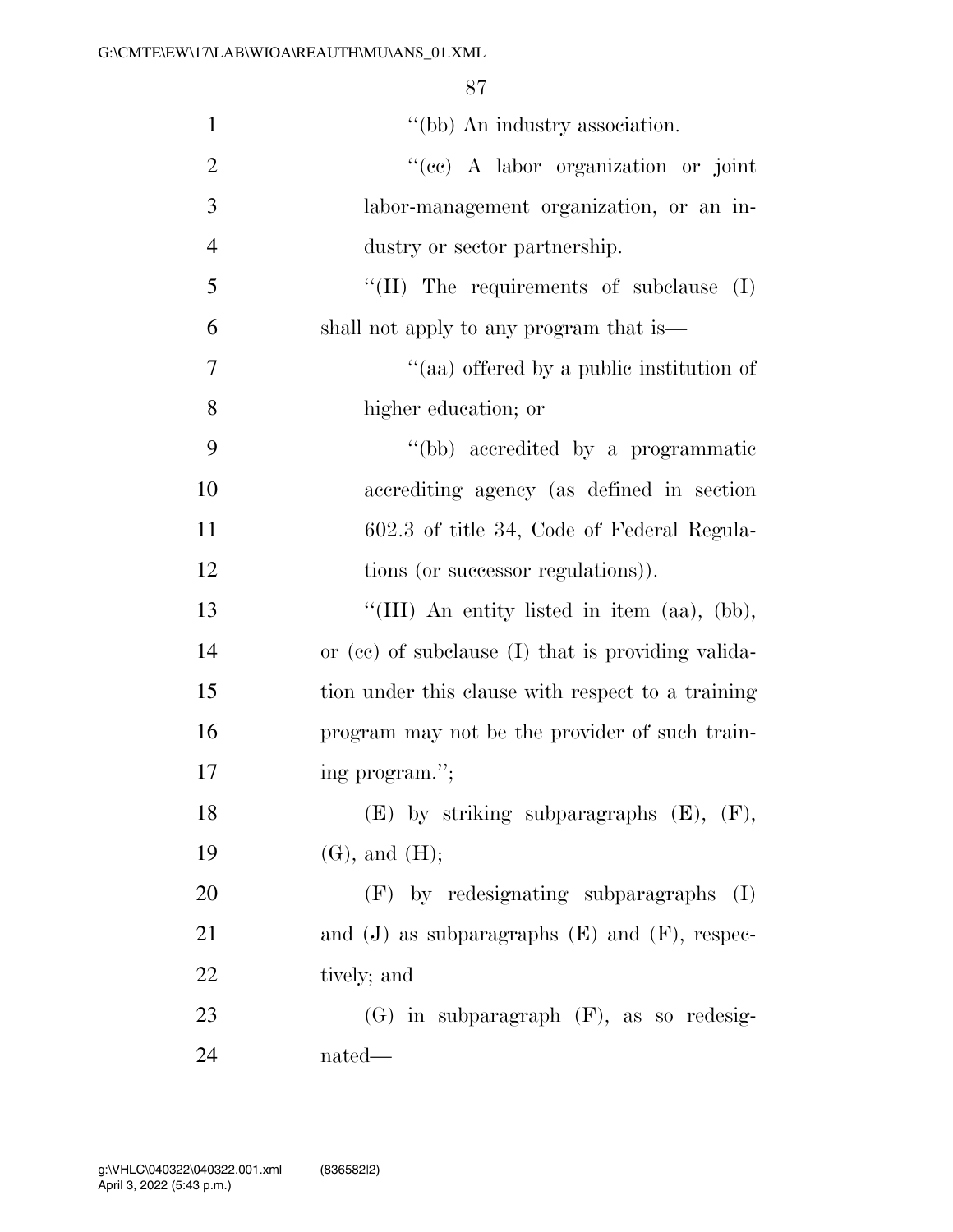''(bb) An industry association.

''(cc) A labor organization or joint labor-management organization, or an industry or sector partnership.

''(II) The requirements of subclause (I) shall not apply to any program that is—

''(aa) offered by a public institution of higher education; or

''(bb) accredited by a programmatic accrediting agency (as defined in section 602.3 of title 34, Code of Federal Regulations (or successor regulations)).

''(III) An entity listed in item (aa), (bb), or (cc) of subclause (I) that is providing validation under this clause with respect to a training program may not be the provider of such training program.'';

(E) by striking subparagraphs (E), (F), (G), and (H);

(F) by redesignating subparagraphs (I) and (J) as subparagraphs (E) and (F), respectively; and

(G) in subparagraph (F), as so redesignated—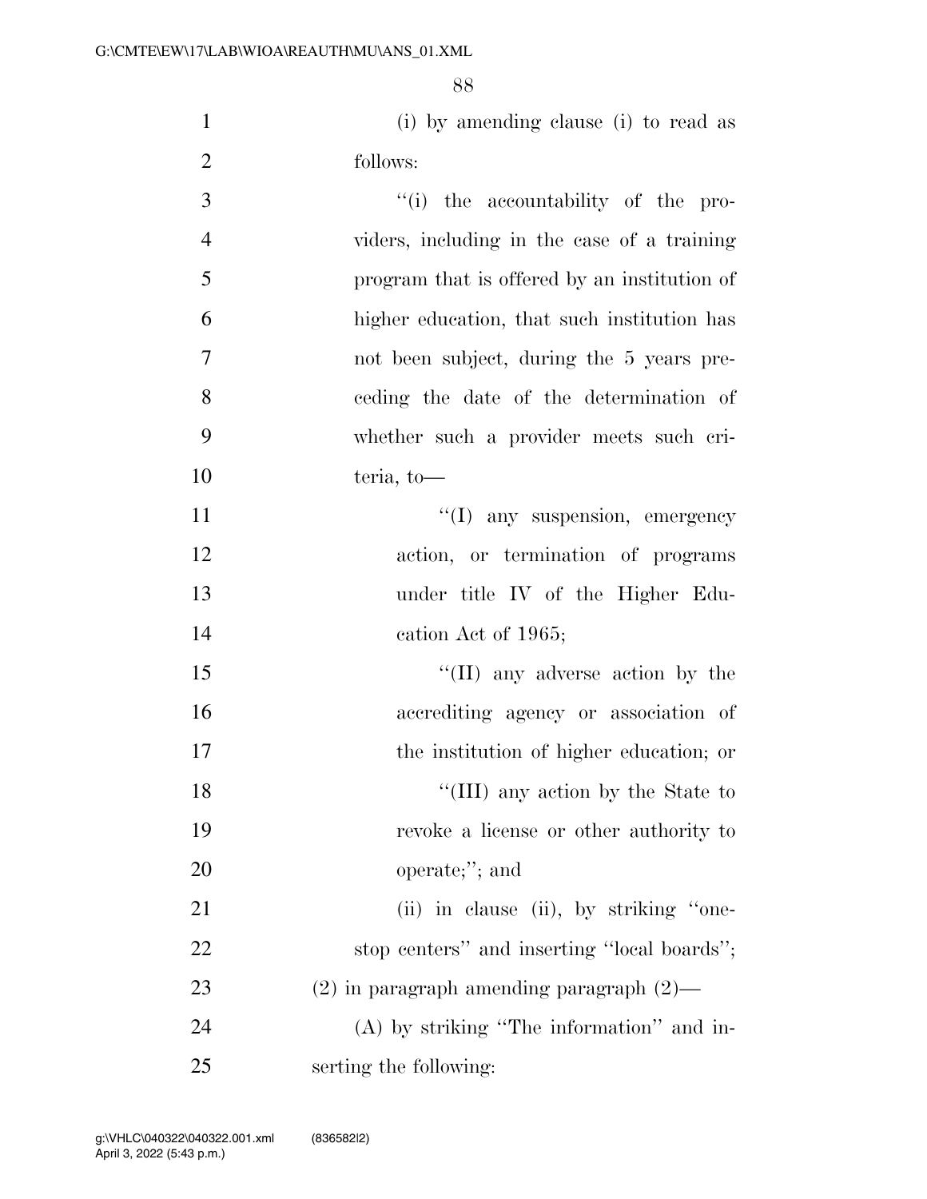(i) by amending clause (i) to read as follows:

"(i) the accountability of the providers, including in the case of a training program that is offered by an institution of higher education, that such institution has not been subject, during the 5 years preceding the date of the determination of whether such a provider meets such criteria, to—

"(I) any suspension, emergency action, or termination of programs under title IV of the Higher Education Act of 1965;

"(II) any adverse action by the accrediting agency or association of the institution of higher education; or

"(III) any action by the State to revoke a license or other authority to operate;"; and

(ii) in clause (ii), by striking "one-stop centers" and inserting "local boards";

(2) in paragraph amending paragraph (2)—

(A) by striking "The information" and inserting the following: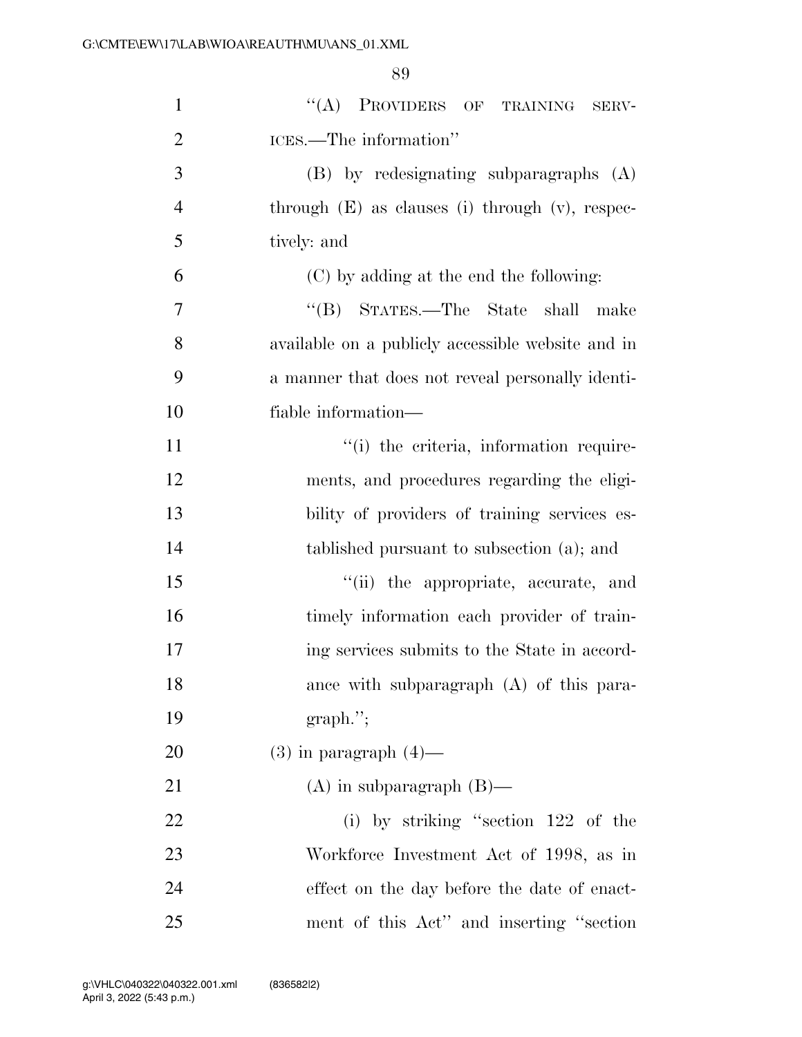"(A) PROVIDERS OF TRAINING SERVICES.—The information"

(B) by redesignating subparagraphs (A) through (E) as clauses (i) through (v), respectively: and

(C) by adding at the end the following:

"(B) STATES.—The State shall make available on a publicly accessible website and in a manner that does not reveal personally identifiable information—

"(i) the criteria, information requirements, and procedures regarding the eligibility of providers of training services established pursuant to subsection (a); and

"(ii) the appropriate, accurate, and timely information each provider of training services submits to the State in accordance with subparagraph (A) of this paragraph.";

(3) in paragraph (4)—

(A) in subparagraph (B)—

(i) by striking "section 122 of the Workforce Investment Act of 1998, as in effect on the day before the date of enactment of this Act" and inserting "section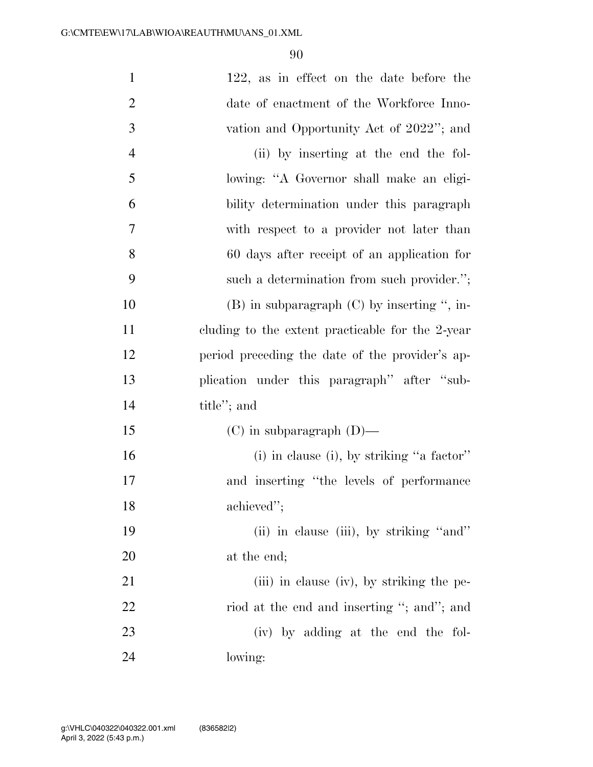122, as in effect on the date before the date of enactment of the Workforce Innovation and Opportunity Act of 2022''; and

(ii) by inserting at the end the following: ''A Governor shall make an eligibility determination under this paragraph with respect to a provider not later than 60 days after receipt of an application for such a determination from such provider.'';

(B) in subparagraph (C) by inserting '', including to the extent practicable for the 2-year period preceding the date of the provider's application under this paragraph'' after ''subtitle''; and

(C) in subparagraph (D)—

(i) in clause (i), by striking ''a factor'' and inserting ''the levels of performance achieved'';

(ii) in clause (iii), by striking ''and'' at the end;

(iii) in clause (iv), by striking the period at the end and inserting ''; and''; and

(iv) by adding at the end the following: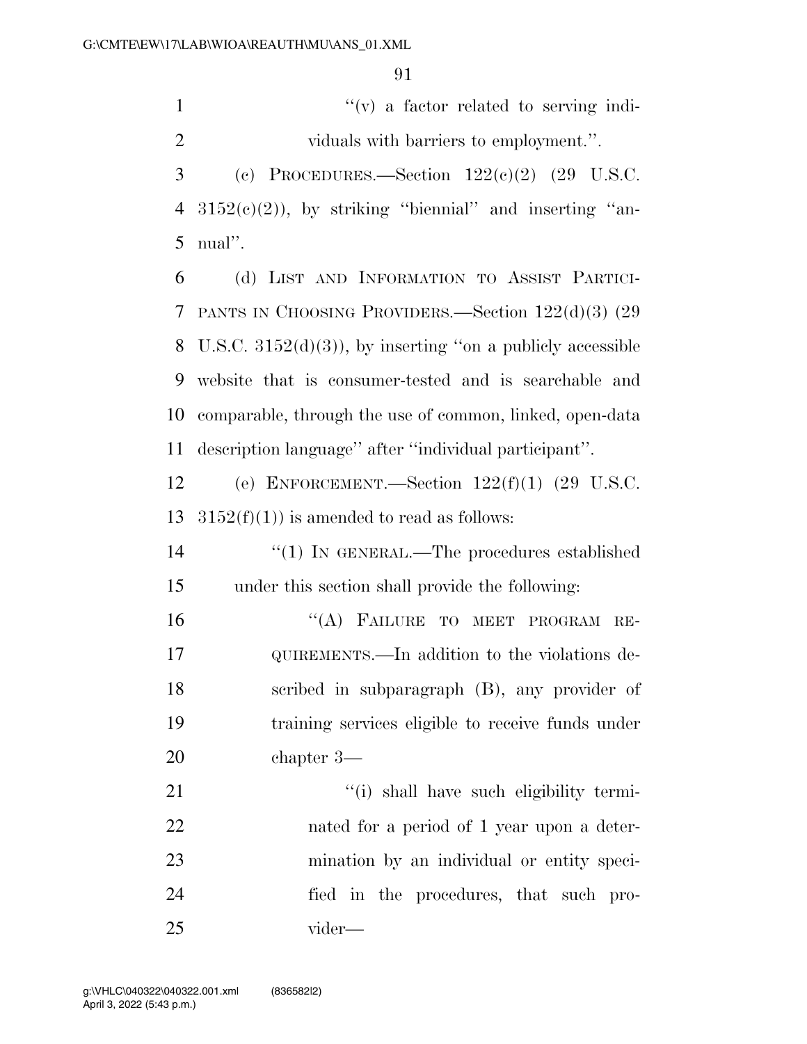"(v) a factor related to serving individuals with barriers to employment.".

(c) PROCEDURES.—Section 122(c)(2) (29 U.S.C. 3152(c)(2)), by striking "biennial" and inserting "annual".

(d) LIST AND INFORMATION TO ASSIST PARTICIPANTS IN CHOOSING PROVIDERS.—Section 122(d)(3) (29 U.S.C. 3152(d)(3)), by inserting "on a publicly accessible website that is consumer-tested and is searchable and comparable, through the use of common, linked, open-data description language" after "individual participant".

(e) ENFORCEMENT.—Section 122(f)(1) (29 U.S.C. 3152(f)(1)) is amended to read as follows:

"(1) IN GENERAL.—The procedures established under this section shall provide the following:

"(A) FAILURE TO MEET PROGRAM REQUIREMENTS.—In addition to the violations described in subparagraph (B), any provider of training services eligible to receive funds under chapter 3—

"(i) shall have such eligibility terminated for a period of 1 year upon a determination by an individual or entity specified in the procedures, that such provider—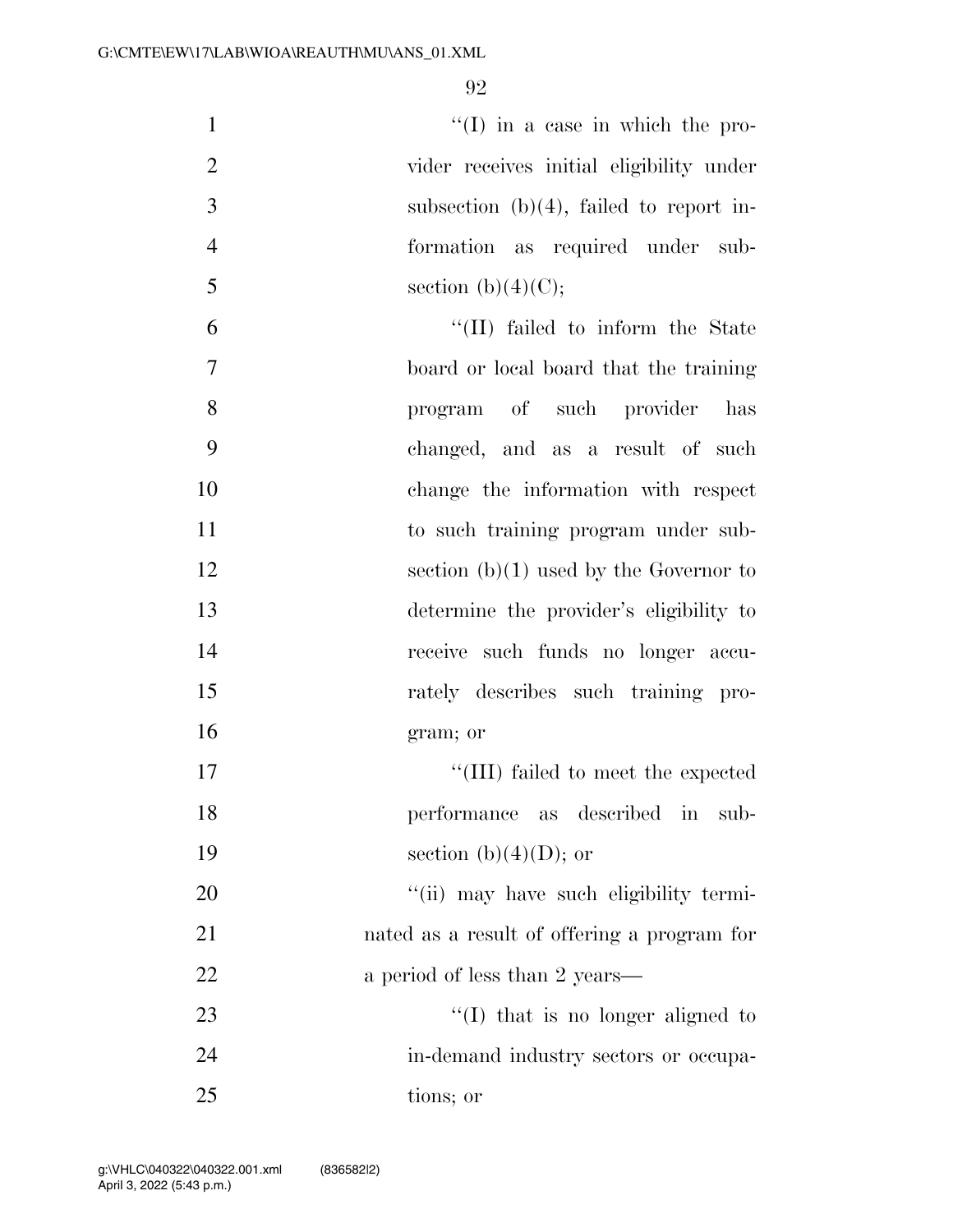''(I) in a case in which the provider receives initial eligibility under subsection (b)(4), failed to report information as required under subsection (b)(4)(C);

''(II) failed to inform the State board or local board that the training program of such provider has changed, and as a result of such change the information with respect to such training program under subsection (b)(1) used by the Governor to determine the provider's eligibility to receive such funds no longer accurately describes such training program; or

''(III) failed to meet the expected performance as described in subsection (b)(4)(D); or

''(ii) may have such eligibility terminated as a result of offering a program for a period of less than 2 years—

''(I) that is no longer aligned to in-demand industry sectors or occupations; or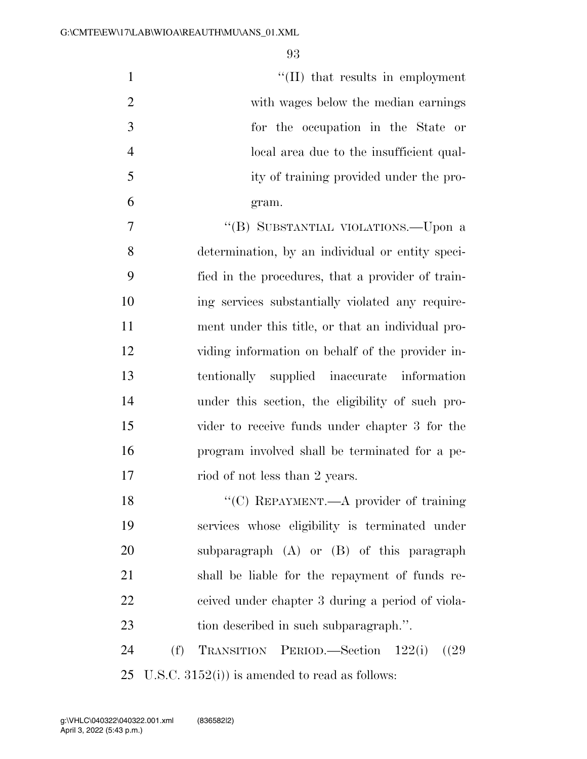"(II) that results in employment with wages below the median earnings for the occupation in the State or local area due to the insufficient quality of training provided under the program.

"(B) SUBSTANTIAL VIOLATIONS.—Upon a determination, by an individual or entity specified in the procedures, that a provider of training services substantially violated any requirement under this title, or that an individual providing information on behalf of the provider intentionally supplied inaccurate information under this section, the eligibility of such provider to receive funds under chapter 3 for the program involved shall be terminated for a period of not less than 2 years.

"(C) REPAYMENT.—A provider of training services whose eligibility is terminated under subparagraph (A) or (B) of this paragraph shall be liable for the repayment of funds received under chapter 3 during a period of violation described in such subparagraph.".

(f) TRANSITION PERIOD.—Section 122(i) ((29 U.S.C. 3152(i)) is amended to read as follows: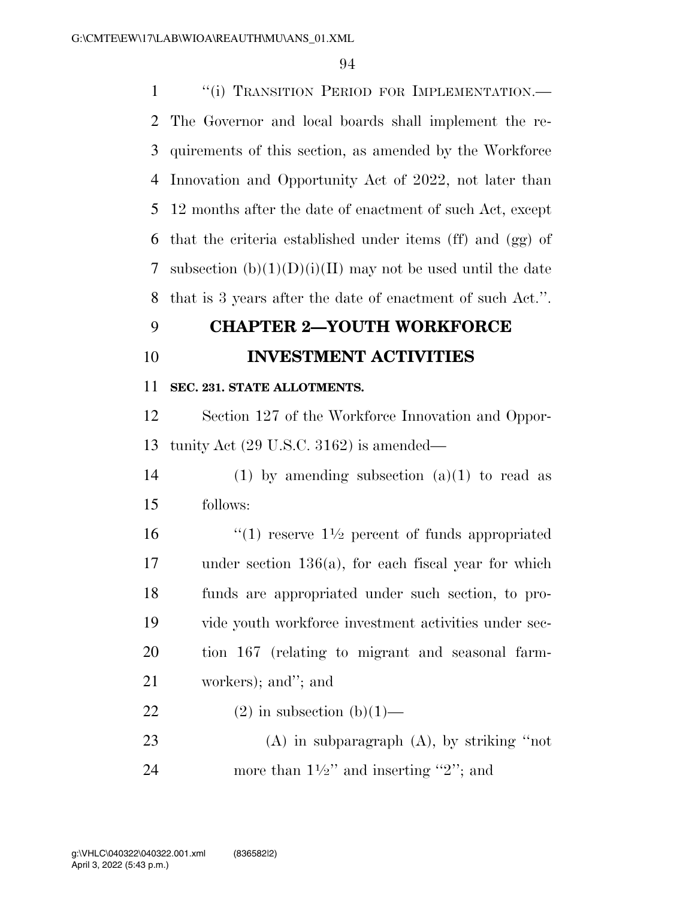"(i) TRANSITION PERIOD FOR IMPLEMENTATION.— The Governor and local boards shall implement the requirements of this section, as amended by the Workforce Innovation and Opportunity Act of 2022, not later than 12 months after the date of enactment of such Act, except that the criteria established under items (ff) and (gg) of subsection (b)(1)(D)(i)(II) may not be used until the date that is 3 years after the date of enactment of such Act.".

## CHAPTER 2—YOUTH WORKFORCE INVESTMENT ACTIVITIES

### SEC. 231. STATE ALLOTMENTS.

Section 127 of the Workforce Innovation and Opportunity Act (29 U.S.C. 3162) is amended—

(1) by amending subsection (a)(1) to read as follows:

"(1) reserve 1½ percent of funds appropriated under section 136(a), for each fiscal year for which funds are appropriated under such section, to provide youth workforce investment activities under section 167 (relating to migrant and seasonal farmworkers); and"; and

(2) in subsection (b)(1)—

(A) in subparagraph (A), by striking "not more than 1½" and inserting "2"; and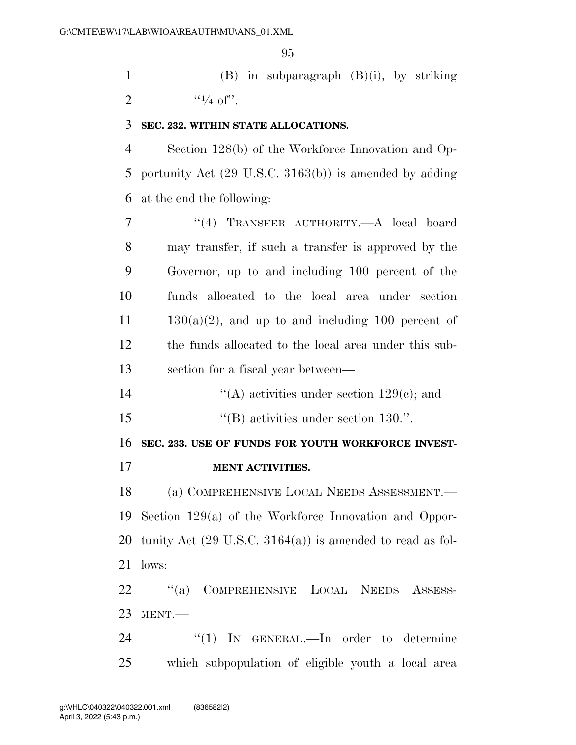(B) in subparagraph (B)(i), by striking "¼ of".

**SEC. 232. WITHIN STATE ALLOCATIONS.**

Section 128(b) of the Workforce Innovation and Opportunity Act (29 U.S.C. 3163(b)) is amended by adding at the end the following:

"(4) TRANSFER AUTHORITY.—A local board may transfer, if such a transfer is approved by the Governor, up to and including 100 percent of the funds allocated to the local area under section 130(a)(2), and up to and including 100 percent of the funds allocated to the local area under this subsection for a fiscal year between—

"(A) activities under section 129(c); and

"(B) activities under section 130.".

**SEC. 233. USE OF FUNDS FOR YOUTH WORKFORCE INVESTMENT ACTIVITIES.**

(a) COMPREHENSIVE LOCAL NEEDS ASSESSMENT.—Section 129(a) of the Workforce Innovation and Opportunity Act (29 U.S.C. 3164(a)) is amended to read as follows:

"(a) COMPREHENSIVE LOCAL NEEDS ASSESSMENT.—

"(1) IN GENERAL.—In order to determine which subpopulation of eligible youth a local area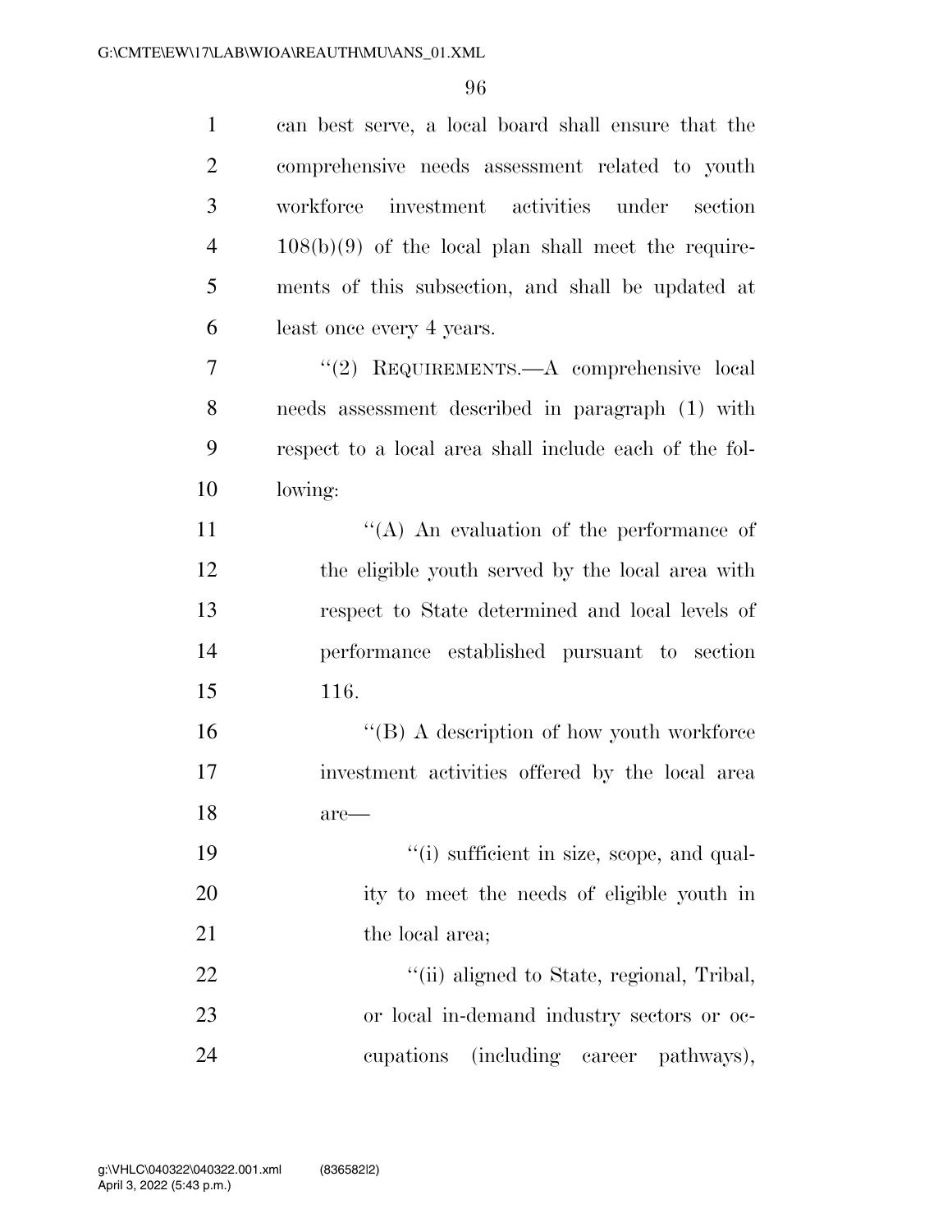can best serve, a local board shall ensure that the comprehensive needs assessment related to youth workforce investment activities under section 108(b)(9) of the local plan shall meet the requirements of this subsection, and shall be updated at least once every 4 years.

''(2) REQUIREMENTS.—A comprehensive local needs assessment described in paragraph (1) with respect to a local area shall include each of the following:

''(A) An evaluation of the performance of the eligible youth served by the local area with respect to State determined and local levels of performance established pursuant to section 116.

''(B) A description of how youth workforce investment activities offered by the local area are—

''(i) sufficient in size, scope, and quality to meet the needs of eligible youth in the local area;

''(ii) aligned to State, regional, Tribal, or local in-demand industry sectors or occupations (including career pathways),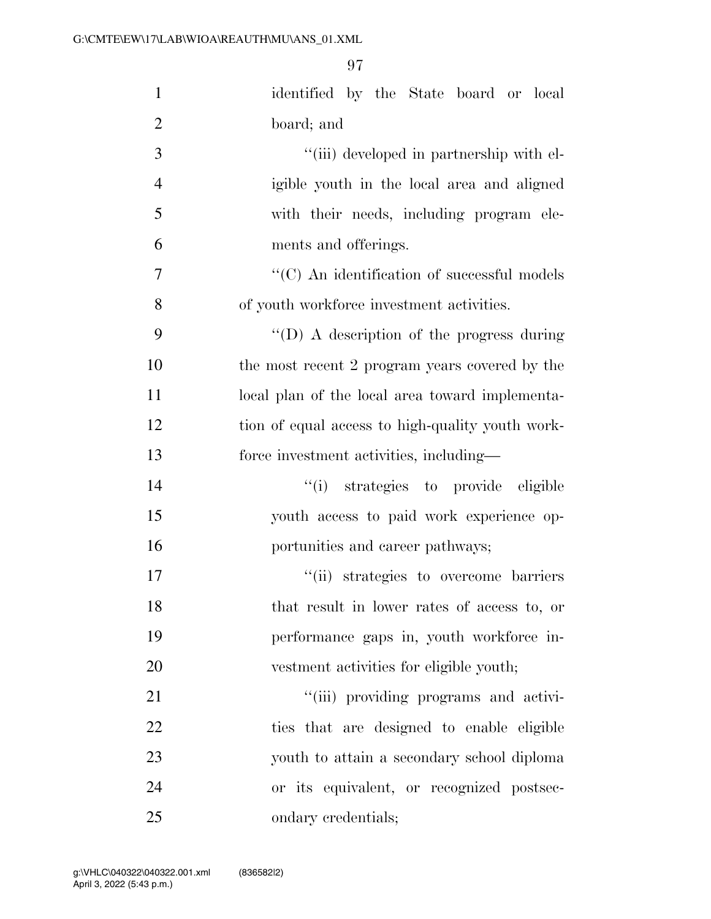identified by the State board or local board; and

''(iii) developed in partnership with eligible youth in the local area and aligned with their needs, including program elements and offerings.

''(C) An identification of successful models of youth workforce investment activities.

''(D) A description of the progress during the most recent 2 program years covered by the local plan of the local area toward implementation of equal access to high-quality youth workforce investment activities, including—

''(i) strategies to provide eligible youth access to paid work experience opportunities and career pathways;

''(ii) strategies to overcome barriers that result in lower rates of access to, or performance gaps in, youth workforce investment activities for eligible youth;

''(iii) providing programs and activities that are designed to enable eligible youth to attain a secondary school diploma or its equivalent, or recognized postsecondary credentials;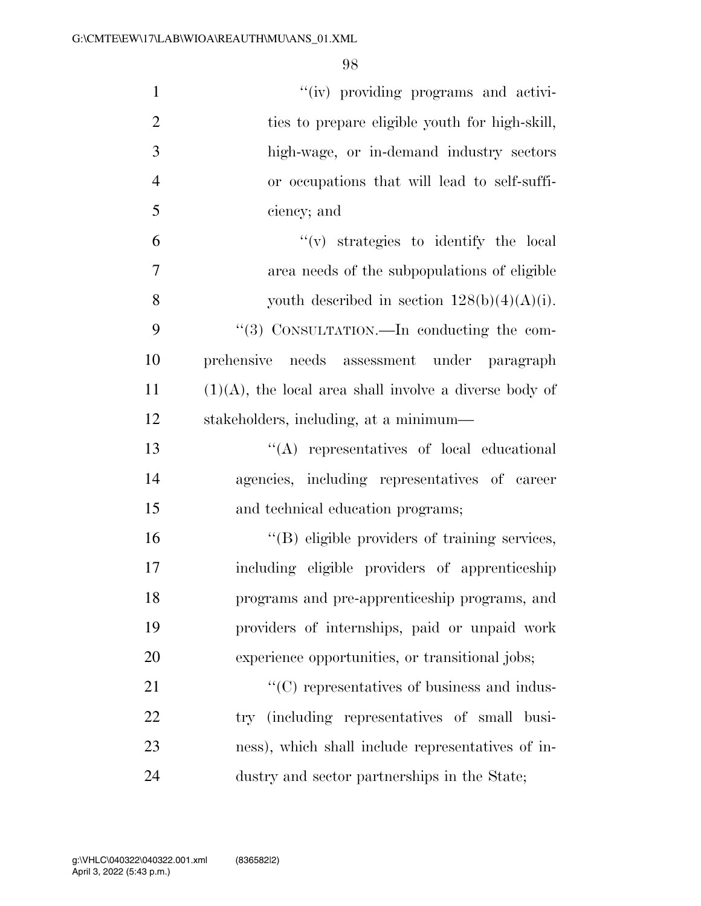"(iv) providing programs and activities to prepare eligible youth for high-skill, high-wage, or in-demand industry sectors or occupations that will lead to self-sufficiency; and

"(v) strategies to identify the local area needs of the subpopulations of eligible youth described in section 128(b)(4)(A)(i).

"(3) CONSULTATION.—In conducting the comprehensive needs assessment under paragraph (1)(A), the local area shall involve a diverse body of stakeholders, including, at a minimum—

"(A) representatives of local educational agencies, including representatives of career and technical education programs;

"(B) eligible providers of training services, including eligible providers of apprenticeship programs and pre-apprenticeship programs, and providers of internships, paid or unpaid work experience opportunities, or transitional jobs;

"(C) representatives of business and industry (including representatives of small business), which shall include representatives of industry and sector partnerships in the State;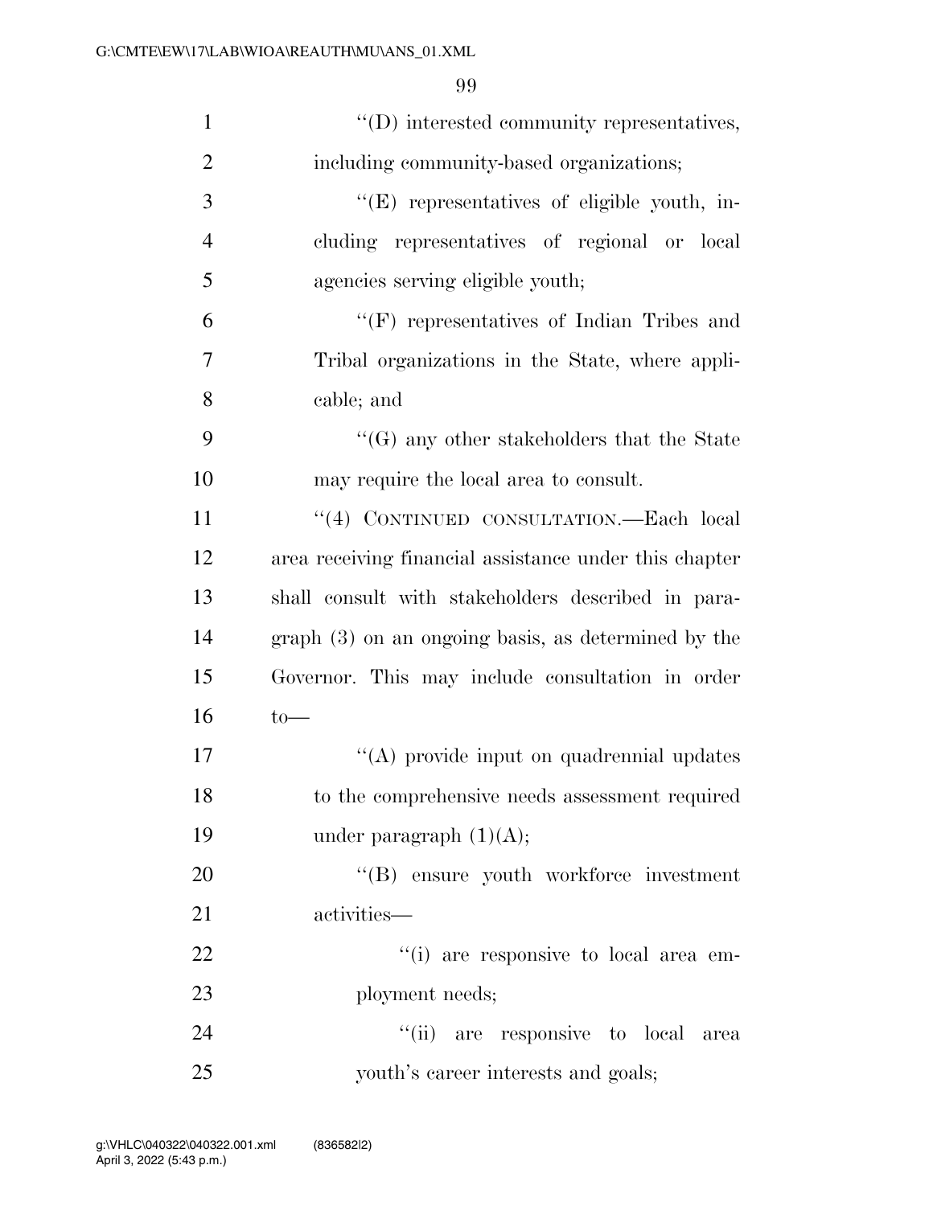''(D) interested community representatives, including community-based organizations;

''(E) representatives of eligible youth, including representatives of regional or local agencies serving eligible youth;

''(F) representatives of Indian Tribes and Tribal organizations in the State, where applicable; and

''(G) any other stakeholders that the State may require the local area to consult.

''(4) CONTINUED CONSULTATION.—Each local area receiving financial assistance under this chapter shall consult with stakeholders described in paragraph (3) on an ongoing basis, as determined by the Governor. This may include consultation in order to—

''(A) provide input on quadrennial updates to the comprehensive needs assessment required under paragraph (1)(A);

''(B) ensure youth workforce investment activities—

''(i) are responsive to local area employment needs;

''(ii) are responsive to local area youth's career interests and goals;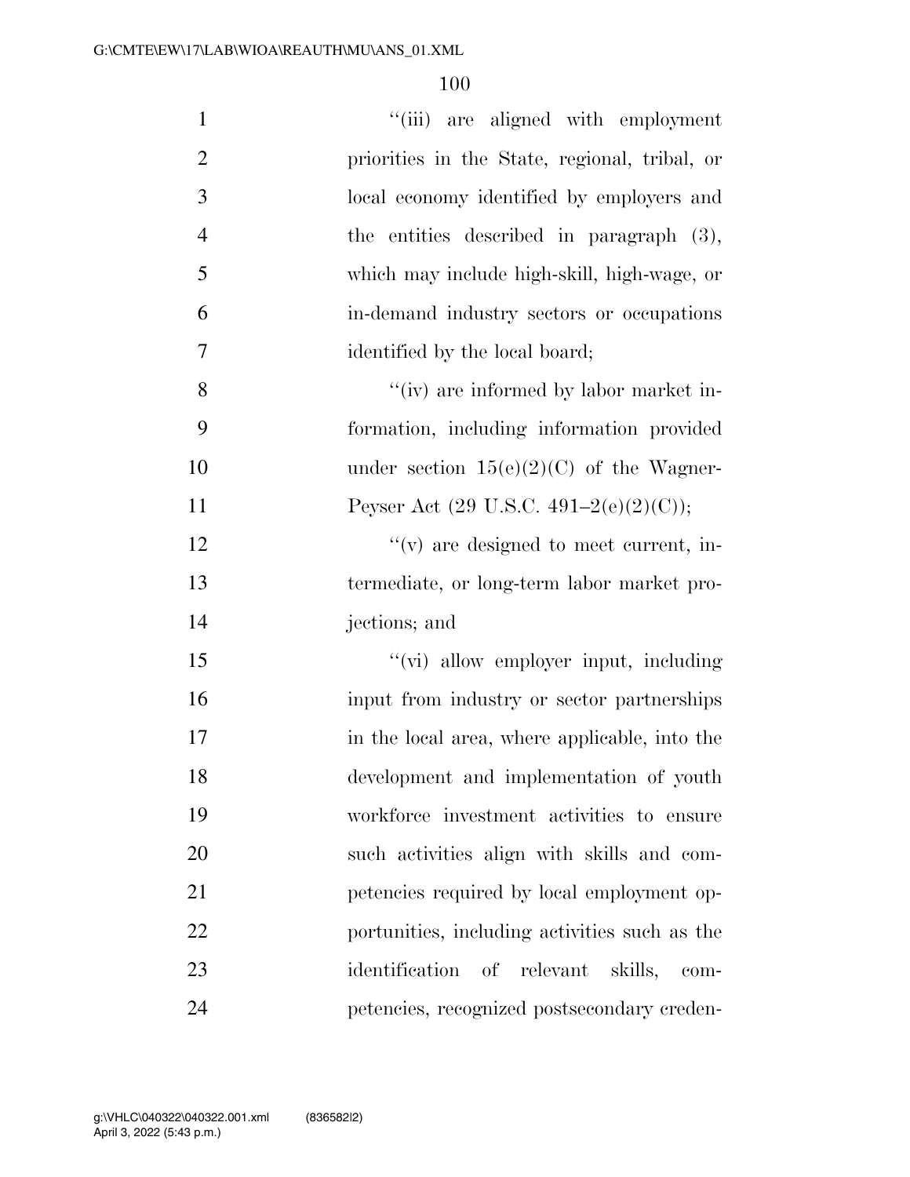''(iii) are aligned with employment priorities in the State, regional, tribal, or local economy identified by employers and the entities described in paragraph (3), which may include high-skill, high-wage, or in-demand industry sectors or occupations identified by the local board;

''(iv) are informed by labor market information, including information provided under section 15(e)(2)(C) of the Wagner-Peyser Act (29 U.S.C. 491–2(e)(2)(C));

''(v) are designed to meet current, intermediate, or long-term labor market projections; and

''(vi) allow employer input, including input from industry or sector partnerships in the local area, where applicable, into the development and implementation of youth workforce investment activities to ensure such activities align with skills and competencies required by local employment opportunities, including activities such as the identification of relevant skills, competencies, recognized postsecondary creden-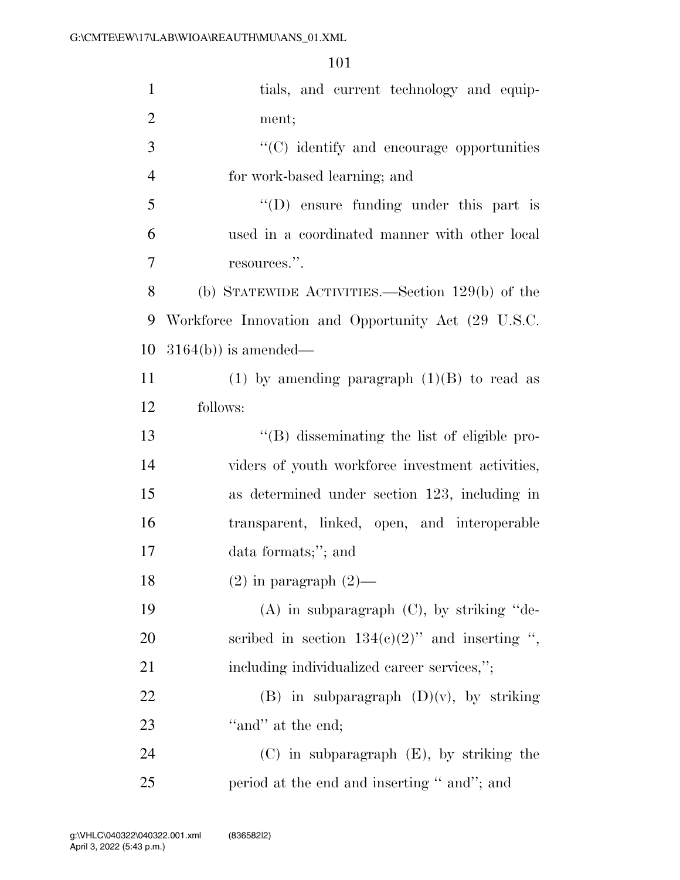tials, and current technology and equipment;

"(C) identify and encourage opportunities for work-based learning; and

"(D) ensure funding under this part is used in a coordinated manner with other local resources.".

(b) STATEWIDE ACTIVITIES.—Section 129(b) of the Workforce Innovation and Opportunity Act (29 U.S.C. 3164(b)) is amended—

(1) by amending paragraph (1)(B) to read as follows:

"(B) disseminating the list of eligible providers of youth workforce investment activities, as determined under section 123, including in transparent, linked, open, and interoperable data formats;"; and

(2) in paragraph (2)—

(A) in subparagraph (C), by striking "described in section 134(c)(2)" and inserting ", including individualized career services,";

(B) in subparagraph (D)(v), by striking "and" at the end;

(C) in subparagraph (E), by striking the period at the end and inserting " and"; and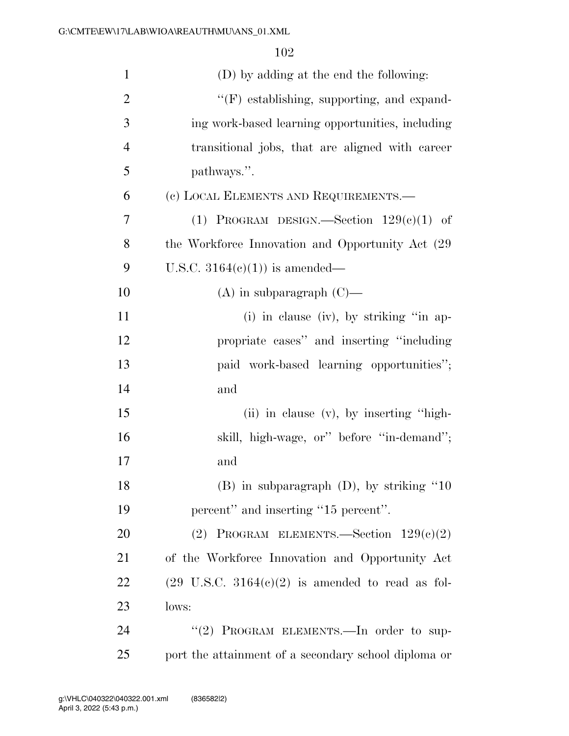(D) by adding at the end the following:

''(F) establishing, supporting, and expanding work-based learning opportunities, including transitional jobs, that are aligned with career pathways.''.

(c) LOCAL ELEMENTS AND REQUIREMENTS.—

(1) PROGRAM DESIGN.—Section 129(c)(1) of the Workforce Innovation and Opportunity Act (29 U.S.C. 3164(c)(1)) is amended—

(A) in subparagraph (C)—

(i) in clause (iv), by striking ''in appropriate cases'' and inserting ''including paid work-based learning opportunities''; and

(ii) in clause (v), by inserting ''high-skill, high-wage, or'' before ''in-demand''; and

(B) in subparagraph (D), by striking ''10 percent'' and inserting ''15 percent''.

(2) PROGRAM ELEMENTS.—Section 129(c)(2) of the Workforce Innovation and Opportunity Act (29 U.S.C. 3164(c)(2) is amended to read as follows:

''(2) PROGRAM ELEMENTS.—In order to support the attainment of a secondary school diploma or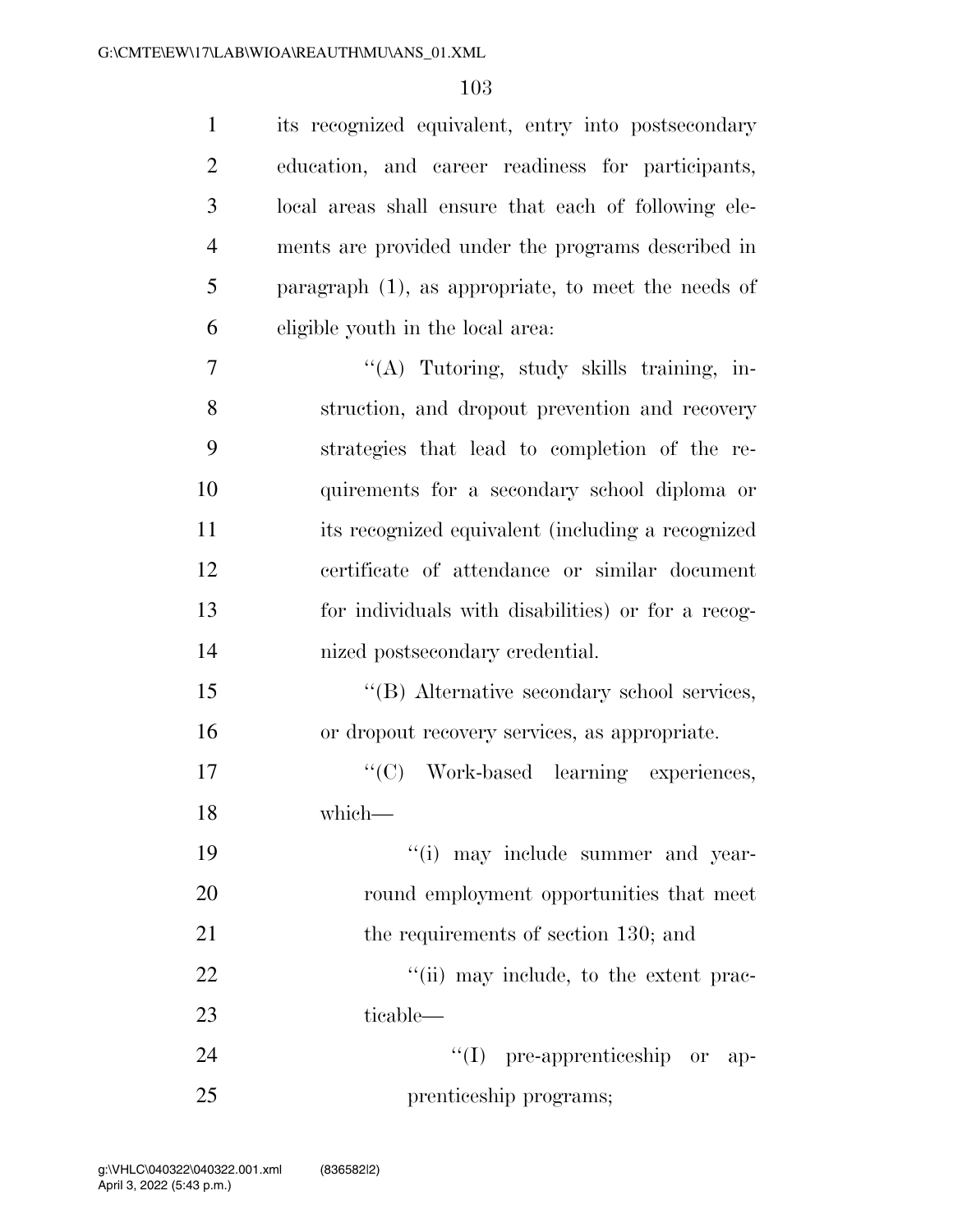its recognized equivalent, entry into postsecondary education, and career readiness for participants, local areas shall ensure that each of following elements are provided under the programs described in paragraph (1), as appropriate, to meet the needs of eligible youth in the local area:

"(A) Tutoring, study skills training, instruction, and dropout prevention and recovery strategies that lead to completion of the requirements for a secondary school diploma or its recognized equivalent (including a recognized certificate of attendance or similar document for individuals with disabilities) or for a recognized postsecondary credential.

"(B) Alternative secondary school services, or dropout recovery services, as appropriate.

"(C) Work-based learning experiences, which—

"(i) may include summer and year-round employment opportunities that meet the requirements of section 130; and

"(ii) may include, to the extent practicable—

"(I) pre-apprenticeship or apprenticeship programs;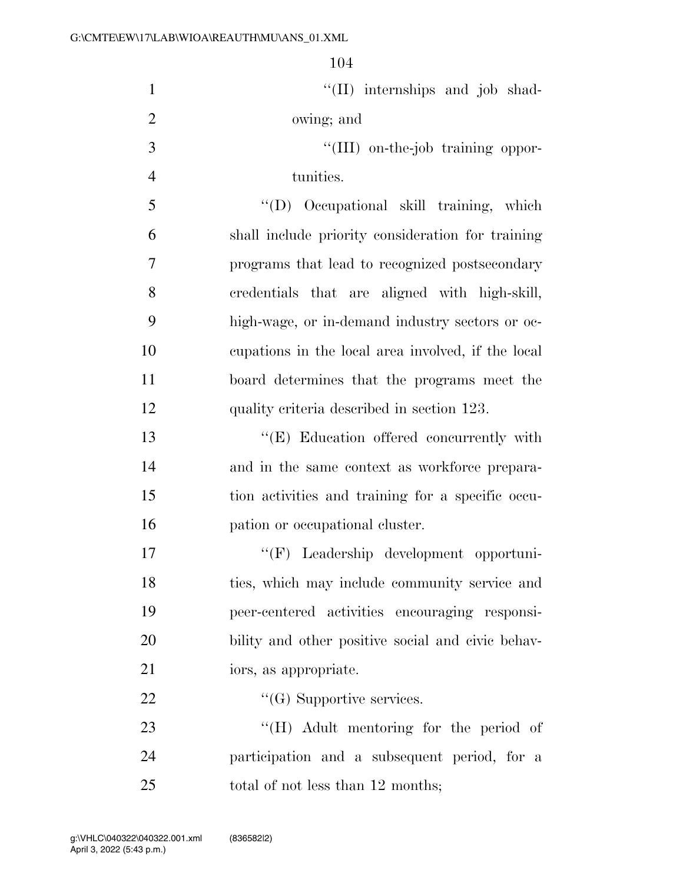''(II) internships and job shadowing; and

''(III) on-the-job training opportunities.

''(D) Occupational skill training, which shall include priority consideration for training programs that lead to recognized postsecondary credentials that are aligned with high-skill, high-wage, or in-demand industry sectors or occupations in the local area involved, if the local board determines that the programs meet the quality criteria described in section 123.

''(E) Education offered concurrently with and in the same context as workforce preparation activities and training for a specific occupation or occupational cluster.

''(F) Leadership development opportunities, which may include community service and peer-centered activities encouraging responsibility and other positive social and civic behaviors, as appropriate.

''(G) Supportive services.

''(H) Adult mentoring for the period of participation and a subsequent period, for a total of not less than 12 months;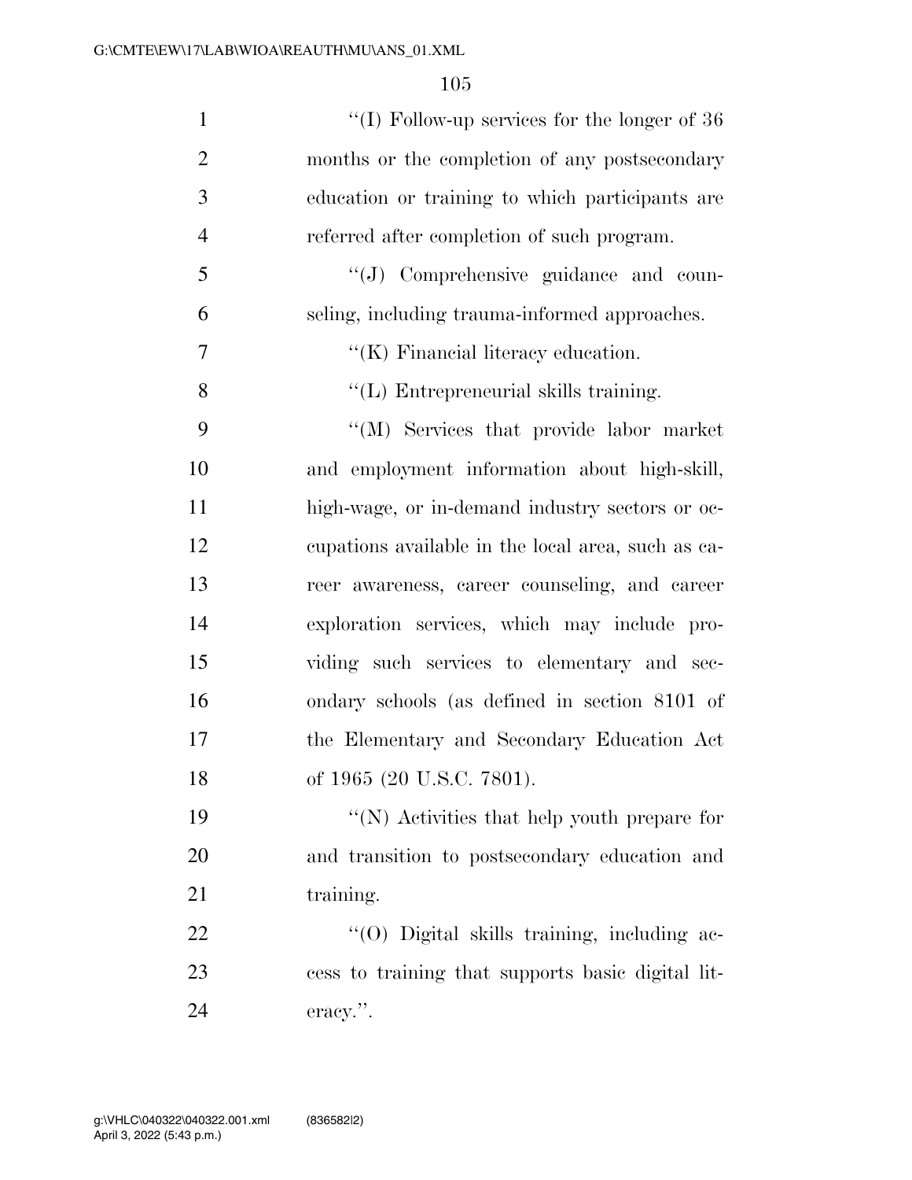''(I) Follow-up services for the longer of 36 months or the completion of any postsecondary education or training to which participants are referred after completion of such program.

''(J) Comprehensive guidance and counseling, including trauma-informed approaches.

''(K) Financial literacy education.

''(L) Entrepreneurial skills training.

''(M) Services that provide labor market and employment information about high-skill, high-wage, or in-demand industry sectors or occupations available in the local area, such as career awareness, career counseling, and career exploration services, which may include providing such services to elementary and secondary schools (as defined in section 8101 of the Elementary and Secondary Education Act of 1965 (20 U.S.C. 7801).

''(N) Activities that help youth prepare for and transition to postsecondary education and training.

''(O) Digital skills training, including access to training that supports basic digital literacy.''.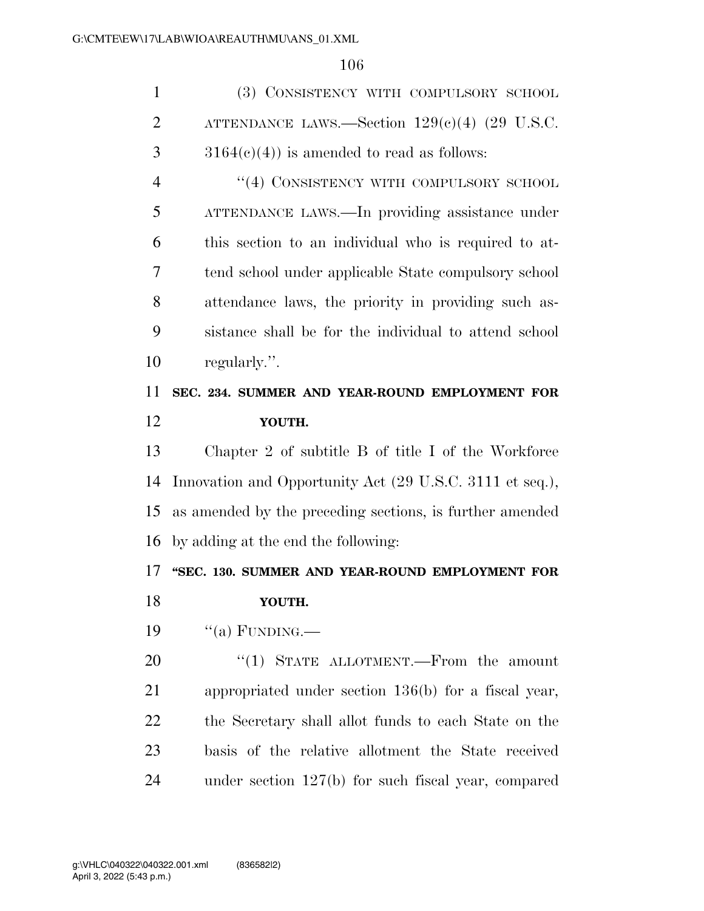(3) CONSISTENCY WITH COMPULSORY SCHOOL ATTENDANCE LAWS.—Section 129(c)(4) (29 U.S.C. 3164(c)(4)) is amended to read as follows:

"(4) CONSISTENCY WITH COMPULSORY SCHOOL ATTENDANCE LAWS.—In providing assistance under this section to an individual who is required to attend school under applicable State compulsory school attendance laws, the priority in providing such assistance shall be for the individual to attend school regularly.".

**SEC. 234. SUMMER AND YEAR-ROUND EMPLOYMENT FOR YOUTH.**

Chapter 2 of subtitle B of title I of the Workforce Innovation and Opportunity Act (29 U.S.C. 3111 et seq.), as amended by the preceding sections, is further amended by adding at the end the following:

**"SEC. 130. SUMMER AND YEAR-ROUND EMPLOYMENT FOR YOUTH.**

"(a) FUNDING.—

"(1) STATE ALLOTMENT.—From the amount appropriated under section 136(b) for a fiscal year, the Secretary shall allot funds to each State on the basis of the relative allotment the State received under section 127(b) for such fiscal year, compared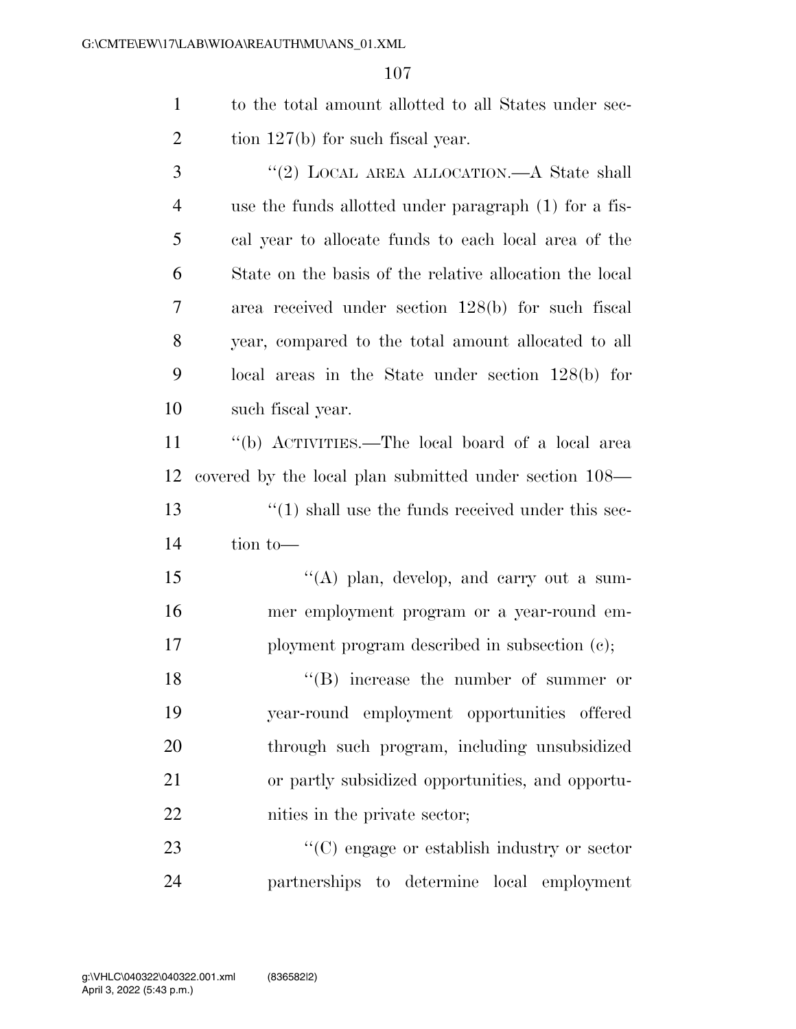to the total amount allotted to all States under section 127(b) for such fiscal year.

"(2) LOCAL AREA ALLOCATION.—A State shall use the funds allotted under paragraph (1) for a fiscal year to allocate funds to each local area of the State on the basis of the relative allocation the local area received under section 128(b) for such fiscal year, compared to the total amount allocated to all local areas in the State under section 128(b) for such fiscal year.

"(b) ACTIVITIES.—The local board of a local area covered by the local plan submitted under section 108—

"(1) shall use the funds received under this section to—

"(A) plan, develop, and carry out a summer employment program or a year-round employment program described in subsection (c);

"(B) increase the number of summer or year-round employment opportunities offered through such program, including unsubsidized or partly subsidized opportunities, and opportunities in the private sector;

"(C) engage or establish industry or sector partnerships to determine local employment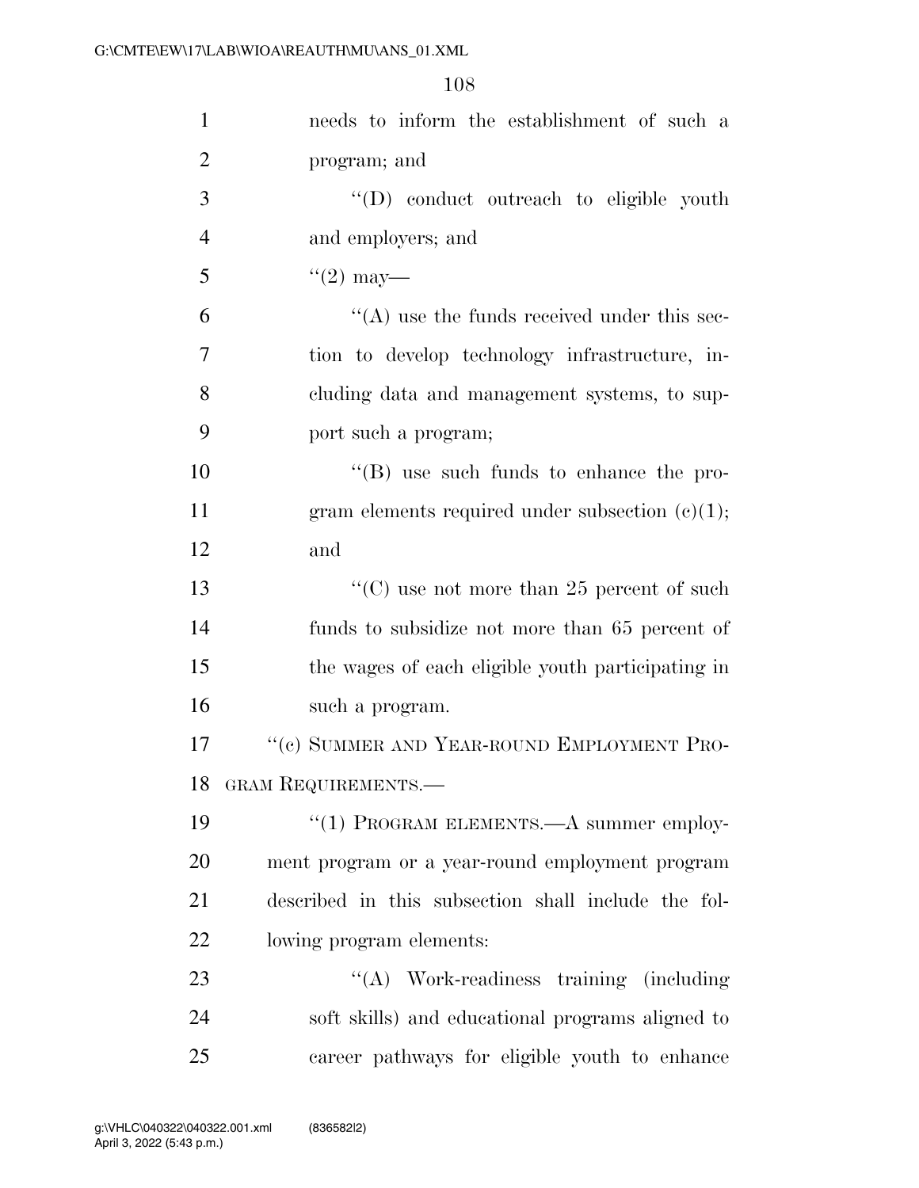needs to inform the establishment of such a program; and

"(D) conduct outreach to eligible youth and employers; and

"(2) may—

"(A) use the funds received under this section to develop technology infrastructure, including data and management systems, to support such a program;

"(B) use such funds to enhance the program elements required under subsection (c)(1); and

"(C) use not more than 25 percent of such funds to subsidize not more than 65 percent of the wages of each eligible youth participating in such a program.

"(c) SUMMER AND YEAR-ROUND EMPLOYMENT PROGRAM REQUIREMENTS.—

"(1) PROGRAM ELEMENTS.—A summer employment program or a year-round employment program described in this subsection shall include the following program elements:

"(A) Work-readiness training (including soft skills) and educational programs aligned to career pathways for eligible youth to enhance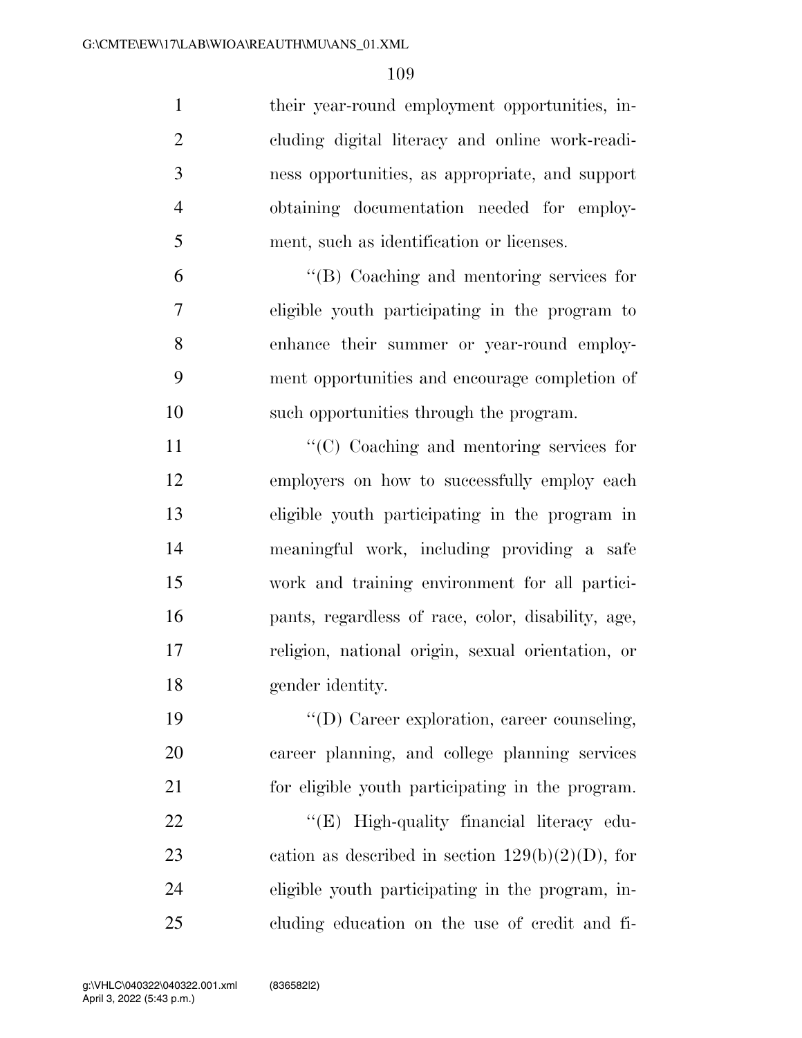their year-round employment opportunities, including digital literacy and online work-readiness opportunities, as appropriate, and support obtaining documentation needed for employment, such as identification or licenses.

"(B) Coaching and mentoring services for eligible youth participating in the program to enhance their summer or year-round employment opportunities and encourage completion of such opportunities through the program.

"(C) Coaching and mentoring services for employers on how to successfully employ each eligible youth participating in the program in meaningful work, including providing a safe work and training environment for all participants, regardless of race, color, disability, age, religion, national origin, sexual orientation, or gender identity.

"(D) Career exploration, career counseling, career planning, and college planning services for eligible youth participating in the program.

"(E) High-quality financial literacy education as described in section 129(b)(2)(D), for eligible youth participating in the program, including education on the use of credit and fi-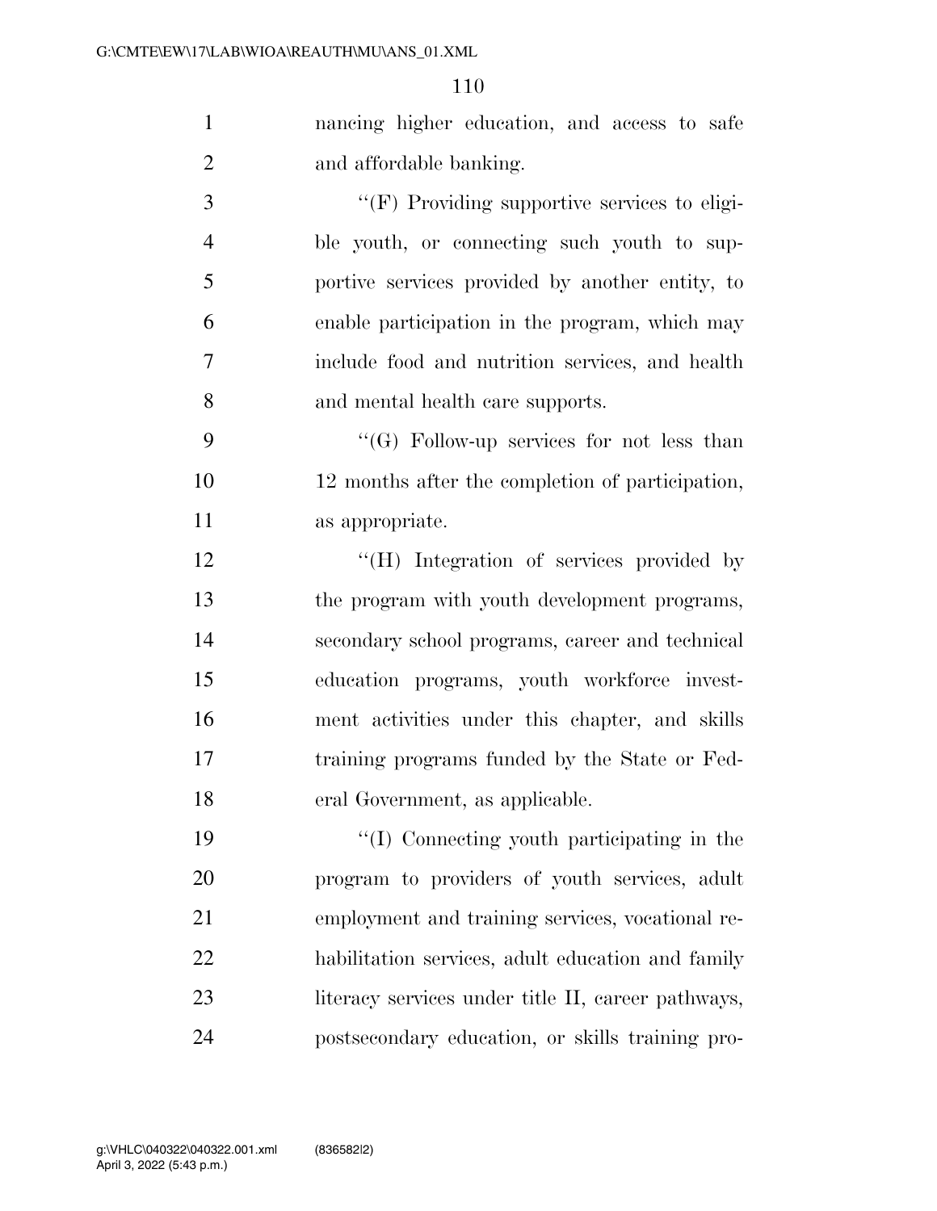nancing higher education, and access to safe and affordable banking.

''(F) Providing supportive services to eligible youth, or connecting such youth to supportive services provided by another entity, to enable participation in the program, which may include food and nutrition services, and health and mental health care supports.

''(G) Follow-up services for not less than 12 months after the completion of participation, as appropriate.

''(H) Integration of services provided by the program with youth development programs, secondary school programs, career and technical education programs, youth workforce investment activities under this chapter, and skills training programs funded by the State or Federal Government, as applicable.

''(I) Connecting youth participating in the program to providers of youth services, adult employment and training services, vocational rehabilitation services, adult education and family literacy services under title II, career pathways, postsecondary education, or skills training pro-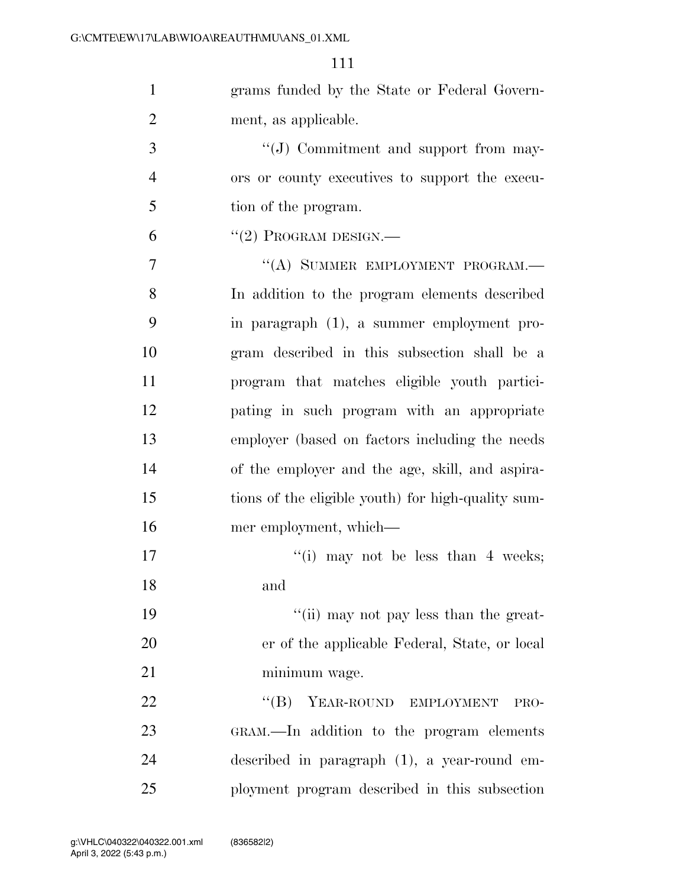grams funded by the State or Federal Government, as applicable.

''(J) Commitment and support from mayors or county executives to support the execution of the program.

''(2) PROGRAM DESIGN.—

''(A) SUMMER EMPLOYMENT PROGRAM.— In addition to the program elements described in paragraph (1), a summer employment program described in this subsection shall be a program that matches eligible youth participating in such program with an appropriate employer (based on factors including the needs of the employer and the age, skill, and aspirations of the eligible youth) for high-quality summer employment, which—

''(i) may not be less than 4 weeks; and

''(ii) may not pay less than the greater of the applicable Federal, State, or local minimum wage.

''(B) YEAR-ROUND EMPLOYMENT PROGRAM.—In addition to the program elements described in paragraph (1), a year-round employment program described in this subsection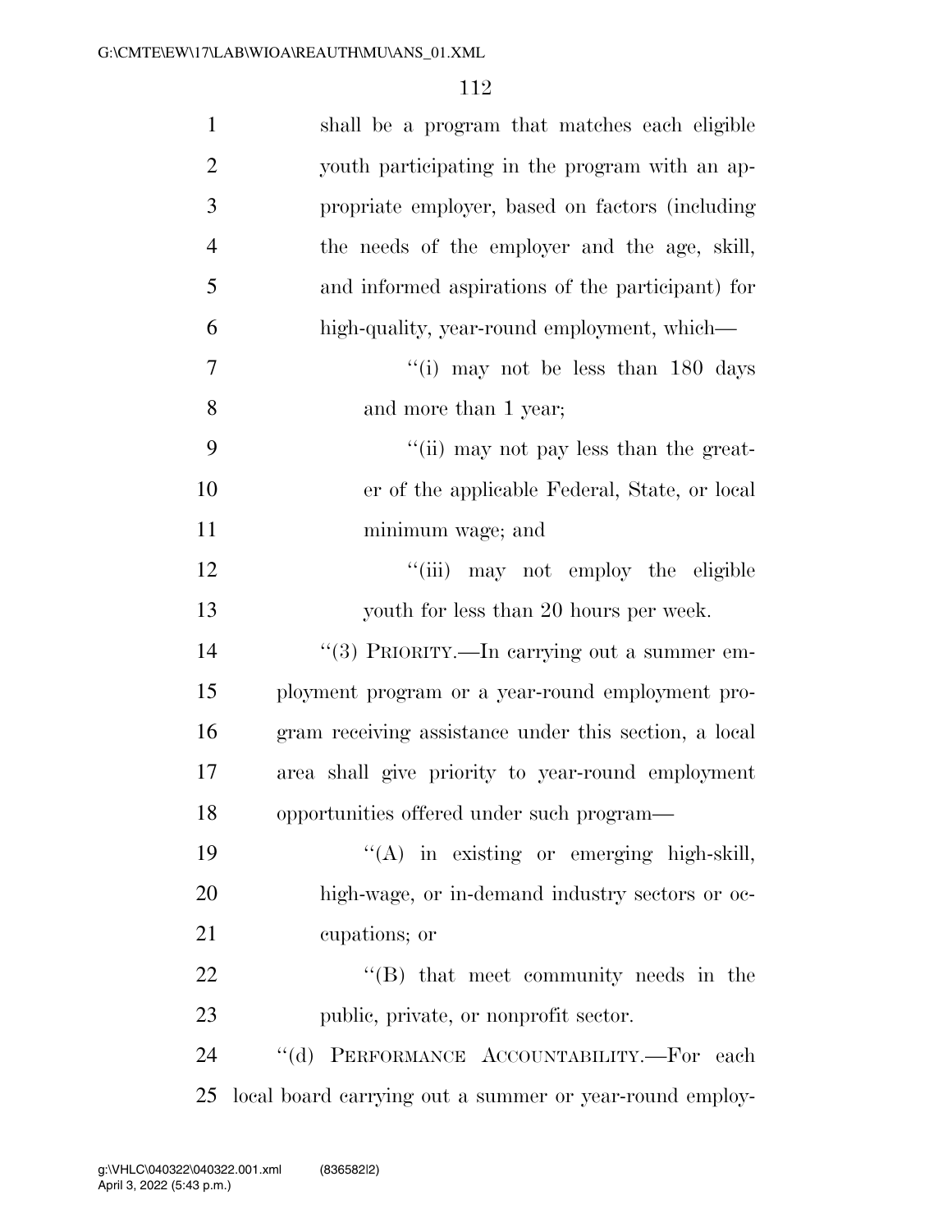shall be a program that matches each eligible youth participating in the program with an appropriate employer, based on factors (including the needs of the employer and the age, skill, and informed aspirations of the participant) for high-quality, year-round employment, which—

"(i) may not be less than 180 days and more than 1 year;

"(ii) may not pay less than the greater of the applicable Federal, State, or local minimum wage; and

"(iii) may not employ the eligible youth for less than 20 hours per week.

"(3) PRIORITY.—In carrying out a summer employment program or a year-round employment program receiving assistance under this section, a local area shall give priority to year-round employment opportunities offered under such program—

"(A) in existing or emerging high-skill, high-wage, or in-demand industry sectors or occupations; or

"(B) that meet community needs in the public, private, or nonprofit sector.

"(d) PERFORMANCE ACCOUNTABILITY.—For each local board carrying out a summer or year-round employ-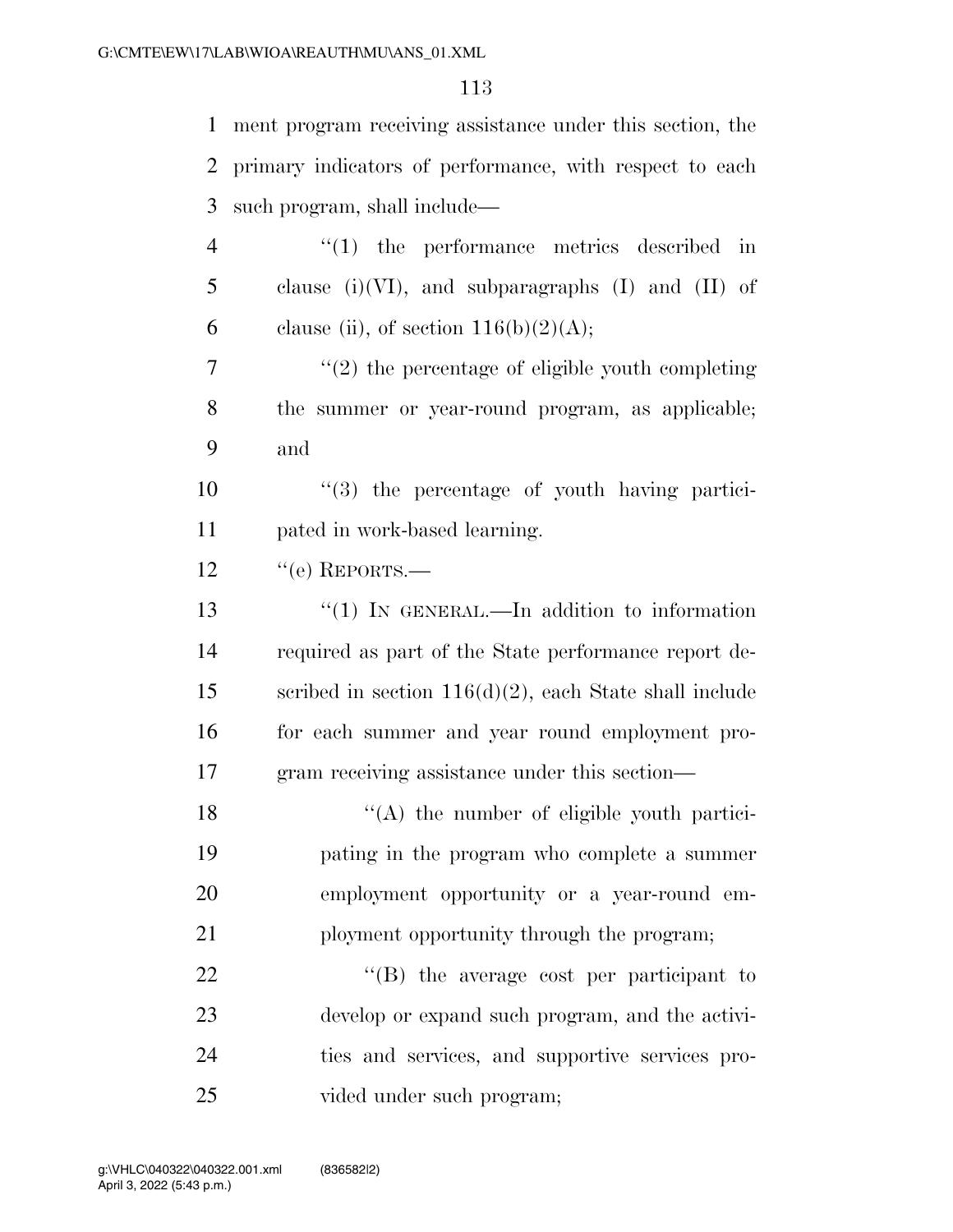ment program receiving assistance under this section, the primary indicators of performance, with respect to each such program, shall include—

"(1) the performance metrics described in clause (i)(VI), and subparagraphs (I) and (II) of clause (ii), of section 116(b)(2)(A);

"(2) the percentage of eligible youth completing the summer or year-round program, as applicable; and

"(3) the percentage of youth having participated in work-based learning.

"(e) REPORTS.—

"(1) IN GENERAL.—In addition to information required as part of the State performance report described in section 116(d)(2), each State shall include for each summer and year round employment program receiving assistance under this section—

"(A) the number of eligible youth participating in the program who complete a summer employment opportunity or a year-round employment opportunity through the program;

"(B) the average cost per participant to develop or expand such program, and the activities and services, and supportive services provided under such program;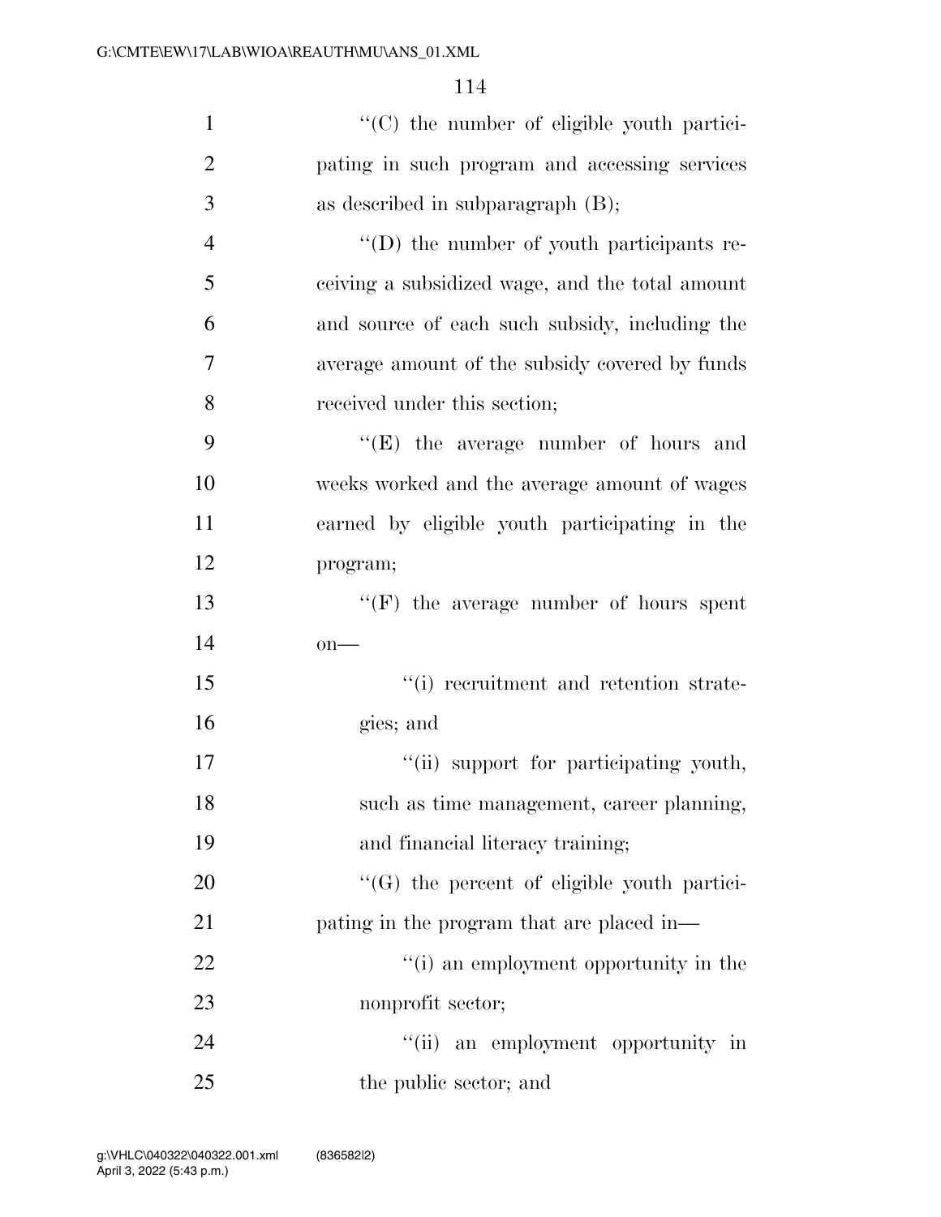''(C) the number of eligible youth participating in such program and accessing services as described in subparagraph (B);

''(D) the number of youth participants receiving a subsidized wage, and the total amount and source of each such subsidy, including the average amount of the subsidy covered by funds received under this section;

''(E) the average number of hours and weeks worked and the average amount of wages earned by eligible youth participating in the program;

''(F) the average number of hours spent on—

''(i) recruitment and retention strategies; and

''(ii) support for participating youth, such as time management, career planning, and financial literacy training;

''(G) the percent of eligible youth participating in the program that are placed in—

''(i) an employment opportunity in the nonprofit sector;

''(ii) an employment opportunity in the public sector; and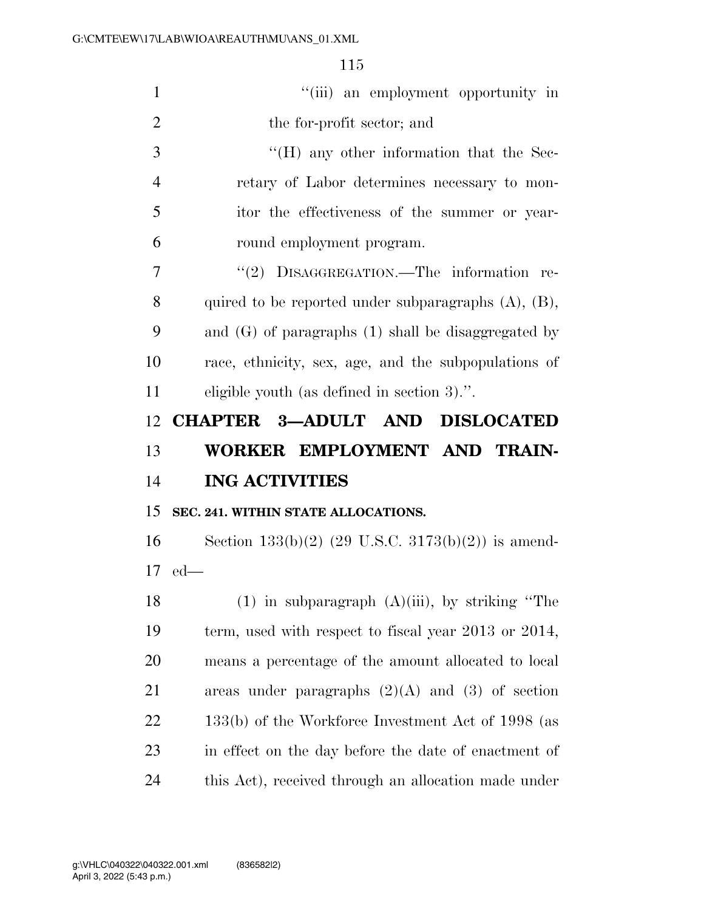"(iii) an employment opportunity in the for-profit sector; and

"(H) any other information that the Secretary of Labor determines necessary to monitor the effectiveness of the summer or year-round employment program.

"(2) DISAGGREGATION.—The information required to be reported under subparagraphs (A), (B), and (G) of paragraphs (1) shall be disaggregated by race, ethnicity, sex, age, and the subpopulations of eligible youth (as defined in section 3).".

## CHAPTER 3—ADULT AND DISLOCATED WORKER EMPLOYMENT AND TRAINING ACTIVITIES

**SEC. 241. WITHIN STATE ALLOCATIONS.**

Section 133(b)(2) (29 U.S.C. 3173(b)(2)) is amended—

(1) in subparagraph (A)(iii), by striking "The term, used with respect to fiscal year 2013 or 2014, means a percentage of the amount allocated to local areas under paragraphs (2)(A) and (3) of section 133(b) of the Workforce Investment Act of 1998 (as in effect on the day before the date of enactment of this Act), received through an allocation made under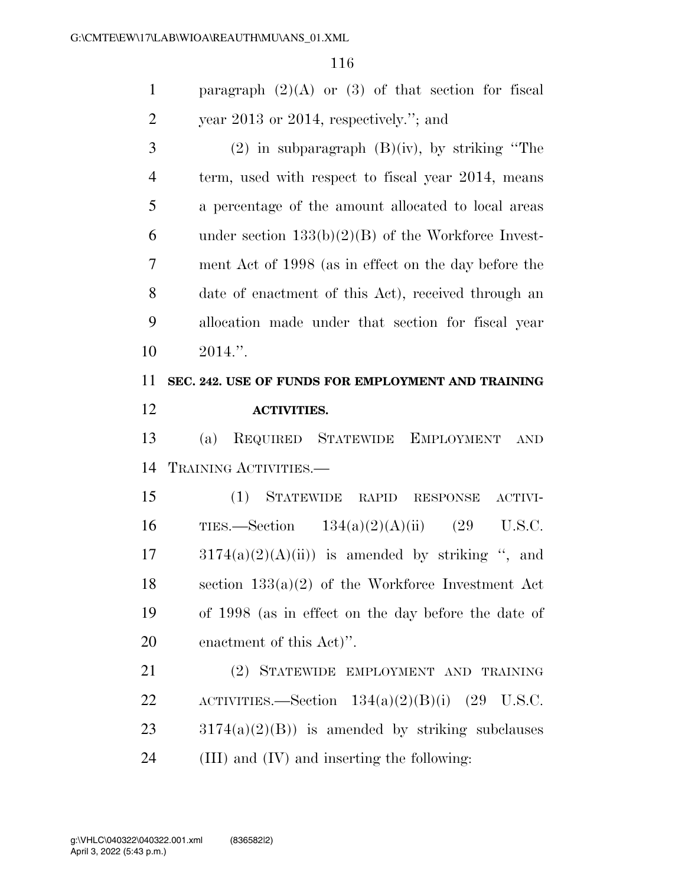paragraph (2)(A) or (3) of that section for fiscal year 2013 or 2014, respectively.''; and

(2) in subparagraph (B)(iv), by striking ''The term, used with respect to fiscal year 2014, means a percentage of the amount allocated to local areas under section 133(b)(2)(B) of the Workforce Investment Act of 1998 (as in effect on the day before the date of enactment of this Act), received through an allocation made under that section for fiscal year 2014.''.

**SEC. 242. USE OF FUNDS FOR EMPLOYMENT AND TRAINING ACTIVITIES.**

(a) REQUIRED STATEWIDE EMPLOYMENT AND TRAINING ACTIVITIES.—

(1) STATEWIDE RAPID RESPONSE ACTIVITIES.—Section 134(a)(2)(A)(ii) (29 U.S.C. 3174(a)(2)(A)(ii)) is amended by striking '', and section 133(a)(2) of the Workforce Investment Act of 1998 (as in effect on the day before the date of enactment of this Act)''.

(2) STATEWIDE EMPLOYMENT AND TRAINING ACTIVITIES.—Section 134(a)(2)(B)(i) (29 U.S.C. 3174(a)(2)(B)) is amended by striking subclauses (III) and (IV) and inserting the following: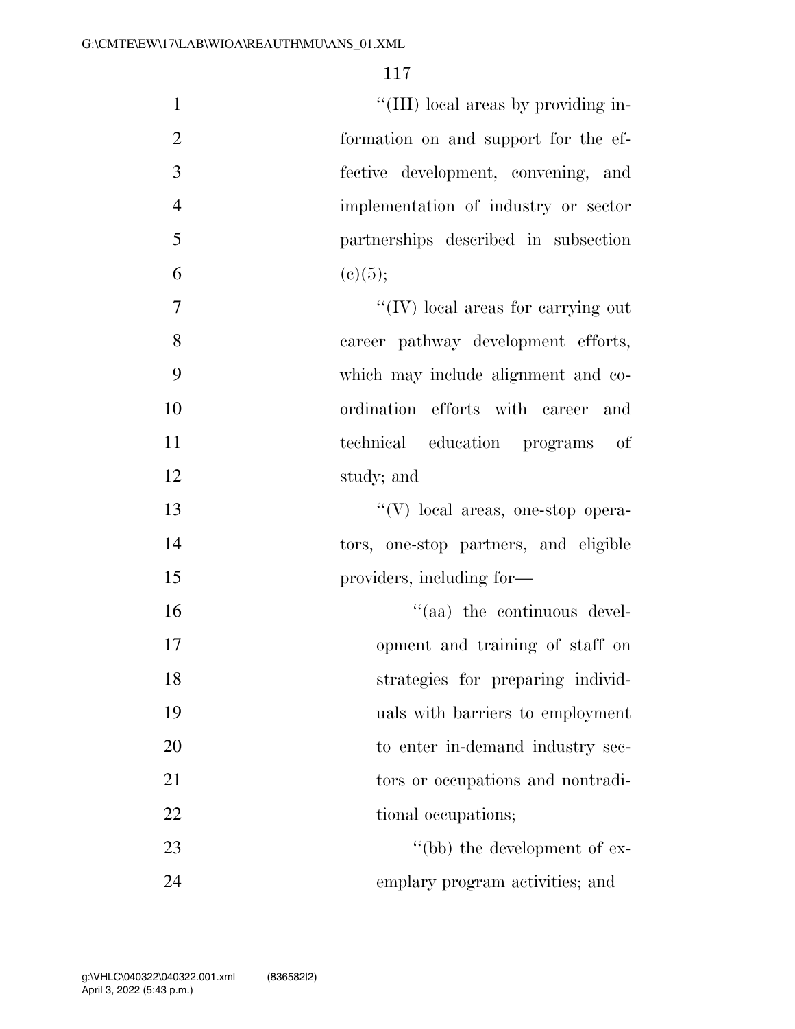''(III) local areas by providing information on and support for the effective development, convening, and implementation of industry or sector partnerships described in subsection (c)(5);

''(IV) local areas for carrying out career pathway development efforts, which may include alignment and coordination efforts with career and technical education programs of study; and

''(V) local areas, one-stop operators, one-stop partners, and eligible providers, including for—

''(aa) the continuous development and training of staff on strategies for preparing individuals with barriers to employment to enter in-demand industry sectors or occupations and nontraditional occupations;

''(bb) the development of exemplary program activities; and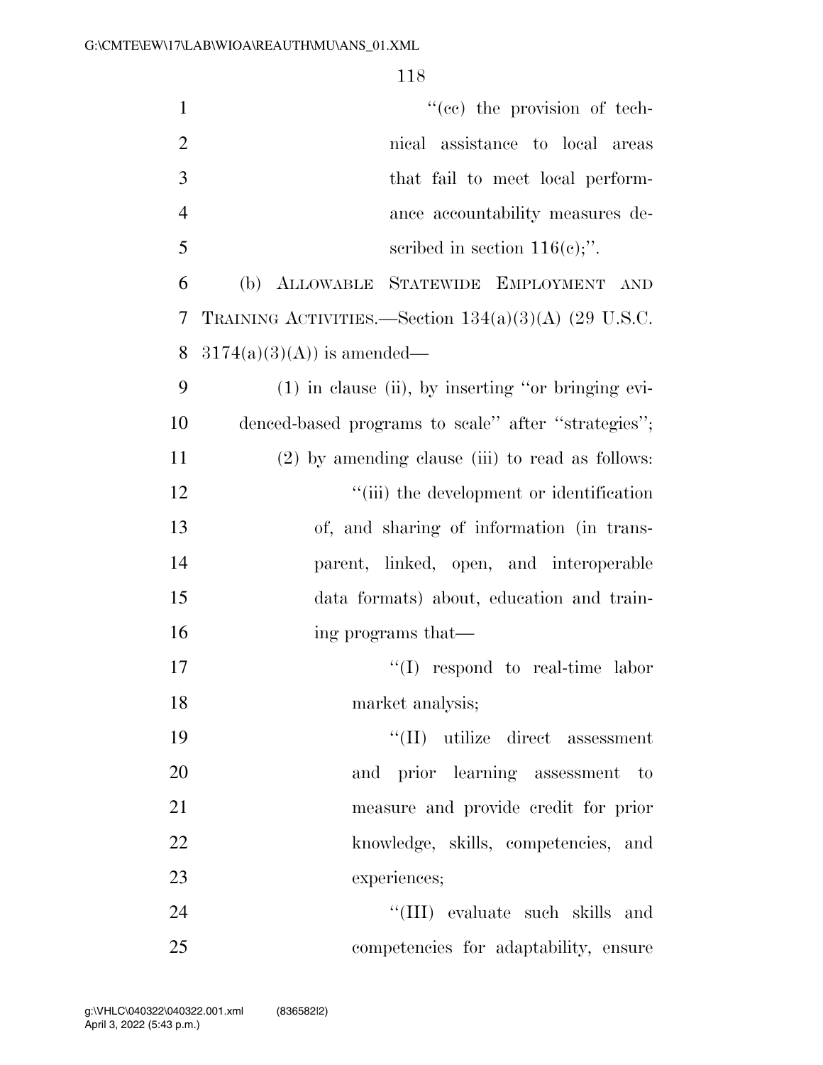"(cc) the provision of technical assistance to local areas that fail to meet local performance accountability measures described in section 116(c);".

(b) ALLOWABLE STATEWIDE EMPLOYMENT AND TRAINING ACTIVITIES.—Section 134(a)(3)(A) (29 U.S.C. 3174(a)(3)(A)) is amended—

(1) in clause (ii), by inserting "or bringing evidenced-based programs to scale" after "strategies";

(2) by amending clause (iii) to read as follows:

"(iii) the development or identification of, and sharing of information (in transparent, linked, open, and interoperable data formats) about, education and training programs that—

"(I) respond to real-time labor market analysis;

"(II) utilize direct assessment and prior learning assessment to measure and provide credit for prior knowledge, skills, competencies, and experiences;

"(III) evaluate such skills and competencies for adaptability, ensure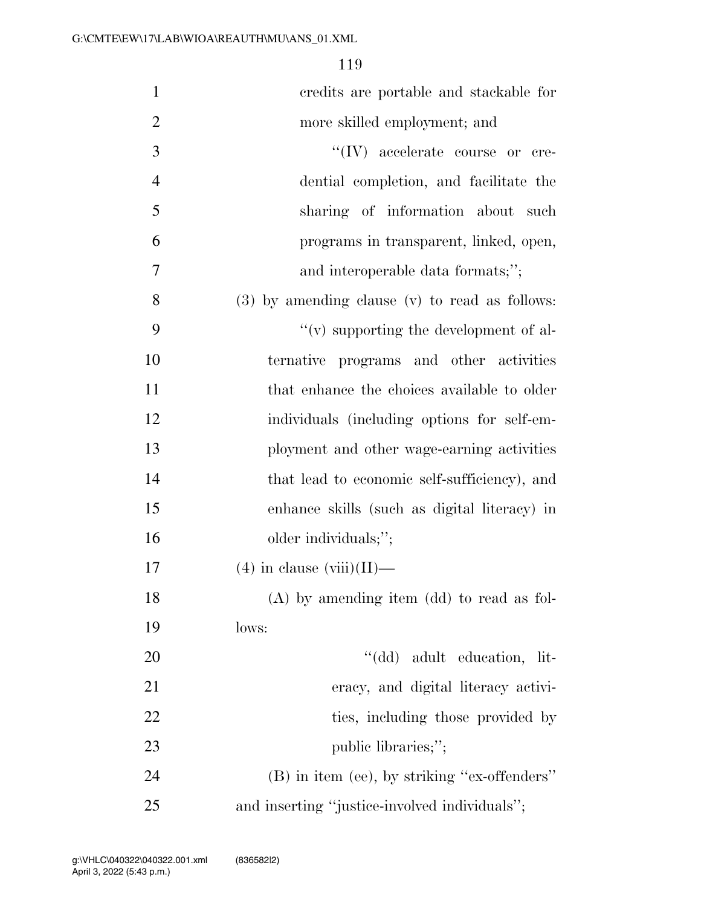credits are portable and stackable for more skilled employment; and

"(IV) accelerate course or credential completion, and facilitate the sharing of information about such programs in transparent, linked, open, and interoperable data formats;";

(3) by amending clause (v) to read as follows:

"(v) supporting the development of alternative programs and other activities that enhance the choices available to older individuals (including options for self-employment and other wage-earning activities that lead to economic self-sufficiency), and enhance skills (such as digital literacy) in older individuals;";

(4) in clause (viii)(II)—

(A) by amending item (dd) to read as follows:

"(dd) adult education, literacy, and digital literacy activities, including those provided by public libraries;";

(B) in item (ee), by striking "ex-offenders" and inserting "justice-involved individuals";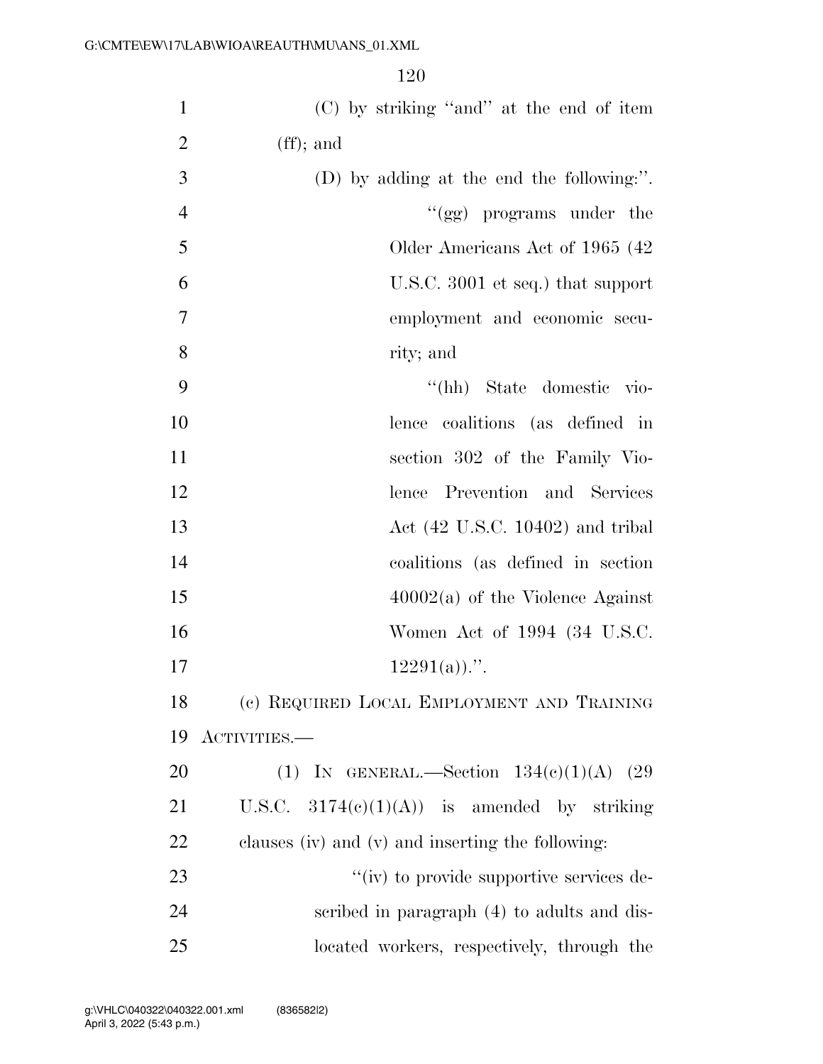(C) by striking "and" at the end of item (ff); and

(D) by adding at the end the following:".

"(gg) programs under the Older Americans Act of 1965 (42 U.S.C. 3001 et seq.) that support employment and economic security; and

"(hh) State domestic violence coalitions (as defined in section 302 of the Family Violence Prevention and Services Act (42 U.S.C. 10402) and tribal coalitions (as defined in section 40002(a) of the Violence Against Women Act of 1994 (34 U.S.C. 12291(a)).".

(c) REQUIRED LOCAL EMPLOYMENT AND TRAINING ACTIVITIES.—

(1) IN GENERAL.—Section 134(c)(1)(A) (29 U.S.C. 3174(c)(1)(A)) is amended by striking clauses (iv) and (v) and inserting the following:

"(iv) to provide supportive services described in paragraph (4) to adults and dislocated workers, respectively, through the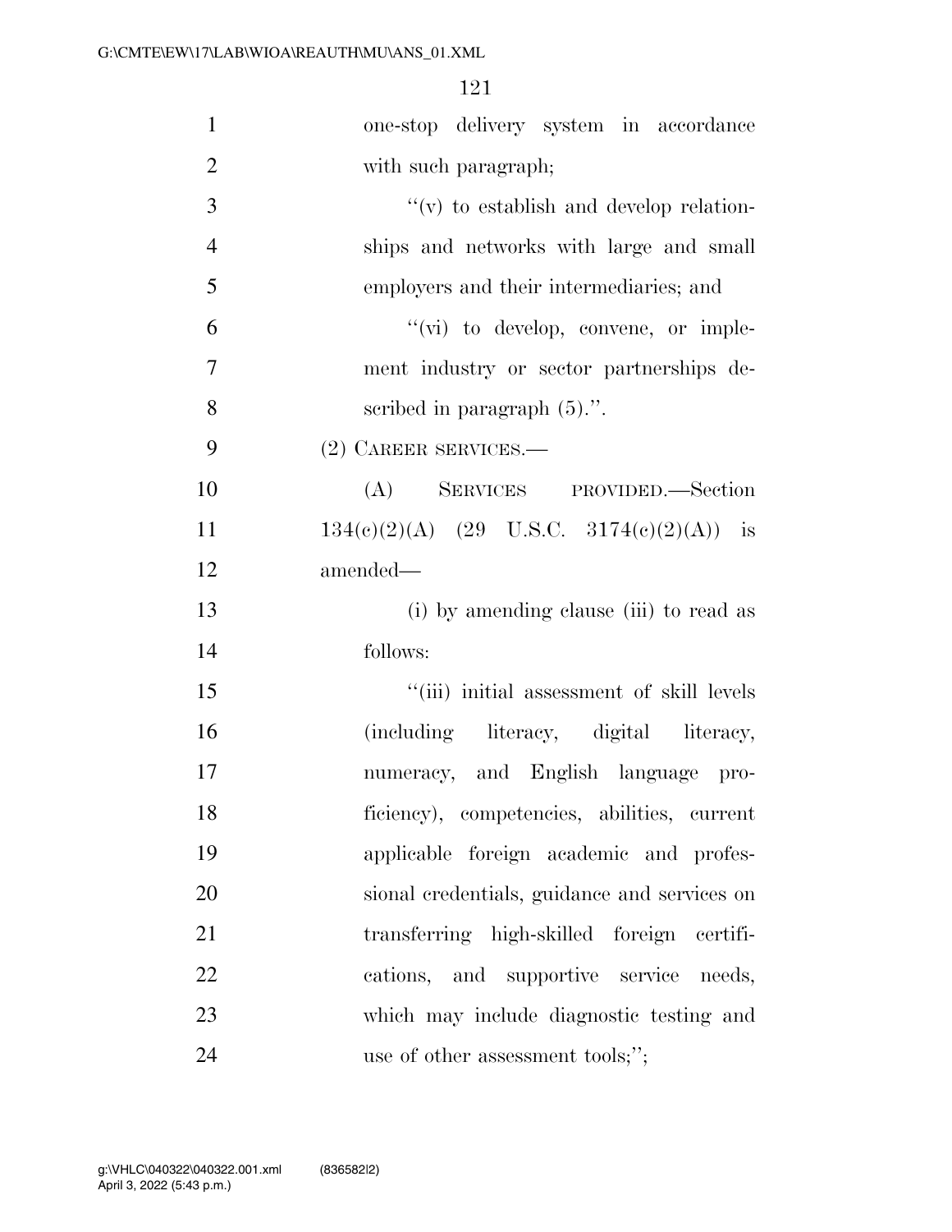one-stop delivery system in accordance with such paragraph;

''(v) to establish and develop relationships and networks with large and small employers and their intermediaries; and

''(vi) to develop, convene, or implement industry or sector partnerships described in paragraph (5).''.

(2) CAREER SERVICES.—

(A) SERVICES PROVIDED.—Section 134(c)(2)(A) (29 U.S.C. 3174(c)(2)(A)) is amended—

(i) by amending clause (iii) to read as follows:

''(iii) initial assessment of skill levels (including literacy, digital literacy, numeracy, and English language proficiency), competencies, abilities, current applicable foreign academic and professional credentials, guidance and services on transferring high-skilled foreign certifications, and supportive service needs, which may include diagnostic testing and use of other assessment tools;'';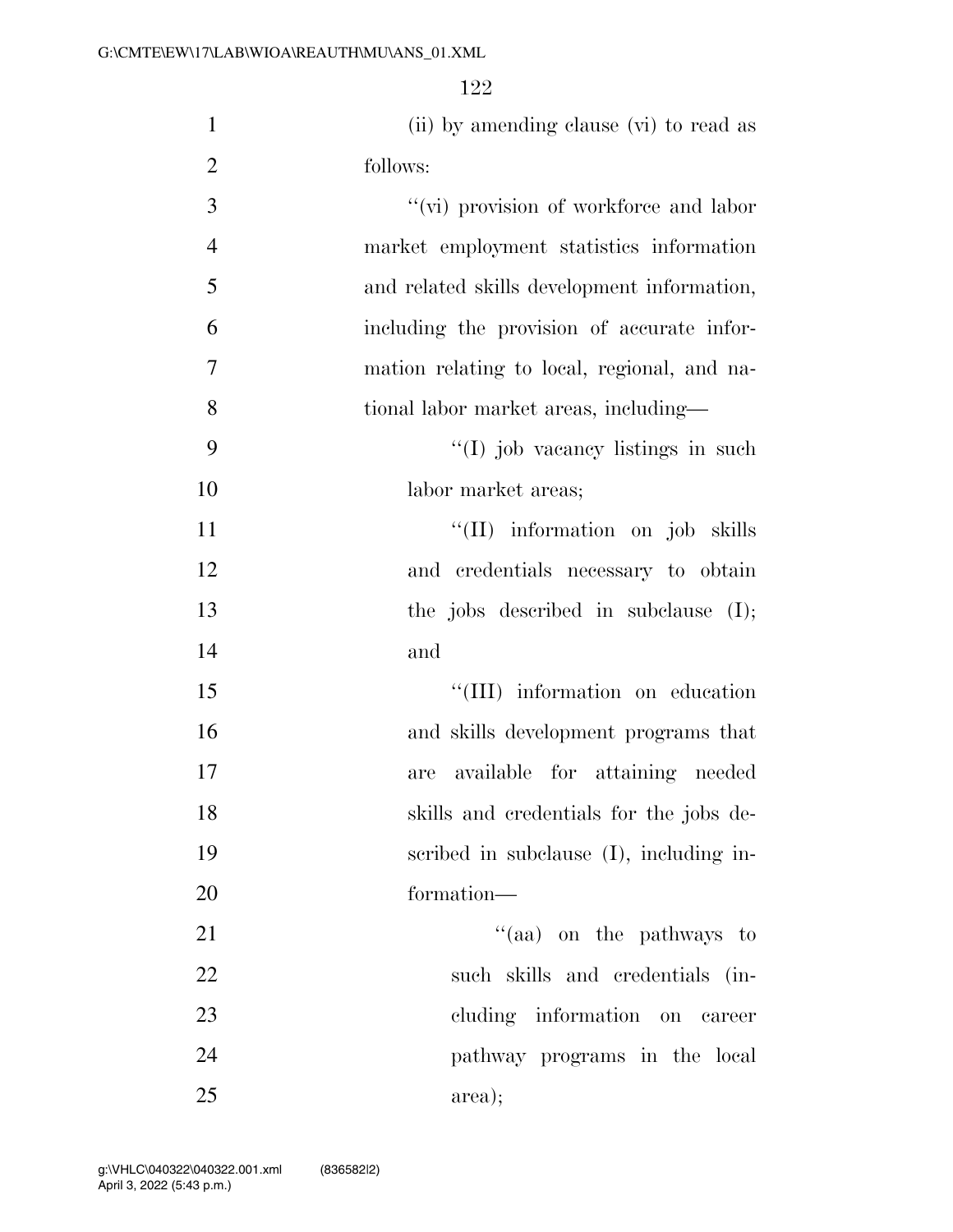(ii) by amending clause (vi) to read as follows:

"(vi) provision of workforce and labor market employment statistics information and related skills development information, including the provision of accurate information relating to local, regional, and national labor market areas, including—

"(I) job vacancy listings in such labor market areas;

"(II) information on job skills and credentials necessary to obtain the jobs described in subclause (I); and

"(III) information on education and skills development programs that are available for attaining needed skills and credentials for the jobs described in subclause (I), including information—

"(aa) on the pathways to such skills and credentials (including information on career pathway programs in the local area);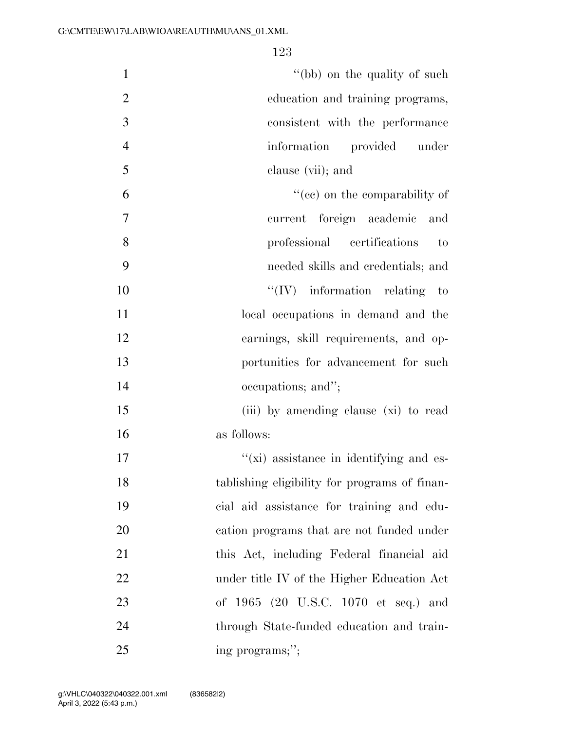"(bb) on the quality of such education and training programs, consistent with the performance information provided under clause (vii); and

"(cc) on the comparability of current foreign academic and professional certifications to needed skills and credentials; and

"(IV) information relating to local occupations in demand and the earnings, skill requirements, and opportunities for advancement for such occupations; and";

(iii) by amending clause (xi) to read as follows:

"(xi) assistance in identifying and establishing eligibility for programs of financial aid assistance for training and education programs that are not funded under this Act, including Federal financial aid under title IV of the Higher Education Act of 1965 (20 U.S.C. 1070 et seq.) and through State-funded education and training programs;";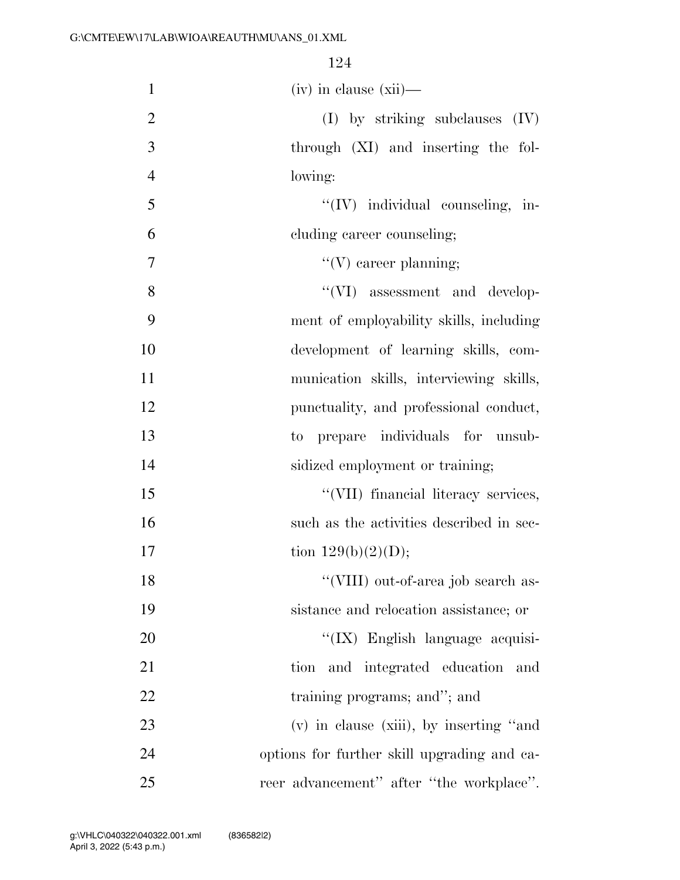(iv) in clause (xii)—

(I) by striking subclauses (IV) through (XI) and inserting the following:

''(IV) individual counseling, including career counseling;

''(V) career planning;

''(VI) assessment and development of employability skills, including development of learning skills, communication skills, interviewing skills, punctuality, and professional conduct, to prepare individuals for unsubsidized employment or training;

''(VII) financial literacy services, such as the activities described in section 129(b)(2)(D);

''(VIII) out-of-area job search assistance and relocation assistance; or

''(IX) English language acquisition and integrated education and training programs; and''; and

(v) in clause (xiii), by inserting ''and options for further skill upgrading and career advancement'' after ''the workplace''.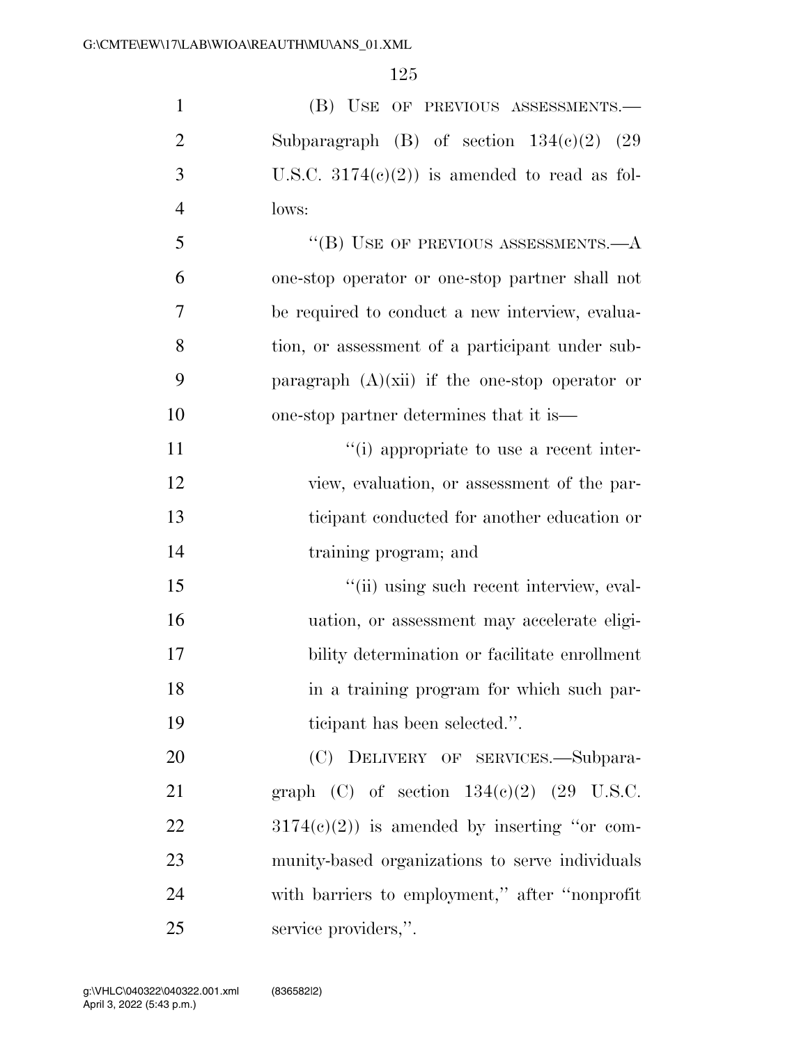(B) USE OF PREVIOUS ASSESSMENTS.—Subparagraph (B) of section 134(c)(2) (29 U.S.C. 3174(c)(2)) is amended to read as follows:

"(B) USE OF PREVIOUS ASSESSMENTS.—A one-stop operator or one-stop partner shall not be required to conduct a new interview, evaluation, or assessment of a participant under subparagraph (A)(xii) if the one-stop operator or one-stop partner determines that it is—

"(i) appropriate to use a recent interview, evaluation, or assessment of the participant conducted for another education or training program; and

"(ii) using such recent interview, evaluation, or assessment may accelerate eligibility determination or facilitate enrollment in a training program for which such participant has been selected.".

(C) DELIVERY OF SERVICES.—Subparagraph (C) of section 134(c)(2) (29 U.S.C. 3174(c)(2)) is amended by inserting "or community-based organizations to serve individuals with barriers to employment," after "nonprofit service providers,".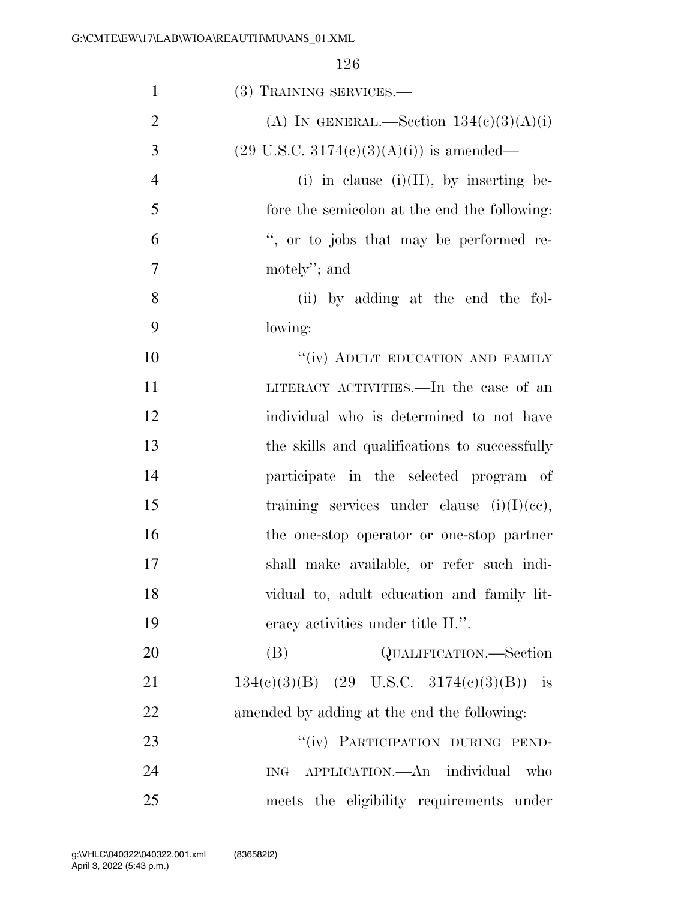(3) TRAINING SERVICES.—

(A) IN GENERAL.—Section 134(c)(3)(A)(i) (29 U.S.C. 3174(c)(3)(A)(i)) is amended—

(i) in clause (i)(II), by inserting before the semicolon at the end the following: ", or to jobs that may be performed remotely"; and

(ii) by adding at the end the following:

"(iv) ADULT EDUCATION AND FAMILY LITERACY ACTIVITIES.—In the case of an individual who is determined to not have the skills and qualifications to successfully participate in the selected program of training services under clause (i)(I)(cc), the one-stop operator or one-stop partner shall make available, or refer such individual to, adult education and family literacy activities under title II.".

(B) QUALIFICATION.—Section 134(c)(3)(B) (29 U.S.C. 3174(c)(3)(B)) is amended by adding at the end the following:

"(iv) PARTICIPATION DURING PENDING APPLICATION.—An individual who meets the eligibility requirements under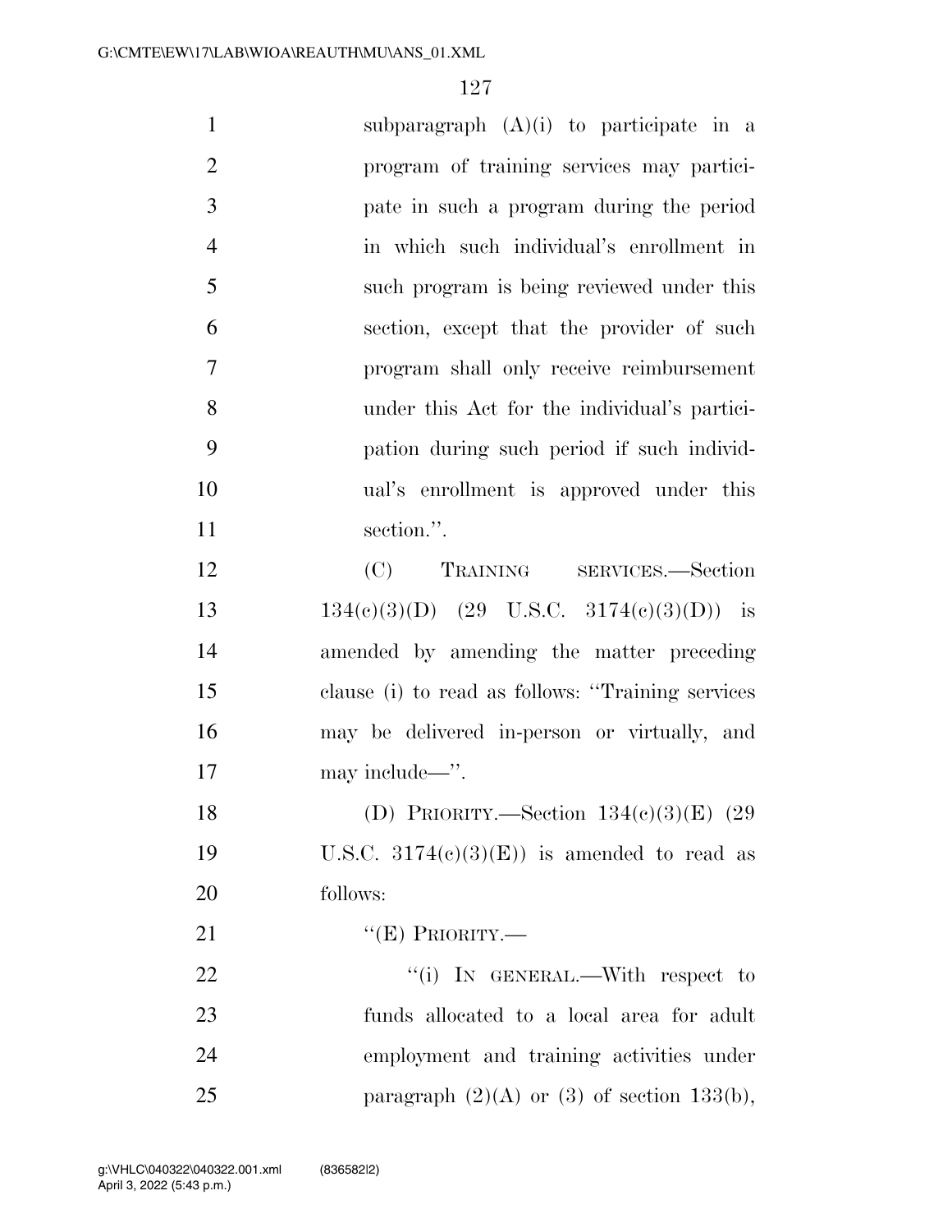subparagraph (A)(i) to participate in a program of training services may participate in such a program during the period in which such individual's enrollment in such program is being reviewed under this section, except that the provider of such program shall only receive reimbursement under this Act for the individual's participation during such period if such individual's enrollment is approved under this section.''.

(C) TRAINING SERVICES.—Section 134(c)(3)(D) (29 U.S.C. 3174(c)(3)(D)) is amended by amending the matter preceding clause (i) to read as follows: ''Training services may be delivered in-person or virtually, and may include—''.

(D) PRIORITY.—Section 134(c)(3)(E) (29 U.S.C. 3174(c)(3)(E)) is amended to read as follows:

''(E) PRIORITY.—

''(i) IN GENERAL.—With respect to funds allocated to a local area for adult employment and training activities under paragraph (2)(A) or (3) of section 133(b),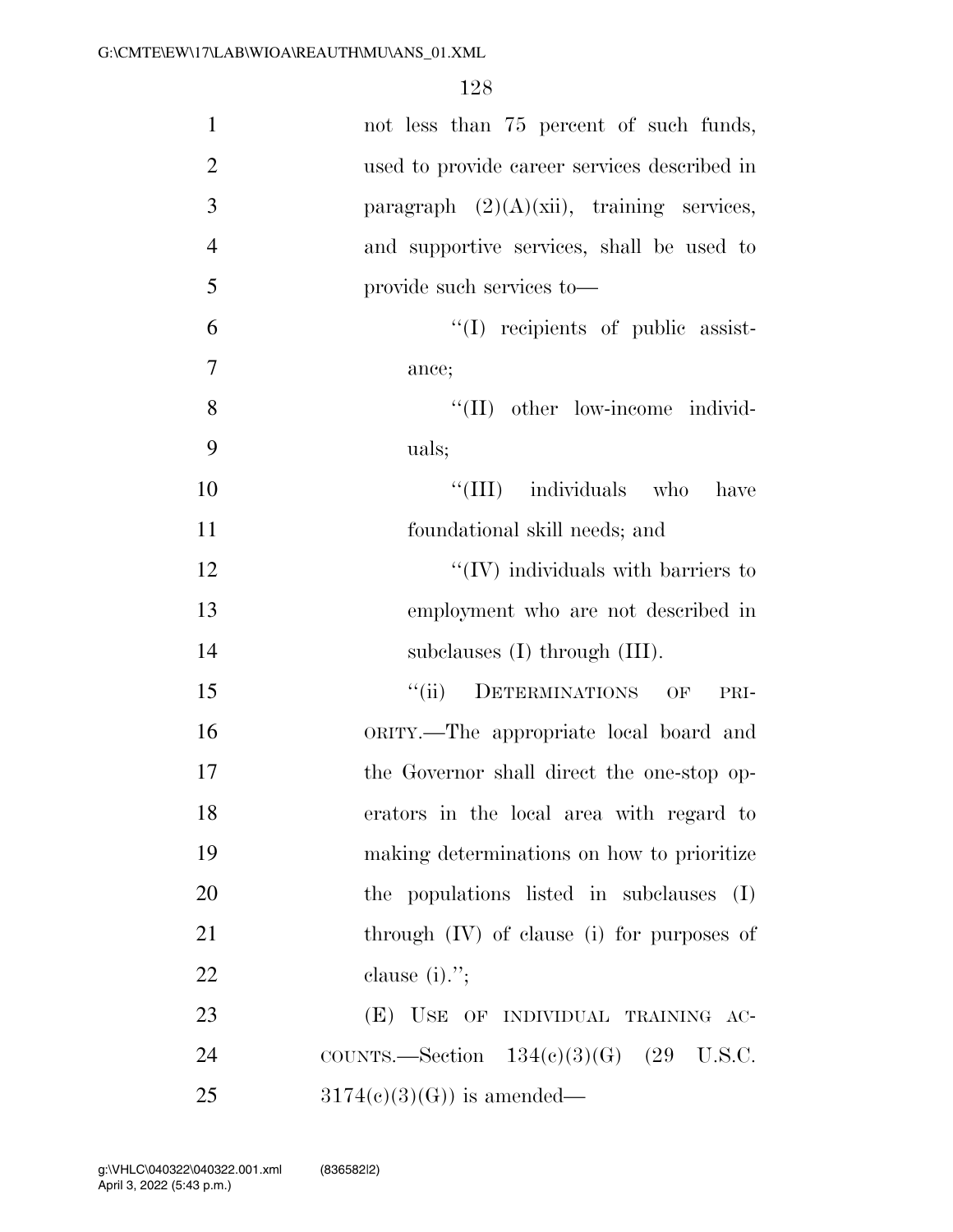not less than 75 percent of such funds, used to provide career services described in paragraph (2)(A)(xii), training services, and supportive services, shall be used to provide such services to—

"(I) recipients of public assistance;

"(II) other low-income individuals;

"(III) individuals who have foundational skill needs; and

"(IV) individuals with barriers to employment who are not described in subclauses (I) through (III).

"(ii) DETERMINATIONS OF PRIORITY.—The appropriate local board and the Governor shall direct the one-stop operators in the local area with regard to making determinations on how to prioritize the populations listed in subclauses (I) through (IV) of clause (i) for purposes of clause (i).";

(E) USE OF INDIVIDUAL TRAINING ACCOUNTS.—Section 134(c)(3)(G) (29 U.S.C. 3174(c)(3)(G)) is amended—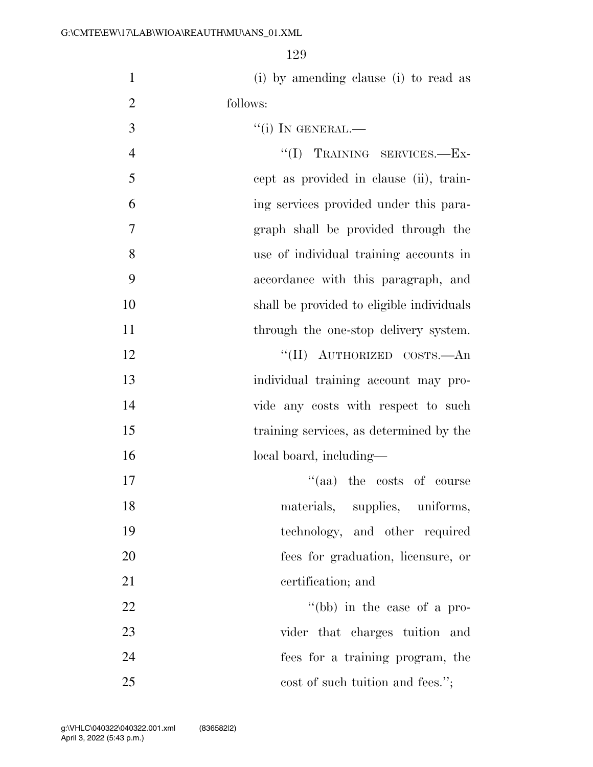(i) by amending clause (i) to read as follows:

"(i) IN GENERAL.—

"(I) TRAINING SERVICES.—Except as provided in clause (ii), training services provided under this paragraph shall be provided through the use of individual training accounts in accordance with this paragraph, and shall be provided to eligible individuals through the one-stop delivery system.

"(II) AUTHORIZED COSTS.—An individual training account may provide any costs with respect to such training services, as determined by the local board, including—

"(aa) the costs of course materials, supplies, uniforms, technology, and other required fees for graduation, licensure, or certification; and

"(bb) in the case of a provider that charges tuition and fees for a training program, the cost of such tuition and fees.";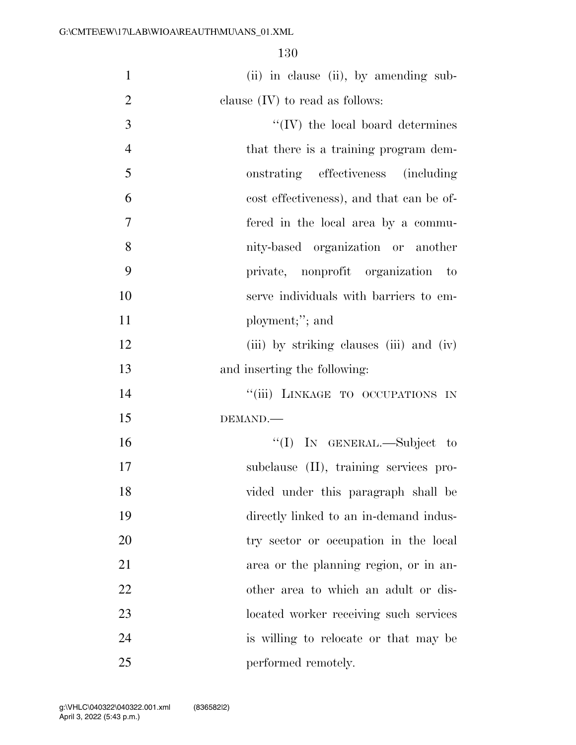(ii) in clause (ii), by amending subclause (IV) to read as follows:

"(IV) the local board determines that there is a training program demonstrating effectiveness (including cost effectiveness), and that can be offered in the local area by a community-based organization or another private, nonprofit organization to serve individuals with barriers to employment;"; and

(iii) by striking clauses (iii) and (iv) and inserting the following:

"(iii) LINKAGE TO OCCUPATIONS IN DEMAND.—

"(I) IN GENERAL.—Subject to subclause (II), training services provided under this paragraph shall be directly linked to an in-demand industry sector or occupation in the local area or the planning region, or in another area to which an adult or dislocated worker receiving such services is willing to relocate or that may be performed remotely.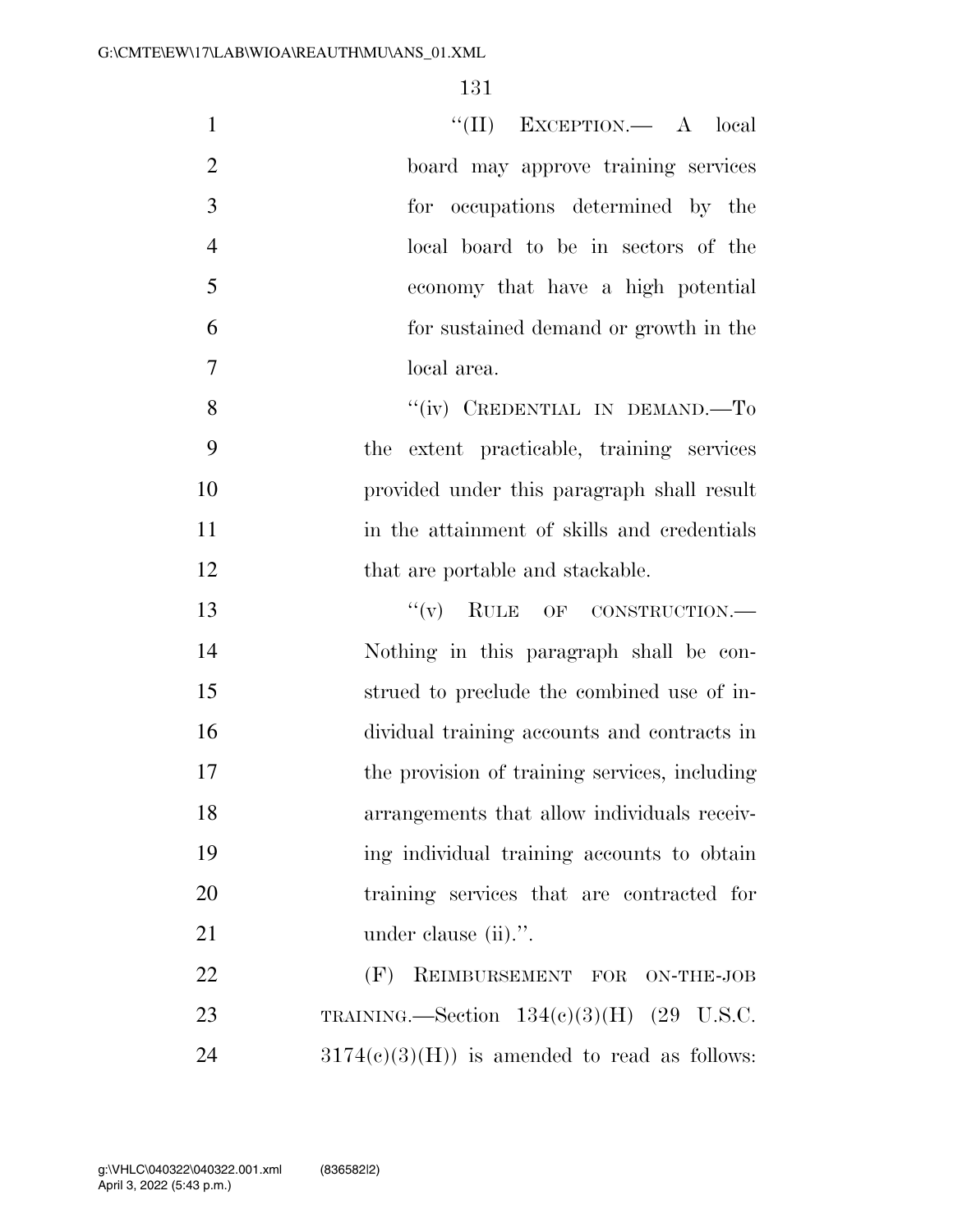"(II) EXCEPTION.— A local board may approve training services for occupations determined by the local board to be in sectors of the economy that have a high potential for sustained demand or growth in the local area.

"(iv) CREDENTIAL IN DEMAND.—To the extent practicable, training services provided under this paragraph shall result in the attainment of skills and credentials that are portable and stackable.

"(v) RULE OF CONSTRUCTION.— Nothing in this paragraph shall be construed to preclude the combined use of individual training accounts and contracts in the provision of training services, including arrangements that allow individuals receiving individual training accounts to obtain training services that are contracted for under clause (ii).".

(F) REIMBURSEMENT FOR ON-THE-JOB TRAINING.—Section 134(c)(3)(H) (29 U.S.C. 3174(c)(3)(H)) is amended to read as follows: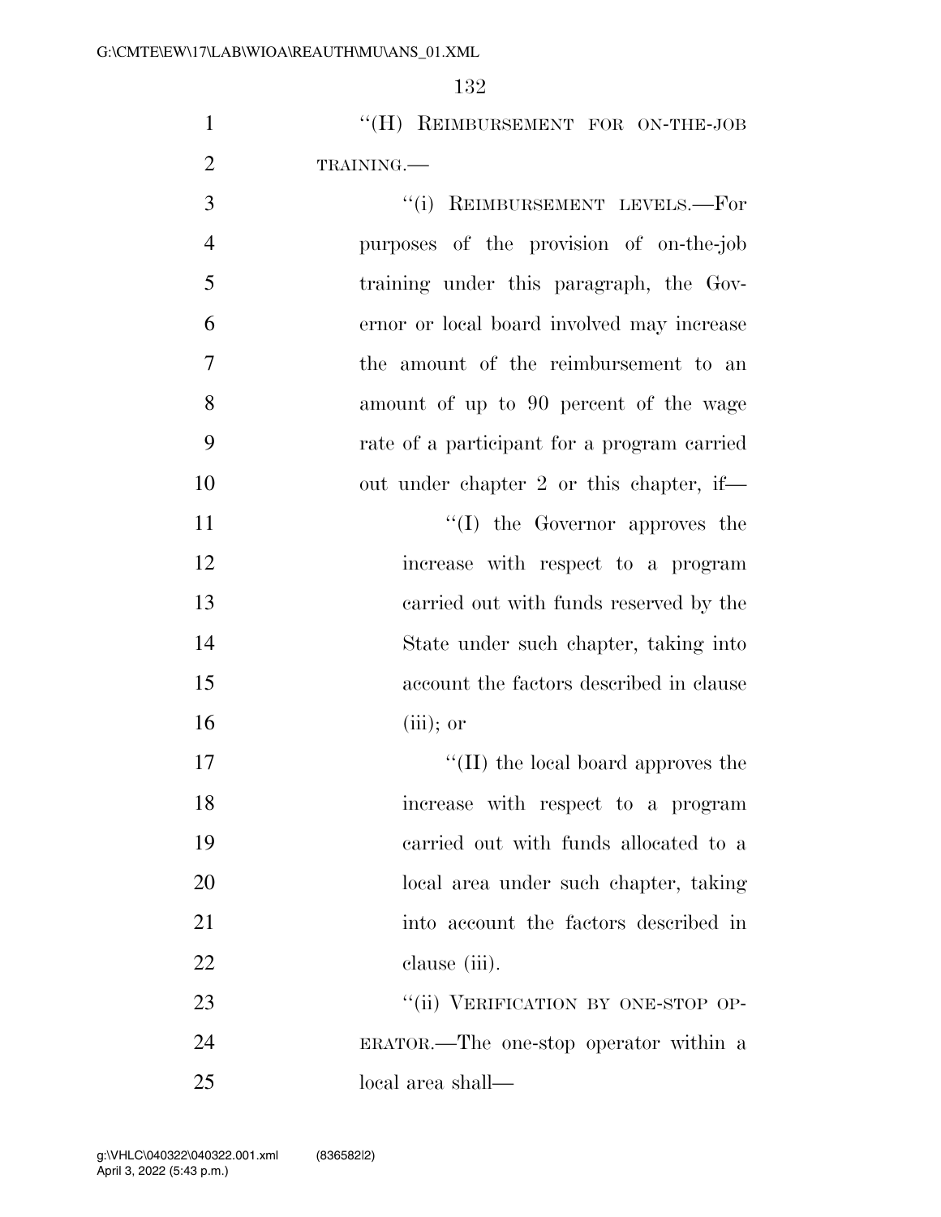"(H) REIMBURSEMENT FOR ON-THE-JOB TRAINING.—

"(i) REIMBURSEMENT LEVELS.—For purposes of the provision of on-the-job training under this paragraph, the Governor or local board involved may increase the amount of the reimbursement to an amount of up to 90 percent of the wage rate of a participant for a program carried out under chapter 2 or this chapter, if—

"(I) the Governor approves the increase with respect to a program carried out with funds reserved by the State under such chapter, taking into account the factors described in clause (iii); or

"(II) the local board approves the increase with respect to a program carried out with funds allocated to a local area under such chapter, taking into account the factors described in clause (iii).

"(ii) VERIFICATION BY ONE-STOP OPERATOR.—The one-stop operator within a local area shall—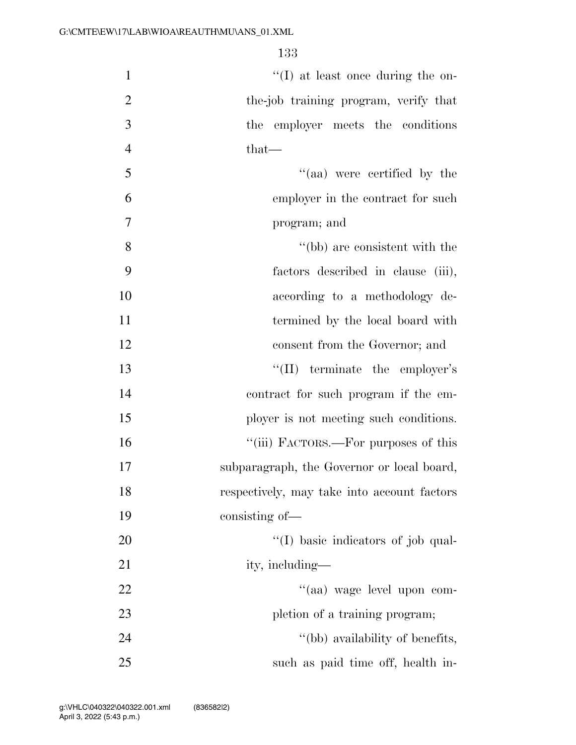"(I) at least once during the on-the-job training program, verify that the employer meets the conditions that—

"(aa) were certified by the employer in the contract for such program; and

"(bb) are consistent with the factors described in clause (iii), according to a methodology determined by the local board with consent from the Governor; and

"(II) terminate the employer's contract for such program if the employer is not meeting such conditions.

"(iii) FACTORS.—For purposes of this subparagraph, the Governor or local board, respectively, may take into account factors consisting of—

"(I) basic indicators of job quality, including—

"(aa) wage level upon completion of a training program;

"(bb) availability of benefits, such as paid time off, health in-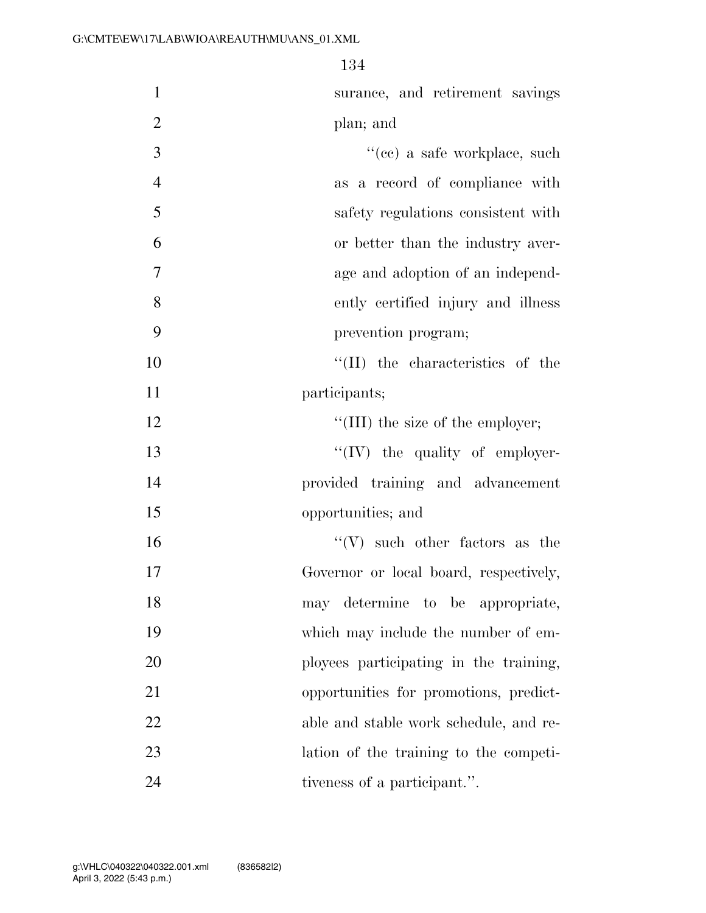surance, and retirement savings plan; and

''(cc) a safe workplace, such as a record of compliance with safety regulations consistent with or better than the industry average and adoption of an independently certified injury and illness prevention program;

''(II) the characteristics of the participants;

''(III) the size of the employer;

''(IV) the quality of employer-provided training and advancement opportunities; and

''(V) such other factors as the Governor or local board, respectively, may determine to be appropriate, which may include the number of employees participating in the training, opportunities for promotions, predictable and stable work schedule, and relation of the training to the competitiveness of a participant.''.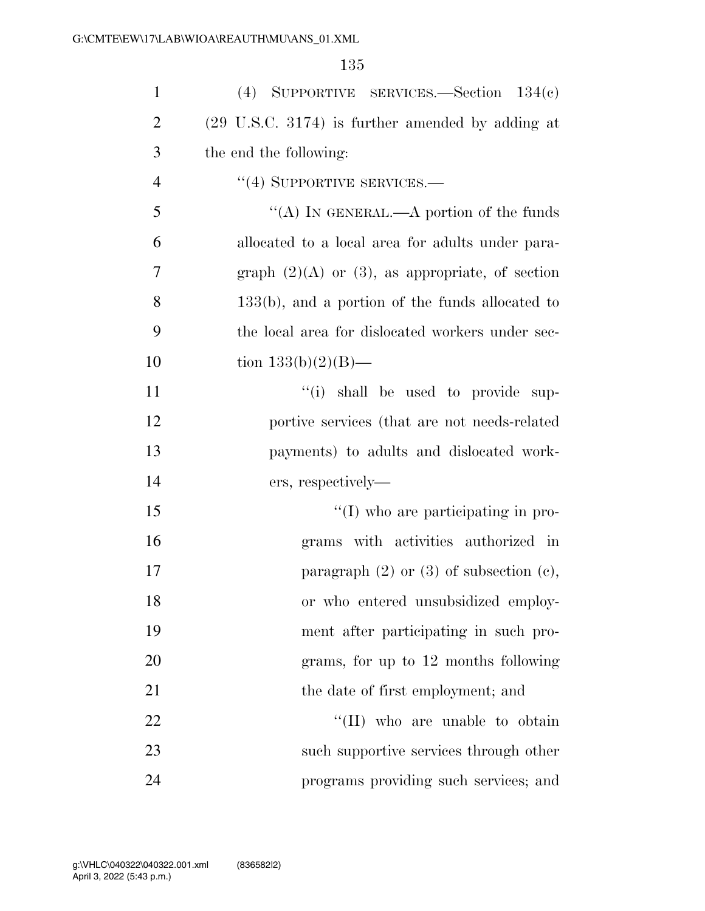(4) SUPPORTIVE SERVICES.—Section 134(c) (29 U.S.C. 3174) is further amended by adding at the end the following:

"(4) SUPPORTIVE SERVICES.—

"(A) IN GENERAL.—A portion of the funds allocated to a local area for adults under paragraph (2)(A) or (3), as appropriate, of section 133(b), and a portion of the funds allocated to the local area for dislocated workers under section 133(b)(2)(B)—

"(i) shall be used to provide supportive services (that are not needs-related payments) to adults and dislocated workers, respectively—

"(I) who are participating in programs with activities authorized in paragraph (2) or (3) of subsection (c), or who entered unsubsidized employment after participating in such programs, for up to 12 months following the date of first employment; and

"(II) who are unable to obtain such supportive services through other programs providing such services; and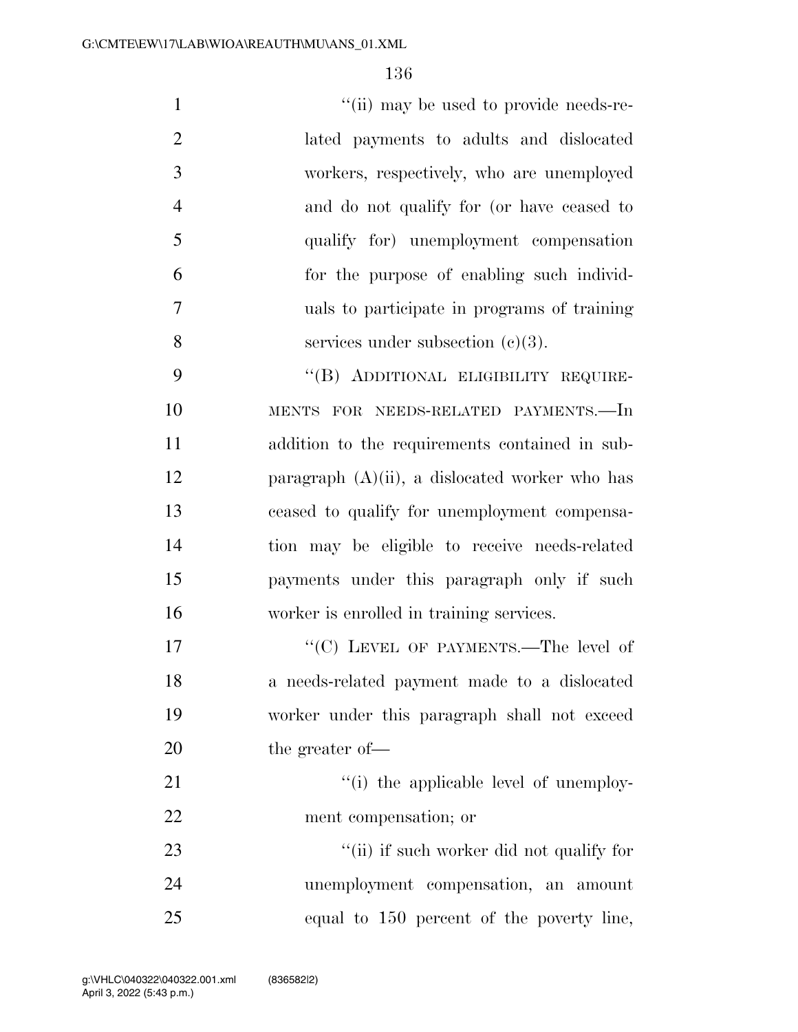"(ii) may be used to provide needs-related payments to adults and dislocated workers, respectively, who are unemployed and do not qualify for (or have ceased to qualify for) unemployment compensation for the purpose of enabling such individuals to participate in programs of training services under subsection (c)(3).

"(B) ADDITIONAL ELIGIBILITY REQUIREMENTS FOR NEEDS-RELATED PAYMENTS.—In addition to the requirements contained in subparagraph (A)(ii), a dislocated worker who has ceased to qualify for unemployment compensation may be eligible to receive needs-related payments under this paragraph only if such worker is enrolled in training services.

"(C) LEVEL OF PAYMENTS.—The level of a needs-related payment made to a dislocated worker under this paragraph shall not exceed the greater of—

"(i) the applicable level of unemployment compensation; or

"(ii) if such worker did not qualify for unemployment compensation, an amount equal to 150 percent of the poverty line,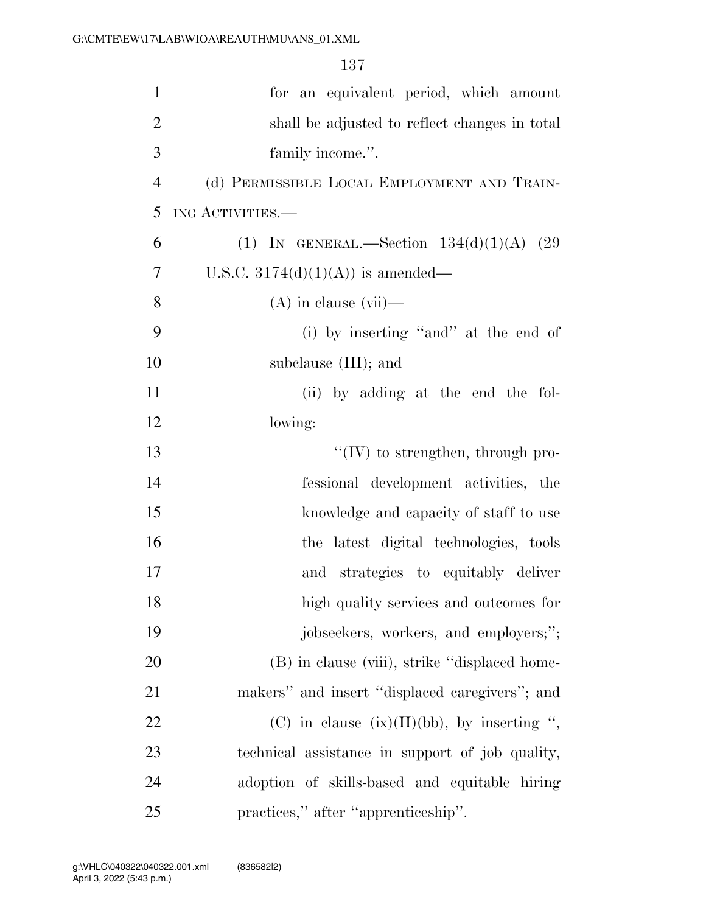for an equivalent period, which amount shall be adjusted to reflect changes in total family income.''.

(d) PERMISSIBLE LOCAL EMPLOYMENT AND TRAINING ACTIVITIES.—

(1) IN GENERAL.—Section 134(d)(1)(A) (29 U.S.C. 3174(d)(1)(A)) is amended—

(A) in clause (vii)—

(i) by inserting ''and'' at the end of subclause (III); and

(ii) by adding at the end the following:

''(IV) to strengthen, through professional development activities, the knowledge and capacity of staff to use the latest digital technologies, tools and strategies to equitably deliver high quality services and outcomes for jobseekers, workers, and employers;'';

(B) in clause (viii), strike ''displaced homemakers'' and insert ''displaced caregivers''; and

(C) in clause (ix)(II)(bb), by inserting '', technical assistance in support of job quality, adoption of skills-based and equitable hiring practices,'' after ''apprenticeship''.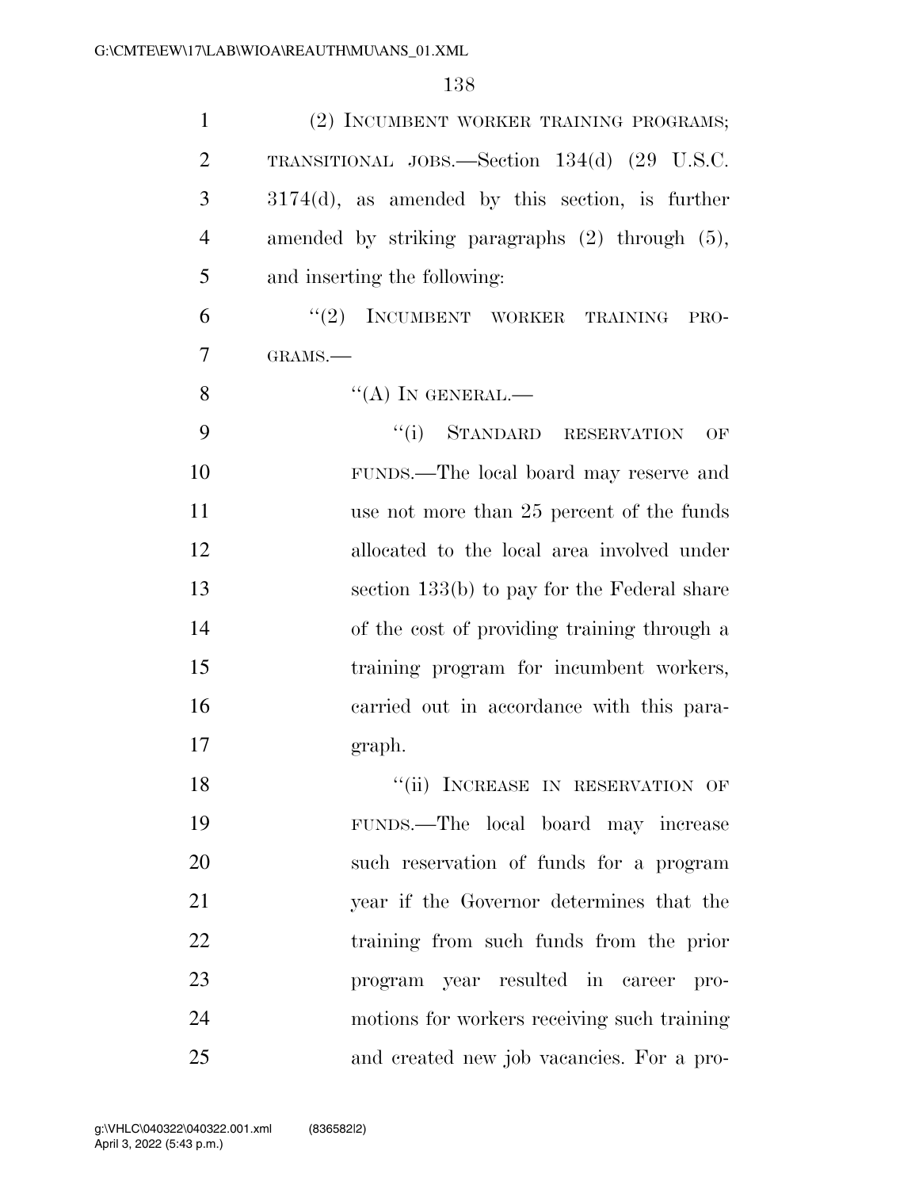(2) INCUMBENT WORKER TRAINING PROGRAMS; TRANSITIONAL JOBS.—Section 134(d) (29 U.S.C. 3174(d), as amended by this section, is further amended by striking paragraphs (2) through (5), and inserting the following:

"(2) INCUMBENT WORKER TRAINING PROGRAMS.—

"(A) IN GENERAL.—

"(i) STANDARD RESERVATION OF FUNDS.—The local board may reserve and use not more than 25 percent of the funds allocated to the local area involved under section 133(b) to pay for the Federal share of the cost of providing training through a training program for incumbent workers, carried out in accordance with this paragraph.

"(ii) INCREASE IN RESERVATION OF FUNDS.—The local board may increase such reservation of funds for a program year if the Governor determines that the training from such funds from the prior program year resulted in career promotions for workers receiving such training and created new job vacancies. For a pro-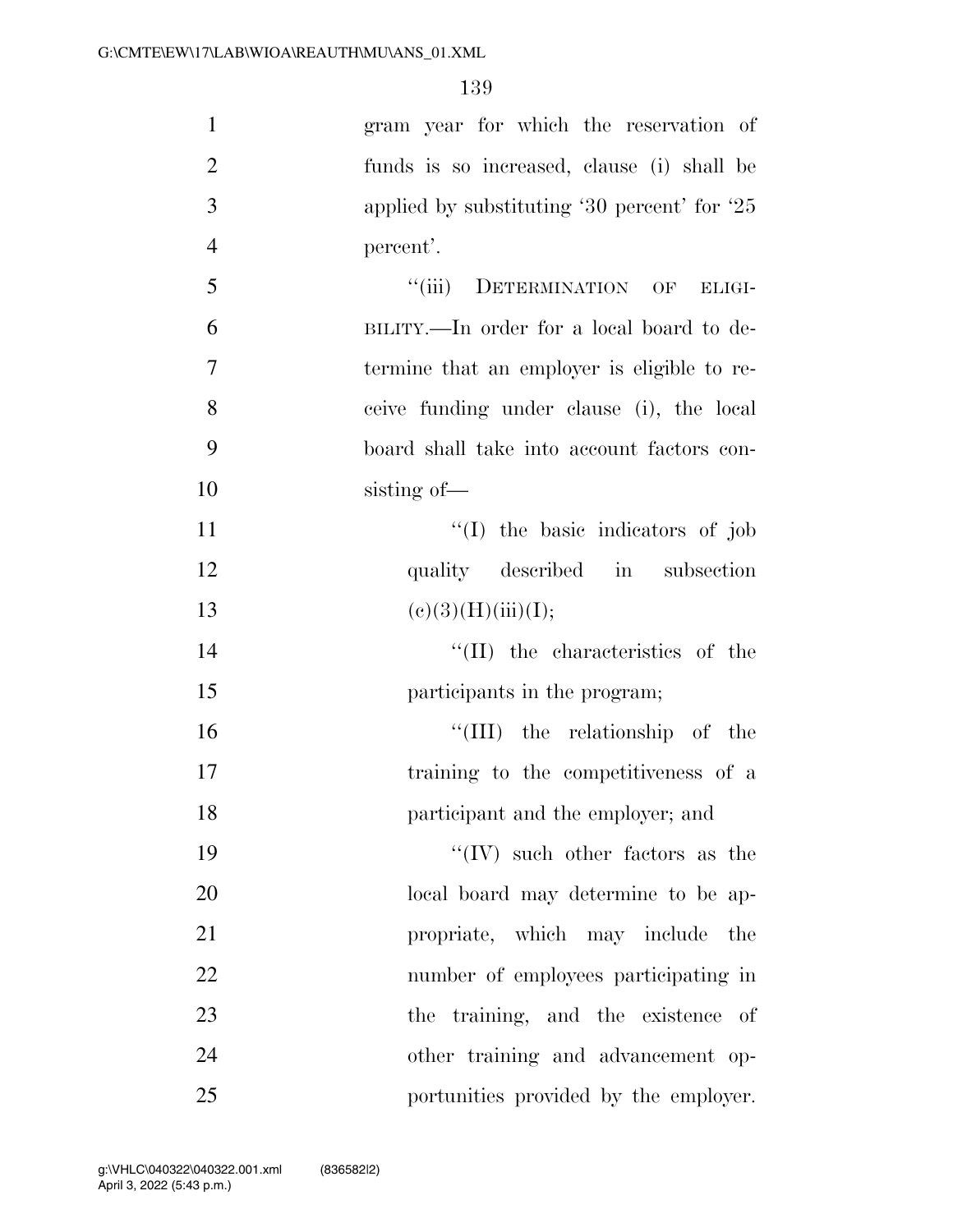gram year for which the reservation of funds is so increased, clause (i) shall be applied by substituting '30 percent' for '25 percent'.

"(iii) DETERMINATION OF ELIGIBILITY.—In order for a local board to determine that an employer is eligible to receive funding under clause (i), the local board shall take into account factors consisting of—

"(I) the basic indicators of job quality described in subsection (c)(3)(H)(iii)(I);

"(II) the characteristics of the participants in the program;

"(III) the relationship of the training to the competitiveness of a participant and the employer; and

"(IV) such other factors as the local board may determine to be appropriate, which may include the number of employees participating in the training, and the existence of other training and advancement opportunities provided by the employer.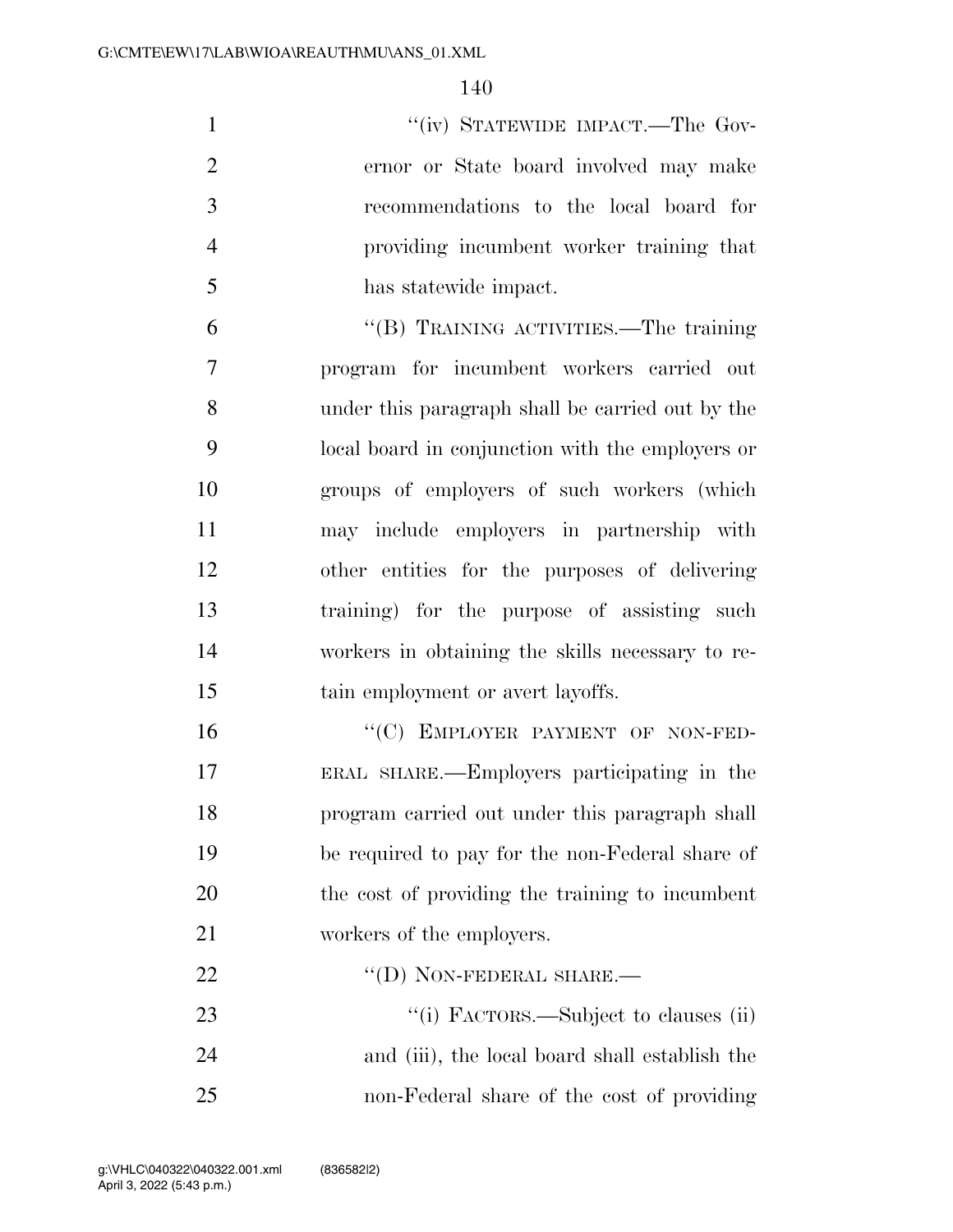"(iv) STATEWIDE IMPACT.—The Governor or State board involved may make recommendations to the local board for providing incumbent worker training that has statewide impact.

"(B) TRAINING ACTIVITIES.—The training program for incumbent workers carried out under this paragraph shall be carried out by the local board in conjunction with the employers or groups of employers of such workers (which may include employers in partnership with other entities for the purposes of delivering training) for the purpose of assisting such workers in obtaining the skills necessary to retain employment or avert layoffs.

"(C) EMPLOYER PAYMENT OF NON-FEDERAL SHARE.—Employers participating in the program carried out under this paragraph shall be required to pay for the non-Federal share of the cost of providing the training to incumbent workers of the employers.

"(D) NON-FEDERAL SHARE.—

"(i) FACTORS.—Subject to clauses (ii) and (iii), the local board shall establish the non-Federal share of the cost of providing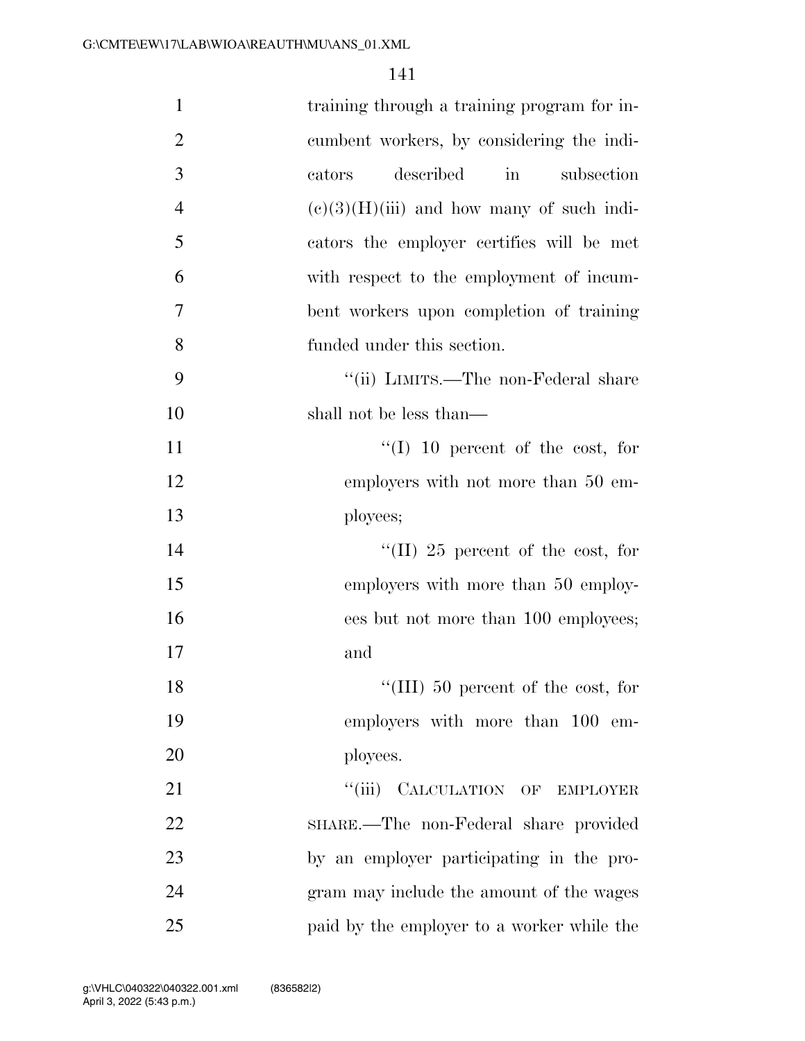training through a training program for incumbent workers, by considering the indicators described in subsection (c)(3)(H)(iii) and how many of such indicators the employer certifies will be met with respect to the employment of incumbent workers upon completion of training funded under this section.

"(ii) LIMITS.—The non-Federal share shall not be less than—

"(I) 10 percent of the cost, for employers with not more than 50 employees;

"(II) 25 percent of the cost, for employers with more than 50 employees but not more than 100 employees; and

"(III) 50 percent of the cost, for employers with more than 100 employees.

"(iii) CALCULATION OF EMPLOYER SHARE.—The non-Federal share provided by an employer participating in the program may include the amount of the wages paid by the employer to a worker while the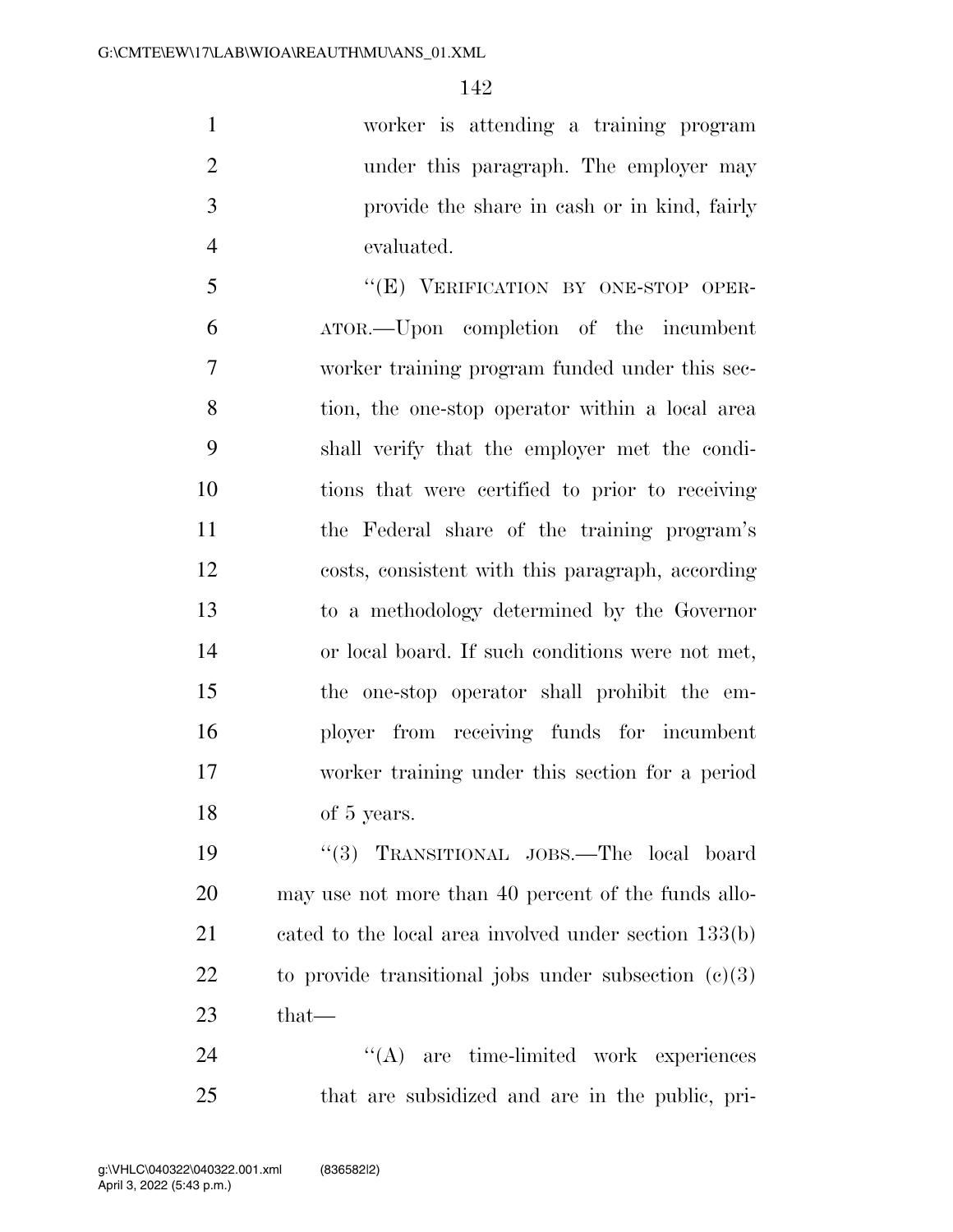worker is attending a training program under this paragraph. The employer may provide the share in cash or in kind, fairly evaluated.

"(E) VERIFICATION BY ONE-STOP OPERATOR.—Upon completion of the incumbent worker training program funded under this section, the one-stop operator within a local area shall verify that the employer met the conditions that were certified to prior to receiving the Federal share of the training program's costs, consistent with this paragraph, according to a methodology determined by the Governor or local board. If such conditions were not met, the one-stop operator shall prohibit the employer from receiving funds for incumbent worker training under this section for a period of 5 years.

"(3) TRANSITIONAL JOBS.—The local board may use not more than 40 percent of the funds allocated to the local area involved under section 133(b) to provide transitional jobs under subsection (c)(3) that—

"(A) are time-limited work experiences that are subsidized and are in the public, pri-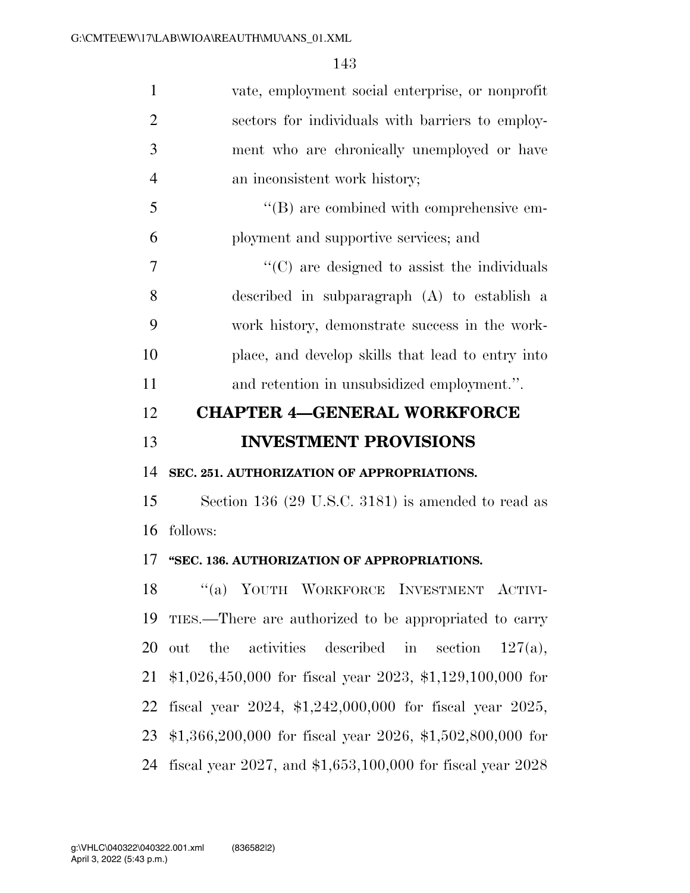vate, employment social enterprise, or nonprofit sectors for individuals with barriers to employment who are chronically unemployed or have an inconsistent work history;

''(B) are combined with comprehensive employment and supportive services; and

''(C) are designed to assist the individuals described in subparagraph (A) to establish a work history, demonstrate success in the workplace, and develop skills that lead to entry into and retention in unsubsidized employment.''.

## CHAPTER 4—GENERAL WORKFORCE INVESTMENT PROVISIONS

### SEC. 251. AUTHORIZATION OF APPROPRIATIONS.

Section 136 (29 U.S.C. 3181) is amended to read as follows:

### ''SEC. 136. AUTHORIZATION OF APPROPRIATIONS.

''(a) YOUTH WORKFORCE INVESTMENT ACTIVITIES.—There are authorized to be appropriated to carry out the activities described in section 127(a), $1,026,450,000 for fiscal year 2023, $1,129,100,000 for fiscal year 2024, $1,242,000,000 for fiscal year 2025, $1,366,200,000 for fiscal year 2026, $1,502,800,000 for fiscal year 2027, and $1,653,100,000 for fiscal year 2028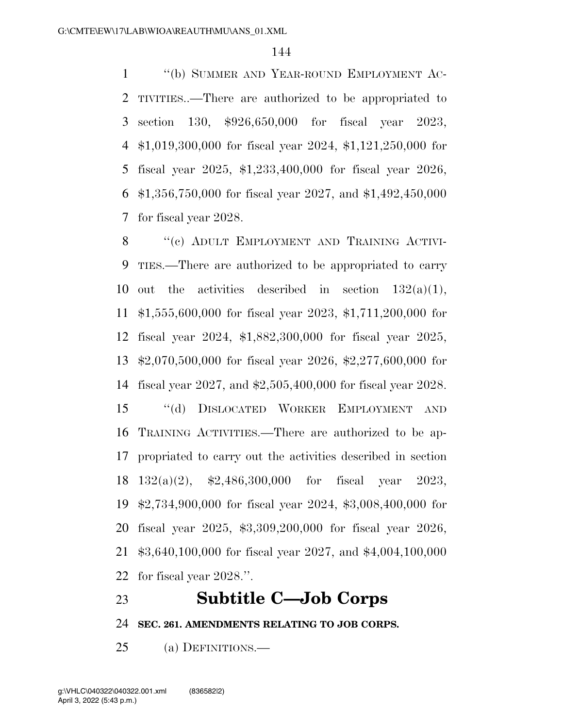"(b) SUMMER AND YEAR-ROUND EMPLOYMENT ACTIVITIES..—There are authorized to be appropriated to section 130, $926,650,000 for fiscal year 2023, $1,019,300,000 for fiscal year 2024, $1,121,250,000 for fiscal year 2025, $1,233,400,000 for fiscal year 2026, $1,356,750,000 for fiscal year 2027, and $1,492,450,000 for fiscal year 2028.

"(c) ADULT EMPLOYMENT AND TRAINING ACTIVITIES.—There are authorized to be appropriated to carry out the activities described in section 132(a)(1), $1,555,600,000 for fiscal year 2023, $1,711,200,000 for fiscal year 2024, $1,882,300,000 for fiscal year 2025, $2,070,500,000 for fiscal year 2026, $2,277,600,000 for fiscal year 2027, and $2,505,400,000 for fiscal year 2028.

"(d) DISLOCATED WORKER EMPLOYMENT AND TRAINING ACTIVITIES.—There are authorized to be appropriated to carry out the activities described in section 132(a)(2), $2,486,300,000 for fiscal year 2023, $2,734,900,000 for fiscal year 2024, $3,008,400,000 for fiscal year 2025, $3,309,200,000 for fiscal year 2026, $3,640,100,000 for fiscal year 2027, and $4,004,100,000 for fiscal year 2028.".

# Subtitle C—Job Corps

**SEC. 261. AMENDMENTS RELATING TO JOB CORPS.**

(a) DEFINITIONS.—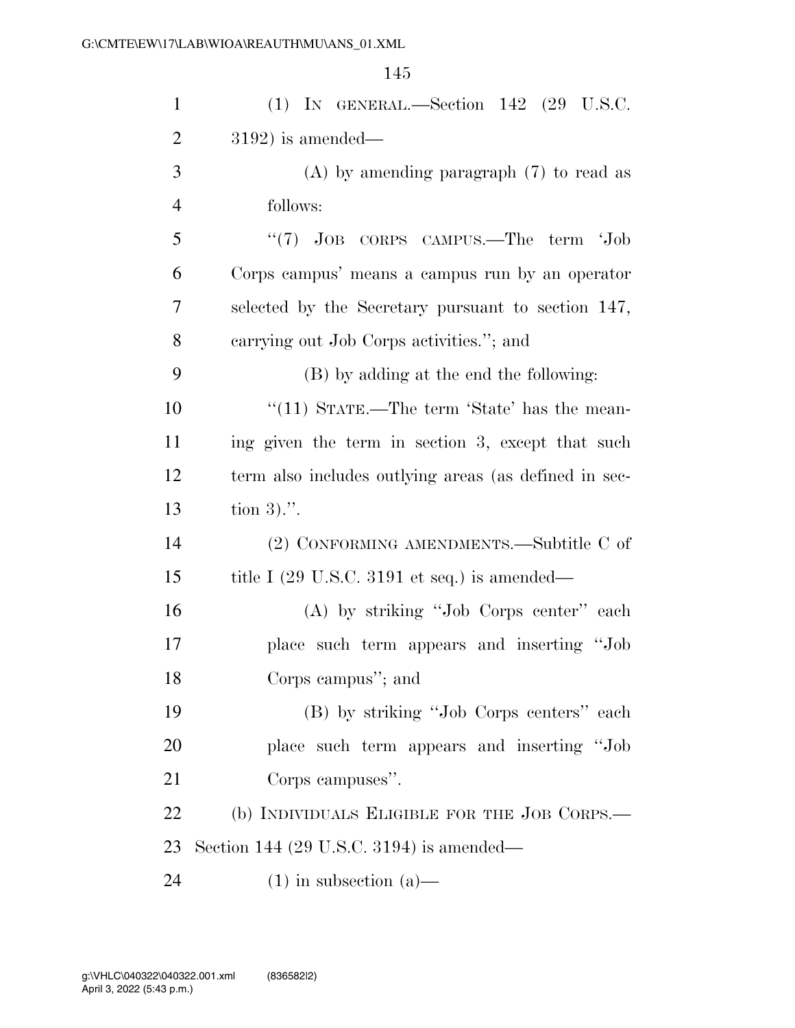(1) IN GENERAL.—Section 142 (29 U.S.C. 3192) is amended—

(A) by amending paragraph (7) to read as follows:

"(7) JOB CORPS CAMPUS.—The term 'Job Corps campus' means a campus run by an operator selected by the Secretary pursuant to section 147, carrying out Job Corps activities."; and

(B) by adding at the end the following:

"(11) STATE.—The term 'State' has the meaning given the term in section 3, except that such term also includes outlying areas (as defined in section 3).".

(2) CONFORMING AMENDMENTS.—Subtitle C of title I (29 U.S.C. 3191 et seq.) is amended—

(A) by striking "Job Corps center" each place such term appears and inserting "Job Corps campus"; and

(B) by striking "Job Corps centers" each place such term appears and inserting "Job Corps campuses".

(b) INDIVIDUALS ELIGIBLE FOR THE JOB CORPS.—Section 144 (29 U.S.C. 3194) is amended—

(1) in subsection (a)—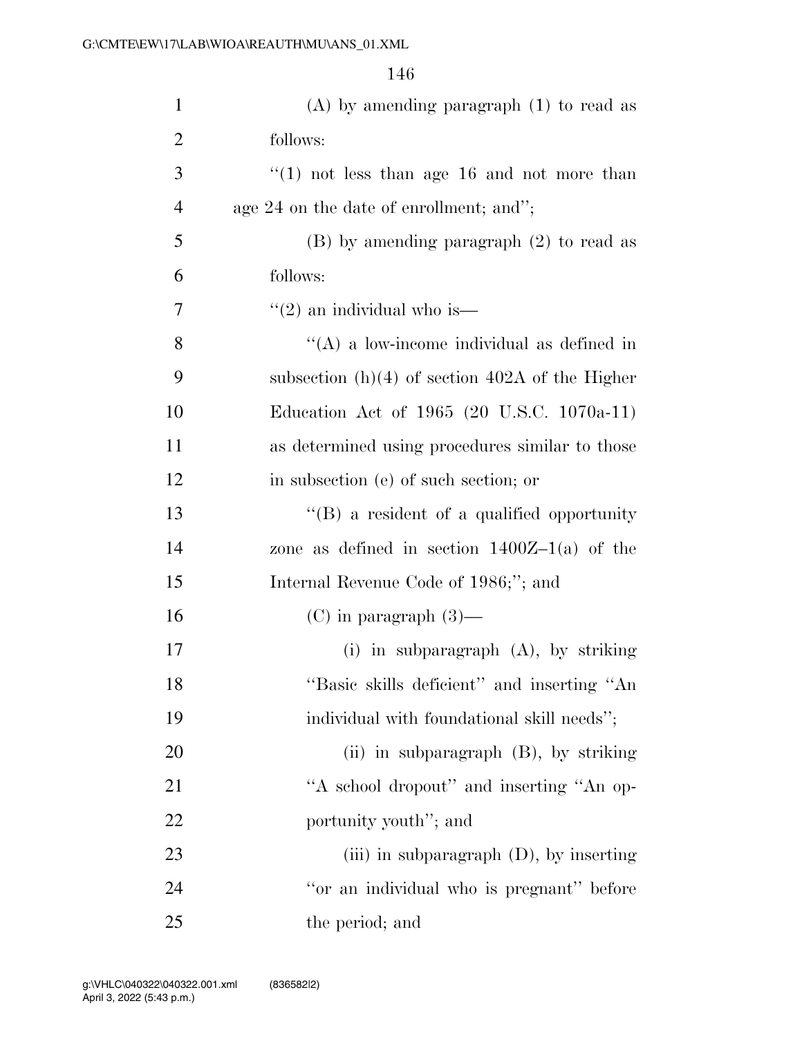(A) by amending paragraph (1) to read as follows:

"(1) not less than age 16 and not more than age 24 on the date of enrollment; and";

(B) by amending paragraph (2) to read as follows:

"(2) an individual who is—

"(A) a low-income individual as defined in subsection (h)(4) of section 402A of the Higher Education Act of 1965 (20 U.S.C. 1070a-11) as determined using procedures similar to those in subsection (e) of such section; or

"(B) a resident of a qualified opportunity zone as defined in section 1400Z–1(a) of the Internal Revenue Code of 1986;"; and

(C) in paragraph (3)—

(i) in subparagraph (A), by striking "Basic skills deficient" and inserting "An individual with foundational skill needs";

(ii) in subparagraph (B), by striking "A school dropout" and inserting "An opportunity youth"; and

(iii) in subparagraph (D), by inserting "or an individual who is pregnant" before the period; and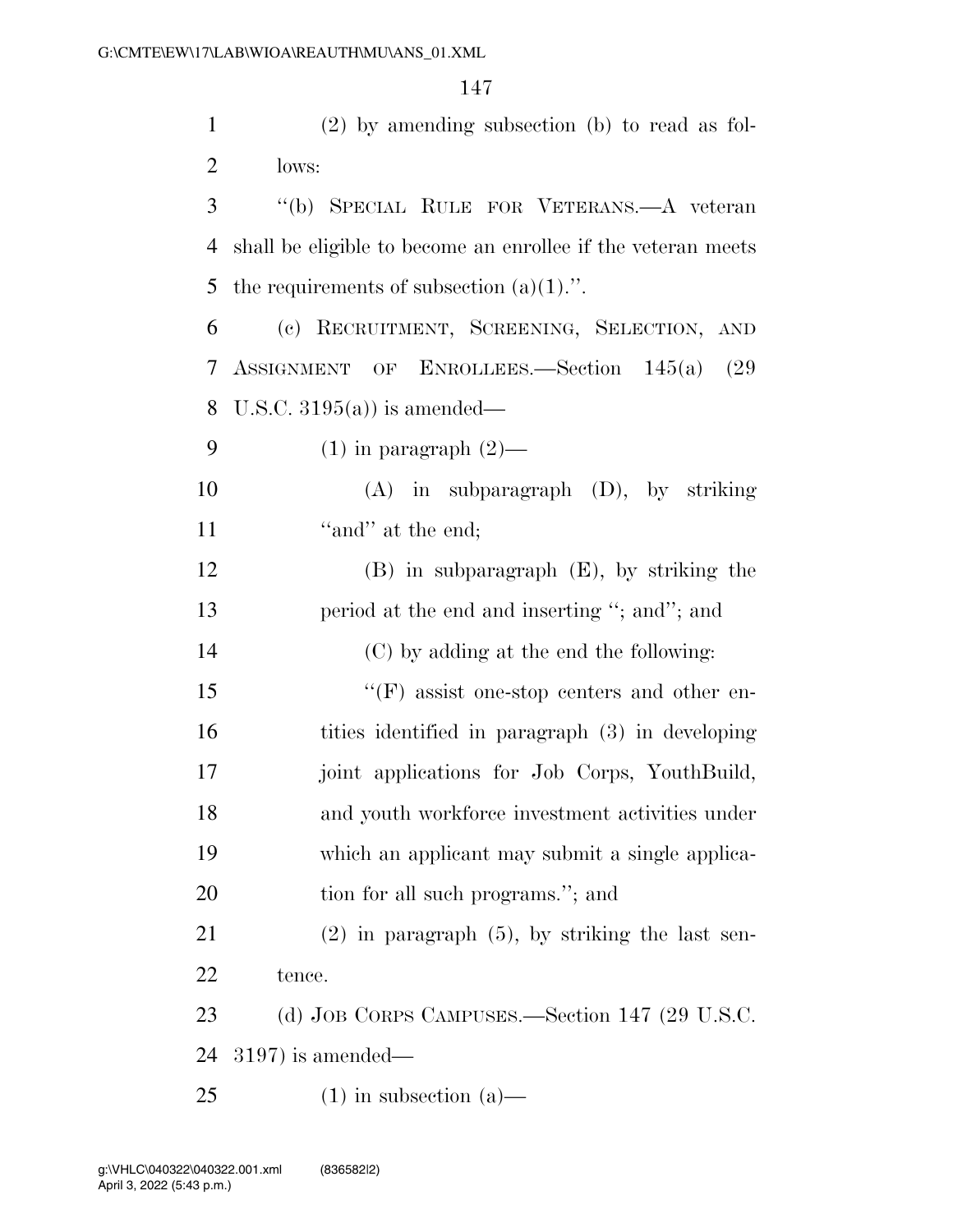(2) by amending subsection (b) to read as follows:

"(b) SPECIAL RULE FOR VETERANS.—A veteran shall be eligible to become an enrollee if the veteran meets the requirements of subsection (a)(1).".

(c) RECRUITMENT, SCREENING, SELECTION, AND ASSIGNMENT OF ENROLLEES.—Section 145(a) (29 U.S.C. 3195(a)) is amended—

(1) in paragraph (2)—

(A) in subparagraph (D), by striking "and" at the end;

(B) in subparagraph (E), by striking the period at the end and inserting "; and"; and

(C) by adding at the end the following:

"(F) assist one-stop centers and other entities identified in paragraph (3) in developing joint applications for Job Corps, YouthBuild, and youth workforce investment activities under which an applicant may submit a single application for all such programs."; and

(2) in paragraph (5), by striking the last sentence.

(d) JOB CORPS CAMPUSES.—Section 147 (29 U.S.C. 3197) is amended—

(1) in subsection (a)—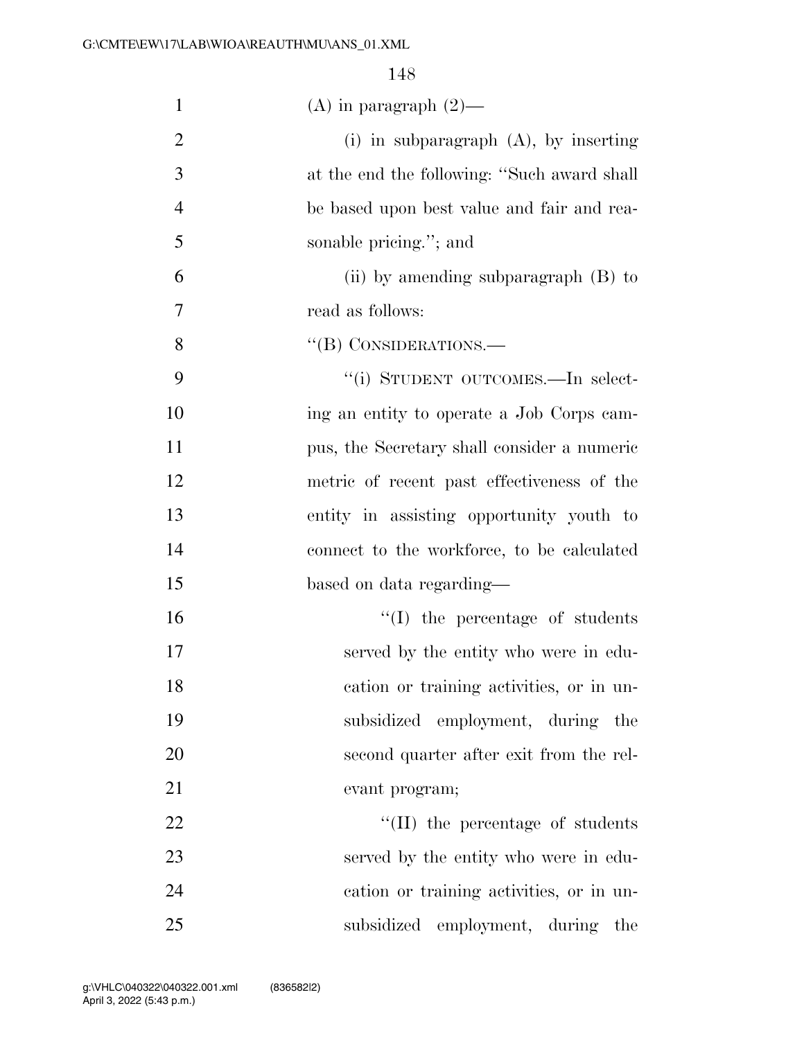(A) in paragraph (2)—

(i) in subparagraph (A), by inserting at the end the following: "Such award shall be based upon best value and fair and reasonable pricing."; and

(ii) by amending subparagraph (B) to read as follows:

"(B) CONSIDERATIONS.—

"(i) STUDENT OUTCOMES.—In selecting an entity to operate a Job Corps campus, the Secretary shall consider a numeric metric of recent past effectiveness of the entity in assisting opportunity youth to connect to the workforce, to be calculated based on data regarding—

"(I) the percentage of students served by the entity who were in education or training activities, or in unsubsidized employment, during the second quarter after exit from the relevant program;

"(II) the percentage of students served by the entity who were in education or training activities, or in unsubsidized employment, during the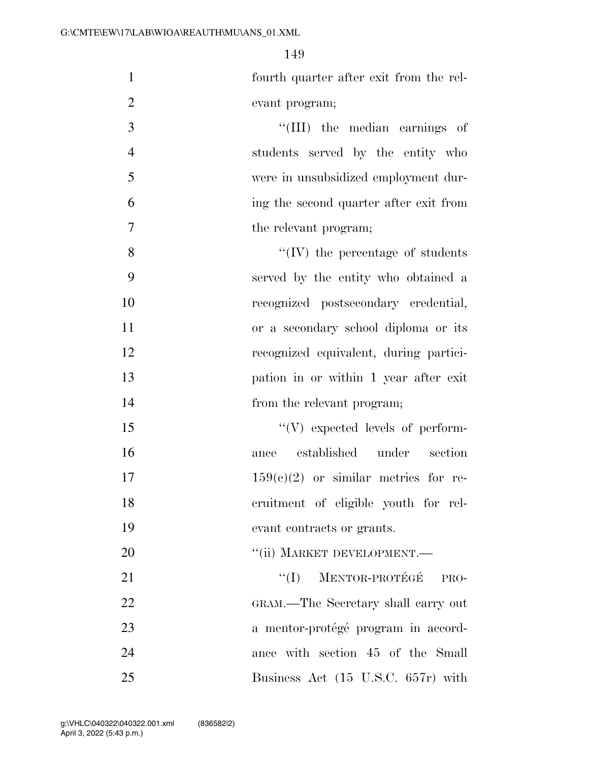fourth quarter after exit from the relevant program;

"(III) the median earnings of students served by the entity who were in unsubsidized employment during the second quarter after exit from the relevant program;

"(IV) the percentage of students served by the entity who obtained a recognized postsecondary credential, or a secondary school diploma or its recognized equivalent, during participation in or within 1 year after exit from the relevant program;

"(V) expected levels of performance established under section 159(c)(2) or similar metrics for recruitment of eligible youth for relevant contracts or grants.

"(ii) MARKET DEVELOPMENT.—

"(I) MENTOR-PROTÉGÉ PROGRAM.—The Secretary shall carry out a mentor-protégé program in accordance with section 45 of the Small Business Act (15 U.S.C. 657r) with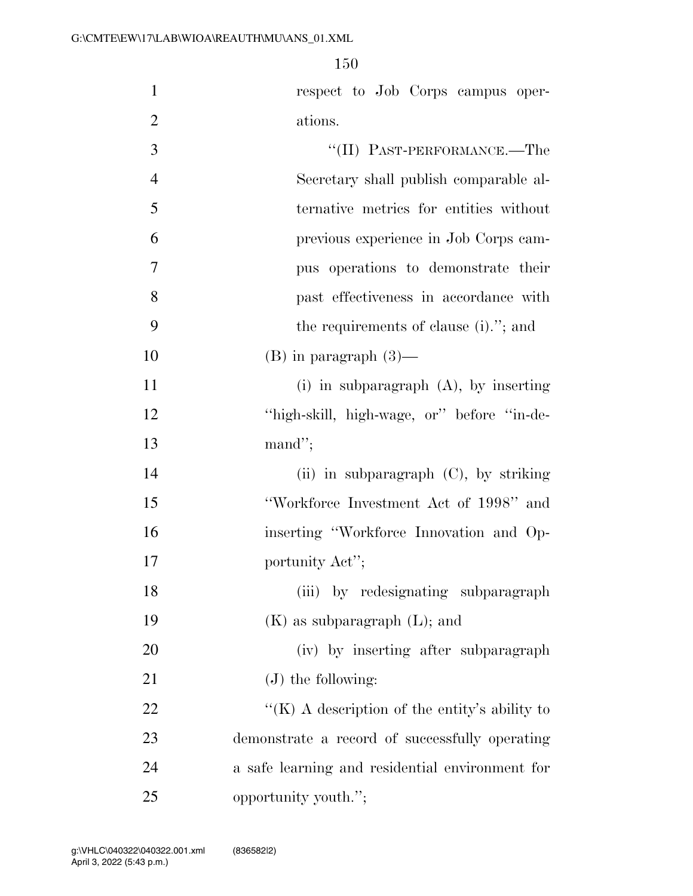respect to Job Corps campus operations.

"(II) PAST-PERFORMANCE.—The Secretary shall publish comparable alternative metrics for entities without previous experience in Job Corps campus operations to demonstrate their past effectiveness in accordance with the requirements of clause (i)."; and

(B) in paragraph (3)—

(i) in subparagraph (A), by inserting "high-skill, high-wage, or" before "in-demand";

(ii) in subparagraph (C), by striking "Workforce Investment Act of 1998" and inserting "Workforce Innovation and Opportunity Act";

(iii) by redesignating subparagraph (K) as subparagraph (L); and

(iv) by inserting after subparagraph (J) the following:

"(K) A description of the entity's ability to demonstrate a record of successfully operating a safe learning and residential environment for opportunity youth.";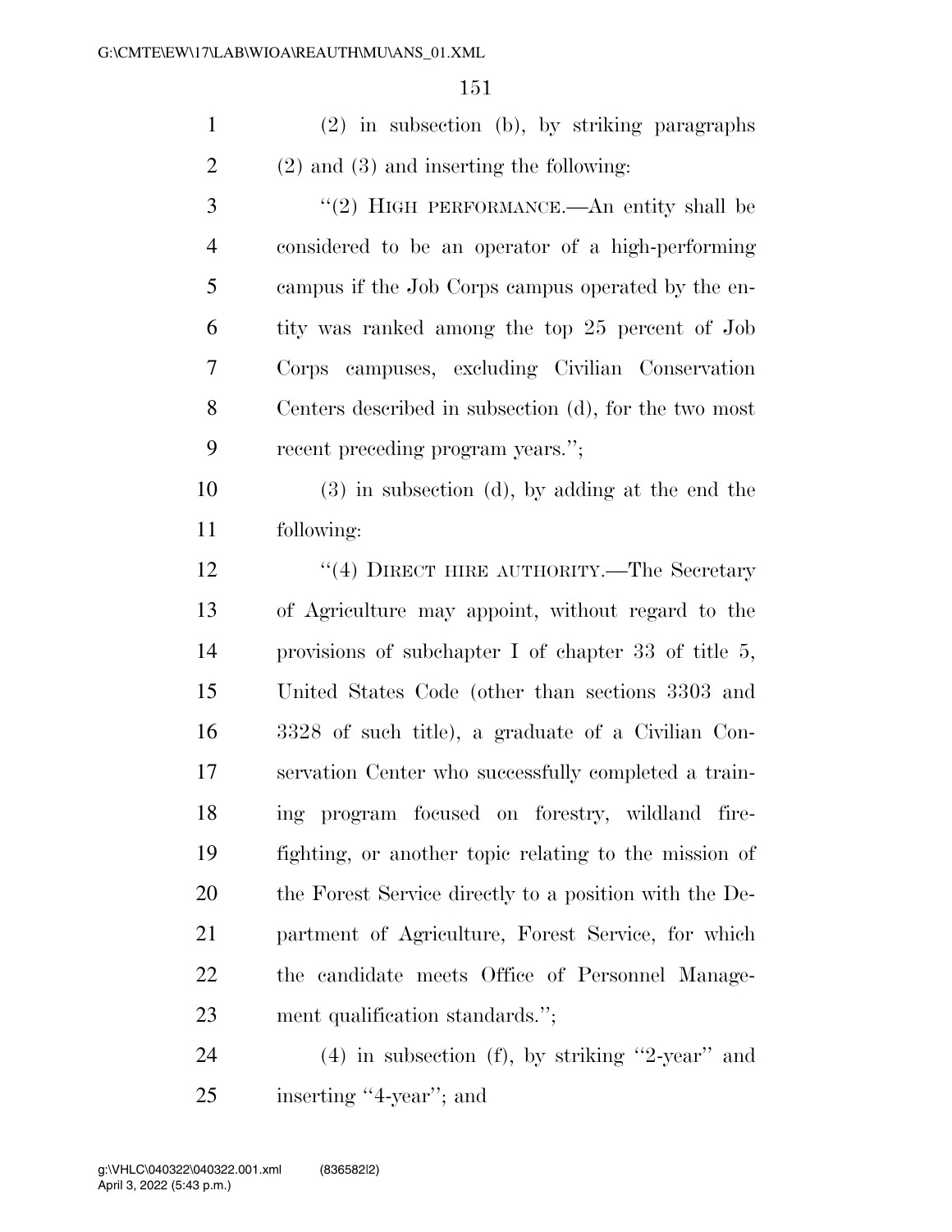(2) in subsection (b), by striking paragraphs (2) and (3) and inserting the following:

"(2) HIGH PERFORMANCE.—An entity shall be considered to be an operator of a high-performing campus if the Job Corps campus operated by the entity was ranked among the top 25 percent of Job Corps campuses, excluding Civilian Conservation Centers described in subsection (d), for the two most recent preceding program years.";

(3) in subsection (d), by adding at the end the following:

"(4) DIRECT HIRE AUTHORITY.—The Secretary of Agriculture may appoint, without regard to the provisions of subchapter I of chapter 33 of title 5, United States Code (other than sections 3303 and 3328 of such title), a graduate of a Civilian Conservation Center who successfully completed a training program focused on forestry, wildland firefighting, or another topic relating to the mission of the Forest Service directly to a position with the Department of Agriculture, Forest Service, for which the candidate meets Office of Personnel Management qualification standards.";

(4) in subsection (f), by striking "2-year" and inserting "4-year"; and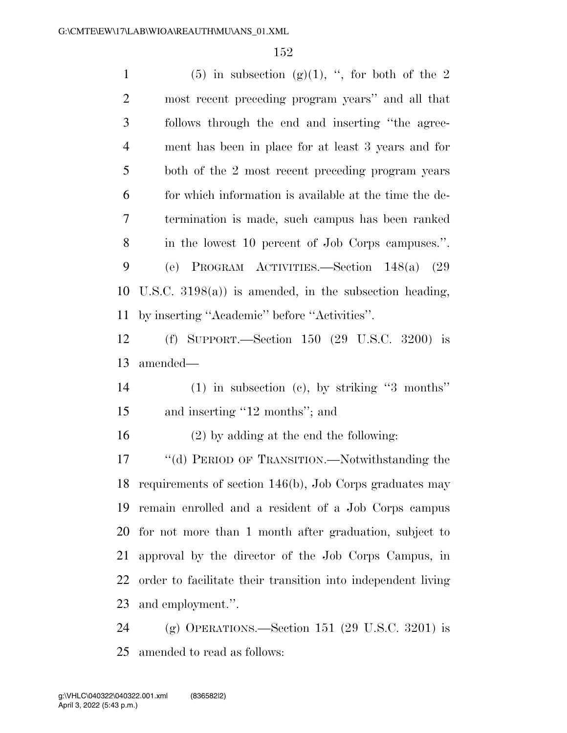(5) in subsection (g)(1), ", for both of the 2 most recent preceding program years" and all that follows through the end and inserting "the agreement has been in place for at least 3 years and for both of the 2 most recent preceding program years for which information is available at the time the determination is made, such campus has been ranked in the lowest 10 percent of Job Corps campuses.".

(e) PROGRAM ACTIVITIES.—Section 148(a) (29 U.S.C. 3198(a)) is amended, in the subsection heading, by inserting "Academic" before "Activities".

(f) SUPPORT.—Section 150 (29 U.S.C. 3200) is amended—

(1) in subsection (c), by striking "3 months" and inserting "12 months"; and

(2) by adding at the end the following:

"(d) PERIOD OF TRANSITION.—Notwithstanding the requirements of section 146(b), Job Corps graduates may remain enrolled and a resident of a Job Corps campus for not more than 1 month after graduation, subject to approval by the director of the Job Corps Campus, in order to facilitate their transition into independent living and employment.".

(g) OPERATIONS.—Section 151 (29 U.S.C. 3201) is amended to read as follows: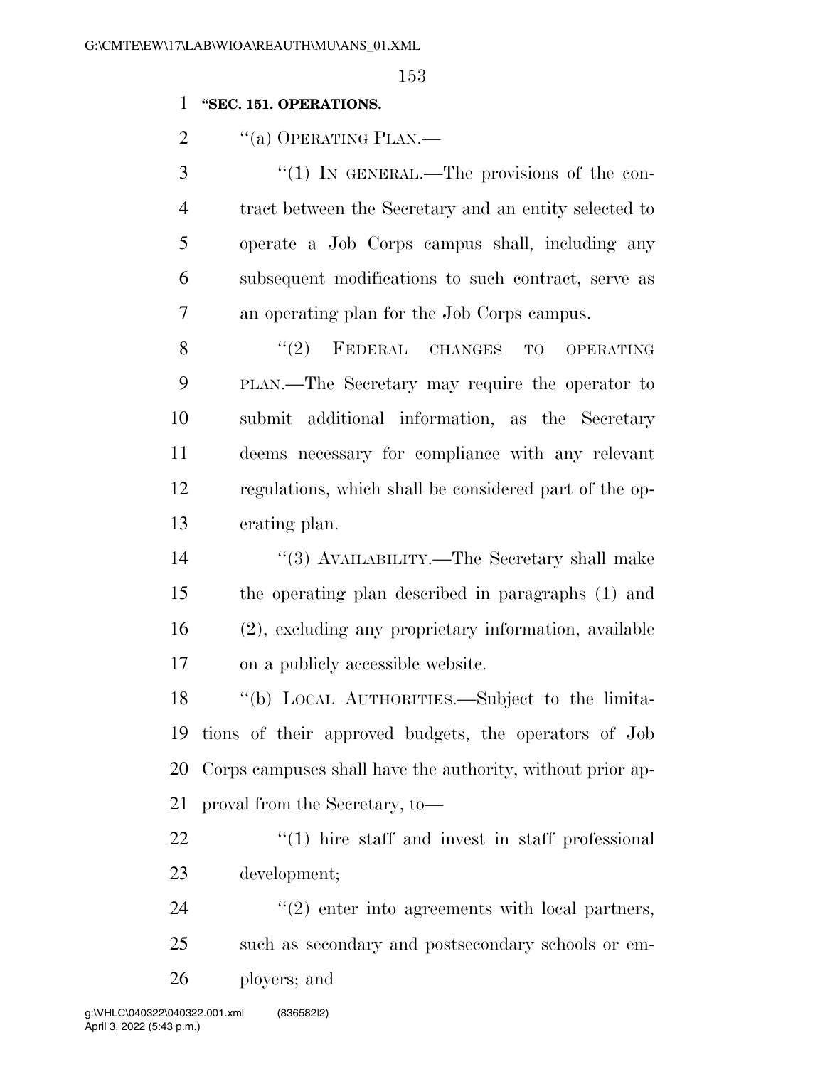**"SEC. 151. OPERATIONS.**

"(a) OPERATING PLAN.—

"(1) IN GENERAL.—The provisions of the contract between the Secretary and an entity selected to operate a Job Corps campus shall, including any subsequent modifications to such contract, serve as an operating plan for the Job Corps campus.

"(2) FEDERAL CHANGES TO OPERATING PLAN.—The Secretary may require the operator to submit additional information, as the Secretary deems necessary for compliance with any relevant regulations, which shall be considered part of the operating plan.

"(3) AVAILABILITY.—The Secretary shall make the operating plan described in paragraphs (1) and (2), excluding any proprietary information, available on a publicly accessible website.

"(b) LOCAL AUTHORITIES.—Subject to the limitations of their approved budgets, the operators of Job Corps campuses shall have the authority, without prior approval from the Secretary, to—

"(1) hire staff and invest in staff professional development;

"(2) enter into agreements with local partners, such as secondary and postsecondary schools or employers; and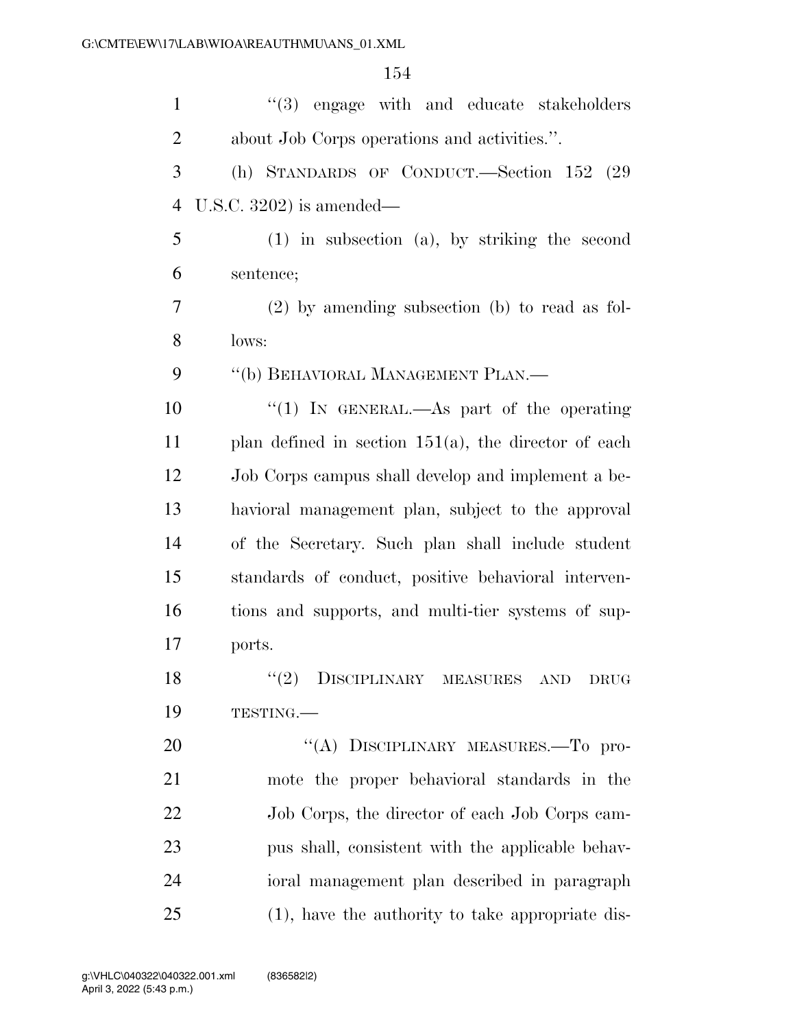"(3) engage with and educate stakeholders about Job Corps operations and activities.".

(h) STANDARDS OF CONDUCT.—Section 152 (29 U.S.C. 3202) is amended—

(1) in subsection (a), by striking the second sentence;

(2) by amending subsection (b) to read as follows:

"(b) BEHAVIORAL MANAGEMENT PLAN.—

"(1) IN GENERAL.—As part of the operating plan defined in section 151(a), the director of each Job Corps campus shall develop and implement a behavioral management plan, subject to the approval of the Secretary. Such plan shall include student standards of conduct, positive behavioral interventions and supports, and multi-tier systems of supports.

"(2) DISCIPLINARY MEASURES AND DRUG TESTING.—

"(A) DISCIPLINARY MEASURES.—To promote the proper behavioral standards in the Job Corps, the director of each Job Corps campus shall, consistent with the applicable behavioral management plan described in paragraph (1), have the authority to take appropriate dis-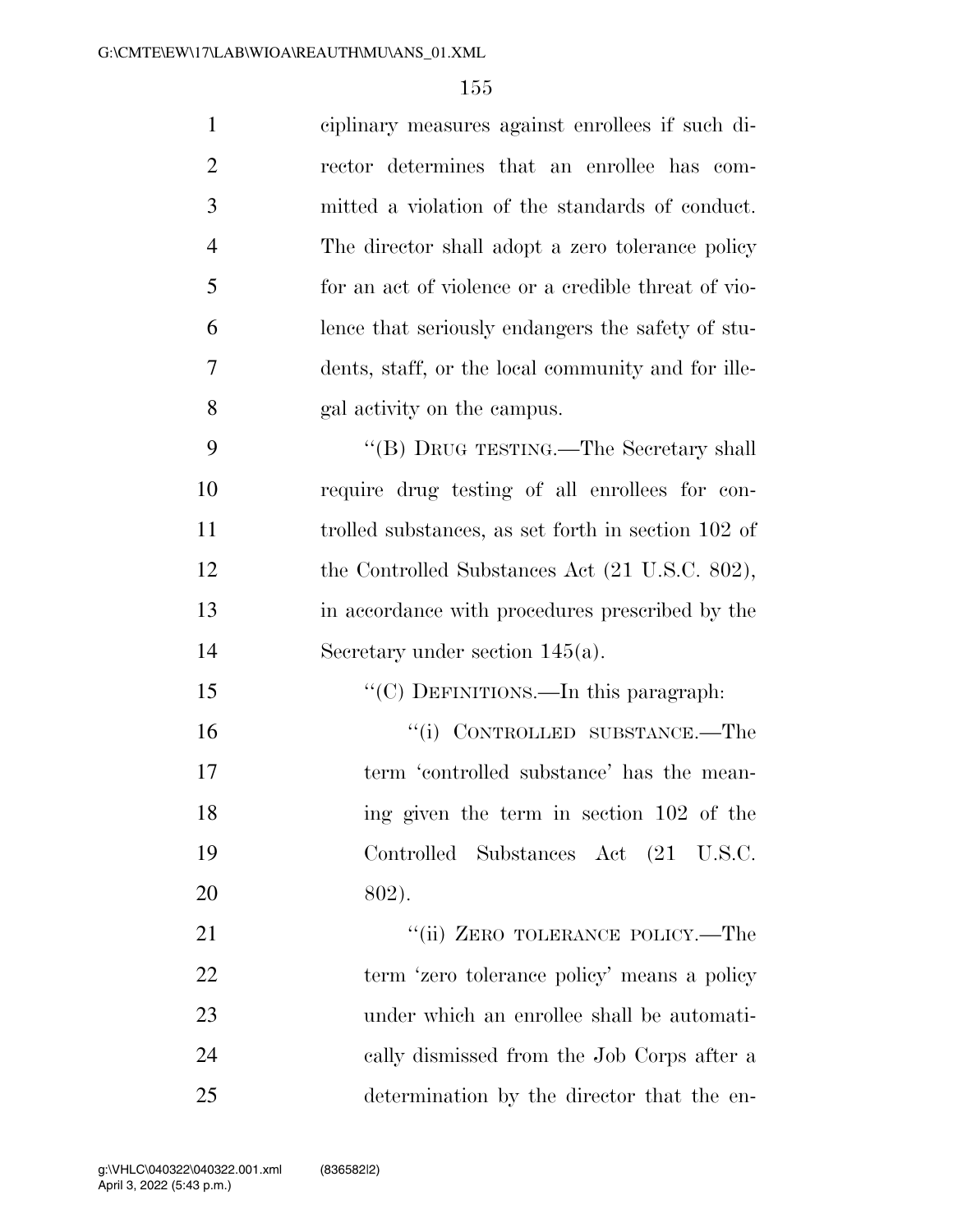ciplinary measures against enrollees if such director determines that an enrollee has committed a violation of the standards of conduct. The director shall adopt a zero tolerance policy for an act of violence or a credible threat of violence that seriously endangers the safety of students, staff, or the local community and for illegal activity on the campus.

"(B) DRUG TESTING.—The Secretary shall require drug testing of all enrollees for controlled substances, as set forth in section 102 of the Controlled Substances Act (21 U.S.C. 802), in accordance with procedures prescribed by the Secretary under section 145(a).

"(C) DEFINITIONS.—In this paragraph:

"(i) CONTROLLED SUBSTANCE.—The term 'controlled substance' has the meaning given the term in section 102 of the Controlled Substances Act (21 U.S.C. 802).

"(ii) ZERO TOLERANCE POLICY.—The term 'zero tolerance policy' means a policy under which an enrollee shall be automatically dismissed from the Job Corps after a determination by the director that the en-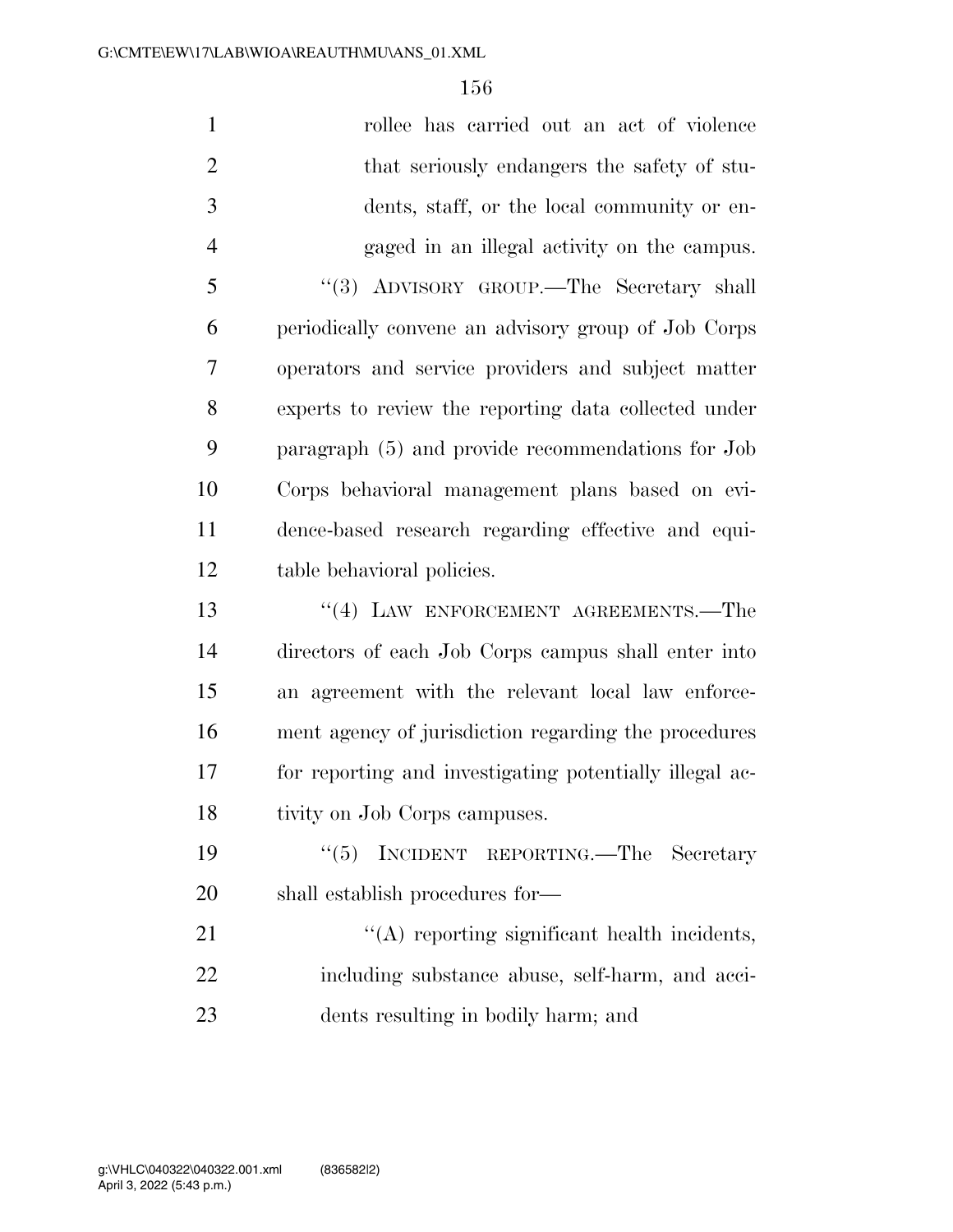rollee has carried out an act of violence that seriously endangers the safety of students, staff, or the local community or engaged in an illegal activity on the campus.

"(3) ADVISORY GROUP.—The Secretary shall periodically convene an advisory group of Job Corps operators and service providers and subject matter experts to review the reporting data collected under paragraph (5) and provide recommendations for Job Corps behavioral management plans based on evidence-based research regarding effective and equitable behavioral policies.

"(4) LAW ENFORCEMENT AGREEMENTS.—The directors of each Job Corps campus shall enter into an agreement with the relevant local law enforcement agency of jurisdiction regarding the procedures for reporting and investigating potentially illegal activity on Job Corps campuses.

"(5) INCIDENT REPORTING.—The Secretary shall establish procedures for—

"(A) reporting significant health incidents, including substance abuse, self-harm, and accidents resulting in bodily harm; and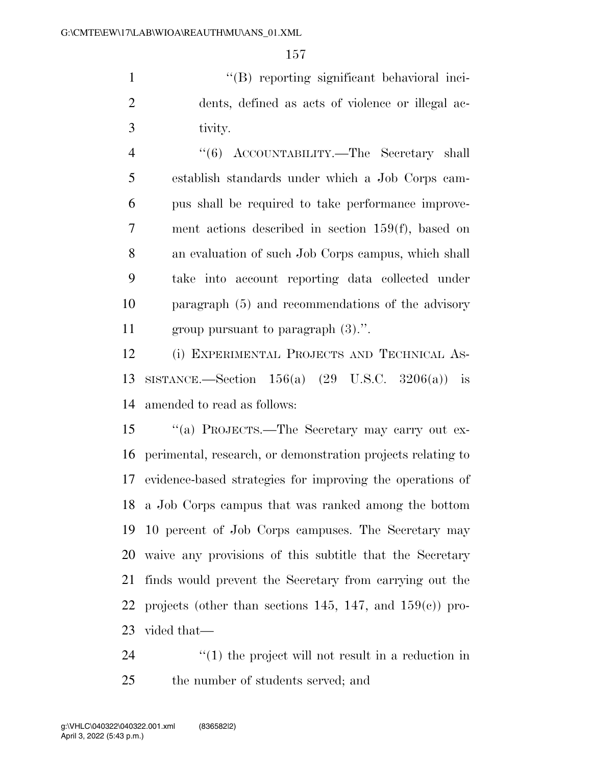''(B) reporting significant behavioral incidents, defined as acts of violence or illegal activity.

''(6) ACCOUNTABILITY.—The Secretary shall establish standards under which a Job Corps campus shall be required to take performance improvement actions described in section 159(f), based on an evaluation of such Job Corps campus, which shall take into account reporting data collected under paragraph (5) and recommendations of the advisory group pursuant to paragraph (3).''.

(i) EXPERIMENTAL PROJECTS AND TECHNICAL ASSISTANCE.—Section 156(a) (29 U.S.C. 3206(a)) is amended to read as follows:

''(a) PROJECTS.—The Secretary may carry out experimental, research, or demonstration projects relating to evidence-based strategies for improving the operations of a Job Corps campus that was ranked among the bottom 10 percent of Job Corps campuses. The Secretary may waive any provisions of this subtitle that the Secretary finds would prevent the Secretary from carrying out the projects (other than sections 145, 147, and 159(c)) provided that—

''(1) the project will not result in a reduction in the number of students served; and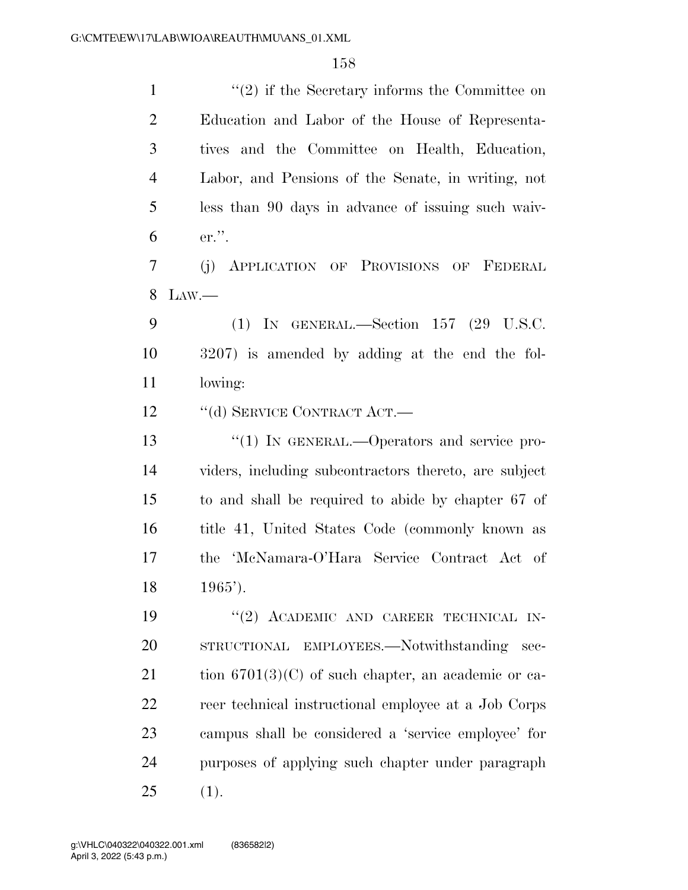''(2) if the Secretary informs the Committee on Education and Labor of the House of Representatives and the Committee on Health, Education, Labor, and Pensions of the Senate, in writing, not less than 90 days in advance of issuing such waiver.''.

(j) APPLICATION OF PROVISIONS OF FEDERAL LAW.—

(1) IN GENERAL.—Section 157 (29 U.S.C. 3207) is amended by adding at the end the following:

''(d) SERVICE CONTRACT ACT.—

''(1) IN GENERAL.—Operators and service providers, including subcontractors thereto, are subject to and shall be required to abide by chapter 67 of title 41, United States Code (commonly known as the 'McNamara-O'Hara Service Contract Act of 1965').

''(2) ACADEMIC AND CAREER TECHNICAL INSTRUCTIONAL EMPLOYEES.—Notwithstanding section 6701(3)(C) of such chapter, an academic or career technical instructional employee at a Job Corps campus shall be considered a 'service employee' for purposes of applying such chapter under paragraph (1).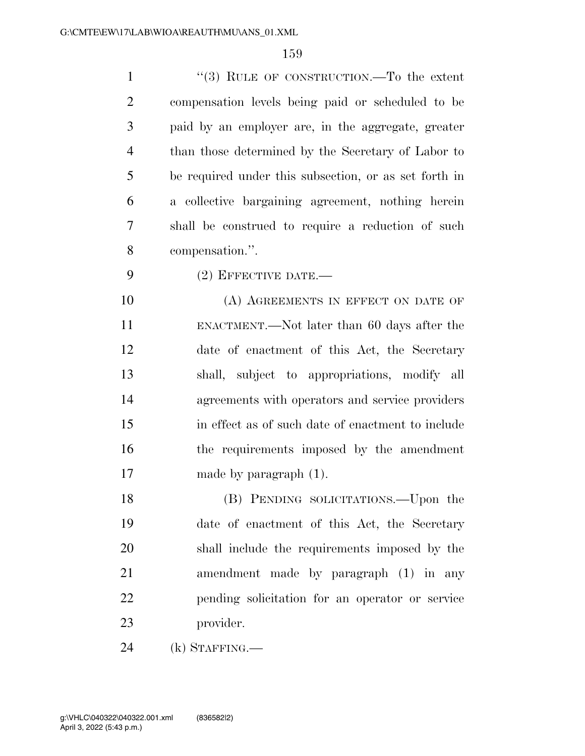"(3) RULE OF CONSTRUCTION.—To the extent compensation levels being paid or scheduled to be paid by an employer are, in the aggregate, greater than those determined by the Secretary of Labor to be required under this subsection, or as set forth in a collective bargaining agreement, nothing herein shall be construed to require a reduction of such compensation.".

(2) EFFECTIVE DATE.—

(A) AGREEMENTS IN EFFECT ON DATE OF ENACTMENT.—Not later than 60 days after the date of enactment of this Act, the Secretary shall, subject to appropriations, modify all agreements with operators and service providers in effect as of such date of enactment to include the requirements imposed by the amendment made by paragraph (1).

(B) PENDING SOLICITATIONS.—Upon the date of enactment of this Act, the Secretary shall include the requirements imposed by the amendment made by paragraph (1) in any pending solicitation for an operator or service provider.

(k) STAFFING.—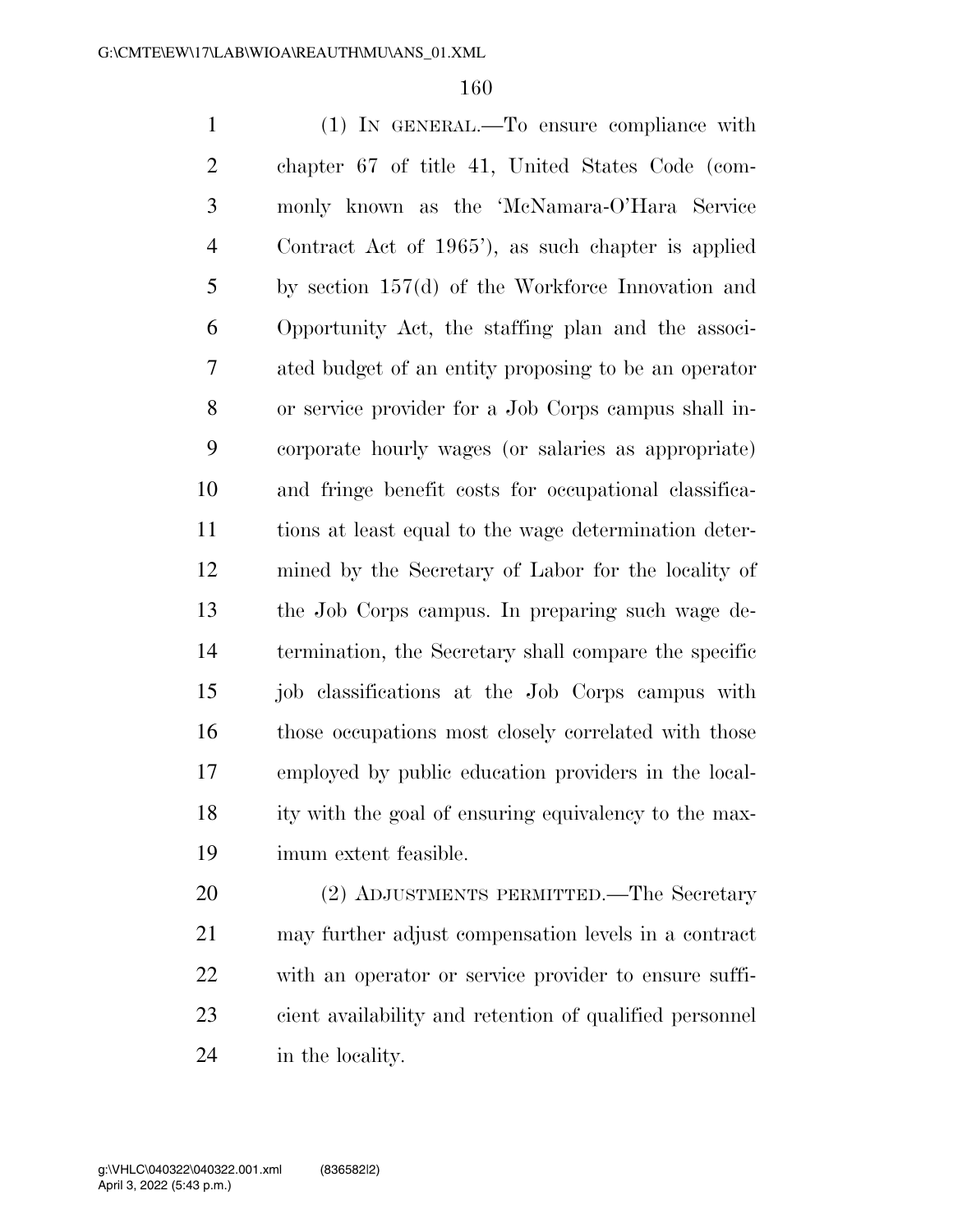(1) IN GENERAL.—To ensure compliance with chapter 67 of title 41, United States Code (commonly known as the 'McNamara-O'Hara Service Contract Act of 1965'), as such chapter is applied by section 157(d) of the Workforce Innovation and Opportunity Act, the staffing plan and the associated budget of an entity proposing to be an operator or service provider for a Job Corps campus shall incorporate hourly wages (or salaries as appropriate) and fringe benefit costs for occupational classifications at least equal to the wage determination determined by the Secretary of Labor for the locality of the Job Corps campus. In preparing such wage determination, the Secretary shall compare the specific job classifications at the Job Corps campus with those occupations most closely correlated with those employed by public education providers in the locality with the goal of ensuring equivalency to the maximum extent feasible.

(2) ADJUSTMENTS PERMITTED.—The Secretary may further adjust compensation levels in a contract with an operator or service provider to ensure sufficient availability and retention of qualified personnel in the locality.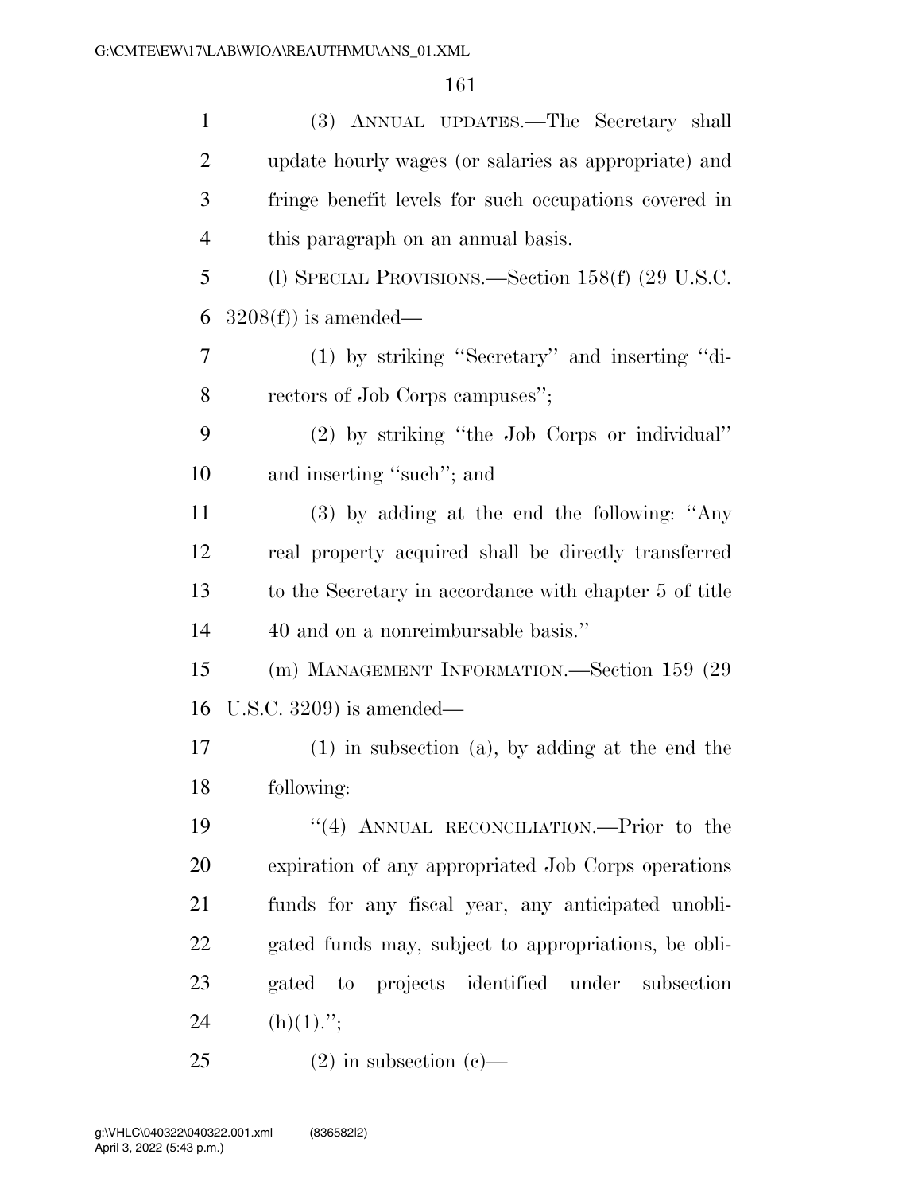(3) ANNUAL UPDATES.—The Secretary shall update hourly wages (or salaries as appropriate) and fringe benefit levels for such occupations covered in this paragraph on an annual basis.

(l) SPECIAL PROVISIONS.—Section 158(f) (29 U.S.C. 3208(f)) is amended—

(1) by striking ''Secretary'' and inserting ''directors of Job Corps campuses'';

(2) by striking ''the Job Corps or individual'' and inserting ''such''; and

(3) by adding at the end the following: ''Any real property acquired shall be directly transferred to the Secretary in accordance with chapter 5 of title 40 and on a nonreimbursable basis.''

(m) MANAGEMENT INFORMATION.—Section 159 (29 U.S.C. 3209) is amended—

(1) in subsection (a), by adding at the end the following:

''(4) ANNUAL RECONCILIATION.—Prior to the expiration of any appropriated Job Corps operations funds for any fiscal year, any anticipated unobligated funds may, subject to appropriations, be obligated to projects identified under subsection (h)(1).'';

(2) in subsection (c)—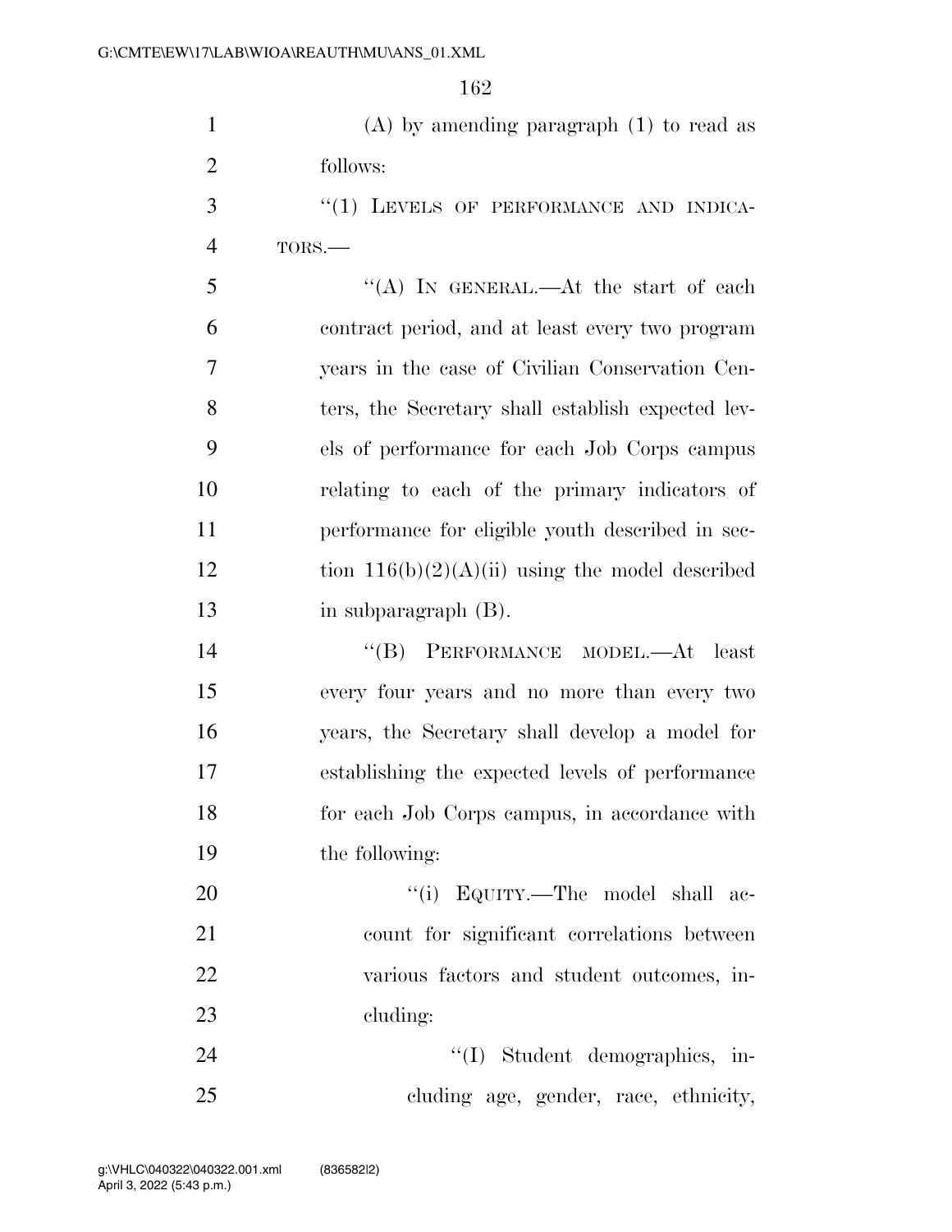(A) by amending paragraph (1) to read as follows:

"(1) LEVELS OF PERFORMANCE AND INDICATORS.—

"(A) IN GENERAL.—At the start of each contract period, and at least every two program years in the case of Civilian Conservation Centers, the Secretary shall establish expected levels of performance for each Job Corps campus relating to each of the primary indicators of performance for eligible youth described in section 116(b)(2)(A)(ii) using the model described in subparagraph (B).

"(B) PERFORMANCE MODEL.—At least every four years and no more than every two years, the Secretary shall develop a model for establishing the expected levels of performance for each Job Corps campus, in accordance with the following:

"(i) EQUITY.—The model shall account for significant correlations between various factors and student outcomes, including:

"(I) Student demographics, including age, gender, race, ethnicity,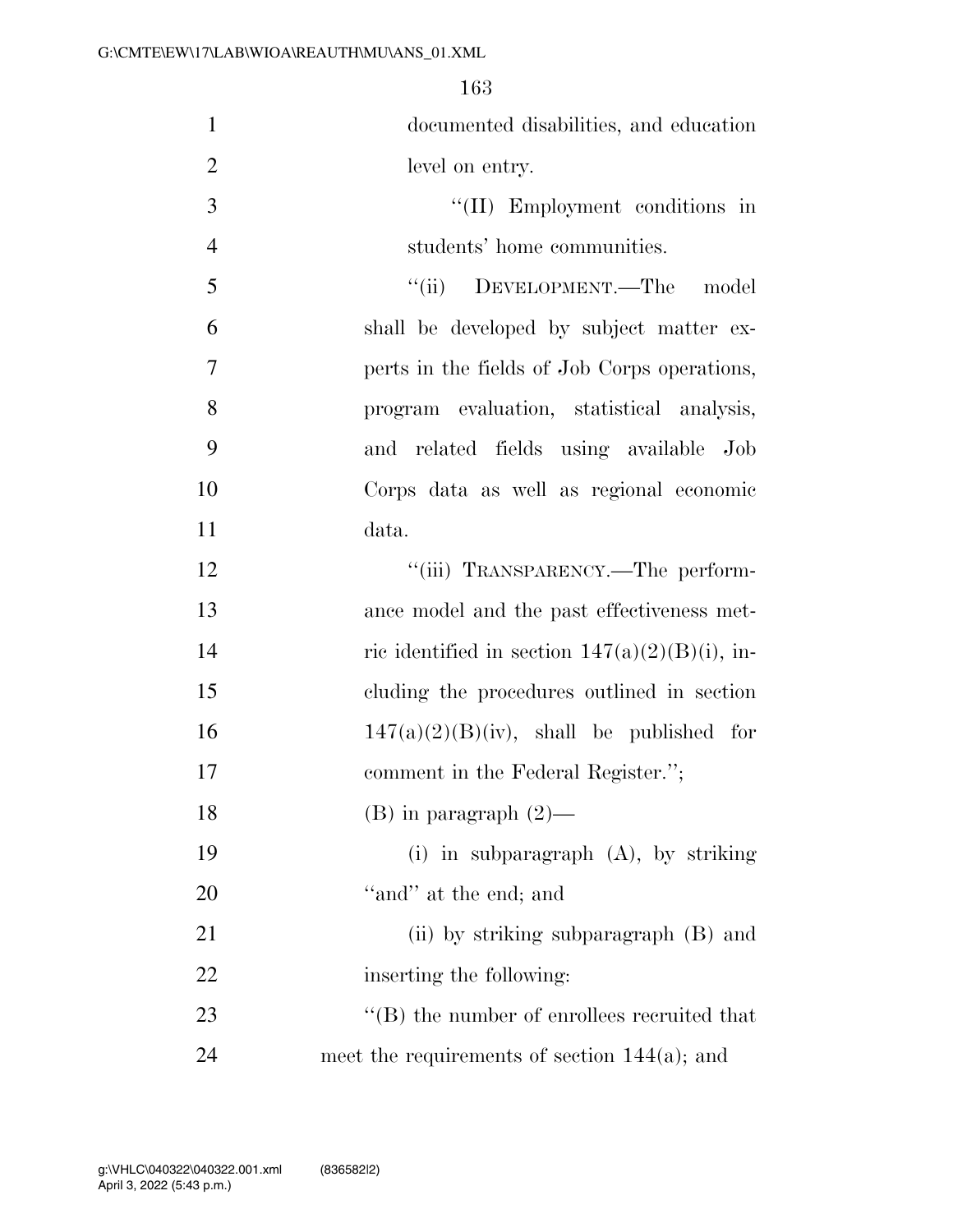documented disabilities, and education level on entry.

''(II) Employment conditions in students' home communities.

''(ii) DEVELOPMENT.—The model shall be developed by subject matter experts in the fields of Job Corps operations, program evaluation, statistical analysis, and related fields using available Job Corps data as well as regional economic data.

''(iii) TRANSPARENCY.—The performance model and the past effectiveness metric identified in section 147(a)(2)(B)(i), including the procedures outlined in section 147(a)(2)(B)(iv), shall be published for comment in the Federal Register.'';

(B) in paragraph (2)—

(i) in subparagraph (A), by striking ''and'' at the end; and

(ii) by striking subparagraph (B) and inserting the following:

''(B) the number of enrollees recruited that meet the requirements of section 144(a); and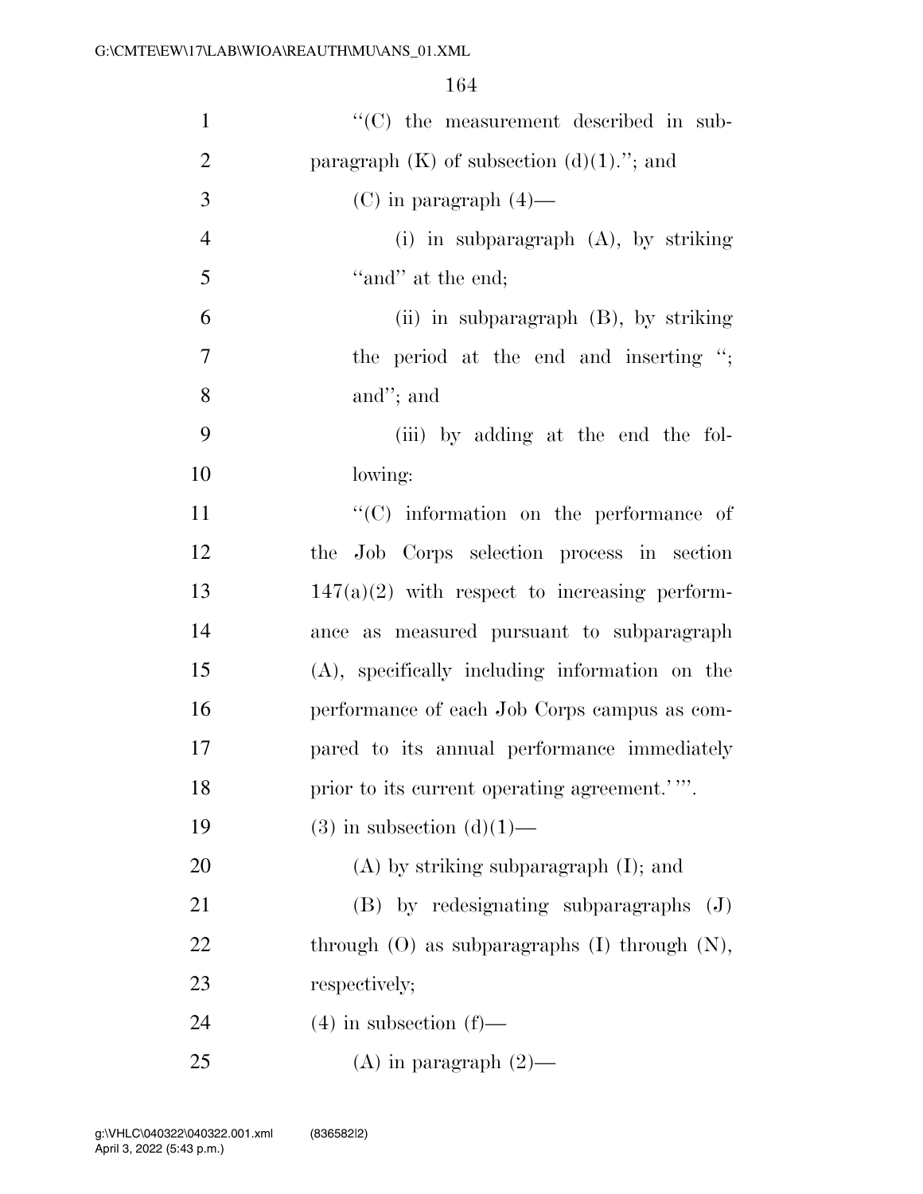"(C) the measurement described in subparagraph (K) of subsection (d)(1)."; and

(C) in paragraph (4)—

(i) in subparagraph (A), by striking "and" at the end;

(ii) in subparagraph (B), by striking the period at the end and inserting "; and"; and

(iii) by adding at the end the following:

"(C) information on the performance of the Job Corps selection process in section 147(a)(2) with respect to increasing performance as measured pursuant to subparagraph (A), specifically including information on the performance of each Job Corps campus as compared to its annual performance immediately prior to its current operating agreement.' ".

(3) in subsection (d)(1)—

(A) by striking subparagraph (I); and

(B) by redesignating subparagraphs (J) through (O) as subparagraphs (I) through (N), respectively;

(4) in subsection (f)—

(A) in paragraph (2)—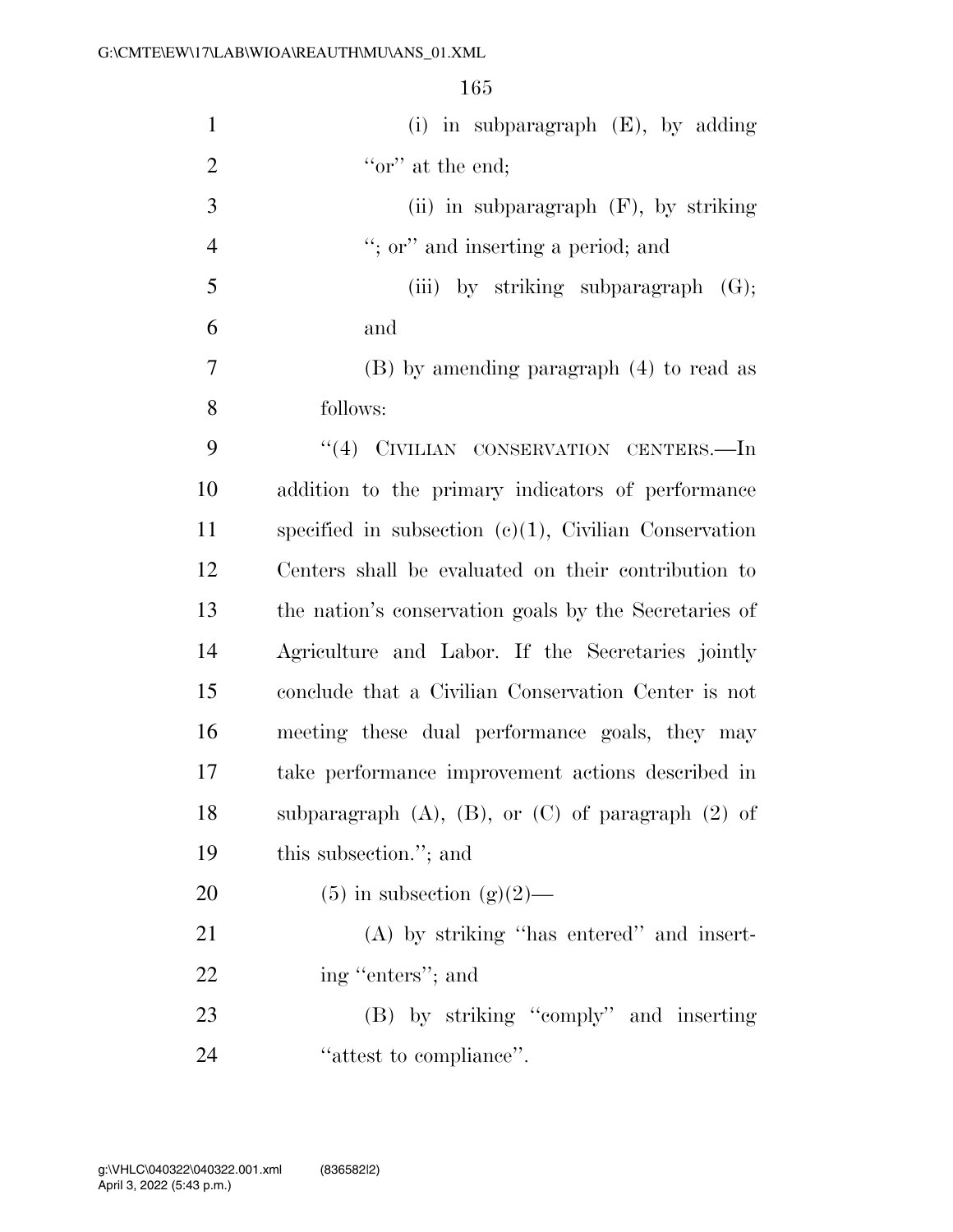(i) in subparagraph (E), by adding "or" at the end;

(ii) in subparagraph (F), by striking "; or" and inserting a period; and

(iii) by striking subparagraph (G); and

(B) by amending paragraph (4) to read as follows:

"(4) CIVILIAN CONSERVATION CENTERS.—In addition to the primary indicators of performance specified in subsection (c)(1), Civilian Conservation Centers shall be evaluated on their contribution to the nation's conservation goals by the Secretaries of Agriculture and Labor. If the Secretaries jointly conclude that a Civilian Conservation Center is not meeting these dual performance goals, they may take performance improvement actions described in subparagraph (A), (B), or (C) of paragraph (2) of this subsection."; and

(5) in subsection (g)(2)—

(A) by striking "has entered" and inserting "enters"; and

(B) by striking "comply" and inserting "attest to compliance".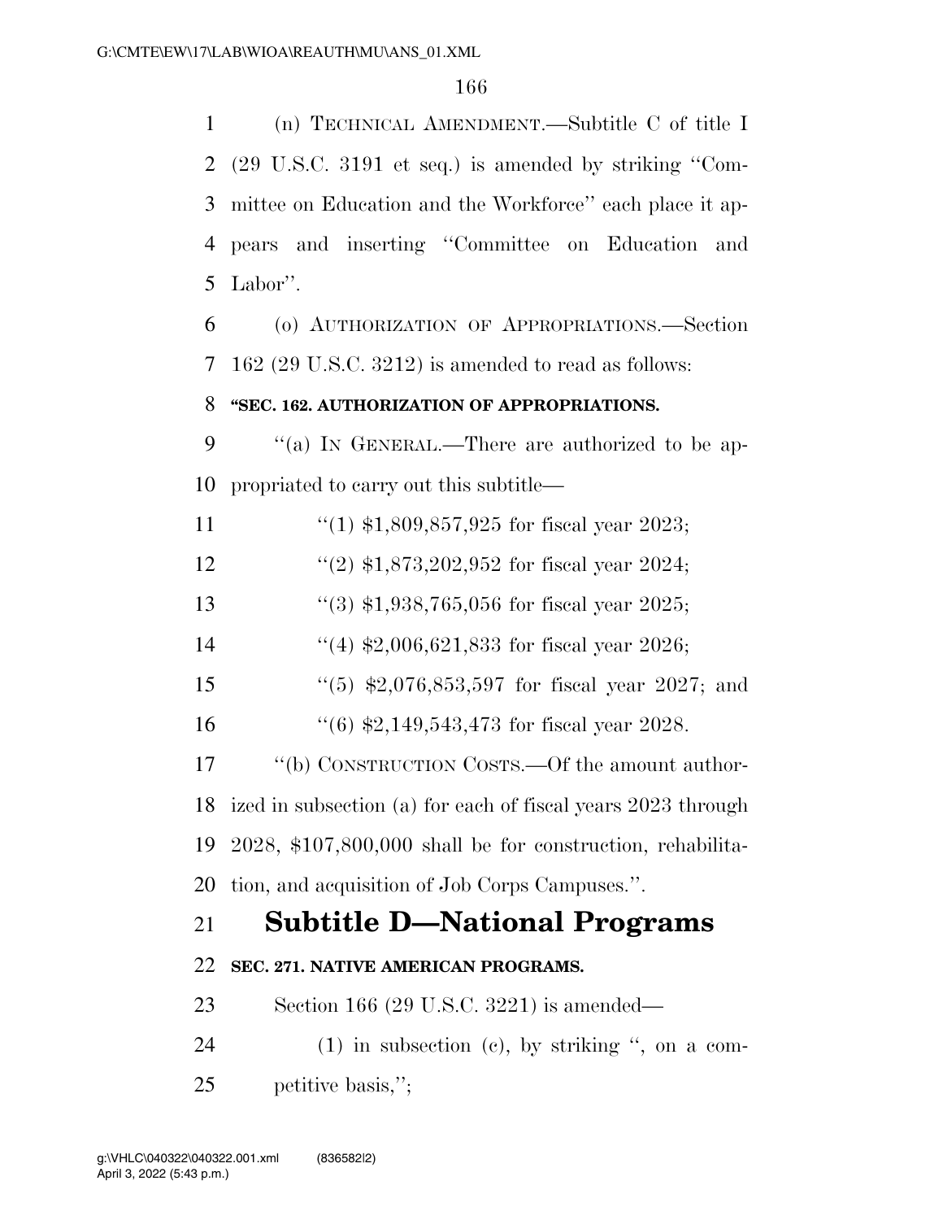(n) TECHNICAL AMENDMENT.—Subtitle C of title I (29 U.S.C. 3191 et seq.) is amended by striking ''Committee on Education and the Workforce'' each place it appears and inserting ''Committee on Education and Labor''.

(o) AUTHORIZATION OF APPROPRIATIONS.—Section 162 (29 U.S.C. 3212) is amended to read as follows:

**''SEC. 162. AUTHORIZATION OF APPROPRIATIONS.**

''(a) IN GENERAL.—There are authorized to be appropriated to carry out this subtitle—

''(1) $1,809,857,925 for fiscal year 2023;

''(2) $1,873,202,952 for fiscal year 2024;

''(3) $1,938,765,056 for fiscal year 2025;

''(4) $2,006,621,833 for fiscal year 2026;

''(5) $2,076,853,597 for fiscal year 2027; and

''(6) $2,149,543,473 for fiscal year 2028.

''(b) CONSTRUCTION COSTS.—Of the amount authorized in subsection (a) for each of fiscal years 2023 through 2028, $107,800,000 shall be for construction, rehabilitation, and acquisition of Job Corps Campuses.''.

# Subtitle D—National Programs

**SEC. 271. NATIVE AMERICAN PROGRAMS.**

Section 166 (29 U.S.C. 3221) is amended—

(1) in subsection (c), by striking '', on a competitive basis,'';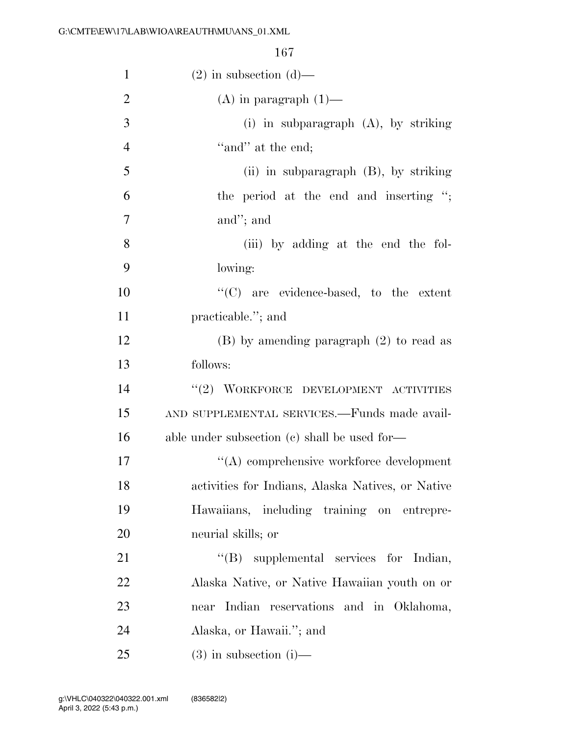(2) in subsection (d)—

(A) in paragraph (1)—

(i) in subparagraph (A), by striking "and" at the end;

(ii) in subparagraph (B), by striking the period at the end and inserting "; and"; and

(iii) by adding at the end the following:

"(C) are evidence-based, to the extent practicable."; and

(B) by amending paragraph (2) to read as follows:

"(2) WORKFORCE DEVELOPMENT ACTIVITIES AND SUPPLEMENTAL SERVICES.—Funds made available under subsection (c) shall be used for—

"(A) comprehensive workforce development activities for Indians, Alaska Natives, or Native Hawaiians, including training on entrepreneurial skills; or

"(B) supplemental services for Indian, Alaska Native, or Native Hawaiian youth on or near Indian reservations and in Oklahoma, Alaska, or Hawaii."; and

(3) in subsection (i)—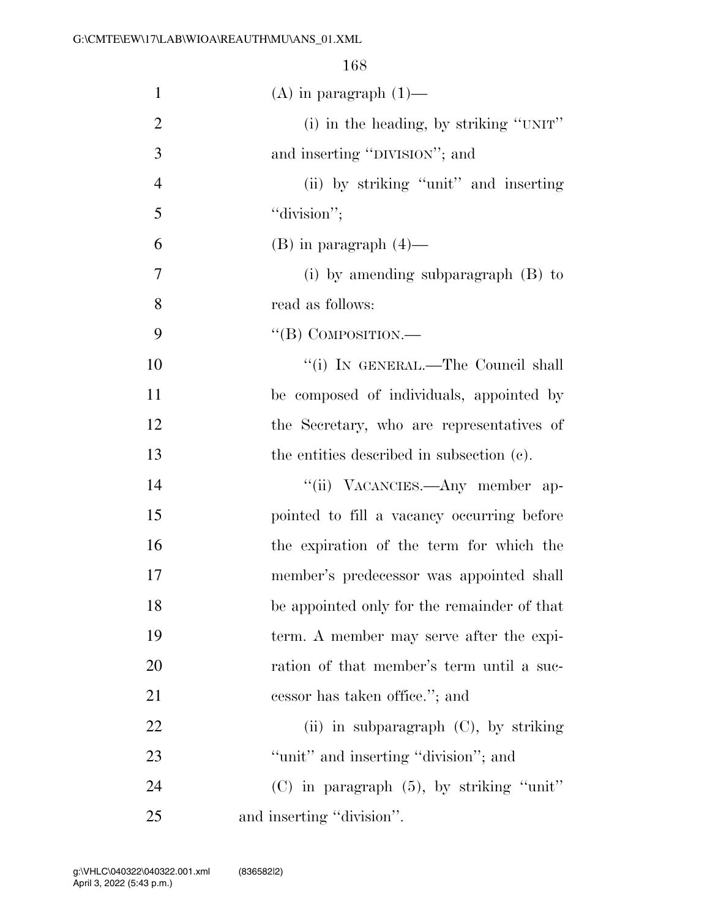(A) in paragraph (1)—

(i) in the heading, by striking "UNIT" and inserting "DIVISION"; and

(ii) by striking "unit" and inserting "division";

(B) in paragraph (4)—

(i) by amending subparagraph (B) to read as follows:

"(B) COMPOSITION.—

"(i) IN GENERAL.—The Council shall be composed of individuals, appointed by the Secretary, who are representatives of the entities described in subsection (c).

"(ii) VACANCIES.—Any member appointed to fill a vacancy occurring before the expiration of the term for which the member's predecessor was appointed shall be appointed only for the remainder of that term. A member may serve after the expiration of that member's term until a successor has taken office."; and

(ii) in subparagraph (C), by striking "unit" and inserting "division"; and

(C) in paragraph (5), by striking "unit" and inserting "division".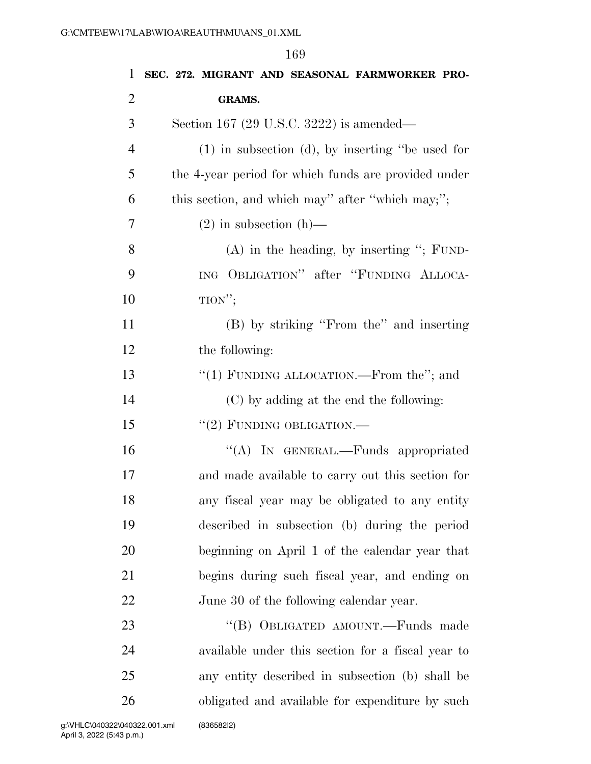**SEC. 272. MIGRANT AND SEASONAL FARMWORKER PROGRAMS.**

Section 167 (29 U.S.C. 3222) is amended—

(1) in subsection (d), by inserting "be used for the 4-year period for which funds are provided under this section, and which may" after "which may;";

(2) in subsection (h)—

(A) in the heading, by inserting "; FUNDING OBLIGATION" after "FUNDING ALLOCATION";

(B) by striking "From the" and inserting the following:

"(1) FUNDING ALLOCATION.—From the"; and

(C) by adding at the end the following:

"(2) FUNDING OBLIGATION.—

"(A) IN GENERAL.—Funds appropriated and made available to carry out this section for any fiscal year may be obligated to any entity described in subsection (b) during the period beginning on April 1 of the calendar year that begins during such fiscal year, and ending on June 30 of the following calendar year.

"(B) OBLIGATED AMOUNT.—Funds made available under this section for a fiscal year to any entity described in subsection (b) shall be obligated and available for expenditure by such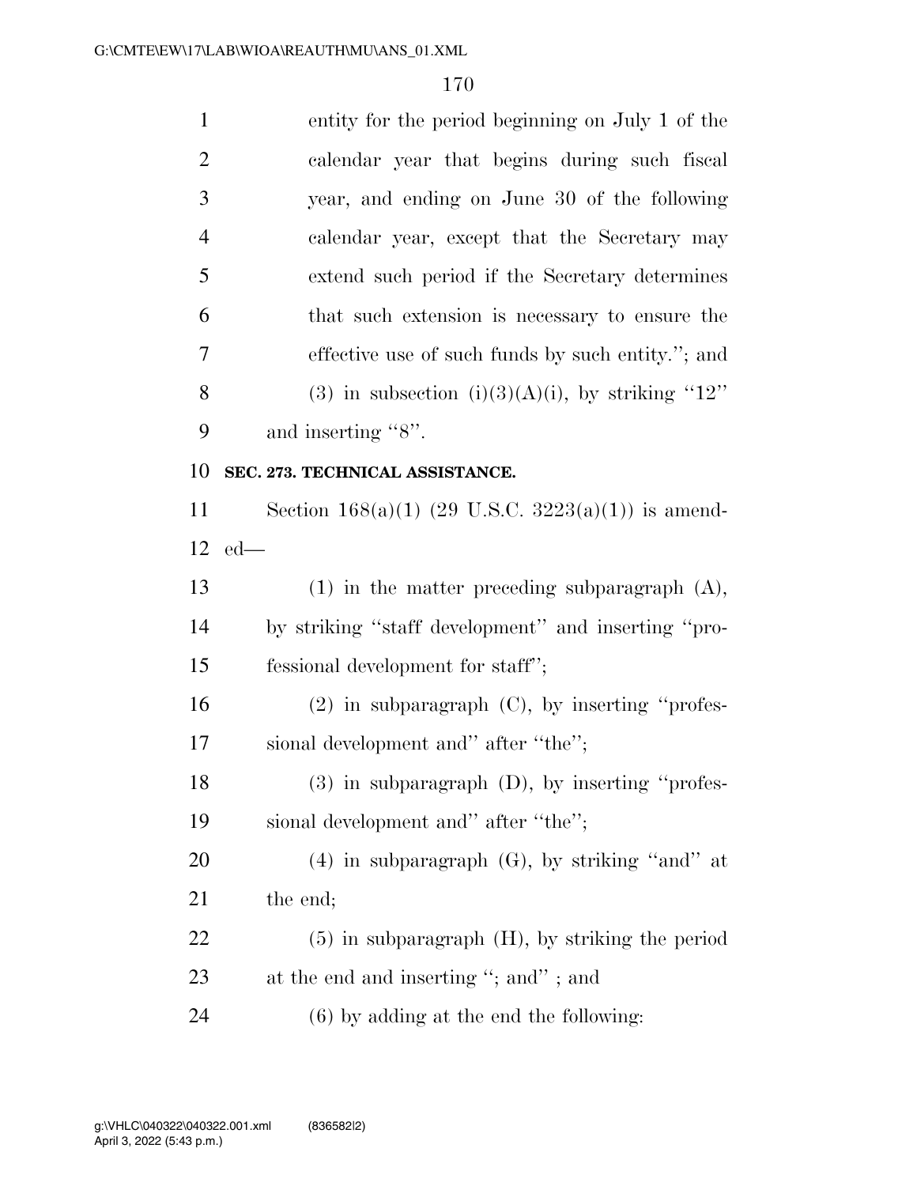entity for the period beginning on July 1 of the calendar year that begins during such fiscal year, and ending on June 30 of the following calendar year, except that the Secretary may extend such period if the Secretary determines that such extension is necessary to ensure the effective use of such funds by such entity."; and

(3) in subsection (i)(3)(A)(i), by striking "12" and inserting "8".

**SEC. 273. TECHNICAL ASSISTANCE.**

Section 168(a)(1) (29 U.S.C. 3223(a)(1)) is amended—

(1) in the matter preceding subparagraph (A), by striking "staff development" and inserting "professional development for staff";

(2) in subparagraph (C), by inserting "professional development and" after "the";

(3) in subparagraph (D), by inserting "professional development and" after "the";

(4) in subparagraph (G), by striking "and" at the end;

(5) in subparagraph (H), by striking the period at the end and inserting "; and" ; and

(6) by adding at the end the following: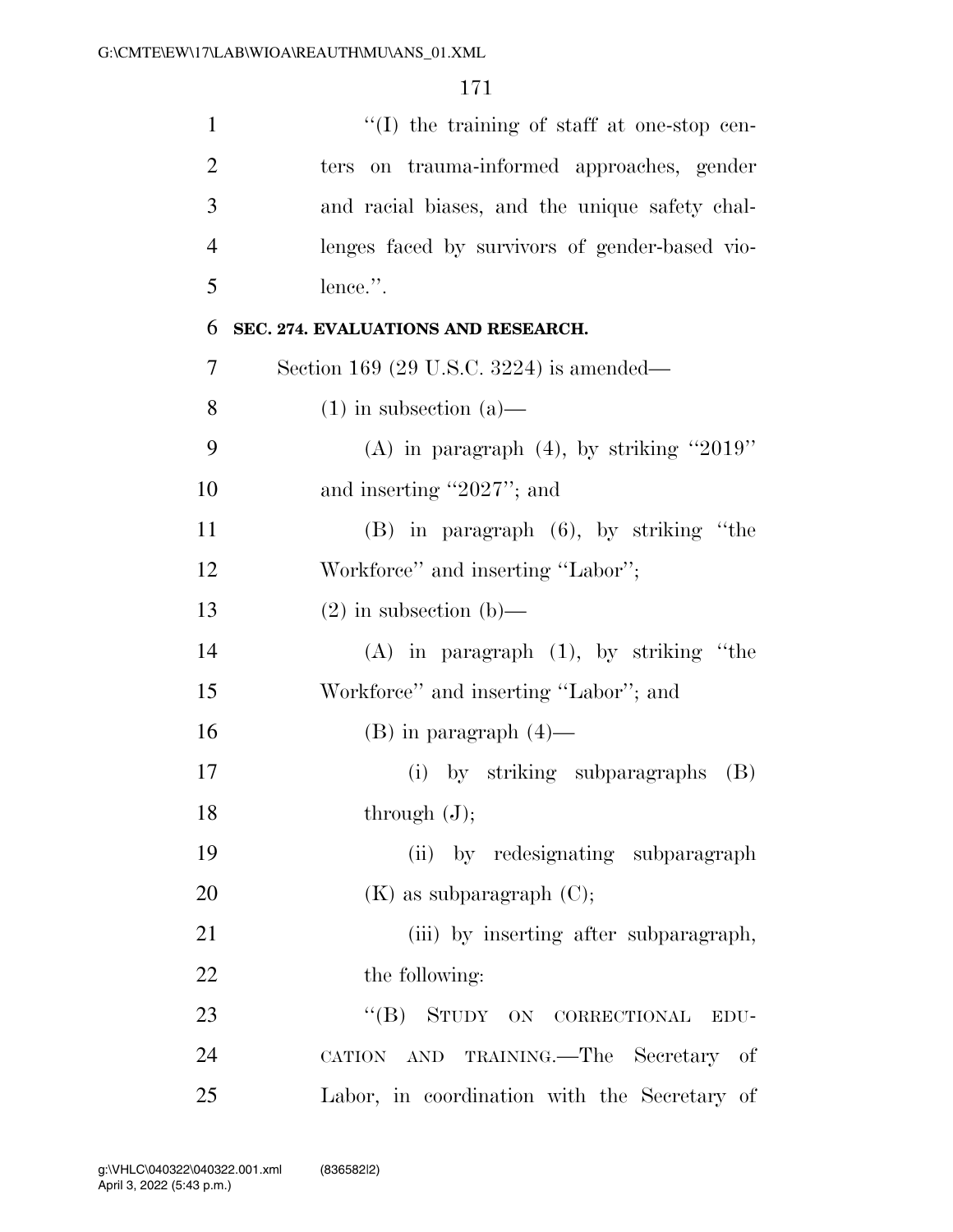"(I) the training of staff at one-stop centers on trauma-informed approaches, gender and racial biases, and the unique safety challenges faced by survivors of gender-based violence.".

**SEC. 274. EVALUATIONS AND RESEARCH.**

Section 169 (29 U.S.C. 3224) is amended—

(1) in subsection (a)—

(A) in paragraph (4), by striking "2019" and inserting "2027"; and

(B) in paragraph (6), by striking "the Workforce" and inserting "Labor";

(2) in subsection (b)—

(A) in paragraph (1), by striking "the Workforce" and inserting "Labor"; and

(B) in paragraph (4)—

(i) by striking subparagraphs (B) through (J);

(ii) by redesignating subparagraph (K) as subparagraph (C);

(iii) by inserting after subparagraph, the following:

"(B) STUDY ON CORRECTIONAL EDUCATION AND TRAINING.—The Secretary of Labor, in coordination with the Secretary of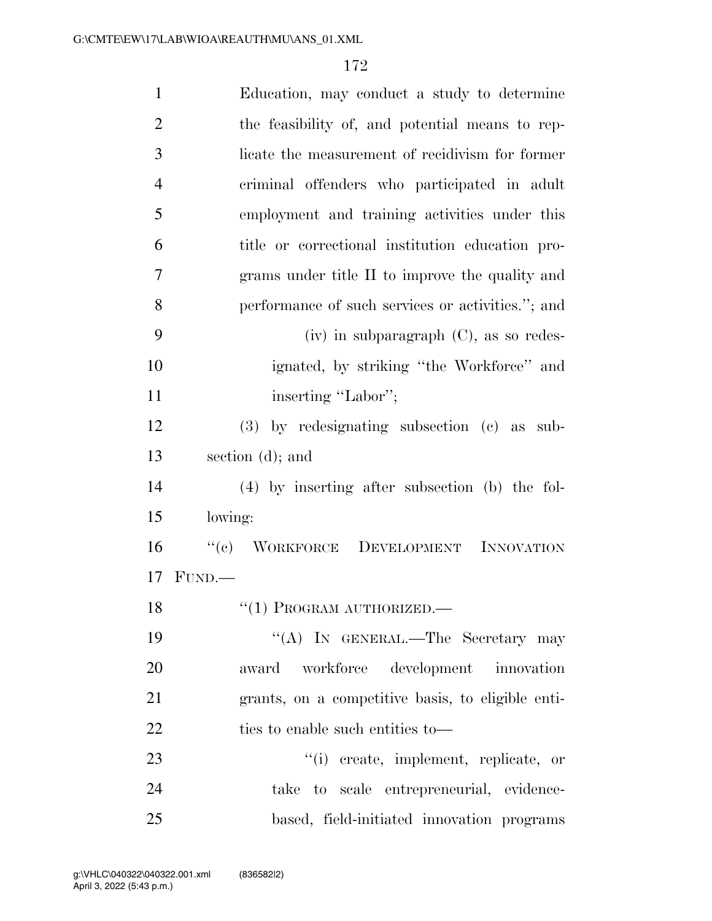Education, may conduct a study to determine the feasibility of, and potential means to replicate the measurement of recidivism for former criminal offenders who participated in adult employment and training activities under this title or correctional institution education programs under title II to improve the quality and performance of such services or activities.''; and

(iv) in subparagraph (C), as so redesignated, by striking ''the Workforce'' and inserting ''Labor'';

(3) by redesignating subsection (c) as subsection (d); and

(4) by inserting after subsection (b) the following:

''(c) WORKFORCE DEVELOPMENT INNOVATION FUND.—

''(1) PROGRAM AUTHORIZED.—

''(A) IN GENERAL.—The Secretary may award workforce development innovation grants, on a competitive basis, to eligible entities to enable such entities to—

''(i) create, implement, replicate, or take to scale entrepreneurial, evidence-based, field-initiated innovation programs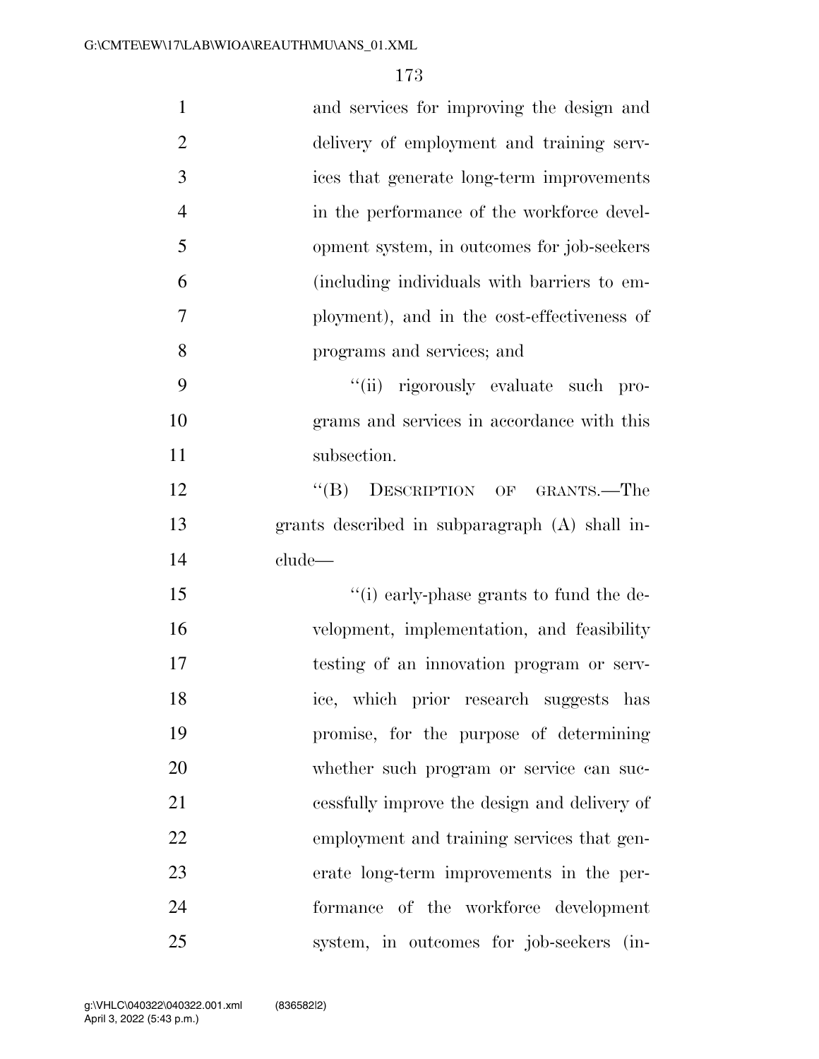and services for improving the design and delivery of employment and training services that generate long-term improvements in the performance of the workforce development system, in outcomes for job-seekers (including individuals with barriers to employment), and in the cost-effectiveness of programs and services; and

"(ii) rigorously evaluate such programs and services in accordance with this subsection.

"(B) DESCRIPTION OF GRANTS.—The grants described in subparagraph (A) shall include—

"(i) early-phase grants to fund the development, implementation, and feasibility testing of an innovation program or service, which prior research suggests has promise, for the purpose of determining whether such program or service can successfully improve the design and delivery of employment and training services that generate long-term improvements in the performance of the workforce development system, in outcomes for job-seekers (in-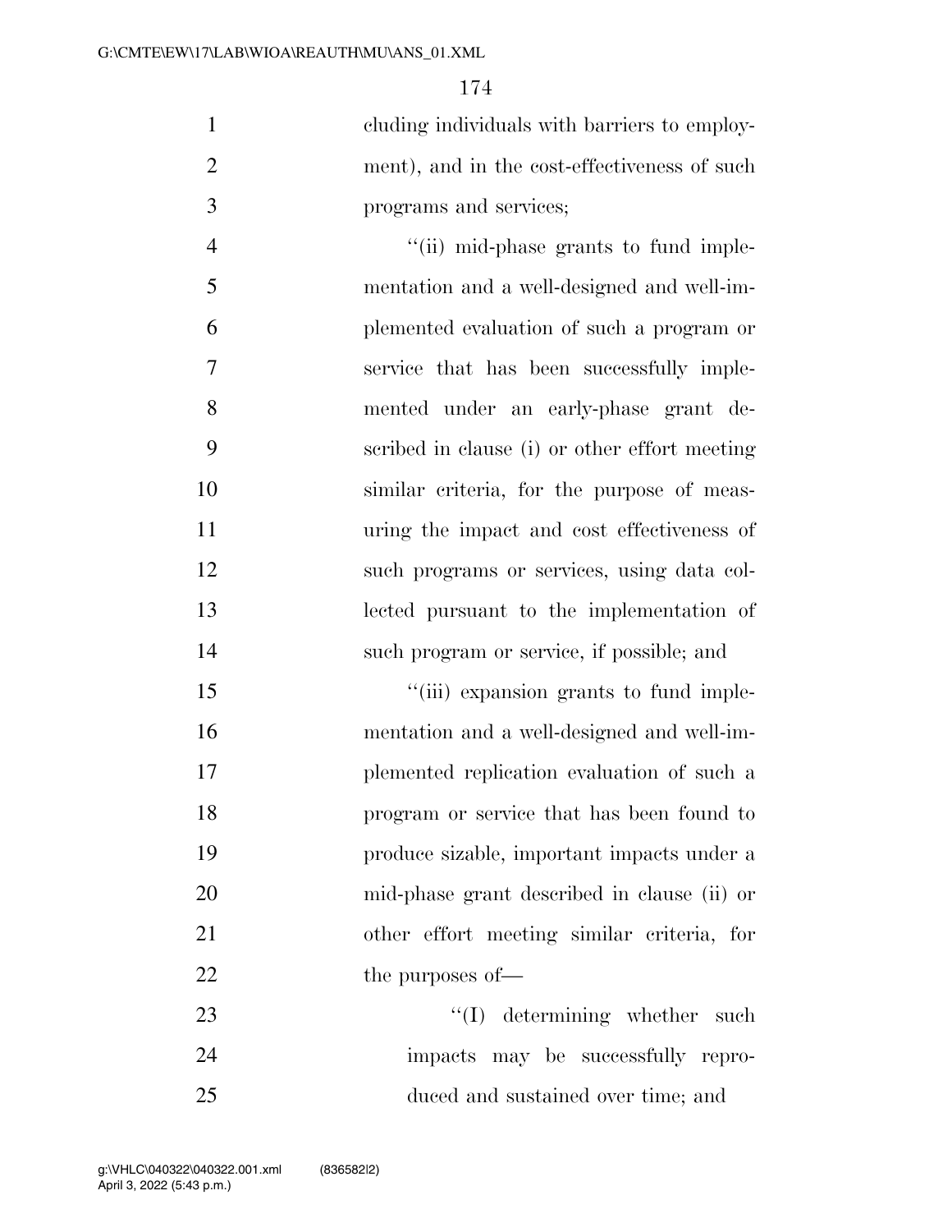cluding individuals with barriers to employment), and in the cost-effectiveness of such programs and services;

"(ii) mid-phase grants to fund implementation and a well-designed and well-implemented evaluation of such a program or service that has been successfully implemented under an early-phase grant described in clause (i) or other effort meeting similar criteria, for the purpose of measuring the impact and cost effectiveness of such programs or services, using data collected pursuant to the implementation of such program or service, if possible; and

"(iii) expansion grants to fund implementation and a well-designed and well-implemented replication evaluation of such a program or service that has been found to produce sizable, important impacts under a mid-phase grant described in clause (ii) or other effort meeting similar criteria, for the purposes of—

"(I) determining whether such impacts may be successfully reproduced and sustained over time; and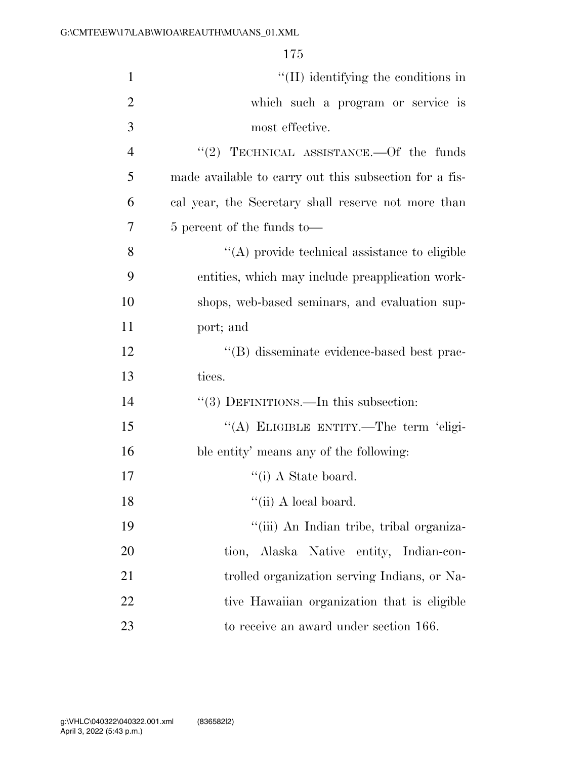"(II) identifying the conditions in which such a program or service is most effective.

"(2) TECHNICAL ASSISTANCE.—Of the funds made available to carry out this subsection for a fiscal year, the Secretary shall reserve not more than 5 percent of the funds to—

"(A) provide technical assistance to eligible entities, which may include preapplication workshops, web-based seminars, and evaluation support; and

"(B) disseminate evidence-based best practices.

"(3) DEFINITIONS.—In this subsection:

"(A) ELIGIBLE ENTITY.—The term 'eligible entity' means any of the following:

"(i) A State board.

"(ii) A local board.

"(iii) An Indian tribe, tribal organization, Alaska Native entity, Indian-controlled organization serving Indians, or Native Hawaiian organization that is eligible to receive an award under section 166.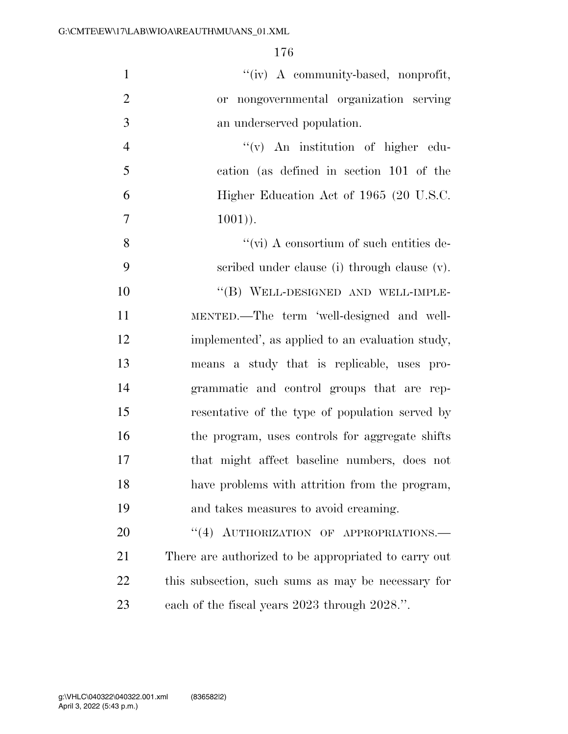"(iv) A community-based, nonprofit, or nongovernmental organization serving an underserved population.

"(v) An institution of higher education (as defined in section 101 of the Higher Education Act of 1965 (20 U.S.C. 1001)).

"(vi) A consortium of such entities described under clause (i) through clause (v).

"(B) WELL-DESIGNED AND WELL-IMPLEMENTED.—The term 'well-designed and well-implemented', as applied to an evaluation study, means a study that is replicable, uses programmatic and control groups that are representative of the type of population served by the program, uses controls for aggregate shifts that might affect baseline numbers, does not have problems with attrition from the program, and takes measures to avoid creaming.

"(4) AUTHORIZATION OF APPROPRIATIONS.—There are authorized to be appropriated to carry out this subsection, such sums as may be necessary for each of the fiscal years 2023 through 2028.".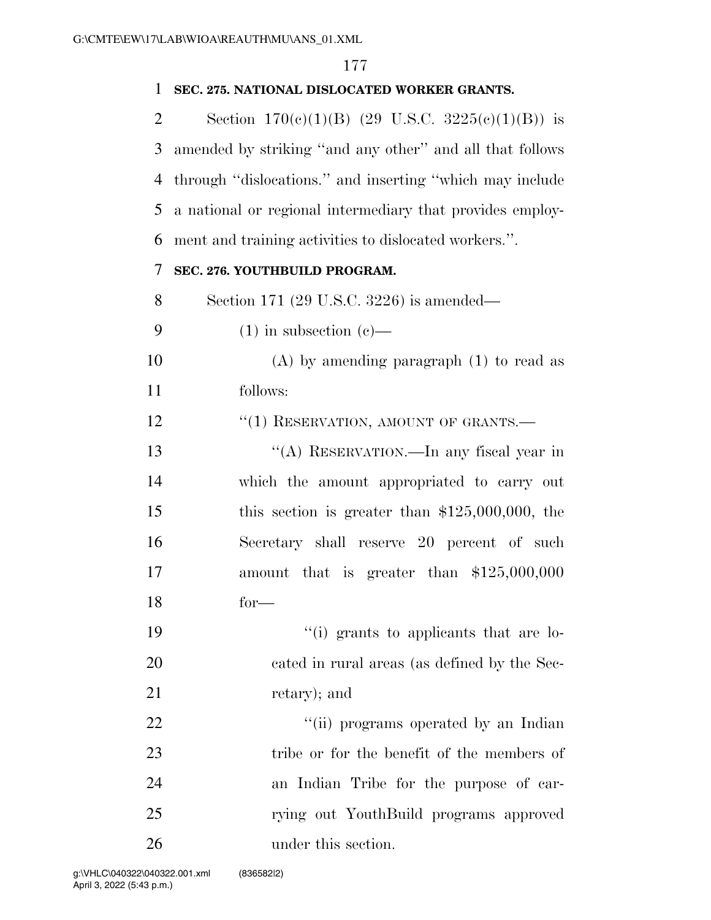**SEC. 275. NATIONAL DISLOCATED WORKER GRANTS.**

Section 170(c)(1)(B) (29 U.S.C. 3225(c)(1)(B)) is amended by striking ''and any other'' and all that follows through ''dislocations.'' and inserting ''which may include a national or regional intermediary that provides employment and training activities to dislocated workers.''.

**SEC. 276. YOUTHBUILD PROGRAM.**

Section 171 (29 U.S.C. 3226) is amended—

(1) in subsection (c)—

(A) by amending paragraph (1) to read as follows:

''(1) RESERVATION, AMOUNT OF GRANTS.—

''(A) RESERVATION.—In any fiscal year in which the amount appropriated to carry out this section is greater than $125,000,000, the Secretary shall reserve 20 percent of such amount that is greater than $125,000,000 for—

''(i) grants to applicants that are located in rural areas (as defined by the Secretary); and

''(ii) programs operated by an Indian tribe or for the benefit of the members of an Indian Tribe for the purpose of carrying out YouthBuild programs approved under this section.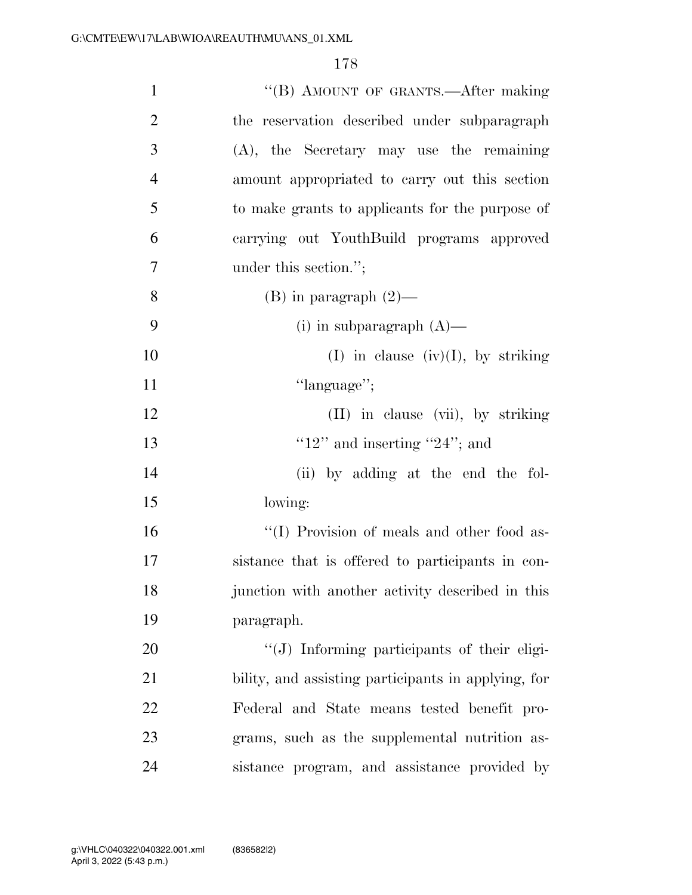"(B) AMOUNT OF GRANTS.—After making the reservation described under subparagraph (A), the Secretary may use the remaining amount appropriated to carry out this section to make grants to applicants for the purpose of carrying out YouthBuild programs approved under this section.";

(B) in paragraph (2)—

(i) in subparagraph (A)—

(I) in clause (iv)(I), by striking "language";

(II) in clause (vii), by striking "12" and inserting "24"; and

(ii) by adding at the end the following:

"(I) Provision of meals and other food assistance that is offered to participants in conjunction with another activity described in this paragraph.

"(J) Informing participants of their eligibility, and assisting participants in applying, for Federal and State means tested benefit programs, such as the supplemental nutrition assistance program, and assistance provided by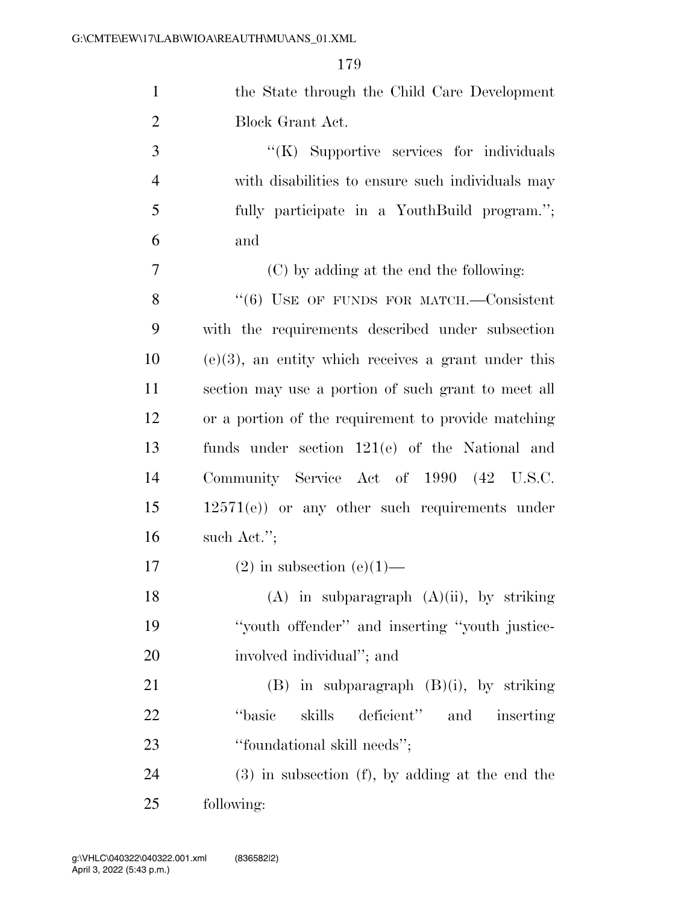the State through the Child Care Development Block Grant Act.

''(K) Supportive services for individuals with disabilities to ensure such individuals may fully participate in a YouthBuild program.''; and

(C) by adding at the end the following:

''(6) USE OF FUNDS FOR MATCH.—Consistent with the requirements described under subsection (e)(3), an entity which receives a grant under this section may use a portion of such grant to meet all or a portion of the requirement to provide matching funds under section 121(e) of the National and Community Service Act of 1990 (42 U.S.C. 12571(e)) or any other such requirements under such Act.'';

(2) in subsection (e)(1)—

(A) in subparagraph (A)(ii), by striking ''youth offender'' and inserting ''youth justice-involved individual''; and

(B) in subparagraph (B)(i), by striking ''basic skills deficient'' and inserting ''foundational skill needs'';

(3) in subsection (f), by adding at the end the following: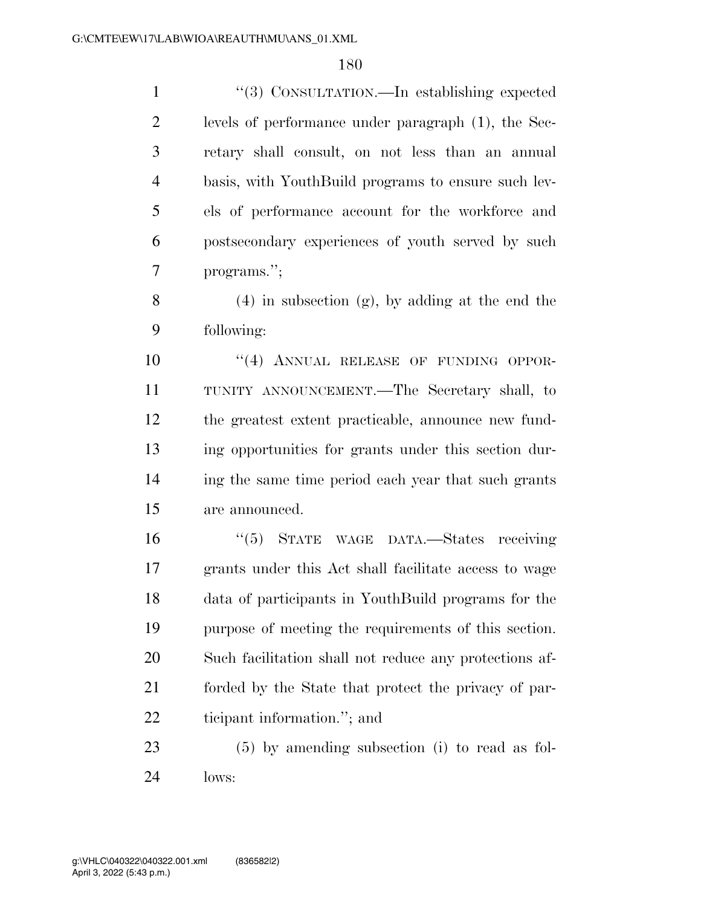"(3) CONSULTATION.—In establishing expected levels of performance under paragraph (1), the Secretary shall consult, on not less than an annual basis, with YouthBuild programs to ensure such levels of performance account for the workforce and postsecondary experiences of youth served by such programs.";

(4) in subsection (g), by adding at the end the following:

"(4) ANNUAL RELEASE OF FUNDING OPPORTUNITY ANNOUNCEMENT.—The Secretary shall, to the greatest extent practicable, announce new funding opportunities for grants under this section during the same time period each year that such grants are announced.

"(5) STATE WAGE DATA.—States receiving grants under this Act shall facilitate access to wage data of participants in YouthBuild programs for the purpose of meeting the requirements of this section. Such facilitation shall not reduce any protections afforded by the State that protect the privacy of participant information."; and

(5) by amending subsection (i) to read as follows: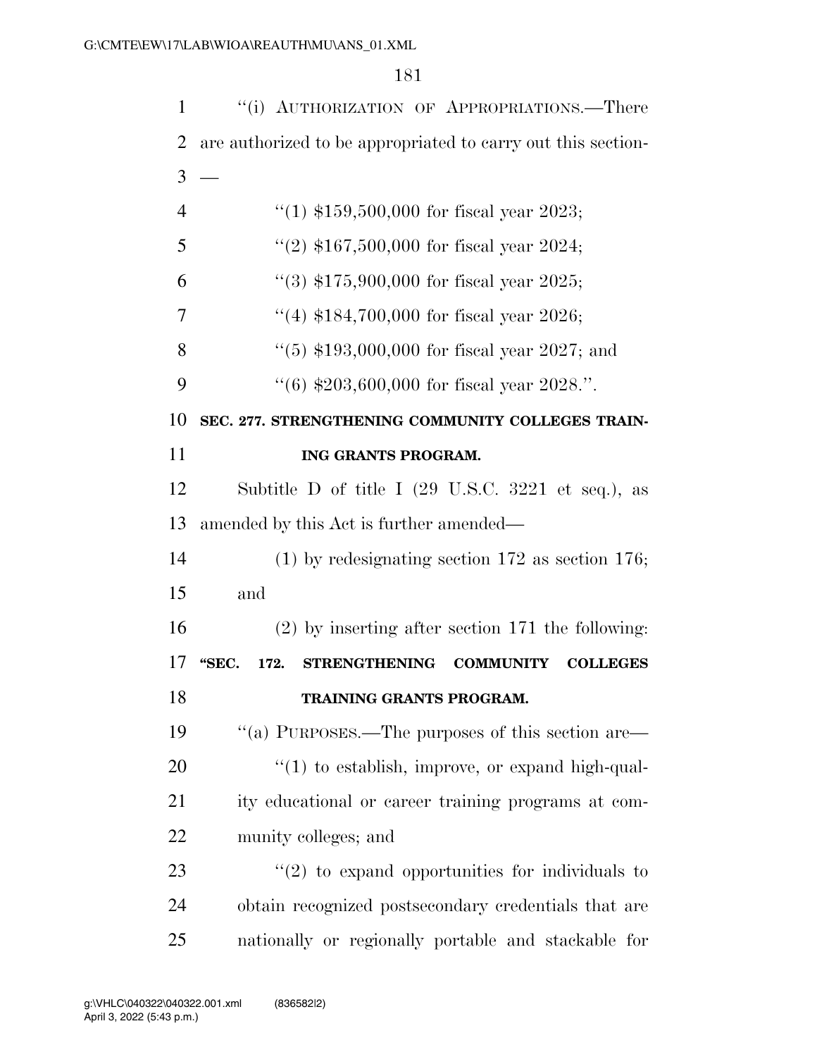"(i) AUTHORIZATION OF APPROPRIATIONS.—There are authorized to be appropriated to carry out this section—

"(1) $159,500,000 for fiscal year 2023;

"(2) $167,500,000 for fiscal year 2024;

"(3) $175,900,000 for fiscal year 2025;

"(4) $184,700,000 for fiscal year 2026;

"(5) $193,000,000 for fiscal year 2027; and

"(6) $203,600,000 for fiscal year 2028.".

**SEC. 277. STRENGTHENING COMMUNITY COLLEGES TRAINING GRANTS PROGRAM.**

Subtitle D of title I (29 U.S.C. 3221 et seq.), as amended by this Act is further amended—

(1) by redesignating section 172 as section 176; and

(2) by inserting after section 171 the following:

**"SEC. 172. STRENGTHENING COMMUNITY COLLEGES TRAINING GRANTS PROGRAM.**

"(a) PURPOSES.—The purposes of this section are—

"(1) to establish, improve, or expand high-quality educational or career training programs at community colleges; and

"(2) to expand opportunities for individuals to obtain recognized postsecondary credentials that are nationally or regionally portable and stackable for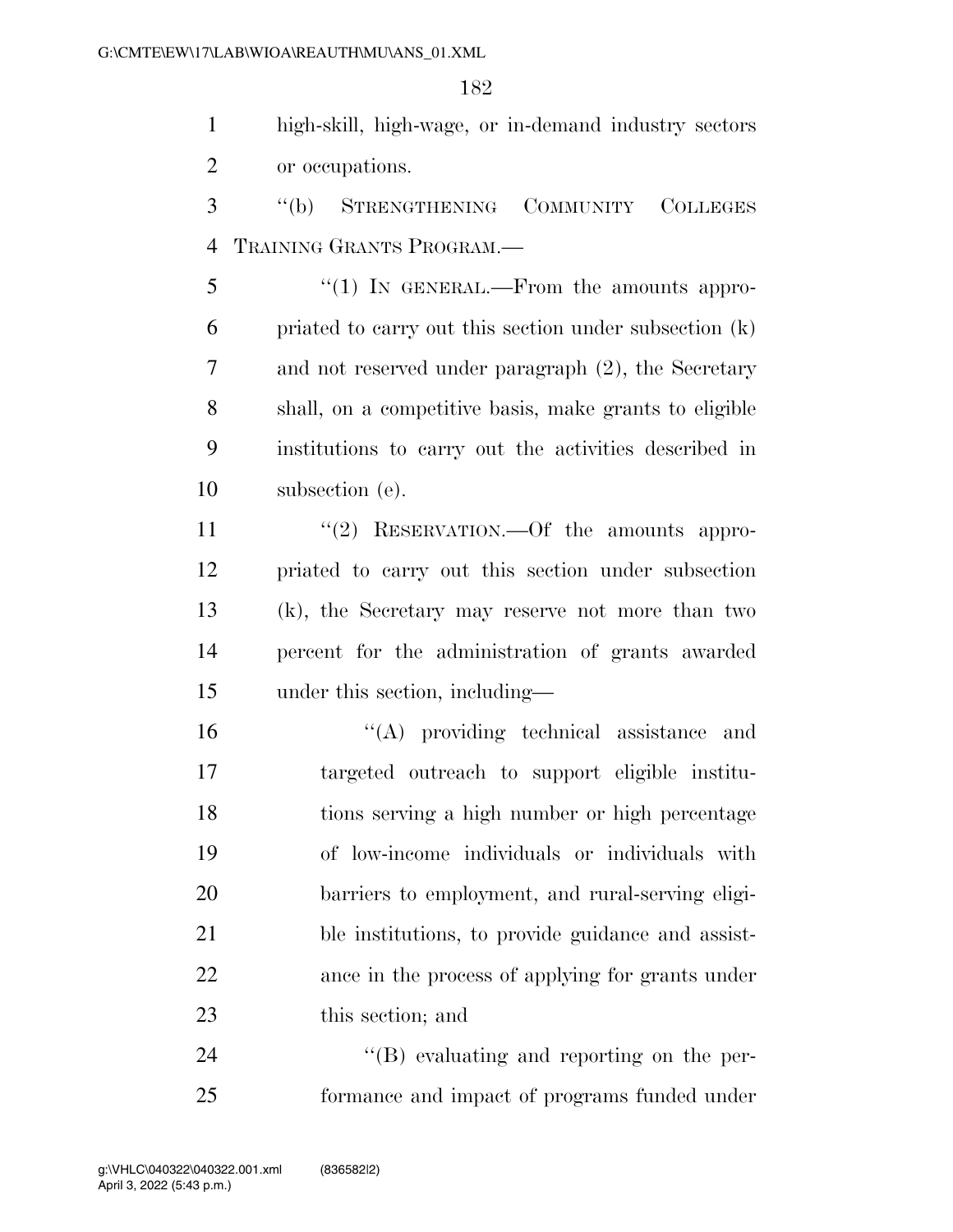high-skill, high-wage, or in-demand industry sectors or occupations.

''(b) STRENGTHENING COMMUNITY COLLEGES TRAINING GRANTS PROGRAM.—

''(1) IN GENERAL.—From the amounts appropriated to carry out this section under subsection (k) and not reserved under paragraph (2), the Secretary shall, on a competitive basis, make grants to eligible institutions to carry out the activities described in subsection (e).

''(2) RESERVATION.—Of the amounts appropriated to carry out this section under subsection (k), the Secretary may reserve not more than two percent for the administration of grants awarded under this section, including—

''(A) providing technical assistance and targeted outreach to support eligible institutions serving a high number or high percentage of low-income individuals or individuals with barriers to employment, and rural-serving eligible institutions, to provide guidance and assistance in the process of applying for grants under this section; and

''(B) evaluating and reporting on the performance and impact of programs funded under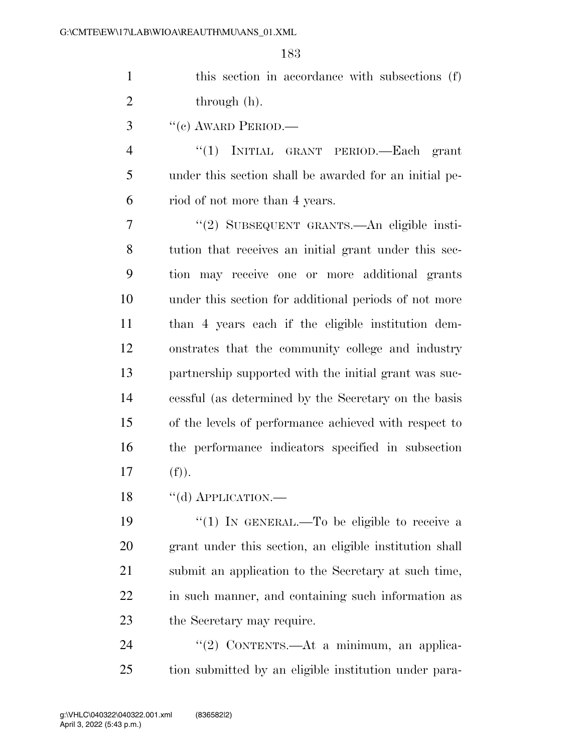this section in accordance with subsections (f) through (h).

"(c) AWARD PERIOD.—

"(1) INITIAL GRANT PERIOD.—Each grant under this section shall be awarded for an initial period of not more than 4 years.

"(2) SUBSEQUENT GRANTS.—An eligible institution that receives an initial grant under this section may receive one or more additional grants under this section for additional periods of not more than 4 years each if the eligible institution demonstrates that the community college and industry partnership supported with the initial grant was successful (as determined by the Secretary on the basis of the levels of performance achieved with respect to the performance indicators specified in subsection (f)).

"(d) APPLICATION.—

"(1) IN GENERAL.—To be eligible to receive a grant under this section, an eligible institution shall submit an application to the Secretary at such time, in such manner, and containing such information as the Secretary may require.

"(2) CONTENTS.—At a minimum, an application submitted by an eligible institution under para-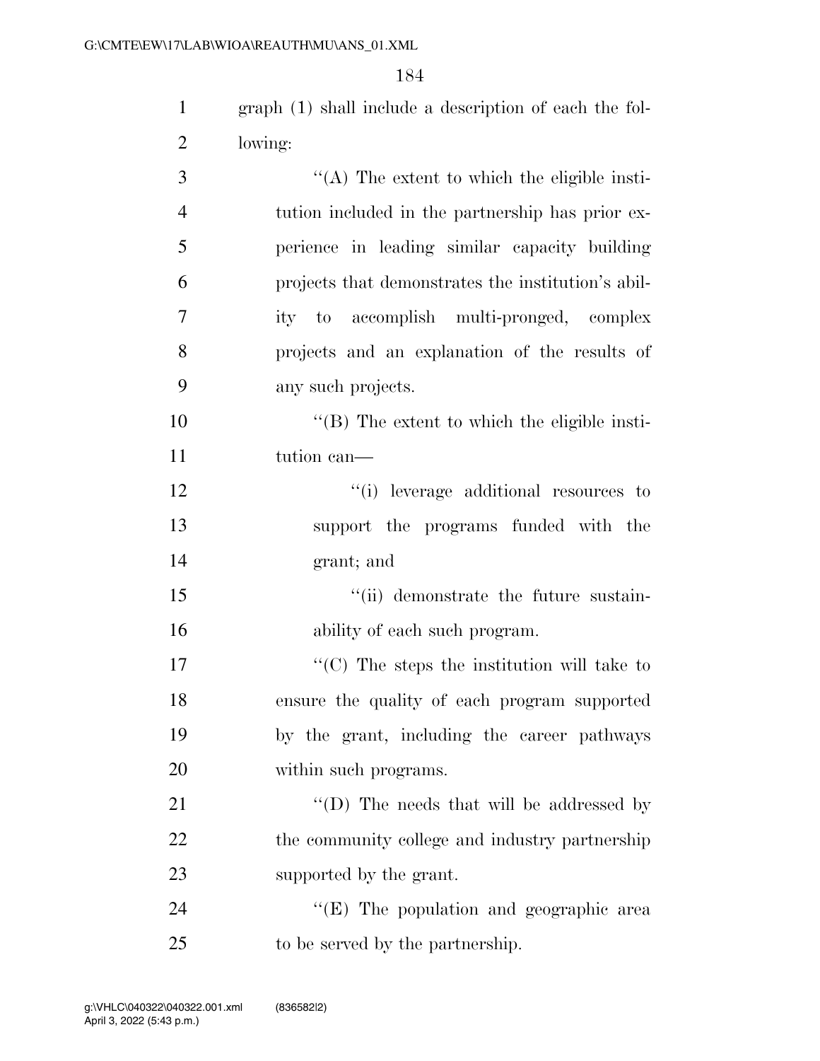graph (1) shall include a description of each the following:

“(A) The extent to which the eligible institution included in the partnership has prior experience in leading similar capacity building projects that demonstrates the institution’s ability to accomplish multi-pronged, complex projects and an explanation of the results of any such projects.

“(B) The extent to which the eligible institution can—

“(i) leverage additional resources to support the programs funded with the grant; and

“(ii) demonstrate the future sustainability of each such program.

“(C) The steps the institution will take to ensure the quality of each program supported by the grant, including the career pathways within such programs.

“(D) The needs that will be addressed by the community college and industry partnership supported by the grant.

“(E) The population and geographic area to be served by the partnership.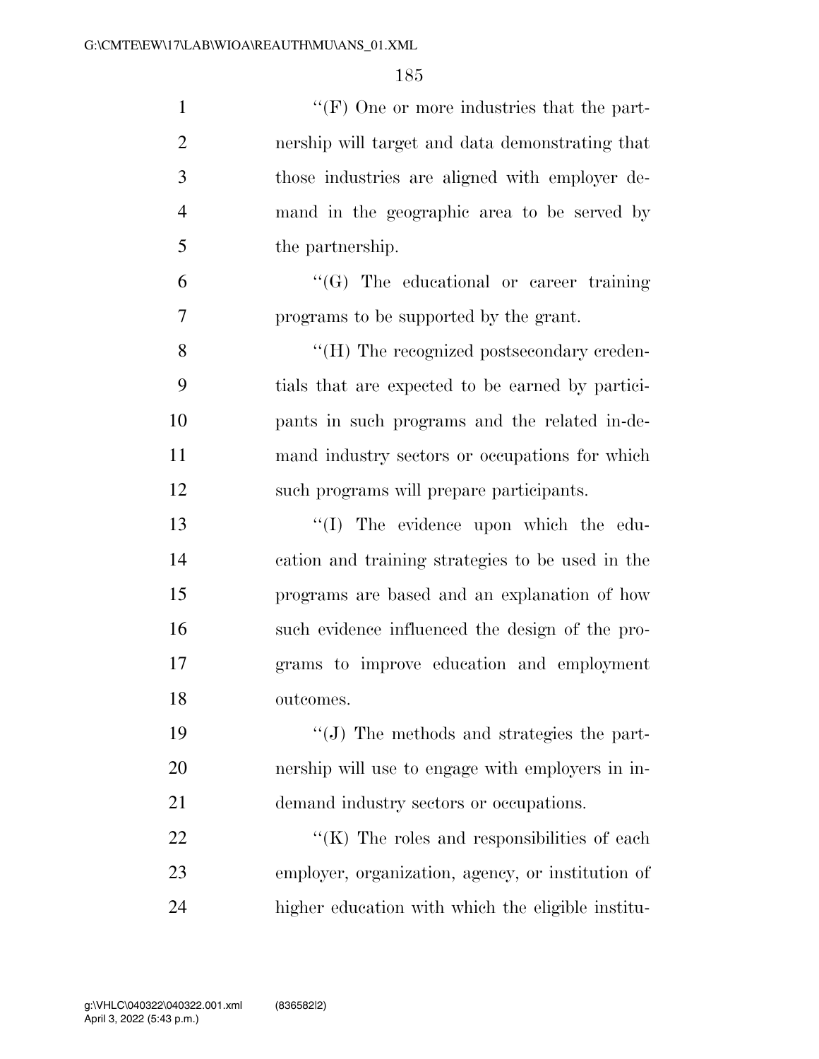''(F) One or more industries that the partnership will target and data demonstrating that those industries are aligned with employer demand in the geographic area to be served by the partnership.

''(G) The educational or career training programs to be supported by the grant.

''(H) The recognized postsecondary credentials that are expected to be earned by participants in such programs and the related in-demand industry sectors or occupations for which such programs will prepare participants.

''(I) The evidence upon which the education and training strategies to be used in the programs are based and an explanation of how such evidence influenced the design of the programs to improve education and employment outcomes.

''(J) The methods and strategies the partnership will use to engage with employers in in-demand industry sectors or occupations.

''(K) The roles and responsibilities of each employer, organization, agency, or institution of higher education with which the eligible institu-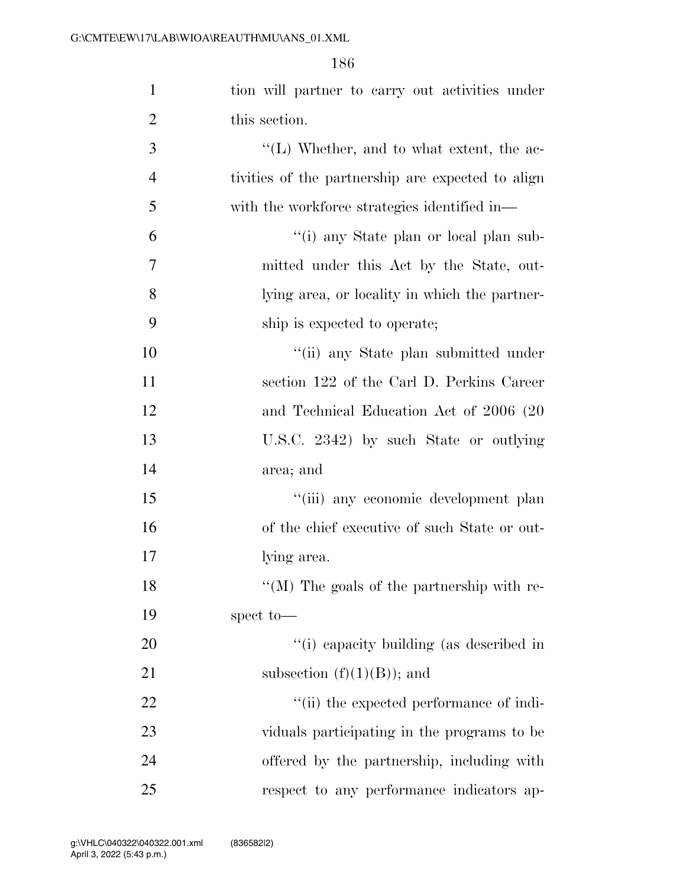tion will partner to carry out activities under this section.

''(L) Whether, and to what extent, the activities of the partnership are expected to align with the workforce strategies identified in—

''(i) any State plan or local plan submitted under this Act by the State, outlying area, or locality in which the partnership is expected to operate;

''(ii) any State plan submitted under section 122 of the Carl D. Perkins Career and Technical Education Act of 2006 (20 U.S.C. 2342) by such State or outlying area; and

''(iii) any economic development plan of the chief executive of such State or outlying area.

''(M) The goals of the partnership with respect to—

''(i) capacity building (as described in subsection (f)(1)(B)); and

''(ii) the expected performance of individuals participating in the programs to be offered by the partnership, including with respect to any performance indicators ap-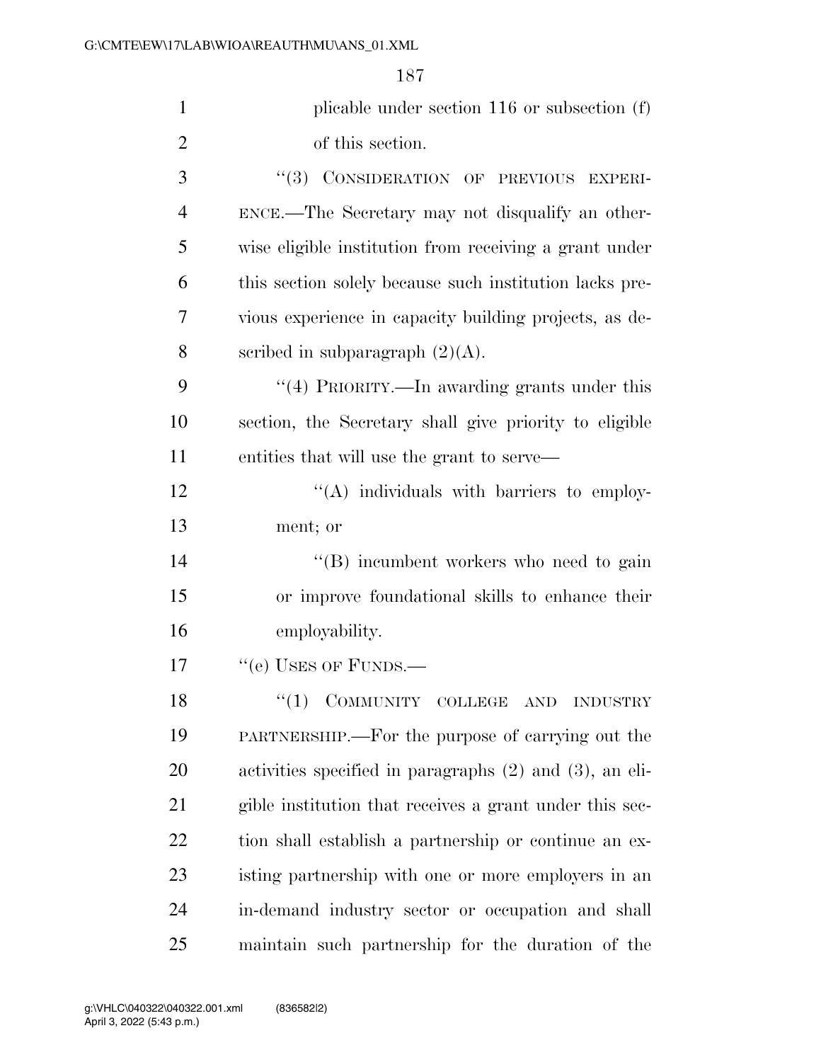plicable under section 116 or subsection (f) of this section.

"(3) CONSIDERATION OF PREVIOUS EXPERIENCE.—The Secretary may not disqualify an otherwise eligible institution from receiving a grant under this section solely because such institution lacks previous experience in capacity building projects, as described in subparagraph (2)(A).

"(4) PRIORITY.—In awarding grants under this section, the Secretary shall give priority to eligible entities that will use the grant to serve—

"(A) individuals with barriers to employment; or

"(B) incumbent workers who need to gain or improve foundational skills to enhance their employability.

"(e) USES OF FUNDS.—

"(1) COMMUNITY COLLEGE AND INDUSTRY PARTNERSHIP.—For the purpose of carrying out the activities specified in paragraphs (2) and (3), an eligible institution that receives a grant under this section shall establish a partnership or continue an existing partnership with one or more employers in an in-demand industry sector or occupation and shall maintain such partnership for the duration of the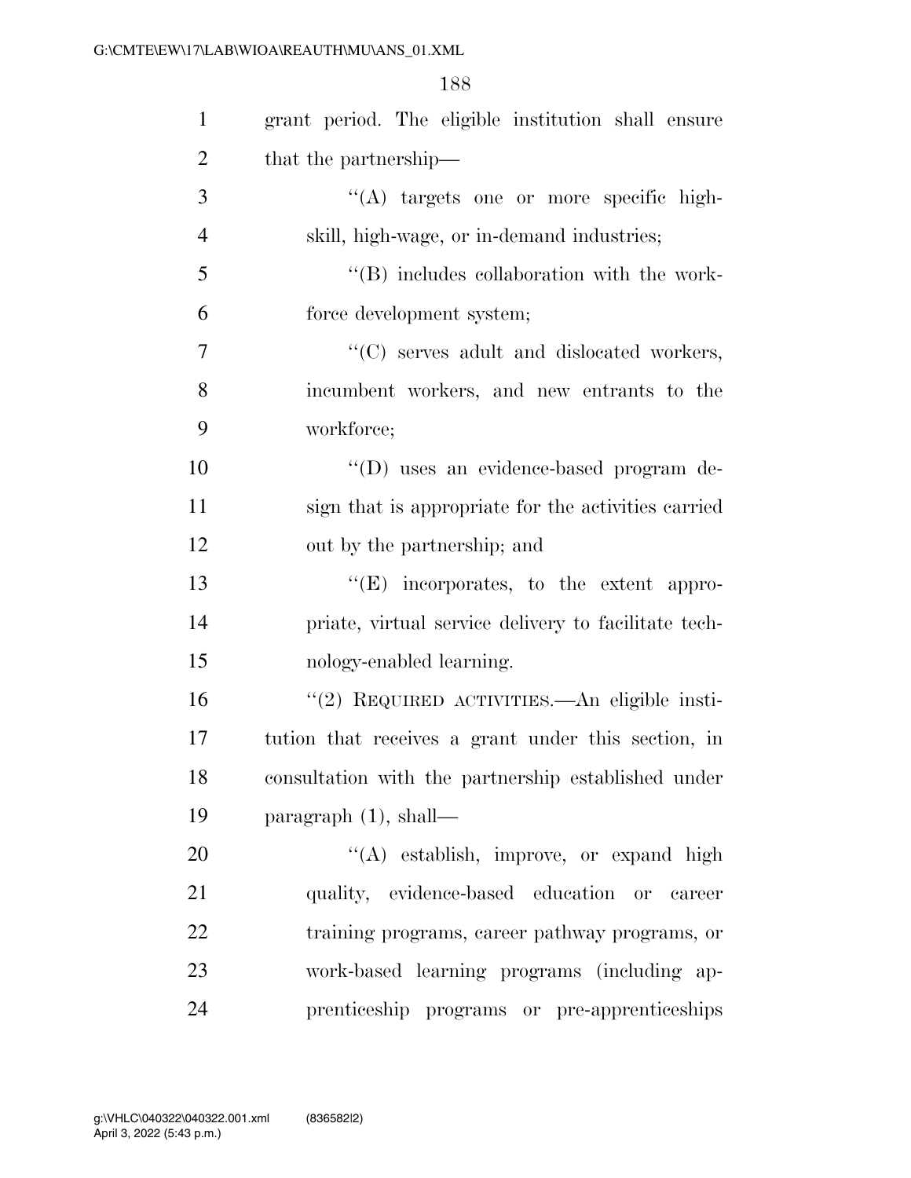grant period. The eligible institution shall ensure that the partnership—

''(A) targets one or more specific high-skill, high-wage, or in-demand industries;

''(B) includes collaboration with the workforce development system;

''(C) serves adult and dislocated workers, incumbent workers, and new entrants to the workforce;

''(D) uses an evidence-based program design that is appropriate for the activities carried out by the partnership; and

''(E) incorporates, to the extent appropriate, virtual service delivery to facilitate technology-enabled learning.

''(2) REQUIRED ACTIVITIES.—An eligible institution that receives a grant under this section, in consultation with the partnership established under paragraph (1), shall—

''(A) establish, improve, or expand high quality, evidence-based education or career training programs, career pathway programs, or work-based learning programs (including apprenticeship programs or pre-apprenticeships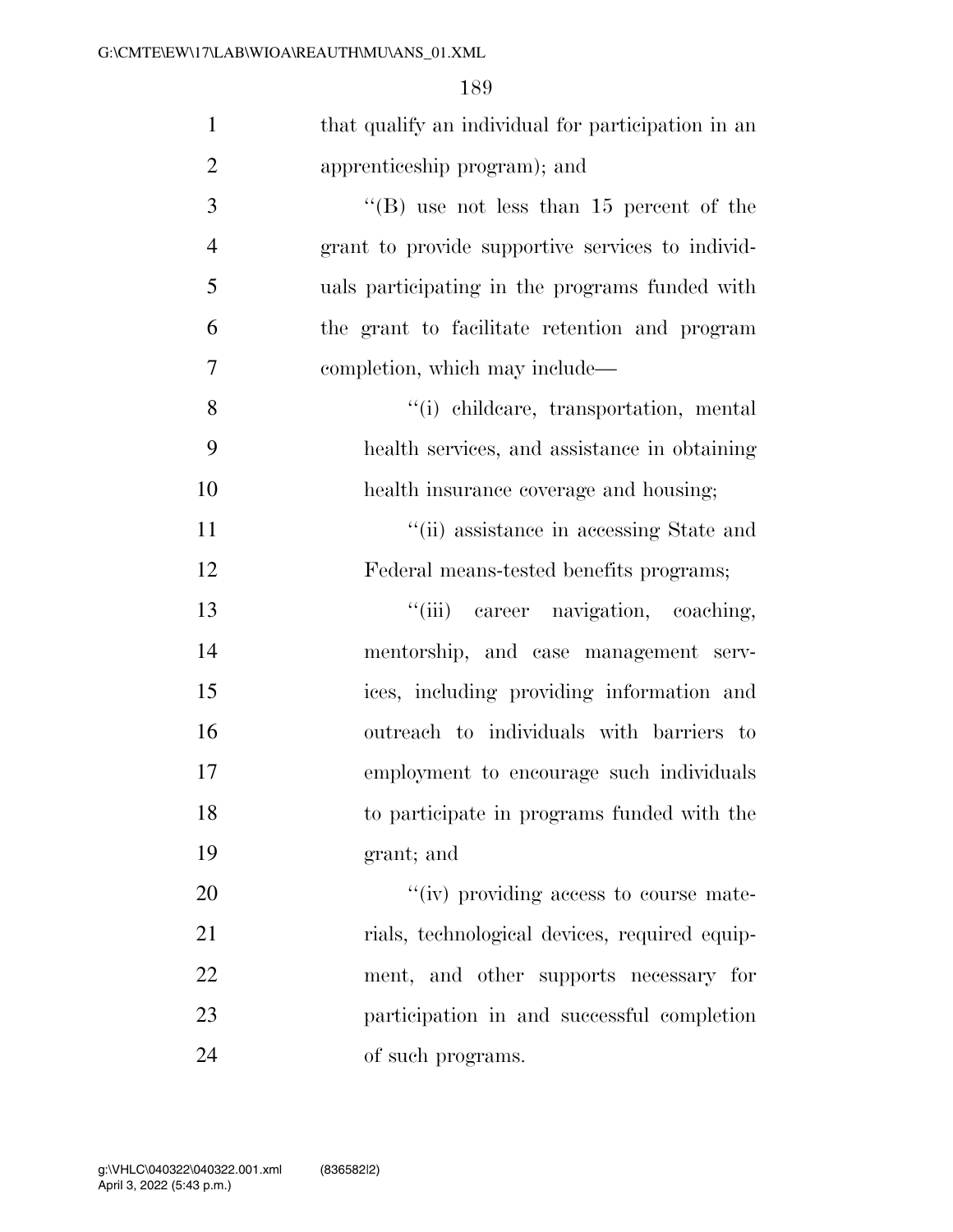that qualify an individual for participation in an apprenticeship program); and

''(B) use not less than 15 percent of the grant to provide supportive services to individuals participating in the programs funded with the grant to facilitate retention and program completion, which may include—

''(i) childcare, transportation, mental health services, and assistance in obtaining health insurance coverage and housing;

''(ii) assistance in accessing State and Federal means-tested benefits programs;

''(iii) career navigation, coaching, mentorship, and case management services, including providing information and outreach to individuals with barriers to employment to encourage such individuals to participate in programs funded with the grant; and

''(iv) providing access to course materials, technological devices, required equipment, and other supports necessary for participation in and successful completion of such programs.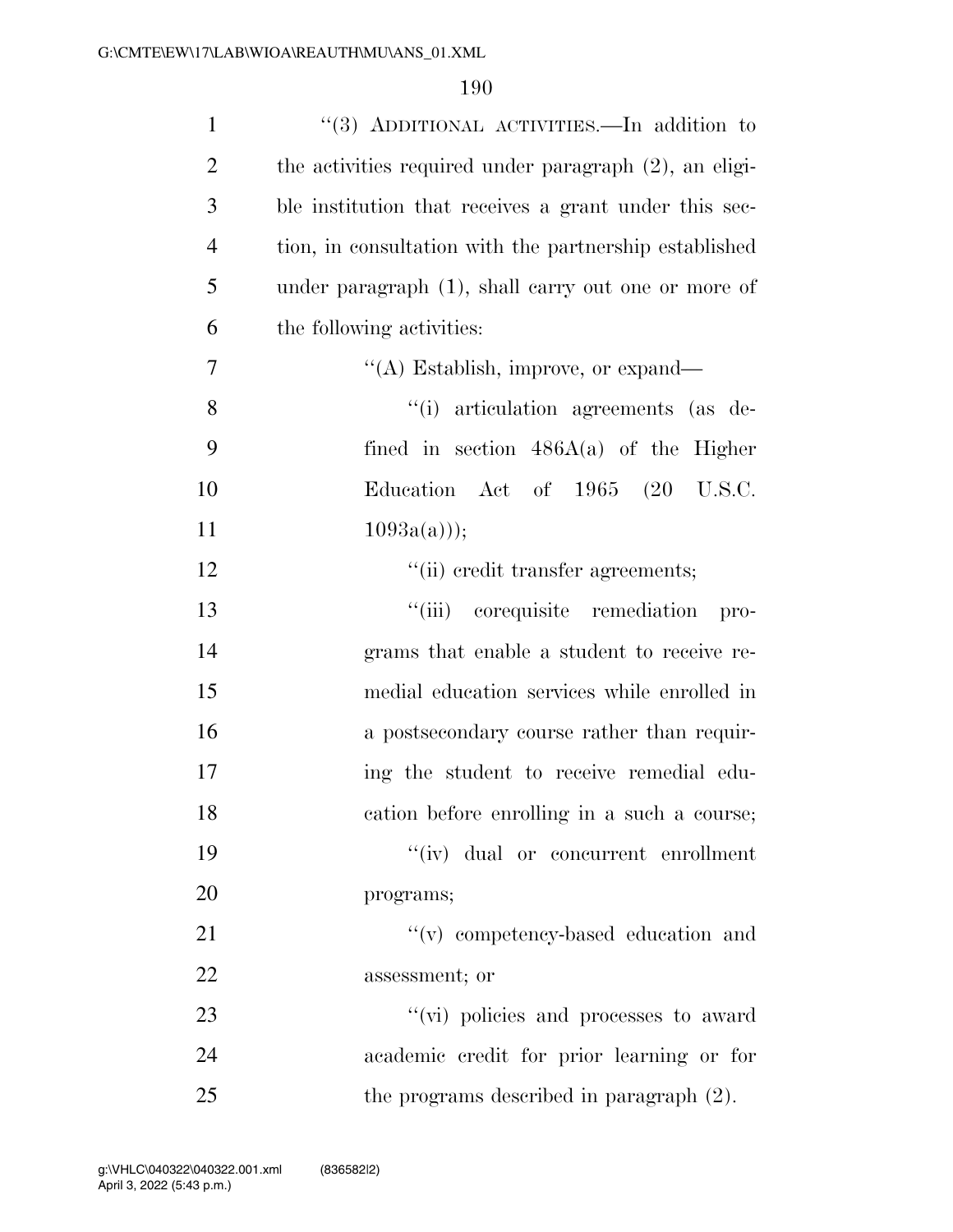''(3) ADDITIONAL ACTIVITIES.—In addition to the activities required under paragraph (2), an eligible institution that receives a grant under this section, in consultation with the partnership established under paragraph (1), shall carry out one or more of the following activities:

''(A) Establish, improve, or expand—

''(i) articulation agreements (as defined in section 486A(a) of the Higher Education Act of 1965 (20 U.S.C. 1093a(a)));

''(ii) credit transfer agreements;

''(iii) corequisite remediation programs that enable a student to receive remedial education services while enrolled in a postsecondary course rather than requiring the student to receive remedial education before enrolling in a such a course;

''(iv) dual or concurrent enrollment programs;

''(v) competency-based education and assessment; or

''(vi) policies and processes to award academic credit for prior learning or for the programs described in paragraph (2).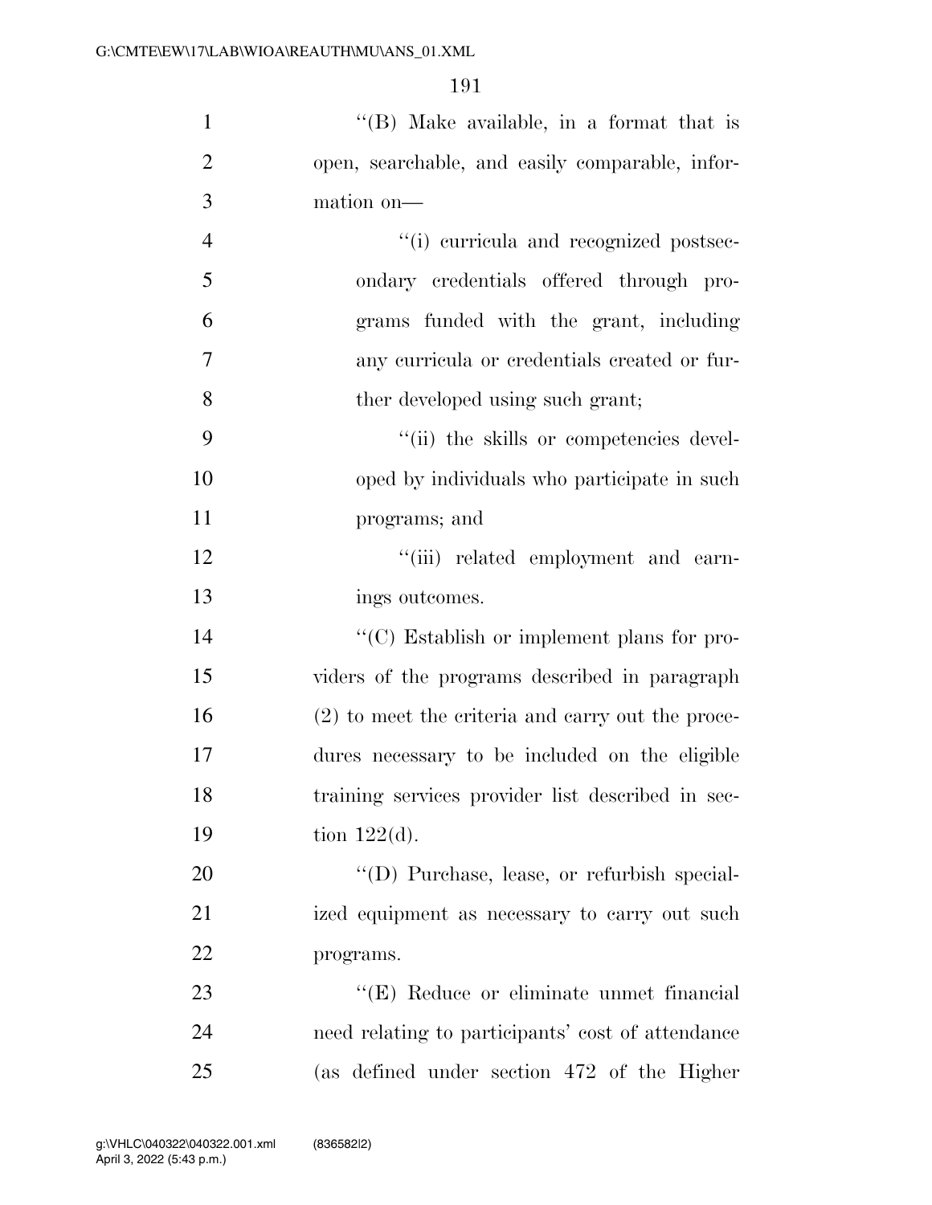''(B) Make available, in a format that is open, searchable, and easily comparable, information on—

''(i) curricula and recognized postsecondary credentials offered through programs funded with the grant, including any curricula or credentials created or further developed using such grant;

''(ii) the skills or competencies developed by individuals who participate in such programs; and

''(iii) related employment and earnings outcomes.

''(C) Establish or implement plans for providers of the programs described in paragraph (2) to meet the criteria and carry out the procedures necessary to be included on the eligible training services provider list described in section 122(d).

''(D) Purchase, lease, or refurbish specialized equipment as necessary to carry out such programs.

''(E) Reduce or eliminate unmet financial need relating to participants' cost of attendance (as defined under section 472 of the Higher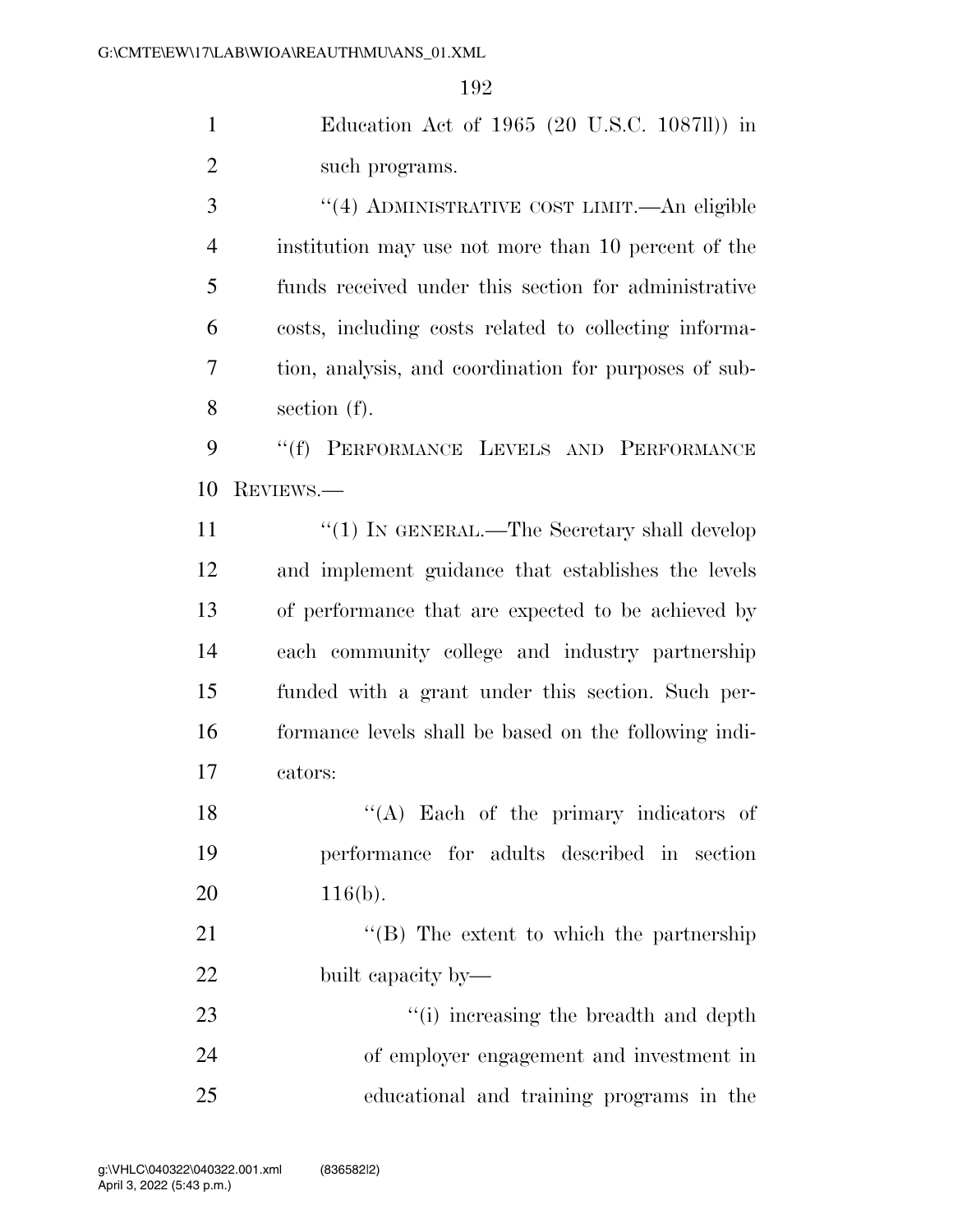Education Act of 1965 (20 U.S.C. 1087ll)) in such programs.

''(4) ADMINISTRATIVE COST LIMIT.—An eligible institution may use not more than 10 percent of the funds received under this section for administrative costs, including costs related to collecting information, analysis, and coordination for purposes of subsection (f).

''(f) PERFORMANCE LEVELS AND PERFORMANCE REVIEWS.—

''(1) IN GENERAL.—The Secretary shall develop and implement guidance that establishes the levels of performance that are expected to be achieved by each community college and industry partnership funded with a grant under this section. Such performance levels shall be based on the following indicators:

''(A) Each of the primary indicators of performance for adults described in section 116(b).

''(B) The extent to which the partnership built capacity by—

''(i) increasing the breadth and depth of employer engagement and investment in educational and training programs in the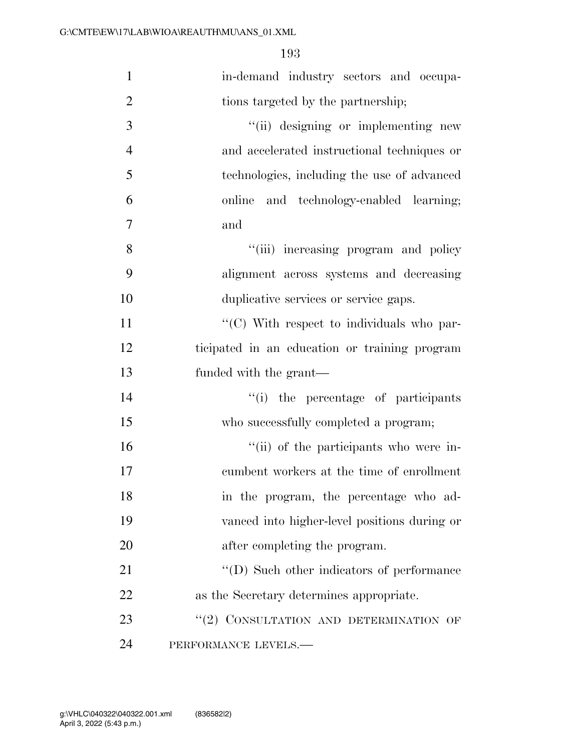in-demand industry sectors and occupations targeted by the partnership;

"(ii) designing or implementing new and accelerated instructional techniques or technologies, including the use of advanced online and technology-enabled learning; and

"(iii) increasing program and policy alignment across systems and decreasing duplicative services or service gaps.

"(C) With respect to individuals who participated in an education or training program funded with the grant—

"(i) the percentage of participants who successfully completed a program;

"(ii) of the participants who were incumbent workers at the time of enrollment in the program, the percentage who advanced into higher-level positions during or after completing the program.

"(D) Such other indicators of performance as the Secretary determines appropriate.

"(2) CONSULTATION AND DETERMINATION OF PERFORMANCE LEVELS.—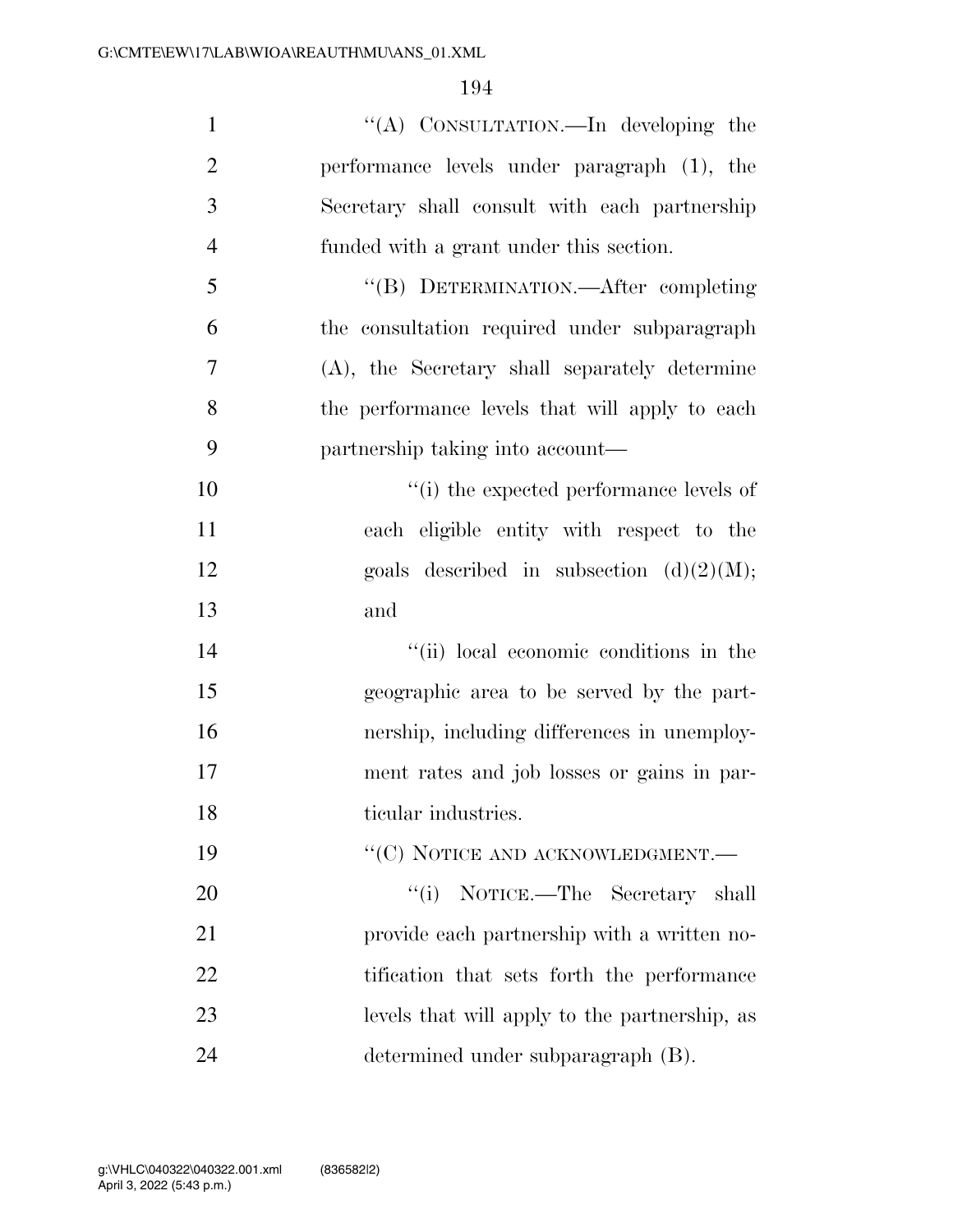"(A) CONSULTATION.—In developing the performance levels under paragraph (1), the Secretary shall consult with each partnership funded with a grant under this section.

"(B) DETERMINATION.—After completing the consultation required under subparagraph (A), the Secretary shall separately determine the performance levels that will apply to each partnership taking into account—

"(i) the expected performance levels of each eligible entity with respect to the goals described in subsection (d)(2)(M); and

"(ii) local economic conditions in the geographic area to be served by the partnership, including differences in unemployment rates and job losses or gains in particular industries.

"(C) NOTICE AND ACKNOWLEDGMENT.—

"(i) NOTICE.—The Secretary shall provide each partnership with a written notification that sets forth the performance levels that will apply to the partnership, as determined under subparagraph (B).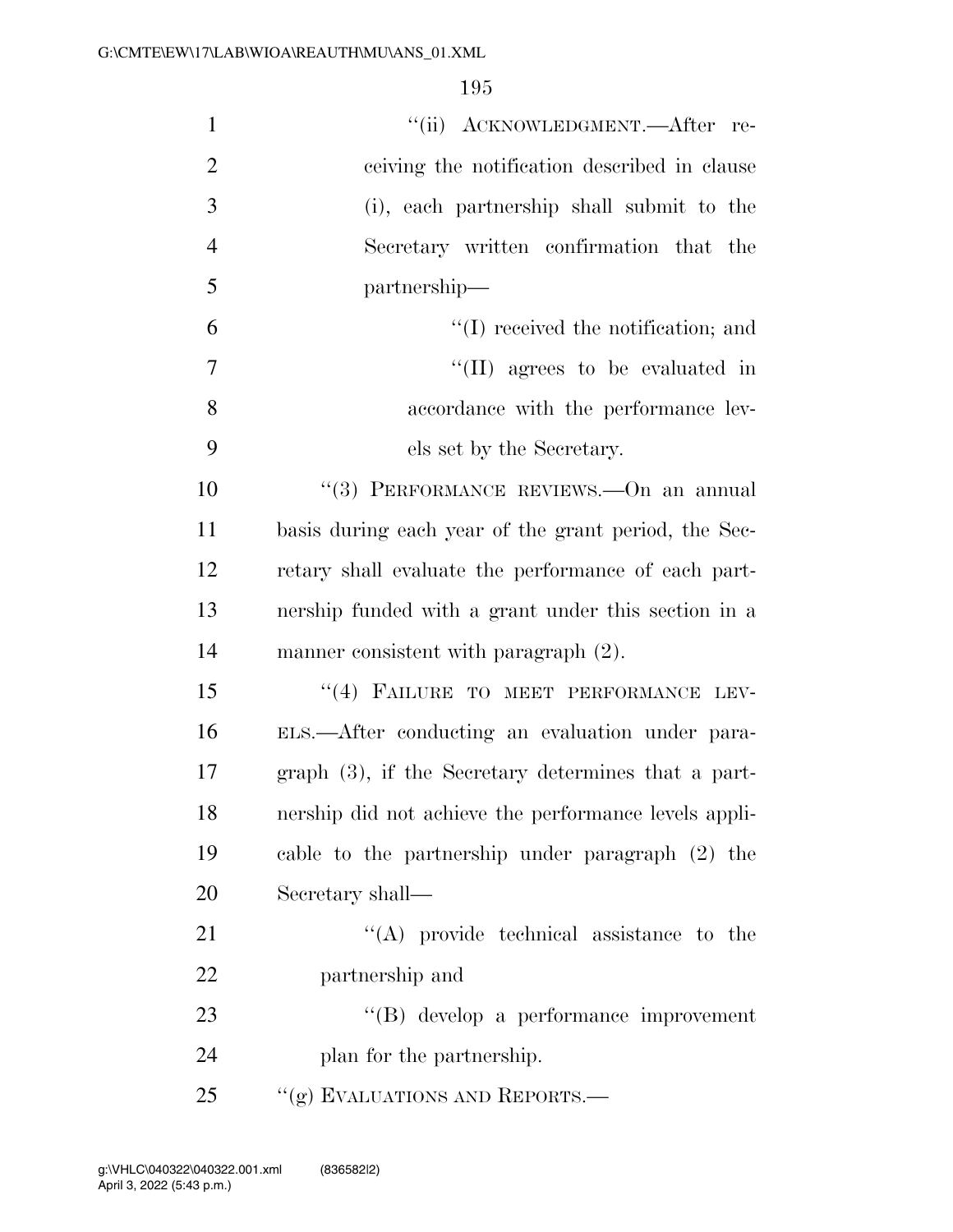"(ii) ACKNOWLEDGMENT.—After receiving the notification described in clause (i), each partnership shall submit to the Secretary written confirmation that the partnership—

"(I) received the notification; and

"(II) agrees to be evaluated in accordance with the performance levels set by the Secretary.

"(3) PERFORMANCE REVIEWS.—On an annual basis during each year of the grant period, the Secretary shall evaluate the performance of each partnership funded with a grant under this section in a manner consistent with paragraph (2).

"(4) FAILURE TO MEET PERFORMANCE LEVELS.—After conducting an evaluation under paragraph (3), if the Secretary determines that a partnership did not achieve the performance levels applicable to the partnership under paragraph (2) the Secretary shall—

"(A) provide technical assistance to the partnership and

"(B) develop a performance improvement plan for the partnership.

"(g) EVALUATIONS AND REPORTS.—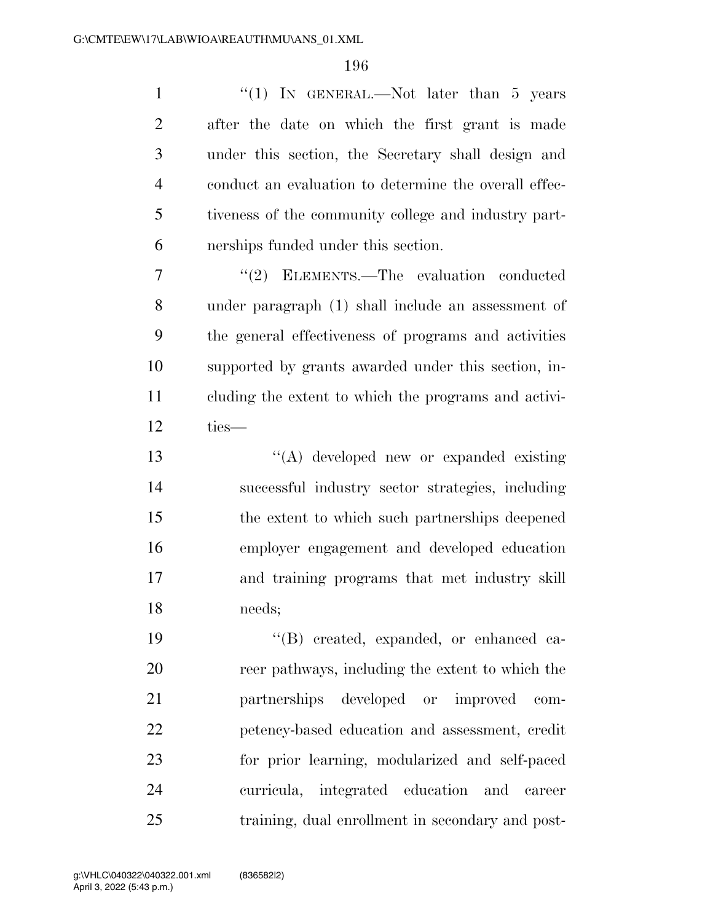"(1) IN GENERAL.—Not later than 5 years after the date on which the first grant is made under this section, the Secretary shall design and conduct an evaluation to determine the overall effectiveness of the community college and industry partnerships funded under this section.

"(2) ELEMENTS.—The evaluation conducted under paragraph (1) shall include an assessment of the general effectiveness of programs and activities supported by grants awarded under this section, including the extent to which the programs and activities—

"(A) developed new or expanded existing successful industry sector strategies, including the extent to which such partnerships deepened employer engagement and developed education and training programs that met industry skill needs;

"(B) created, expanded, or enhanced career pathways, including the extent to which the partnerships developed or improved competency-based education and assessment, credit for prior learning, modularized and self-paced curricula, integrated education and career training, dual enrollment in secondary and post-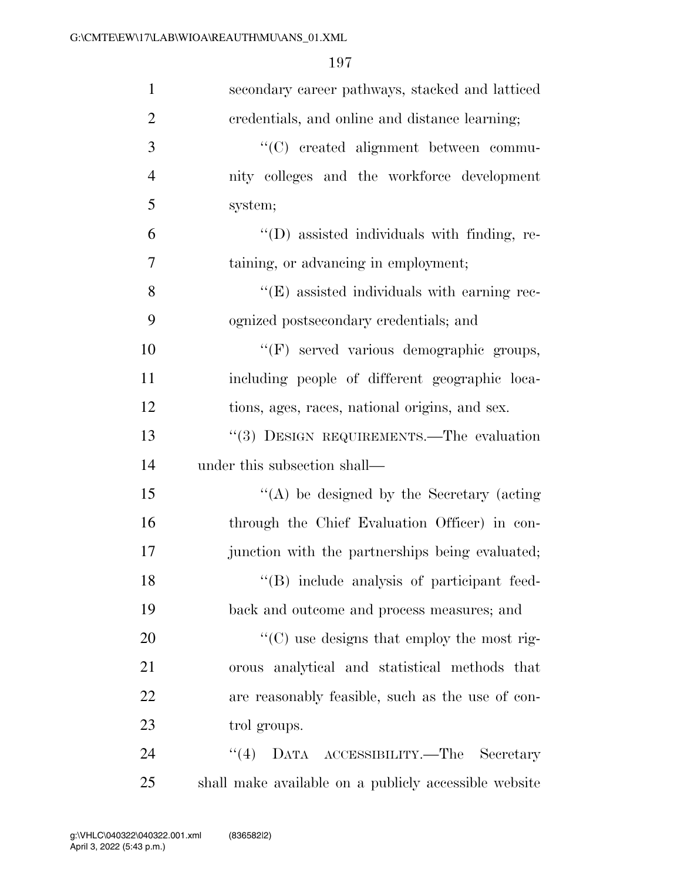secondary career pathways, stacked and latticed credentials, and online and distance learning;

"(C) created alignment between community colleges and the workforce development system;

"(D) assisted individuals with finding, retaining, or advancing in employment;

"(E) assisted individuals with earning recognized postsecondary credentials; and

"(F) served various demographic groups, including people of different geographic locations, ages, races, national origins, and sex.

"(3) DESIGN REQUIREMENTS.—The evaluation under this subsection shall—

"(A) be designed by the Secretary (acting through the Chief Evaluation Officer) in conjunction with the partnerships being evaluated;

"(B) include analysis of participant feedback and outcome and process measures; and

"(C) use designs that employ the most rigorous analytical and statistical methods that are reasonably feasible, such as the use of control groups.

"(4) DATA ACCESSIBILITY.—The Secretary shall make available on a publicly accessible website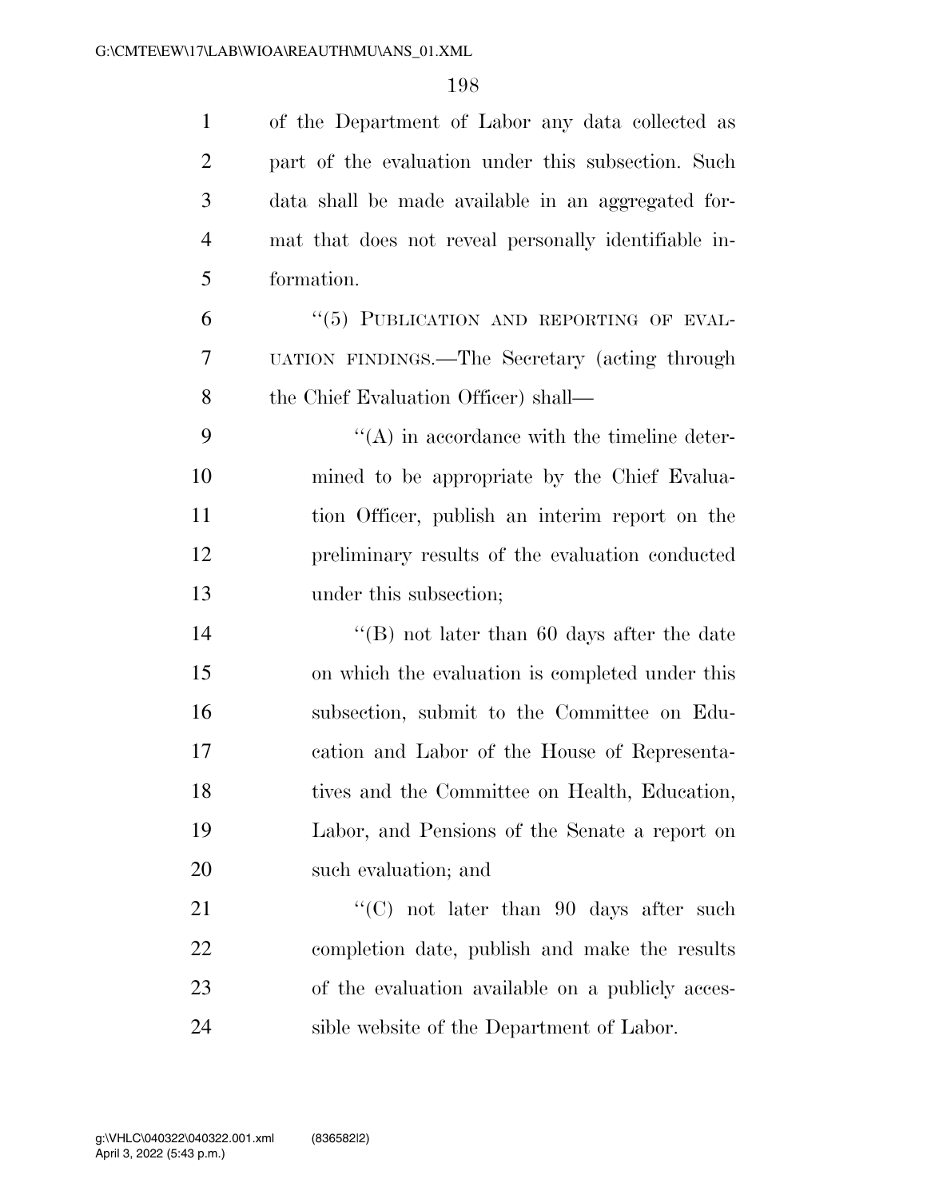of the Department of Labor any data collected as part of the evaluation under this subsection. Such data shall be made available in an aggregated format that does not reveal personally identifiable information.

"(5) PUBLICATION AND REPORTING OF EVALUATION FINDINGS.—The Secretary (acting through the Chief Evaluation Officer) shall—

"(A) in accordance with the timeline determined to be appropriate by the Chief Evaluation Officer, publish an interim report on the preliminary results of the evaluation conducted under this subsection;

"(B) not later than 60 days after the date on which the evaluation is completed under this subsection, submit to the Committee on Education and Labor of the House of Representatives and the Committee on Health, Education, Labor, and Pensions of the Senate a report on such evaluation; and

"(C) not later than 90 days after such completion date, publish and make the results of the evaluation available on a publicly accessible website of the Department of Labor.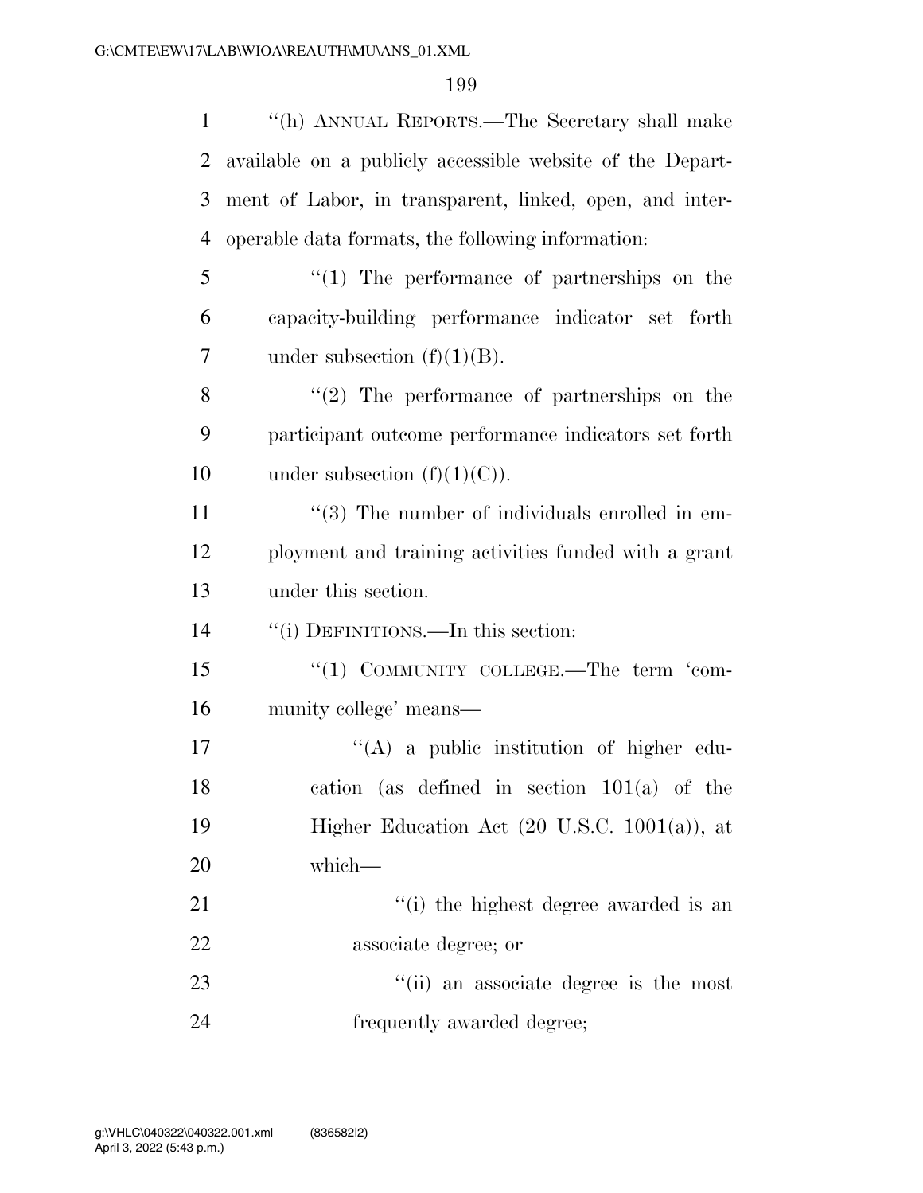"(h) ANNUAL REPORTS.—The Secretary shall make available on a publicly accessible website of the Department of Labor, in transparent, linked, open, and interoperable data formats, the following information:

"(1) The performance of partnerships on the capacity-building performance indicator set forth under subsection (f)(1)(B).

"(2) The performance of partnerships on the participant outcome performance indicators set forth under subsection (f)(1)(C)).

"(3) The number of individuals enrolled in employment and training activities funded with a grant under this section.

"(i) DEFINITIONS.—In this section:

"(1) COMMUNITY COLLEGE.—The term 'community college' means—

"(A) a public institution of higher education (as defined in section 101(a) of the Higher Education Act (20 U.S.C. 1001(a)), at which—

"(i) the highest degree awarded is an associate degree; or

"(ii) an associate degree is the most frequently awarded degree;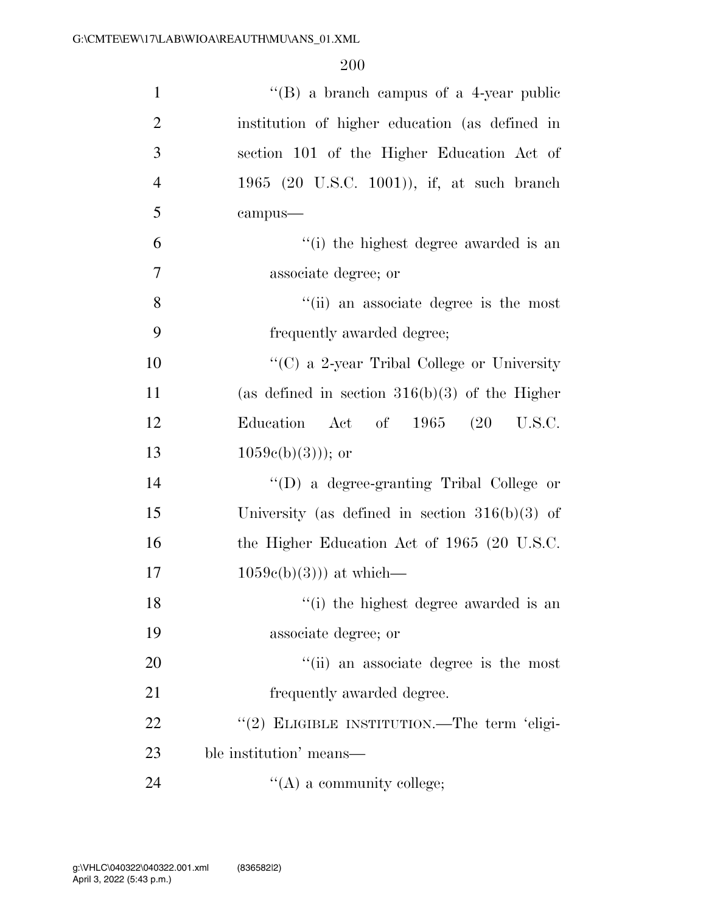''(B) a branch campus of a 4-year public institution of higher education (as defined in section 101 of the Higher Education Act of 1965 (20 U.S.C. 1001)), if, at such branch campus—

''(i) the highest degree awarded is an associate degree; or

''(ii) an associate degree is the most frequently awarded degree;

''(C) a 2-year Tribal College or University (as defined in section 316(b)(3) of the Higher Education Act of 1965 (20 U.S.C. 1059c(b)(3))); or

''(D) a degree-granting Tribal College or University (as defined in section 316(b)(3) of the Higher Education Act of 1965 (20 U.S.C. 1059c(b)(3))) at which—

''(i) the highest degree awarded is an associate degree; or

''(ii) an associate degree is the most frequently awarded degree.

''(2) ELIGIBLE INSTITUTION.—The term 'eligible institution' means—

''(A) a community college;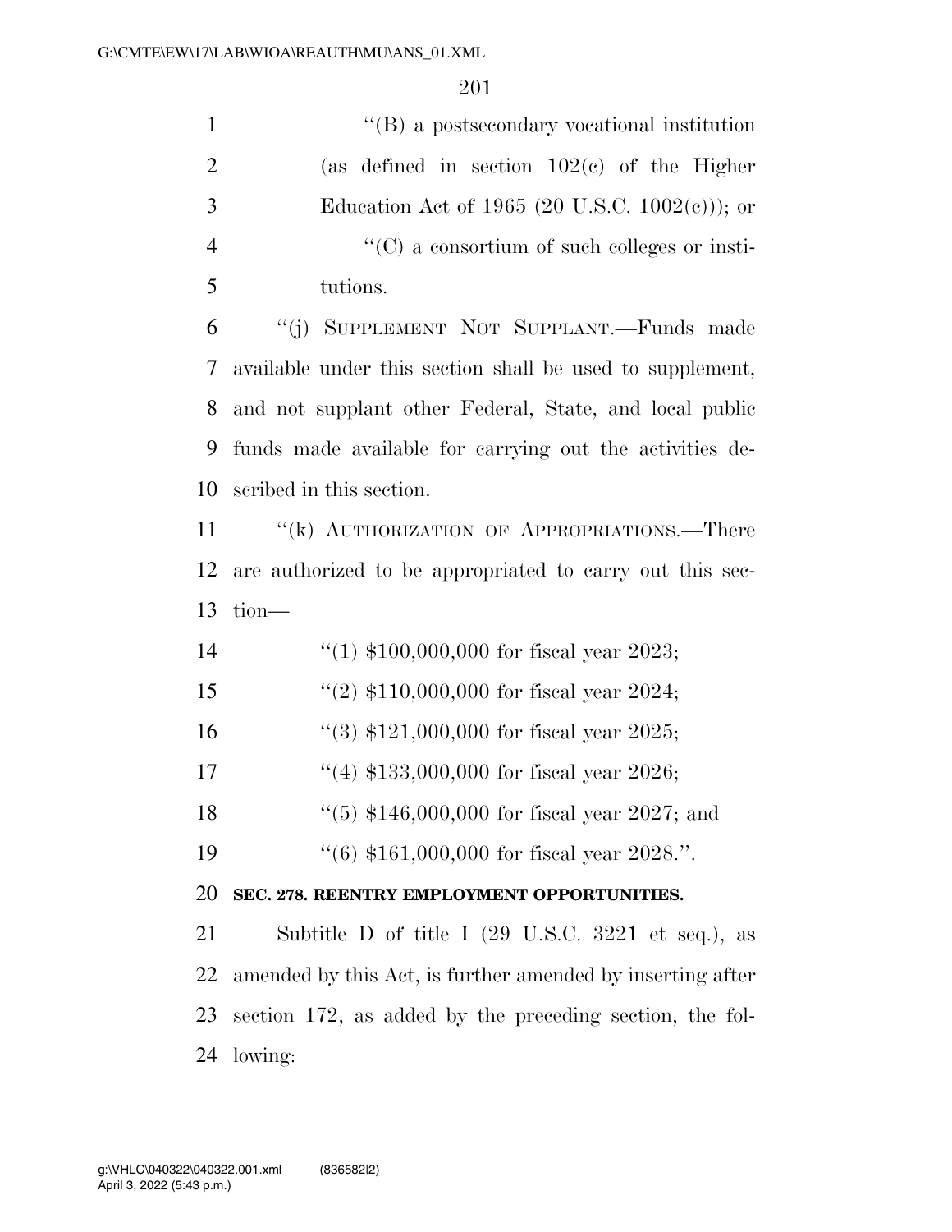"(B) a postsecondary vocational institution (as defined in section 102(c) of the Higher Education Act of 1965 (20 U.S.C. 1002(c))); or

"(C) a consortium of such colleges or institutions.

"(j) SUPPLEMENT NOT SUPPLANT.—Funds made available under this section shall be used to supplement, and not supplant other Federal, State, and local public funds made available for carrying out the activities described in this section.

"(k) AUTHORIZATION OF APPROPRIATIONS.—There are authorized to be appropriated to carry out this section—

"(1) $100,000,000 for fiscal year 2023;

"(2) $110,000,000 for fiscal year 2024;

"(3) $121,000,000 for fiscal year 2025;

"(4) $133,000,000 for fiscal year 2026;

"(5) $146,000,000 for fiscal year 2027; and

"(6) $161,000,000 for fiscal year 2028.".

**SEC. 278. REENTRY EMPLOYMENT OPPORTUNITIES.**

Subtitle D of title I (29 U.S.C. 3221 et seq.), as amended by this Act, is further amended by inserting after section 172, as added by the preceding section, the following: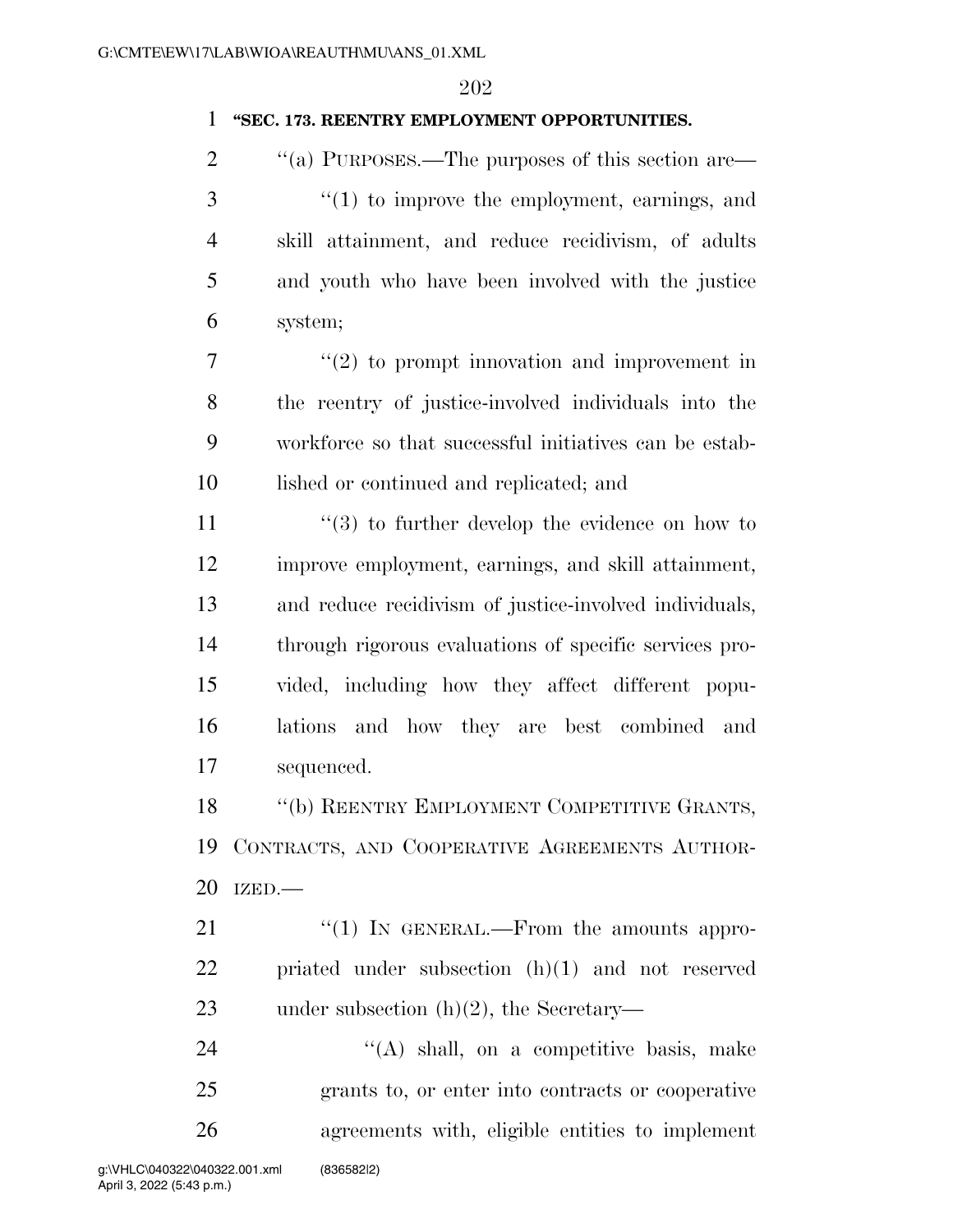**"SEC. 173. REENTRY EMPLOYMENT OPPORTUNITIES.**

"(a) PURPOSES.—The purposes of this section are—

"(1) to improve the employment, earnings, and skill attainment, and reduce recidivism, of adults and youth who have been involved with the justice system;

"(2) to prompt innovation and improvement in the reentry of justice-involved individuals into the workforce so that successful initiatives can be established or continued and replicated; and

"(3) to further develop the evidence on how to improve employment, earnings, and skill attainment, and reduce recidivism of justice-involved individuals, through rigorous evaluations of specific services provided, including how they affect different populations and how they are best combined and sequenced.

"(b) REENTRY EMPLOYMENT COMPETITIVE GRANTS, CONTRACTS, AND COOPERATIVE AGREEMENTS AUTHORIZED.—

"(1) IN GENERAL.—From the amounts appropriated under subsection (h)(1) and not reserved under subsection (h)(2), the Secretary—

"(A) shall, on a competitive basis, make grants to, or enter into contracts or cooperative agreements with, eligible entities to implement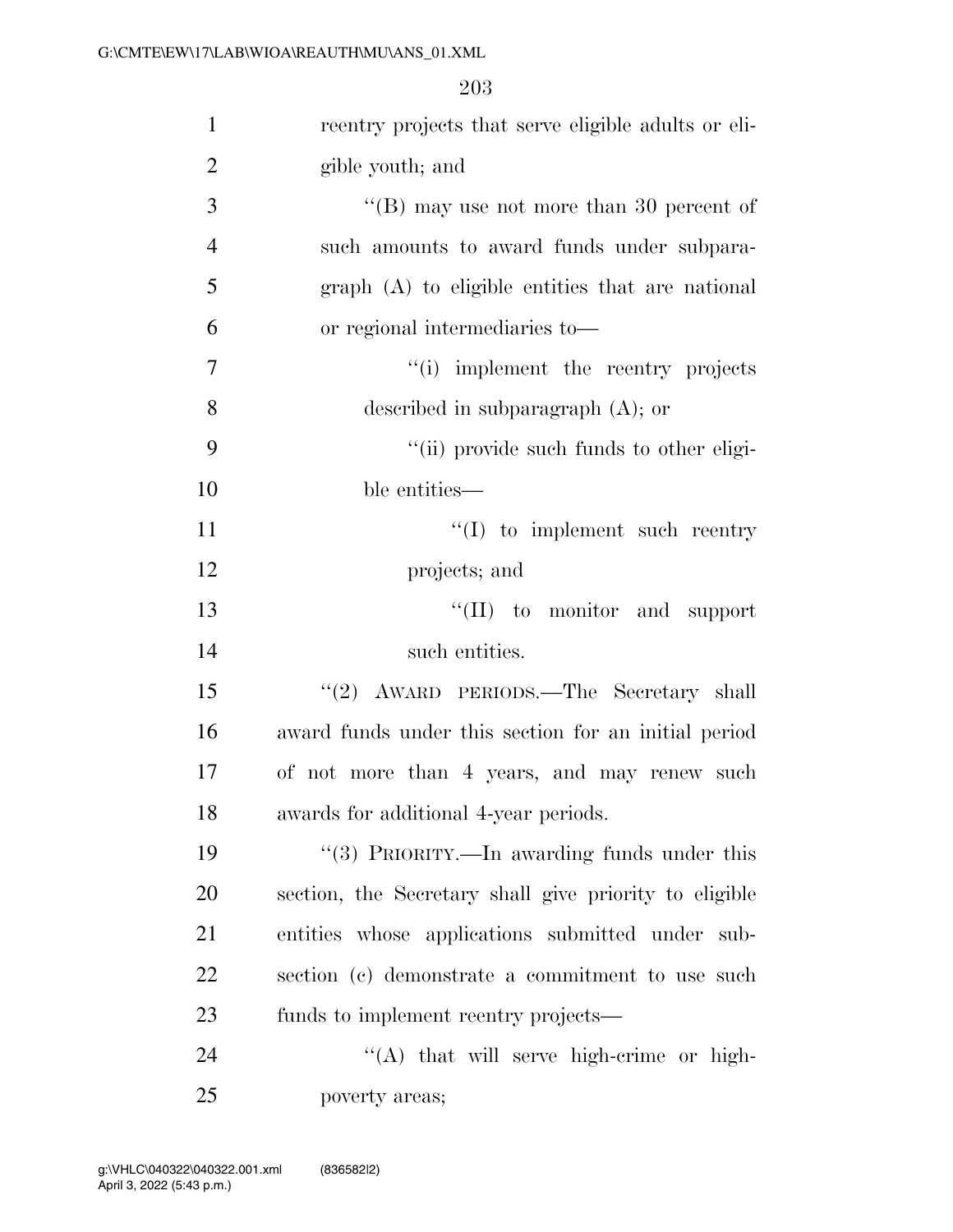reentry projects that serve eligible adults or eligible youth; and

''(B) may use not more than 30 percent of such amounts to award funds under subparagraph (A) to eligible entities that are national or regional intermediaries to—

''(i) implement the reentry projects described in subparagraph (A); or

''(ii) provide such funds to other eligible entities—

''(I) to implement such reentry projects; and

''(II) to monitor and support such entities.

''(2) AWARD PERIODS.—The Secretary shall award funds under this section for an initial period of not more than 4 years, and may renew such awards for additional 4-year periods.

''(3) PRIORITY.—In awarding funds under this section, the Secretary shall give priority to eligible entities whose applications submitted under subsection (c) demonstrate a commitment to use such funds to implement reentry projects—

''(A) that will serve high-crime or high-poverty areas;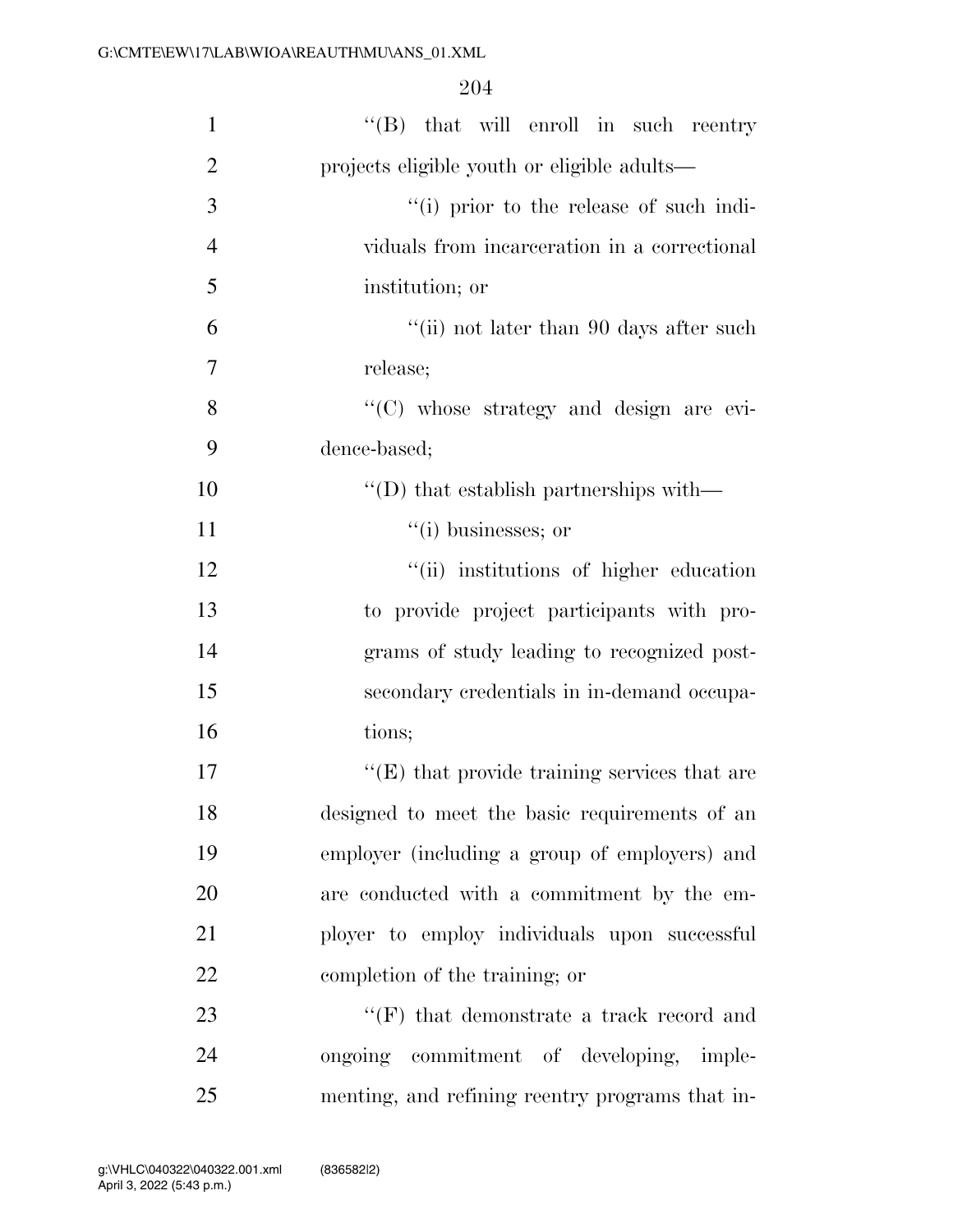''(B) that will enroll in such reentry projects eligible youth or eligible adults—

''(i) prior to the release of such individuals from incarceration in a correctional institution; or

''(ii) not later than 90 days after such release;

''(C) whose strategy and design are evidence-based;

''(D) that establish partnerships with—

''(i) businesses; or

''(ii) institutions of higher education to provide project participants with programs of study leading to recognized postsecondary credentials in in-demand occupations;

''(E) that provide training services that are designed to meet the basic requirements of an employer (including a group of employers) and are conducted with a commitment by the employer to employ individuals upon successful completion of the training; or

''(F) that demonstrate a track record and ongoing commitment of developing, implementing, and refining reentry programs that in-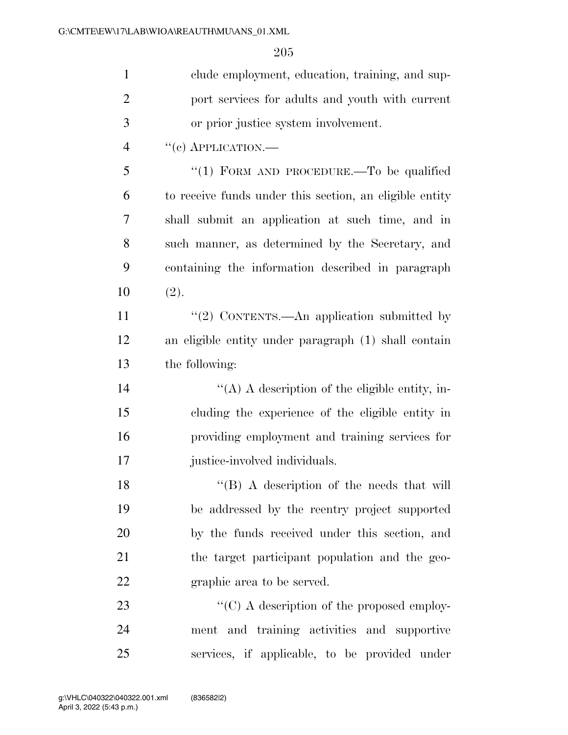clude employment, education, training, and support services for adults and youth with current or prior justice system involvement.

"(c) APPLICATION.—

"(1) FORM AND PROCEDURE.—To be qualified to receive funds under this section, an eligible entity shall submit an application at such time, and in such manner, as determined by the Secretary, and containing the information described in paragraph (2).

"(2) CONTENTS.—An application submitted by an eligible entity under paragraph (1) shall contain the following:

"(A) A description of the eligible entity, including the experience of the eligible entity in providing employment and training services for justice-involved individuals.

"(B) A description of the needs that will be addressed by the reentry project supported by the funds received under this section, and the target participant population and the geographic area to be served.

"(C) A description of the proposed employment and training activities and supportive services, if applicable, to be provided under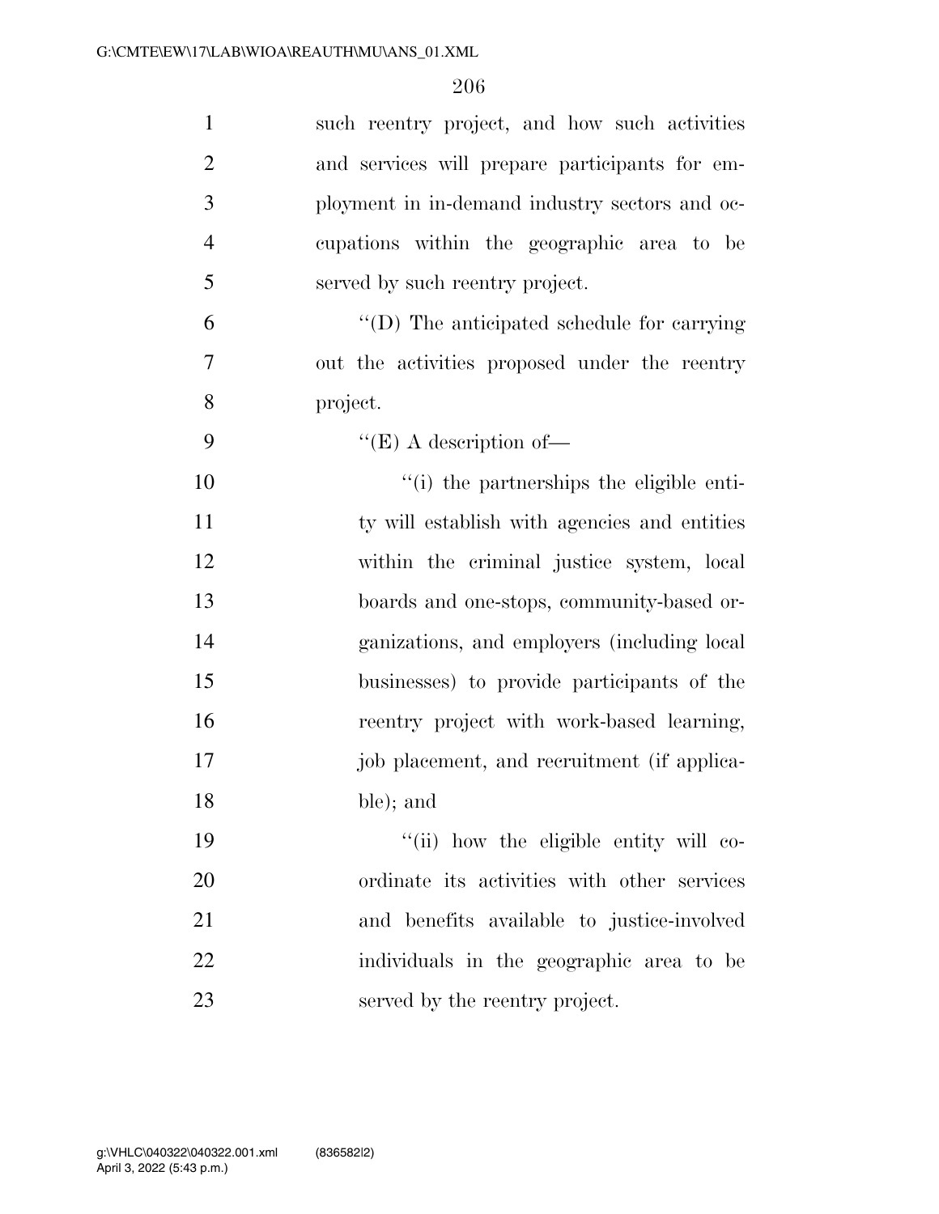such reentry project, and how such activities and services will prepare participants for employment in in-demand industry sectors and occupations within the geographic area to be served by such reentry project.

''(D) The anticipated schedule for carrying out the activities proposed under the reentry project.

''(E) A description of—

''(i) the partnerships the eligible entity will establish with agencies and entities within the criminal justice system, local boards and one-stops, community-based organizations, and employers (including local businesses) to provide participants of the reentry project with work-based learning, job placement, and recruitment (if applicable); and

''(ii) how the eligible entity will coordinate its activities with other services and benefits available to justice-involved individuals in the geographic area to be served by the reentry project.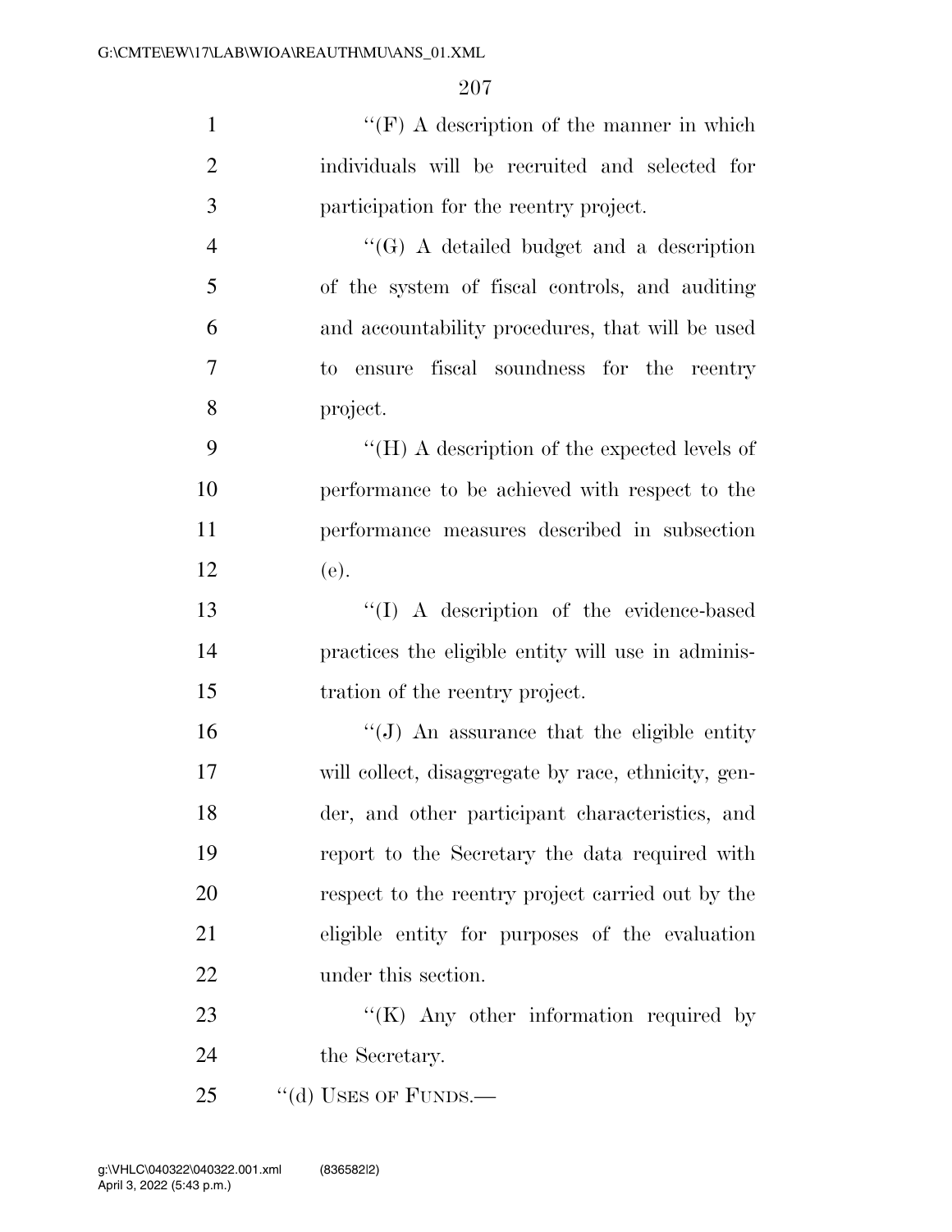''(F) A description of the manner in which individuals will be recruited and selected for participation for the reentry project.

''(G) A detailed budget and a description of the system of fiscal controls, and auditing and accountability procedures, that will be used to ensure fiscal soundness for the reentry project.

''(H) A description of the expected levels of performance to be achieved with respect to the performance measures described in subsection (e).

''(I) A description of the evidence-based practices the eligible entity will use in administration of the reentry project.

''(J) An assurance that the eligible entity will collect, disaggregate by race, ethnicity, gender, and other participant characteristics, and report to the Secretary the data required with respect to the reentry project carried out by the eligible entity for purposes of the evaluation under this section.

''(K) Any other information required by the Secretary.

''(d) USES OF FUNDS.—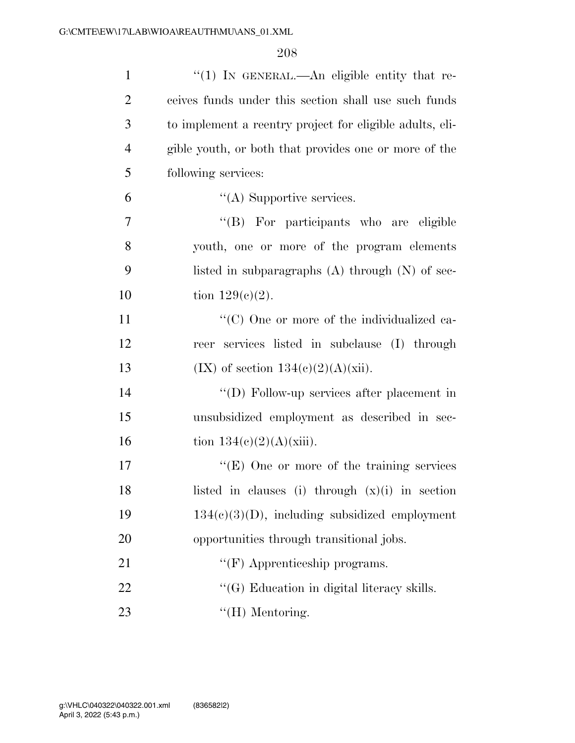''(1) IN GENERAL.—An eligible entity that receives funds under this section shall use such funds to implement a reentry project for eligible adults, eligible youth, or both that provides one or more of the following services:

''(A) Supportive services.

''(B) For participants who are eligible youth, one or more of the program elements listed in subparagraphs (A) through (N) of section 129(c)(2).

''(C) One or more of the individualized career services listed in subclause (I) through (IX) of section 134(c)(2)(A)(xii).

''(D) Follow-up services after placement in unsubsidized employment as described in section 134(c)(2)(A)(xiii).

''(E) One or more of the training services listed in clauses (i) through (x)(i) in section 134(c)(3)(D), including subsidized employment opportunities through transitional jobs.

''(F) Apprenticeship programs.

''(G) Education in digital literacy skills.

''(H) Mentoring.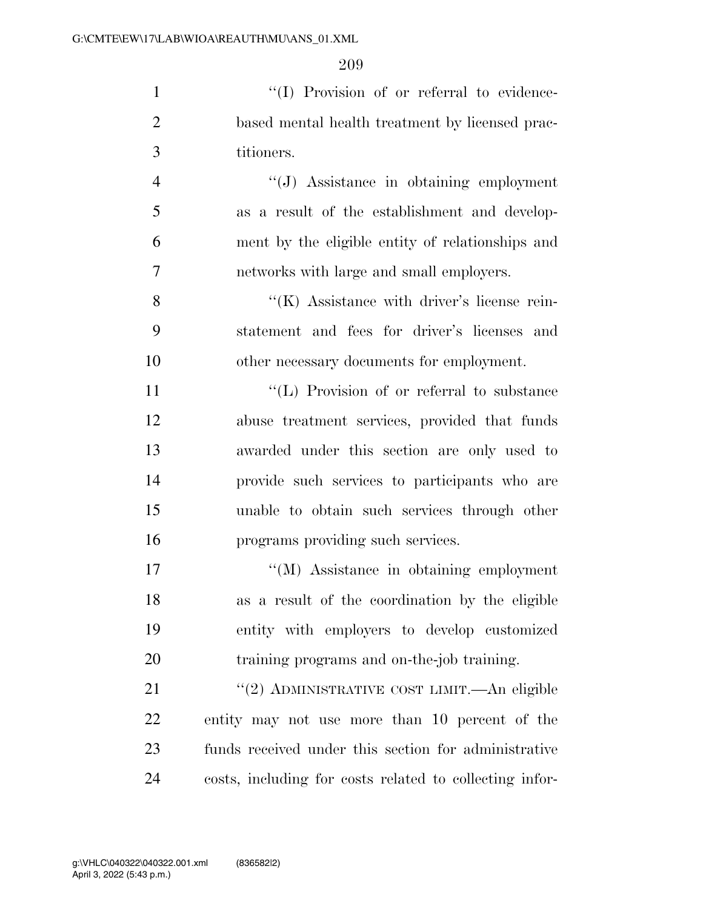''(I) Provision of or referral to evidence-based mental health treatment by licensed practitioners.

''(J) Assistance in obtaining employment as a result of the establishment and development by the eligible entity of relationships and networks with large and small employers.

''(K) Assistance with driver's license reinstatement and fees for driver's licenses and other necessary documents for employment.

''(L) Provision of or referral to substance abuse treatment services, provided that funds awarded under this section are only used to provide such services to participants who are unable to obtain such services through other programs providing such services.

''(M) Assistance in obtaining employment as a result of the coordination by the eligible entity with employers to develop customized training programs and on-the-job training.

''(2) ADMINISTRATIVE COST LIMIT.—An eligible entity may not use more than 10 percent of the funds received under this section for administrative costs, including for costs related to collecting infor-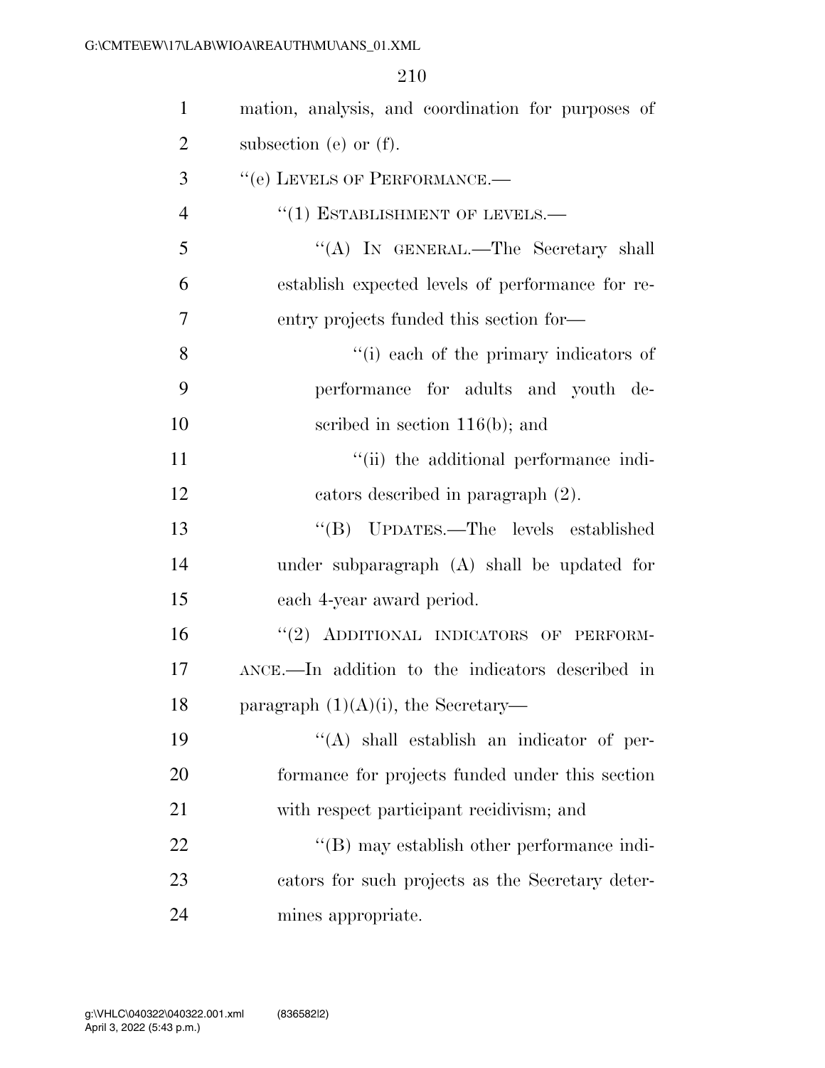mation, analysis, and coordination for purposes of subsection (e) or (f).

''(e) LEVELS OF PERFORMANCE.—

''(1) ESTABLISHMENT OF LEVELS.—

''(A) IN GENERAL.—The Secretary shall establish expected levels of performance for reentry projects funded this section for—

''(i) each of the primary indicators of performance for adults and youth described in section 116(b); and

''(ii) the additional performance indicators described in paragraph (2).

''(B) UPDATES.—The levels established under subparagraph (A) shall be updated for each 4-year award period.

''(2) ADDITIONAL INDICATORS OF PERFORMANCE.—In addition to the indicators described in paragraph (1)(A)(i), the Secretary—

''(A) shall establish an indicator of performance for projects funded under this section with respect participant recidivism; and

''(B) may establish other performance indicators for such projects as the Secretary determines appropriate.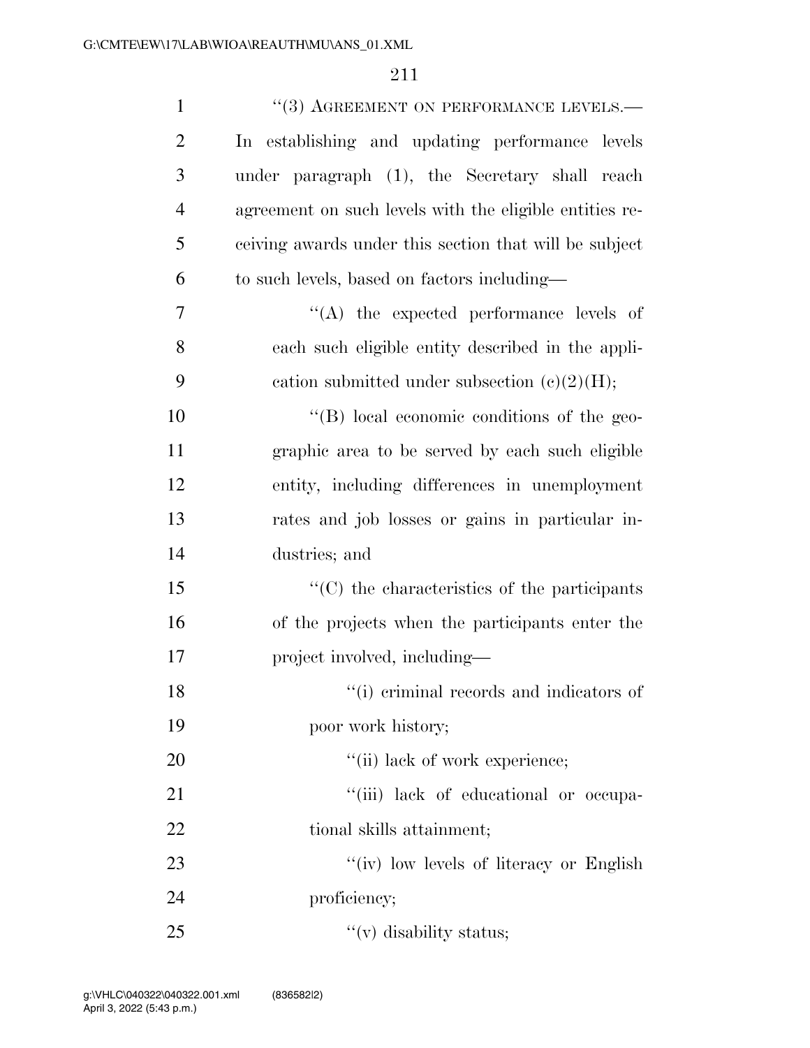"(3) AGREEMENT ON PERFORMANCE LEVELS.—In establishing and updating performance levels under paragraph (1), the Secretary shall reach agreement on such levels with the eligible entities receiving awards under this section that will be subject to such levels, based on factors including—

"(A) the expected performance levels of each such eligible entity described in the application submitted under subsection (c)(2)(H);

"(B) local economic conditions of the geographic area to be served by each such eligible entity, including differences in unemployment rates and job losses or gains in particular industries; and

"(C) the characteristics of the participants of the projects when the participants enter the project involved, including—

"(i) criminal records and indicators of poor work history;

"(ii) lack of work experience;

"(iii) lack of educational or occupational skills attainment;

"(iv) low levels of literacy or English proficiency;

"(v) disability status;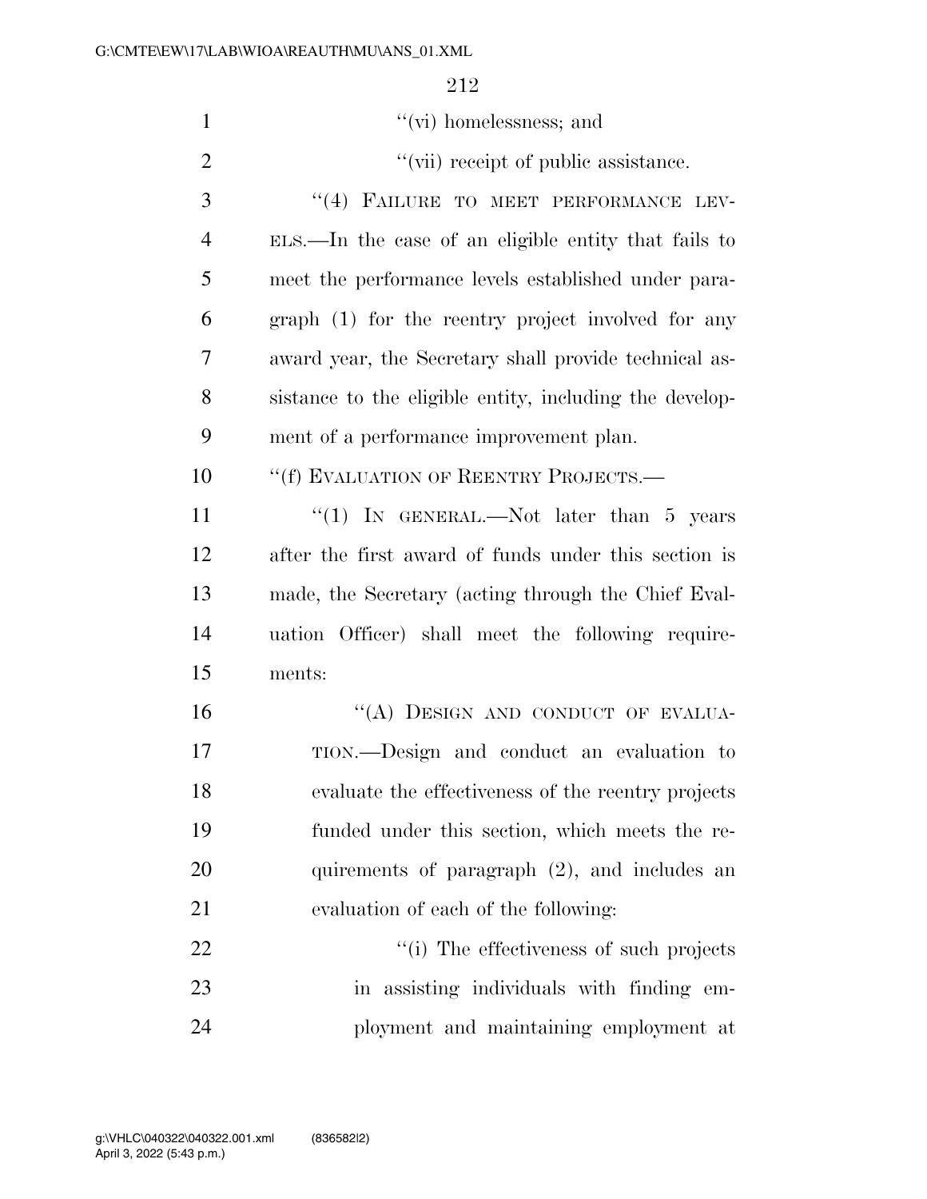''(vi) homelessness; and

''(vii) receipt of public assistance.

''(4) FAILURE TO MEET PERFORMANCE LEVELS.—In the case of an eligible entity that fails to meet the performance levels established under paragraph (1) for the reentry project involved for any award year, the Secretary shall provide technical assistance to the eligible entity, including the development of a performance improvement plan.

''(f) EVALUATION OF REENTRY PROJECTS.—

''(1) IN GENERAL.—Not later than 5 years after the first award of funds under this section is made, the Secretary (acting through the Chief Evaluation Officer) shall meet the following requirements:

''(A) DESIGN AND CONDUCT OF EVALUATION.—Design and conduct an evaluation to evaluate the effectiveness of the reentry projects funded under this section, which meets the requirements of paragraph (2), and includes an evaluation of each of the following:

''(i) The effectiveness of such projects in assisting individuals with finding employment and maintaining employment at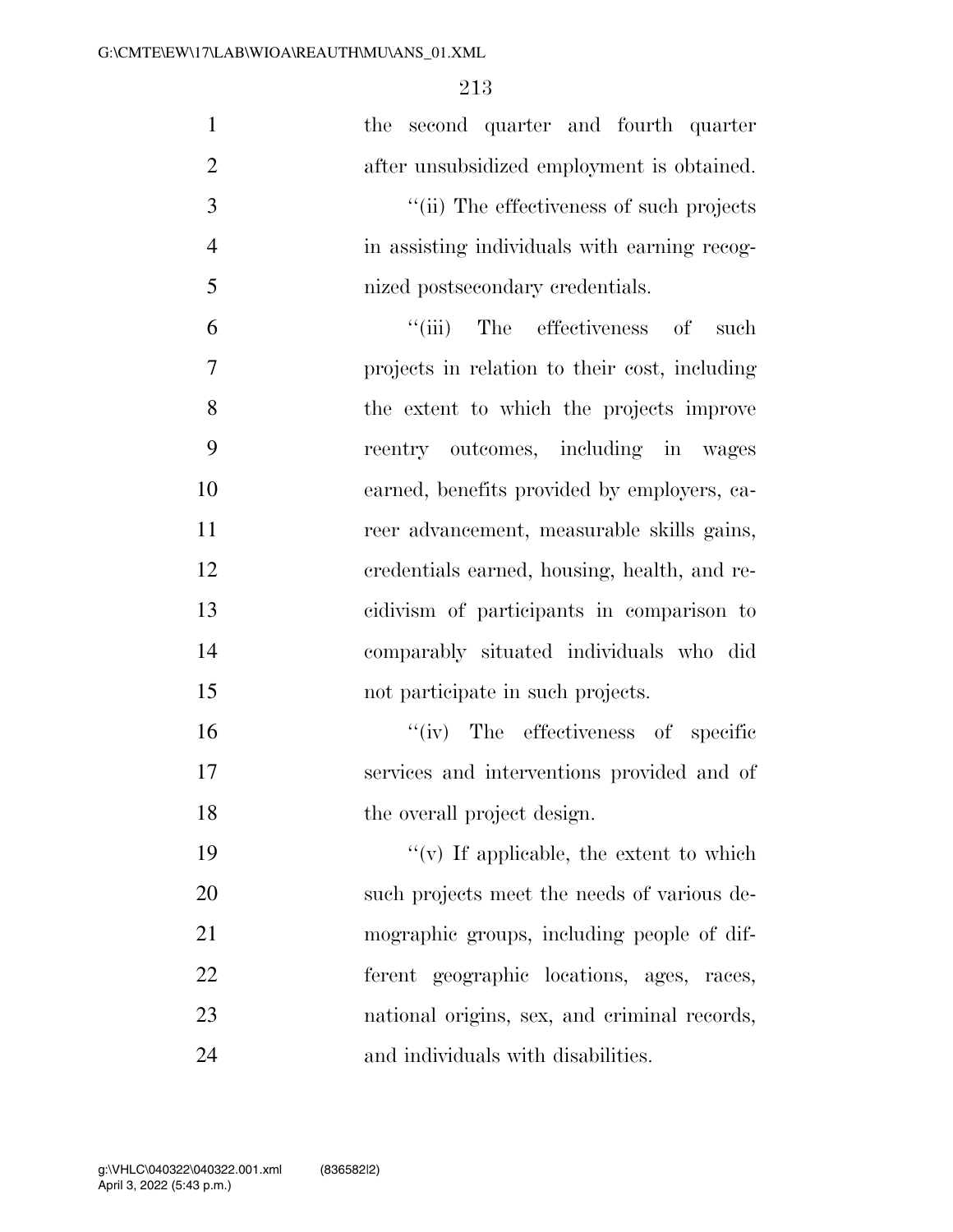the second quarter and fourth quarter after unsubsidized employment is obtained.

''(ii) The effectiveness of such projects in assisting individuals with earning recognized postsecondary credentials.

''(iii) The effectiveness of such projects in relation to their cost, including the extent to which the projects improve reentry outcomes, including in wages earned, benefits provided by employers, career advancement, measurable skills gains, credentials earned, housing, health, and recidivism of participants in comparison to comparably situated individuals who did not participate in such projects.

''(iv) The effectiveness of specific services and interventions provided and of the overall project design.

''(v) If applicable, the extent to which such projects meet the needs of various demographic groups, including people of different geographic locations, ages, races, national origins, sex, and criminal records, and individuals with disabilities.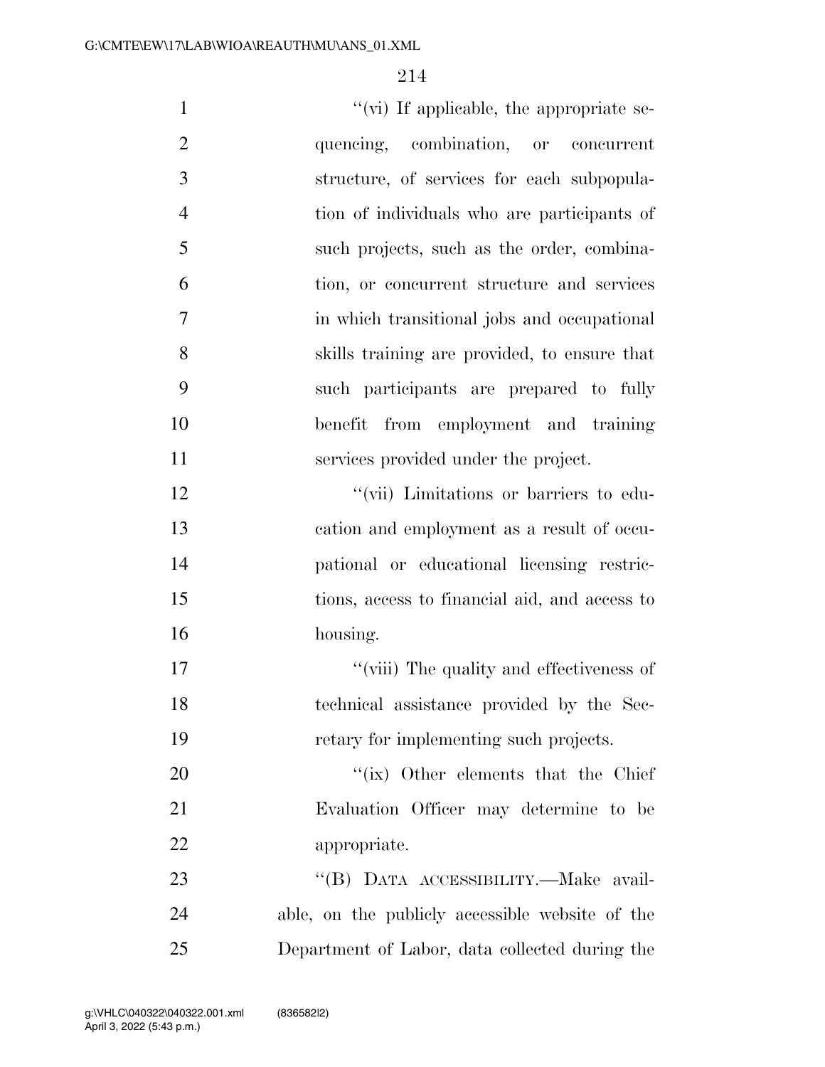''(vi) If applicable, the appropriate sequencing, combination, or concurrent structure, of services for each subpopulation of individuals who are participants of such projects, such as the order, combination, or concurrent structure and services in which transitional jobs and occupational skills training are provided, to ensure that such participants are prepared to fully benefit from employment and training services provided under the project.

''(vii) Limitations or barriers to education and employment as a result of occupational or educational licensing restrictions, access to financial aid, and access to housing.

''(viii) The quality and effectiveness of technical assistance provided by the Secretary for implementing such projects.

''(ix) Other elements that the Chief Evaluation Officer may determine to be appropriate.

''(B) DATA ACCESSIBILITY.—Make available, on the publicly accessible website of the Department of Labor, data collected during the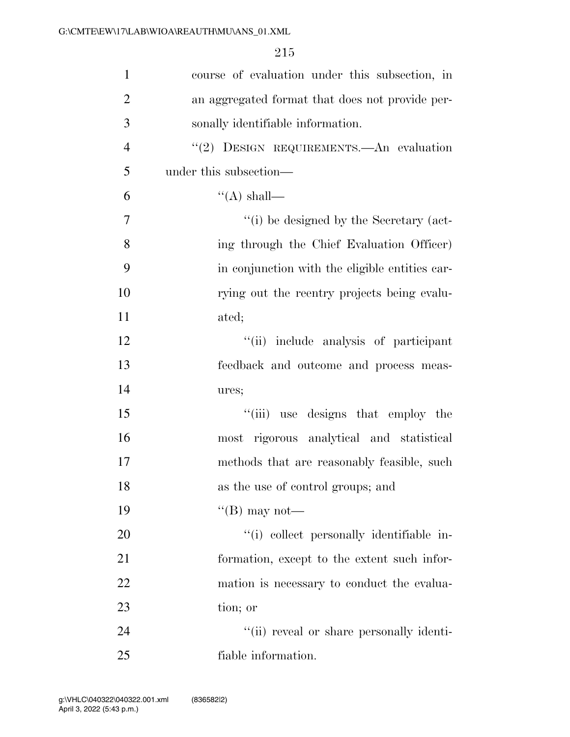course of evaluation under this subsection, in an aggregated format that does not provide personally identifiable information.

"(2) DESIGN REQUIREMENTS.—An evaluation under this subsection—

"(A) shall—

"(i) be designed by the Secretary (acting through the Chief Evaluation Officer) in conjunction with the eligible entities carrying out the reentry projects being evaluated;

"(ii) include analysis of participant feedback and outcome and process measures;

"(iii) use designs that employ the most rigorous analytical and statistical methods that are reasonably feasible, such as the use of control groups; and

"(B) may not—

"(i) collect personally identifiable information, except to the extent such information is necessary to conduct the evaluation; or

"(ii) reveal or share personally identifiable information.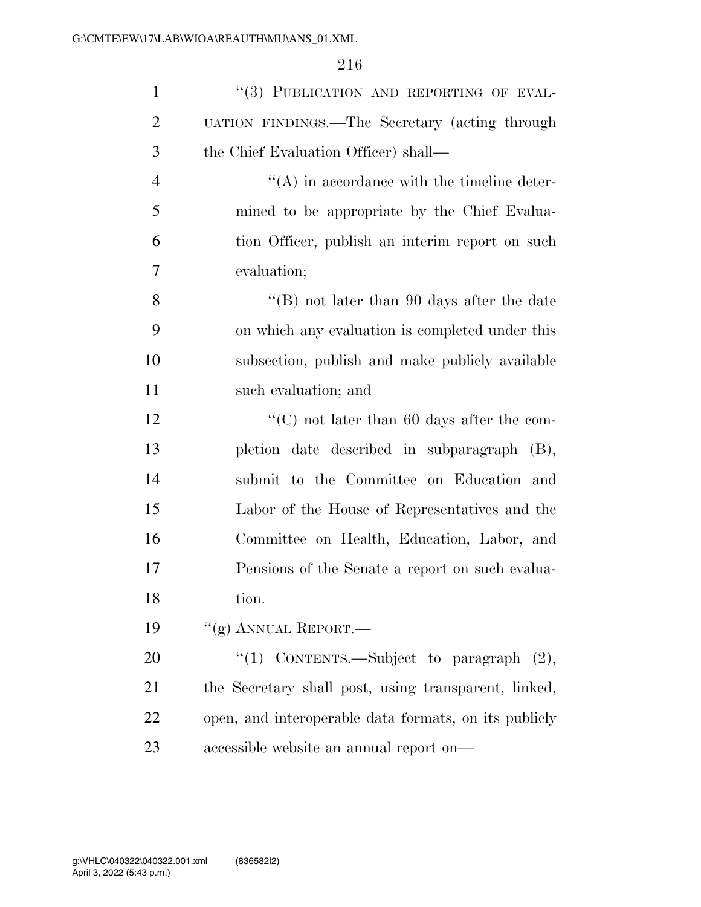''(3) PUBLICATION AND REPORTING OF EVALUATION FINDINGS.—The Secretary (acting through the Chief Evaluation Officer) shall—

''(A) in accordance with the timeline determined to be appropriate by the Chief Evaluation Officer, publish an interim report on such evaluation;

''(B) not later than 90 days after the date on which any evaluation is completed under this subsection, publish and make publicly available such evaluation; and

''(C) not later than 60 days after the completion date described in subparagraph (B), submit to the Committee on Education and Labor of the House of Representatives and the Committee on Health, Education, Labor, and Pensions of the Senate a report on such evaluation.

''(g) ANNUAL REPORT.—

''(1) CONTENTS.—Subject to paragraph (2), the Secretary shall post, using transparent, linked, open, and interoperable data formats, on its publicly accessible website an annual report on—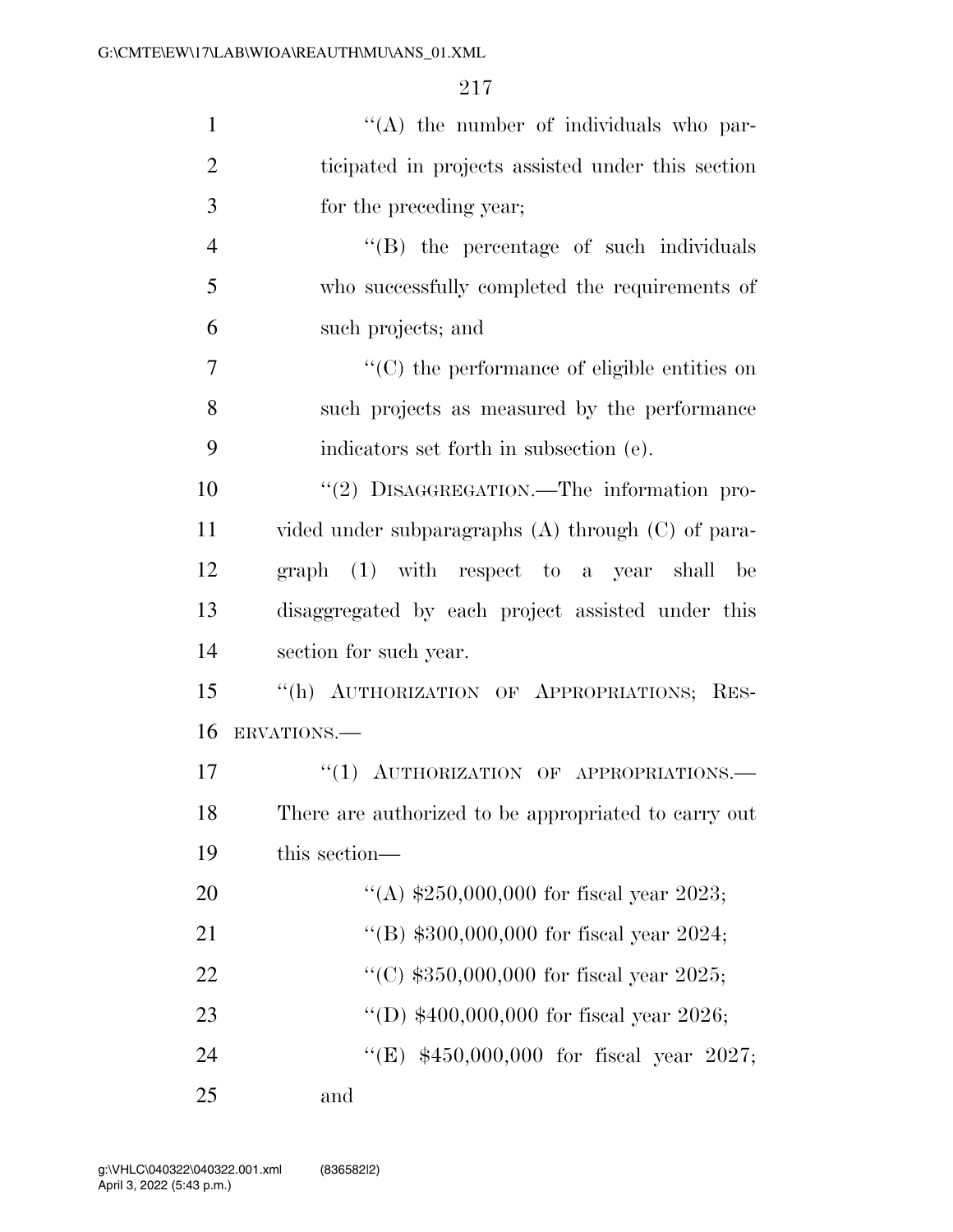"(A) the number of individuals who participated in projects assisted under this section for the preceding year;

"(B) the percentage of such individuals who successfully completed the requirements of such projects; and

"(C) the performance of eligible entities on such projects as measured by the performance indicators set forth in subsection (e).

"(2) DISAGGREGATION.—The information provided under subparagraphs (A) through (C) of paragraph (1) with respect to a year shall be disaggregated by each project assisted under this section for such year.

"(h) AUTHORIZATION OF APPROPRIATIONS; RESERVATIONS.—

"(1) AUTHORIZATION OF APPROPRIATIONS.— There are authorized to be appropriated to carry out this section—

"(A) $250,000,000 for fiscal year 2023;

"(B) $300,000,000 for fiscal year 2024;

"(C) $350,000,000 for fiscal year 2025;

"(D) $400,000,000 for fiscal year 2026;

"(E) $450,000,000 for fiscal year 2027; and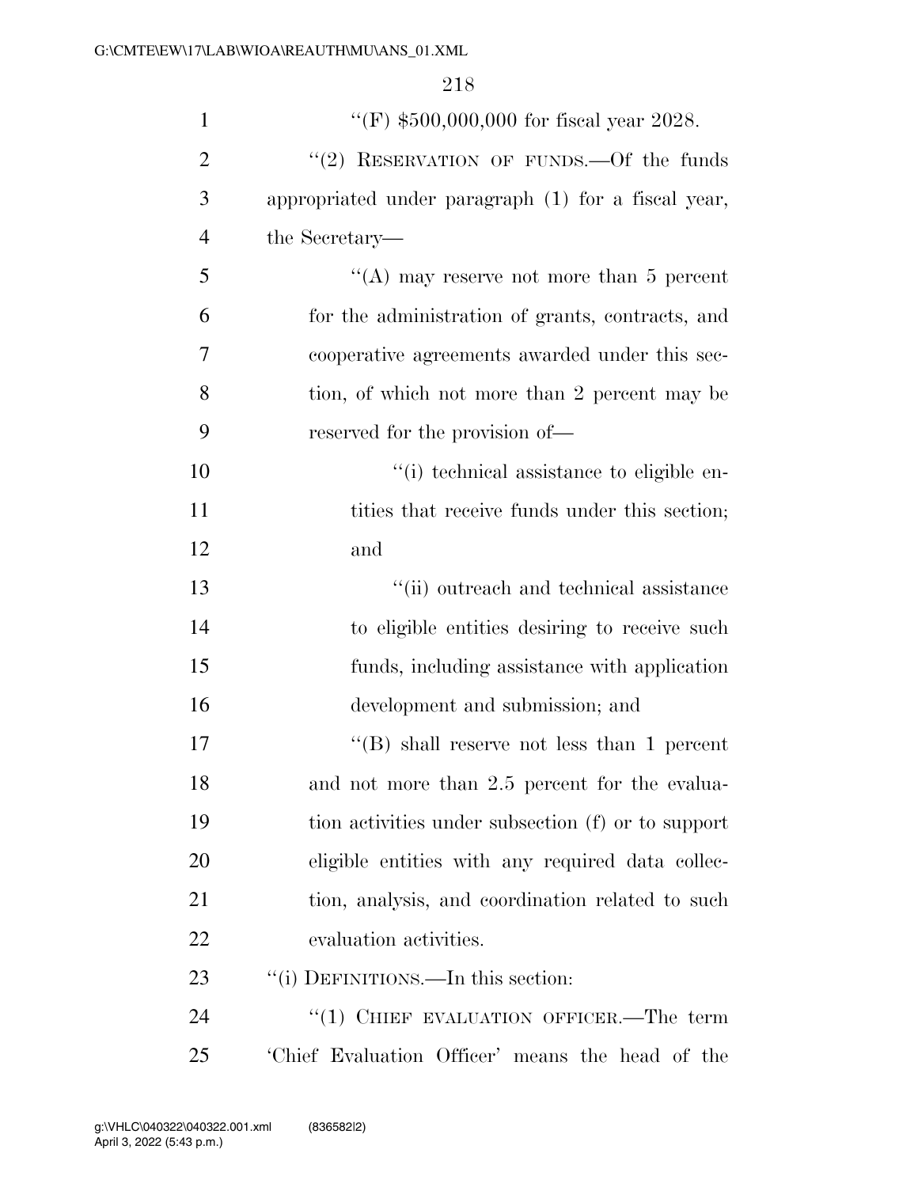"(F) $500,000,000 for fiscal year 2028.

"(2) RESERVATION OF FUNDS.—Of the funds appropriated under paragraph (1) for a fiscal year, the Secretary—

"(A) may reserve not more than 5 percent for the administration of grants, contracts, and cooperative agreements awarded under this section, of which not more than 2 percent may be reserved for the provision of—

"(i) technical assistance to eligible entities that receive funds under this section; and

"(ii) outreach and technical assistance to eligible entities desiring to receive such funds, including assistance with application development and submission; and

"(B) shall reserve not less than 1 percent and not more than 2.5 percent for the evaluation activities under subsection (f) or to support eligible entities with any required data collection, analysis, and coordination related to such evaluation activities.

"(i) DEFINITIONS.—In this section:

"(1) CHIEF EVALUATION OFFICER.—The term 'Chief Evaluation Officer' means the head of the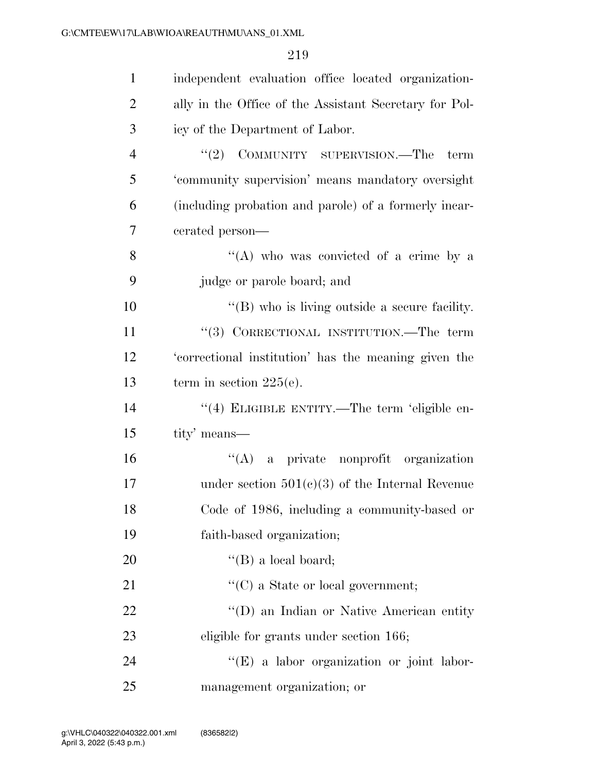independent evaluation office located organizationally in the Office of the Assistant Secretary for Policy of the Department of Labor.

"(2) COMMUNITY SUPERVISION.—The term 'community supervision' means mandatory oversight (including probation and parole) of a formerly incarcerated person—

"(A) who was convicted of a crime by a judge or parole board; and

"(B) who is living outside a secure facility.

"(3) CORRECTIONAL INSTITUTION.—The term 'correctional institution' has the meaning given the term in section 225(e).

"(4) ELIGIBLE ENTITY.—The term 'eligible entity' means—

"(A) a private nonprofit organization under section 501(c)(3) of the Internal Revenue Code of 1986, including a community-based or faith-based organization;

"(B) a local board;

"(C) a State or local government;

"(D) an Indian or Native American entity eligible for grants under section 166;

"(E) a labor organization or joint labor-management organization; or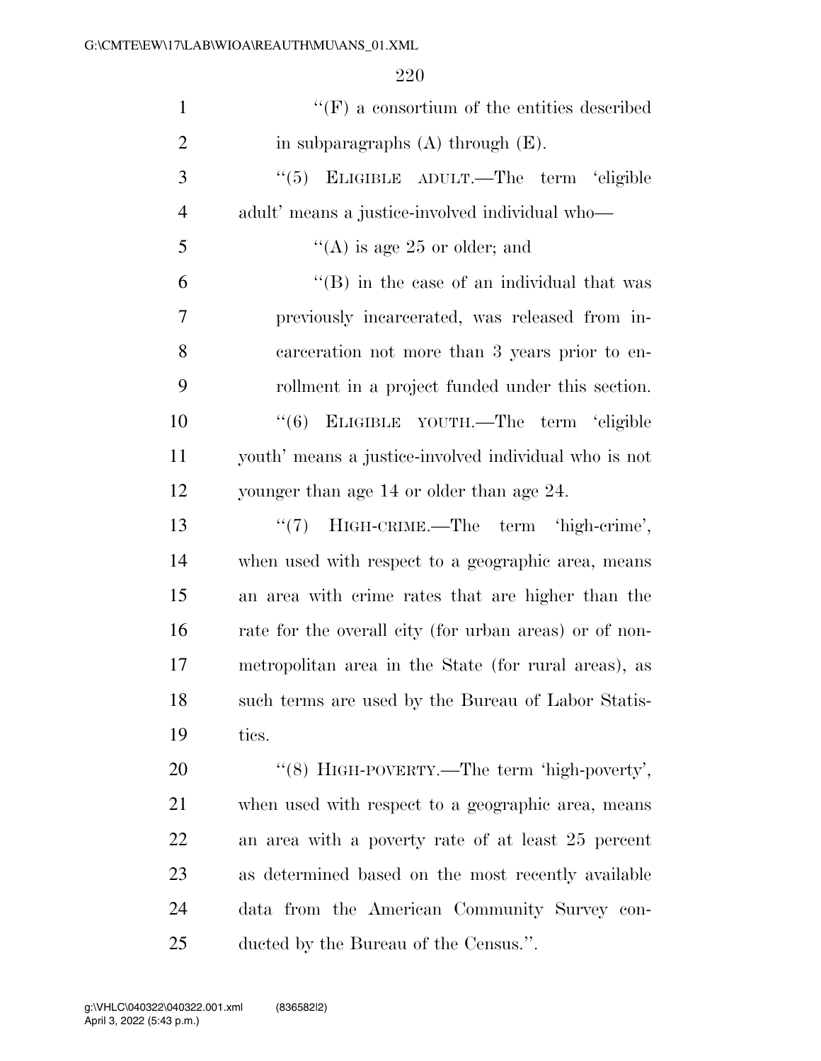''(F) a consortium of the entities described in subparagraphs (A) through (E).

''(5) ELIGIBLE ADULT.—The term 'eligible adult' means a justice-involved individual who—

''(A) is age 25 or older; and

''(B) in the case of an individual that was previously incarcerated, was released from incarceration not more than 3 years prior to enrollment in a project funded under this section.

''(6) ELIGIBLE YOUTH.—The term 'eligible youth' means a justice-involved individual who is not younger than age 14 or older than age 24.

''(7) HIGH-CRIME.—The term 'high-crime', when used with respect to a geographic area, means an area with crime rates that are higher than the rate for the overall city (for urban areas) or of nonmetropolitan area in the State (for rural areas), as such terms are used by the Bureau of Labor Statistics.

''(8) HIGH-POVERTY.—The term 'high-poverty', when used with respect to a geographic area, means an area with a poverty rate of at least 25 percent as determined based on the most recently available data from the American Community Survey conducted by the Bureau of the Census.''.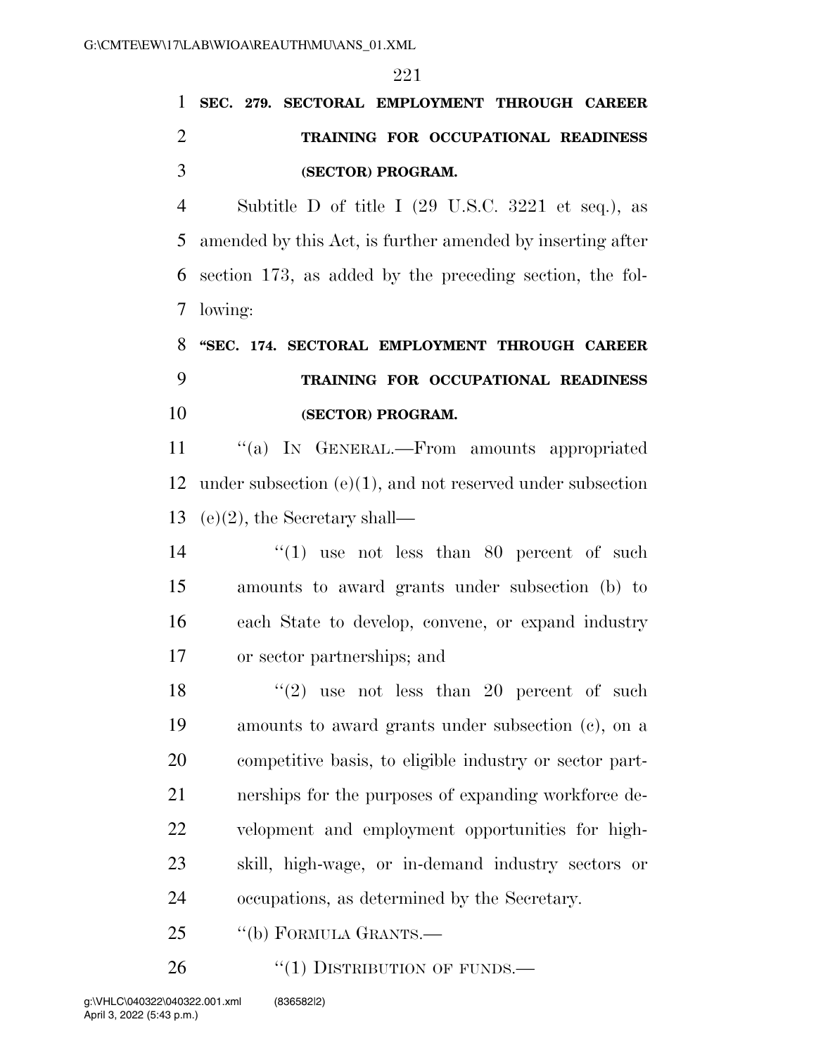**SEC. 279. SECTORAL EMPLOYMENT THROUGH CAREER TRAINING FOR OCCUPATIONAL READINESS (SECTOR) PROGRAM.**

Subtitle D of title I (29 U.S.C. 3221 et seq.), as amended by this Act, is further amended by inserting after section 173, as added by the preceding section, the following:

**"SEC. 174. SECTORAL EMPLOYMENT THROUGH CAREER TRAINING FOR OCCUPATIONAL READINESS (SECTOR) PROGRAM.**

"(a) IN GENERAL.—From amounts appropriated under subsection (e)(1), and not reserved under subsection (e)(2), the Secretary shall—

"(1) use not less than 80 percent of such amounts to award grants under subsection (b) to each State to develop, convene, or expand industry or sector partnerships; and

"(2) use not less than 20 percent of such amounts to award grants under subsection (c), on a competitive basis, to eligible industry or sector partnerships for the purposes of expanding workforce development and employment opportunities for high-skill, high-wage, or in-demand industry sectors or occupations, as determined by the Secretary.

"(b) FORMULA GRANTS.—

"(1) DISTRIBUTION OF FUNDS.—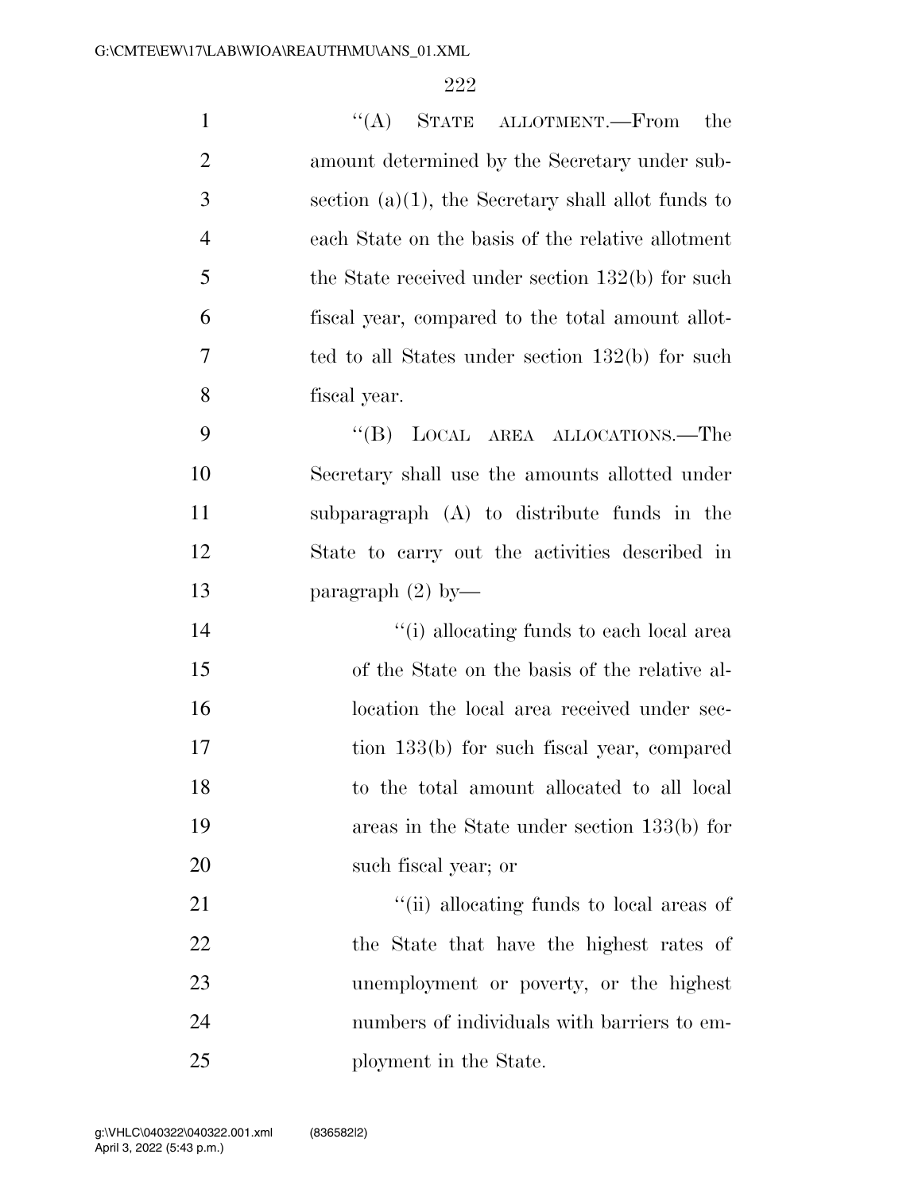"(A) STATE ALLOTMENT.—From the amount determined by the Secretary under subsection (a)(1), the Secretary shall allot funds to each State on the basis of the relative allotment the State received under section 132(b) for such fiscal year, compared to the total amount allotted to all States under section 132(b) for such fiscal year.

"(B) LOCAL AREA ALLOCATIONS.—The Secretary shall use the amounts allotted under subparagraph (A) to distribute funds in the State to carry out the activities described in paragraph (2) by—

"(i) allocating funds to each local area of the State on the basis of the relative allocation the local area received under section 133(b) for such fiscal year, compared to the total amount allocated to all local areas in the State under section 133(b) for such fiscal year; or

"(ii) allocating funds to local areas of the State that have the highest rates of unemployment or poverty, or the highest numbers of individuals with barriers to employment in the State.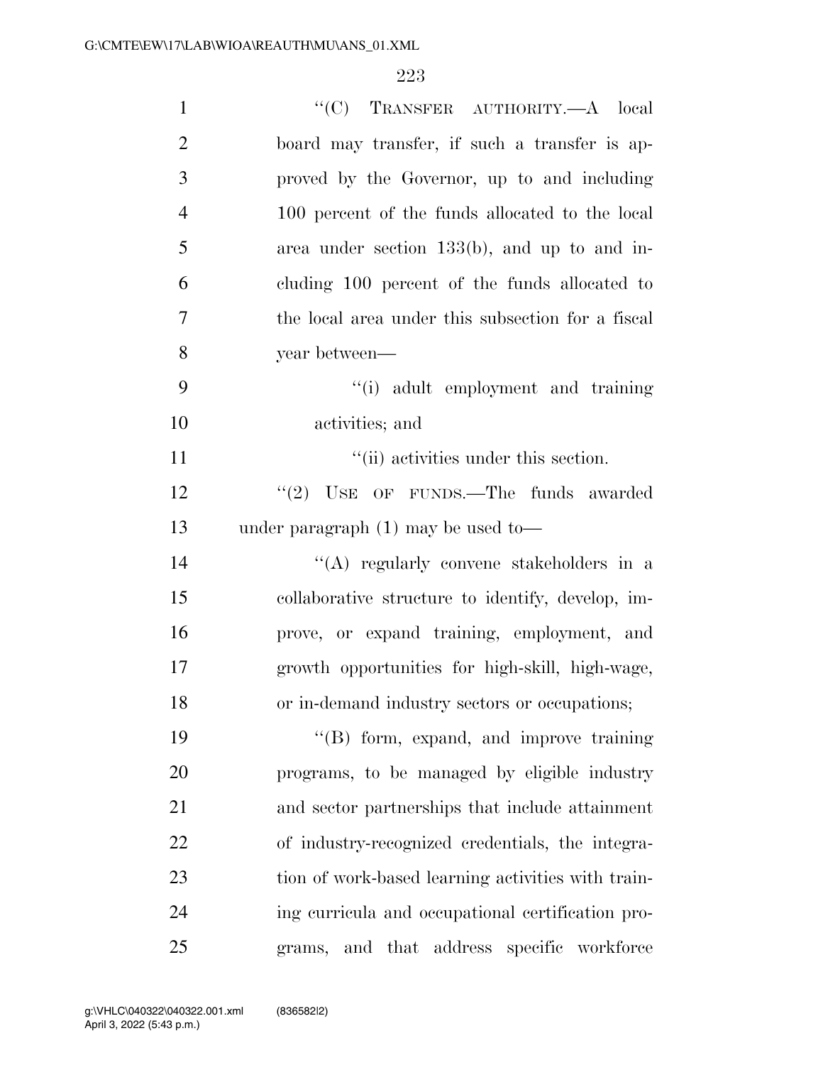"(C) TRANSFER AUTHORITY.—A local board may transfer, if such a transfer is approved by the Governor, up to and including 100 percent of the funds allocated to the local area under section 133(b), and up to and including 100 percent of the funds allocated to the local area under this subsection for a fiscal year between—

"(i) adult employment and training activities; and

"(ii) activities under this section.

"(2) USE OF FUNDS.—The funds awarded under paragraph (1) may be used to—

"(A) regularly convene stakeholders in a collaborative structure to identify, develop, improve, or expand training, employment, and growth opportunities for high-skill, high-wage, or in-demand industry sectors or occupations;

"(B) form, expand, and improve training programs, to be managed by eligible industry and sector partnerships that include attainment of industry-recognized credentials, the integration of work-based learning activities with training curricula and occupational certification programs, and that address specific workforce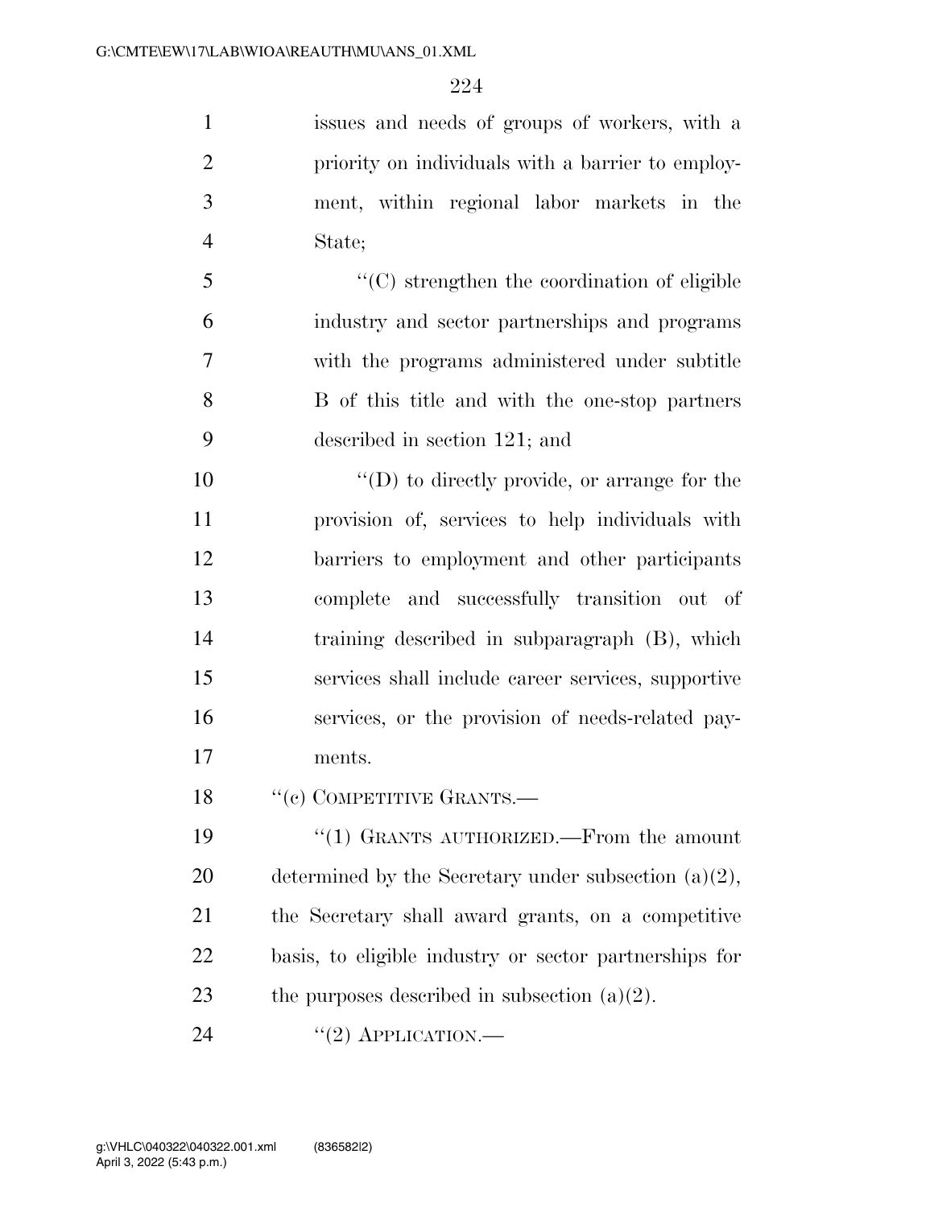issues and needs of groups of workers, with a priority on individuals with a barrier to employment, within regional labor markets in the State;

"(C) strengthen the coordination of eligible industry and sector partnerships and programs with the programs administered under subtitle B of this title and with the one-stop partners described in section 121; and

"(D) to directly provide, or arrange for the provision of, services to help individuals with barriers to employment and other participants complete and successfully transition out of training described in subparagraph (B), which services shall include career services, supportive services, or the provision of needs-related payments.

"(c) COMPETITIVE GRANTS.—

"(1) GRANTS AUTHORIZED.—From the amount determined by the Secretary under subsection (a)(2), the Secretary shall award grants, on a competitive basis, to eligible industry or sector partnerships for the purposes described in subsection (a)(2).

"(2) APPLICATION.—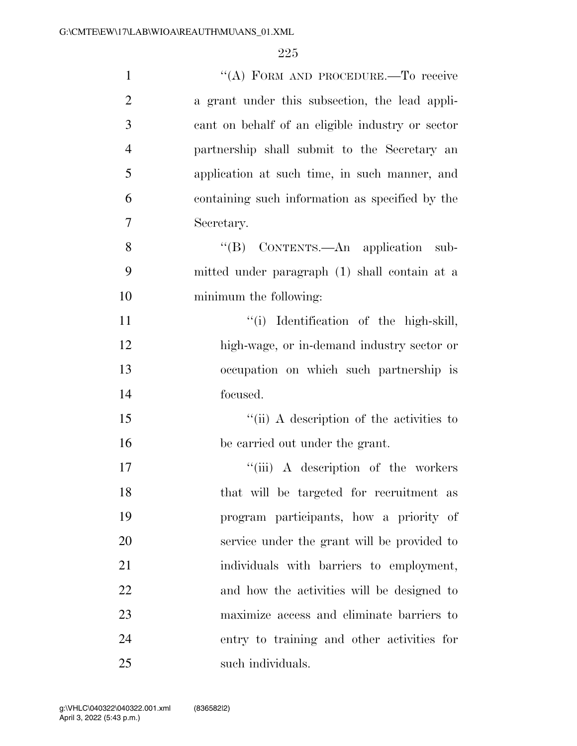"(A) FORM AND PROCEDURE.—To receive a grant under this subsection, the lead applicant on behalf of an eligible industry or sector partnership shall submit to the Secretary an application at such time, in such manner, and containing such information as specified by the Secretary.

"(B) CONTENTS.—An application submitted under paragraph (1) shall contain at a minimum the following:

"(i) Identification of the high-skill, high-wage, or in-demand industry sector or occupation on which such partnership is focused.

"(ii) A description of the activities to be carried out under the grant.

"(iii) A description of the workers that will be targeted for recruitment as program participants, how a priority of service under the grant will be provided to individuals with barriers to employment, and how the activities will be designed to maximize access and eliminate barriers to entry to training and other activities for such individuals.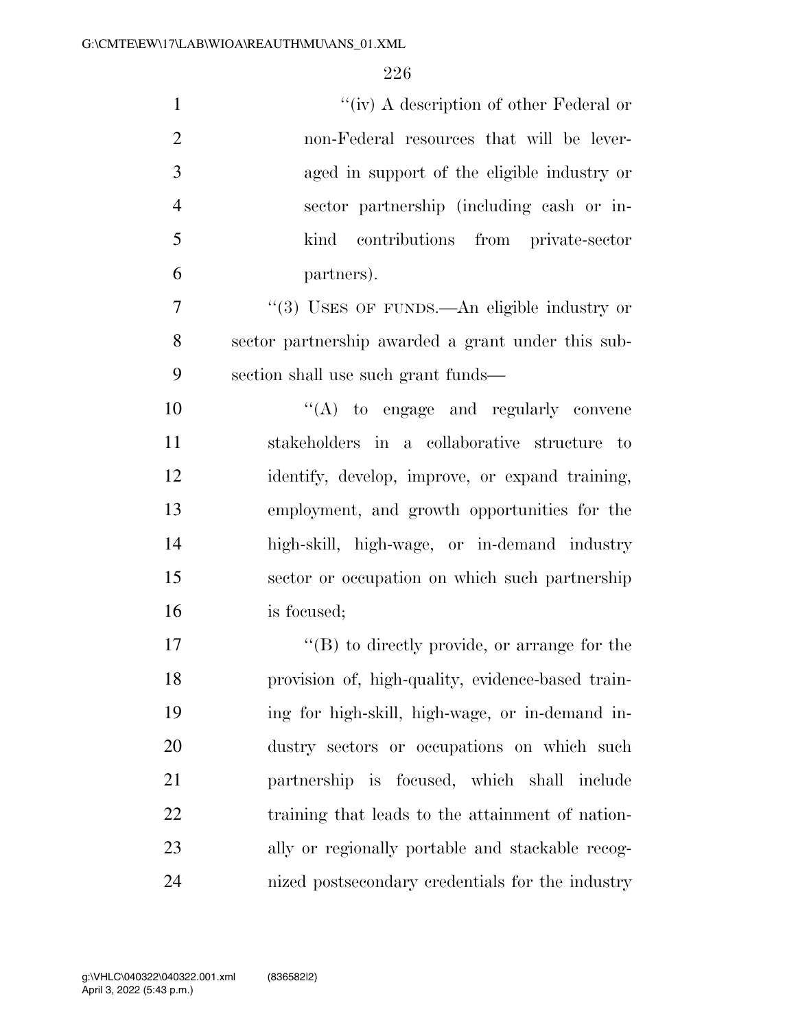"(iv) A description of other Federal or non-Federal resources that will be leveraged in support of the eligible industry or sector partnership (including cash or in-kind contributions from private-sector partners).

"(3) USES OF FUNDS.—An eligible industry or sector partnership awarded a grant under this subsection shall use such grant funds—

"(A) to engage and regularly convene stakeholders in a collaborative structure to identify, develop, improve, or expand training, employment, and growth opportunities for the high-skill, high-wage, or in-demand industry sector or occupation on which such partnership is focused;

"(B) to directly provide, or arrange for the provision of, high-quality, evidence-based training for high-skill, high-wage, or in-demand industry sectors or occupations on which such partnership is focused, which shall include training that leads to the attainment of nationally or regionally portable and stackable recognized postsecondary credentials for the industry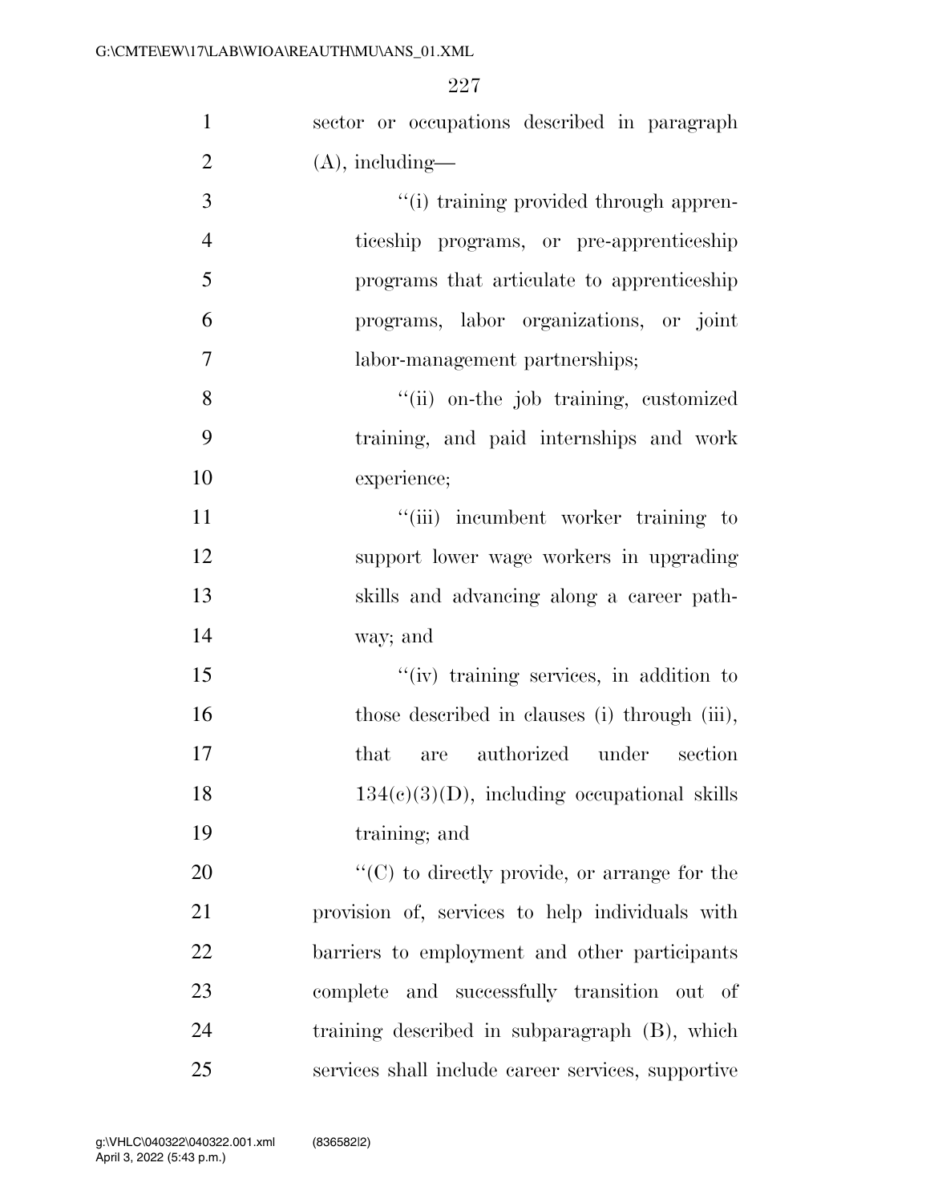sector or occupations described in paragraph (A), including—

''(i) training provided through apprenticeship programs, or pre-apprenticeship programs that articulate to apprenticeship programs, labor organizations, or joint labor-management partnerships;

''(ii) on-the job training, customized training, and paid internships and work experience;

''(iii) incumbent worker training to support lower wage workers in upgrading skills and advancing along a career pathway; and

''(iv) training services, in addition to those described in clauses (i) through (iii), that are authorized under section 134(c)(3)(D), including occupational skills training; and

''(C) to directly provide, or arrange for the provision of, services to help individuals with barriers to employment and other participants complete and successfully transition out of training described in subparagraph (B), which services shall include career services, supportive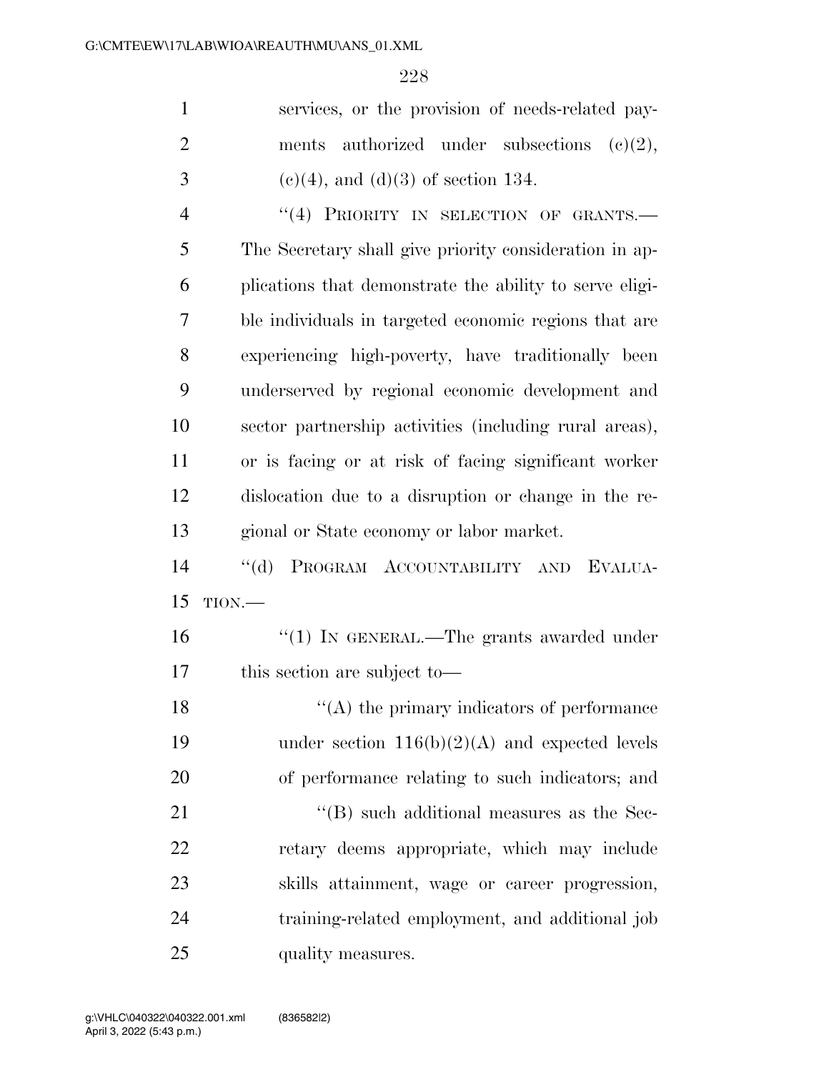services, or the provision of needs-related payments authorized under subsections (c)(2), (c)(4), and (d)(3) of section 134.

"(4) PRIORITY IN SELECTION OF GRANTS.—The Secretary shall give priority consideration in applications that demonstrate the ability to serve eligible individuals in targeted economic regions that are experiencing high-poverty, have traditionally been underserved by regional economic development and sector partnership activities (including rural areas), or is facing or at risk of facing significant worker dislocation due to a disruption or change in the regional or State economy or labor market.

"(d) PROGRAM ACCOUNTABILITY AND EVALUATION.—

"(1) IN GENERAL.—The grants awarded under this section are subject to—

"(A) the primary indicators of performance under section 116(b)(2)(A) and expected levels of performance relating to such indicators; and

"(B) such additional measures as the Secretary deems appropriate, which may include skills attainment, wage or career progression, training-related employment, and additional job quality measures.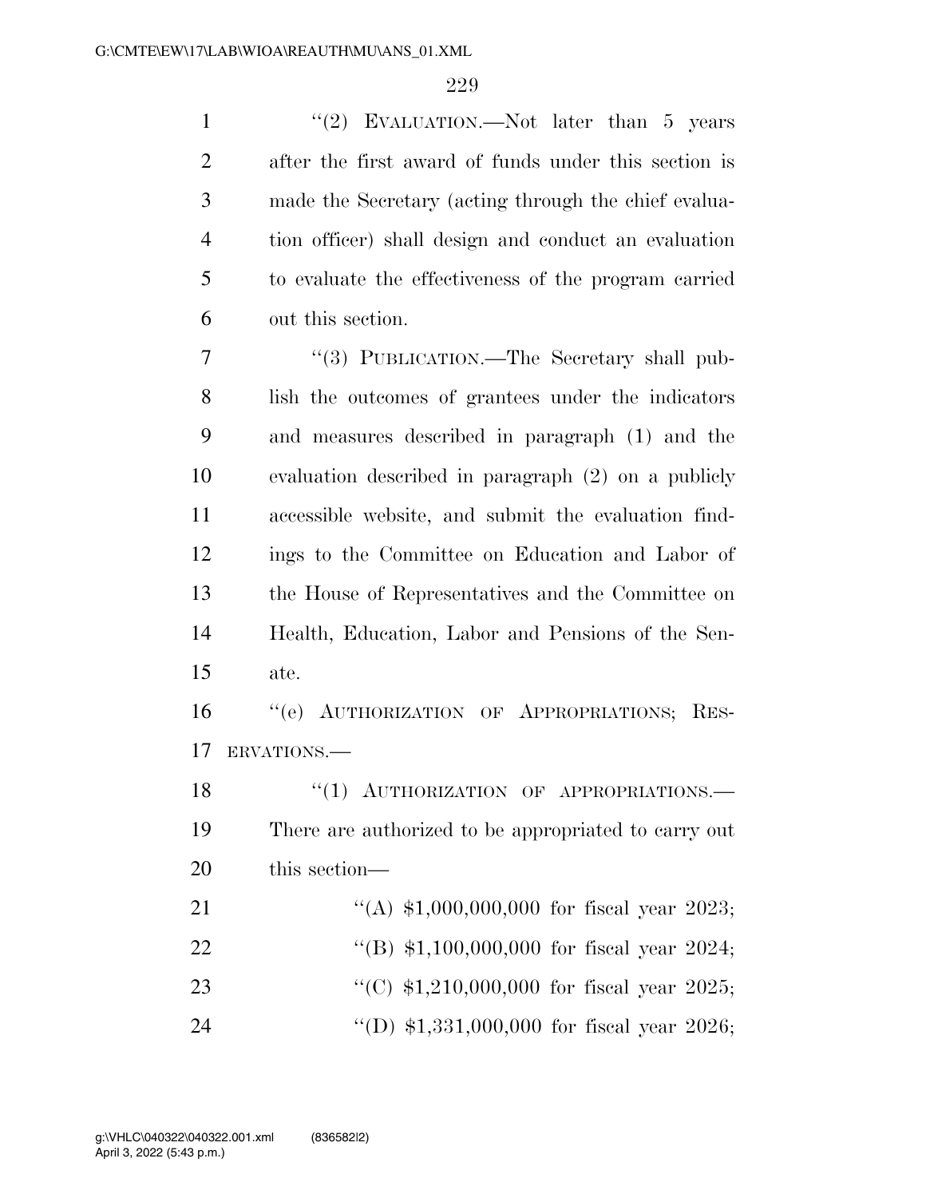"(2) EVALUATION.—Not later than 5 years after the first award of funds under this section is made the Secretary (acting through the chief evaluation officer) shall design and conduct an evaluation to evaluate the effectiveness of the program carried out this section.

"(3) PUBLICATION.—The Secretary shall publish the outcomes of grantees under the indicators and measures described in paragraph (1) and the evaluation described in paragraph (2) on a publicly accessible website, and submit the evaluation findings to the Committee on Education and Labor of the House of Representatives and the Committee on Health, Education, Labor and Pensions of the Senate.

"(e) AUTHORIZATION OF APPROPRIATIONS; RESERVATIONS.—

"(1) AUTHORIZATION OF APPROPRIATIONS.—There are authorized to be appropriated to carry out this section—

"(A) $1,000,000,000 for fiscal year 2023;

"(B) $1,100,000,000 for fiscal year 2024;

"(C) $1,210,000,000 for fiscal year 2025;

"(D) $1,331,000,000 for fiscal year 2026;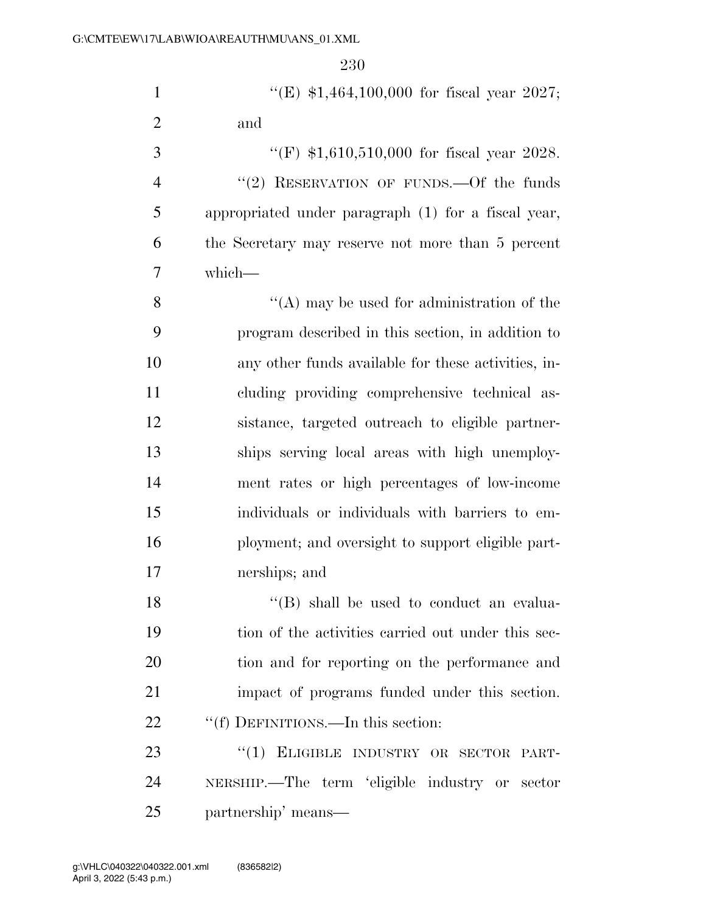"(E) $1,464,100,000 for fiscal year 2027; and

"(F) $1,610,510,000 for fiscal year 2028.

"(2) RESERVATION OF FUNDS.—Of the funds appropriated under paragraph (1) for a fiscal year, the Secretary may reserve not more than 5 percent which—

"(A) may be used for administration of the program described in this section, in addition to any other funds available for these activities, including providing comprehensive technical assistance, targeted outreach to eligible partnerships serving local areas with high unemployment rates or high percentages of low-income individuals or individuals with barriers to employment; and oversight to support eligible partnerships; and

"(B) shall be used to conduct an evaluation of the activities carried out under this section and for reporting on the performance and impact of programs funded under this section.

"(f) DEFINITIONS.—In this section:

"(1) ELIGIBLE INDUSTRY OR SECTOR PARTNERSHIP.—The term 'eligible industry or sector partnership' means—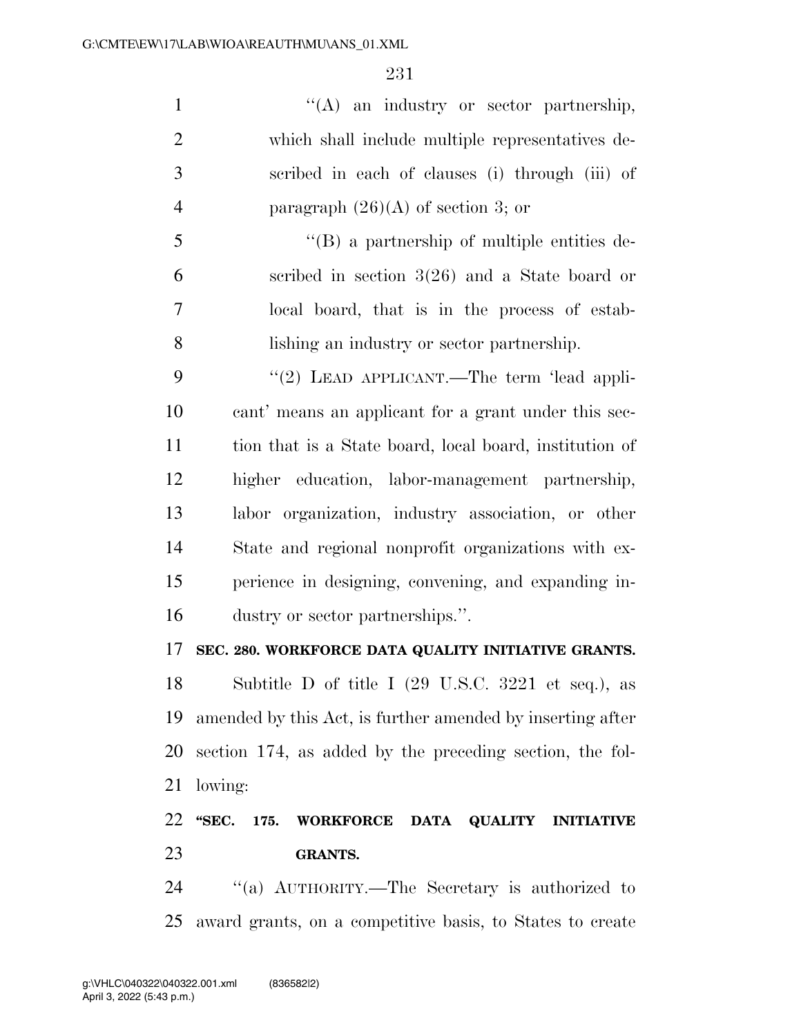"(A) an industry or sector partnership, which shall include multiple representatives described in each of clauses (i) through (iii) of paragraph (26)(A) of section 3; or

"(B) a partnership of multiple entities described in section 3(26) and a State board or local board, that is in the process of establishing an industry or sector partnership.

"(2) LEAD APPLICANT.—The term 'lead applicant' means an applicant for a grant under this section that is a State board, local board, institution of higher education, labor-management partnership, labor organization, industry association, or other State and regional nonprofit organizations with experience in designing, convening, and expanding industry or sector partnerships.".

**SEC. 280. WORKFORCE DATA QUALITY INITIATIVE GRANTS.**

Subtitle D of title I (29 U.S.C. 3221 et seq.), as amended by this Act, is further amended by inserting after section 174, as added by the preceding section, the following:

**"SEC. 175. WORKFORCE DATA QUALITY INITIATIVE GRANTS.**

"(a) AUTHORITY.—The Secretary is authorized to award grants, on a competitive basis, to States to create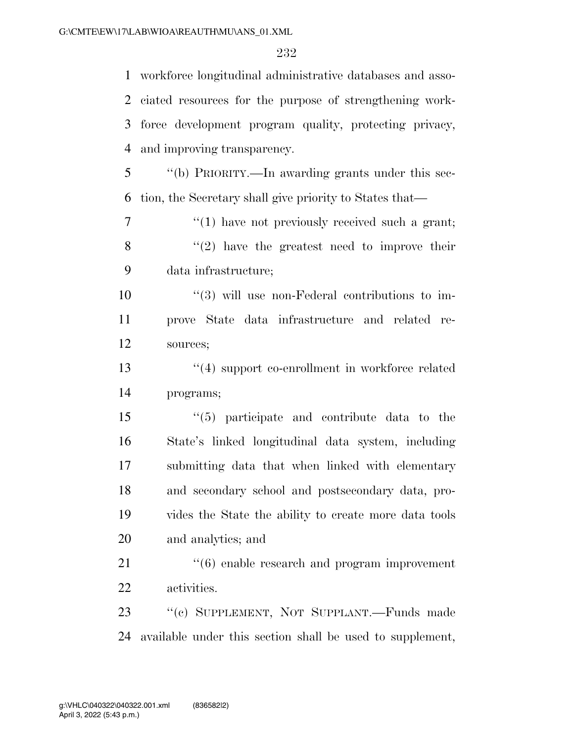workforce longitudinal administrative databases and associated resources for the purpose of strengthening workforce development program quality, protecting privacy, and improving transparency.

"(b) PRIORITY.—In awarding grants under this section, the Secretary shall give priority to States that—

"(1) have not previously received such a grant;

"(2) have the greatest need to improve their data infrastructure;

"(3) will use non-Federal contributions to improve State data infrastructure and related resources;

"(4) support co-enrollment in workforce related programs;

"(5) participate and contribute data to the State's linked longitudinal data system, including submitting data that when linked with elementary and secondary school and postsecondary data, provides the State the ability to create more data tools and analytics; and

"(6) enable research and program improvement activities.

"(c) SUPPLEMENT, NOT SUPPLANT.—Funds made available under this section shall be used to supplement,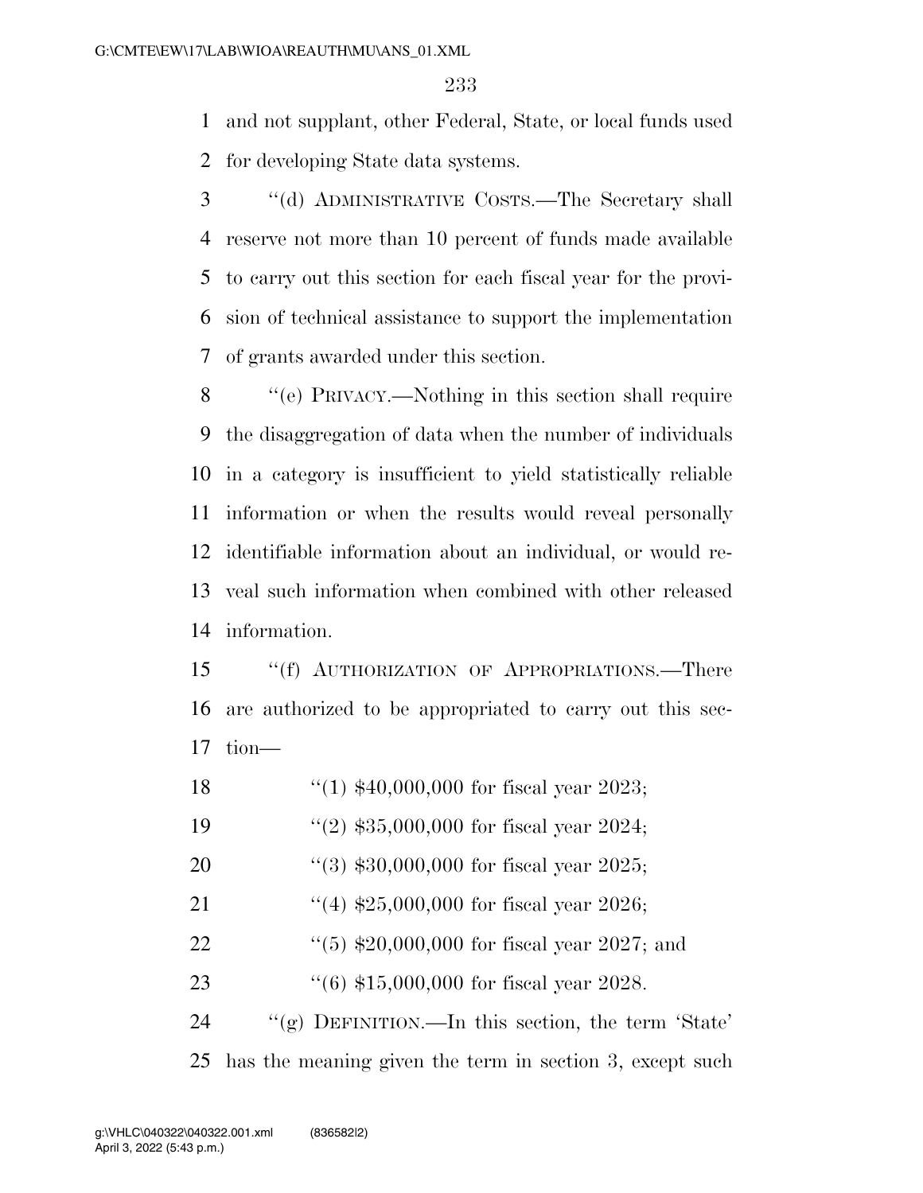and not supplant, other Federal, State, or local funds used for developing State data systems.

"(d) ADMINISTRATIVE COSTS.—The Secretary shall reserve not more than 10 percent of funds made available to carry out this section for each fiscal year for the provision of technical assistance to support the implementation of grants awarded under this section.

"(e) PRIVACY.—Nothing in this section shall require the disaggregation of data when the number of individuals in a category is insufficient to yield statistically reliable information or when the results would reveal personally identifiable information about an individual, or would reveal such information when combined with other released information.

"(f) AUTHORIZATION OF APPROPRIATIONS.—There are authorized to be appropriated to carry out this section—

"(1) $40,000,000 for fiscal year 2023;

"(2) $35,000,000 for fiscal year 2024;

"(3) $30,000,000 for fiscal year 2025;

"(4) $25,000,000 for fiscal year 2026;

"(5) $20,000,000 for fiscal year 2027; and

"(6) $15,000,000 for fiscal year 2028.

"(g) DEFINITION.—In this section, the term 'State' has the meaning given the term in section 3, except such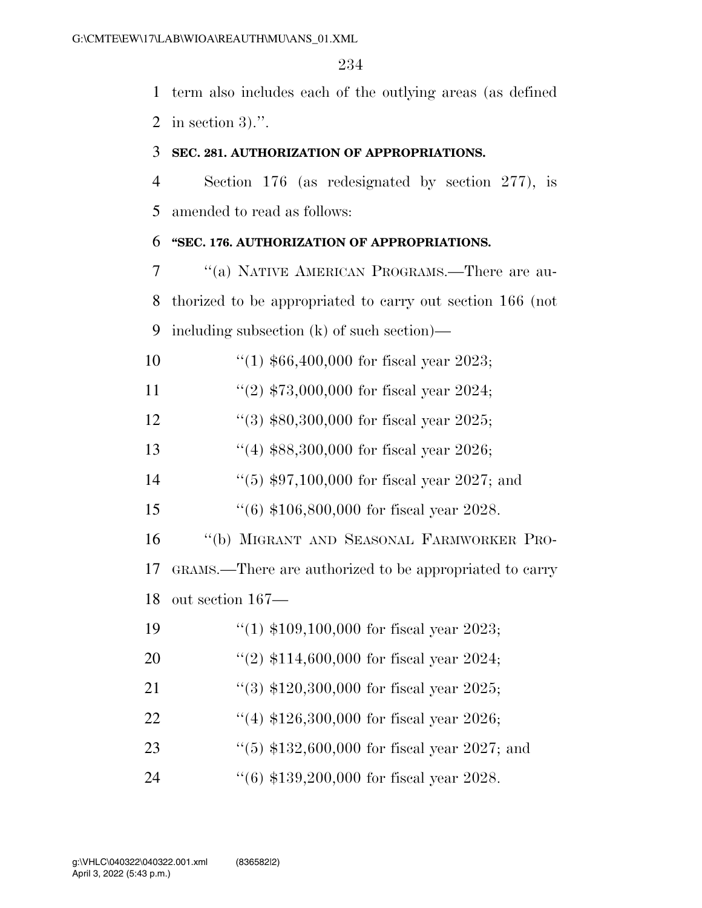term also includes each of the outlying areas (as defined in section 3).''.

**SEC. 281. AUTHORIZATION OF APPROPRIATIONS.**

Section 176 (as redesignated by section 277), is amended to read as follows:

**''SEC. 176. AUTHORIZATION OF APPROPRIATIONS.**

''(a) NATIVE AMERICAN PROGRAMS.—There are authorized to be appropriated to carry out section 166 (not including subsection (k) of such section)—

''(1) $66,400,000 for fiscal year 2023;

''(2) $73,000,000 for fiscal year 2024;

''(3) $80,300,000 for fiscal year 2025;

''(4) $88,300,000 for fiscal year 2026;

''(5) $97,100,000 for fiscal year 2027; and

''(6) $106,800,000 for fiscal year 2028.

''(b) MIGRANT AND SEASONAL FARMWORKER PROGRAMS.—There are authorized to be appropriated to carry out section 167—

''(1) $109,100,000 for fiscal year 2023;

''(2) $114,600,000 for fiscal year 2024;

''(3) $120,300,000 for fiscal year 2025;

''(4) $126,300,000 for fiscal year 2026;

''(5) $132,600,000 for fiscal year 2027; and

''(6) $139,200,000 for fiscal year 2028.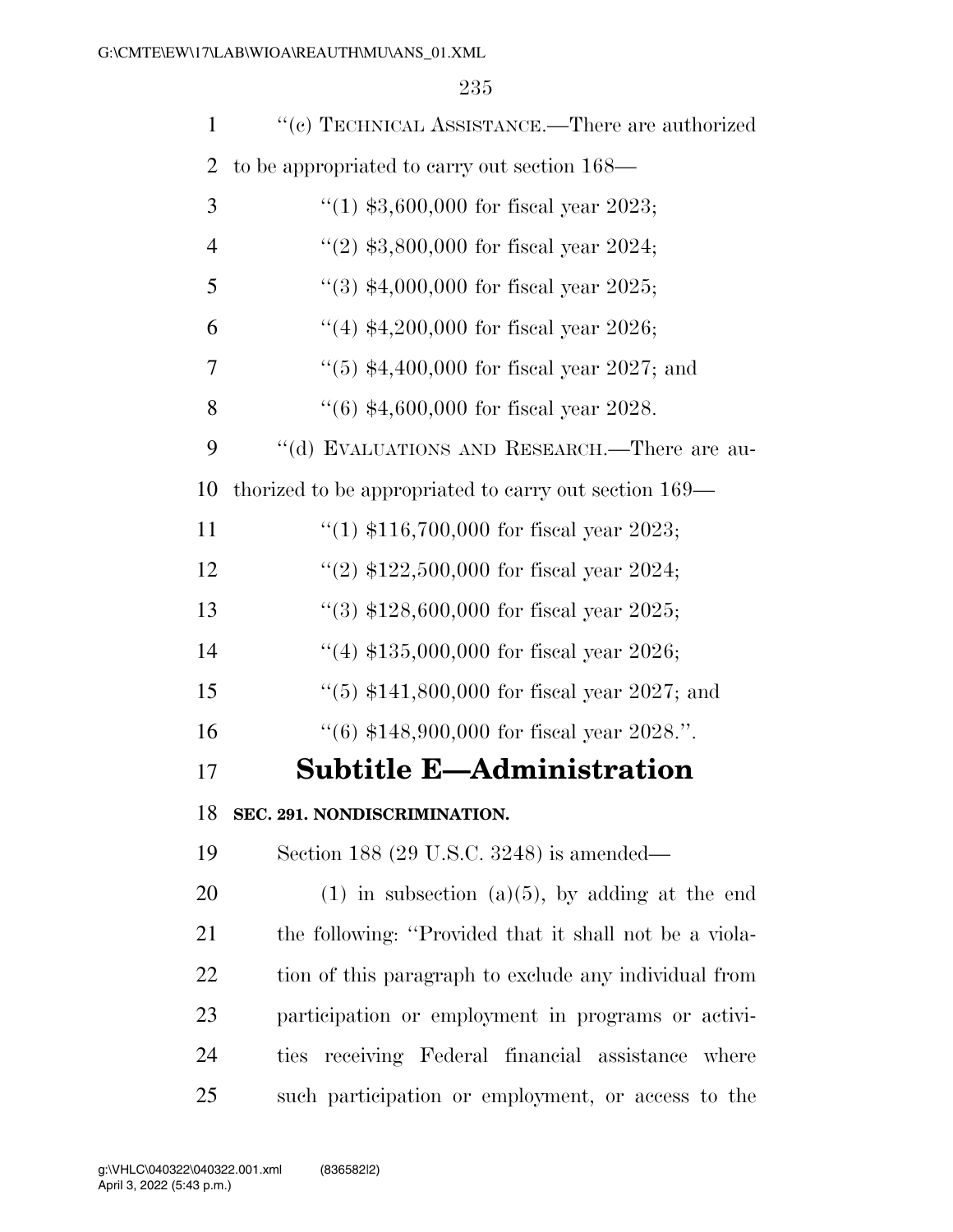"(c) TECHNICAL ASSISTANCE.—There are authorized to be appropriated to carry out section 168—

"(1) $3,600,000 for fiscal year 2023;

"(2) $3,800,000 for fiscal year 2024;

"(3) $4,000,000 for fiscal year 2025;

"(4) $4,200,000 for fiscal year 2026;

"(5) $4,400,000 for fiscal year 2027; and

"(6) $4,600,000 for fiscal year 2028.

"(d) EVALUATIONS AND RESEARCH.—There are authorized to be appropriated to carry out section 169—

"(1) $116,700,000 for fiscal year 2023;

"(2) $122,500,000 for fiscal year 2024;

"(3) $128,600,000 for fiscal year 2025;

"(4) $135,000,000 for fiscal year 2026;

"(5) $141,800,000 for fiscal year 2027; and

"(6) $148,900,000 for fiscal year 2028.".

# Subtitle E—Administration

**SEC. 291. NONDISCRIMINATION.**

Section 188 (29 U.S.C. 3248) is amended—

(1) in subsection (a)(5), by adding at the end the following: "Provided that it shall not be a violation of this paragraph to exclude any individual from participation or employment in programs or activities receiving Federal financial assistance where such participation or employment, or access to the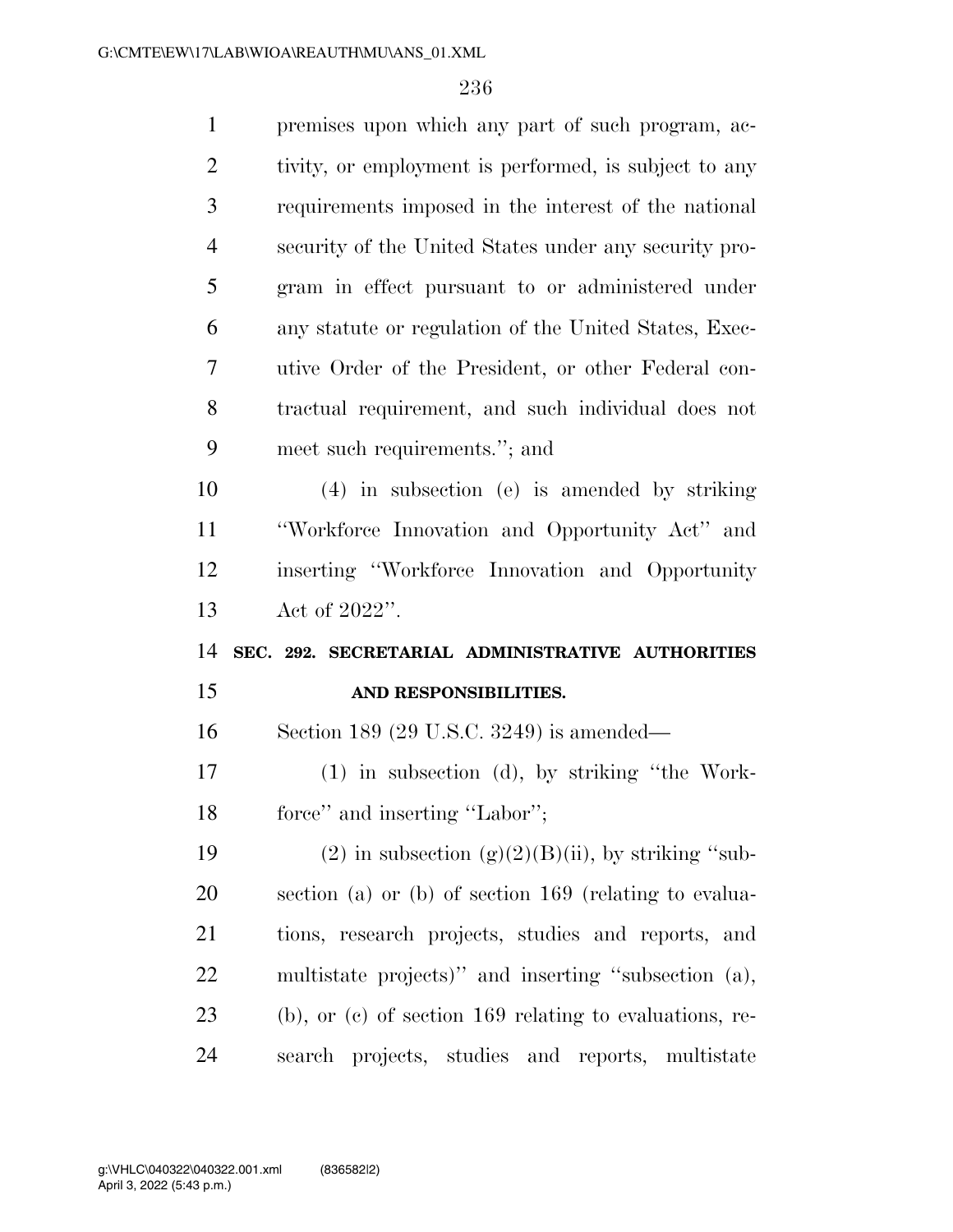premises upon which any part of such program, activity, or employment is performed, is subject to any requirements imposed in the interest of the national security of the United States under any security program in effect pursuant to or administered under any statute or regulation of the United States, Executive Order of the President, or other Federal contractual requirement, and such individual does not meet such requirements."; and

(4) in subsection (e) is amended by striking "Workforce Innovation and Opportunity Act" and inserting "Workforce Innovation and Opportunity Act of 2022".

**SEC. 292. SECRETARIAL ADMINISTRATIVE AUTHORITIES AND RESPONSIBILITIES.**

Section 189 (29 U.S.C. 3249) is amended—

(1) in subsection (d), by striking "the Workforce" and inserting "Labor";

(2) in subsection (g)(2)(B)(ii), by striking "subsection (a) or (b) of section 169 (relating to evaluations, research projects, studies and reports, and multistate projects)" and inserting "subsection (a), (b), or (c) of section 169 relating to evaluations, research projects, studies and reports, multistate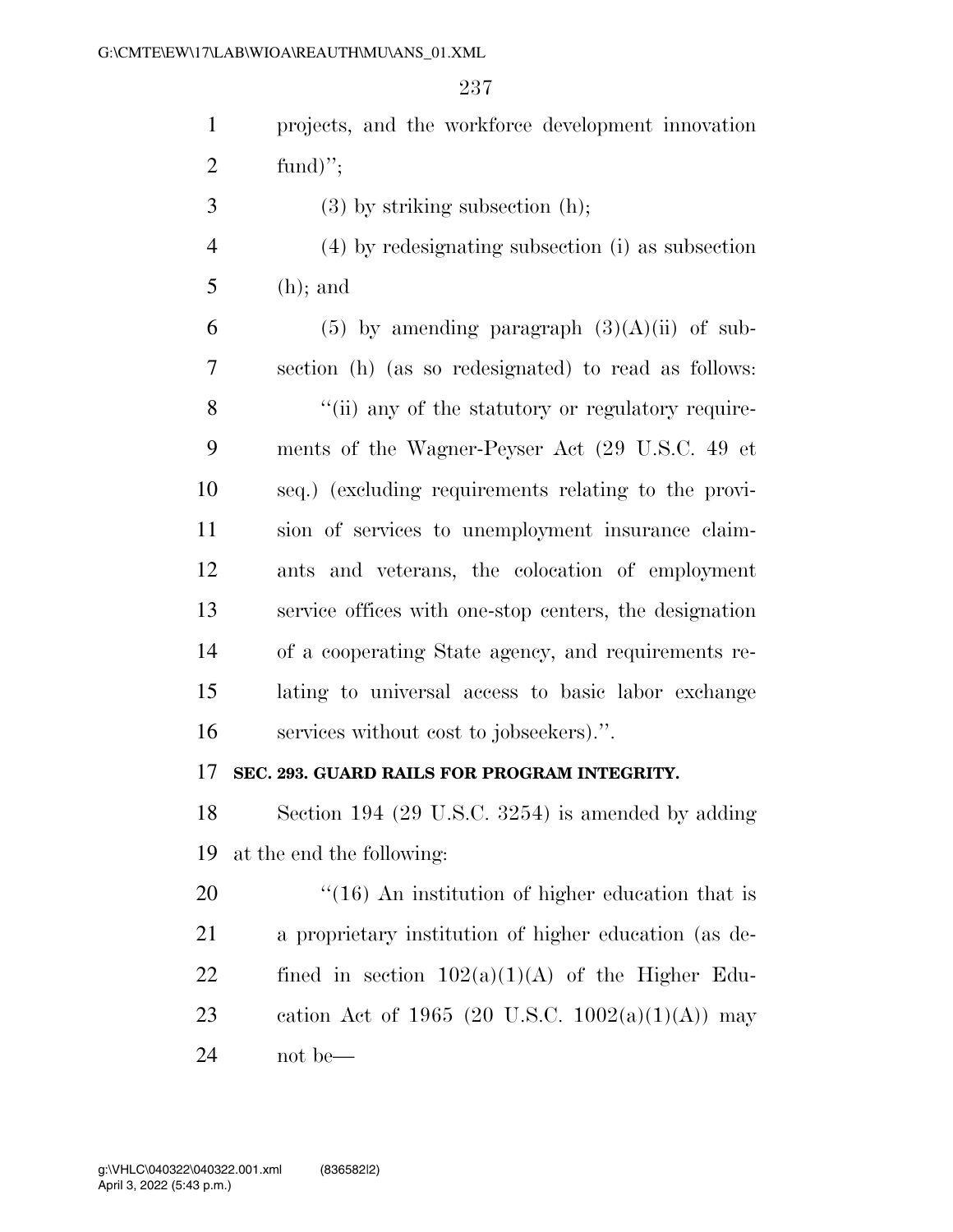projects, and the workforce development innovation fund)'';

(3) by striking subsection (h);

(4) by redesignating subsection (i) as subsection (h); and

(5) by amending paragraph (3)(A)(ii) of subsection (h) (as so redesignated) to read as follows:

''(ii) any of the statutory or regulatory requirements of the Wagner-Peyser Act (29 U.S.C. 49 et seq.) (excluding requirements relating to the provision of services to unemployment insurance claimants and veterans, the colocation of employment service offices with one-stop centers, the designation of a cooperating State agency, and requirements relating to universal access to basic labor exchange services without cost to jobseekers).''.

**SEC. 293. GUARD RAILS FOR PROGRAM INTEGRITY.**

Section 194 (29 U.S.C. 3254) is amended by adding at the end the following:

''(16) An institution of higher education that is a proprietary institution of higher education (as defined in section 102(a)(1)(A) of the Higher Education Act of 1965 (20 U.S.C. 1002(a)(1)(A)) may not be—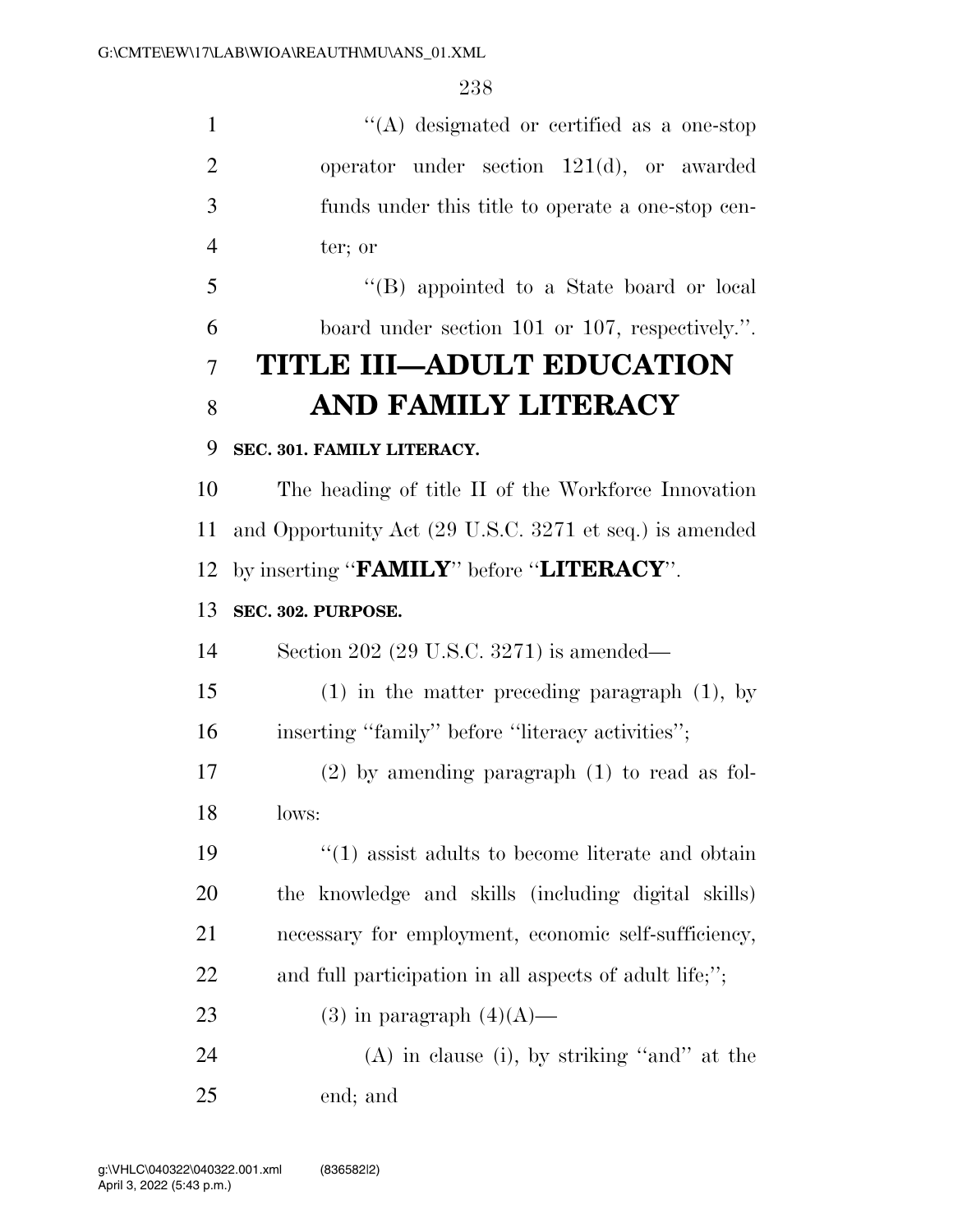''(A) designated or certified as a one-stop operator under section 121(d), or awarded funds under this title to operate a one-stop center; or

''(B) appointed to a State board or local board under section 101 or 107, respectively.''.

# TITLE III—ADULT EDUCATION AND FAMILY LITERACY

### SEC. 301. FAMILY LITERACY.

The heading of title II of the Workforce Innovation and Opportunity Act (29 U.S.C. 3271 et seq.) is amended by inserting ''**FAMILY**'' before ''**LITERACY**''.

### SEC. 302. PURPOSE.

Section 202 (29 U.S.C. 3271) is amended—

(1) in the matter preceding paragraph (1), by inserting ''family'' before ''literacy activities'';

(2) by amending paragraph (1) to read as follows:

''(1) assist adults to become literate and obtain the knowledge and skills (including digital skills) necessary for employment, economic self-sufficiency, and full participation in all aspects of adult life;'';

(3) in paragraph (4)(A)—

(A) in clause (i), by striking ''and'' at the end; and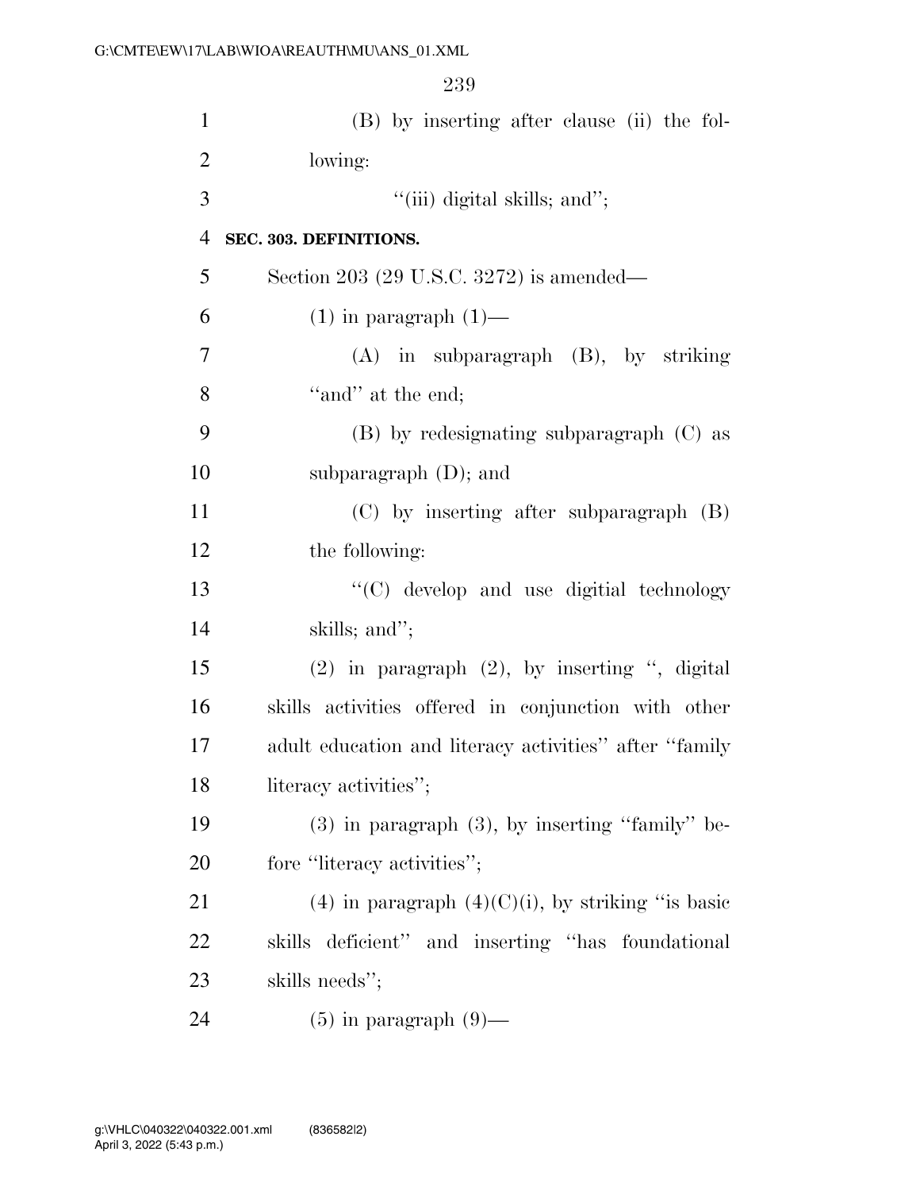(B) by inserting after clause (ii) the following:

"(iii) digital skills; and";

**SEC. 303. DEFINITIONS.**

Section 203 (29 U.S.C. 3272) is amended—

(1) in paragraph (1)—

(A) in subparagraph (B), by striking "and" at the end;

(B) by redesignating subparagraph (C) as subparagraph (D); and

(C) by inserting after subparagraph (B) the following:

"(C) develop and use digitial technology skills; and";

(2) in paragraph (2), by inserting ", digital skills activities offered in conjunction with other adult education and literacy activities" after "family literacy activities";

(3) in paragraph (3), by inserting "family" before "literacy activities";

(4) in paragraph (4)(C)(i), by striking "is basic skills deficient" and inserting "has foundational skills needs";

(5) in paragraph (9)—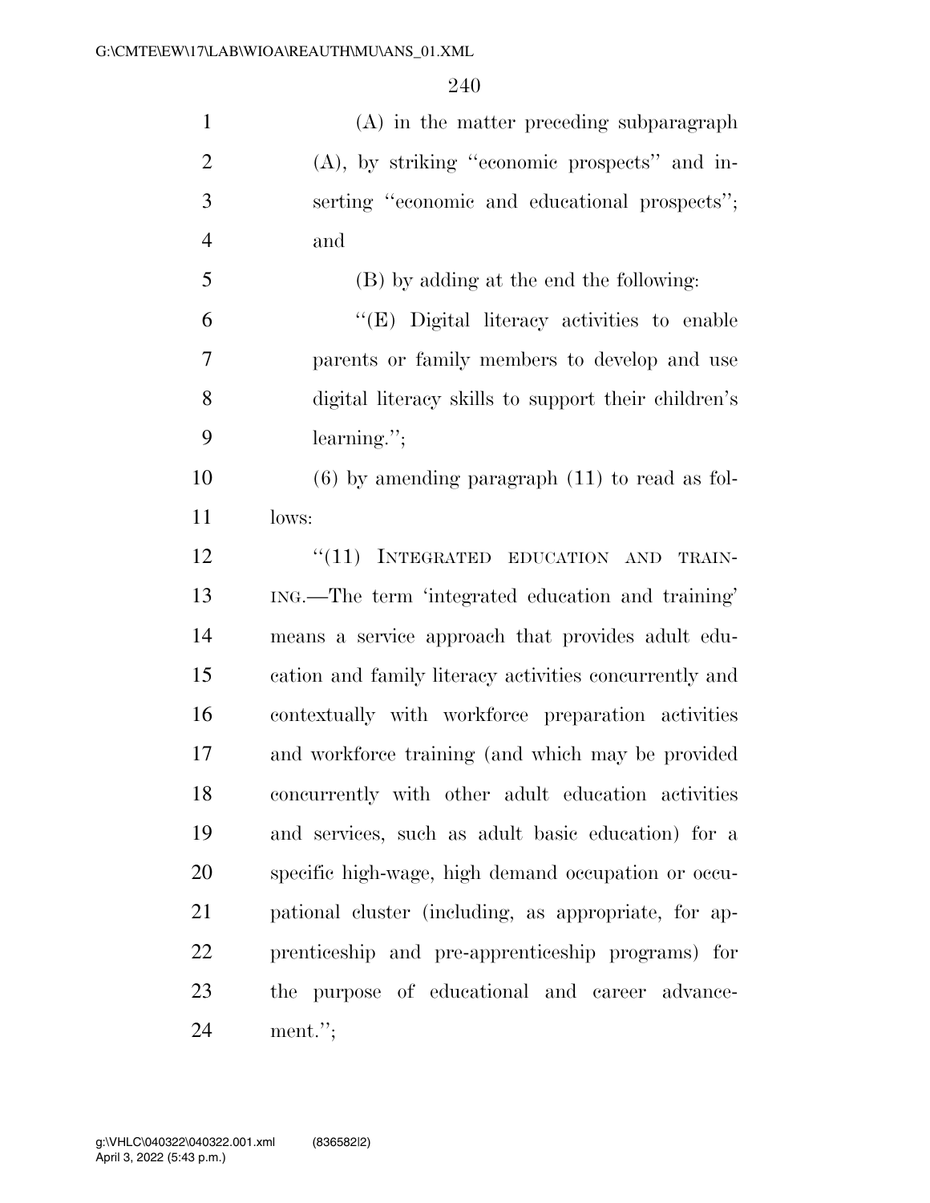(A) in the matter preceding subparagraph (A), by striking "economic prospects" and inserting "economic and educational prospects"; and

(B) by adding at the end the following:

"(E) Digital literacy activities to enable parents or family members to develop and use digital literacy skills to support their children's learning.";

(6) by amending paragraph (11) to read as follows:

"(11) INTEGRATED EDUCATION AND TRAINING.—The term 'integrated education and training' means a service approach that provides adult education and family literacy activities concurrently and contextually with workforce preparation activities and workforce training (and which may be provided concurrently with other adult education activities and services, such as adult basic education) for a specific high-wage, high demand occupation or occupational cluster (including, as appropriate, for apprenticeship and pre-apprenticeship programs) for the purpose of educational and career advancement.";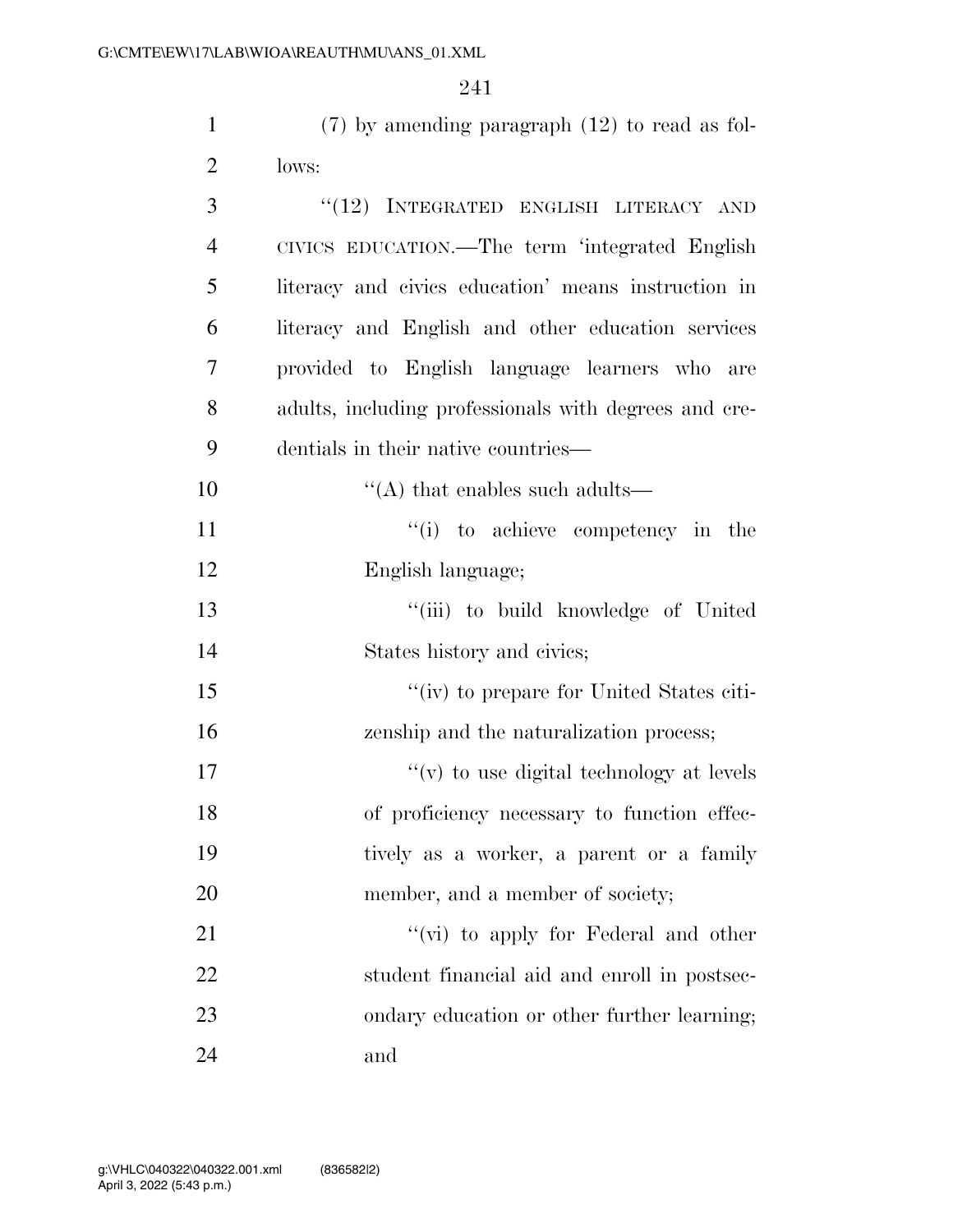(7) by amending paragraph (12) to read as follows:

"(12) INTEGRATED ENGLISH LITERACY AND CIVICS EDUCATION.—The term 'integrated English literacy and civics education' means instruction in literacy and English and other education services provided to English language learners who are adults, including professionals with degrees and credentials in their native countries—

"(A) that enables such adults—

"(i) to achieve competency in the English language;

"(iii) to build knowledge of United States history and civics;

"(iv) to prepare for United States citizenship and the naturalization process;

"(v) to use digital technology at levels of proficiency necessary to function effectively as a worker, a parent or a family member, and a member of society;

"(vi) to apply for Federal and other student financial aid and enroll in postsecondary education or other further learning; and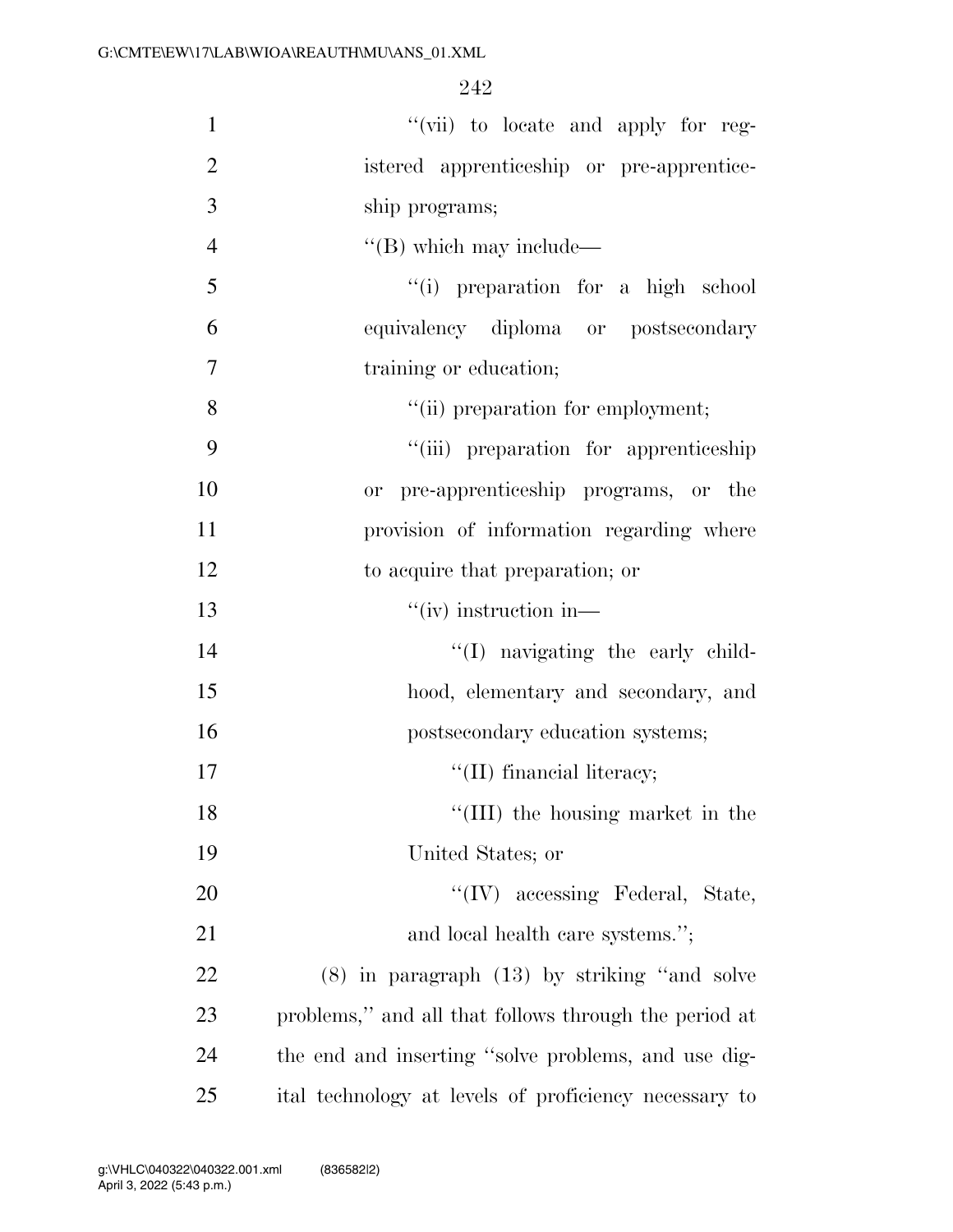''(vii) to locate and apply for registered apprenticeship or pre-apprenticeship programs;

''(B) which may include—

''(i) preparation for a high school equivalency diploma or postsecondary training or education;

''(ii) preparation for employment;

''(iii) preparation for apprenticeship or pre-apprenticeship programs, or the provision of information regarding where to acquire that preparation; or

''(iv) instruction in—

''(I) navigating the early childhood, elementary and secondary, and postsecondary education systems;

''(II) financial literacy;

''(III) the housing market in the United States; or

''(IV) accessing Federal, State, and local health care systems.'';

(8) in paragraph (13) by striking ''and solve problems,'' and all that follows through the period at the end and inserting ''solve problems, and use digital technology at levels of proficiency necessary to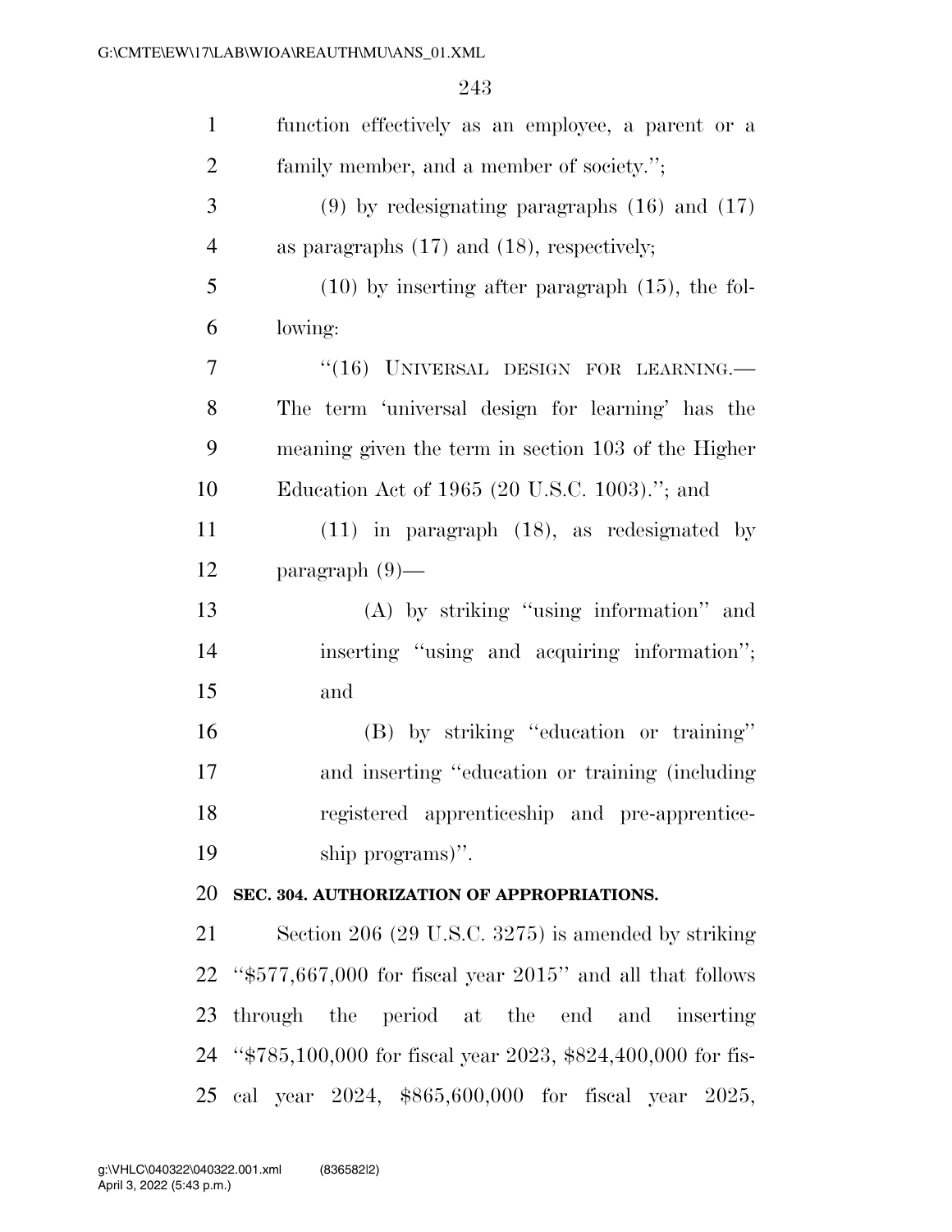function effectively as an employee, a parent or a family member, and a member of society.'';

(9) by redesignating paragraphs (16) and (17) as paragraphs (17) and (18), respectively;

(10) by inserting after paragraph (15), the following:

''(16) UNIVERSAL DESIGN FOR LEARNING.—The term 'universal design for learning' has the meaning given the term in section 103 of the Higher Education Act of 1965 (20 U.S.C. 1003).''; and

(11) in paragraph (18), as redesignated by paragraph (9)—

(A) by striking ''using information'' and inserting ''using and acquiring information''; and

(B) by striking ''education or training'' and inserting ''education or training (including registered apprenticeship and pre-apprenticeship programs)''.

**SEC. 304. AUTHORIZATION OF APPROPRIATIONS.**

Section 206 (29 U.S.C. 3275) is amended by striking ''$577,667,000 for fiscal year 2015'' and all that follows through the period at the end and inserting ''$785,100,000 for fiscal year 2023, $824,400,000 for fiscal year 2024, $865,600,000 for fiscal year 2025,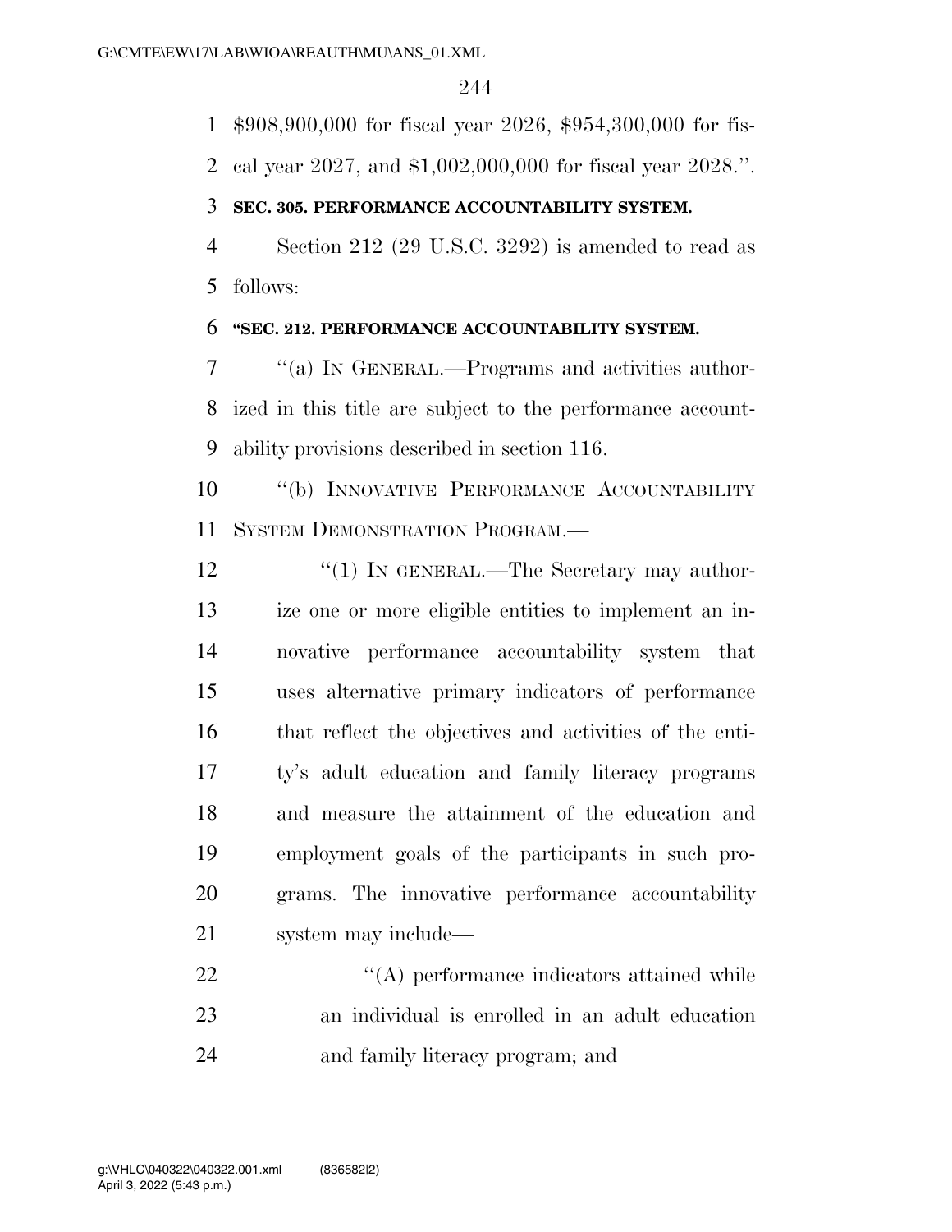$908,900,000 for fiscal year 2026, $954,300,000 for fiscal year 2027, and $1,002,000,000 for fiscal year 2028.''.

**SEC. 305. PERFORMANCE ACCOUNTABILITY SYSTEM.**

Section 212 (29 U.S.C. 3292) is amended to read as follows:

**"SEC. 212. PERFORMANCE ACCOUNTABILITY SYSTEM.**

''(a) IN GENERAL.—Programs and activities authorized in this title are subject to the performance accountability provisions described in section 116.

''(b) INNOVATIVE PERFORMANCE ACCOUNTABILITY SYSTEM DEMONSTRATION PROGRAM.—

''(1) IN GENERAL.—The Secretary may authorize one or more eligible entities to implement an innovative performance accountability system that uses alternative primary indicators of performance that reflect the objectives and activities of the entity's adult education and family literacy programs and measure the attainment of the education and employment goals of the participants in such programs. The innovative performance accountability system may include—

''(A) performance indicators attained while an individual is enrolled in an adult education and family literacy program; and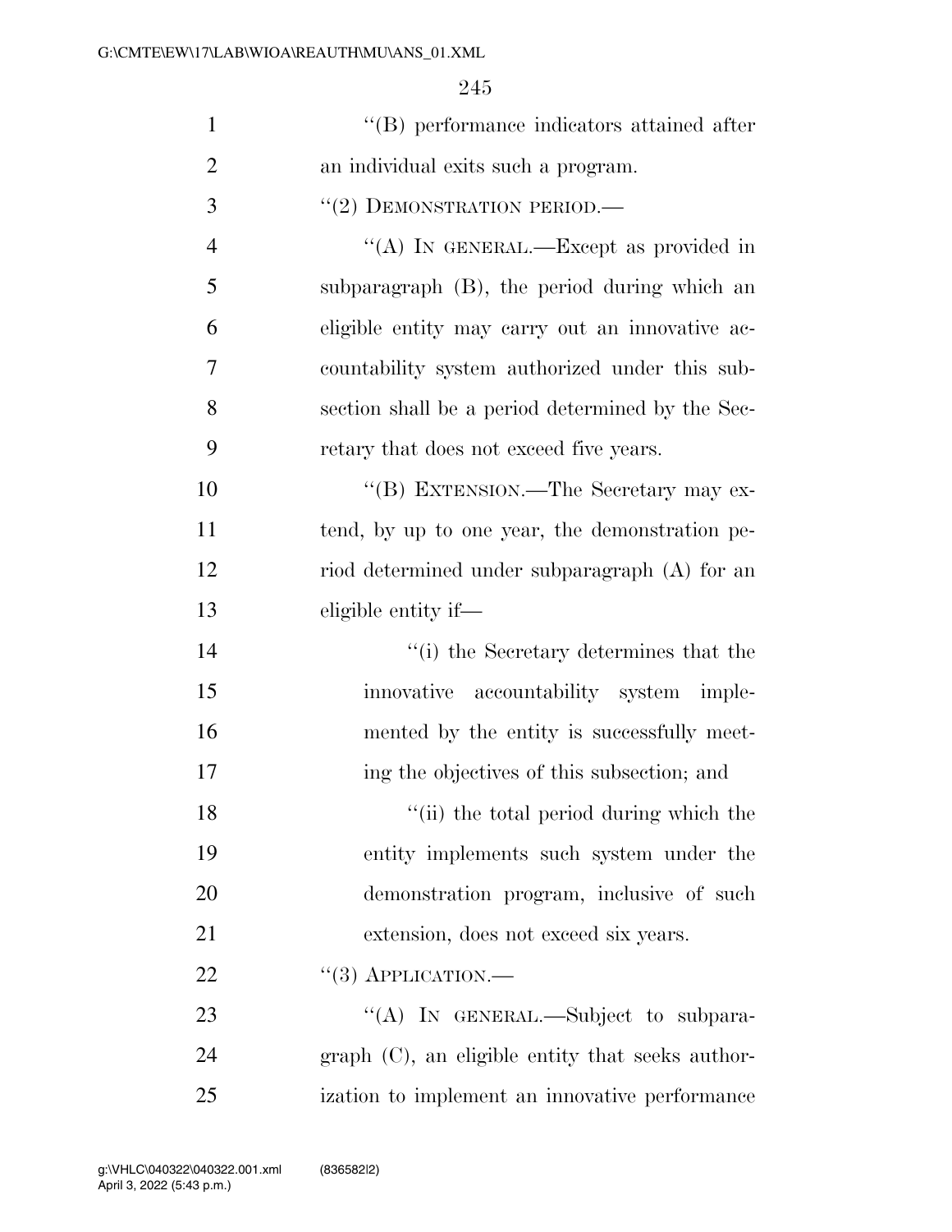"(B) performance indicators attained after an individual exits such a program.

"(2) DEMONSTRATION PERIOD.—

"(A) IN GENERAL.—Except as provided in subparagraph (B), the period during which an eligible entity may carry out an innovative accountability system authorized under this subsection shall be a period determined by the Secretary that does not exceed five years.

"(B) EXTENSION.—The Secretary may extend, by up to one year, the demonstration period determined under subparagraph (A) for an eligible entity if—

"(i) the Secretary determines that the innovative accountability system implemented by the entity is successfully meeting the objectives of this subsection; and

"(ii) the total period during which the entity implements such system under the demonstration program, inclusive of such extension, does not exceed six years.

"(3) APPLICATION.—

"(A) IN GENERAL.—Subject to subparagraph (C), an eligible entity that seeks authorization to implement an innovative performance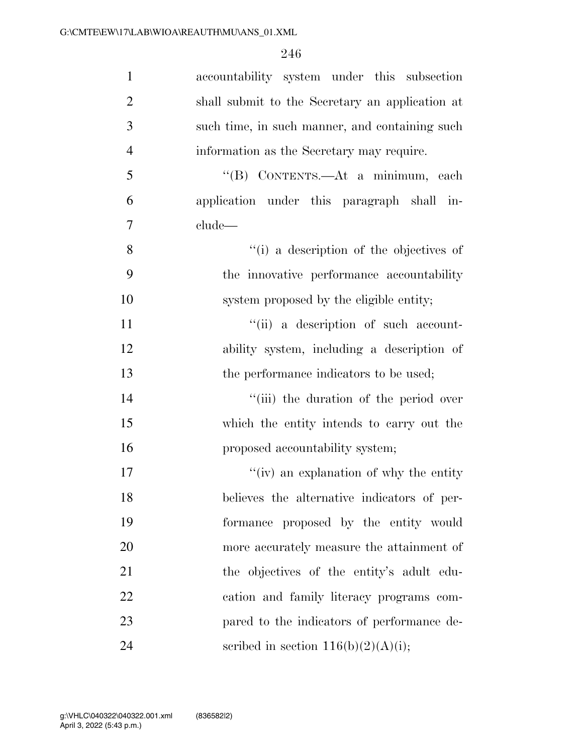accountability system under this subsection shall submit to the Secretary an application at such time, in such manner, and containing such information as the Secretary may require.

"(B) CONTENTS.—At a minimum, each application under this paragraph shall include—

"(i) a description of the objectives of the innovative performance accountability system proposed by the eligible entity;

"(ii) a description of such accountability system, including a description of the performance indicators to be used;

"(iii) the duration of the period over which the entity intends to carry out the proposed accountability system;

"(iv) an explanation of why the entity believes the alternative indicators of performance proposed by the entity would more accurately measure the attainment of the objectives of the entity's adult education and family literacy programs compared to the indicators of performance described in section 116(b)(2)(A)(i);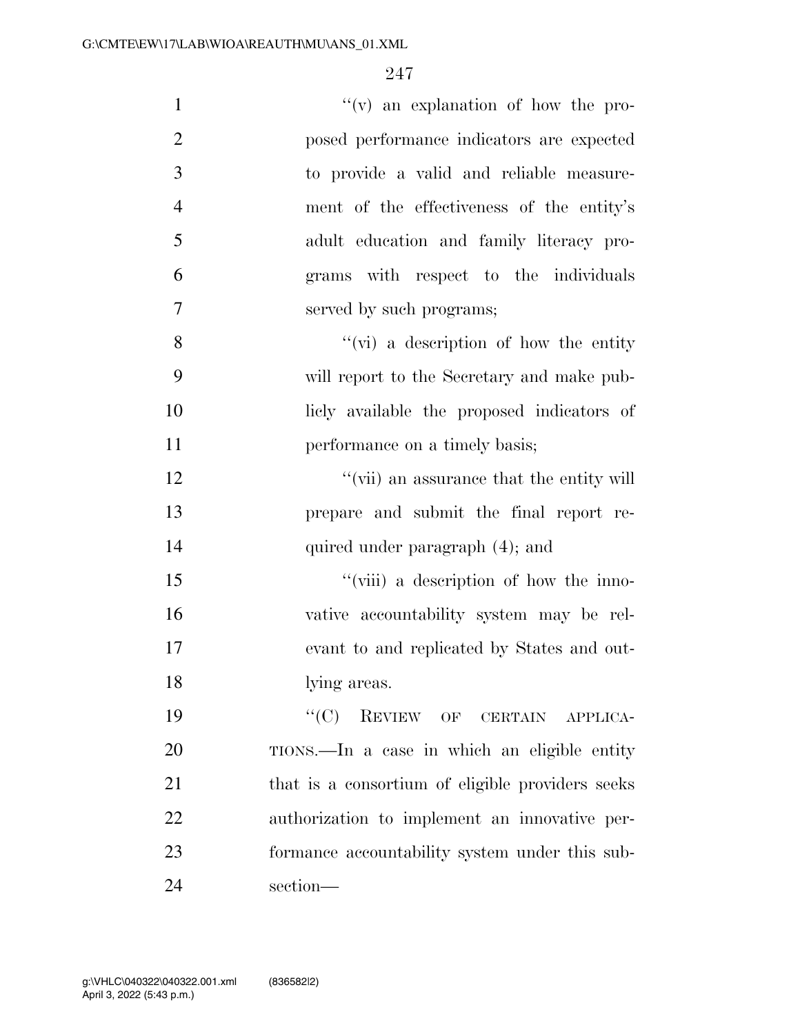''(v) an explanation of how the proposed performance indicators are expected to provide a valid and reliable measurement of the effectiveness of the entity's adult education and family literacy programs with respect to the individuals served by such programs;

''(vi) a description of how the entity will report to the Secretary and make publicly available the proposed indicators of performance on a timely basis;

''(vii) an assurance that the entity will prepare and submit the final report required under paragraph (4); and

''(viii) a description of how the innovative accountability system may be relevant to and replicated by States and outlying areas.

''(C) REVIEW OF CERTAIN APPLICATIONS.—In a case in which an eligible entity that is a consortium of eligible providers seeks authorization to implement an innovative performance accountability system under this subsection—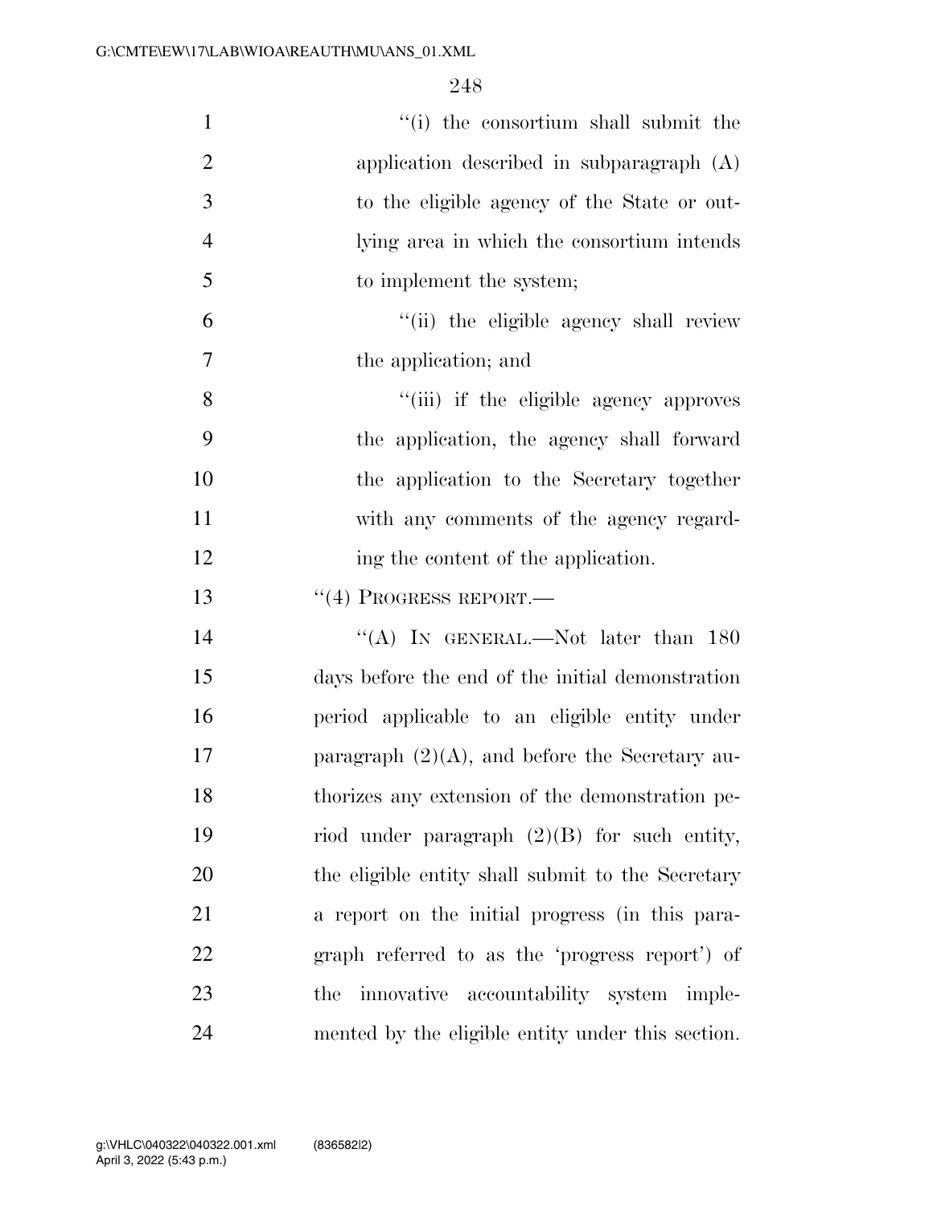''(i) the consortium shall submit the application described in subparagraph (A) to the eligible agency of the State or outlying area in which the consortium intends to implement the system;

''(ii) the eligible agency shall review the application; and

''(iii) if the eligible agency approves the application, the agency shall forward the application to the Secretary together with any comments of the agency regarding the content of the application.

''(4) PROGRESS REPORT.—

''(A) IN GENERAL.—Not later than 180 days before the end of the initial demonstration period applicable to an eligible entity under paragraph (2)(A), and before the Secretary authorizes any extension of the demonstration period under paragraph (2)(B) for such entity, the eligible entity shall submit to the Secretary a report on the initial progress (in this paragraph referred to as the 'progress report') of the innovative accountability system implemented by the eligible entity under this section.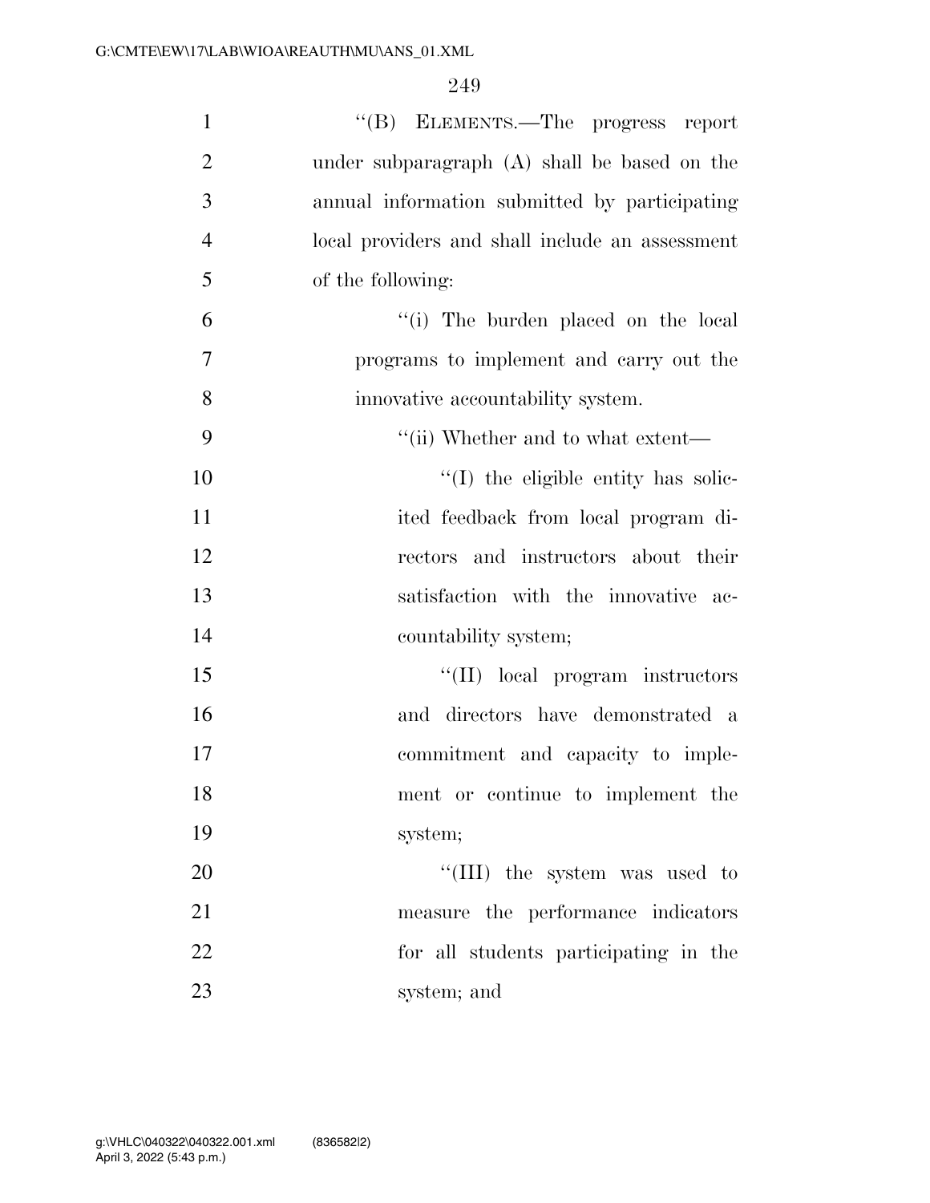"(B) ELEMENTS.—The progress report under subparagraph (A) shall be based on the annual information submitted by participating local providers and shall include an assessment of the following:

"(i) The burden placed on the local programs to implement and carry out the innovative accountability system.

"(ii) Whether and to what extent—

"(I) the eligible entity has solicited feedback from local program directors and instructors about their satisfaction with the innovative accountability system;

"(II) local program instructors and directors have demonstrated a commitment and capacity to implement or continue to implement the system;

"(III) the system was used to measure the performance indicators for all students participating in the system; and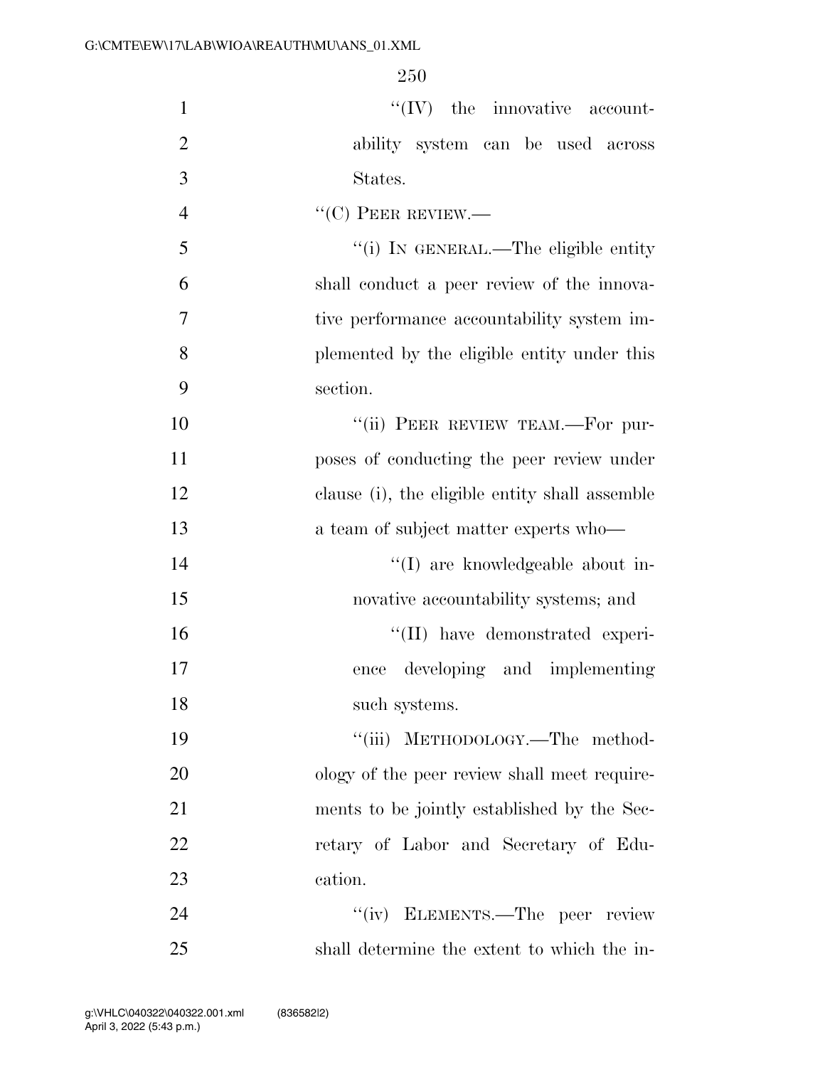"(IV) the innovative accountability system can be used across States.

"(C) PEER REVIEW.—

"(i) IN GENERAL.—The eligible entity shall conduct a peer review of the innovative performance accountability system implemented by the eligible entity under this section.

"(ii) PEER REVIEW TEAM.—For purposes of conducting the peer review under clause (i), the eligible entity shall assemble a team of subject matter experts who—

"(I) are knowledgeable about innovative accountability systems; and

"(II) have demonstrated experience developing and implementing such systems.

"(iii) METHODOLOGY.—The methodology of the peer review shall meet requirements to be jointly established by the Secretary of Labor and Secretary of Education.

"(iv) ELEMENTS.—The peer review shall determine the extent to which the in-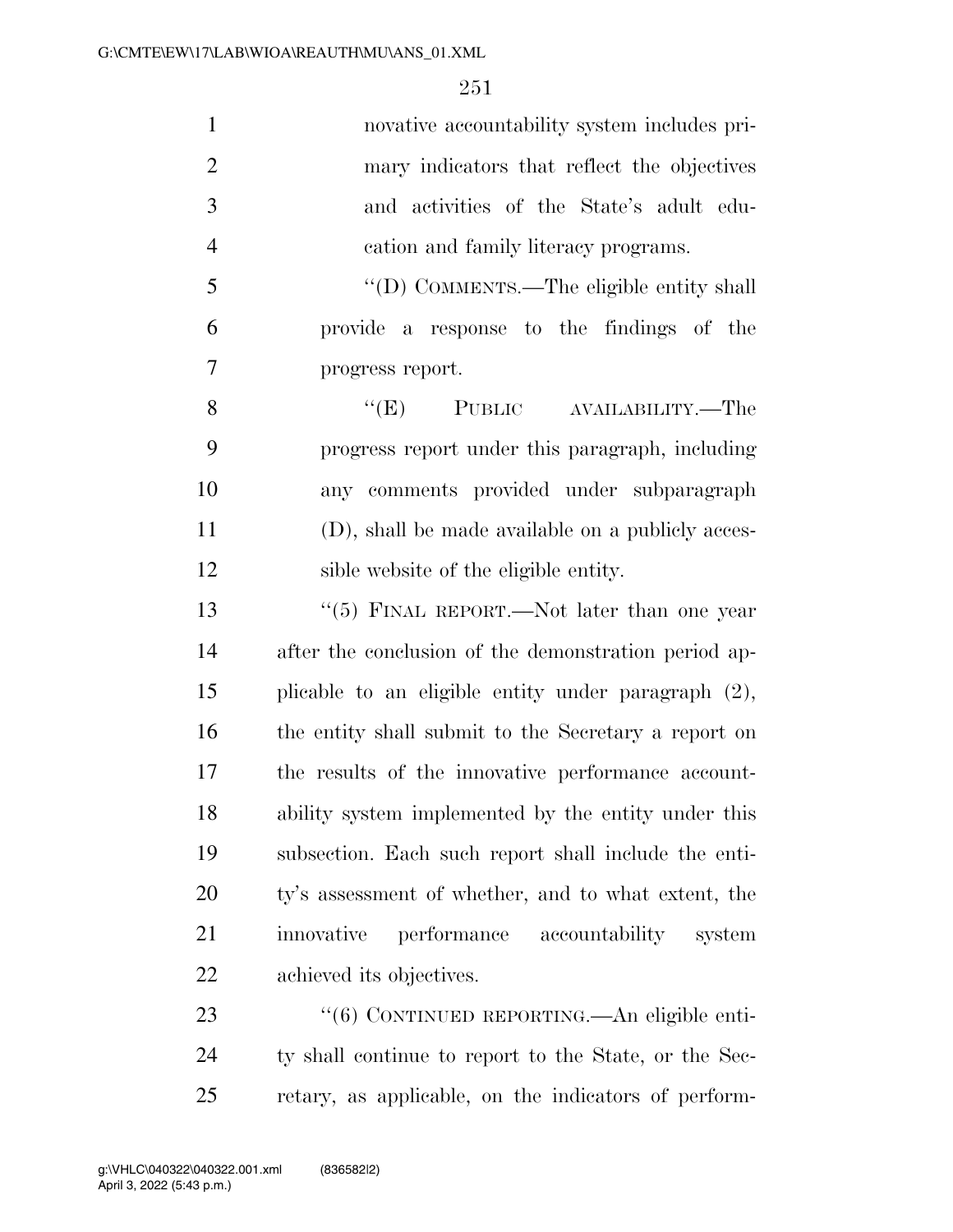novative accountability system includes primary indicators that reflect the objectives and activities of the State's adult education and family literacy programs.

"(D) COMMENTS.—The eligible entity shall provide a response to the findings of the progress report.

"(E) PUBLIC AVAILABILITY.—The progress report under this paragraph, including any comments provided under subparagraph (D), shall be made available on a publicly accessible website of the eligible entity.

"(5) FINAL REPORT.—Not later than one year after the conclusion of the demonstration period applicable to an eligible entity under paragraph (2), the entity shall submit to the Secretary a report on the results of the innovative performance accountability system implemented by the entity under this subsection. Each such report shall include the entity's assessment of whether, and to what extent, the innovative performance accountability system achieved its objectives.

"(6) CONTINUED REPORTING.—An eligible entity shall continue to report to the State, or the Secretary, as applicable, on the indicators of perform-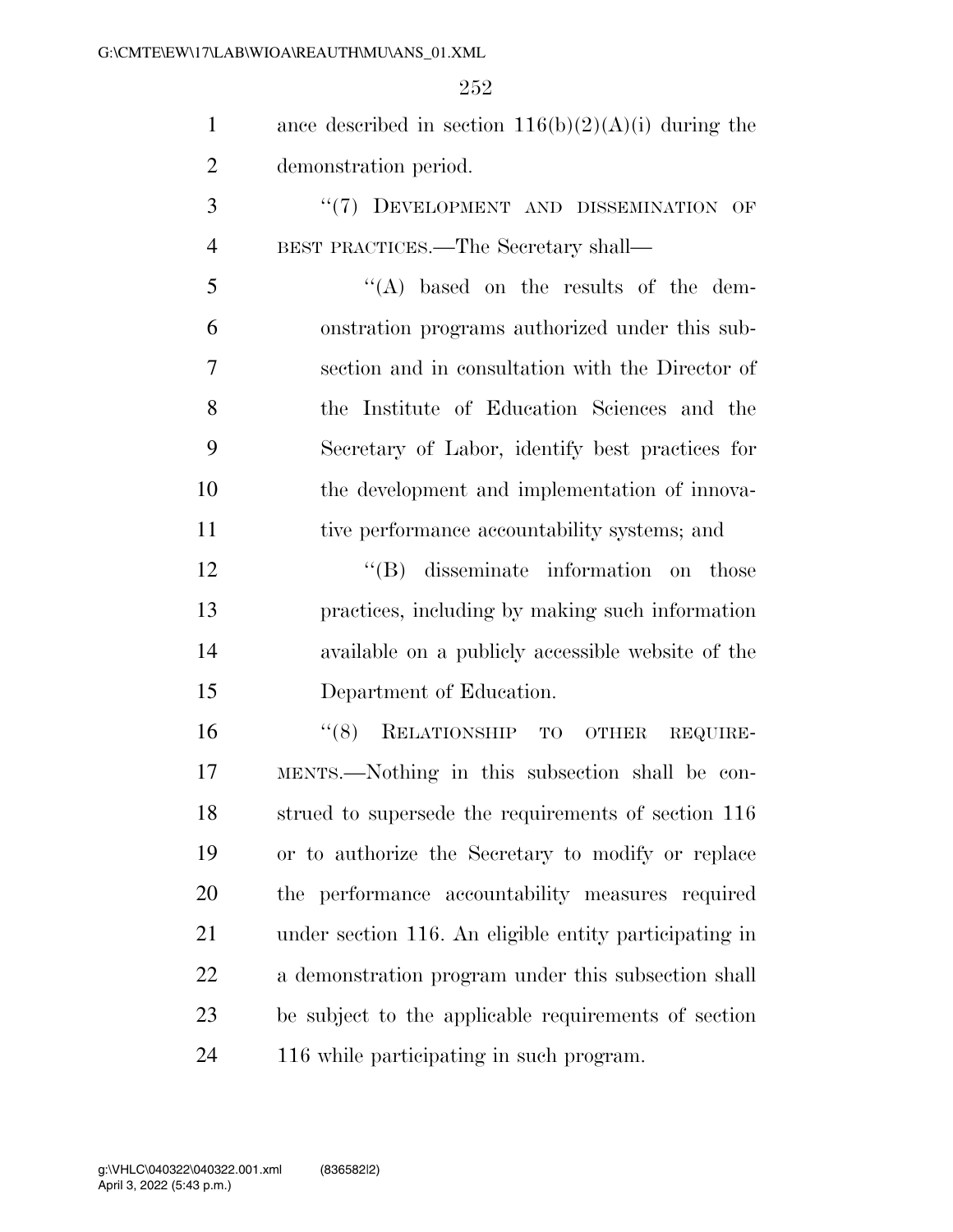ance described in section 116(b)(2)(A)(i) during the demonstration period.

"(7) DEVELOPMENT AND DISSEMINATION OF BEST PRACTICES.—The Secretary shall—

"(A) based on the results of the demonstration programs authorized under this subsection and in consultation with the Director of the Institute of Education Sciences and the Secretary of Labor, identify best practices for the development and implementation of innovative performance accountability systems; and

"(B) disseminate information on those practices, including by making such information available on a publicly accessible website of the Department of Education.

"(8) RELATIONSHIP TO OTHER REQUIREMENTS.—Nothing in this subsection shall be construed to supersede the requirements of section 116 or to authorize the Secretary to modify or replace the performance accountability measures required under section 116. An eligible entity participating in a demonstration program under this subsection shall be subject to the applicable requirements of section 116 while participating in such program.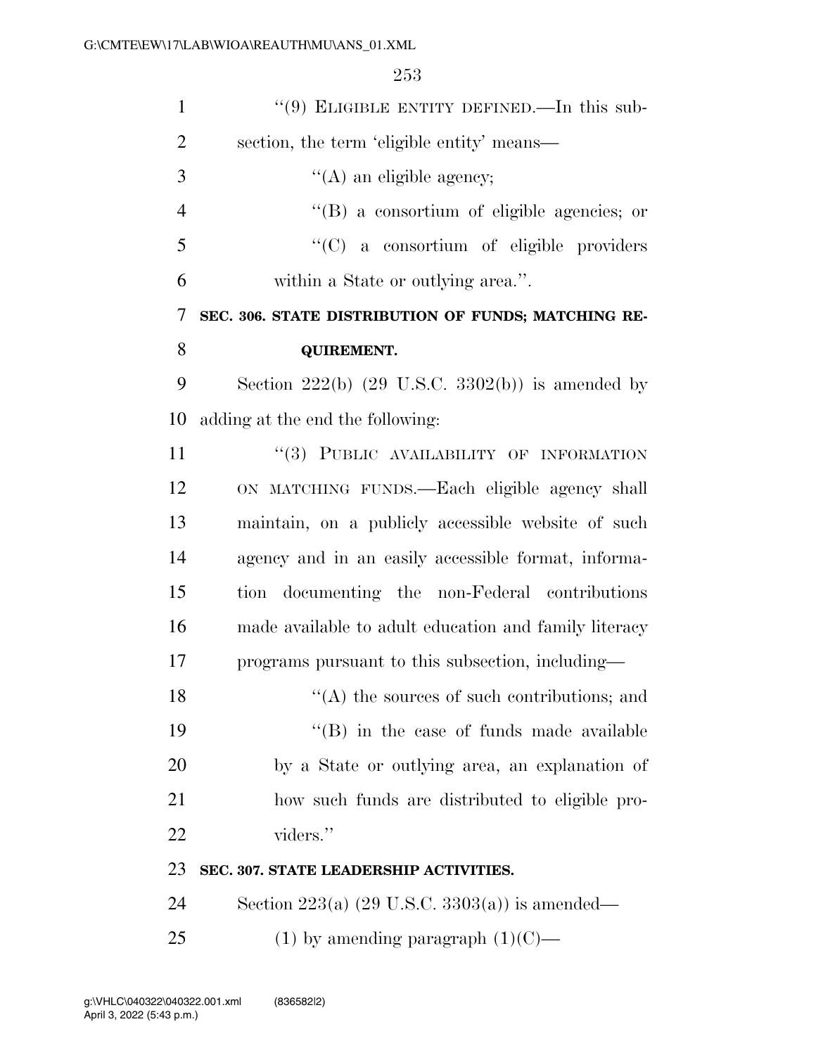"(9) ELIGIBLE ENTITY DEFINED.—In this subsection, the term 'eligible entity' means—

"(A) an eligible agency;

"(B) a consortium of eligible agencies; or

"(C) a consortium of eligible providers within a State or outlying area.".

**SEC. 306. STATE DISTRIBUTION OF FUNDS; MATCHING REQUIREMENT.**

Section 222(b) (29 U.S.C. 3302(b)) is amended by adding at the end the following:

"(3) PUBLIC AVAILABILITY OF INFORMATION ON MATCHING FUNDS.—Each eligible agency shall maintain, on a publicly accessible website of such agency and in an easily accessible format, information documenting the non-Federal contributions made available to adult education and family literacy programs pursuant to this subsection, including—

"(A) the sources of such contributions; and

"(B) in the case of funds made available by a State or outlying area, an explanation of how such funds are distributed to eligible providers."

**SEC. 307. STATE LEADERSHIP ACTIVITIES.**

Section 223(a) (29 U.S.C. 3303(a)) is amended—

(1) by amending paragraph (1)(C)—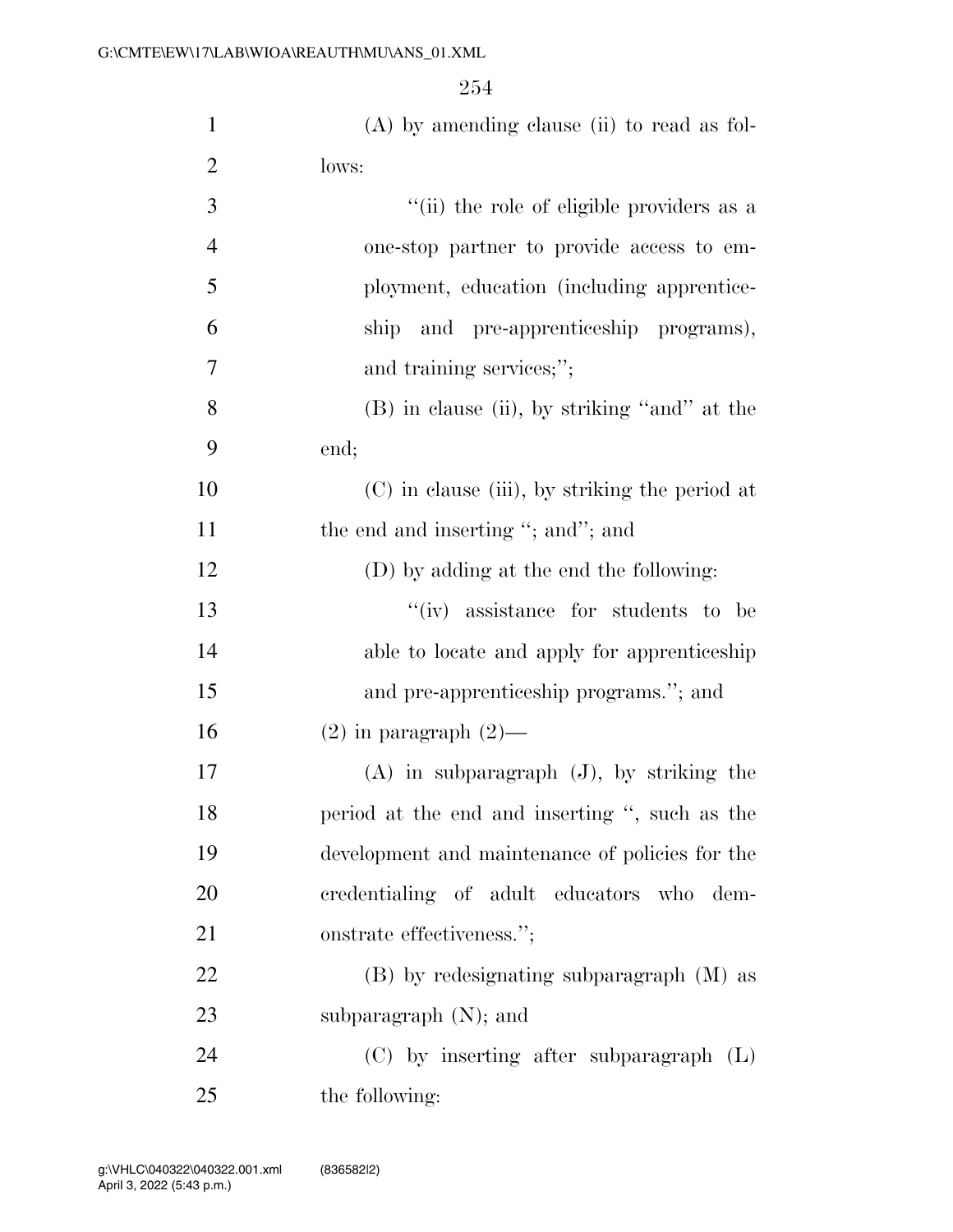(A) by amending clause (ii) to read as follows:

"(ii) the role of eligible providers as a one-stop partner to provide access to employment, education (including apprenticeship and pre-apprenticeship programs), and training services;";

(B) in clause (ii), by striking "and" at the end;

(C) in clause (iii), by striking the period at the end and inserting "; and"; and

(D) by adding at the end the following:

"(iv) assistance for students to be able to locate and apply for apprenticeship and pre-apprenticeship programs."; and

(2) in paragraph (2)—

(A) in subparagraph (J), by striking the period at the end and inserting ", such as the development and maintenance of policies for the credentialing of adult educators who demonstrate effectiveness.";

(B) by redesignating subparagraph (M) as subparagraph (N); and

(C) by inserting after subparagraph (L) the following: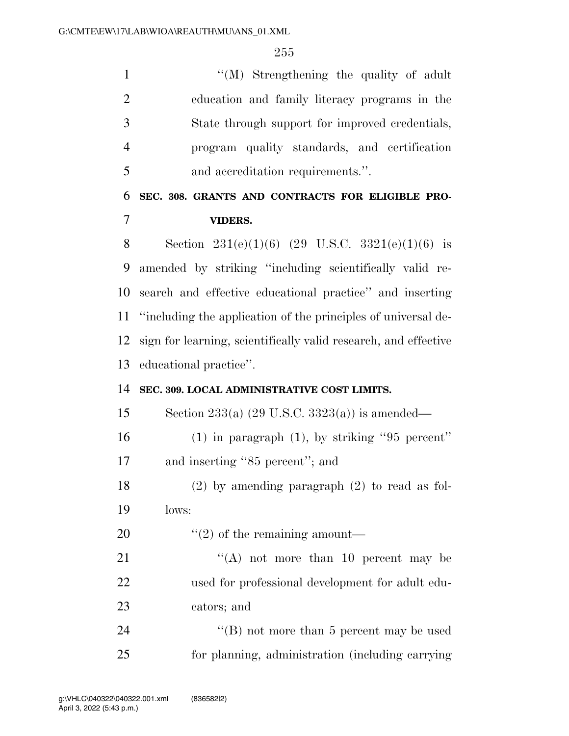"(M) Strengthening the quality of adult education and family literacy programs in the State through support for improved credentials, program quality standards, and certification and accreditation requirements.".

**SEC. 308. GRANTS AND CONTRACTS FOR ELIGIBLE PROVIDERS.**

Section 231(e)(1)(6) (29 U.S.C. 3321(e)(1)(6) is amended by striking "including scientifically valid research and effective educational practice" and inserting "including the application of the principles of universal design for learning, scientifically valid research, and effective educational practice".

**SEC. 309. LOCAL ADMINISTRATIVE COST LIMITS.**

Section 233(a) (29 U.S.C. 3323(a)) is amended—

(1) in paragraph (1), by striking "95 percent" and inserting "85 percent"; and

(2) by amending paragraph (2) to read as follows:

"(2) of the remaining amount—

"(A) not more than 10 percent may be used for professional development for adult educators; and

"(B) not more than 5 percent may be used for planning, administration (including carrying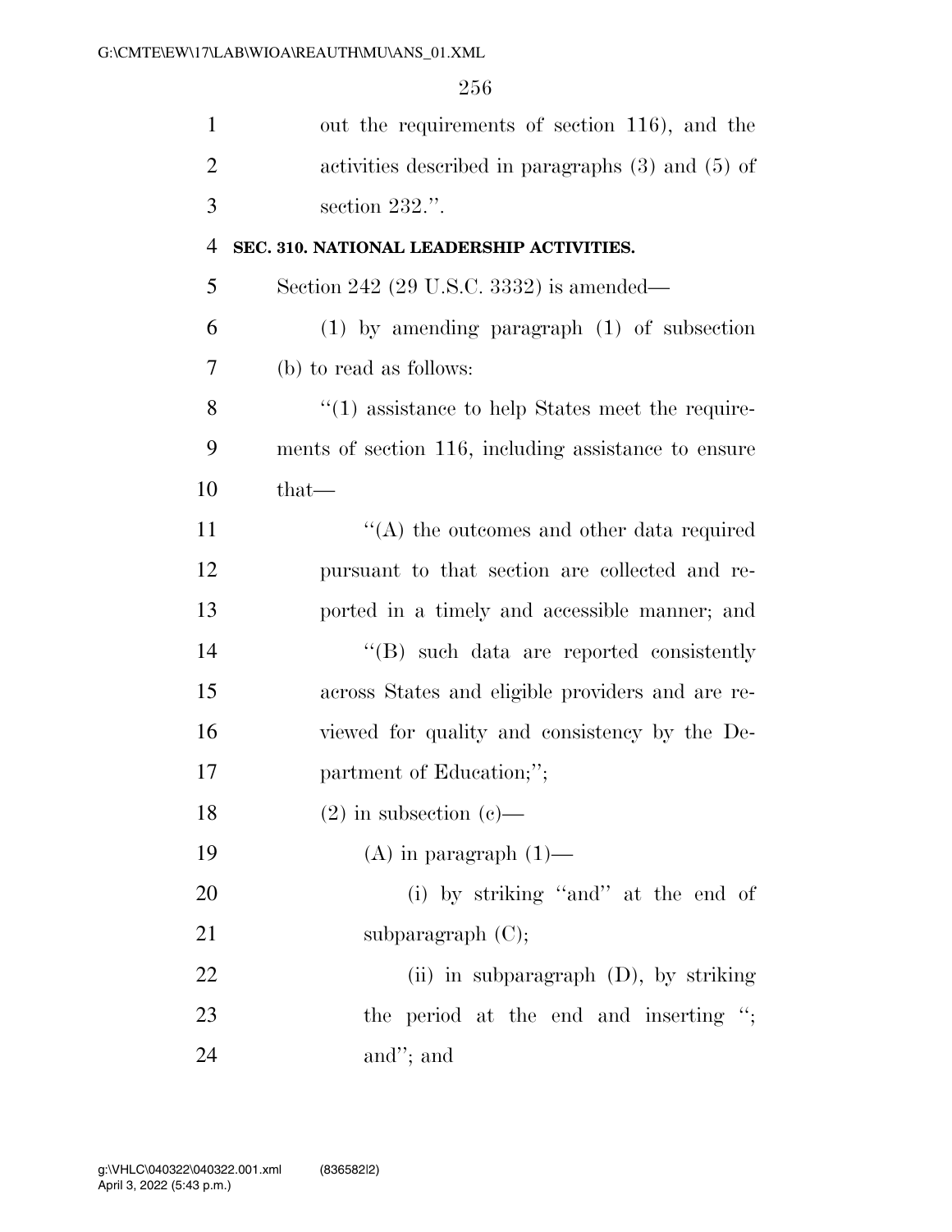out the requirements of section 116), and the activities described in paragraphs (3) and (5) of section 232.''.

**SEC. 310. NATIONAL LEADERSHIP ACTIVITIES.**

Section 242 (29 U.S.C. 3332) is amended—

(1) by amending paragraph (1) of subsection (b) to read as follows:

''(1) assistance to help States meet the requirements of section 116, including assistance to ensure that—

''(A) the outcomes and other data required pursuant to that section are collected and reported in a timely and accessible manner; and

''(B) such data are reported consistently across States and eligible providers and are reviewed for quality and consistency by the Department of Education;'';

(2) in subsection (c)—

(A) in paragraph (1)—

(i) by striking ''and'' at the end of subparagraph (C);

(ii) in subparagraph (D), by striking the period at the end and inserting ''; and''; and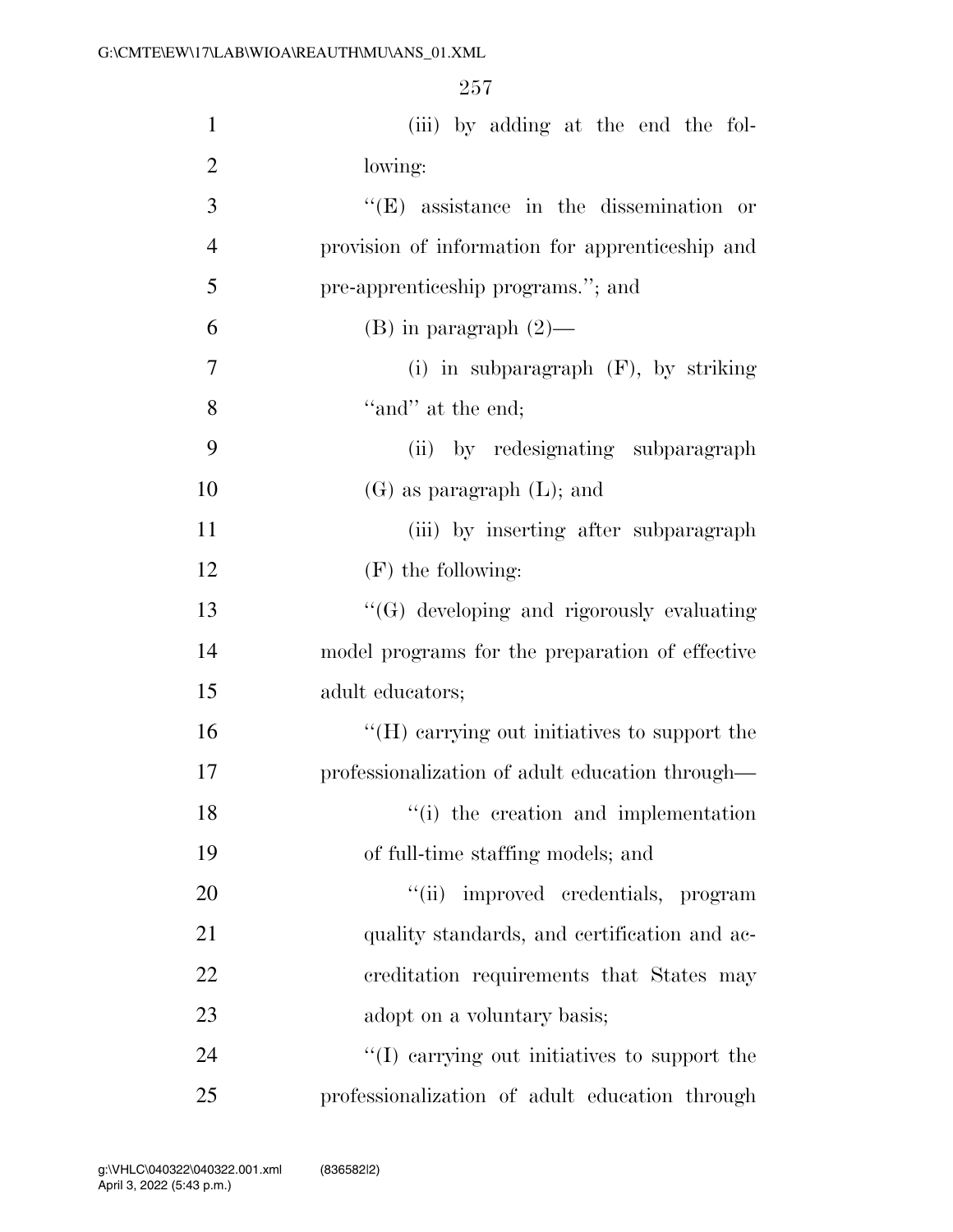(iii) by adding at the end the following:

"(E) assistance in the dissemination or provision of information for apprenticeship and pre-apprenticeship programs."; and

(B) in paragraph (2)—

(i) in subparagraph (F), by striking "and" at the end;

(ii) by redesignating subparagraph (G) as paragraph (L); and

(iii) by inserting after subparagraph (F) the following:

"(G) developing and rigorously evaluating model programs for the preparation of effective adult educators;

"(H) carrying out initiatives to support the professionalization of adult education through—

"(i) the creation and implementation of full-time staffing models; and

"(ii) improved credentials, program quality standards, and certification and accreditation requirements that States may adopt on a voluntary basis;

"(I) carrying out initiatives to support the professionalization of adult education through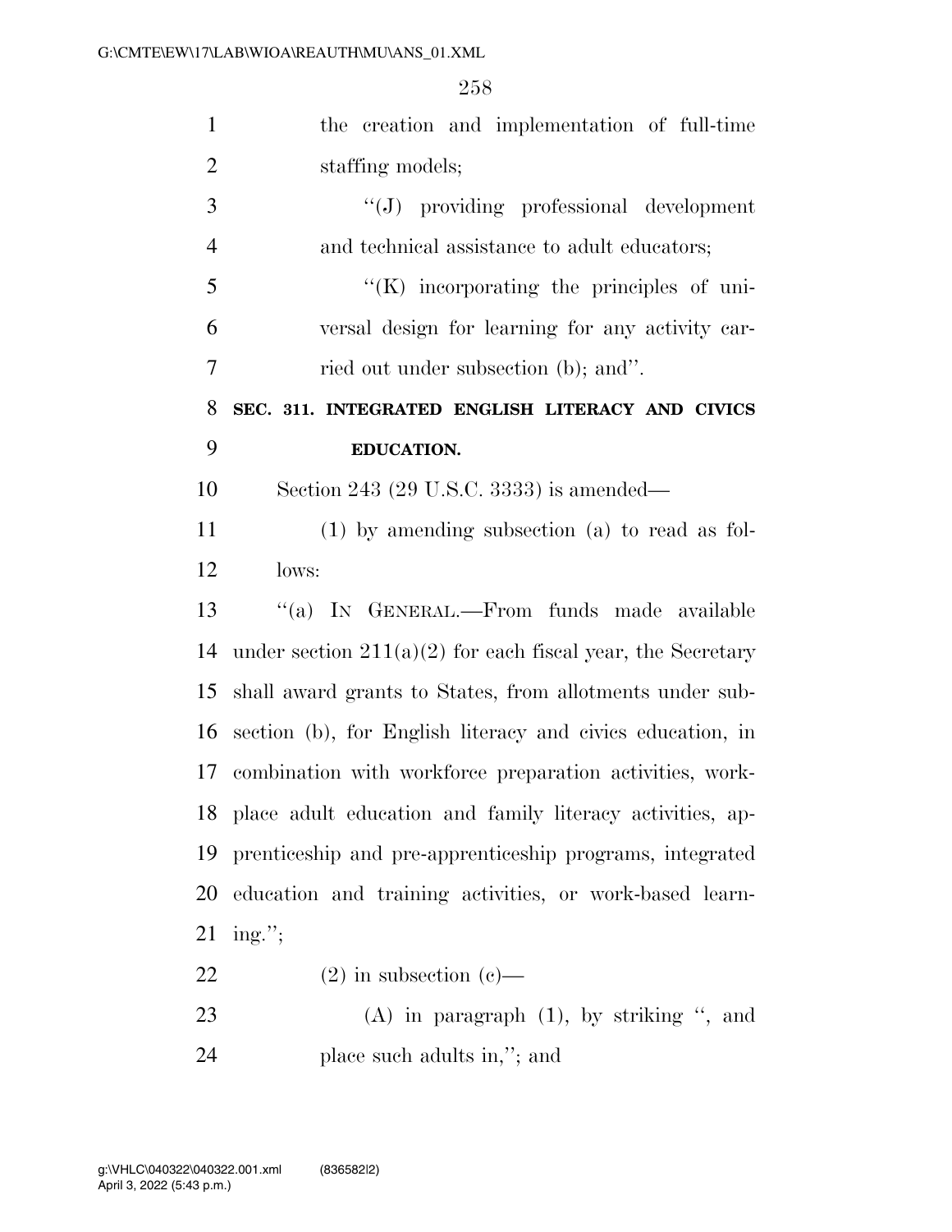the creation and implementation of full-time staffing models;

"(J) providing professional development and technical assistance to adult educators;

"(K) incorporating the principles of universal design for learning for any activity carried out under subsection (b); and".

**SEC. 311. INTEGRATED ENGLISH LITERACY AND CIVICS EDUCATION.**

Section 243 (29 U.S.C. 3333) is amended—

(1) by amending subsection (a) to read as follows:

"(a) IN GENERAL.—From funds made available under section 211(a)(2) for each fiscal year, the Secretary shall award grants to States, from allotments under subsection (b), for English literacy and civics education, in combination with workforce preparation activities, workplace adult education and family literacy activities, apprenticeship and pre-apprenticeship programs, integrated education and training activities, or work-based learning.";

(2) in subsection (c)—

(A) in paragraph (1), by striking ", and place such adults in,"; and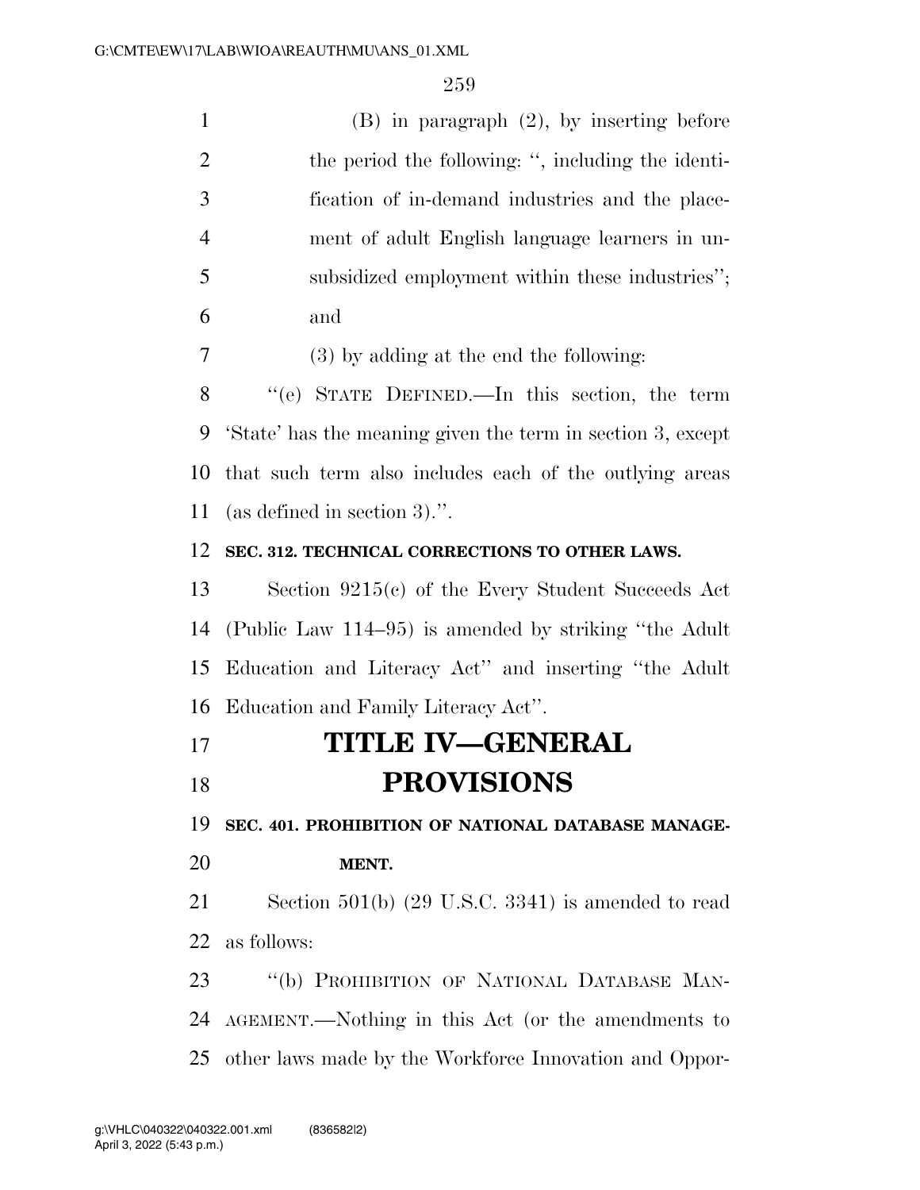(B) in paragraph (2), by inserting before the period the following: ", including the identification of in-demand industries and the placement of adult English language learners in unsubsidized employment within these industries"; and

(3) by adding at the end the following:

"(e) STATE DEFINED.—In this section, the term 'State' has the meaning given the term in section 3, except that such term also includes each of the outlying areas (as defined in section 3).".

**SEC. 312. TECHNICAL CORRECTIONS TO OTHER LAWS.**

Section 9215(c) of the Every Student Succeeds Act (Public Law 114–95) is amended by striking "the Adult Education and Literacy Act" and inserting "the Adult Education and Family Literacy Act".

# TITLE IV—GENERAL PROVISIONS

**SEC. 401. PROHIBITION OF NATIONAL DATABASE MANAGEMENT.**

Section 501(b) (29 U.S.C. 3341) is amended to read as follows:

"(b) PROHIBITION OF NATIONAL DATABASE MANAGEMENT.—Nothing in this Act (or the amendments to other laws made by the Workforce Innovation and Oppor-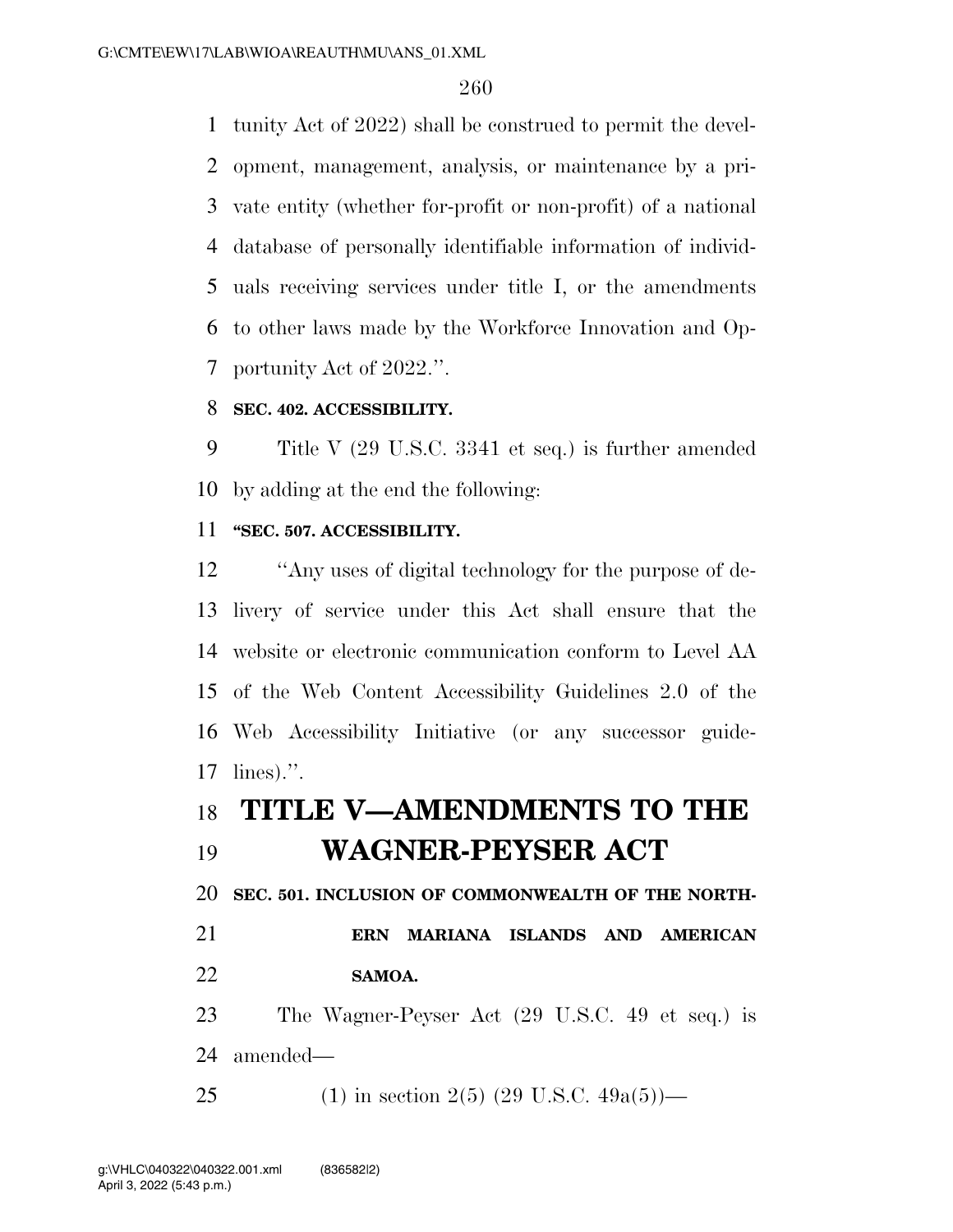tunity Act of 2022) shall be construed to permit the development, management, analysis, or maintenance by a private entity (whether for-profit or non-profit) of a national database of personally identifiable information of individuals receiving services under title I, or the amendments to other laws made by the Workforce Innovation and Opportunity Act of 2022.''.

**SEC. 402. ACCESSIBILITY.**

Title V (29 U.S.C. 3341 et seq.) is further amended by adding at the end the following:

**''SEC. 507. ACCESSIBILITY.**

''Any uses of digital technology for the purpose of delivery of service under this Act shall ensure that the website or electronic communication conform to Level AA of the Web Content Accessibility Guidelines 2.0 of the Web Accessibility Initiative (or any successor guidelines).''.

# TITLE V—AMENDMENTS TO THE WAGNER-PEYSER ACT

**SEC. 501. INCLUSION OF COMMONWEALTH OF THE NORTHERN MARIANA ISLANDS AND AMERICAN SAMOA.**

The Wagner-Peyser Act (29 U.S.C. 49 et seq.) is amended—

(1) in section 2(5) (29 U.S.C. 49a(5))—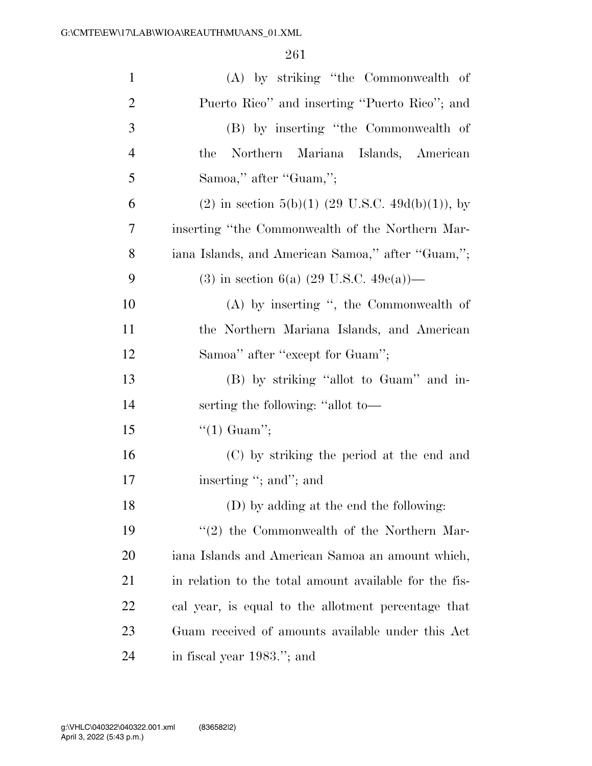(A) by striking "the Commonwealth of Puerto Rico" and inserting "Puerto Rico"; and

(B) by inserting "the Commonwealth of the Northern Mariana Islands, American Samoa," after "Guam,";

(2) in section 5(b)(1) (29 U.S.C. 49d(b)(1)), by inserting "the Commonwealth of the Northern Mariana Islands, and American Samoa," after "Guam,";

(3) in section 6(a) (29 U.S.C. 49e(a))—

(A) by inserting ", the Commonwealth of the Northern Mariana Islands, and American Samoa" after "except for Guam";

(B) by striking "allot to Guam" and inserting the following: "allot to—

"(1) Guam";

(C) by striking the period at the end and inserting "; and"; and

(D) by adding at the end the following:

"(2) the Commonwealth of the Northern Mariana Islands and American Samoa an amount which, in relation to the total amount available for the fiscal year, is equal to the allotment percentage that Guam received of amounts available under this Act in fiscal year 1983."; and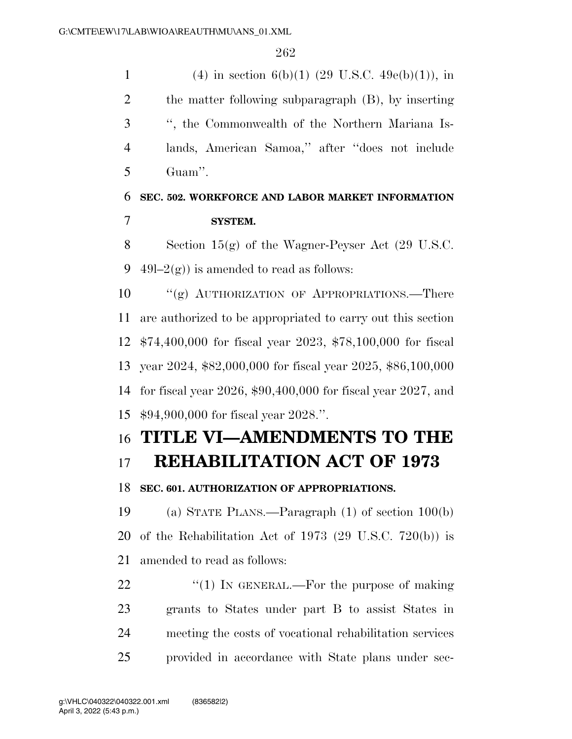(4) in section 6(b)(1) (29 U.S.C. 49e(b)(1)), in the matter following subparagraph (B), by inserting ", the Commonwealth of the Northern Mariana Islands, American Samoa," after "does not include Guam".

**SEC. 502. WORKFORCE AND LABOR MARKET INFORMATION SYSTEM.**

Section 15(g) of the Wagner-Peyser Act (29 U.S.C. 49l–2(g)) is amended to read as follows:

"(g) AUTHORIZATION OF APPROPRIATIONS.—There are authorized to be appropriated to carry out this section $74,400,000 for fiscal year 2023, $78,100,000 for fiscal year 2024, $82,000,000 for fiscal year 2025, $86,100,000 for fiscal year 2026, $90,400,000 for fiscal year 2027, and $94,900,000 for fiscal year 2028.".

# TITLE VI—AMENDMENTS TO THE REHABILITATION ACT OF 1973

**SEC. 601. AUTHORIZATION OF APPROPRIATIONS.**

(a) STATE PLANS.—Paragraph (1) of section 100(b) of the Rehabilitation Act of 1973 (29 U.S.C. 720(b)) is amended to read as follows:

"(1) IN GENERAL.—For the purpose of making grants to States under part B to assist States in meeting the costs of vocational rehabilitation services provided in accordance with State plans under sec-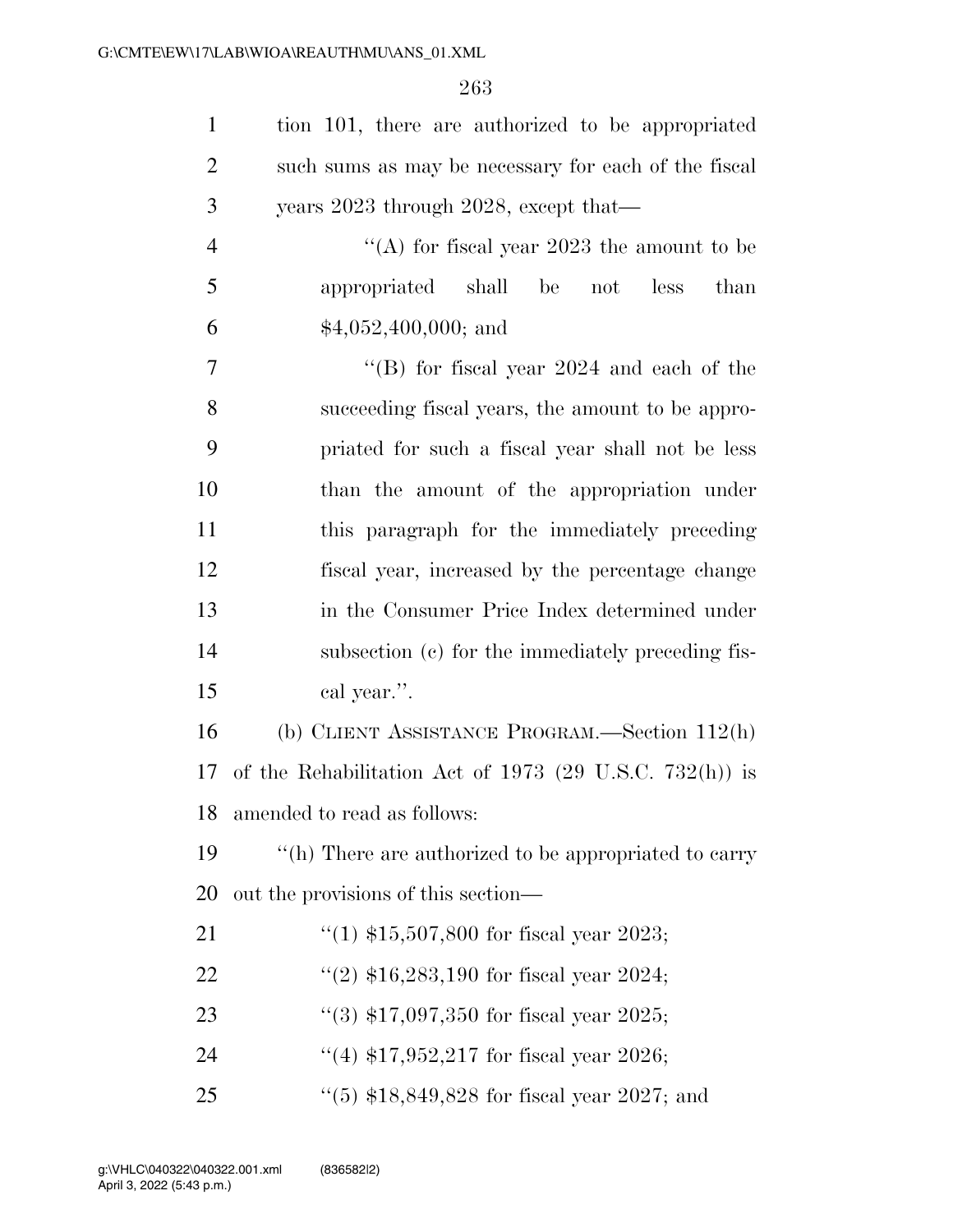tion 101, there are authorized to be appropriated such sums as may be necessary for each of the fiscal years 2023 through 2028, except that—

''(A) for fiscal year 2023 the amount to be appropriated shall be not less than $4,052,400,000; and

''(B) for fiscal year 2024 and each of the succeeding fiscal years, the amount to be appropriated for such a fiscal year shall not be less than the amount of the appropriation under this paragraph for the immediately preceding fiscal year, increased by the percentage change in the Consumer Price Index determined under subsection (c) for the immediately preceding fiscal year.''.

(b) CLIENT ASSISTANCE PROGRAM.—Section 112(h) of the Rehabilitation Act of 1973 (29 U.S.C. 732(h)) is amended to read as follows:

''(h) There are authorized to be appropriated to carry out the provisions of this section—

''(1) $15,507,800 for fiscal year 2023;

''(2) $16,283,190 for fiscal year 2024;

''(3) $17,097,350 for fiscal year 2025;

''(4) $17,952,217 for fiscal year 2026;

''(5) $18,849,828 for fiscal year 2027; and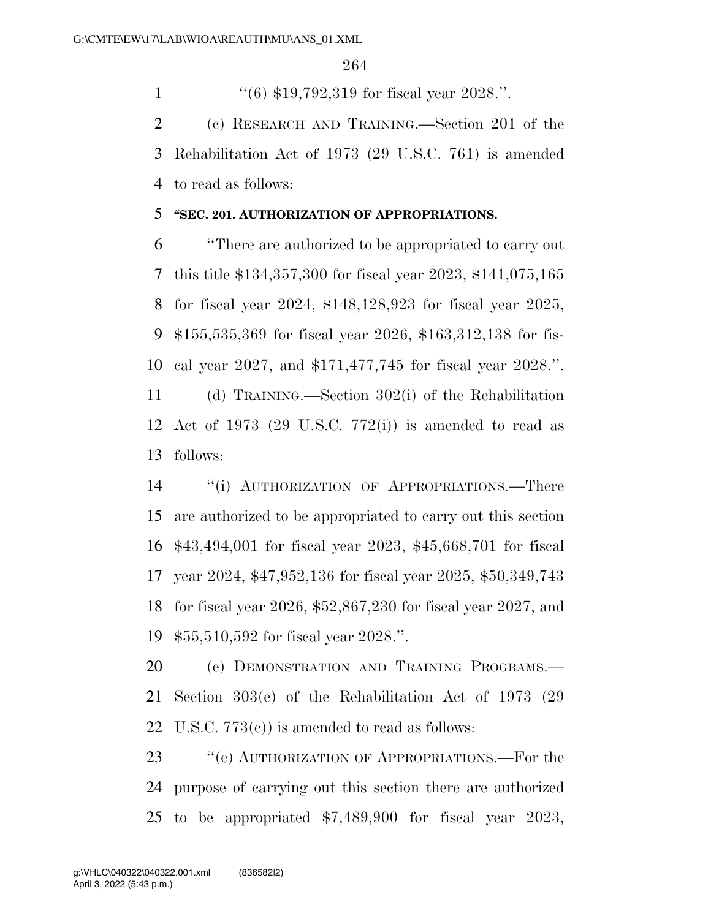''(6) $19,792,319 for fiscal year 2028.''.

(c) RESEARCH AND TRAINING.—Section 201 of the Rehabilitation Act of 1973 (29 U.S.C. 761) is amended to read as follows:

**''SEC. 201. AUTHORIZATION OF APPROPRIATIONS.**

''There are authorized to be appropriated to carry out this title $134,357,300 for fiscal year 2023, $141,075,165 for fiscal year 2024, $148,128,923 for fiscal year 2025, $155,535,369 for fiscal year 2026, $163,312,138 for fiscal year 2027, and $171,477,745 for fiscal year 2028.''.

(d) TRAINING.—Section 302(i) of the Rehabilitation Act of 1973 (29 U.S.C. 772(i)) is amended to read as follows:

''(i) AUTHORIZATION OF APPROPRIATIONS.—There are authorized to be appropriated to carry out this section $43,494,001 for fiscal year 2023, $45,668,701 for fiscal year 2024, $47,952,136 for fiscal year 2025, $50,349,743 for fiscal year 2026, $52,867,230 for fiscal year 2027, and $55,510,592 for fiscal year 2028.''.

(e) DEMONSTRATION AND TRAINING PROGRAMS.—Section 303(e) of the Rehabilitation Act of 1973 (29 U.S.C. 773(e)) is amended to read as follows:

''(e) AUTHORIZATION OF APPROPRIATIONS.—For the purpose of carrying out this section there are authorized to be appropriated $7,489,900 for fiscal year 2023,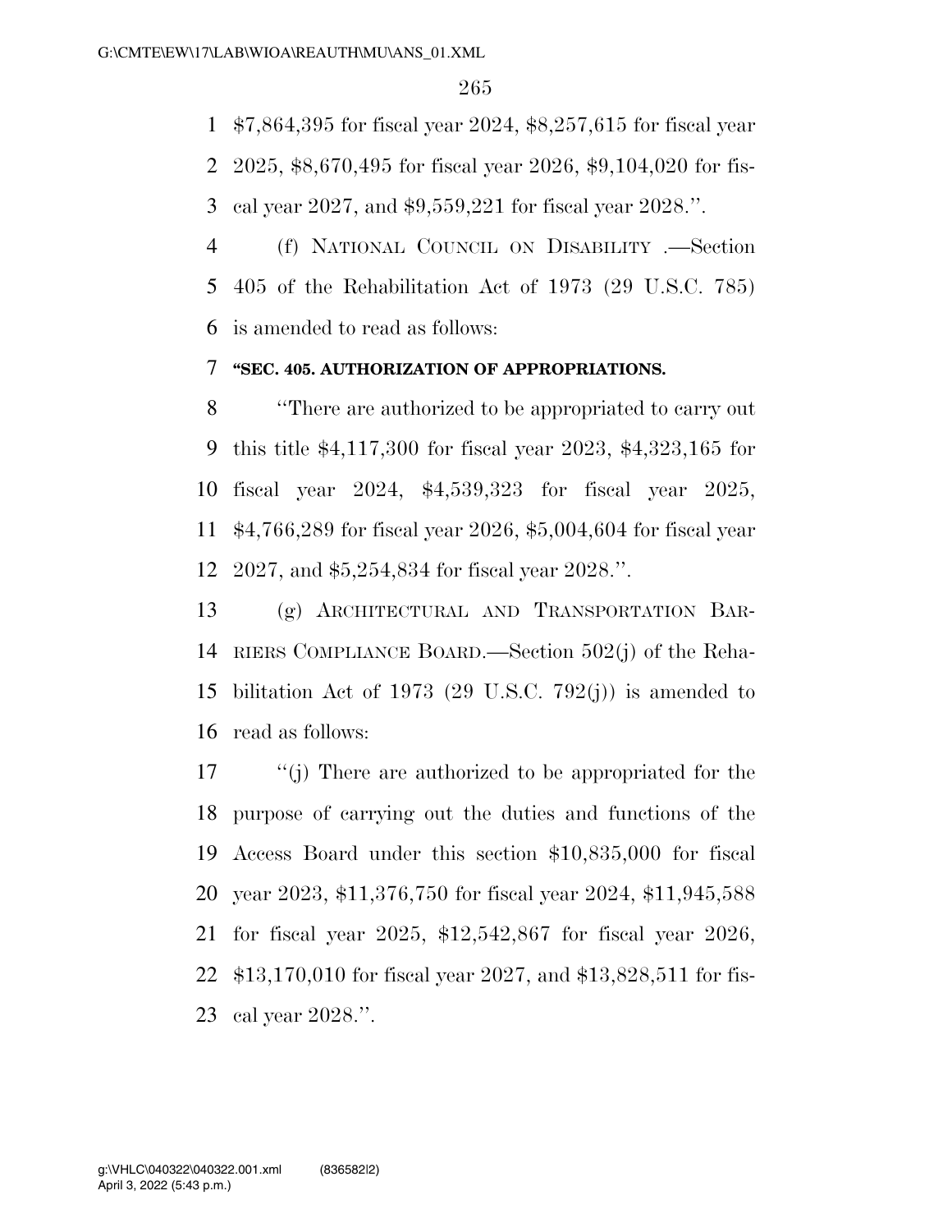$7,864,395 for fiscal year 2024, $8,257,615 for fiscal year 2025, $8,670,495 for fiscal year 2026, $9,104,020 for fiscal year 2027, and $9,559,221 for fiscal year 2028.''.

(f) NATIONAL COUNCIL ON DISABILITY .—Section 405 of the Rehabilitation Act of 1973 (29 U.S.C. 785) is amended to read as follows:

**''SEC. 405. AUTHORIZATION OF APPROPRIATIONS.**

''There are authorized to be appropriated to carry out this title $4,117,300 for fiscal year 2023, $4,323,165 for fiscal year 2024, $4,539,323 for fiscal year 2025, $4,766,289 for fiscal year 2026, $5,004,604 for fiscal year 2027, and $5,254,834 for fiscal year 2028.''.

(g) ARCHITECTURAL AND TRANSPORTATION BARRIERS COMPLIANCE BOARD.—Section 502(j) of the Rehabilitation Act of 1973 (29 U.S.C. 792(j)) is amended to read as follows:

''(j) There are authorized to be appropriated for the purpose of carrying out the duties and functions of the Access Board under this section $10,835,000 for fiscal year 2023, $11,376,750 for fiscal year 2024, $11,945,588 for fiscal year 2025, $12,542,867 for fiscal year 2026, $13,170,010 for fiscal year 2027, and $13,828,511 for fiscal year 2028.''.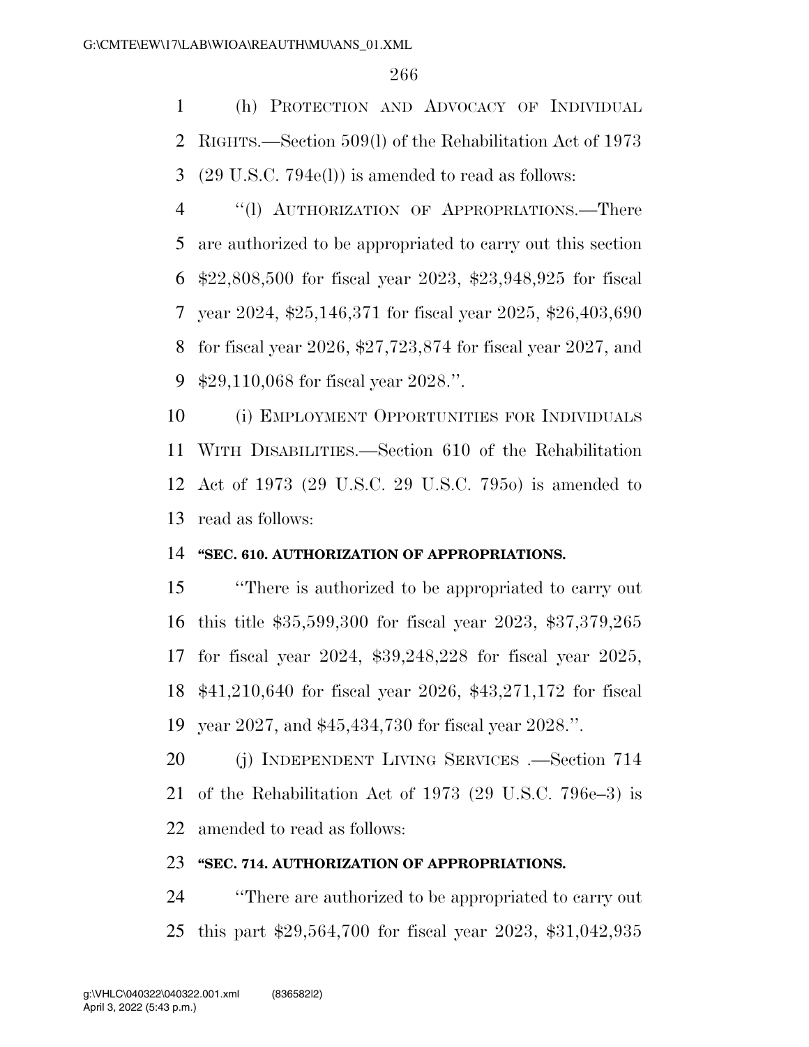(h) PROTECTION AND ADVOCACY OF INDIVIDUAL RIGHTS.—Section 509(l) of the Rehabilitation Act of 1973 (29 U.S.C. 794e(l)) is amended to read as follows:

"(l) AUTHORIZATION OF APPROPRIATIONS.—There are authorized to be appropriated to carry out this section $22,808,500 for fiscal year 2023, $23,948,925 for fiscal year 2024, $25,146,371 for fiscal year 2025, $26,403,690 for fiscal year 2026, $27,723,874 for fiscal year 2027, and $29,110,068 for fiscal year 2028.".

(i) EMPLOYMENT OPPORTUNITIES FOR INDIVIDUALS WITH DISABILITIES.—Section 610 of the Rehabilitation Act of 1973 (29 U.S.C. 29 U.S.C. 795o) is amended to read as follows:

**"SEC. 610. AUTHORIZATION OF APPROPRIATIONS.**

"There is authorized to be appropriated to carry out this title $35,599,300 for fiscal year 2023, $37,379,265 for fiscal year 2024, $39,248,228 for fiscal year 2025, $41,210,640 for fiscal year 2026, $43,271,172 for fiscal year 2027, and $45,434,730 for fiscal year 2028.".

(j) INDEPENDENT LIVING SERVICES .—Section 714 of the Rehabilitation Act of 1973 (29 U.S.C. 796e–3) is amended to read as follows:

**"SEC. 714. AUTHORIZATION OF APPROPRIATIONS.**

"There are authorized to be appropriated to carry out this part $29,564,700 for fiscal year 2023, $31,042,935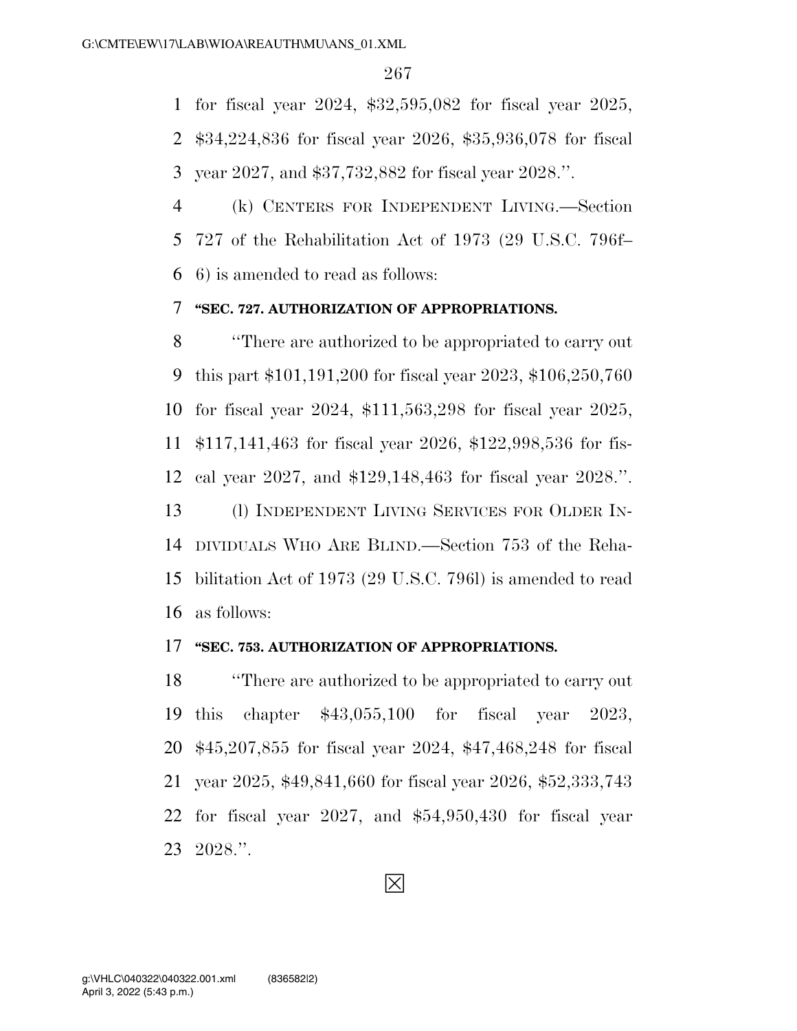for fiscal year 2024, $32,595,082 for fiscal year 2025, $34,224,836 for fiscal year 2026, $35,936,078 for fiscal year 2027, and $37,732,882 for fiscal year 2028.''.

(k) CENTERS FOR INDEPENDENT LIVING.—Section 727 of the Rehabilitation Act of 1973 (29 U.S.C. 796f–6) is amended to read as follows:

**"SEC. 727. AUTHORIZATION OF APPROPRIATIONS.**

''There are authorized to be appropriated to carry out this part $101,191,200 for fiscal year 2023, $106,250,760 for fiscal year 2024, $111,563,298 for fiscal year 2025, $117,141,463 for fiscal year 2026, $122,998,536 for fiscal year 2027, and $129,148,463 for fiscal year 2028.''.

(l) INDEPENDENT LIVING SERVICES FOR OLDER INDIVIDUALS WHO ARE BLIND.—Section 753 of the Rehabilitation Act of 1973 (29 U.S.C. 796l) is amended to read as follows:

**"SEC. 753. AUTHORIZATION OF APPROPRIATIONS.**

''There are authorized to be appropriated to carry out this chapter $43,055,100 for fiscal year 2023, $45,207,855 for fiscal year 2024, $47,468,248 for fiscal year 2025, $49,841,660 for fiscal year 2026, $52,333,743 for fiscal year 2027, and $54,950,430 for fiscal year 2028.''.

☒